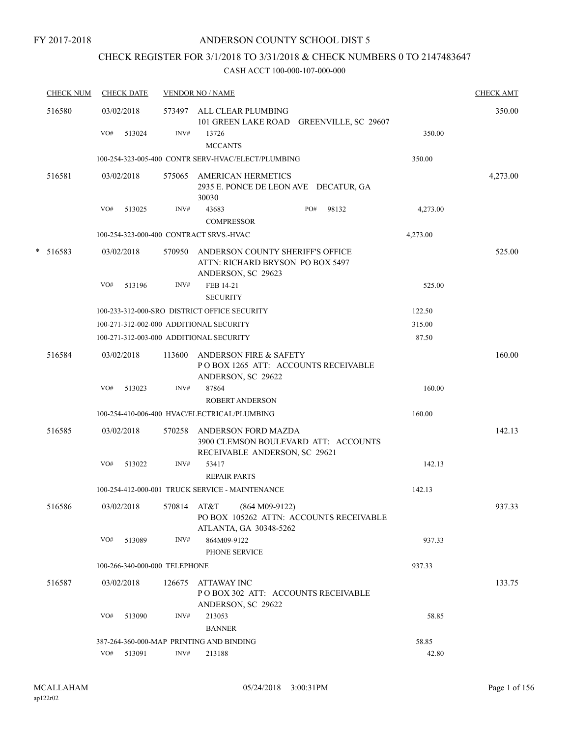FY 2017-2018

# ANDERSON COUNTY SCHOOL DIST 5

## CHECK REGISTER FOR 3/1/2018 TO 3/31/2018 & CHECK NUMBERS 0 TO 2147483647

### CASH ACCT 100-000-107-000-000

| CHECK NUM | CHECK DATE | VENDOR NO / NAME | | CHECK AMT |
|---|---|---|---|---|
| 516580 | 03/02/2018 | 573497 ALL CLEAR PLUMBING<br>101 GREEN LAKE ROAD GREENVILLE, SC 29607 | | 350.00 |
| | VO# 513024 | INV# 13726<br>MCCANTS | 350.00 | |
| | 100-254-323-005-400 CONTR SERV-HVAC/ELECT/PLUMBING | | 350.00 | |
| 516581 | 03/02/2018 | 575065 AMERICAN HERMETICS<br>2935 E. PONCE DE LEON AVE DECATUR, GA 30030 | | 4,273.00 |
| | VO# 513025 | INV# 43683 PO# 98132<br>COMPRESSOR | 4,273.00 | |
| | 100-254-323-000-400 CONTRACT SRVS.-HVAC | | 4,273.00 | |
| * 516583 | 03/02/2018 | 570950 ANDERSON COUNTY SHERIFF'S OFFICE<br>ATTN: RICHARD BRYSON PO BOX 5497<br>ANDERSON, SC 29623 | | 525.00 |
| | VO# 513196 | INV# FEB 14-21<br>SECURITY | 525.00 | |
| | 100-233-312-000-SRO DISTRICT OFFICE SECURITY | | 122.50 | |
| | 100-271-312-002-000 ADDITIONAL SECURITY | | 315.00 | |
| | 100-271-312-003-000 ADDITIONAL SECURITY | | 87.50 | |
| 516584 | 03/02/2018 | 113600 ANDERSON FIRE & SAFETY<br>P O BOX 1265 ATT: ACCOUNTS RECEIVABLE<br>ANDERSON, SC 29622 | | 160.00 |
| | VO# 513023 | INV# 87864<br>ROBERT ANDERSON | 160.00 | |
| | 100-254-410-006-400 HVAC/ELECTRICAL/PLUMBING | | 160.00 | |
| 516585 | 03/02/2018 | 570258 ANDERSON FORD MAZDA<br>3900 CLEMSON BOULEVARD ATT: ACCOUNTS<br>RECEIVABLE ANDERSON, SC 29621 | | 142.13 |
| | VO# 513022 | INV# 53417<br>REPAIR PARTS | 142.13 | |
| | 100-254-412-000-001 TRUCK SERVICE - MAINTENANCE | | 142.13 | |
| 516586 | 03/02/2018 | 570814 AT&T (864 M09-9122)<br>PO BOX 105262 ATTN: ACCOUNTS RECEIVABLE<br>ATLANTA, GA 30348-5262 | | 937.33 |
| | VO# 513089 | INV# 864M09-9122<br>PHONE SERVICE | 937.33 | |
| | 100-266-340-000-000 TELEPHONE | | 937.33 | |
| 516587 | 03/02/2018 | 126675 ATTAWAY INC<br>P O BOX 302 ATT: ACCOUNTS RECEIVABLE<br>ANDERSON, SC 29622 | | 133.75 |
| | VO# 513090 | INV# 213053<br>BANNER | 58.85 | |
| | 387-264-360-000-MAP PRINTING AND BINDING | | 58.85 | |
| | VO# 513091 | INV# 213188 | 42.80 | |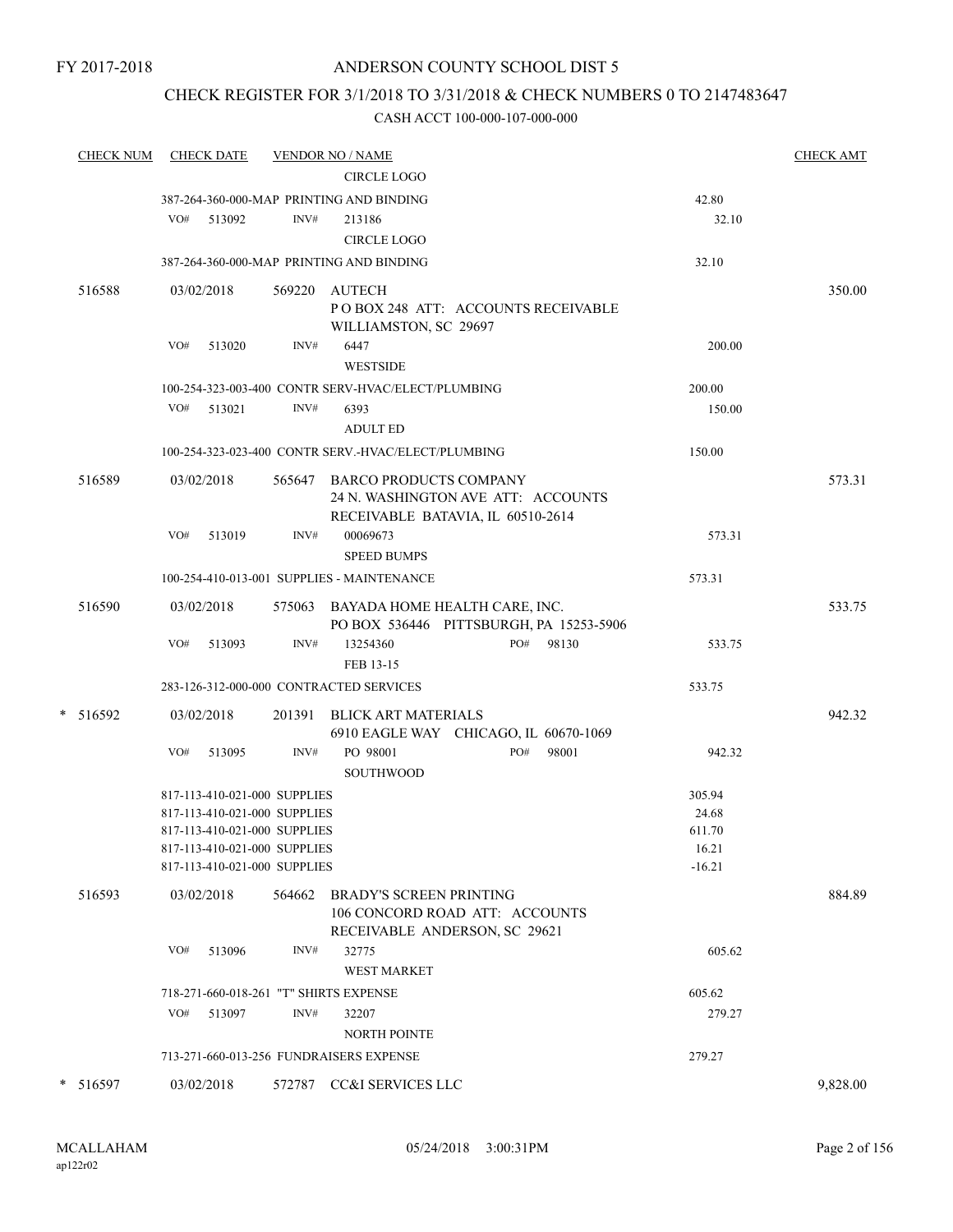FY 2017-2018

# ANDERSON COUNTY SCHOOL DIST 5

## CHECK REGISTER FOR 3/1/2018 TO 3/31/2018 & CHECK NUMBERS 0 TO 2147483647

### CASH ACCT 100-000-107-000-000

| CHECK NUM | CHECK DATE | VENDOR NO / NAME | | CHECK AMT |
|---|---|---|---|---|
| | | CIRCLE LOGO | | |
| | 387-264-360-000-MAP PRINTING AND BINDING | | 42.80 | |
| | VO# 513092 | INV# 213186 | 32.10 | |
| | | CIRCLE LOGO | | |
| | 387-264-360-000-MAP PRINTING AND BINDING | | 32.10 | |
| 516588 | 03/02/2018 | 569220 AUTECH<br>P O BOX 248 ATT: ACCOUNTS RECEIVABLE<br>WILLIAMSTON, SC 29697 | | 350.00 |
| | VO# 513020 | INV# 6447 | 200.00 | |
| | | WESTSIDE | | |
| | 100-254-323-003-400 CONTR SERV-HVAC/ELECT/PLUMBING | | 200.00 | |
| | VO# 513021 | INV# 6393 | 150.00 | |
| | | ADULT ED | | |
| | 100-254-323-023-400 CONTR SERV.-HVAC/ELECT/PLUMBING | | 150.00 | |
| 516589 | 03/02/2018 | 565647 BARCO PRODUCTS COMPANY<br>24 N. WASHINGTON AVE ATT: ACCOUNTS<br>RECEIVABLE BATAVIA, IL 60510-2614 | | 573.31 |
| | VO# 513019 | INV# 00069673 | 573.31 | |
| | | SPEED BUMPS | | |
| | 100-254-410-013-001 SUPPLIES - MAINTENANCE | | 573.31 | |
| 516590 | 03/02/2018 | 575063 BAYADA HOME HEALTH CARE, INC.<br>PO BOX 536446 PITTSBURGH, PA 15253-5906 | | 533.75 |
| | VO# 513093 | INV# 13254360 PO# 98130 | 533.75 | |
| | | FEB 13-15 | | |
| | 283-126-312-000-000 CONTRACTED SERVICES | | 533.75 | |
| * 516592 | 03/02/2018 | 201391 BLICK ART MATERIALS<br>6910 EAGLE WAY CHICAGO, IL 60670-1069 | | 942.32 |
| | VO# 513095 | INV# PO 98001 PO# 98001 | 942.32 | |
| | | SOUTHWOOD | | |
| | 817-113-410-021-000 SUPPLIES | | 305.94 | |
| | 817-113-410-021-000 SUPPLIES | | 24.68 | |
| | 817-113-410-021-000 SUPPLIES | | 611.70 | |
| | 817-113-410-021-000 SUPPLIES | | 16.21 | |
| | 817-113-410-021-000 SUPPLIES | | -16.21 | |
| 516593 | 03/02/2018 | 564662 BRADY'S SCREEN PRINTING<br>106 CONCORD ROAD ATT: ACCOUNTS<br>RECEIVABLE ANDERSON, SC 29621 | | 884.89 |
| | VO# 513096 | INV# 32775 | 605.62 | |
| | | WEST MARKET | | |
| | 718-271-660-018-261 "T" SHIRTS EXPENSE | | 605.62 | |
| | VO# 513097 | INV# 32207 | 279.27 | |
| | | NORTH POINTE | | |
| | 713-271-660-013-256 FUNDRAISERS EXPENSE | | 279.27 | |
| * 516597 | 03/02/2018 | 572787 CC&I SERVICES LLC | | 9,828.00 |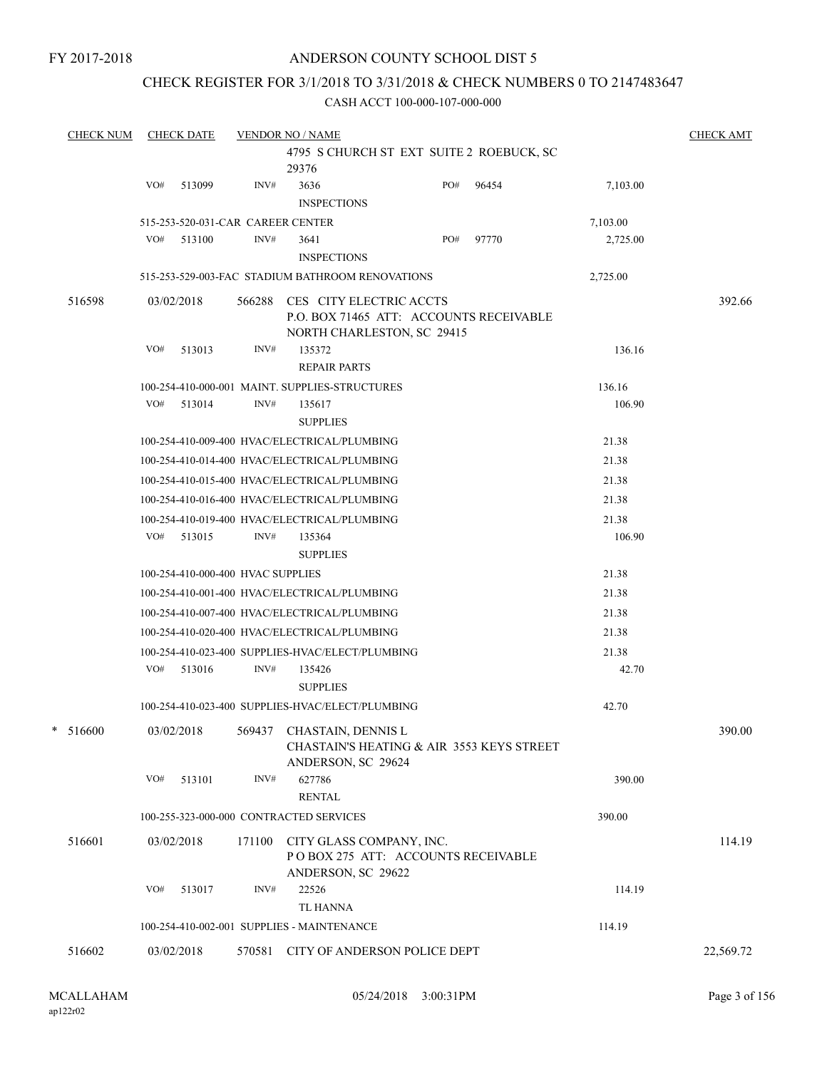FY 2017-2018

# ANDERSON COUNTY SCHOOL DIST 5

## CHECK REGISTER FOR 3/1/2018 TO 3/31/2018 & CHECK NUMBERS 0 TO 2147483647

### CASH ACCT 100-000-107-000-000

| CHECK NUM | CHECK DATE | VENDOR NO / NAME | | CHECK AMT |
|---|---|---|---|---|
| | | 4795 S CHURCH ST EXT SUITE 2 ROEBUCK, SC 29376 | | |
| | VO# 513099 | INV# 3636 INSPECTIONS PO# 96454 | 7,103.00 | |
| | 515-253-520-031-CAR CAREER CENTER | | 7,103.00 | |
| | VO# 513100 | INV# 3641 INSPECTIONS PO# 97770 | 2,725.00 | |
| | 515-253-529-003-FAC STADIUM BATHROOM RENOVATIONS | | 2,725.00 | |
| 516598 | 03/02/2018 | 566288 CES CITY ELECTRIC ACCTS P.O. BOX 71465 ATT: ACCOUNTS RECEIVABLE NORTH CHARLESTON, SC 29415 | | 392.66 |
| | VO# 513013 | INV# 135372 REPAIR PARTS | 136.16 | |
| | 100-254-410-000-001 MAINT. SUPPLIES-STRUCTURES | | 136.16 | |
| | VO# 513014 | INV# 135617 SUPPLIES | 106.90 | |
| | 100-254-410-009-400 HVAC/ELECTRICAL/PLUMBING | | 21.38 | |
| | 100-254-410-014-400 HVAC/ELECTRICAL/PLUMBING | | 21.38 | |
| | 100-254-410-015-400 HVAC/ELECTRICAL/PLUMBING | | 21.38 | |
| | 100-254-410-016-400 HVAC/ELECTRICAL/PLUMBING | | 21.38 | |
| | 100-254-410-019-400 HVAC/ELECTRICAL/PLUMBING | | 21.38 | |
| | VO# 513015 | INV# 135364 SUPPLIES | 106.90 | |
| | 100-254-410-000-400 HVAC SUPPLIES | | 21.38 | |
| | 100-254-410-001-400 HVAC/ELECTRICAL/PLUMBING | | 21.38 | |
| | 100-254-410-007-400 HVAC/ELECTRICAL/PLUMBING | | 21.38 | |
| | 100-254-410-020-400 HVAC/ELECTRICAL/PLUMBING | | 21.38 | |
| | 100-254-410-023-400 SUPPLIES-HVAC/ELECT/PLUMBING | | 21.38 | |
| | VO# 513016 | INV# 135426 SUPPLIES | 42.70 | |
| | 100-254-410-023-400 SUPPLIES-HVAC/ELECT/PLUMBING | | 42.70 | |
| * 516600 | 03/02/2018 | 569437 CHASTAIN, DENNIS L CHASTAIN'S HEATING & AIR 3553 KEYS STREET ANDERSON, SC 29624 | | 390.00 |
| | VO# 513101 | INV# 627786 RENTAL | 390.00 | |
| | 100-255-323-000-000 CONTRACTED SERVICES | | 390.00 | |
| 516601 | 03/02/2018 | 171100 CITY GLASS COMPANY, INC. P O BOX 275 ATT: ACCOUNTS RECEIVABLE ANDERSON, SC 29622 | | 114.19 |
| | VO# 513017 | INV# 22526 TL HANNA | 114.19 | |
| | 100-254-410-002-001 SUPPLIES - MAINTENANCE | | 114.19 | |
| 516602 | 03/02/2018 | 570581 CITY OF ANDERSON POLICE DEPT | | 22,569.72 |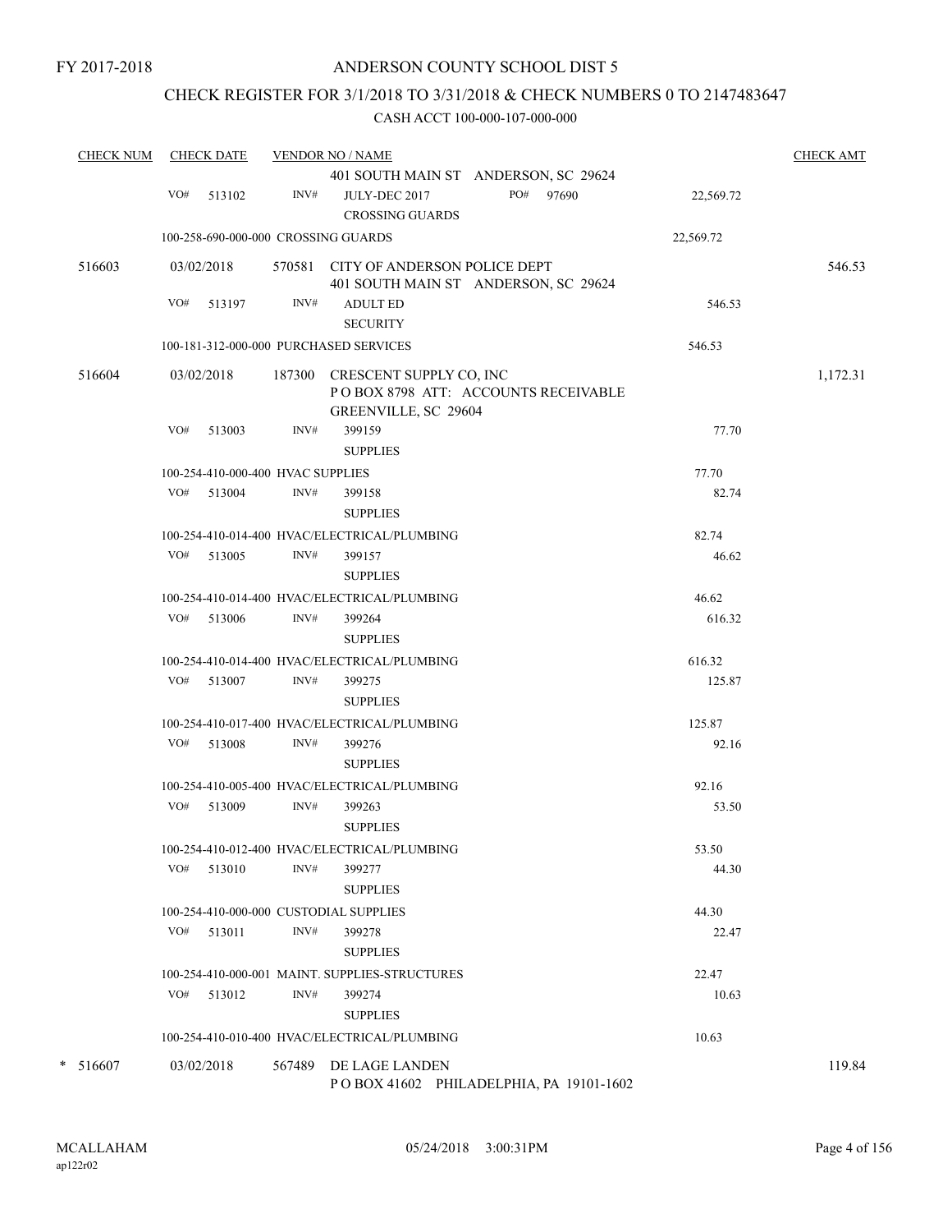FY 2017-2018

# ANDERSON COUNTY SCHOOL DIST 5

## CHECK REGISTER FOR 3/1/2018 TO 3/31/2018 & CHECK NUMBERS 0 TO 2147483647

### CASH ACCT 100-000-107-000-000

| CHECK NUM | CHECK DATE | VENDOR NO / NAME | | CHECK AMT |
|---|---|---|---|---|
| | | 401 SOUTH MAIN ST ANDERSON, SC 29624 | | |
| | VO# 513102 | INV# JULY-DEC 2017 CROSSING GUARDS PO# 97690 | 22,569.72 | |
| | 100-258-690-000-000 CROSSING GUARDS | | 22,569.72 | |
| 516603 | 03/02/2018 | 570581 CITY OF ANDERSON POLICE DEPT 401 SOUTH MAIN ST ANDERSON, SC 29624 | | 546.53 |
| | VO# 513197 | INV# ADULT ED SECURITY | 546.53 | |
| | 100-181-312-000-000 PURCHASED SERVICES | | 546.53 | |
| 516604 | 03/02/2018 | 187300 CRESCENT SUPPLY CO, INC P O BOX 8798 ATT: ACCOUNTS RECEIVABLE GREENVILLE, SC 29604 | | 1,172.31 |
| | VO# 513003 | INV# 399159 SUPPLIES | 77.70 | |
| | 100-254-410-000-400 HVAC SUPPLIES | | 77.70 | |
| | VO# 513004 | INV# 399158 SUPPLIES | 82.74 | |
| | 100-254-410-014-400 HVAC/ELECTRICAL/PLUMBING | | 82.74 | |
| | VO# 513005 | INV# 399157 SUPPLIES | 46.62 | |
| | 100-254-410-014-400 HVAC/ELECTRICAL/PLUMBING | | 46.62 | |
| | VO# 513006 | INV# 399264 SUPPLIES | 616.32 | |
| | 100-254-410-014-400 HVAC/ELECTRICAL/PLUMBING | | 616.32 | |
| | VO# 513007 | INV# 399275 SUPPLIES | 125.87 | |
| | 100-254-410-017-400 HVAC/ELECTRICAL/PLUMBING | | 125.87 | |
| | VO# 513008 | INV# 399276 SUPPLIES | 92.16 | |
| | 100-254-410-005-400 HVAC/ELECTRICAL/PLUMBING | | 92.16 | |
| | VO# 513009 | INV# 399263 SUPPLIES | 53.50 | |
| | 100-254-410-012-400 HVAC/ELECTRICAL/PLUMBING | | 53.50 | |
| | VO# 513010 | INV# 399277 SUPPLIES | 44.30 | |
| | 100-254-410-000-000 CUSTODIAL SUPPLIES | | 44.30 | |
| | VO# 513011 | INV# 399278 SUPPLIES | 22.47 | |
| | 100-254-410-000-001 MAINT. SUPPLIES-STRUCTURES | | 22.47 | |
| | VO# 513012 | INV# 399274 SUPPLIES | 10.63 | |
| | 100-254-410-010-400 HVAC/ELECTRICAL/PLUMBING | | 10.63 | |
| * 516607 | 03/02/2018 | 567489 DE LAGE LANDEN P O BOX 41602 PHILADELPHIA, PA 19101-1602 | | 119.84 |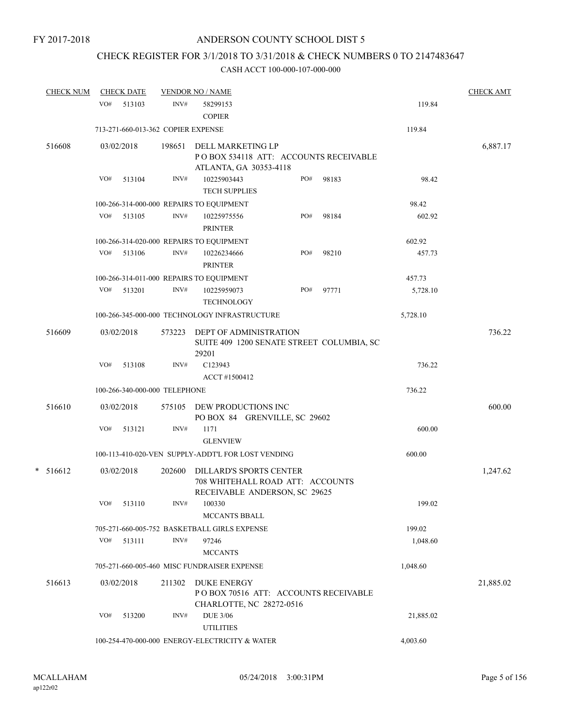FY 2017-2018

# ANDERSON COUNTY SCHOOL DIST 5

## CHECK REGISTER FOR 3/1/2018 TO 3/31/2018 & CHECK NUMBERS 0 TO 2147483647

CASH ACCT 100-000-107-000-000

| CHECK NUM | CHECK DATE | VENDOR NO / NAME | | | CHECK AMT |
|---|---|---|---|---|---|
| | VO# 513103 | INV# 58299153 COPIER | | 119.84 | |
| | 713-271-660-013-362 COPIER EXPENSE | | | 119.84 | |
| 516608 | 03/02/2018 | 198651 DELL MARKETING LP P O BOX 534118 ATT: ACCOUNTS RECEIVABLE ATLANTA, GA 30353-4118 | | | 6,887.17 |
| | VO# 513104 | INV# 10225903443 TECH SUPPLIES | PO# 98183 | 98.42 | |
| | 100-266-314-000-000 REPAIRS TO EQUIPMENT | | | 98.42 | |
| | VO# 513105 | INV# 10225975556 PRINTER | PO# 98184 | 602.92 | |
| | 100-266-314-020-000 REPAIRS TO EQUIPMENT | | | 602.92 | |
| | VO# 513106 | INV# 10226234666 PRINTER | PO# 98210 | 457.73 | |
| | 100-266-314-011-000 REPAIRS TO EQUIPMENT | | | 457.73 | |
| | VO# 513201 | INV# 10225959073 TECHNOLOGY | PO# 97771 | 5,728.10 | |
| | 100-266-345-000-000 TECHNOLOGY INFRASTRUCTURE | | | 5,728.10 | |
| 516609 | 03/02/2018 | 573223 DEPT OF ADMINISTRATION SUITE 409 1200 SENATE STREET COLUMBIA, SC 29201 | | | 736.22 |
| | VO# 513108 | INV# C123943 ACCT #1500412 | | 736.22 | |
| | 100-266-340-000-000 TELEPHONE | | | 736.22 | |
| 516610 | 03/02/2018 | 575105 DEW PRODUCTIONS INC PO BOX 84 GRENVILLE, SC 29602 | | | 600.00 |
| | VO# 513121 | INV# 1171 GLENVIEW | | 600.00 | |
| | 100-113-410-020-VEN SUPPLY-ADDT'L FOR LOST VENDING | | | 600.00 | |
| * 516612 | 03/02/2018 | 202600 DILLARD'S SPORTS CENTER 708 WHITEHALL ROAD ATT: ACCOUNTS RECEIVABLE ANDERSON, SC 29625 | | | 1,247.62 |
| | VO# 513110 | INV# 100330 MCCANTS BBALL | | 199.02 | |
| | 705-271-660-005-752 BASKETBALL GIRLS EXPENSE | | | 199.02 | |
| | VO# 513111 | INV# 97246 MCCANTS | | 1,048.60 | |
| | 705-271-660-005-460 MISC FUNDRAISER EXPENSE | | | 1,048.60 | |
| 516613 | 03/02/2018 | 211302 DUKE ENERGY P O BOX 70516 ATT: ACCOUNTS RECEIVABLE CHARLOTTE, NC 28272-0516 | | | 21,885.02 |
| | VO# 513200 | INV# DUE 3/06 UTILITIES | | 21,885.02 | |
| | 100-254-470-000-000 ENERGY-ELECTRICITY & WATER | | | 4,003.60 | |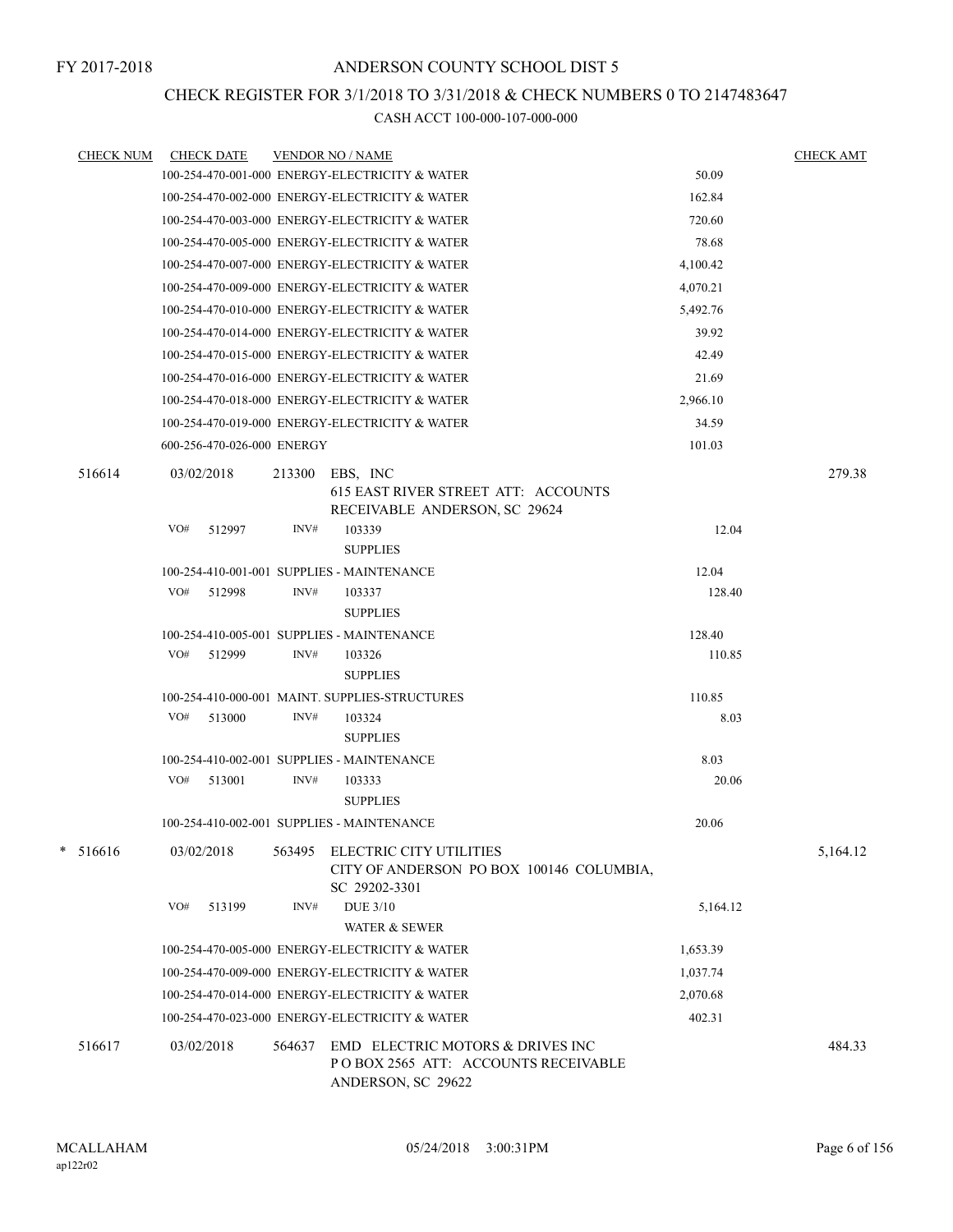FY 2017-2018

# ANDERSON COUNTY SCHOOL DIST 5

## CHECK REGISTER FOR 3/1/2018 TO 3/31/2018 & CHECK NUMBERS 0 TO 2147483647

CASH ACCT 100-000-107-000-000

| CHECK NUM | CHECK DATE | VENDOR NO / NAME | | CHECK AMT |
|---|---|---|---|---|
| | 100-254-470-001-000 ENERGY-ELECTRICITY & WATER | | 50.09 | |
| | 100-254-470-002-000 ENERGY-ELECTRICITY & WATER | | 162.84 | |
| | 100-254-470-003-000 ENERGY-ELECTRICITY & WATER | | 720.60 | |
| | 100-254-470-005-000 ENERGY-ELECTRICITY & WATER | | 78.68 | |
| | 100-254-470-007-000 ENERGY-ELECTRICITY & WATER | | 4,100.42 | |
| | 100-254-470-009-000 ENERGY-ELECTRICITY & WATER | | 4,070.21 | |
| | 100-254-470-010-000 ENERGY-ELECTRICITY & WATER | | 5,492.76 | |
| | 100-254-470-014-000 ENERGY-ELECTRICITY & WATER | | 39.92 | |
| | 100-254-470-015-000 ENERGY-ELECTRICITY & WATER | | 42.49 | |
| | 100-254-470-016-000 ENERGY-ELECTRICITY & WATER | | 21.69 | |
| | 100-254-470-018-000 ENERGY-ELECTRICITY & WATER | | 2,966.10 | |
| | 100-254-470-019-000 ENERGY-ELECTRICITY & WATER | | 34.59 | |
| | 600-256-470-026-000 ENERGY | | 101.03 | |
| 516614 | 03/02/2018 | 213300 EBS, INC<br>615 EAST RIVER STREET ATT: ACCOUNTS RECEIVABLE ANDERSON, SC 29624 | | 279.38 |
| | VO# 512997 | INV# 103339<br>SUPPLIES | 12.04 | |
| | 100-254-410-001-001 SUPPLIES - MAINTENANCE | | 12.04 | |
| | VO# 512998 | INV# 103337<br>SUPPLIES | 128.40 | |
| | 100-254-410-005-001 SUPPLIES - MAINTENANCE | | 128.40 | |
| | VO# 512999 | INV# 103326<br>SUPPLIES | 110.85 | |
| | 100-254-410-000-001 MAINT. SUPPLIES-STRUCTURES | | 110.85 | |
| | VO# 513000 | INV# 103324<br>SUPPLIES | 8.03 | |
| | 100-254-410-002-001 SUPPLIES - MAINTENANCE | | 8.03 | |
| | VO# 513001 | INV# 103333<br>SUPPLIES | 20.06 | |
| | 100-254-410-002-001 SUPPLIES - MAINTENANCE | | 20.06 | |
| * 516616 | 03/02/2018 | 563495 ELECTRIC CITY UTILITIES<br>CITY OF ANDERSON PO BOX 100146 COLUMBIA, SC 29202-3301 | | 5,164.12 |
| | VO# 513199 | INV# DUE 3/10<br>WATER & SEWER | 5,164.12 | |
| | 100-254-470-005-000 ENERGY-ELECTRICITY & WATER | | 1,653.39 | |
| | 100-254-470-009-000 ENERGY-ELECTRICITY & WATER | | 1,037.74 | |
| | 100-254-470-014-000 ENERGY-ELECTRICITY & WATER | | 2,070.68 | |
| | 100-254-470-023-000 ENERGY-ELECTRICITY & WATER | | 402.31 | |
| 516617 | 03/02/2018 | 564637 EMD ELECTRIC MOTORS & DRIVES INC<br>P O BOX 2565 ATT: ACCOUNTS RECEIVABLE ANDERSON, SC 29622 | | 484.33 |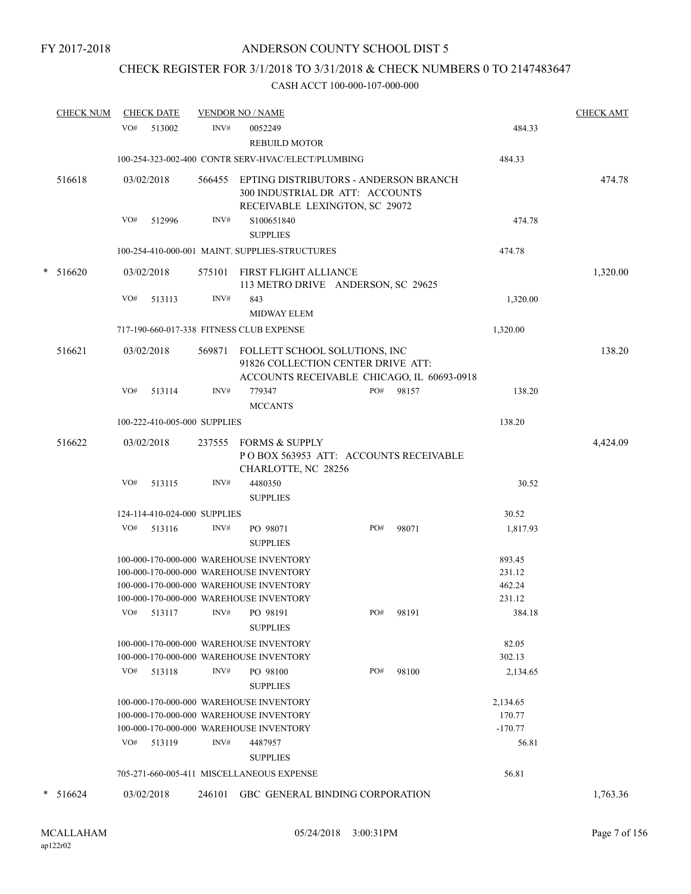FY 2017-2018

ANDERSON COUNTY SCHOOL DIST 5

CHECK REGISTER FOR 3/1/2018 TO 3/31/2018 & CHECK NUMBERS 0 TO 2147483647

CASH ACCT 100-000-107-000-000

| CHECK NUM | CHECK DATE | VENDOR NO / NAME | | | CHECK AMT |
|---|---|---|---|---|---|
| | VO# 513002 | INV# 0052249 REBUILD MOTOR | | 484.33 | |
| | 100-254-323-002-400 CONTR SERV-HVAC/ELECT/PLUMBING | | | 484.33 | |
| 516618 | 03/02/2018 | 566455 EPTING DISTRIBUTORS - ANDERSON BRANCH 300 INDUSTRIAL DR ATT: ACCOUNTS RECEIVABLE LEXINGTON, SC 29072 | | | 474.78 |
| | VO# 512996 | INV# S100651840 SUPPLIES | | 474.78 | |
| | 100-254-410-000-001 MAINT. SUPPLIES-STRUCTURES | | | 474.78 | |
| * 516620 | 03/02/2018 | 575101 FIRST FLIGHT ALLIANCE 113 METRO DRIVE ANDERSON, SC 29625 | | | 1,320.00 |
| | VO# 513113 | INV# 843 MIDWAY ELEM | | 1,320.00 | |
| | 717-190-660-017-338 FITNESS CLUB EXPENSE | | | 1,320.00 | |
| 516621 | 03/02/2018 | 569871 FOLLETT SCHOOL SOLUTIONS, INC 91826 COLLECTION CENTER DRIVE ATT: ACCOUNTS RECEIVABLE CHICAGO, IL 60693-0918 | | | 138.20 |
| | VO# 513114 | INV# 779347 MCCANTS | PO# 98157 | 138.20 | |
| | 100-222-410-005-000 SUPPLIES | | | 138.20 | |
| 516622 | 03/02/2018 | 237555 FORMS & SUPPLY P O BOX 563953 ATT: ACCOUNTS RECEIVABLE CHARLOTTE, NC 28256 | | | 4,424.09 |
| | VO# 513115 | INV# 4480350 SUPPLIES | | 30.52 | |
| | 124-114-410-024-000 SUPPLIES | | | 30.52 | |
| | VO# 513116 | INV# PO 98071 SUPPLIES | PO# 98071 | 1,817.93 | |
| | 100-000-170-000-000 WAREHOUSE INVENTORY | | | 893.45 | |
| | 100-000-170-000-000 WAREHOUSE INVENTORY | | | 231.12 | |
| | 100-000-170-000-000 WAREHOUSE INVENTORY | | | 462.24 | |
| | 100-000-170-000-000 WAREHOUSE INVENTORY | | | 231.12 | |
| | VO# 513117 | INV# PO 98191 SUPPLIES | PO# 98191 | 384.18 | |
| | 100-000-170-000-000 WAREHOUSE INVENTORY | | | 82.05 | |
| | 100-000-170-000-000 WAREHOUSE INVENTORY | | | 302.13 | |
| | VO# 513118 | INV# PO 98100 SUPPLIES | PO# 98100 | 2,134.65 | |
| | 100-000-170-000-000 WAREHOUSE INVENTORY | | | 2,134.65 | |
| | 100-000-170-000-000 WAREHOUSE INVENTORY | | | 170.77 | |
| | 100-000-170-000-000 WAREHOUSE INVENTORY | | | -170.77 | |
| | VO# 513119 | INV# 4487957 SUPPLIES | | 56.81 | |
| | 705-271-660-005-411 MISCELLANEOUS EXPENSE | | | 56.81 | |
| * 516624 | 03/02/2018 | 246101 GBC GENERAL BINDING CORPORATION | | | 1,763.36 |

MCALLAHAM ap122r02 05/24/2018 3:00:31PM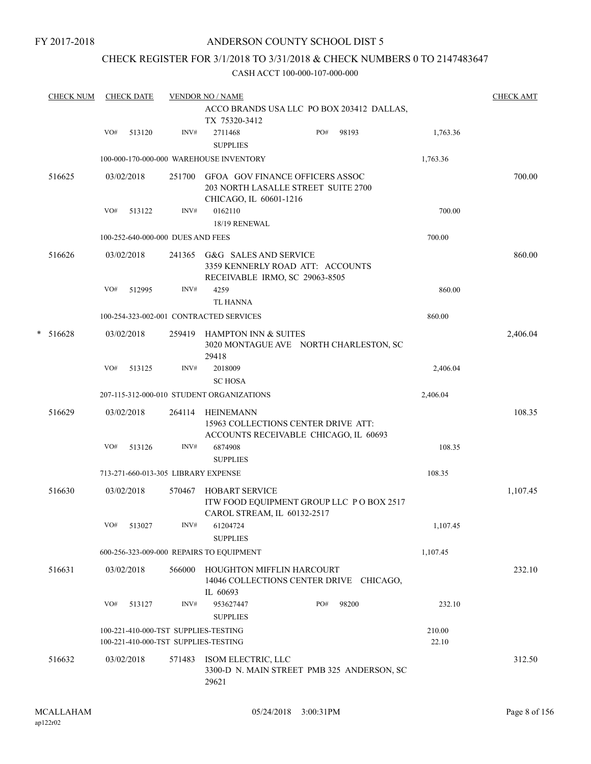FY 2017-2018

# ANDERSON COUNTY SCHOOL DIST 5

## CHECK REGISTER FOR 3/1/2018 TO 3/31/2018 & CHECK NUMBERS 0 TO 2147483647

### CASH ACCT 100-000-107-000-000

| CHECK NUM | CHECK DATE | VENDOR NO / NAME | | | CHECK AMT |
|---|---|---|---|---|---|
| | | | ACCO BRANDS USA LLC PO BOX 203412 DALLAS, TX 75320-3412 | | |
| | VO# 513120 | INV# | 2711468 SUPPLIES | PO# 98193 1,763.36 | |
| | 100-000-170-000-000 WAREHOUSE INVENTORY | | | 1,763.36 | |
| 516625 | 03/02/2018 | 251700 | GFOA GOV FINANCE OFFICERS ASSOC 203 NORTH LASALLE STREET SUITE 2700 CHICAGO, IL 60601-1216 | | 700.00 |
| | VO# 513122 | INV# | 0162110 18/19 RENEWAL | 700.00 | |
| | 100-252-640-000-000 DUES AND FEES | | | 700.00 | |
| 516626 | 03/02/2018 | 241365 | G&G SALES AND SERVICE 3359 KENNERLY ROAD ATT: ACCOUNTS RECEIVABLE IRMO, SC 29063-8505 | | 860.00 |
| | VO# 512995 | INV# | 4259 TL HANNA | 860.00 | |
| | 100-254-323-002-001 CONTRACTED SERVICES | | | 860.00 | |
| * 516628 | 03/02/2018 | 259419 | HAMPTON INN & SUITES 3020 MONTAGUE AVE NORTH CHARLESTON, SC 29418 | | 2,406.04 |
| | VO# 513125 | INV# | 2018009 SC HOSA | 2,406.04 | |
| | 207-115-312-000-010 STUDENT ORGANIZATIONS | | | 2,406.04 | |
| 516629 | 03/02/2018 | 264114 | HEINEMANN 15963 COLLECTIONS CENTER DRIVE ATT: ACCOUNTS RECEIVABLE CHICAGO, IL 60693 | | 108.35 |
| | VO# 513126 | INV# | 6874908 SUPPLIES | 108.35 | |
| | 713-271-660-013-305 LIBRARY EXPENSE | | | 108.35 | |
| 516630 | 03/02/2018 | 570467 | HOBART SERVICE ITW FOOD EQUIPMENT GROUP LLC P O BOX 2517 CAROL STREAM, IL 60132-2517 | | 1,107.45 |
| | VO# 513027 | INV# | 61204724 SUPPLIES | 1,107.45 | |
| | 600-256-323-009-000 REPAIRS TO EQUIPMENT | | | 1,107.45 | |
| 516631 | 03/02/2018 | 566000 | HOUGHTON MIFFLIN HARCOURT 14046 COLLECTIONS CENTER DRIVE CHICAGO, IL 60693 | | 232.10 |
| | VO# 513127 | INV# | 953627447 SUPPLIES | PO# 98200 232.10 | |
| | 100-221-410-000-TST SUPPLIES-TESTING | | | 210.00 | |
| | 100-221-410-000-TST SUPPLIES-TESTING | | | 22.10 | |
| 516632 | 03/02/2018 | 571483 | ISOM ELECTRIC, LLC 3300-D N. MAIN STREET PMB 325 ANDERSON, SC 29621 | | 312.50 |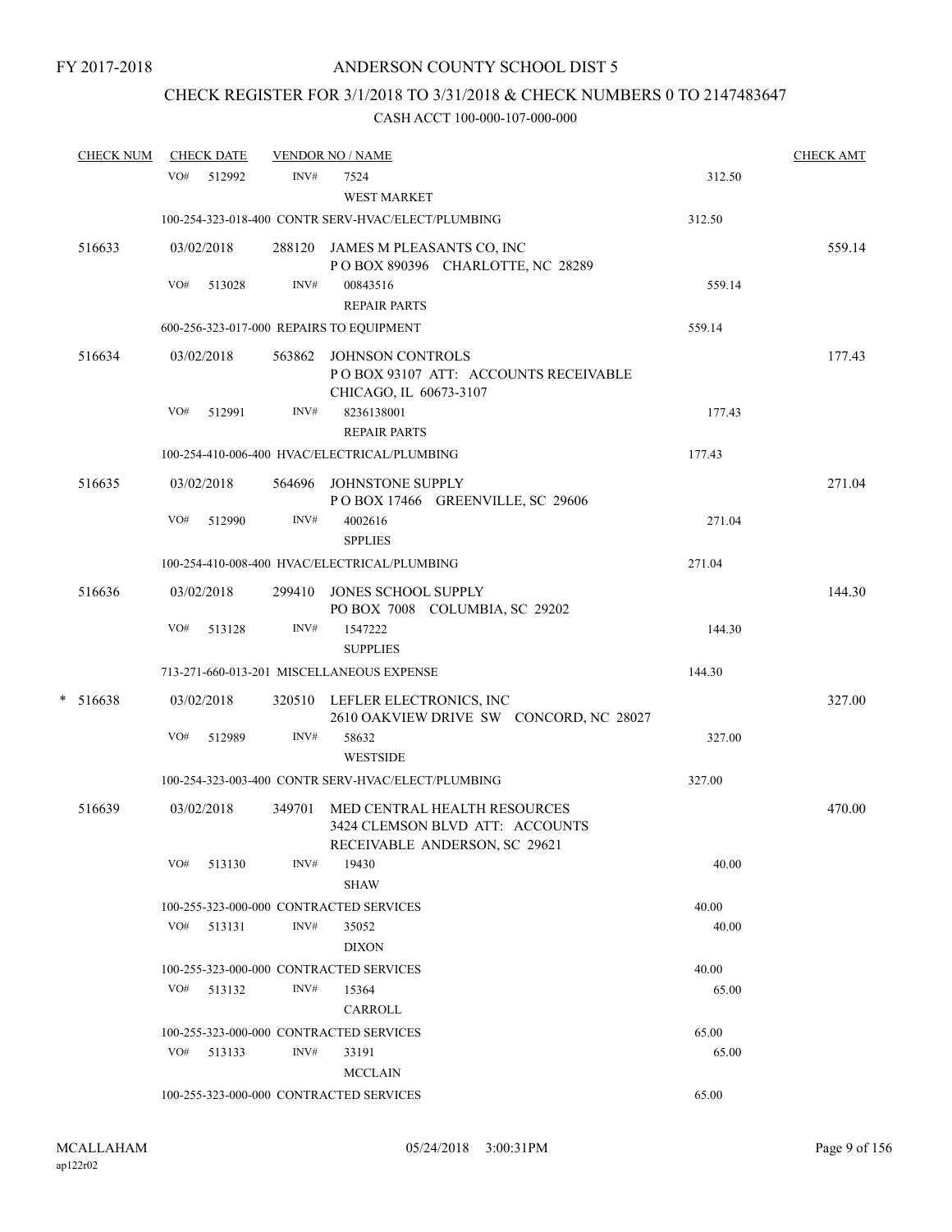FY 2017-2018

# ANDERSON COUNTY SCHOOL DIST 5

## CHECK REGISTER FOR 3/1/2018 TO 3/31/2018 & CHECK NUMBERS 0 TO 2147483647

CASH ACCT 100-000-107-000-000

| CHECK NUM | CHECK DATE | VENDOR NO / NAME | | CHECK AMT |
|---|---|---|---|---|
| | VO# 512992 | INV# 7524 WEST MARKET | 312.50 | |
| | | 100-254-323-018-400 CONTR SERV-HVAC/ELECT/PLUMBING | 312.50 | |
| 516633 | 03/02/2018 | 288120 JAMES M PLEASANTS CO, INC P O BOX 890396 CHARLOTTE, NC 28289 | | 559.14 |
| | VO# 513028 | INV# 00843516 REPAIR PARTS | 559.14 | |
| | | 600-256-323-017-000 REPAIRS TO EQUIPMENT | 559.14 | |
| 516634 | 03/02/2018 | 563862 JOHNSON CONTROLS P O BOX 93107 ATT: ACCOUNTS RECEIVABLE CHICAGO, IL 60673-3107 | | 177.43 |
| | VO# 512991 | INV# 8236138001 REPAIR PARTS | 177.43 | |
| | | 100-254-410-006-400 HVAC/ELECTRICAL/PLUMBING | 177.43 | |
| 516635 | 03/02/2018 | 564696 JOHNSTONE SUPPLY P O BOX 17466 GREENVILLE, SC 29606 | | 271.04 |
| | VO# 512990 | INV# 4002616 SPPLIES | 271.04 | |
| | | 100-254-410-008-400 HVAC/ELECTRICAL/PLUMBING | 271.04 | |
| 516636 | 03/02/2018 | 299410 JONES SCHOOL SUPPLY PO BOX 7008 COLUMBIA, SC 29202 | | 144.30 |
| | VO# 513128 | INV# 1547222 SUPPLIES | 144.30 | |
| | | 713-271-660-013-201 MISCELLANEOUS EXPENSE | 144.30 | |
| * 516638 | 03/02/2018 | 320510 LEFLER ELECTRONICS, INC 2610 OAKVIEW DRIVE SW CONCORD, NC 28027 | | 327.00 |
| | VO# 512989 | INV# 58632 WESTSIDE | 327.00 | |
| | | 100-254-323-003-400 CONTR SERV-HVAC/ELECT/PLUMBING | 327.00 | |
| 516639 | 03/02/2018 | 349701 MED CENTRAL HEALTH RESOURCES 3424 CLEMSON BLVD ATT: ACCOUNTS RECEIVABLE ANDERSON, SC 29621 | | 470.00 |
| | VO# 513130 | INV# 19430 SHAW | 40.00 | |
| | | 100-255-323-000-000 CONTRACTED SERVICES | 40.00 | |
| | VO# 513131 | INV# 35052 DIXON | 40.00 | |
| | | 100-255-323-000-000 CONTRACTED SERVICES | 40.00 | |
| | VO# 513132 | INV# 15364 CARROLL | 65.00 | |
| | | 100-255-323-000-000 CONTRACTED SERVICES | 65.00 | |
| | VO# 513133 | INV# 33191 MCCLAIN | 65.00 | |
| | | 100-255-323-000-000 CONTRACTED SERVICES | 65.00 | |

MCALLAHAM ap122r02 05/24/2018 3:00:31PM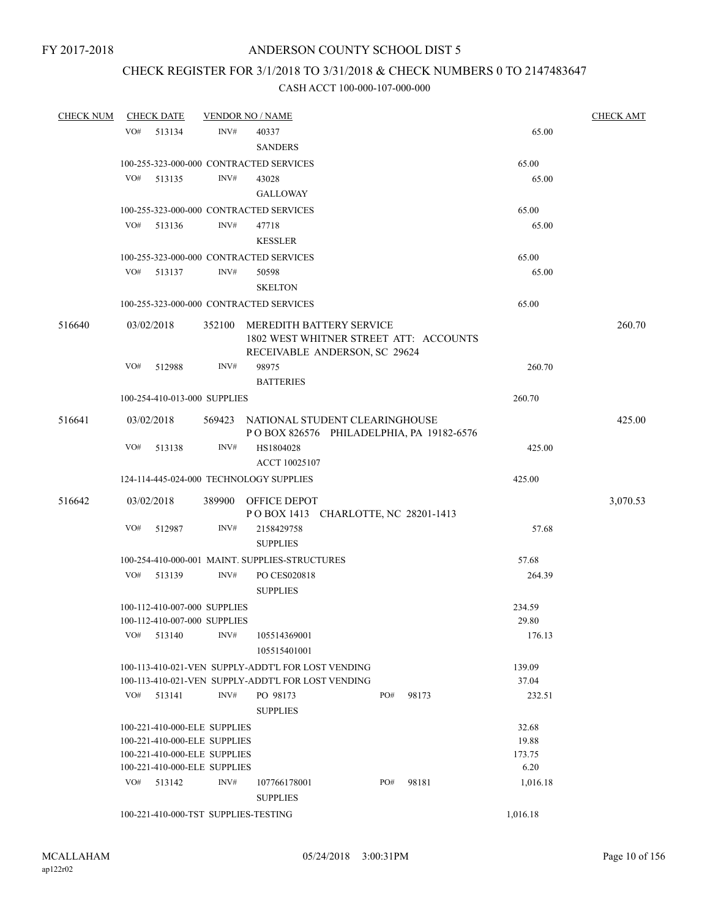FY 2017-2018

# ANDERSON COUNTY SCHOOL DIST 5

## CHECK REGISTER FOR 3/1/2018 TO 3/31/2018 & CHECK NUMBERS 0 TO 2147483647

### CASH ACCT 100-000-107-000-000

| CHECK NUM | CHECK DATE | VENDOR NO / NAME | | CHECK AMT |
|---|---|---|---|---|
| | VO# 513134 | INV# 40337 SANDERS | 65.00 | |
| | 100-255-323-000-000 CONTRACTED SERVICES | | 65.00 | |
| | VO# 513135 | INV# 43028 GALLOWAY | 65.00 | |
| | 100-255-323-000-000 CONTRACTED SERVICES | | 65.00 | |
| | VO# 513136 | INV# 47718 KESSLER | 65.00 | |
| | 100-255-323-000-000 CONTRACTED SERVICES | | 65.00 | |
| | VO# 513137 | INV# 50598 SKELTON | 65.00 | |
| | 100-255-323-000-000 CONTRACTED SERVICES | | 65.00 | |
| 516640 | 03/02/2018 | 352100 MEREDITH BATTERY SERVICE 1802 WEST WHITNER STREET ATT: ACCOUNTS RECEIVABLE ANDERSON, SC 29624 | | 260.70 |
| | VO# 512988 | INV# 98975 BATTERIES | 260.70 | |
| | 100-254-410-013-000 SUPPLIES | | 260.70 | |
| 516641 | 03/02/2018 | 569423 NATIONAL STUDENT CLEARINGHOUSE P O BOX 826576 PHILADELPHIA, PA 19182-6576 | | 425.00 |
| | VO# 513138 | INV# HS1804028 ACCT 10025107 | 425.00 | |
| | 124-114-445-024-000 TECHNOLOGY SUPPLIES | | 425.00 | |
| 516642 | 03/02/2018 | 389900 OFFICE DEPOT P O BOX 1413 CHARLOTTE, NC 28201-1413 | | 3,070.53 |
| | VO# 512987 | INV# 2158429758 SUPPLIES | 57.68 | |
| | 100-254-410-000-001 MAINT. SUPPLIES-STRUCTURES | | 57.68 | |
| | VO# 513139 | INV# PO CES020818 SUPPLIES | 264.39 | |
| | 100-112-410-007-000 SUPPLIES | | 234.59 | |
| | 100-112-410-007-000 SUPPLIES | | 29.80 | |
| | VO# 513140 | INV# 105514369001 105515401001 | 176.13 | |
| | 100-113-410-021-VEN SUPPLY-ADDT'L FOR LOST VENDING | | 139.09 | |
| | 100-113-410-021-VEN SUPPLY-ADDT'L FOR LOST VENDING | | 37.04 | |
| | VO# 513141 | INV# PO 98173 SUPPLIES PO# 98173 | 232.51 | |
| | 100-221-410-000-ELE SUPPLIES | | 32.68 | |
| | 100-221-410-000-ELE SUPPLIES | | 19.88 | |
| | 100-221-410-000-ELE SUPPLIES | | 173.75 | |
| | 100-221-410-000-ELE SUPPLIES | | 6.20 | |
| | VO# 513142 | INV# 107766178001 SUPPLIES PO# 98181 | 1,016.18 | |
| | 100-221-410-000-TST SUPPLIES-TESTING | | 1,016.18 | |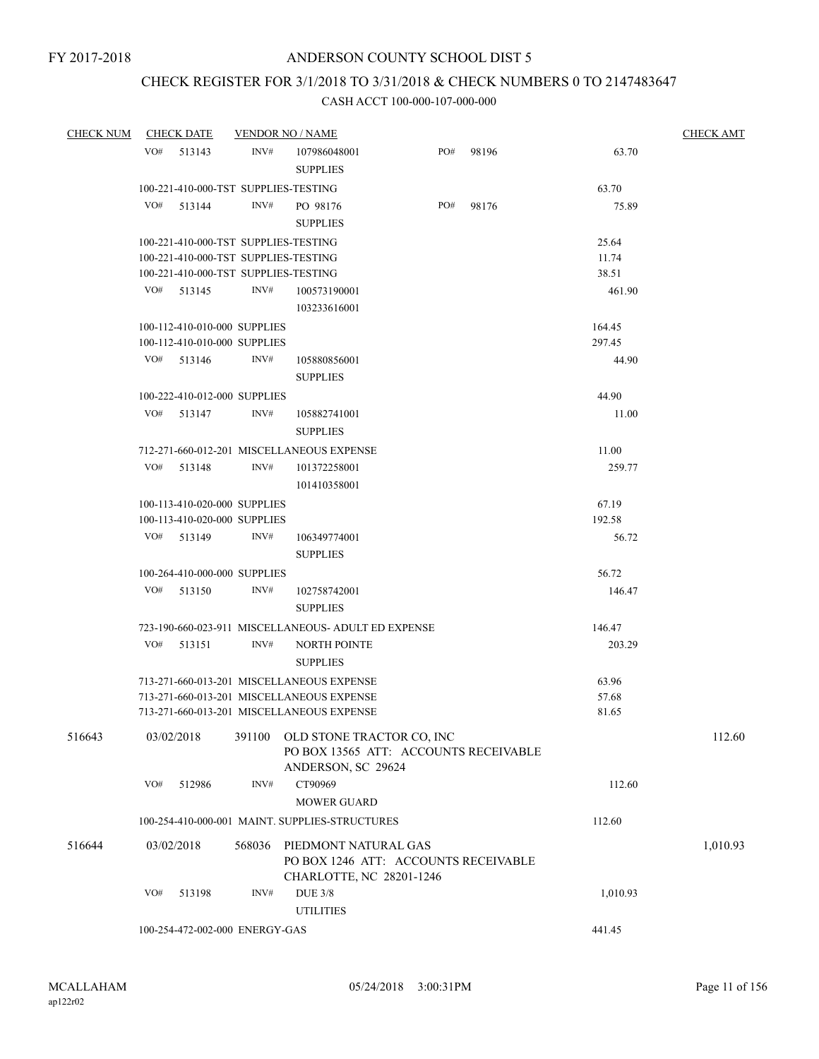FY 2017-2018

ANDERSON COUNTY SCHOOL DIST 5

CHECK REGISTER FOR 3/1/2018 TO 3/31/2018 & CHECK NUMBERS 0 TO 2147483647

CASH ACCT 100-000-107-000-000

| CHECK NUM | CHECK DATE | VENDOR NO / NAME | | | CHECK AMT |
|---|---|---|---|---|---|
| | VO# 513143 | INV# 107986048001 SUPPLIES | PO# 98196 | 63.70 | |
| | 100-221-410-000-TST SUPPLIES-TESTING | | | 63.70 | |
| | VO# 513144 | INV# PO 98176 SUPPLIES | PO# 98176 | 75.89 | |
| | 100-221-410-000-TST SUPPLIES-TESTING | | | 25.64 | |
| | 100-221-410-000-TST SUPPLIES-TESTING | | | 11.74 | |
| | 100-221-410-000-TST SUPPLIES-TESTING | | | 38.51 | |
| | VO# 513145 | INV# 100573190001 103233616001 | | 461.90 | |
| | 100-112-410-010-000 SUPPLIES | | | 164.45 | |
| | 100-112-410-010-000 SUPPLIES | | | 297.45 | |
| | VO# 513146 | INV# 105880856001 SUPPLIES | | 44.90 | |
| | 100-222-410-012-000 SUPPLIES | | | 44.90 | |
| | VO# 513147 | INV# 105882741001 SUPPLIES | | 11.00 | |
| | 712-271-660-012-201 MISCELLANEOUS EXPENSE | | | 11.00 | |
| | VO# 513148 | INV# 101372258001 101410358001 | | 259.77 | |
| | 100-113-410-020-000 SUPPLIES | | | 67.19 | |
| | 100-113-410-020-000 SUPPLIES | | | 192.58 | |
| | VO# 513149 | INV# 106349774001 SUPPLIES | | 56.72 | |
| | 100-264-410-000-000 SUPPLIES | | | 56.72 | |
| | VO# 513150 | INV# 102758742001 SUPPLIES | | 146.47 | |
| | 723-190-660-023-911 MISCELLANEOUS- ADULT ED EXPENSE | | | 146.47 | |
| | VO# 513151 | INV# NORTH POINTE SUPPLIES | | 203.29 | |
| | 713-271-660-013-201 MISCELLANEOUS EXPENSE | | | 63.96 | |
| | 713-271-660-013-201 MISCELLANEOUS EXPENSE | | | 57.68 | |
| | 713-271-660-013-201 MISCELLANEOUS EXPENSE | | | 81.65 | |
| 516643 | 03/02/2018 | 391100 OLD STONE TRACTOR CO, INC PO BOX 13565 ATT: ACCOUNTS RECEIVABLE ANDERSON, SC 29624 | | | 112.60 |
| | VO# 512986 | INV# CT90969 MOWER GUARD | | 112.60 | |
| | 100-254-410-000-001 MAINT. SUPPLIES-STRUCTURES | | | 112.60 | |
| 516644 | 03/02/2018 | 568036 PIEDMONT NATURAL GAS PO BOX 1246 ATT: ACCOUNTS RECEIVABLE CHARLOTTE, NC 28201-1246 | | | 1,010.93 |
| | VO# 513198 | INV# DUE 3/8 UTILITIES | | 1,010.93 | |
| | 100-254-472-002-000 ENERGY-GAS | | | 441.45 | |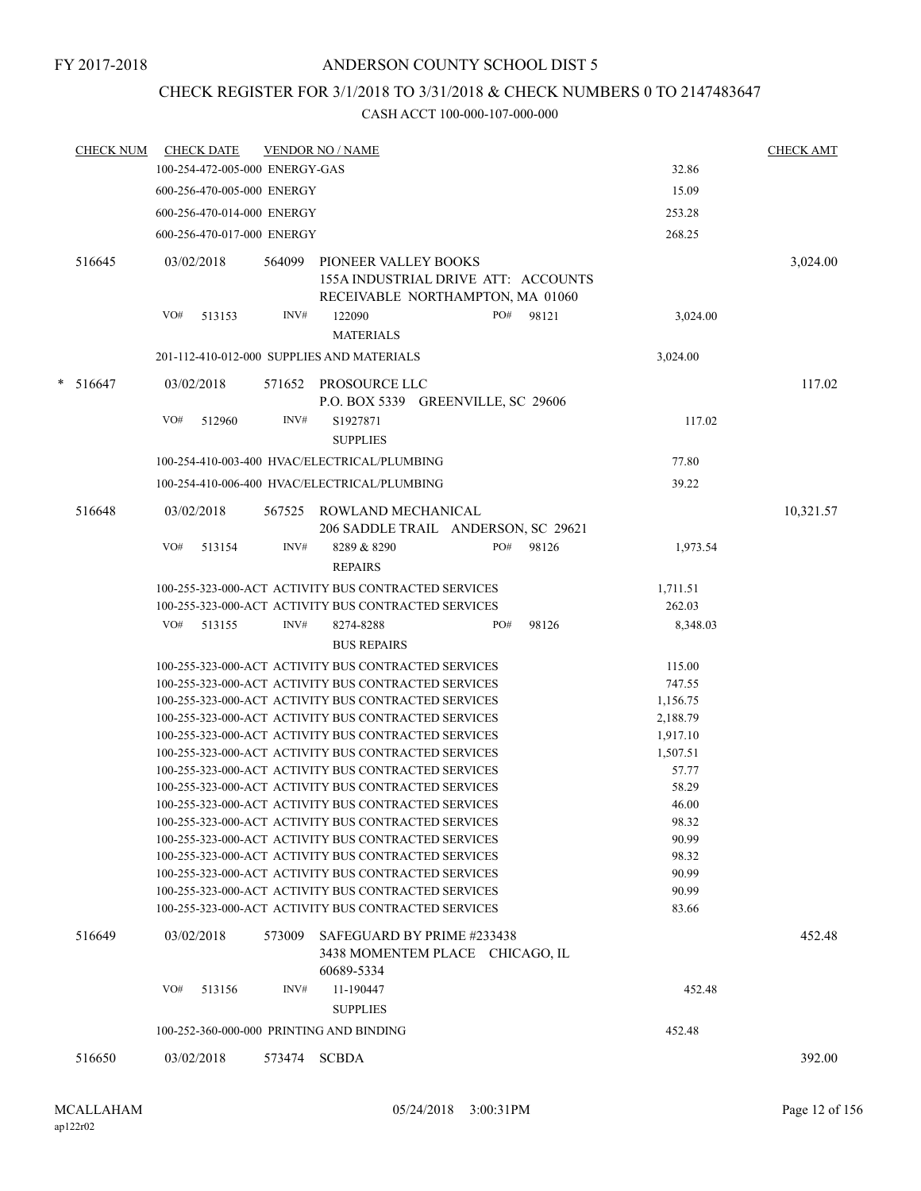FY 2017-2018

ANDERSON COUNTY SCHOOL DIST 5

CHECK REGISTER FOR 3/1/2018 TO 3/31/2018 & CHECK NUMBERS 0 TO 2147483647

CASH ACCT 100-000-107-000-000

| CHECK NUM | CHECK DATE | VENDOR NO / NAME | | CHECK AMT |
|---|---|---|---|---|
| | 100-254-472-005-000 ENERGY-GAS | | 32.86 | |
| | 600-256-470-005-000 ENERGY | | 15.09 | |
| | 600-256-470-014-000 ENERGY | | 253.28 | |
| | 600-256-470-017-000 ENERGY | | 268.25 | |
| 516645 | 03/02/2018 | 564099 PIONEER VALLEY BOOKS 155A INDUSTRIAL DRIVE ATT: ACCOUNTS RECEIVABLE NORTHAMPTON, MA 01060 | | 3,024.00 |
| | VO# 513153 | INV# 122090 MATERIALS PO# 98121 | 3,024.00 | |
| | 201-112-410-012-000 SUPPLIES AND MATERIALS | | 3,024.00 | |
| * 516647 | 03/02/2018 | 571652 PROSOURCE LLC P.O. BOX 5339 GREENVILLE, SC 29606 | | 117.02 |
| | VO# 512960 | INV# S1927871 SUPPLIES | 117.02 | |
| | 100-254-410-003-400 HVAC/ELECTRICAL/PLUMBING | | 77.80 | |
| | 100-254-410-006-400 HVAC/ELECTRICAL/PLUMBING | | 39.22 | |
| 516648 | 03/02/2018 | 567525 ROWLAND MECHANICAL 206 SADDLE TRAIL ANDERSON, SC 29621 | | 10,321.57 |
| | VO# 513154 | INV# 8289 & 8290 REPAIRS PO# 98126 | 1,973.54 | |
| | 100-255-323-000-ACT ACTIVITY BUS CONTRACTED SERVICES | | 1,711.51 | |
| | 100-255-323-000-ACT ACTIVITY BUS CONTRACTED SERVICES | | 262.03 | |
| | VO# 513155 | INV# 8274-8288 BUS REPAIRS PO# 98126 | 8,348.03 | |
| | 100-255-323-000-ACT ACTIVITY BUS CONTRACTED SERVICES | | 115.00 | |
| | 100-255-323-000-ACT ACTIVITY BUS CONTRACTED SERVICES | | 747.55 | |
| | 100-255-323-000-ACT ACTIVITY BUS CONTRACTED SERVICES | | 1,156.75 | |
| | 100-255-323-000-ACT ACTIVITY BUS CONTRACTED SERVICES | | 2,188.79 | |
| | 100-255-323-000-ACT ACTIVITY BUS CONTRACTED SERVICES | | 1,917.10 | |
| | 100-255-323-000-ACT ACTIVITY BUS CONTRACTED SERVICES | | 1,507.51 | |
| | 100-255-323-000-ACT ACTIVITY BUS CONTRACTED SERVICES | | 57.77 | |
| | 100-255-323-000-ACT ACTIVITY BUS CONTRACTED SERVICES | | 58.29 | |
| | 100-255-323-000-ACT ACTIVITY BUS CONTRACTED SERVICES | | 46.00 | |
| | 100-255-323-000-ACT ACTIVITY BUS CONTRACTED SERVICES | | 98.32 | |
| | 100-255-323-000-ACT ACTIVITY BUS CONTRACTED SERVICES | | 90.99 | |
| | 100-255-323-000-ACT ACTIVITY BUS CONTRACTED SERVICES | | 98.32 | |
| | 100-255-323-000-ACT ACTIVITY BUS CONTRACTED SERVICES | | 90.99 | |
| | 100-255-323-000-ACT ACTIVITY BUS CONTRACTED SERVICES | | 90.99 | |
| | 100-255-323-000-ACT ACTIVITY BUS CONTRACTED SERVICES | | 83.66 | |
| 516649 | 03/02/2018 | 573009 SAFEGUARD BY PRIME #233438 3438 MOMENTEM PLACE CHICAGO, IL 60689-5334 | | 452.48 |
| | VO# 513156 | INV# 11-190447 SUPPLIES | 452.48 | |
| | 100-252-360-000-000 PRINTING AND BINDING | | 452.48 | |
| 516650 | 03/02/2018 | 573474 SCBDA | | 392.00 |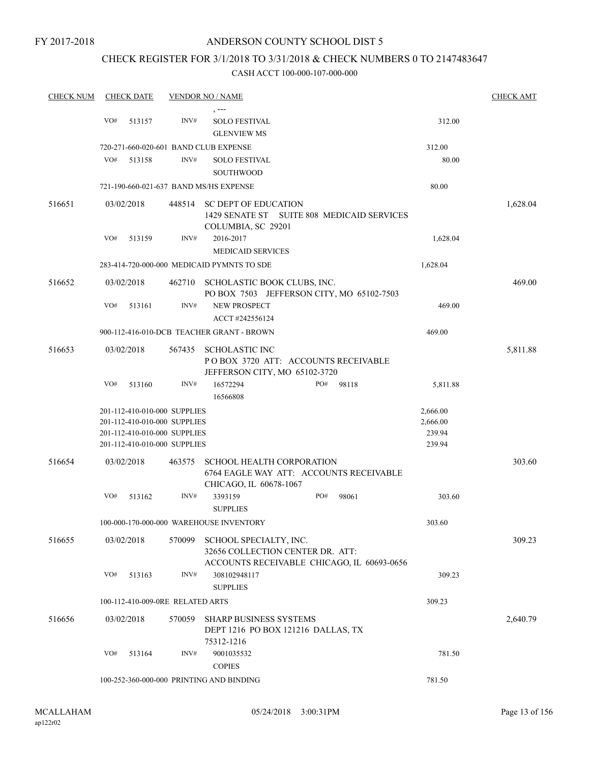FY 2017-2018

# ANDERSON COUNTY SCHOOL DIST 5

## CHECK REGISTER FOR 3/1/2018 TO 3/31/2018 & CHECK NUMBERS 0 TO 2147483647

### CASH ACCT 100-000-107-000-000

| CHECK NUM | CHECK DATE | VENDOR NO / NAME | | CHECK AMT |
|---|---|---|---|---|
| | | , --- | | |
| | VO# 513157 | INV# SOLO FESTIVAL<br>GLENVIEW MS | 312.00 | |
| | 720-271-660-020-601 BAND CLUB EXPENSE | | 312.00 | |
| | VO# 513158 | INV# SOLO FESTIVAL<br>SOUTHWOOD | 80.00 | |
| | 721-190-660-021-637 BAND MS/HS EXPENSE | | 80.00 | |
| 516651 | 03/02/2018 | 448514 SC DEPT OF EDUCATION<br>1429 SENATE ST SUITE 808 MEDICAID SERVICES<br>COLUMBIA, SC 29201 | | 1,628.04 |
| | VO# 513159 | INV# 2016-2017<br>MEDICAID SERVICES | 1,628.04 | |
| | 283-414-720-000-000 MEDICAID PYMNTS TO SDE | | 1,628.04 | |
| 516652 | 03/02/2018 | 462710 SCHOLASTIC BOOK CLUBS, INC.<br>PO BOX 7503 JEFFERSON CITY, MO 65102-7503 | | 469.00 |
| | VO# 513161 | INV# NEW PROSPECT<br>ACCT #242556124 | 469.00 | |
| | 900-112-416-010-DCB TEACHER GRANT - BROWN | | 469.00 | |
| 516653 | 03/02/2018 | 567435 SCHOLASTIC INC<br>P O BOX 3720 ATT: ACCOUNTS RECEIVABLE<br>JEFFERSON CITY, MO 65102-3720 | | 5,811.88 |
| | VO# 513160 | INV# 16572294 PO# 98118<br>16566808 | 5,811.88 | |
| | 201-112-410-010-000 SUPPLIES | | 2,666.00 | |
| | 201-112-410-010-000 SUPPLIES | | 2,666.00 | |
| | 201-112-410-010-000 SUPPLIES | | 239.94 | |
| | 201-112-410-010-000 SUPPLIES | | 239.94 | |
| 516654 | 03/02/2018 | 463575 SCHOOL HEALTH CORPORATION<br>6764 EAGLE WAY ATT: ACCOUNTS RECEIVABLE<br>CHICAGO, IL 60678-1067 | | 303.60 |
| | VO# 513162 | INV# 3393159 PO# 98061<br>SUPPLIES | 303.60 | |
| | 100-000-170-000-000 WAREHOUSE INVENTORY | | 303.60 | |
| 516655 | 03/02/2018 | 570099 SCHOOL SPECIALTY, INC.<br>32656 COLLECTION CENTER DR. ATT:<br>ACCOUNTS RECEIVABLE CHICAGO, IL 60693-0656 | | 309.23 |
| | VO# 513163 | INV# 308102948117<br>SUPPLIES | 309.23 | |
| | 100-112-410-009-0RE RELATED ARTS | | 309.23 | |
| 516656 | 03/02/2018 | 570059 SHARP BUSINESS SYSTEMS<br>DEPT 1216 PO BOX 121216 DALLAS, TX<br>75312-1216 | | 2,640.79 |
| | VO# 513164 | INV# 9001035532<br>COPIES | 781.50 | |
| | 100-252-360-000-000 PRINTING AND BINDING | | 781.50 | |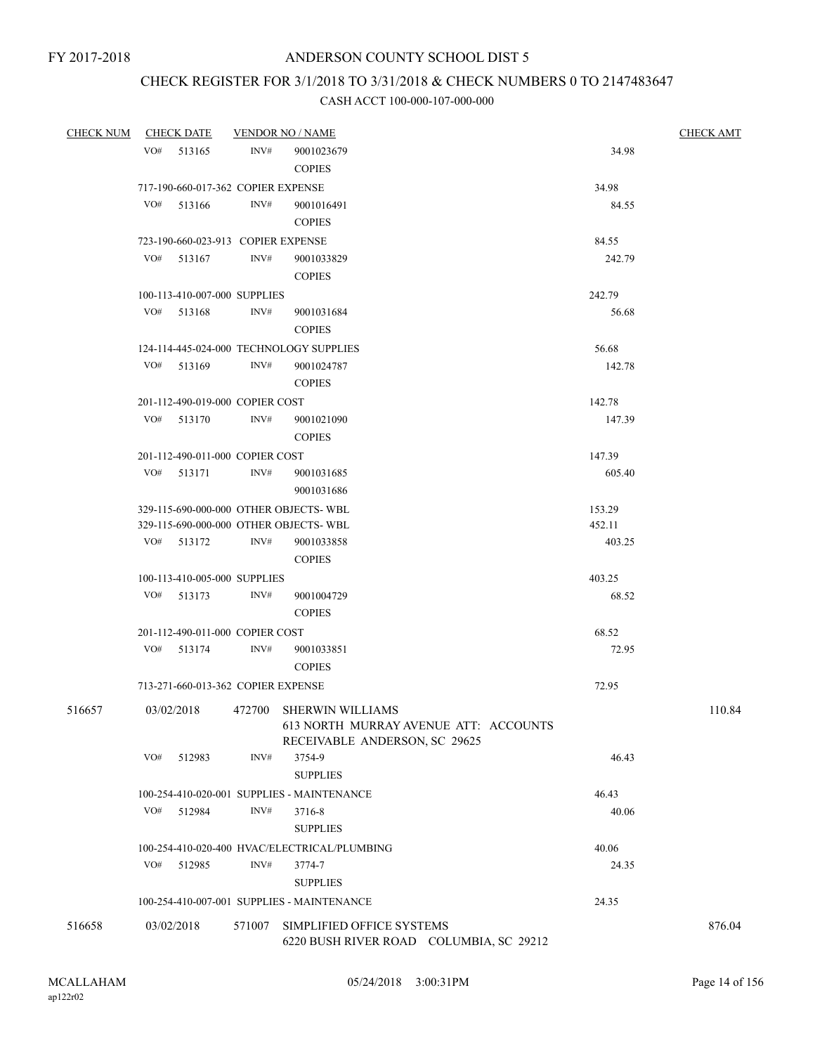FY 2017-2018

ANDERSON COUNTY SCHOOL DIST 5

CHECK REGISTER FOR 3/1/2018 TO 3/31/2018 & CHECK NUMBERS 0 TO 2147483647

CASH ACCT 100-000-107-000-000

| CHECK NUM | CHECK DATE | VENDOR NO / NAME | | CHECK AMT |
|---|---|---|---|---|
| | VO# 513165 | INV# 9001023679 COPIES | 34.98 | |
| | 717-190-660-017-362 COPIER EXPENSE | | 34.98 | |
| | VO# 513166 | INV# 9001016491 COPIES | 84.55 | |
| | 723-190-660-023-913 COPIER EXPENSE | | 84.55 | |
| | VO# 513167 | INV# 9001033829 COPIES | 242.79 | |
| | 100-113-410-007-000 SUPPLIES | | 242.79 | |
| | VO# 513168 | INV# 9001031684 COPIES | 56.68 | |
| | 124-114-445-024-000 TECHNOLOGY SUPPLIES | | 56.68 | |
| | VO# 513169 | INV# 9001024787 COPIES | 142.78 | |
| | 201-112-490-019-000 COPIER COST | | 142.78 | |
| | VO# 513170 | INV# 9001021090 COPIES | 147.39 | |
| | 201-112-490-011-000 COPIER COST | | 147.39 | |
| | VO# 513171 | INV# 9001031685 9001031686 | 605.40 | |
| | 329-115-690-000-000 OTHER OBJECTS- WBL | | 153.29 | |
| | 329-115-690-000-000 OTHER OBJECTS- WBL | | 452.11 | |
| | VO# 513172 | INV# 9001033858 COPIES | 403.25 | |
| | 100-113-410-005-000 SUPPLIES | | 403.25 | |
| | VO# 513173 | INV# 9001004729 COPIES | 68.52 | |
| | 201-112-490-011-000 COPIER COST | | 68.52 | |
| | VO# 513174 | INV# 9001033851 COPIES | 72.95 | |
| | 713-271-660-013-362 COPIER EXPENSE | | 72.95 | |
| 516657 | 03/02/2018 | 472700 SHERWIN WILLIAMS 613 NORTH MURRAY AVENUE ATT: ACCOUNTS RECEIVABLE ANDERSON, SC 29625 | | 110.84 |
| | VO# 512983 | INV# 3754-9 SUPPLIES | 46.43 | |
| | 100-254-410-020-001 SUPPLIES - MAINTENANCE | | 46.43 | |
| | VO# 512984 | INV# 3716-8 SUPPLIES | 40.06 | |
| | 100-254-410-020-400 HVAC/ELECTRICAL/PLUMBING | | 40.06 | |
| | VO# 512985 | INV# 3774-7 SUPPLIES | 24.35 | |
| | 100-254-410-007-001 SUPPLIES - MAINTENANCE | | 24.35 | |
| 516658 | 03/02/2018 | 571007 SIMPLIFIED OFFICE SYSTEMS 6220 BUSH RIVER ROAD COLUMBIA, SC 29212 | | 876.04 |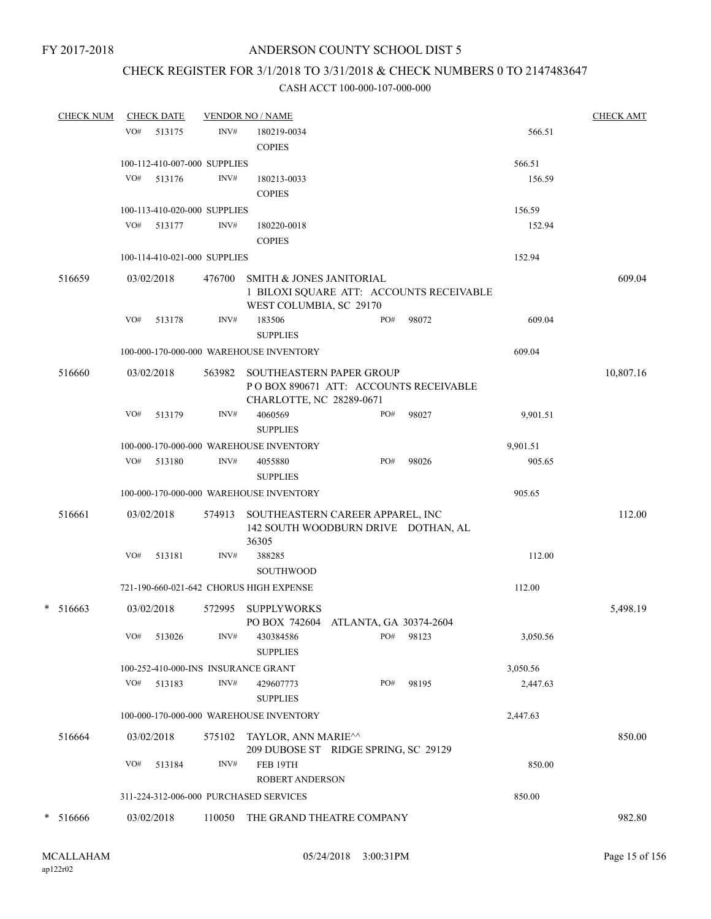FY 2017-2018

# ANDERSON COUNTY SCHOOL DIST 5

## CHECK REGISTER FOR 3/1/2018 TO 3/31/2018 & CHECK NUMBERS 0 TO 2147483647

### CASH ACCT 100-000-107-000-000

| CHECK NUM | CHECK DATE | VENDOR NO / NAME | | | CHECK AMT |
|---|---|---|---|---|---|
| | VO# 513175 | INV# 180219-0034 COPIES | | 566.51 | |
| | 100-112-410-007-000 SUPPLIES | | | 566.51 | |
| | VO# 513176 | INV# 180213-0033 COPIES | | 156.59 | |
| | 100-113-410-020-000 SUPPLIES | | | 156.59 | |
| | VO# 513177 | INV# 180220-0018 COPIES | | 152.94 | |
| | 100-114-410-021-000 SUPPLIES | | | 152.94 | |
| 516659 | 03/02/2018 | 476700 SMITH & JONES JANITORIAL 1 BILOXI SQUARE ATT: ACCOUNTS RECEIVABLE WEST COLUMBIA, SC 29170 | | | 609.04 |
| | VO# 513178 | INV# 183506 SUPPLIES | PO# 98072 | 609.04 | |
| | 100-000-170-000-000 WAREHOUSE INVENTORY | | | 609.04 | |
| 516660 | 03/02/2018 | 563982 SOUTHEASTERN PAPER GROUP P O BOX 890671 ATT: ACCOUNTS RECEIVABLE CHARLOTTE, NC 28289-0671 | | | 10,807.16 |
| | VO# 513179 | INV# 4060569 SUPPLIES | PO# 98027 | 9,901.51 | |
| | 100-000-170-000-000 WAREHOUSE INVENTORY | | | 9,901.51 | |
| | VO# 513180 | INV# 4055880 SUPPLIES | PO# 98026 | 905.65 | |
| | 100-000-170-000-000 WAREHOUSE INVENTORY | | | 905.65 | |
| 516661 | 03/02/2018 | 574913 SOUTHEASTERN CAREER APPAREL, INC 142 SOUTH WOODBURN DRIVE DOTHAN, AL 36305 | | | 112.00 |
| | VO# 513181 | INV# 388285 SOUTHWOOD | | 112.00 | |
| | 721-190-660-021-642 CHORUS HIGH EXPENSE | | | 112.00 | |
| * 516663 | 03/02/2018 | 572995 SUPPLYWORKS PO BOX 742604 ATLANTA, GA 30374-2604 | | | 5,498.19 |
| | VO# 513026 | INV# 430384586 SUPPLIES | PO# 98123 | 3,050.56 | |
| | 100-252-410-000-INS INSURANCE GRANT | | | 3,050.56 | |
| | VO# 513183 | INV# 429607773 SUPPLIES | PO# 98195 | 2,447.63 | |
| | 100-000-170-000-000 WAREHOUSE INVENTORY | | | 2,447.63 | |
| 516664 | 03/02/2018 | 575102 TAYLOR, ANN MARIE^^ 209 DUBOSE ST RIDGE SPRING, SC 29129 | | | 850.00 |
| | VO# 513184 | INV# FEB 19TH ROBERT ANDERSON | | 850.00 | |
| | 311-224-312-006-000 PURCHASED SERVICES | | | 850.00 | |
| * 516666 | 03/02/2018 | 110050 THE GRAND THEATRE COMPANY | | | 982.80 |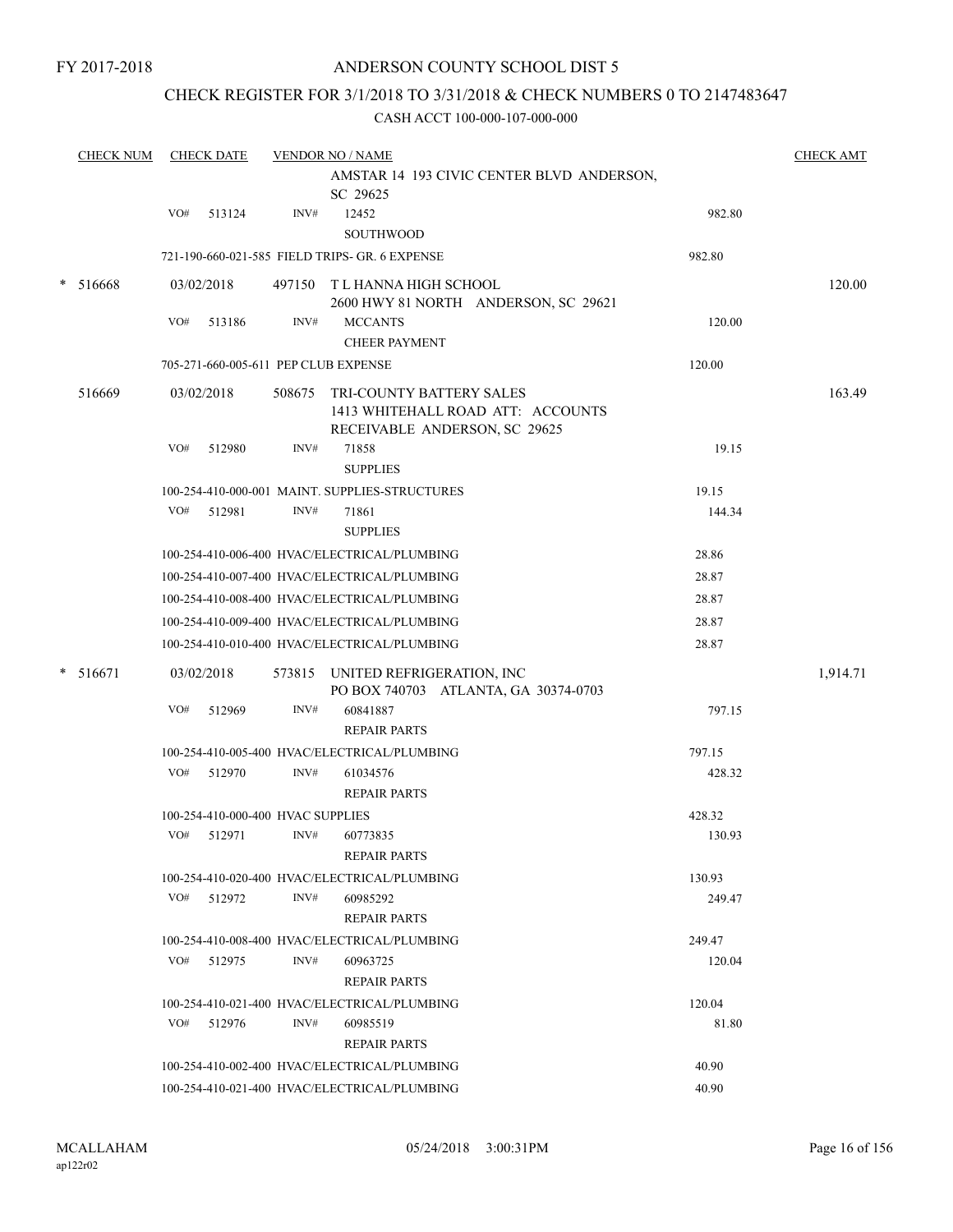FY 2017-2018

# ANDERSON COUNTY SCHOOL DIST 5

## CHECK REGISTER FOR 3/1/2018 TO 3/31/2018 & CHECK NUMBERS 0 TO 2147483647

### CASH ACCT 100-000-107-000-000

| CHECK NUM | CHECK DATE | VENDOR NO / NAME | | CHECK AMT |
|---|---|---|---|---|
| | | AMSTAR 14 193 CIVIC CENTER BLVD ANDERSON, SC 29625 | | |
| | VO# 513124 | INV# 12452 SOUTHWOOD | 982.80 | |
| | 721-190-660-021-585 FIELD TRIPS- GR. 6 EXPENSE | | 982.80 | |
| * 516668 | 03/02/2018 | 497150 T L HANNA HIGH SCHOOL 2600 HWY 81 NORTH ANDERSON, SC 29621 | | 120.00 |
| | VO# 513186 | INV# MCCANTS CHEER PAYMENT | 120.00 | |
| | 705-271-660-005-611 PEP CLUB EXPENSE | | 120.00 | |
| 516669 | 03/02/2018 | 508675 TRI-COUNTY BATTERY SALES 1413 WHITEHALL ROAD ATT: ACCOUNTS RECEIVABLE ANDERSON, SC 29625 | | 163.49 |
| | VO# 512980 | INV# 71858 SUPPLIES | 19.15 | |
| | 100-254-410-000-001 MAINT. SUPPLIES-STRUCTURES | | 19.15 | |
| | VO# 512981 | INV# 71861 SUPPLIES | 144.34 | |
| | 100-254-410-006-400 HVAC/ELECTRICAL/PLUMBING | | 28.86 | |
| | 100-254-410-007-400 HVAC/ELECTRICAL/PLUMBING | | 28.87 | |
| | 100-254-410-008-400 HVAC/ELECTRICAL/PLUMBING | | 28.87 | |
| | 100-254-410-009-400 HVAC/ELECTRICAL/PLUMBING | | 28.87 | |
| | 100-254-410-010-400 HVAC/ELECTRICAL/PLUMBING | | 28.87 | |
| * 516671 | 03/02/2018 | 573815 UNITED REFRIGERATION, INC PO BOX 740703 ATLANTA, GA 30374-0703 | | 1,914.71 |
| | VO# 512969 | INV# 60841887 REPAIR PARTS | 797.15 | |
| | 100-254-410-005-400 HVAC/ELECTRICAL/PLUMBING | | 797.15 | |
| | VO# 512970 | INV# 61034576 REPAIR PARTS | 428.32 | |
| | 100-254-410-000-400 HVAC SUPPLIES | | 428.32 | |
| | VO# 512971 | INV# 60773835 REPAIR PARTS | 130.93 | |
| | 100-254-410-020-400 HVAC/ELECTRICAL/PLUMBING | | 130.93 | |
| | VO# 512972 | INV# 60985292 REPAIR PARTS | 249.47 | |
| | 100-254-410-008-400 HVAC/ELECTRICAL/PLUMBING | | 249.47 | |
| | VO# 512975 | INV# 60963725 REPAIR PARTS | 120.04 | |
| | 100-254-410-021-400 HVAC/ELECTRICAL/PLUMBING | | 120.04 | |
| | VO# 512976 | INV# 60985519 REPAIR PARTS | 81.80 | |
| | 100-254-410-002-400 HVAC/ELECTRICAL/PLUMBING | | 40.90 | |
| | 100-254-410-021-400 HVAC/ELECTRICAL/PLUMBING | | 40.90 | |

MCALLAHAM ap122r02 05/24/2018 3:00:31PM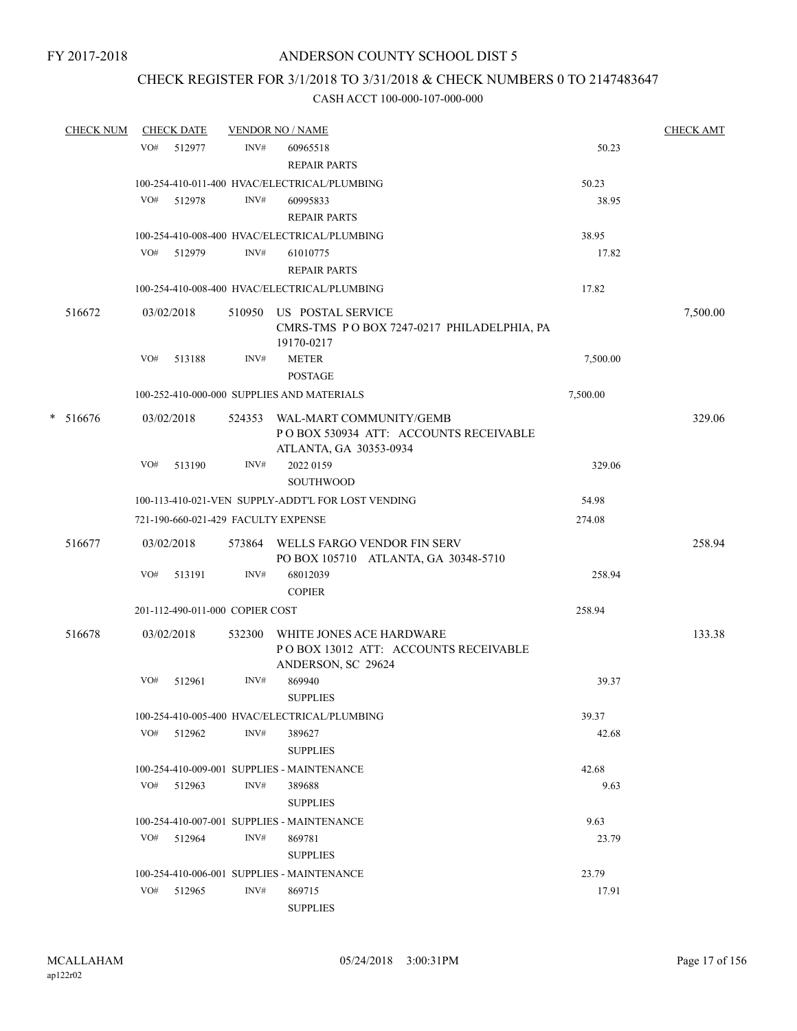FY 2017-2018

# ANDERSON COUNTY SCHOOL DIST 5

## CHECK REGISTER FOR 3/1/2018 TO 3/31/2018 & CHECK NUMBERS 0 TO 2147483647

### CASH ACCT 100-000-107-000-000

| CHECK NUM | CHECK DATE | VENDOR NO / NAME | | CHECK AMT |
|---|---|---|---|---|
| | VO# 512977 | INV# 60965518<br>REPAIR PARTS | 50.23 | |
| | 100-254-410-011-400 HVAC/ELECTRICAL/PLUMBING | | 50.23 | |
| | VO# 512978 | INV# 60995833<br>REPAIR PARTS | 38.95 | |
| | 100-254-410-008-400 HVAC/ELECTRICAL/PLUMBING | | 38.95 | |
| | VO# 512979 | INV# 61010775<br>REPAIR PARTS | 17.82 | |
| | 100-254-410-008-400 HVAC/ELECTRICAL/PLUMBING | | 17.82 | |
| 516672 | 03/02/2018 | 510950 US POSTAL SERVICE<br>CMRS-TMS P O BOX 7247-0217 PHILADELPHIA, PA 19170-0217 | | 7,500.00 |
| | VO# 513188 | INV# METER<br>POSTAGE | 7,500.00 | |
| | 100-252-410-000-000 SUPPLIES AND MATERIALS | | 7,500.00 | |
| * 516676 | 03/02/2018 | 524353 WAL-MART COMMUNITY/GEMB<br>P O BOX 530934 ATT: ACCOUNTS RECEIVABLE<br>ATLANTA, GA 30353-0934 | | 329.06 |
| | VO# 513190 | INV# 2022 0159<br>SOUTHWOOD | 329.06 | |
| | 100-113-410-021-VEN SUPPLY-ADDT'L FOR LOST VENDING | | 54.98 | |
| | 721-190-660-021-429 FACULTY EXPENSE | | 274.08 | |
| 516677 | 03/02/2018 | 573864 WELLS FARGO VENDOR FIN SERV<br>PO BOX 105710 ATLANTA, GA 30348-5710 | | 258.94 |
| | VO# 513191 | INV# 68012039<br>COPIER | 258.94 | |
| | 201-112-490-011-000 COPIER COST | | 258.94 | |
| 516678 | 03/02/2018 | 532300 WHITE JONES ACE HARDWARE<br>P O BOX 13012 ATT: ACCOUNTS RECEIVABLE<br>ANDERSON, SC 29624 | | 133.38 |
| | VO# 512961 | INV# 869940<br>SUPPLIES | 39.37 | |
| | 100-254-410-005-400 HVAC/ELECTRICAL/PLUMBING | | 39.37 | |
| | VO# 512962 | INV# 389627<br>SUPPLIES | 42.68 | |
| | 100-254-410-009-001 SUPPLIES - MAINTENANCE | | 42.68 | |
| | VO# 512963 | INV# 389688<br>SUPPLIES | 9.63 | |
| | 100-254-410-007-001 SUPPLIES - MAINTENANCE | | 9.63 | |
| | VO# 512964 | INV# 869781<br>SUPPLIES | 23.79 | |
| | 100-254-410-006-001 SUPPLIES - MAINTENANCE | | 23.79 | |
| | VO# 512965 | INV# 869715<br>SUPPLIES | 17.91 | |

MCALLAHAM ap122r02 05/24/2018 3:00:31PM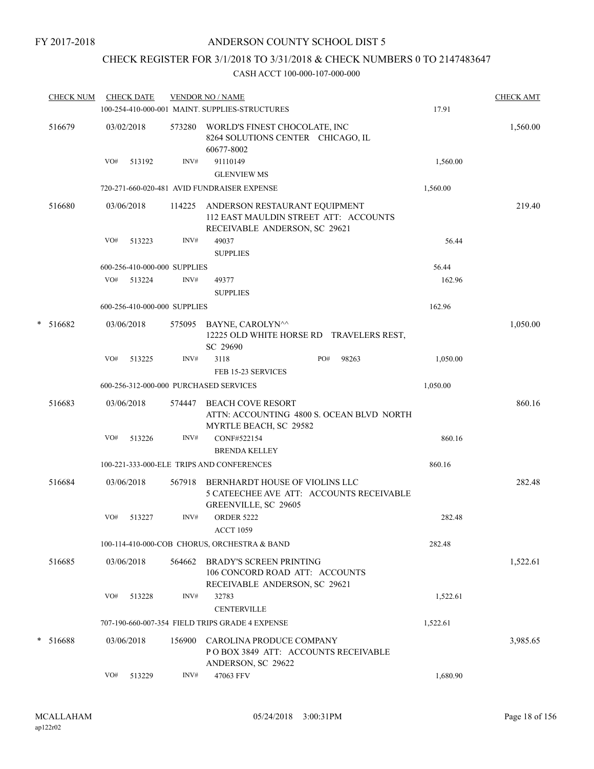FY 2017-2018

# ANDERSON COUNTY SCHOOL DIST 5

## CHECK REGISTER FOR 3/1/2018 TO 3/31/2018 & CHECK NUMBERS 0 TO 2147483647

CASH ACCT 100-000-107-000-000

| CHECK NUM | CHECK DATE | VENDOR NO / NAME | | CHECK AMT |
|---|---|---|---|---|
| | | 100-254-410-000-001 MAINT. SUPPLIES-STRUCTURES | 17.91 | |
| 516679 | 03/02/2018 | 573280 WORLD'S FINEST CHOCOLATE, INC<br>8264 SOLUTIONS CENTER CHICAGO, IL 60677-8002 | | 1,560.00 |
| | VO# 513192 | INV# 91110149<br>GLENVIEW MS | 1,560.00 | |
| | | 720-271-660-020-481 AVID FUNDRAISER EXPENSE | 1,560.00 | |
| 516680 | 03/06/2018 | 114225 ANDERSON RESTAURANT EQUIPMENT<br>112 EAST MAULDIN STREET ATT: ACCOUNTS RECEIVABLE ANDERSON, SC 29621 | | 219.40 |
| | VO# 513223 | INV# 49037<br>SUPPLIES | 56.44 | |
| | | 600-256-410-000-000 SUPPLIES | 56.44 | |
| | VO# 513224 | INV# 49377<br>SUPPLIES | 162.96 | |
| | | 600-256-410-000-000 SUPPLIES | 162.96 | |
| * 516682 | 03/06/2018 | 575095 BAYNE, CAROLYN^^<br>12225 OLD WHITE HORSE RD TRAVELERS REST, SC 29690 | | 1,050.00 |
| | VO# 513225 | INV# 3118 PO# 98263<br>FEB 15-23 SERVICES | 1,050.00 | |
| | | 600-256-312-000-000 PURCHASED SERVICES | 1,050.00 | |
| 516683 | 03/06/2018 | 574447 BEACH COVE RESORT<br>ATTN: ACCOUNTING 4800 S. OCEAN BLVD NORTH MYRTLE BEACH, SC 29582 | | 860.16 |
| | VO# 513226 | INV# CONF#522154<br>BRENDA KELLEY | 860.16 | |
| | | 100-221-333-000-ELE TRIPS AND CONFERENCES | 860.16 | |
| 516684 | 03/06/2018 | 567918 BERNHARDT HOUSE OF VIOLINS LLC<br>5 CATEECHEE AVE ATT: ACCOUNTS RECEIVABLE GREENVILLE, SC 29605 | | 282.48 |
| | VO# 513227 | INV# ORDER 5222<br>ACCT 1059 | 282.48 | |
| | | 100-114-410-000-COB CHORUS, ORCHESTRA & BAND | 282.48 | |
| 516685 | 03/06/2018 | 564662 BRADY'S SCREEN PRINTING<br>106 CONCORD ROAD ATT: ACCOUNTS RECEIVABLE ANDERSON, SC 29621 | | 1,522.61 |
| | VO# 513228 | INV# 32783<br>CENTERVILLE | 1,522.61 | |
| | | 707-190-660-007-354 FIELD TRIPS GRADE 4 EXPENSE | 1,522.61 | |
| * 516688 | 03/06/2018 | 156900 CAROLINA PRODUCE COMPANY<br>P O BOX 3849 ATT: ACCOUNTS RECEIVABLE ANDERSON, SC 29622 | | 3,985.65 |
| | VO# 513229 | INV# 47063 FFV | 1,680.90 | |

MCALLAHAM ap122r02 05/24/2018 3:00:31PM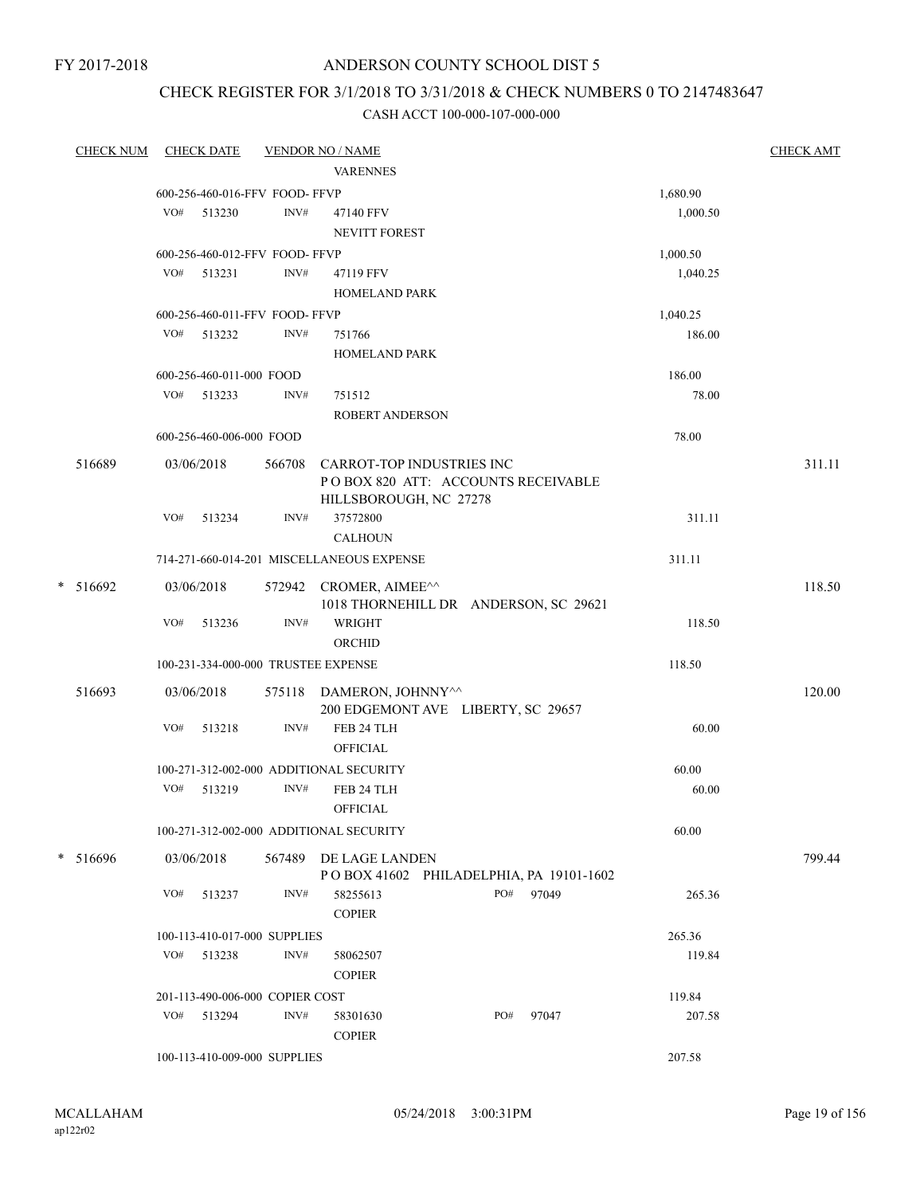FY 2017-2018

# ANDERSON COUNTY SCHOOL DIST 5

## CHECK REGISTER FOR 3/1/2018 TO 3/31/2018 & CHECK NUMBERS 0 TO 2147483647

### CASH ACCT 100-000-107-000-000

| CHECK NUM | CHECK DATE | VENDOR NO / NAME | | CHECK AMT |
|---|---|---|---|---|
| | | VARENNES | | |
| | 600-256-460-016-FFV FOOD- FFVP | | 1,680.90 | |
| | VO# 513230 | INV# 47140 FFV<br>NEVITT FOREST | 1,000.50 | |
| | 600-256-460-012-FFV FOOD- FFVP | | 1,000.50 | |
| | VO# 513231 | INV# 47119 FFV<br>HOMELAND PARK | 1,040.25 | |
| | 600-256-460-011-FFV FOOD- FFVP | | 1,040.25 | |
| | VO# 513232 | INV# 751766<br>HOMELAND PARK | 186.00 | |
| | 600-256-460-011-000 FOOD | | 186.00 | |
| | VO# 513233 | INV# 751512<br>ROBERT ANDERSON | 78.00 | |
| | 600-256-460-006-000 FOOD | | 78.00 | |
| 516689 | 03/06/2018 | 566708 CARROT-TOP INDUSTRIES INC<br>P O BOX 820 ATT: ACCOUNTS RECEIVABLE<br>HILLSBOROUGH, NC 27278 | | 311.11 |
| | VO# 513234 | INV# 37572800<br>CALHOUN | 311.11 | |
| | 714-271-660-014-201 MISCELLANEOUS EXPENSE | | 311.11 | |
| * 516692 | 03/06/2018 | 572942 CROMER, AIMEE^^<br>1018 THORNEHILL DR ANDERSON, SC 29621 | | 118.50 |
| | VO# 513236 | INV# WRIGHT<br>ORCHID | 118.50 | |
| | 100-231-334-000-000 TRUSTEE EXPENSE | | 118.50 | |
| 516693 | 03/06/2018 | 575118 DAMERON, JOHNNY^^<br>200 EDGEMONT AVE LIBERTY, SC 29657 | | 120.00 |
| | VO# 513218 | INV# FEB 24 TLH<br>OFFICIAL | 60.00 | |
| | 100-271-312-002-000 ADDITIONAL SECURITY | | 60.00 | |
| | VO# 513219 | INV# FEB 24 TLH<br>OFFICIAL | 60.00 | |
| | 100-271-312-002-000 ADDITIONAL SECURITY | | 60.00 | |
| * 516696 | 03/06/2018 | 567489 DE LAGE LANDEN<br>P O BOX 41602 PHILADELPHIA, PA 19101-1602 | | 799.44 |
| | VO# 513237 | INV# 58255613 PO# 97049<br>COPIER | 265.36 | |
| | 100-113-410-017-000 SUPPLIES | | 265.36 | |
| | VO# 513238 | INV# 58062507<br>COPIER | 119.84 | |
| | 201-113-490-006-000 COPIER COST | | 119.84 | |
| | VO# 513294 | INV# 58301630 PO# 97047<br>COPIER | 207.58 | |
| | 100-113-410-009-000 SUPPLIES | | 207.58 | |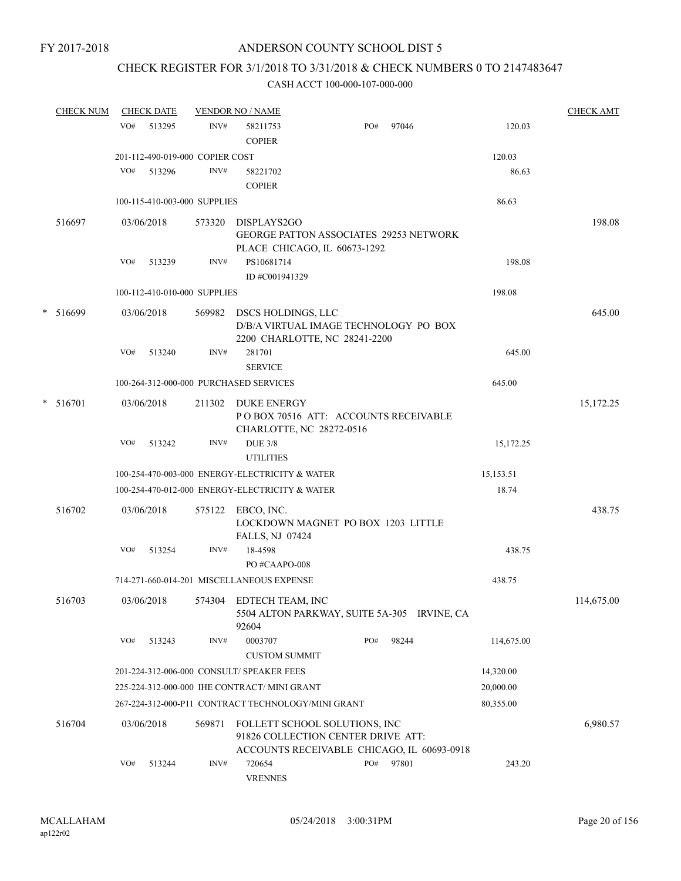FY 2017-2018

# ANDERSON COUNTY SCHOOL DIST 5

## CHECK REGISTER FOR 3/1/2018 TO 3/31/2018 & CHECK NUMBERS 0 TO 2147483647

CASH ACCT 100-000-107-000-000

| CHECK NUM | CHECK DATE | VENDOR NO / NAME | | CHECK AMT |
|---|---|---|---|---|
| | VO# 513295 | INV# 58211753 COPIER | PO# 97046 120.03 | |
| | 201-112-490-019-000 COPIER COST | | 120.03 | |
| | VO# 513296 | INV# 58221702 COPIER | 86.63 | |
| | 100-115-410-003-000 SUPPLIES | | 86.63 | |
| 516697 | 03/06/2018 | 573320 DISPLAYS2GO GEORGE PATTON ASSOCIATES 29253 NETWORK PLACE CHICAGO, IL 60673-1292 | | 198.08 |
| | VO# 513239 | INV# PS10681714 ID #C001941329 | 198.08 | |
| | 100-112-410-010-000 SUPPLIES | | 198.08 | |
| * 516699 | 03/06/2018 | 569982 DSCS HOLDINGS, LLC D/B/A VIRTUAL IMAGE TECHNOLOGY PO BOX 2200 CHARLOTTE, NC 28241-2200 | | 645.00 |
| | VO# 513240 | INV# 281701 SERVICE | 645.00 | |
| | 100-264-312-000-000 PURCHASED SERVICES | | 645.00 | |
| * 516701 | 03/06/2018 | 211302 DUKE ENERGY P O BOX 70516 ATT: ACCOUNTS RECEIVABLE CHARLOTTE, NC 28272-0516 | | 15,172.25 |
| | VO# 513242 | INV# DUE 3/8 UTILITIES | 15,172.25 | |
| | 100-254-470-003-000 ENERGY-ELECTRICITY & WATER | | 15,153.51 | |
| | 100-254-470-012-000 ENERGY-ELECTRICITY & WATER | | 18.74 | |
| 516702 | 03/06/2018 | 575122 EBCO, INC. LOCKDOWN MAGNET PO BOX 1203 LITTLE FALLS, NJ 07424 | | 438.75 |
| | VO# 513254 | INV# 18-4598 PO #CAAPO-008 | 438.75 | |
| | 714-271-660-014-201 MISCELLANEOUS EXPENSE | | 438.75 | |
| 516703 | 03/06/2018 | 574304 EDTECH TEAM, INC 5504 ALTON PARKWAY, SUITE 5A-305 IRVINE, CA 92604 | | 114,675.00 |
| | VO# 513243 | INV# 0003707 CUSTOM SUMMIT | PO# 98244 114,675.00 | |
| | 201-224-312-006-000 CONSULT/ SPEAKER FEES | | 14,320.00 | |
| | 225-224-312-000-000 IHE CONTRACT/ MINI GRANT | | 20,000.00 | |
| | 267-224-312-000-P11 CONTRACT TECHNOLOGY/MINI GRANT | | 80,355.00 | |
| 516704 | 03/06/2018 | 569871 FOLLETT SCHOOL SOLUTIONS, INC 91826 COLLECTION CENTER DRIVE ATT: ACCOUNTS RECEIVABLE CHICAGO, IL 60693-0918 | | 6,980.57 |
| | VO# 513244 | INV# 720654 VRENNES | PO# 97801 243.20 | |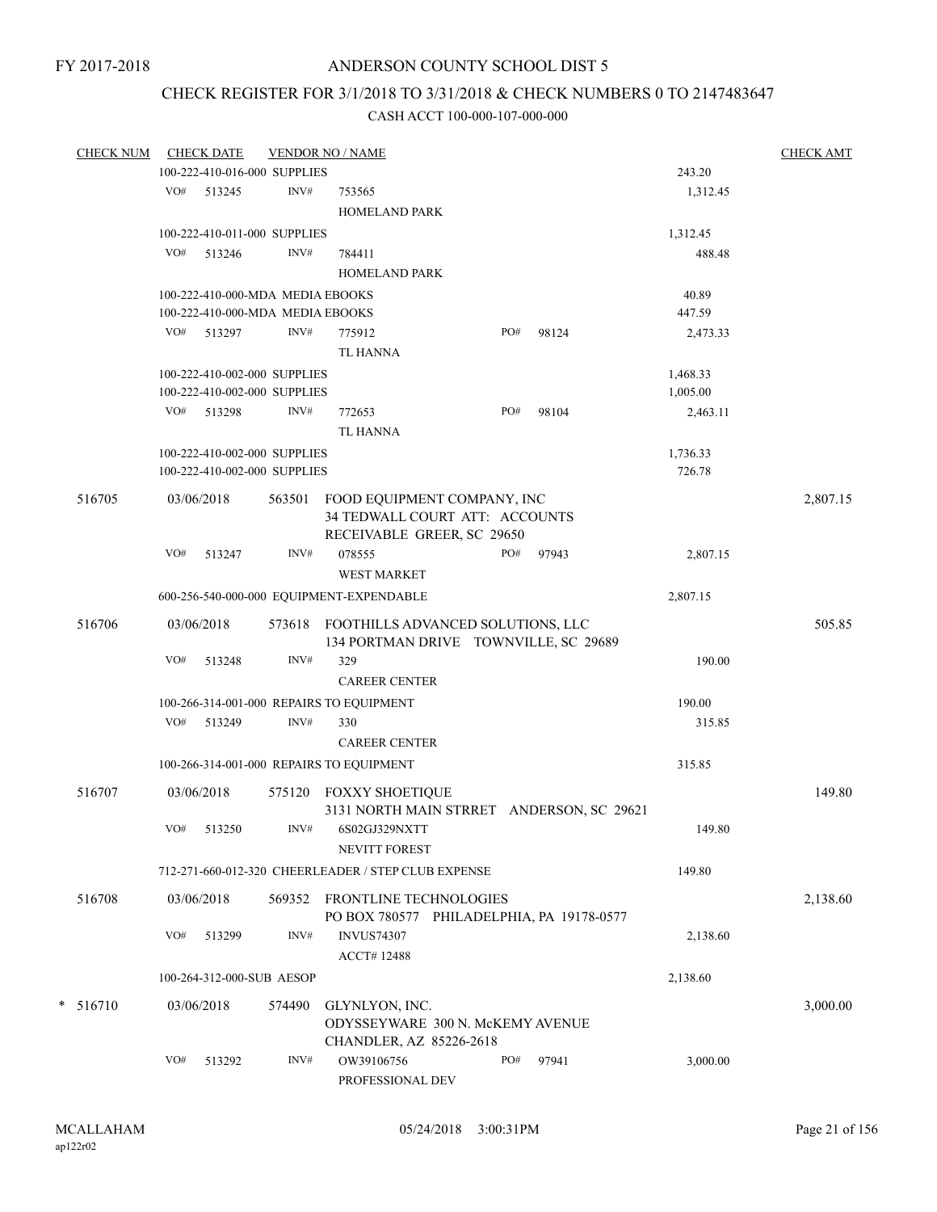FY 2017-2018

# ANDERSON COUNTY SCHOOL DIST 5

## CHECK REGISTER FOR 3/1/2018 TO 3/31/2018 & CHECK NUMBERS 0 TO 2147483647

### CASH ACCT 100-000-107-000-000

| CHECK NUM | CHECK DATE | VENDOR NO / NAME | | CHECK AMT |
|---|---|---|---|---|
| | 100-222-410-016-000 SUPPLIES | | 243.20 | |
| | VO# 513245 | INV# 753565<br>HOMELAND PARK | 1,312.45 | |
| | 100-222-410-011-000 SUPPLIES | | 1,312.45 | |
| | VO# 513246 | INV# 784411<br>HOMELAND PARK | 488.48 | |
| | 100-222-410-000-MDA MEDIA EBOOKS | | 40.89 | |
| | 100-222-410-000-MDA MEDIA EBOOKS | | 447.59 | |
| | VO# 513297 | INV# 775912 PO# 98124<br>TL HANNA | 2,473.33 | |
| | 100-222-410-002-000 SUPPLIES | | 1,468.33 | |
| | 100-222-410-002-000 SUPPLIES | | 1,005.00 | |
| | VO# 513298 | INV# 772653 PO# 98104<br>TL HANNA | 2,463.11 | |
| | 100-222-410-002-000 SUPPLIES | | 1,736.33 | |
| | 100-222-410-002-000 SUPPLIES | | 726.78 | |
| 516705 | 03/06/2018 | 563501 FOOD EQUIPMENT COMPANY, INC<br>34 TEDWALL COURT ATT: ACCOUNTS<br>RECEIVABLE GREER, SC 29650 | | 2,807.15 |
| | VO# 513247 | INV# 078555 PO# 97943<br>WEST MARKET | 2,807.15 | |
| | 600-256-540-000-000 EQUIPMENT-EXPENDABLE | | 2,807.15 | |
| 516706 | 03/06/2018 | 573618 FOOTHILLS ADVANCED SOLUTIONS, LLC<br>134 PORTMAN DRIVE TOWNVILLE, SC 29689 | | 505.85 |
| | VO# 513248 | INV# 329<br>CAREER CENTER | 190.00 | |
| | 100-266-314-001-000 REPAIRS TO EQUIPMENT | | 190.00 | |
| | VO# 513249 | INV# 330<br>CAREER CENTER | 315.85 | |
| | 100-266-314-001-000 REPAIRS TO EQUIPMENT | | 315.85 | |
| 516707 | 03/06/2018 | 575120 FOXXY SHOETIQUE<br>3131 NORTH MAIN STRREET ANDERSON, SC 29621 | | 149.80 |
| | VO# 513250 | INV# 6S02GJ329NXTT<br>NEVITT FOREST | 149.80 | |
| | 712-271-660-012-320 CHEERLEADER / STEP CLUB EXPENSE | | 149.80 | |
| 516708 | 03/06/2018 | 569352 FRONTLINE TECHNOLOGIES<br>PO BOX 780577 PHILADELPHIA, PA 19178-0577 | | 2,138.60 |
| | VO# 513299 | INV# INVUS74307<br>ACCT# 12488 | 2,138.60 | |
| | 100-264-312-000-SUB AESOP | | 2,138.60 | |
| * 516710 | 03/06/2018 | 574490 GLYNLYON, INC.<br>ODYSSEYWARE 300 N. McKEMY AVENUE<br>CHANDLER, AZ 85226-2618 | | 3,000.00 |
| | VO# 513292 | INV# OW39106756 PO# 97941<br>PROFESSIONAL DEV | 3,000.00 | |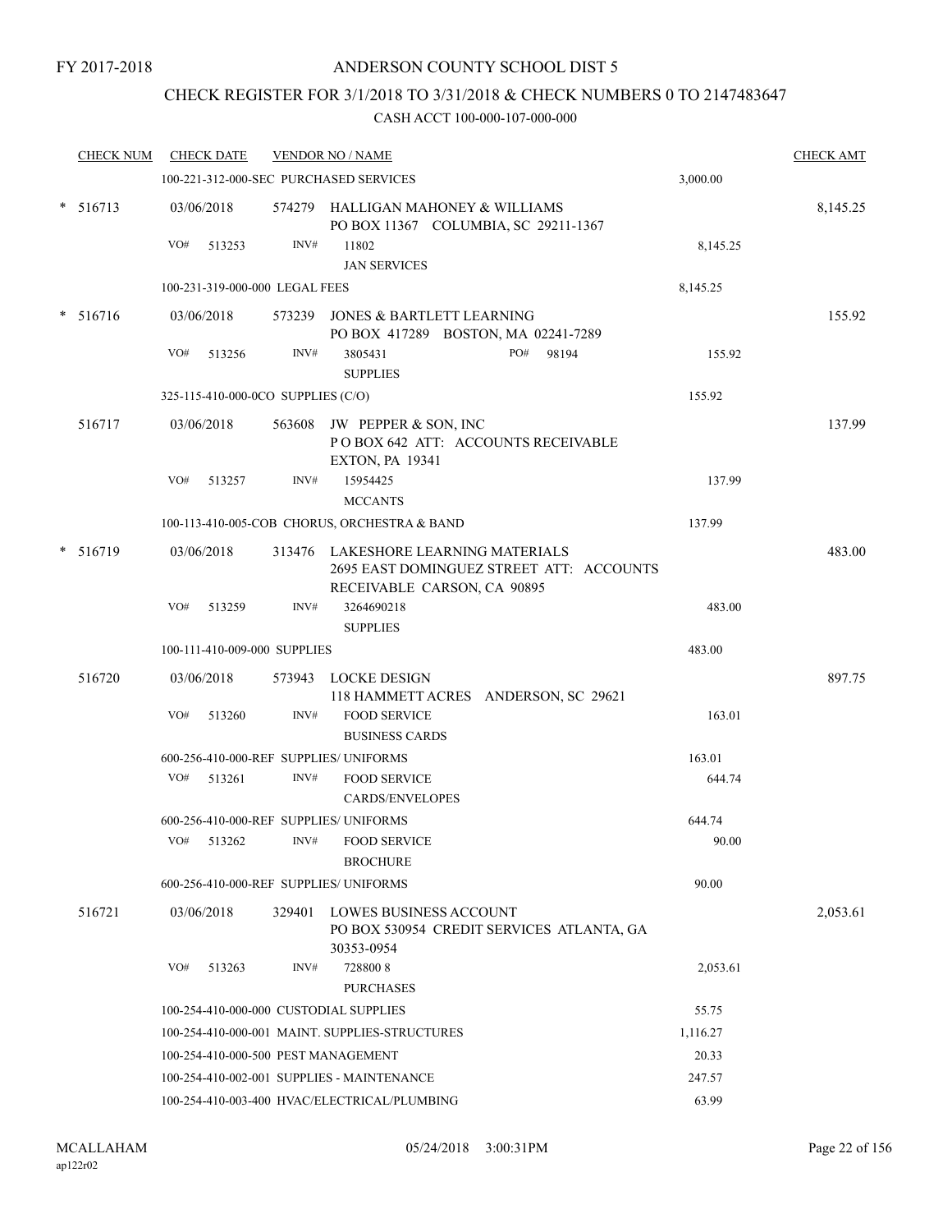FY 2017-2018

# ANDERSON COUNTY SCHOOL DIST 5

## CHECK REGISTER FOR 3/1/2018 TO 3/31/2018 & CHECK NUMBERS 0 TO 2147483647

### CASH ACCT 100-000-107-000-000

| CHECK NUM | CHECK DATE | VENDOR NO / NAME | | CHECK AMT |
|---|---|---|---|---|
| | 100-221-312-000-SEC PURCHASED SERVICES | | 3,000.00 | |
| * 516713 | 03/06/2018 | 574279 HALLIGAN MAHONEY & WILLIAMS<br>PO BOX 11367 COLUMBIA, SC 29211-1367 | | 8,145.25 |
| | VO# 513253 | INV# 11802<br>JAN SERVICES | 8,145.25 | |
| | 100-231-319-000-000 LEGAL FEES | | 8,145.25 | |
| * 516716 | 03/06/2018 | 573239 JONES & BARTLETT LEARNING<br>PO BOX 417289 BOSTON, MA 02241-7289 | | 155.92 |
| | VO# 513256 | INV# 3805431 PO# 98194<br>SUPPLIES | 155.92 | |
| | 325-115-410-000-0CO SUPPLIES (C/O) | | 155.92 | |
| 516717 | 03/06/2018 | 563608 JW PEPPER & SON, INC<br>P O BOX 642 ATT: ACCOUNTS RECEIVABLE<br>EXTON, PA 19341 | | 137.99 |
| | VO# 513257 | INV# 15954425<br>MCCANTS | 137.99 | |
| | 100-113-410-005-COB CHORUS, ORCHESTRA & BAND | | 137.99 | |
| * 516719 | 03/06/2018 | 313476 LAKESHORE LEARNING MATERIALS<br>2695 EAST DOMINGUEZ STREET ATT: ACCOUNTS<br>RECEIVABLE CARSON, CA 90895 | | 483.00 |
| | VO# 513259 | INV# 3264690218<br>SUPPLIES | 483.00 | |
| | 100-111-410-009-000 SUPPLIES | | 483.00 | |
| 516720 | 03/06/2018 | 573943 LOCKE DESIGN<br>118 HAMMETT ACRES ANDERSON, SC 29621 | | 897.75 |
| | VO# 513260 | INV# FOOD SERVICE<br>BUSINESS CARDS | 163.01 | |
| | 600-256-410-000-REF SUPPLIES/ UNIFORMS | | 163.01 | |
| | VO# 513261 | INV# FOOD SERVICE<br>CARDS/ENVELOPES | 644.74 | |
| | 600-256-410-000-REF SUPPLIES/ UNIFORMS | | 644.74 | |
| | VO# 513262 | INV# FOOD SERVICE<br>BROCHURE | 90.00 | |
| | 600-256-410-000-REF SUPPLIES/ UNIFORMS | | 90.00 | |
| 516721 | 03/06/2018 | 329401 LOWES BUSINESS ACCOUNT<br>PO BOX 530954 CREDIT SERVICES ATLANTA, GA<br>30353-0954 | | 2,053.61 |
| | VO# 513263 | INV# 728800 8<br>PURCHASES | 2,053.61 | |
| | 100-254-410-000-000 CUSTODIAL SUPPLIES | | 55.75 | |
| | 100-254-410-000-001 MAINT. SUPPLIES-STRUCTURES | | 1,116.27 | |
| | 100-254-410-000-500 PEST MANAGEMENT | | 20.33 | |
| | 100-254-410-002-001 SUPPLIES - MAINTENANCE | | 247.57 | |
| | 100-254-410-003-400 HVAC/ELECTRICAL/PLUMBING | | 63.99 | |

MCALLAHAM
ap122r02

05/24/2018 3:00:31PM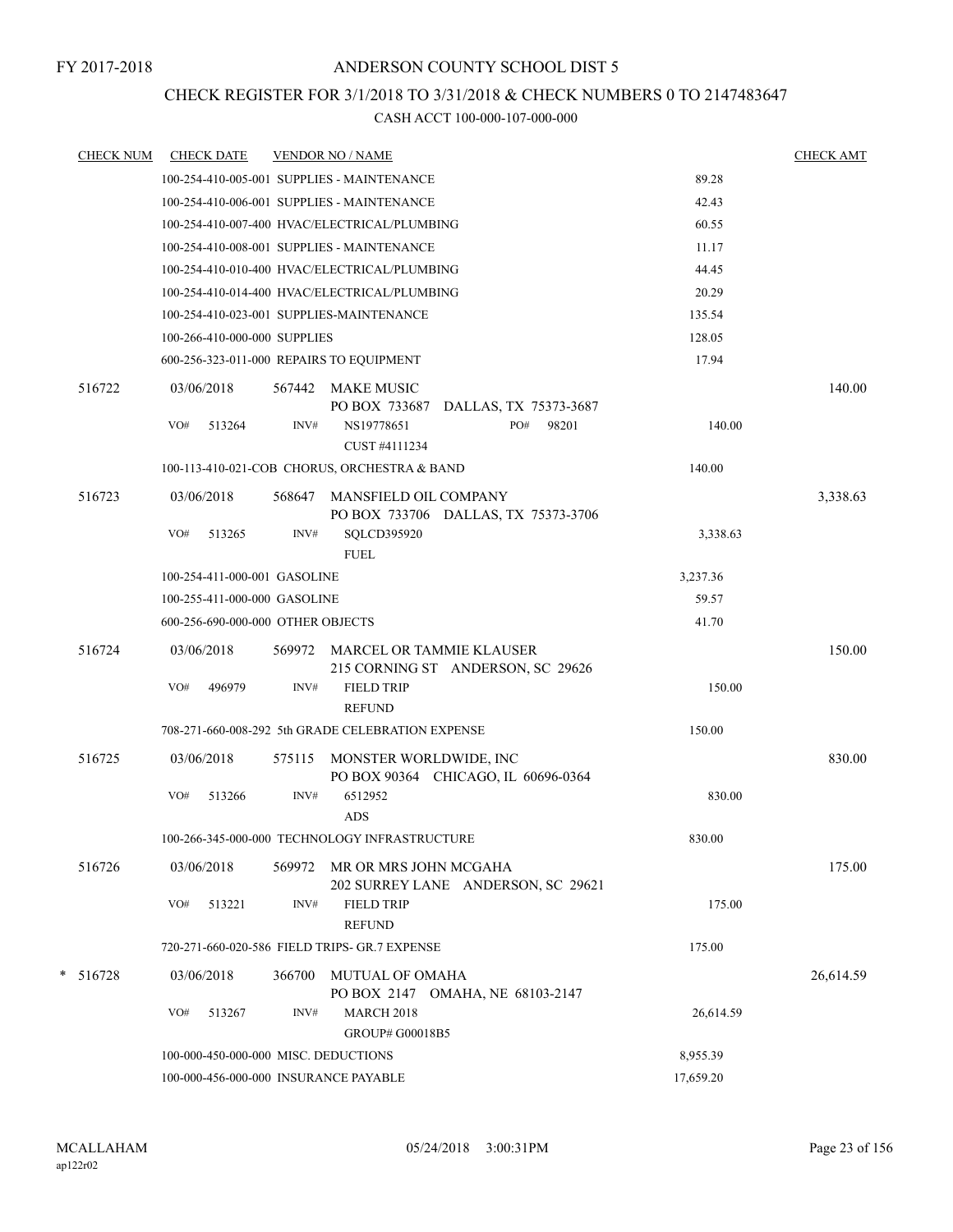FY 2017-2018

# ANDERSON COUNTY SCHOOL DIST 5

## CHECK REGISTER FOR 3/1/2018 TO 3/31/2018 & CHECK NUMBERS 0 TO 2147483647

### CASH ACCT 100-000-107-000-000

| CHECK NUM | CHECK DATE | VENDOR NO / NAME | | CHECK AMT |
|---|---|---|---|---|
| | 100-254-410-005-001 SUPPLIES - MAINTENANCE | | 89.28 | |
| | 100-254-410-006-001 SUPPLIES - MAINTENANCE | | 42.43 | |
| | 100-254-410-007-400 HVAC/ELECTRICAL/PLUMBING | | 60.55 | |
| | 100-254-410-008-001 SUPPLIES - MAINTENANCE | | 11.17 | |
| | 100-254-410-010-400 HVAC/ELECTRICAL/PLUMBING | | 44.45 | |
| | 100-254-410-014-400 HVAC/ELECTRICAL/PLUMBING | | 20.29 | |
| | 100-254-410-023-001 SUPPLIES-MAINTENANCE | | 135.54 | |
| | 100-266-410-000-000 SUPPLIES | | 128.05 | |
| | 600-256-323-011-000 REPAIRS TO EQUIPMENT | | 17.94 | |
| 516722 | 03/06/2018 | 567442 MAKE MUSIC<br>PO BOX 733687 DALLAS, TX 75373-3687 | | 140.00 |
| | VO# 513264 | INV# NS19778651 PO# 98201<br>CUST #4111234 | 140.00 | |
| | 100-113-410-021-COB CHORUS, ORCHESTRA & BAND | | 140.00 | |
| 516723 | 03/06/2018 | 568647 MANSFIELD OIL COMPANY<br>PO BOX 733706 DALLAS, TX 75373-3706 | | 3,338.63 |
| | VO# 513265 | INV# SQLCD395920<br>FUEL | 3,338.63 | |
| | 100-254-411-000-001 GASOLINE | | 3,237.36 | |
| | 100-255-411-000-000 GASOLINE | | 59.57 | |
| | 600-256-690-000-000 OTHER OBJECTS | | 41.70 | |
| 516724 | 03/06/2018 | 569972 MARCEL OR TAMMIE KLAUSER<br>215 CORNING ST ANDERSON, SC 29626 | | 150.00 |
| | VO# 496979 | INV# FIELD TRIP<br>REFUND | 150.00 | |
| | 708-271-660-008-292 5th GRADE CELEBRATION EXPENSE | | 150.00 | |
| 516725 | 03/06/2018 | 575115 MONSTER WORLDWIDE, INC<br>PO BOX 90364 CHICAGO, IL 60696-0364 | | 830.00 |
| | VO# 513266 | INV# 6512952<br>ADS | 830.00 | |
| | 100-266-345-000-000 TECHNOLOGY INFRASTRUCTURE | | 830.00 | |
| 516726 | 03/06/2018 | 569972 MR OR MRS JOHN MCGAHA<br>202 SURREY LANE ANDERSON, SC 29621 | | 175.00 |
| | VO# 513221 | INV# FIELD TRIP<br>REFUND | 175.00 | |
| | 720-271-660-020-586 FIELD TRIPS- GR.7 EXPENSE | | 175.00 | |
| * 516728 | 03/06/2018 | 366700 MUTUAL OF OMAHA<br>PO BOX 2147 OMAHA, NE 68103-2147 | | 26,614.59 |
| | VO# 513267 | INV# MARCH 2018<br>GROUP# G00018B5 | 26,614.59 | |
| | 100-000-450-000-000 MISC. DEDUCTIONS | | 8,955.39 | |
| | 100-000-456-000-000 INSURANCE PAYABLE | | 17,659.20 | |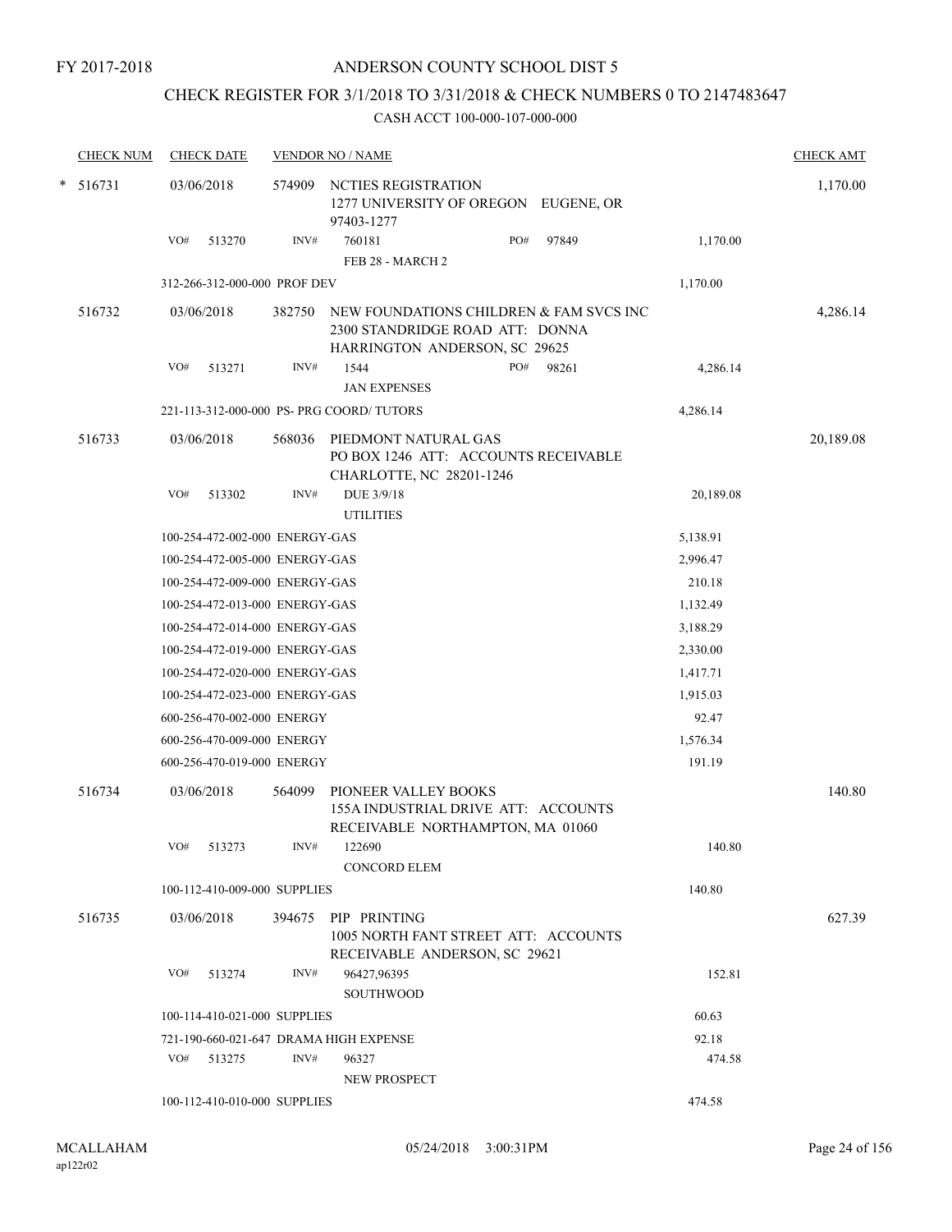FY 2017-2018

ANDERSON COUNTY SCHOOL DIST 5

CHECK REGISTER FOR 3/1/2018 TO 3/31/2018 & CHECK NUMBERS 0 TO 2147483647

CASH ACCT 100-000-107-000-000

| CHECK NUM | CHECK DATE | VENDOR NO / NAME | | CHECK AMT |
|---|---|---|---|---|
| * 516731 | 03/06/2018 | 574909 NCTIES REGISTRATION 1277 UNIVERSITY OF OREGON EUGENE, OR 97403-1277 | | 1,170.00 |
| | VO# 513270 | INV# 760181 PO# 97849 FEB 28 - MARCH 2 | 1,170.00 | |
| | 312-266-312-000-000 PROF DEV | | 1,170.00 | |
| 516732 | 03/06/2018 | 382750 NEW FOUNDATIONS CHILDREN & FAM SVCS INC 2300 STANDRIDGE ROAD ATT: DONNA HARRINGTON ANDERSON, SC 29625 | | 4,286.14 |
| | VO# 513271 | INV# 1544 PO# 98261 JAN EXPENSES | 4,286.14 | |
| | 221-113-312-000-000 PS- PRG COORD/ TUTORS | | 4,286.14 | |
| 516733 | 03/06/2018 | 568036 PIEDMONT NATURAL GAS PO BOX 1246 ATT: ACCOUNTS RECEIVABLE CHARLOTTE, NC 28201-1246 | | 20,189.08 |
| | VO# 513302 | INV# DUE 3/9/18 UTILITIES | 20,189.08 | |
| | 100-254-472-002-000 ENERGY-GAS | | 5,138.91 | |
| | 100-254-472-005-000 ENERGY-GAS | | 2,996.47 | |
| | 100-254-472-009-000 ENERGY-GAS | | 210.18 | |
| | 100-254-472-013-000 ENERGY-GAS | | 1,132.49 | |
| | 100-254-472-014-000 ENERGY-GAS | | 3,188.29 | |
| | 100-254-472-019-000 ENERGY-GAS | | 2,330.00 | |
| | 100-254-472-020-000 ENERGY-GAS | | 1,417.71 | |
| | 100-254-472-023-000 ENERGY-GAS | | 1,915.03 | |
| | 600-256-470-002-000 ENERGY | | 92.47 | |
| | 600-256-470-009-000 ENERGY | | 1,576.34 | |
| | 600-256-470-019-000 ENERGY | | 191.19 | |
| 516734 | 03/06/2018 | 564099 PIONEER VALLEY BOOKS 155A INDUSTRIAL DRIVE ATT: ACCOUNTS RECEIVABLE NORTHAMPTON, MA 01060 | | 140.80 |
| | VO# 513273 | INV# 122690 CONCORD ELEM | 140.80 | |
| | 100-112-410-009-000 SUPPLIES | | 140.80 | |
| 516735 | 03/06/2018 | 394675 PIP PRINTING 1005 NORTH FANT STREET ATT: ACCOUNTS RECEIVABLE ANDERSON, SC 29621 | | 627.39 |
| | VO# 513274 | INV# 96427,96395 SOUTHWOOD | 152.81 | |
| | 100-114-410-021-000 SUPPLIES | | 60.63 | |
| | 721-190-660-021-647 DRAMA HIGH EXPENSE | | 92.18 | |
| | VO# 513275 | INV# 96327 NEW PROSPECT | 474.58 | |
| | 100-112-410-010-000 SUPPLIES | | 474.58 | |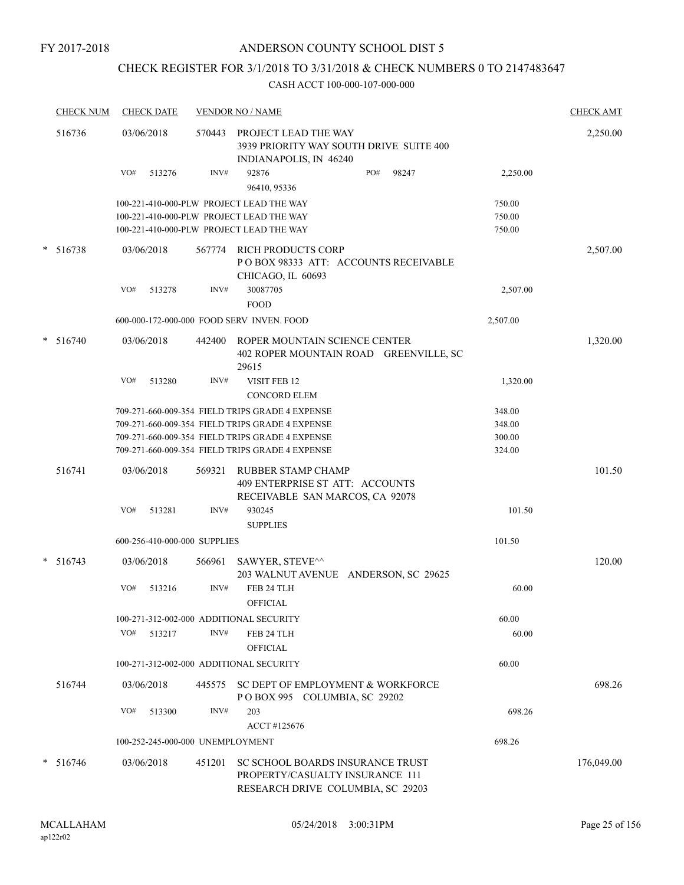FY 2017-2018

# ANDERSON COUNTY SCHOOL DIST 5

## CHECK REGISTER FOR 3/1/2018 TO 3/31/2018 & CHECK NUMBERS 0 TO 2147483647

### CASH ACCT 100-000-107-000-000

| CHECK NUM | CHECK DATE | VENDOR NO / NAME | | CHECK AMT |
|---|---|---|---|---|
| 516736 | 03/06/2018 | 570443 PROJECT LEAD THE WAY 3939 PRIORITY WAY SOUTH DRIVE SUITE 400 INDIANAPOLIS, IN 46240 | | 2,250.00 |
| | VO# 513276 | INV# 92876 PO# 98247 96410, 95336 | 2,250.00 | |
| | | 100-221-410-000-PLW PROJECT LEAD THE WAY | 750.00 | |
| | | 100-221-410-000-PLW PROJECT LEAD THE WAY | 750.00 | |
| | | 100-221-410-000-PLW PROJECT LEAD THE WAY | 750.00 | |
| * 516738 | 03/06/2018 | 567774 RICH PRODUCTS CORP P O BOX 98333 ATT: ACCOUNTS RECEIVABLE CHICAGO, IL 60693 | | 2,507.00 |
| | VO# 513278 | INV# 30087705 FOOD | 2,507.00 | |
| | | 600-000-172-000-000 FOOD SERV INVEN. FOOD | 2,507.00 | |
| * 516740 | 03/06/2018 | 442400 ROPER MOUNTAIN SCIENCE CENTER 402 ROPER MOUNTAIN ROAD GREENVILLE, SC 29615 | | 1,320.00 |
| | VO# 513280 | INV# VISIT FEB 12 CONCORD ELEM | 1,320.00 | |
| | | 709-271-660-009-354 FIELD TRIPS GRADE 4 EXPENSE | 348.00 | |
| | | 709-271-660-009-354 FIELD TRIPS GRADE 4 EXPENSE | 348.00 | |
| | | 709-271-660-009-354 FIELD TRIPS GRADE 4 EXPENSE | 300.00 | |
| | | 709-271-660-009-354 FIELD TRIPS GRADE 4 EXPENSE | 324.00 | |
| 516741 | 03/06/2018 | 569321 RUBBER STAMP CHAMP 409 ENTERPRISE ST ATT: ACCOUNTS RECEIVABLE SAN MARCOS, CA 92078 | | 101.50 |
| | VO# 513281 | INV# 930245 SUPPLIES | 101.50 | |
| | | 600-256-410-000-000 SUPPLIES | 101.50 | |
| * 516743 | 03/06/2018 | 566961 SAWYER, STEVE^^ 203 WALNUT AVENUE ANDERSON, SC 29625 | | 120.00 |
| | VO# 513216 | INV# FEB 24 TLH OFFICIAL | 60.00 | |
| | | 100-271-312-002-000 ADDITIONAL SECURITY | 60.00 | |
| | VO# 513217 | INV# FEB 24 TLH OFFICIAL | 60.00 | |
| | | 100-271-312-002-000 ADDITIONAL SECURITY | 60.00 | |
| 516744 | 03/06/2018 | 445575 SC DEPT OF EMPLOYMENT & WORKFORCE P O BOX 995 COLUMBIA, SC 29202 | | 698.26 |
| | VO# 513300 | INV# 203 ACCT #125676 | 698.26 | |
| | | 100-252-245-000-000 UNEMPLOYMENT | 698.26 | |
| * 516746 | 03/06/2018 | 451201 SC SCHOOL BOARDS INSURANCE TRUST PROPERTY/CASUALTY INSURANCE 111 RESEARCH DRIVE COLUMBIA, SC 29203 | | 176,049.00 |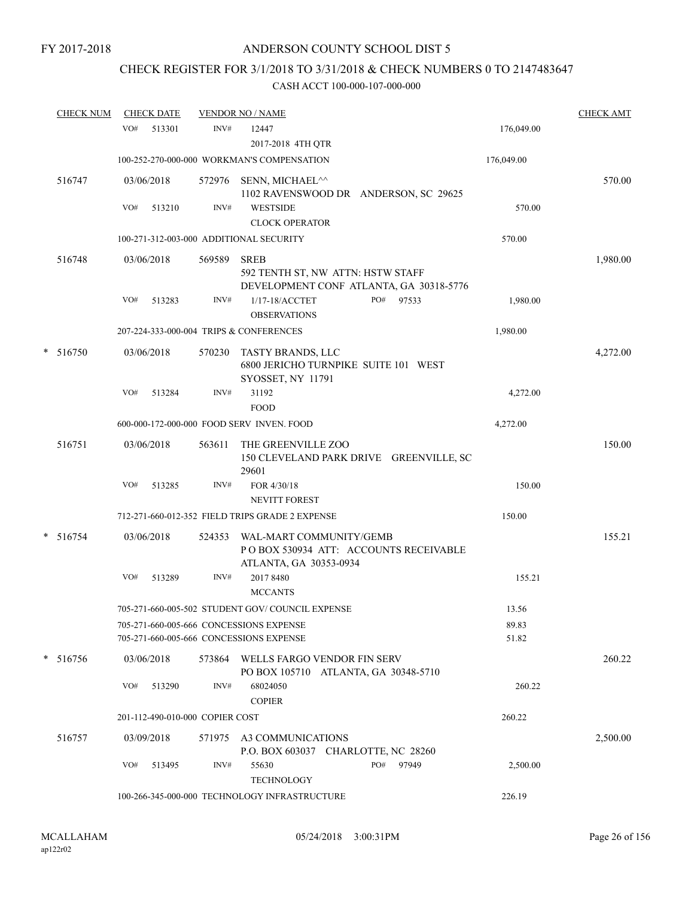FY 2017-2018

# ANDERSON COUNTY SCHOOL DIST 5

## CHECK REGISTER FOR 3/1/2018 TO 3/31/2018 & CHECK NUMBERS 0 TO 2147483647

### CASH ACCT 100-000-107-000-000

| CHECK NUM | CHECK DATE | VENDOR NO / NAME | | CHECK AMT |
|---|---|---|---|---|
| | VO# 513301 | INV# 12447<br>2017-2018 4TH QTR | 176,049.00 | |
| | 100-252-270-000-000 WORKMAN'S COMPENSATION | | 176,049.00 | |
| 516747 | 03/06/2018 | 572976 SENN, MICHAEL^^<br>1102 RAVENSWOOD DR ANDERSON, SC 29625 | | 570.00 |
| | VO# 513210 | INV# WESTSIDE<br>CLOCK OPERATOR | 570.00 | |
| | 100-271-312-003-000 ADDITIONAL SECURITY | | 570.00 | |
| 516748 | 03/06/2018 | 569589 SREB<br>592 TENTH ST, NW ATTN: HSTW STAFF<br>DEVELOPMENT CONF ATLANTA, GA 30318-5776 | | 1,980.00 |
| | VO# 513283 | INV# 1/17-18/ACCTET PO# 97533<br>OBSERVATIONS | 1,980.00 | |
| | 207-224-333-000-004 TRIPS & CONFERENCES | | 1,980.00 | |
| * 516750 | 03/06/2018 | 570230 TASTY BRANDS, LLC<br>6800 JERICHO TURNPIKE SUITE 101 WEST<br>SYOSSET, NY 11791 | | 4,272.00 |
| | VO# 513284 | INV# 31192<br>FOOD | 4,272.00 | |
| | 600-000-172-000-000 FOOD SERV INVEN. FOOD | | 4,272.00 | |
| 516751 | 03/06/2018 | 563611 THE GREENVILLE ZOO<br>150 CLEVELAND PARK DRIVE GREENVILLE, SC<br>29601 | | 150.00 |
| | VO# 513285 | INV# FOR 4/30/18<br>NEVITT FOREST | 150.00 | |
| | 712-271-660-012-352 FIELD TRIPS GRADE 2 EXPENSE | | 150.00 | |
| * 516754 | 03/06/2018 | 524353 WAL-MART COMMUNITY/GEMB<br>P O BOX 530934 ATT: ACCOUNTS RECEIVABLE<br>ATLANTA, GA 30353-0934 | | 155.21 |
| | VO# 513289 | INV# 2017 8480<br>MCCANTS | 155.21 | |
| | 705-271-660-005-502 STUDENT GOV/ COUNCIL EXPENSE | | 13.56 | |
| | 705-271-660-005-666 CONCESSIONS EXPENSE | | 89.83 | |
| | 705-271-660-005-666 CONCESSIONS EXPENSE | | 51.82 | |
| * 516756 | 03/06/2018 | 573864 WELLS FARGO VENDOR FIN SERV<br>PO BOX 105710 ATLANTA, GA 30348-5710 | | 260.22 |
| | VO# 513290 | INV# 68024050<br>COPIER | 260.22 | |
| | 201-112-490-010-000 COPIER COST | | 260.22 | |
| 516757 | 03/09/2018 | 571975 A3 COMMUNICATIONS<br>P.O. BOX 603037 CHARLOTTE, NC 28260 | | 2,500.00 |
| | VO# 513495 | INV# 55630 PO# 97949<br>TECHNOLOGY | 2,500.00 | |
| | 100-266-345-000-000 TECHNOLOGY INFRASTRUCTURE | | 226.19 | |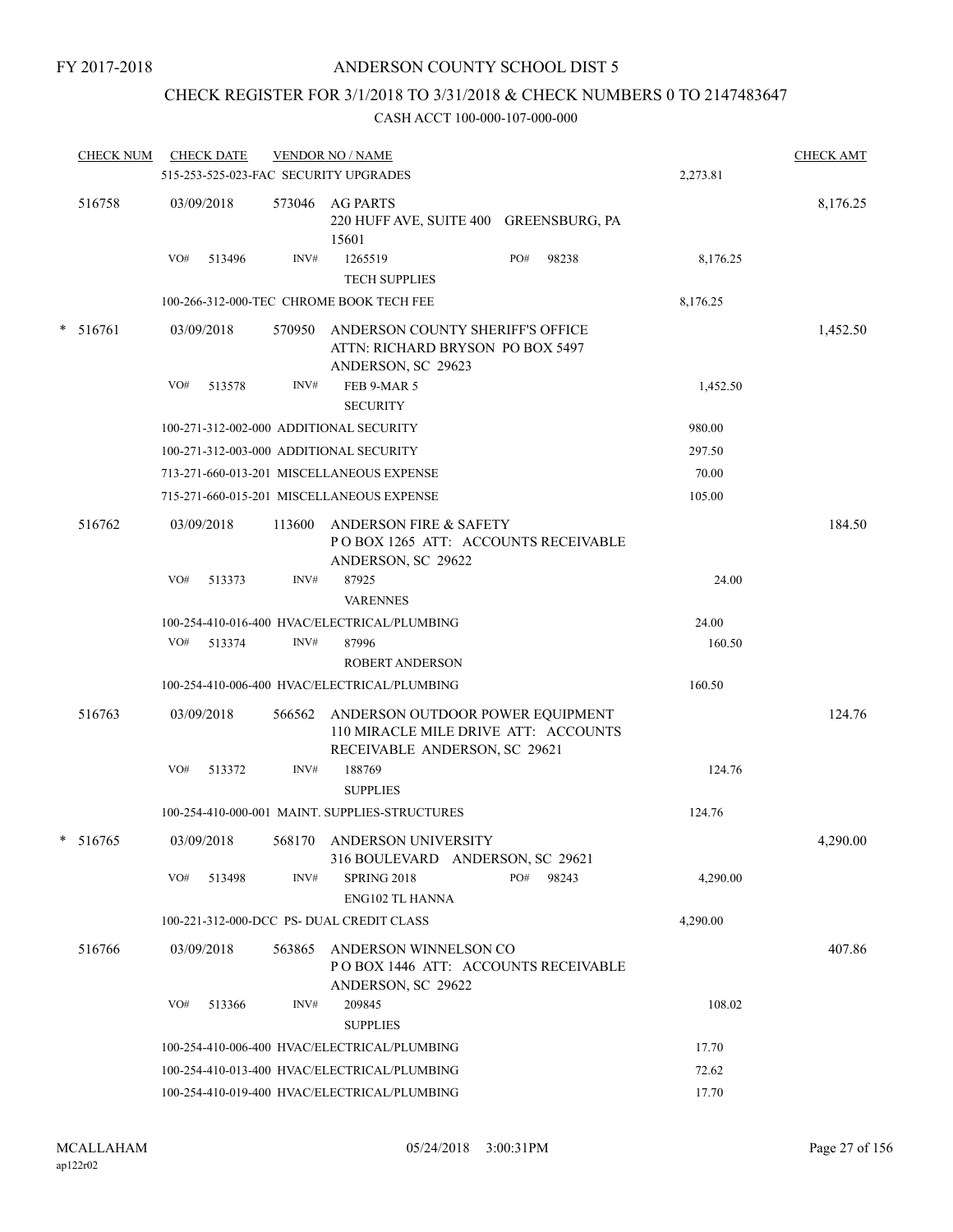FY 2017-2018

# ANDERSON COUNTY SCHOOL DIST 5

## CHECK REGISTER FOR 3/1/2018 TO 3/31/2018 & CHECK NUMBERS 0 TO 2147483647

### CASH ACCT 100-000-107-000-000

| CHECK NUM | CHECK DATE | VENDOR NO / NAME | | CHECK AMT |
|---|---|---|---|---|
| | 515-253-525-023-FAC SECURITY UPGRADES | | 2,273.81 | |
| 516758 | 03/09/2018 | 573046 AG PARTS<br>220 HUFF AVE, SUITE 400 GREENSBURG, PA 15601 | | 8,176.25 |
| | VO# 513496 | INV# 1265519 PO# 98238<br>TECH SUPPLIES | 8,176.25 | |
| | 100-266-312-000-TEC CHROME BOOK TECH FEE | | 8,176.25 | |
| * 516761 | 03/09/2018 | 570950 ANDERSON COUNTY SHERIFF'S OFFICE<br>ATTN: RICHARD BRYSON PO BOX 5497<br>ANDERSON, SC 29623 | | 1,452.50 |
| | VO# 513578 | INV# FEB 9-MAR 5<br>SECURITY | 1,452.50 | |
| | 100-271-312-002-000 ADDITIONAL SECURITY | | 980.00 | |
| | 100-271-312-003-000 ADDITIONAL SECURITY | | 297.50 | |
| | 713-271-660-013-201 MISCELLANEOUS EXPENSE | | 70.00 | |
| | 715-271-660-015-201 MISCELLANEOUS EXPENSE | | 105.00 | |
| 516762 | 03/09/2018 | 113600 ANDERSON FIRE & SAFETY<br>P O BOX 1265 ATT: ACCOUNTS RECEIVABLE<br>ANDERSON, SC 29622 | | 184.50 |
| | VO# 513373 | INV# 87925<br>VARENNES | 24.00 | |
| | 100-254-410-016-400 HVAC/ELECTRICAL/PLUMBING | | 24.00 | |
| | VO# 513374 | INV# 87996<br>ROBERT ANDERSON | 160.50 | |
| | 100-254-410-006-400 HVAC/ELECTRICAL/PLUMBING | | 160.50 | |
| 516763 | 03/09/2018 | 566562 ANDERSON OUTDOOR POWER EQUIPMENT<br>110 MIRACLE MILE DRIVE ATT: ACCOUNTS<br>RECEIVABLE ANDERSON, SC 29621 | | 124.76 |
| | VO# 513372 | INV# 188769<br>SUPPLIES | 124.76 | |
| | 100-254-410-000-001 MAINT. SUPPLIES-STRUCTURES | | 124.76 | |
| * 516765 | 03/09/2018 | 568170 ANDERSON UNIVERSITY<br>316 BOULEVARD ANDERSON, SC 29621 | | 4,290.00 |
| | VO# 513498 | INV# SPRING 2018 PO# 98243<br>ENG102 TL HANNA | 4,290.00 | |
| | 100-221-312-000-DCC PS- DUAL CREDIT CLASS | | 4,290.00 | |
| 516766 | 03/09/2018 | 563865 ANDERSON WINNELSON CO<br>P O BOX 1446 ATT: ACCOUNTS RECEIVABLE<br>ANDERSON, SC 29622 | | 407.86 |
| | VO# 513366 | INV# 209845<br>SUPPLIES | 108.02 | |
| | 100-254-410-006-400 HVAC/ELECTRICAL/PLUMBING | | 17.70 | |
| | 100-254-410-013-400 HVAC/ELECTRICAL/PLUMBING | | 72.62 | |
| | 100-254-410-019-400 HVAC/ELECTRICAL/PLUMBING | | 17.70 | |

MCALLAHAM ap122r02 05/24/2018 3:00:31PM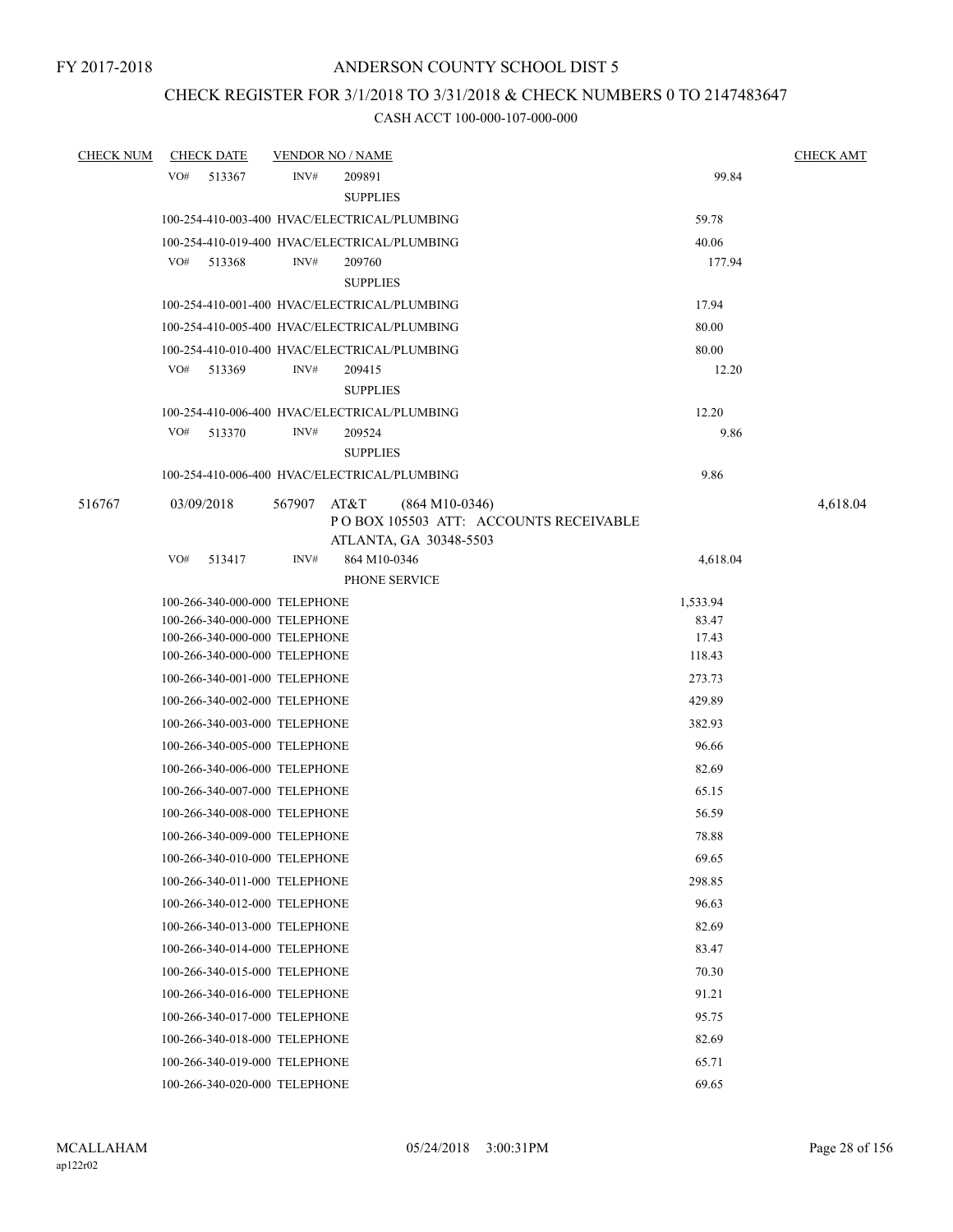FY 2017-2018

ANDERSON COUNTY SCHOOL DIST 5

CHECK REGISTER FOR 3/1/2018 TO 3/31/2018 & CHECK NUMBERS 0 TO 2147483647

CASH ACCT 100-000-107-000-000

| CHECK NUM | CHECK DATE | VENDOR NO / NAME | | CHECK AMT |
|---|---|---|---|---|
| | VO# 513367 | INV# 209891 SUPPLIES | 99.84 | |
| | 100-254-410-003-400 HVAC/ELECTRICAL/PLUMBING | | 59.78 | |
| | 100-254-410-019-400 HVAC/ELECTRICAL/PLUMBING | | 40.06 | |
| | VO# 513368 | INV# 209760 SUPPLIES | 177.94 | |
| | 100-254-410-001-400 HVAC/ELECTRICAL/PLUMBING | | 17.94 | |
| | 100-254-410-005-400 HVAC/ELECTRICAL/PLUMBING | | 80.00 | |
| | 100-254-410-010-400 HVAC/ELECTRICAL/PLUMBING | | 80.00 | |
| | VO# 513369 | INV# 209415 SUPPLIES | 12.20 | |
| | 100-254-410-006-400 HVAC/ELECTRICAL/PLUMBING | | 12.20 | |
| | VO# 513370 | INV# 209524 SUPPLIES | 9.86 | |
| | 100-254-410-006-400 HVAC/ELECTRICAL/PLUMBING | | 9.86 | |
| 516767 | 03/09/2018 | 567907 AT&T (864 M10-0346) P O BOX 105503 ATT: ACCOUNTS RECEIVABLE ATLANTA, GA 30348-5503 | | 4,618.04 |
| | VO# 513417 | INV# 864 M10-0346 PHONE SERVICE | 4,618.04 | |
| | 100-266-340-000-000 TELEPHONE | | 1,533.94 | |
| | 100-266-340-000-000 TELEPHONE | | 83.47 | |
| | 100-266-340-000-000 TELEPHONE | | 17.43 | |
| | 100-266-340-000-000 TELEPHONE | | 118.43 | |
| | 100-266-340-001-000 TELEPHONE | | 273.73 | |
| | 100-266-340-002-000 TELEPHONE | | 429.89 | |
| | 100-266-340-003-000 TELEPHONE | | 382.93 | |
| | 100-266-340-005-000 TELEPHONE | | 96.66 | |
| | 100-266-340-006-000 TELEPHONE | | 82.69 | |
| | 100-266-340-007-000 TELEPHONE | | 65.15 | |
| | 100-266-340-008-000 TELEPHONE | | 56.59 | |
| | 100-266-340-009-000 TELEPHONE | | 78.88 | |
| | 100-266-340-010-000 TELEPHONE | | 69.65 | |
| | 100-266-340-011-000 TELEPHONE | | 298.85 | |
| | 100-266-340-012-000 TELEPHONE | | 96.63 | |
| | 100-266-340-013-000 TELEPHONE | | 82.69 | |
| | 100-266-340-014-000 TELEPHONE | | 83.47 | |
| | 100-266-340-015-000 TELEPHONE | | 70.30 | |
| | 100-266-340-016-000 TELEPHONE | | 91.21 | |
| | 100-266-340-017-000 TELEPHONE | | 95.75 | |
| | 100-266-340-018-000 TELEPHONE | | 82.69 | |
| | 100-266-340-019-000 TELEPHONE | | 65.71 | |
| | 100-266-340-020-000 TELEPHONE | | 69.65 | |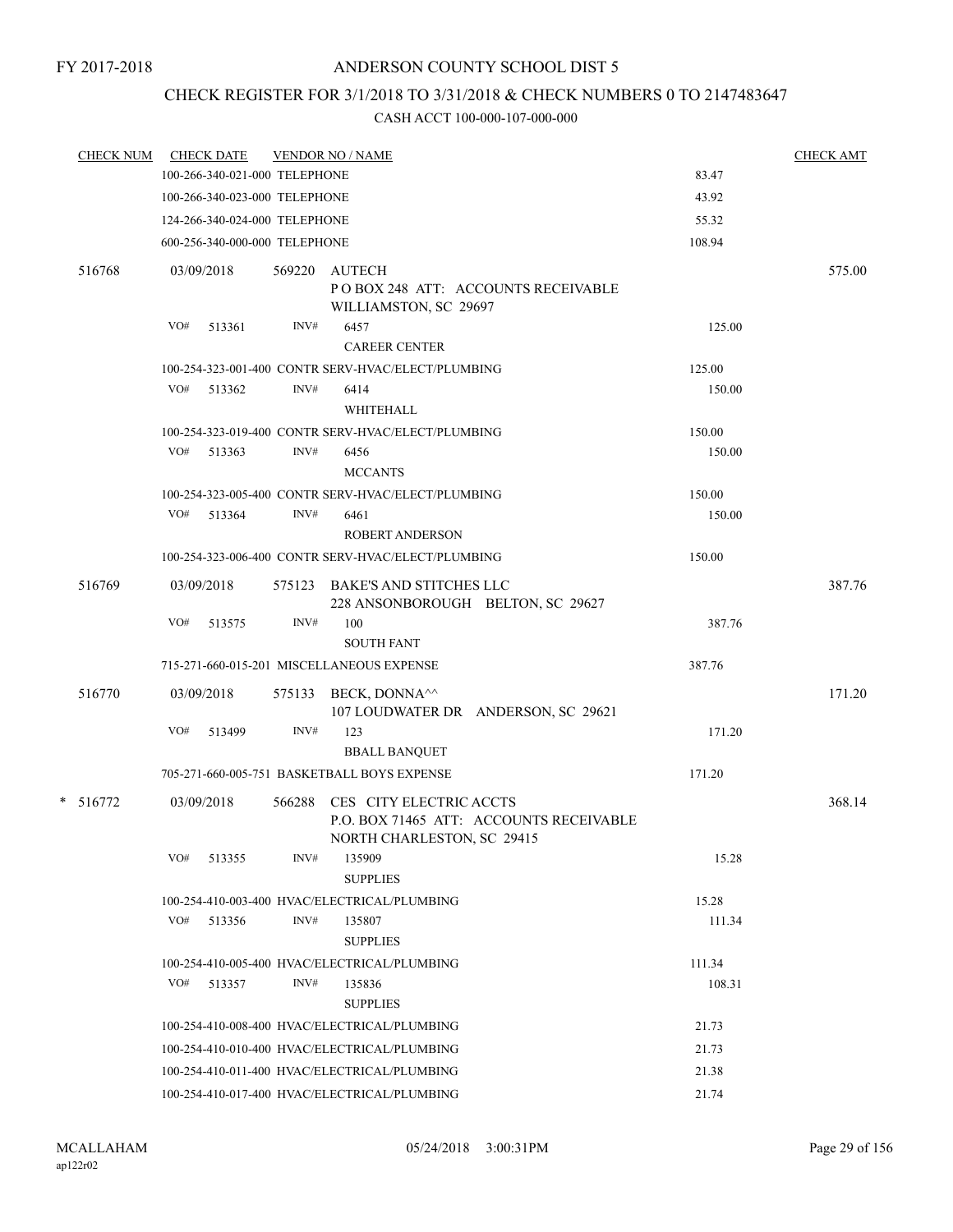FY 2017-2018

ANDERSON COUNTY SCHOOL DIST 5

CHECK REGISTER FOR 3/1/2018 TO 3/31/2018 & CHECK NUMBERS 0 TO 2147483647

CASH ACCT 100-000-107-000-000

| CHECK NUM | CHECK DATE | VENDOR NO / NAME | | CHECK AMT |
|---|---|---|---|---|
| | 100-266-340-021-000 TELEPHONE | | 83.47 | |
| | 100-266-340-023-000 TELEPHONE | | 43.92 | |
| | 124-266-340-024-000 TELEPHONE | | 55.32 | |
| | 600-256-340-000-000 TELEPHONE | | 108.94 | |
| 516768 | 03/09/2018 | 569220 AUTECH<br>P O BOX 248 ATT: ACCOUNTS RECEIVABLE<br>WILLIAMSTON, SC 29697 | | 575.00 |
| | VO# 513361 | INV# 6457<br>CAREER CENTER | 125.00 | |
| | 100-254-323-001-400 CONTR SERV-HVAC/ELECT/PLUMBING | | 125.00 | |
| | VO# 513362 | INV# 6414<br>WHITEHALL | 150.00 | |
| | 100-254-323-019-400 CONTR SERV-HVAC/ELECT/PLUMBING | | 150.00 | |
| | VO# 513363 | INV# 6456<br>MCCANTS | 150.00 | |
| | 100-254-323-005-400 CONTR SERV-HVAC/ELECT/PLUMBING | | 150.00 | |
| | VO# 513364 | INV# 6461<br>ROBERT ANDERSON | 150.00 | |
| | 100-254-323-006-400 CONTR SERV-HVAC/ELECT/PLUMBING | | 150.00 | |
| 516769 | 03/09/2018 | 575123 BAKE'S AND STITCHES LLC<br>228 ANSONBOROUGH BELTON, SC 29627 | | 387.76 |
| | VO# 513575 | INV# 100<br>SOUTH FANT | 387.76 | |
| | 715-271-660-015-201 MISCELLANEOUS EXPENSE | | 387.76 | |
| 516770 | 03/09/2018 | 575133 BECK, DONNA^^<br>107 LOUDWATER DR ANDERSON, SC 29621 | | 171.20 |
| | VO# 513499 | INV# 123<br>BBALL BANQUET | 171.20 | |
| | 705-271-660-005-751 BASKETBALL BOYS EXPENSE | | 171.20 | |
| * 516772 | 03/09/2018 | 566288 CES CITY ELECTRIC ACCTS<br>P.O. BOX 71465 ATT: ACCOUNTS RECEIVABLE<br>NORTH CHARLESTON, SC 29415 | | 368.14 |
| | VO# 513355 | INV# 135909<br>SUPPLIES | 15.28 | |
| | 100-254-410-003-400 HVAC/ELECTRICAL/PLUMBING | | 15.28 | |
| | VO# 513356 | INV# 135807<br>SUPPLIES | 111.34 | |
| | 100-254-410-005-400 HVAC/ELECTRICAL/PLUMBING | | 111.34 | |
| | VO# 513357 | INV# 135836<br>SUPPLIES | 108.31 | |
| | 100-254-410-008-400 HVAC/ELECTRICAL/PLUMBING | | 21.73 | |
| | 100-254-410-010-400 HVAC/ELECTRICAL/PLUMBING | | 21.73 | |
| | 100-254-410-011-400 HVAC/ELECTRICAL/PLUMBING | | 21.38 | |
| | 100-254-410-017-400 HVAC/ELECTRICAL/PLUMBING | | 21.74 | |

MCALLAHAM
ap122r02

05/24/2018 3:00:31PM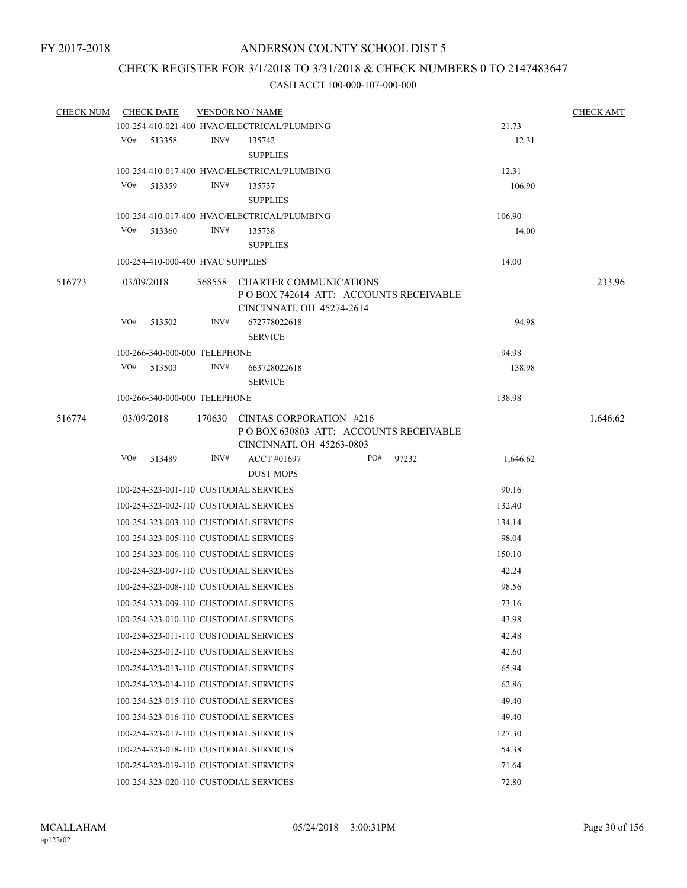FY 2017-2018

# ANDERSON COUNTY SCHOOL DIST 5

## CHECK REGISTER FOR 3/1/2018 TO 3/31/2018 & CHECK NUMBERS 0 TO 2147483647

### CASH ACCT 100-000-107-000-000

| CHECK NUM | CHECK DATE | VENDOR NO / NAME | | CHECK AMT |
|---|---|---|---|---|
| | 100-254-410-021-400 HVAC/ELECTRICAL/PLUMBING | | 21.73 | |
| | VO# 513358 | INV# 135742 SUPPLIES | 12.31 | |
| | 100-254-410-017-400 HVAC/ELECTRICAL/PLUMBING | | 12.31 | |
| | VO# 513359 | INV# 135737 SUPPLIES | 106.90 | |
| | 100-254-410-017-400 HVAC/ELECTRICAL/PLUMBING | | 106.90 | |
| | VO# 513360 | INV# 135738 SUPPLIES | 14.00 | |
| | 100-254-410-000-400 HVAC SUPPLIES | | 14.00 | |
| 516773 | 03/09/2018 | 568558 CHARTER COMMUNICATIONS P O BOX 742614 ATT: ACCOUNTS RECEIVABLE CINCINNATI, OH 45274-2614 | | 233.96 |
| | VO# 513502 | INV# 672778022618 SERVICE | 94.98 | |
| | 100-266-340-000-000 TELEPHONE | | 94.98 | |
| | VO# 513503 | INV# 663728022618 SERVICE | 138.98 | |
| | 100-266-340-000-000 TELEPHONE | | 138.98 | |
| 516774 | 03/09/2018 | 170630 CINTAS CORPORATION #216 P O BOX 630803 ATT: ACCOUNTS RECEIVABLE CINCINNATI, OH 45263-0803 | | 1,646.62 |
| | VO# 513489 | INV# ACCT #01697 PO# 97232 DUST MOPS | 1,646.62 | |
| | 100-254-323-001-110 CUSTODIAL SERVICES | | 90.16 | |
| | 100-254-323-002-110 CUSTODIAL SERVICES | | 132.40 | |
| | 100-254-323-003-110 CUSTODIAL SERVICES | | 134.14 | |
| | 100-254-323-005-110 CUSTODIAL SERVICES | | 98.04 | |
| | 100-254-323-006-110 CUSTODIAL SERVICES | | 150.10 | |
| | 100-254-323-007-110 CUSTODIAL SERVICES | | 42.24 | |
| | 100-254-323-008-110 CUSTODIAL SERVICES | | 98.56 | |
| | 100-254-323-009-110 CUSTODIAL SERVICES | | 73.16 | |
| | 100-254-323-010-110 CUSTODIAL SERVICES | | 43.98 | |
| | 100-254-323-011-110 CUSTODIAL SERVICES | | 42.48 | |
| | 100-254-323-012-110 CUSTODIAL SERVICES | | 42.60 | |
| | 100-254-323-013-110 CUSTODIAL SERVICES | | 65.94 | |
| | 100-254-323-014-110 CUSTODIAL SERVICES | | 62.86 | |
| | 100-254-323-015-110 CUSTODIAL SERVICES | | 49.40 | |
| | 100-254-323-016-110 CUSTODIAL SERVICES | | 49.40 | |
| | 100-254-323-017-110 CUSTODIAL SERVICES | | 127.30 | |
| | 100-254-323-018-110 CUSTODIAL SERVICES | | 54.38 | |
| | 100-254-323-019-110 CUSTODIAL SERVICES | | 71.64 | |
| | 100-254-323-020-110 CUSTODIAL SERVICES | | 72.80 | |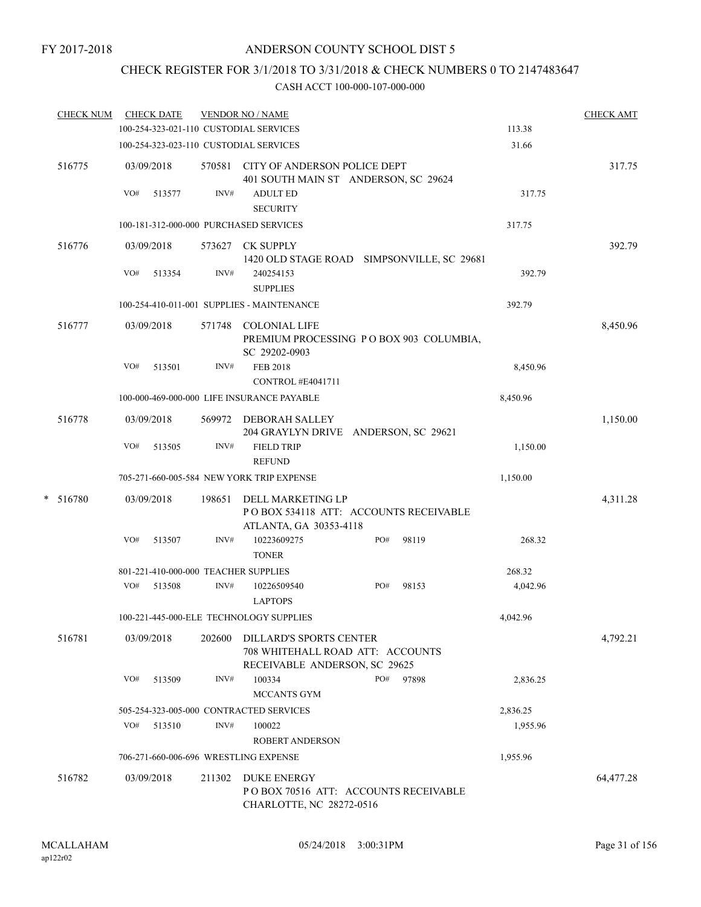FY 2017-2018

# ANDERSON COUNTY SCHOOL DIST 5

## CHECK REGISTER FOR 3/1/2018 TO 3/31/2018 & CHECK NUMBERS 0 TO 2147483647

### CASH ACCT 100-000-107-000-000

| CHECK NUM | CHECK DATE | VENDOR NO / NAME | | CHECK AMT |
|---|---|---|---|---|
| | 100-254-323-021-110 CUSTODIAL SERVICES | | 113.38 | |
| | 100-254-323-023-110 CUSTODIAL SERVICES | | 31.66 | |
| 516775 | 03/09/2018 | 570581 CITY OF ANDERSON POLICE DEPT<br>401 SOUTH MAIN ST ANDERSON, SC 29624 | | 317.75 |
| | VO# 513577 | INV# ADULT ED<br>SECURITY | 317.75 | |
| | 100-181-312-000-000 PURCHASED SERVICES | | 317.75 | |
| 516776 | 03/09/2018 | 573627 CK SUPPLY<br>1420 OLD STAGE ROAD SIMPSONVILLE, SC 29681 | | 392.79 |
| | VO# 513354 | INV# 240254153<br>SUPPLIES | 392.79 | |
| | 100-254-410-011-001 SUPPLIES - MAINTENANCE | | 392.79 | |
| 516777 | 03/09/2018 | 571748 COLONIAL LIFE<br>PREMIUM PROCESSING P O BOX 903 COLUMBIA, SC 29202-0903 | | 8,450.96 |
| | VO# 513501 | INV# FEB 2018<br>CONTROL #E4041711 | 8,450.96 | |
| | 100-000-469-000-000 LIFE INSURANCE PAYABLE | | 8,450.96 | |
| 516778 | 03/09/2018 | 569972 DEBORAH SALLEY<br>204 GRAYLYN DRIVE ANDERSON, SC 29621 | | 1,150.00 |
| | VO# 513505 | INV# FIELD TRIP<br>REFUND | 1,150.00 | |
| | 705-271-660-005-584 NEW YORK TRIP EXPENSE | | 1,150.00 | |
| * 516780 | 03/09/2018 | 198651 DELL MARKETING LP<br>P O BOX 534118 ATT: ACCOUNTS RECEIVABLE ATLANTA, GA 30353-4118 | | 4,311.28 |
| | VO# 513507 | INV# 10223609275 PO# 98119<br>TONER | 268.32 | |
| | 801-221-410-000-000 TEACHER SUPPLIES | | 268.32 | |
| | VO# 513508 | INV# 10226509540 PO# 98153<br>LAPTOPS | 4,042.96 | |
| | 100-221-445-000-ELE TECHNOLOGY SUPPLIES | | 4,042.96 | |
| 516781 | 03/09/2018 | 202600 DILLARD'S SPORTS CENTER<br>708 WHITEHALL ROAD ATT: ACCOUNTS RECEIVABLE ANDERSON, SC 29625 | | 4,792.21 |
| | VO# 513509 | INV# 100334 PO# 97898<br>MCCANTS GYM | 2,836.25 | |
| | 505-254-323-005-000 CONTRACTED SERVICES | | 2,836.25 | |
| | VO# 513510 | INV# 100022<br>ROBERT ANDERSON | 1,955.96 | |
| | 706-271-660-006-696 WRESTLING EXPENSE | | 1,955.96 | |
| 516782 | 03/09/2018 | 211302 DUKE ENERGY<br>P O BOX 70516 ATT: ACCOUNTS RECEIVABLE CHARLOTTE, NC 28272-0516 | | 64,477.28 |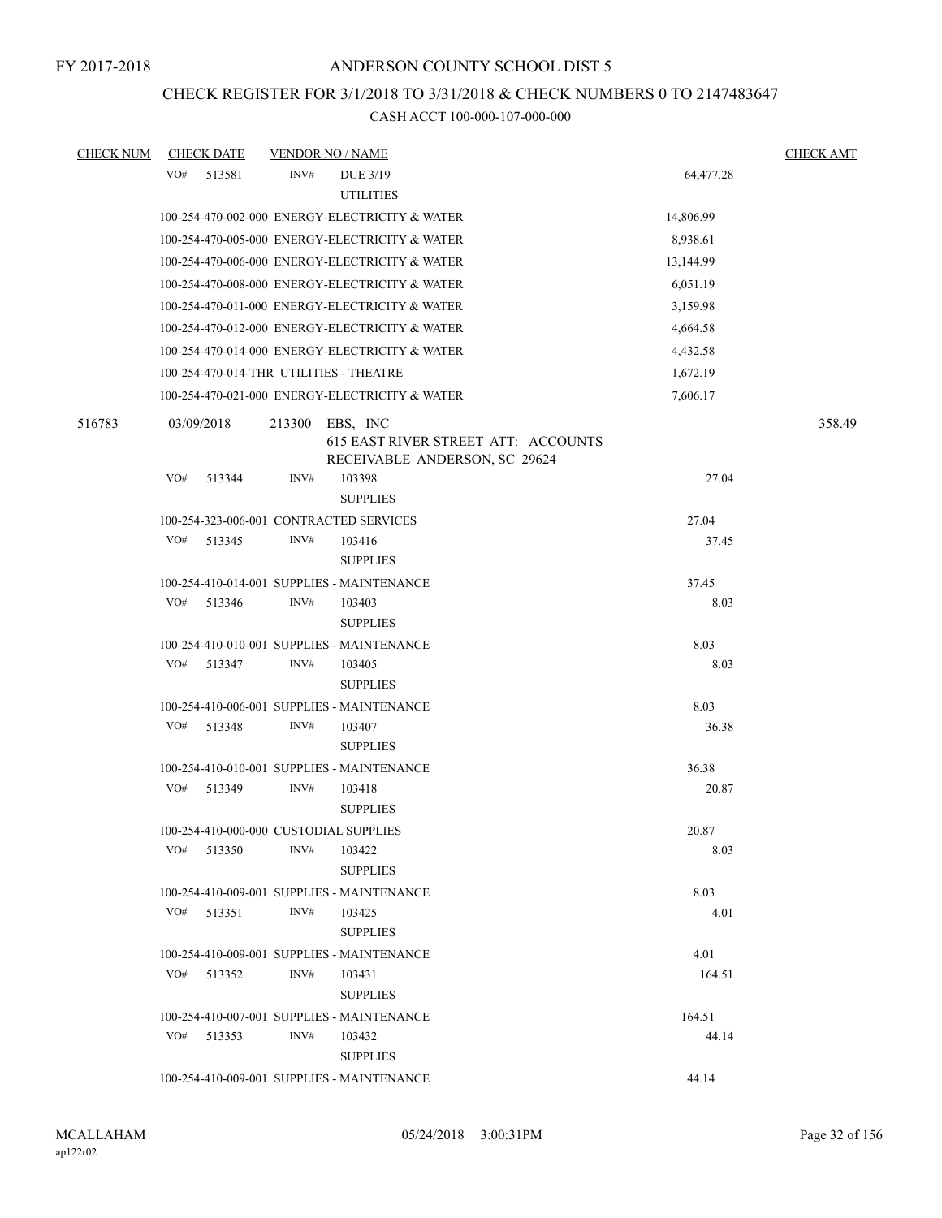FY 2017-2018

# ANDERSON COUNTY SCHOOL DIST 5

## CHECK REGISTER FOR 3/1/2018 TO 3/31/2018 & CHECK NUMBERS 0 TO 2147483647

### CASH ACCT 100-000-107-000-000

| CHECK NUM | CHECK DATE | VENDOR NO / NAME | | CHECK AMT |
|---|---|---|---|---|
| | VO# 513581 | INV# DUE 3/19 UTILITIES | 64,477.28 | |
| | 100-254-470-002-000 ENERGY-ELECTRICITY & WATER | | 14,806.99 | |
| | 100-254-470-005-000 ENERGY-ELECTRICITY & WATER | | 8,938.61 | |
| | 100-254-470-006-000 ENERGY-ELECTRICITY & WATER | | 13,144.99 | |
| | 100-254-470-008-000 ENERGY-ELECTRICITY & WATER | | 6,051.19 | |
| | 100-254-470-011-000 ENERGY-ELECTRICITY & WATER | | 3,159.98 | |
| | 100-254-470-012-000 ENERGY-ELECTRICITY & WATER | | 4,664.58 | |
| | 100-254-470-014-000 ENERGY-ELECTRICITY & WATER | | 4,432.58 | |
| | 100-254-470-014-THR UTILITIES - THEATRE | | 1,672.19 | |
| | 100-254-470-021-000 ENERGY-ELECTRICITY & WATER | | 7,606.17 | |
| 516783 | 03/09/2018 | 213300 EBS, INC 615 EAST RIVER STREET ATT: ACCOUNTS RECEIVABLE ANDERSON, SC 29624 | | 358.49 |
| | VO# 513344 | INV# 103398 SUPPLIES | 27.04 | |
| | 100-254-323-006-001 CONTRACTED SERVICES | | 27.04 | |
| | VO# 513345 | INV# 103416 SUPPLIES | 37.45 | |
| | 100-254-410-014-001 SUPPLIES - MAINTENANCE | | 37.45 | |
| | VO# 513346 | INV# 103403 SUPPLIES | 8.03 | |
| | 100-254-410-010-001 SUPPLIES - MAINTENANCE | | 8.03 | |
| | VO# 513347 | INV# 103405 SUPPLIES | 8.03 | |
| | 100-254-410-006-001 SUPPLIES - MAINTENANCE | | 8.03 | |
| | VO# 513348 | INV# 103407 SUPPLIES | 36.38 | |
| | 100-254-410-010-001 SUPPLIES - MAINTENANCE | | 36.38 | |
| | VO# 513349 | INV# 103418 SUPPLIES | 20.87 | |
| | 100-254-410-000-000 CUSTODIAL SUPPLIES | | 20.87 | |
| | VO# 513350 | INV# 103422 SUPPLIES | 8.03 | |
| | 100-254-410-009-001 SUPPLIES - MAINTENANCE | | 8.03 | |
| | VO# 513351 | INV# 103425 SUPPLIES | 4.01 | |
| | 100-254-410-009-001 SUPPLIES - MAINTENANCE | | 4.01 | |
| | VO# 513352 | INV# 103431 SUPPLIES | 164.51 | |
| | 100-254-410-007-001 SUPPLIES - MAINTENANCE | | 164.51 | |
| | VO# 513353 | INV# 103432 SUPPLIES | 44.14 | |
| | 100-254-410-009-001 SUPPLIES - MAINTENANCE | | 44.14 | |

MCALLAHAM ap122r02 05/24/2018 3:00:31PM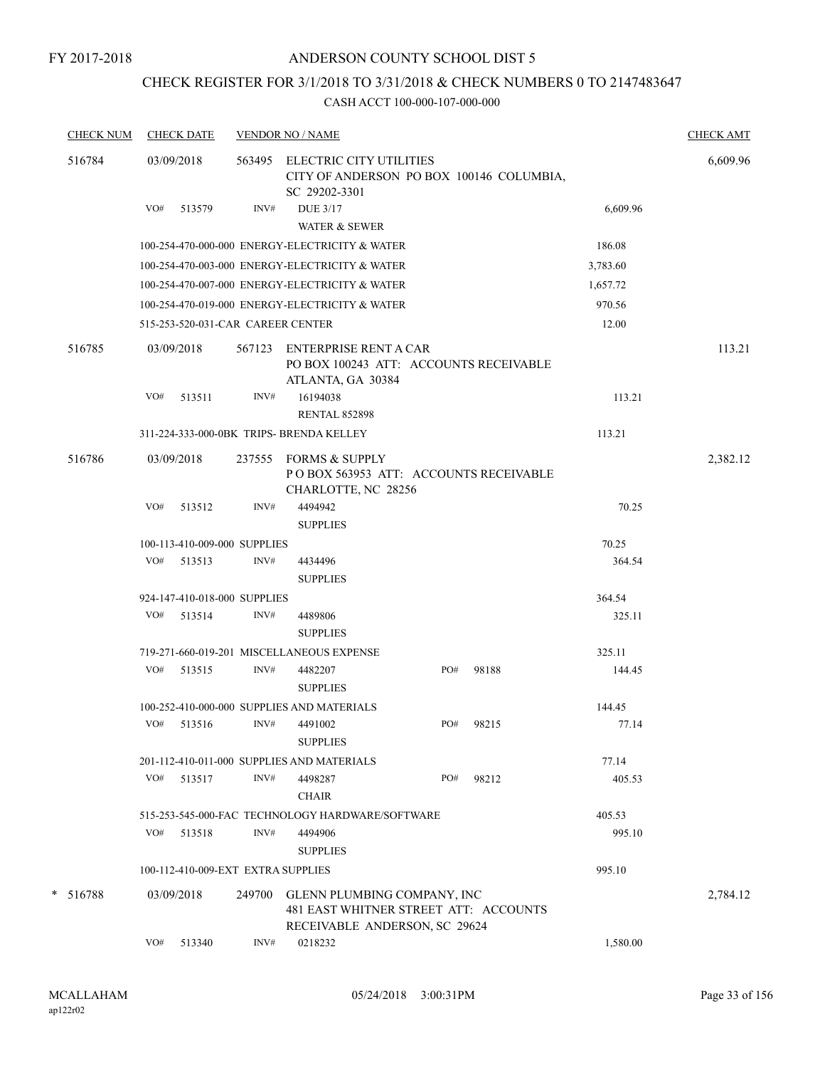FY 2017-2018

# ANDERSON COUNTY SCHOOL DIST 5

## CHECK REGISTER FOR 3/1/2018 TO 3/31/2018 & CHECK NUMBERS 0 TO 2147483647

CASH ACCT 100-000-107-000-000

| CHECK NUM | CHECK DATE | VENDOR NO / NAME | | CHECK AMT |
|---|---|---|---|---|
| 516784 | 03/09/2018 | 563495 ELECTRIC CITY UTILITIES CITY OF ANDERSON PO BOX 100146 COLUMBIA, SC 29202-3301 | | 6,609.96 |
| | VO# 513579 | INV# DUE 3/17 WATER & SEWER | 6,609.96 | |
| | | 100-254-470-000-000 ENERGY-ELECTRICITY & WATER | 186.08 | |
| | | 100-254-470-003-000 ENERGY-ELECTRICITY & WATER | 3,783.60 | |
| | | 100-254-470-007-000 ENERGY-ELECTRICITY & WATER | 1,657.72 | |
| | | 100-254-470-019-000 ENERGY-ELECTRICITY & WATER | 970.56 | |
| | | 515-253-520-031-CAR CAREER CENTER | 12.00 | |
| 516785 | 03/09/2018 | 567123 ENTERPRISE RENT A CAR PO BOX 100243 ATT: ACCOUNTS RECEIVABLE ATLANTA, GA 30384 | | 113.21 |
| | VO# 513511 | INV# 16194038 RENTAL 852898 | 113.21 | |
| | | 311-224-333-000-0BK TRIPS- BRENDA KELLEY | 113.21 | |
| 516786 | 03/09/2018 | 237555 FORMS & SUPPLY P O BOX 563953 ATT: ACCOUNTS RECEIVABLE CHARLOTTE, NC 28256 | | 2,382.12 |
| | VO# 513512 | INV# 4494942 SUPPLIES | 70.25 | |
| | | 100-113-410-009-000 SUPPLIES | 70.25 | |
| | VO# 513513 | INV# 4434496 SUPPLIES | 364.54 | |
| | | 924-147-410-018-000 SUPPLIES | 364.54 | |
| | VO# 513514 | INV# 4489806 SUPPLIES | 325.11 | |
| | | 719-271-660-019-201 MISCELLANEOUS EXPENSE | 325.11 | |
| | VO# 513515 | INV# 4482207 PO# 98188 SUPPLIES | 144.45 | |
| | | 100-252-410-000-000 SUPPLIES AND MATERIALS | 144.45 | |
| | VO# 513516 | INV# 4491002 PO# 98215 SUPPLIES | 77.14 | |
| | | 201-112-410-011-000 SUPPLIES AND MATERIALS | 77.14 | |
| | VO# 513517 | INV# 4498287 PO# 98212 CHAIR | 405.53 | |
| | | 515-253-545-000-FAC TECHNOLOGY HARDWARE/SOFTWARE | 405.53 | |
| | VO# 513518 | INV# 4494906 SUPPLIES | 995.10 | |
| | | 100-112-410-009-EXT EXTRA SUPPLIES | 995.10 | |
| * 516788 | 03/09/2018 | 249700 GLENN PLUMBING COMPANY, INC 481 EAST WHITNER STREET ATT: ACCOUNTS RECEIVABLE ANDERSON, SC 29624 | | 2,784.12 |
| | VO# 513340 | INV# 0218232 | 1,580.00 | |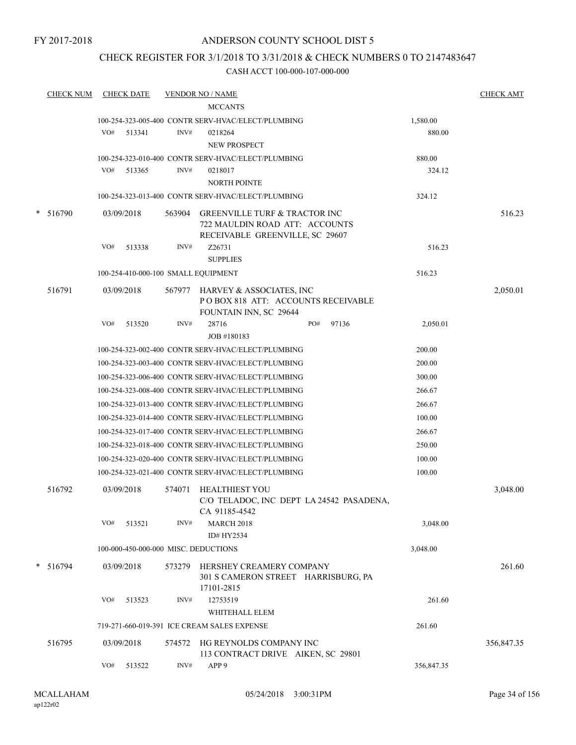FY 2017-2018

# ANDERSON COUNTY SCHOOL DIST 5

## CHECK REGISTER FOR 3/1/2018 TO 3/31/2018 & CHECK NUMBERS 0 TO 2147483647

### CASH ACCT 100-000-107-000-000

| CHECK NUM | CHECK DATE | VENDOR NO / NAME | | CHECK AMT |
|---|---|---|---|---|
| | | MCCANTS | | |
| | | 100-254-323-005-400 CONTR SERV-HVAC/ELECT/PLUMBING | 1,580.00 | |
| | VO# 513341 | INV# 0218264 NEW PROSPECT | 880.00 | |
| | | 100-254-323-010-400 CONTR SERV-HVAC/ELECT/PLUMBING | 880.00 | |
| | VO# 513365 | INV# 0218017 NORTH POINTE | 324.12 | |
| | | 100-254-323-013-400 CONTR SERV-HVAC/ELECT/PLUMBING | 324.12 | |
| * 516790 | 03/09/2018 | 563904 GREENVILLE TURF & TRACTOR INC 722 MAULDIN ROAD ATT: ACCOUNTS RECEIVABLE GREENVILLE, SC 29607 | | 516.23 |
| | VO# 513338 | INV# Z26731 SUPPLIES | 516.23 | |
| | | 100-254-410-000-100 SMALL EQUIPMENT | 516.23 | |
| 516791 | 03/09/2018 | 567977 HARVEY & ASSOCIATES, INC P O BOX 818 ATT: ACCOUNTS RECEIVABLE FOUNTAIN INN, SC 29644 | | 2,050.01 |
| | VO# 513520 | INV# 28716 PO# 97136 JOB #180183 | 2,050.01 | |
| | | 100-254-323-002-400 CONTR SERV-HVAC/ELECT/PLUMBING | 200.00 | |
| | | 100-254-323-003-400 CONTR SERV-HVAC/ELECT/PLUMBING | 200.00 | |
| | | 100-254-323-006-400 CONTR SERV-HVAC/ELECT/PLUMBING | 300.00 | |
| | | 100-254-323-008-400 CONTR SERV-HVAC/ELECT/PLUMBING | 266.67 | |
| | | 100-254-323-013-400 CONTR SERV-HVAC/ELECT/PLUMBING | 266.67 | |
| | | 100-254-323-014-400 CONTR SERV-HVAC/ELECT/PLUMBING | 100.00 | |
| | | 100-254-323-017-400 CONTR SERV-HVAC/ELECT/PLUMBING | 266.67 | |
| | | 100-254-323-018-400 CONTR SERV-HVAC/ELECT/PLUMBING | 250.00 | |
| | | 100-254-323-020-400 CONTR SERV-HVAC/ELECT/PLUMBING | 100.00 | |
| | | 100-254-323-021-400 CONTR SERV-HVAC/ELECT/PLUMBING | 100.00 | |
| 516792 | 03/09/2018 | 574071 HEALTHIEST YOU C/O TELADOC, INC DEPT LA 24542 PASADENA, CA 91185-4542 | | 3,048.00 |
| | VO# 513521 | INV# MARCH 2018 ID# HY2534 | 3,048.00 | |
| | | 100-000-450-000-000 MISC. DEDUCTIONS | 3,048.00 | |
| * 516794 | 03/09/2018 | 573279 HERSHEY CREAMERY COMPANY 301 S CAMERON STREET HARRISBURG, PA 17101-2815 | | 261.60 |
| | VO# 513523 | INV# 12753519 WHITEHALL ELEM | 261.60 | |
| | | 719-271-660-019-391 ICE CREAM SALES EXPENSE | 261.60 | |
| 516795 | 03/09/2018 | 574572 HG REYNOLDS COMPANY INC 113 CONTRACT DRIVE AIKEN, SC 29801 | | 356,847.35 |
| | VO# 513522 | INV# APP 9 | 356,847.35 | |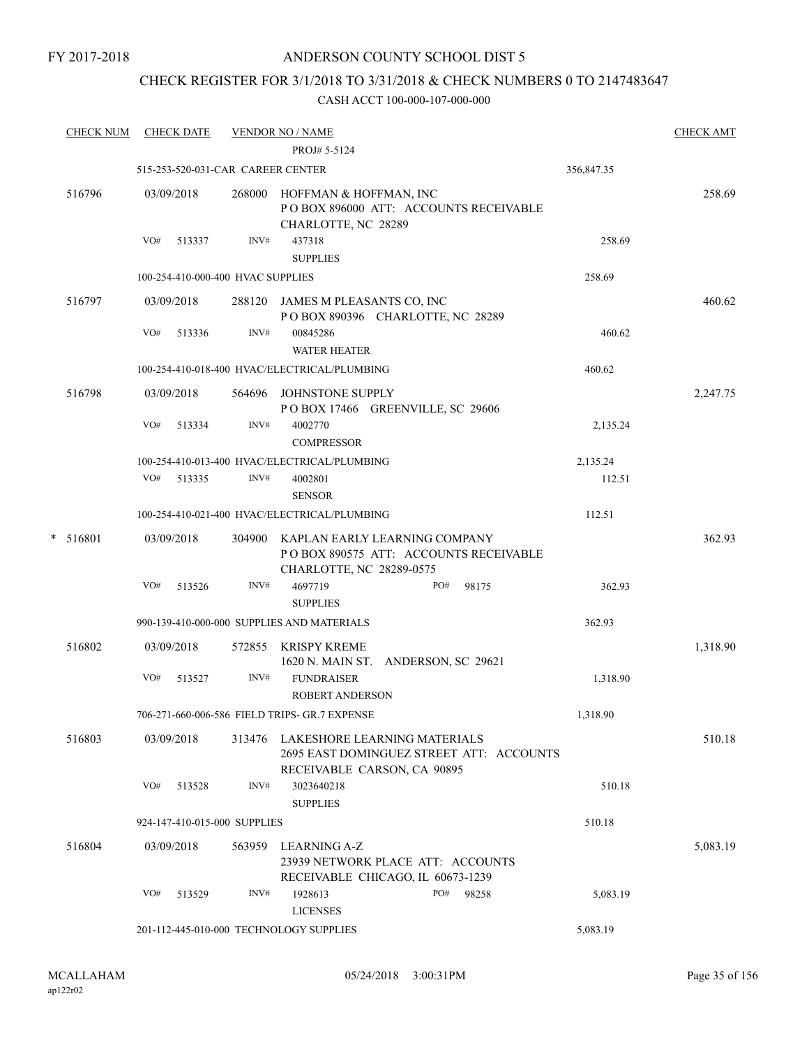FY 2017-2018

# ANDERSON COUNTY SCHOOL DIST 5

## CHECK REGISTER FOR 3/1/2018 TO 3/31/2018 & CHECK NUMBERS 0 TO 2147483647

CASH ACCT 100-000-107-000-000

| CHECK NUM | CHECK DATE | VENDOR NO / NAME | | CHECK AMT |
|---|---|---|---|---|
| | | PROJ# 5-5124 | | |
| | 515-253-520-031-CAR CAREER CENTER | | 356,847.35 | |
| 516796 | 03/09/2018 | 268000 HOFFMAN & HOFFMAN, INC<br>P O BOX 896000 ATT: ACCOUNTS RECEIVABLE<br>CHARLOTTE, NC 28289 | | 258.69 |
| | VO# 513337 | INV# 437318<br>SUPPLIES | 258.69 | |
| | 100-254-410-000-400 HVAC SUPPLIES | | 258.69 | |
| 516797 | 03/09/2018 | 288120 JAMES M PLEASANTS CO, INC<br>P O BOX 890396 CHARLOTTE, NC 28289 | | 460.62 |
| | VO# 513336 | INV# 00845286<br>WATER HEATER | 460.62 | |
| | 100-254-410-018-400 HVAC/ELECTRICAL/PLUMBING | | 460.62 | |
| 516798 | 03/09/2018 | 564696 JOHNSTONE SUPPLY<br>P O BOX 17466 GREENVILLE, SC 29606 | | 2,247.75 |
| | VO# 513334 | INV# 4002770<br>COMPRESSOR | 2,135.24 | |
| | 100-254-410-013-400 HVAC/ELECTRICAL/PLUMBING | | 2,135.24 | |
| | VO# 513335 | INV# 4002801<br>SENSOR | 112.51 | |
| | 100-254-410-021-400 HVAC/ELECTRICAL/PLUMBING | | 112.51 | |
| * 516801 | 03/09/2018 | 304900 KAPLAN EARLY LEARNING COMPANY<br>P O BOX 890575 ATT: ACCOUNTS RECEIVABLE<br>CHARLOTTE, NC 28289-0575 | | 362.93 |
| | VO# 513526 | INV# 4697719 PO# 98175<br>SUPPLIES | 362.93 | |
| | 990-139-410-000-000 SUPPLIES AND MATERIALS | | 362.93 | |
| 516802 | 03/09/2018 | 572855 KRISPY KREME<br>1620 N. MAIN ST. ANDERSON, SC 29621 | | 1,318.90 |
| | VO# 513527 | INV# FUNDRAISER<br>ROBERT ANDERSON | 1,318.90 | |
| | 706-271-660-006-586 FIELD TRIPS- GR.7 EXPENSE | | 1,318.90 | |
| 516803 | 03/09/2018 | 313476 LAKESHORE LEARNING MATERIALS<br>2695 EAST DOMINGUEZ STREET ATT: ACCOUNTS<br>RECEIVABLE CARSON, CA 90895 | | 510.18 |
| | VO# 513528 | INV# 3023640218<br>SUPPLIES | 510.18 | |
| | 924-147-410-015-000 SUPPLIES | | 510.18 | |
| 516804 | 03/09/2018 | 563959 LEARNING A-Z<br>23939 NETWORK PLACE ATT: ACCOUNTS<br>RECEIVABLE CHICAGO, IL 60673-1239 | | 5,083.19 |
| | VO# 513529 | INV# 1928613 PO# 98258<br>LICENSES | 5,083.19 | |
| | 201-112-445-010-000 TECHNOLOGY SUPPLIES | | 5,083.19 | |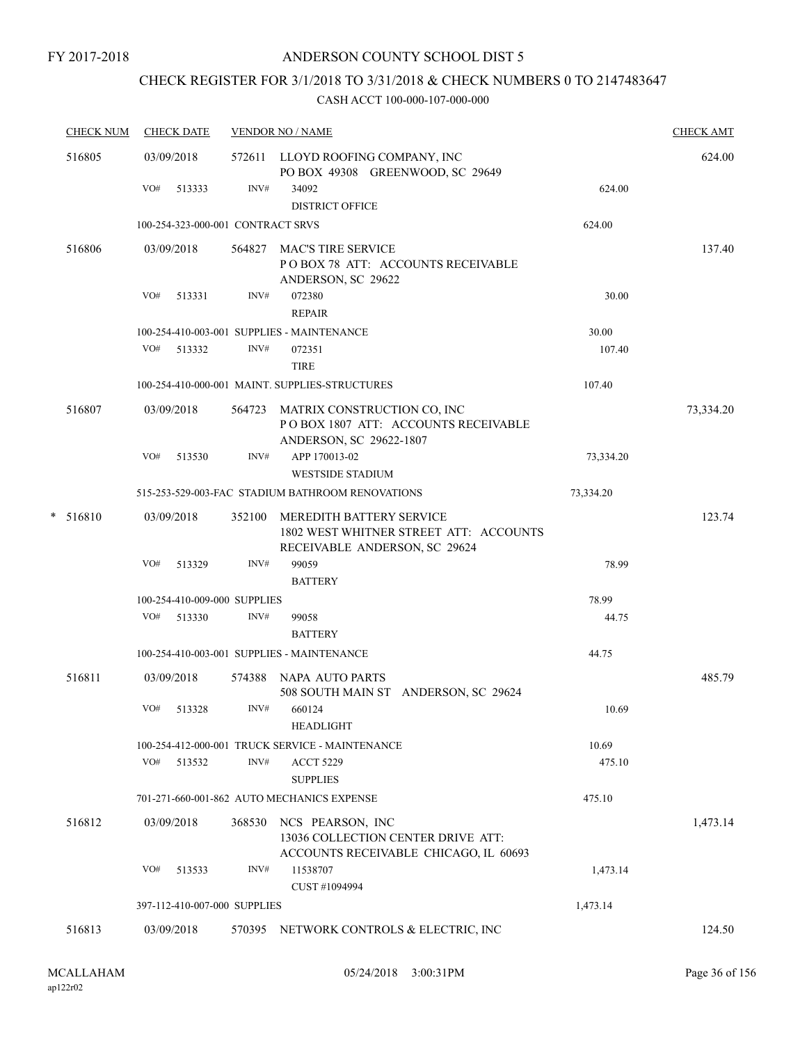FY 2017-2018

ANDERSON COUNTY SCHOOL DIST 5

CHECK REGISTER FOR 3/1/2018 TO 3/31/2018 & CHECK NUMBERS 0 TO 2147483647

CASH ACCT 100-000-107-000-000

| CHECK NUM | CHECK DATE | VENDOR NO / NAME | | CHECK AMT |
|---|---|---|---|---|
| 516805 | 03/09/2018 | 572611 LLOYD ROOFING COMPANY, INC<br>PO BOX 49308 GREENWOOD, SC 29649 | | 624.00 |
| | VO# 513333 | INV# 34092<br>DISTRICT OFFICE | 624.00 | |
| | 100-254-323-000-001 CONTRACT SRVS | | 624.00 | |
| 516806 | 03/09/2018 | 564827 MAC'S TIRE SERVICE<br>P O BOX 78 ATT: ACCOUNTS RECEIVABLE<br>ANDERSON, SC 29622 | | 137.40 |
| | VO# 513331 | INV# 072380<br>REPAIR | 30.00 | |
| | 100-254-410-003-001 SUPPLIES - MAINTENANCE | | 30.00 | |
| | VO# 513332 | INV# 072351<br>TIRE | 107.40 | |
| | 100-254-410-000-001 MAINT. SUPPLIES-STRUCTURES | | 107.40 | |
| 516807 | 03/09/2018 | 564723 MATRIX CONSTRUCTION CO, INC<br>P O BOX 1807 ATT: ACCOUNTS RECEIVABLE<br>ANDERSON, SC 29622-1807 | | 73,334.20 |
| | VO# 513530 | INV# APP 170013-02<br>WESTSIDE STADIUM | 73,334.20 | |
| | 515-253-529-003-FAC STADIUM BATHROOM RENOVATIONS | | 73,334.20 | |
| * 516810 | 03/09/2018 | 352100 MEREDITH BATTERY SERVICE<br>1802 WEST WHITNER STREET ATT: ACCOUNTS<br>RECEIVABLE ANDERSON, SC 29624 | | 123.74 |
| | VO# 513329 | INV# 99059<br>BATTERY | 78.99 | |
| | 100-254-410-009-000 SUPPLIES | | 78.99 | |
| | VO# 513330 | INV# 99058<br>BATTERY | 44.75 | |
| | 100-254-410-003-001 SUPPLIES - MAINTENANCE | | 44.75 | |
| 516811 | 03/09/2018 | 574388 NAPA AUTO PARTS<br>508 SOUTH MAIN ST ANDERSON, SC 29624 | | 485.79 |
| | VO# 513328 | INV# 660124<br>HEADLIGHT | 10.69 | |
| | 100-254-412-000-001 TRUCK SERVICE - MAINTENANCE | | 10.69 | |
| | VO# 513532 | INV# ACCT 5229<br>SUPPLIES | 475.10 | |
| | 701-271-660-001-862 AUTO MECHANICS EXPENSE | | 475.10 | |
| 516812 | 03/09/2018 | 368530 NCS PEARSON, INC<br>13036 COLLECTION CENTER DRIVE ATT:<br>ACCOUNTS RECEIVABLE CHICAGO, IL 60693 | | 1,473.14 |
| | VO# 513533 | INV# 11538707<br>CUST #1094994 | 1,473.14 | |
| | 397-112-410-007-000 SUPPLIES | | 1,473.14 | |
| 516813 | 03/09/2018 | 570395 NETWORK CONTROLS & ELECTRIC, INC | | 124.50 |

MCALLAHAM ap122r02 05/24/2018 3:00:31PM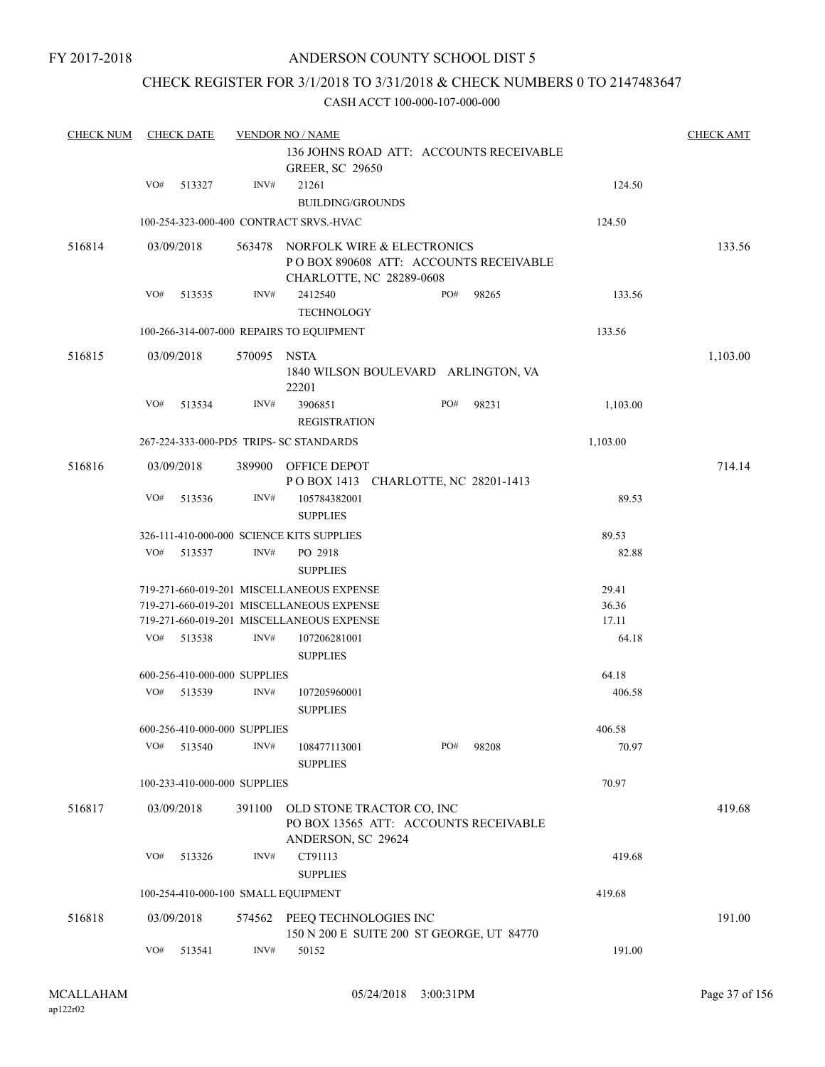FY 2017-2018

# ANDERSON COUNTY SCHOOL DIST 5

## CHECK REGISTER FOR 3/1/2018 TO 3/31/2018 & CHECK NUMBERS 0 TO 2147483647

### CASH ACCT 100-000-107-000-000

| CHECK NUM | CHECK DATE | VENDOR NO / NAME | | | | CHECK AMT |
|---|---|---|---|---|---|---|
| | | 136 JOHNS ROAD ATT: ACCOUNTS RECEIVABLE GREER, SC 29650 | | | | |
| | VO# 513327 | INV# 21261 BUILDING/GROUNDS | | | 124.50 | |
| | | 100-254-323-000-400 CONTRACT SRVS.-HVAC | | | 124.50 | |
| 516814 | 03/09/2018 | 563478 NORFOLK WIRE & ELECTRONICS P O BOX 890608 ATT: ACCOUNTS RECEIVABLE CHARLOTTE, NC 28289-0608 | | | | 133.56 |
| | VO# 513535 | INV# 2412540 TECHNOLOGY | PO# | 98265 | 133.56 | |
| | | 100-266-314-007-000 REPAIRS TO EQUIPMENT | | | 133.56 | |
| 516815 | 03/09/2018 | 570095 NSTA 1840 WILSON BOULEVARD ARLINGTON, VA 22201 | | | | 1,103.00 |
| | VO# 513534 | INV# 3906851 REGISTRATION | PO# | 98231 | 1,103.00 | |
| | | 267-224-333-000-PD5 TRIPS- SC STANDARDS | | | 1,103.00 | |
| 516816 | 03/09/2018 | 389900 OFFICE DEPOT P O BOX 1413 CHARLOTTE, NC 28201-1413 | | | | 714.14 |
| | VO# 513536 | INV# 105784382001 SUPPLIES | | | 89.53 | |
| | | 326-111-410-000-000 SCIENCE KITS SUPPLIES | | | 89.53 | |
| | VO# 513537 | INV# PO 2918 SUPPLIES | | | 82.88 | |
| | | 719-271-660-019-201 MISCELLANEOUS EXPENSE | | | 29.41 | |
| | | 719-271-660-019-201 MISCELLANEOUS EXPENSE | | | 36.36 | |
| | | 719-271-660-019-201 MISCELLANEOUS EXPENSE | | | 17.11 | |
| | VO# 513538 | INV# 107206281001 SUPPLIES | | | 64.18 | |
| | | 600-256-410-000-000 SUPPLIES | | | 64.18 | |
| | VO# 513539 | INV# 107205960001 SUPPLIES | | | 406.58 | |
| | | 600-256-410-000-000 SUPPLIES | | | 406.58 | |
| | VO# 513540 | INV# 108477113001 SUPPLIES | PO# | 98208 | 70.97 | |
| | | 100-233-410-000-000 SUPPLIES | | | 70.97 | |
| 516817 | 03/09/2018 | 391100 OLD STONE TRACTOR CO, INC PO BOX 13565 ATT: ACCOUNTS RECEIVABLE ANDERSON, SC 29624 | | | | 419.68 |
| | VO# 513326 | INV# CT91113 SUPPLIES | | | 419.68 | |
| | | 100-254-410-000-100 SMALL EQUIPMENT | | | 419.68 | |
| 516818 | 03/09/2018 | 574562 PEEQ TECHNOLOGIES INC 150 N 200 E SUITE 200 ST GEORGE, UT 84770 | | | | 191.00 |
| | VO# 513541 | INV# 50152 | | | 191.00 | |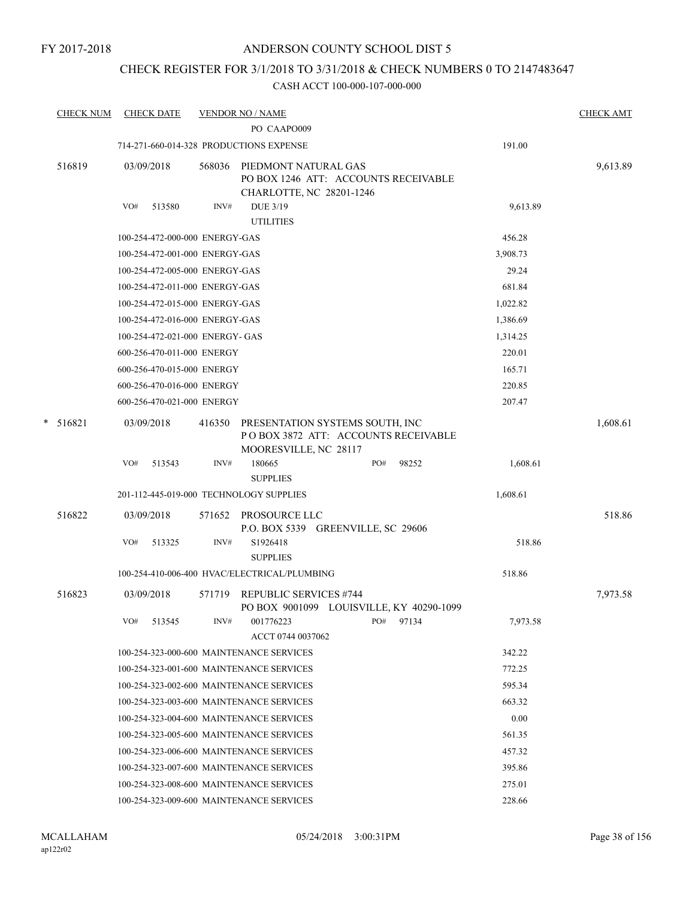FY 2017-2018

# ANDERSON COUNTY SCHOOL DIST 5

## CHECK REGISTER FOR 3/1/2018 TO 3/31/2018 & CHECK NUMBERS 0 TO 2147483647

### CASH ACCT 100-000-107-000-000

| CHECK NUM | CHECK DATE | VENDOR NO / NAME | | CHECK AMT |
|---|---|---|---|---|
| | | PO CAAPO009 | | |
| | | 714-271-660-014-328 PRODUCTIONS EXPENSE | 191.00 | |
| 516819 | 03/09/2018 | 568036 PIEDMONT NATURAL GAS<br>PO BOX 1246 ATT: ACCOUNTS RECEIVABLE<br>CHARLOTTE, NC 28201-1246 | | 9,613.89 |
| | VO# 513580 | INV# DUE 3/19<br>UTILITIES | 9,613.89 | |
| | | 100-254-472-000-000 ENERGY-GAS | 456.28 | |
| | | 100-254-472-001-000 ENERGY-GAS | 3,908.73 | |
| | | 100-254-472-005-000 ENERGY-GAS | 29.24 | |
| | | 100-254-472-011-000 ENERGY-GAS | 681.84 | |
| | | 100-254-472-015-000 ENERGY-GAS | 1,022.82 | |
| | | 100-254-472-016-000 ENERGY-GAS | 1,386.69 | |
| | | 100-254-472-021-000 ENERGY- GAS | 1,314.25 | |
| | | 600-256-470-011-000 ENERGY | 220.01 | |
| | | 600-256-470-015-000 ENERGY | 165.71 | |
| | | 600-256-470-016-000 ENERGY | 220.85 | |
| | | 600-256-470-021-000 ENERGY | 207.47 | |
| * 516821 | 03/09/2018 | 416350 PRESENTATION SYSTEMS SOUTH, INC<br>P O BOX 3872 ATT: ACCOUNTS RECEIVABLE<br>MOORESVILLE, NC 28117 | | 1,608.61 |
| | VO# 513543 | INV# 180665 PO# 98252<br>SUPPLIES | 1,608.61 | |
| | | 201-112-445-019-000 TECHNOLOGY SUPPLIES | 1,608.61 | |
| 516822 | 03/09/2018 | 571652 PROSOURCE LLC<br>P.O. BOX 5339 GREENVILLE, SC 29606 | | 518.86 |
| | VO# 513325 | INV# S1926418<br>SUPPLIES | 518.86 | |
| | | 100-254-410-006-400 HVAC/ELECTRICAL/PLUMBING | 518.86 | |
| 516823 | 03/09/2018 | 571719 REPUBLIC SERVICES #744<br>PO BOX 9001099 LOUISVILLE, KY 40290-1099 | | 7,973.58 |
| | VO# 513545 | INV# 001776223 PO# 97134<br>ACCT 0744 0037062 | 7,973.58 | |
| | | 100-254-323-000-600 MAINTENANCE SERVICES | 342.22 | |
| | | 100-254-323-001-600 MAINTENANCE SERVICES | 772.25 | |
| | | 100-254-323-002-600 MAINTENANCE SERVICES | 595.34 | |
| | | 100-254-323-003-600 MAINTENANCE SERVICES | 663.32 | |
| | | 100-254-323-004-600 MAINTENANCE SERVICES | 0.00 | |
| | | 100-254-323-005-600 MAINTENANCE SERVICES | 561.35 | |
| | | 100-254-323-006-600 MAINTENANCE SERVICES | 457.32 | |
| | | 100-254-323-007-600 MAINTENANCE SERVICES | 395.86 | |
| | | 100-254-323-008-600 MAINTENANCE SERVICES | 275.01 | |
| | | 100-254-323-009-600 MAINTENANCE SERVICES | 228.66 | |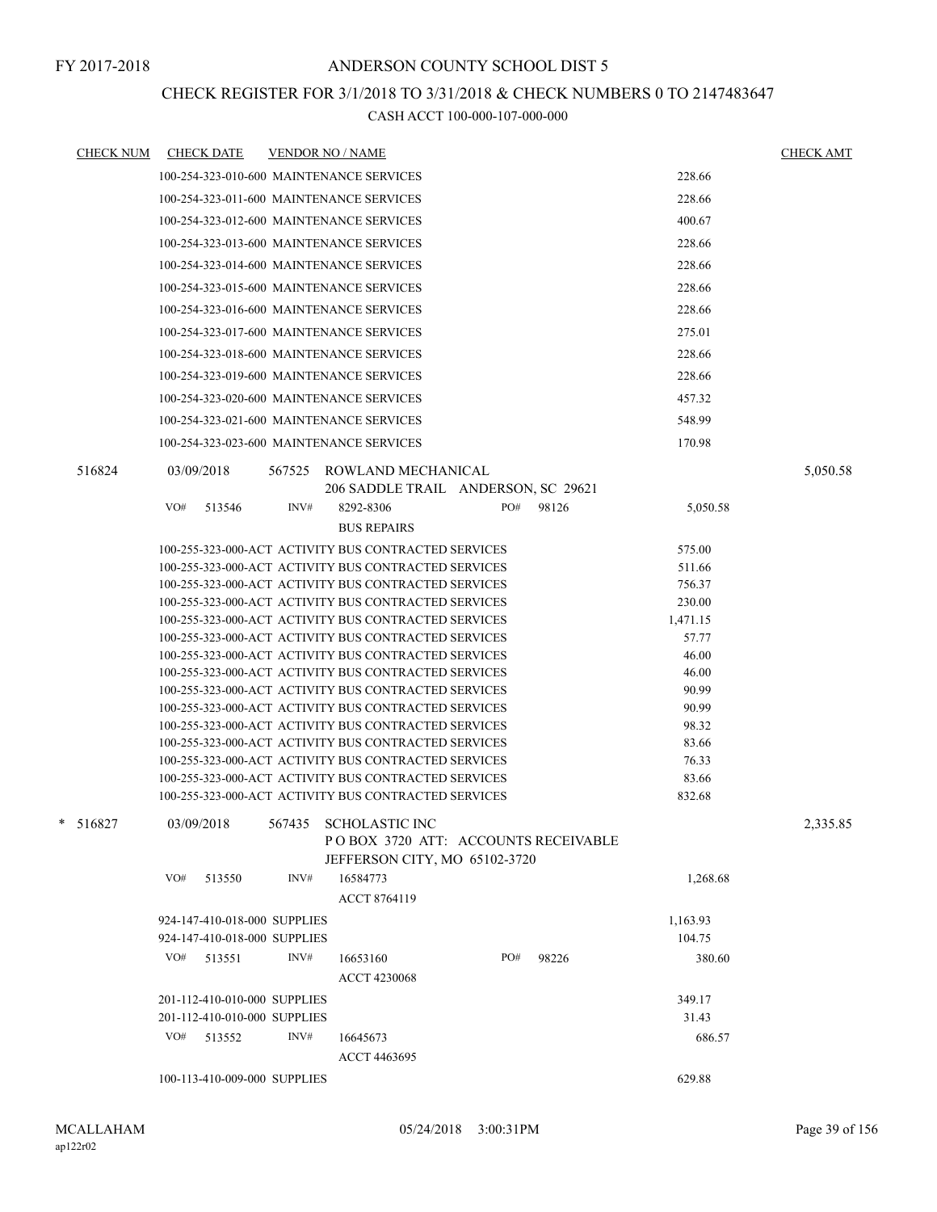FY 2017-2018

ANDERSON COUNTY SCHOOL DIST 5

CHECK REGISTER FOR 3/1/2018 TO 3/31/2018 & CHECK NUMBERS 0 TO 2147483647

CASH ACCT 100-000-107-000-000

| CHECK NUM | CHECK DATE | VENDOR NO / NAME | | CHECK AMT |
|---|---|---|---|---|
| | 100-254-323-010-600 MAINTENANCE SERVICES | | 228.66 | |
| | 100-254-323-011-600 MAINTENANCE SERVICES | | 228.66 | |
| | 100-254-323-012-600 MAINTENANCE SERVICES | | 400.67 | |
| | 100-254-323-013-600 MAINTENANCE SERVICES | | 228.66 | |
| | 100-254-323-014-600 MAINTENANCE SERVICES | | 228.66 | |
| | 100-254-323-015-600 MAINTENANCE SERVICES | | 228.66 | |
| | 100-254-323-016-600 MAINTENANCE SERVICES | | 228.66 | |
| | 100-254-323-017-600 MAINTENANCE SERVICES | | 275.01 | |
| | 100-254-323-018-600 MAINTENANCE SERVICES | | 228.66 | |
| | 100-254-323-019-600 MAINTENANCE SERVICES | | 228.66 | |
| | 100-254-323-020-600 MAINTENANCE SERVICES | | 457.32 | |
| | 100-254-323-021-600 MAINTENANCE SERVICES | | 548.99 | |
| | 100-254-323-023-600 MAINTENANCE SERVICES | | 170.98 | |
| 516824 | 03/09/2018 | 567525 ROWLAND MECHANICAL<br>206 SADDLE TRAIL ANDERSON, SC 29621 | | 5,050.58 |
| | VO# 513546 INV# 8292-8306 PO# 98126<br>BUS REPAIRS | | 5,050.58 | |
| | 100-255-323-000-ACT ACTIVITY BUS CONTRACTED SERVICES | | 575.00 | |
| | 100-255-323-000-ACT ACTIVITY BUS CONTRACTED SERVICES | | 511.66 | |
| | 100-255-323-000-ACT ACTIVITY BUS CONTRACTED SERVICES | | 756.37 | |
| | 100-255-323-000-ACT ACTIVITY BUS CONTRACTED SERVICES | | 230.00 | |
| | 100-255-323-000-ACT ACTIVITY BUS CONTRACTED SERVICES | | 1,471.15 | |
| | 100-255-323-000-ACT ACTIVITY BUS CONTRACTED SERVICES | | 57.77 | |
| | 100-255-323-000-ACT ACTIVITY BUS CONTRACTED SERVICES | | 46.00 | |
| | 100-255-323-000-ACT ACTIVITY BUS CONTRACTED SERVICES | | 46.00 | |
| | 100-255-323-000-ACT ACTIVITY BUS CONTRACTED SERVICES | | 90.99 | |
| | 100-255-323-000-ACT ACTIVITY BUS CONTRACTED SERVICES | | 90.99 | |
| | 100-255-323-000-ACT ACTIVITY BUS CONTRACTED SERVICES | | 98.32 | |
| | 100-255-323-000-ACT ACTIVITY BUS CONTRACTED SERVICES | | 83.66 | |
| | 100-255-323-000-ACT ACTIVITY BUS CONTRACTED SERVICES | | 76.33 | |
| | 100-255-323-000-ACT ACTIVITY BUS CONTRACTED SERVICES | | 83.66 | |
| | 100-255-323-000-ACT ACTIVITY BUS CONTRACTED SERVICES | | 832.68 | |
| * 516827 | 03/09/2018 | 567435 SCHOLASTIC INC<br>P O BOX 3720 ATT: ACCOUNTS RECEIVABLE<br>JEFFERSON CITY, MO 65102-3720 | | 2,335.85 |
| | VO# 513550 INV# 16584773<br>ACCT 8764119 | | 1,268.68 | |
| | 924-147-410-018-000 SUPPLIES | | 1,163.93 | |
| | 924-147-410-018-000 SUPPLIES | | 104.75 | |
| | VO# 513551 INV# 16653160 PO# 98226<br>ACCT 4230068 | | 380.60 | |
| | 201-112-410-010-000 SUPPLIES | | 349.17 | |
| | 201-112-410-010-000 SUPPLIES | | 31.43 | |
| | VO# 513552 INV# 16645673<br>ACCT 4463695 | | 686.57 | |
| | 100-113-410-009-000 SUPPLIES | | 629.88 | |

MCALLAHAM
ap122r02

05/24/2018 3:00:31PM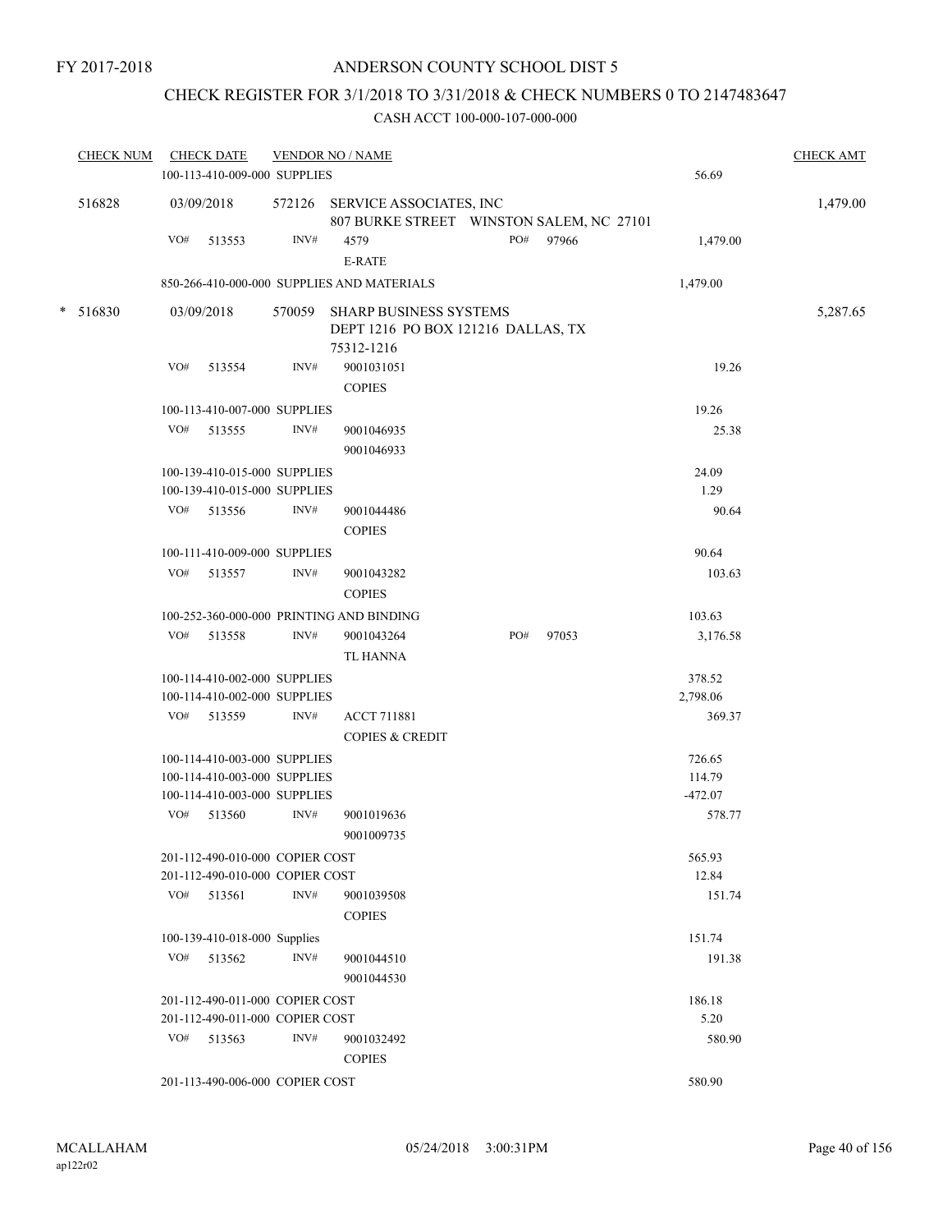FY 2017-2018

# ANDERSON COUNTY SCHOOL DIST 5

## CHECK REGISTER FOR 3/1/2018 TO 3/31/2018 & CHECK NUMBERS 0 TO 2147483647

### CASH ACCT 100-000-107-000-000

| CHECK NUM | CHECK DATE | VENDOR NO / NAME | | | CHECK AMT |
|---|---|---|---|---|---|
| | 100-113-410-009-000 SUPPLIES | | | 56.69 | |
| 516828 | 03/09/2018 | 572126 SERVICE ASSOCIATES, INC<br>807 BURKE STREET WINSTON SALEM, NC 27101 | | | 1,479.00 |
| | VO# 513553 | INV# 4579<br>E-RATE | PO# 97966 | 1,479.00 | |
| | 850-266-410-000-000 SUPPLIES AND MATERIALS | | | 1,479.00 | |
| * 516830 | 03/09/2018 | 570059 SHARP BUSINESS SYSTEMS<br>DEPT 1216 PO BOX 121216 DALLAS, TX 75312-1216 | | | 5,287.65 |
| | VO# 513554 | INV# 9001031051<br>COPIES | | 19.26 | |
| | 100-113-410-007-000 SUPPLIES | | | 19.26 | |
| | VO# 513555 | INV# 9001046935<br>9001046933 | | 25.38 | |
| | 100-139-410-015-000 SUPPLIES | | | 24.09 | |
| | 100-139-410-015-000 SUPPLIES | | | 1.29 | |
| | VO# 513556 | INV# 9001044486<br>COPIES | | 90.64 | |
| | 100-111-410-009-000 SUPPLIES | | | 90.64 | |
| | VO# 513557 | INV# 9001043282<br>COPIES | | 103.63 | |
| | 100-252-360-000-000 PRINTING AND BINDING | | | 103.63 | |
| | VO# 513558 | INV# 9001043264<br>TL HANNA | PO# 97053 | 3,176.58 | |
| | 100-114-410-002-000 SUPPLIES | | | 378.52 | |
| | 100-114-410-002-000 SUPPLIES | | | 2,798.06 | |
| | VO# 513559 | INV# ACCT 711881<br>COPIES & CREDIT | | 369.37 | |
| | 100-114-410-003-000 SUPPLIES | | | 726.65 | |
| | 100-114-410-003-000 SUPPLIES | | | 114.79 | |
| | 100-114-410-003-000 SUPPLIES | | | -472.07 | |
| | VO# 513560 | INV# 9001019636<br>9001009735 | | 578.77 | |
| | 201-112-490-010-000 COPIER COST | | | 565.93 | |
| | 201-112-490-010-000 COPIER COST | | | 12.84 | |
| | VO# 513561 | INV# 9001039508<br>COPIES | | 151.74 | |
| | 100-139-410-018-000 Supplies | | | 151.74 | |
| | VO# 513562 | INV# 9001044510<br>9001044530 | | 191.38 | |
| | 201-112-490-011-000 COPIER COST | | | 186.18 | |
| | 201-112-490-011-000 COPIER COST | | | 5.20 | |
| | VO# 513563 | INV# 9001032492<br>COPIES | | 580.90 | |
| | 201-113-490-006-000 COPIER COST | | | 580.90 | |

MCALLAHAM
ap122r02

05/24/2018 3:00:31PM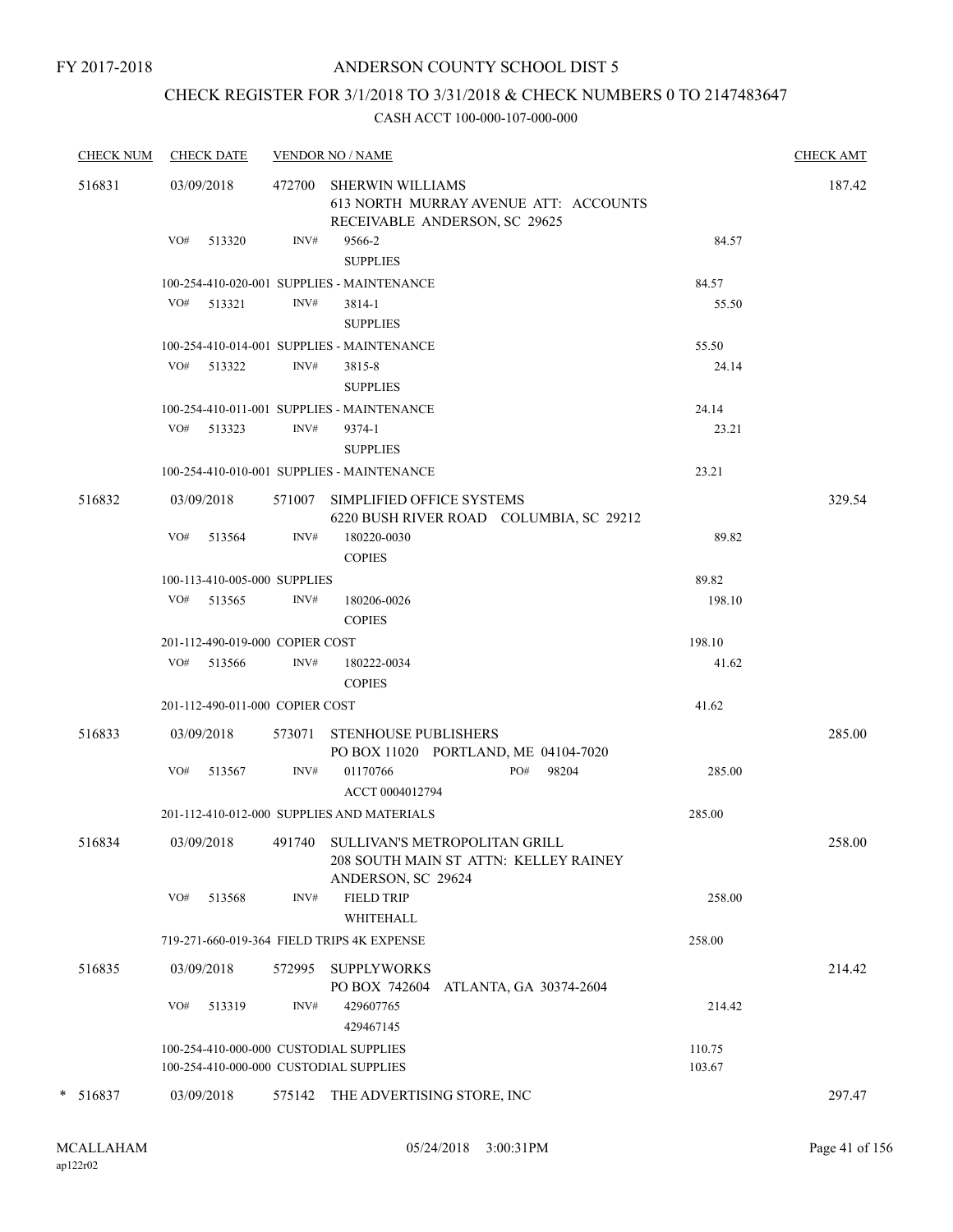FY 2017-2018

ANDERSON COUNTY SCHOOL DIST 5

CHECK REGISTER FOR 3/1/2018 TO 3/31/2018 & CHECK NUMBERS 0 TO 2147483647

CASH ACCT 100-000-107-000-000

| CHECK NUM | CHECK DATE | VENDOR NO / NAME | | CHECK AMT |
|---|---|---|---|---|
| 516831 | 03/09/2018 | 472700 SHERWIN WILLIAMS<br>613 NORTH MURRAY AVENUE ATT: ACCOUNTS RECEIVABLE ANDERSON, SC 29625 | | 187.42 |
| | VO# 513320 | INV# 9566-2<br>SUPPLIES | 84.57 | |
| | | 100-254-410-020-001 SUPPLIES - MAINTENANCE | 84.57 | |
| | VO# 513321 | INV# 3814-1<br>SUPPLIES | 55.50 | |
| | | 100-254-410-014-001 SUPPLIES - MAINTENANCE | 55.50 | |
| | VO# 513322 | INV# 3815-8<br>SUPPLIES | 24.14 | |
| | | 100-254-410-011-001 SUPPLIES - MAINTENANCE | 24.14 | |
| | VO# 513323 | INV# 9374-1<br>SUPPLIES | 23.21 | |
| | | 100-254-410-010-001 SUPPLIES - MAINTENANCE | 23.21 | |
| 516832 | 03/09/2018 | 571007 SIMPLIFIED OFFICE SYSTEMS<br>6220 BUSH RIVER ROAD COLUMBIA, SC 29212 | | 329.54 |
| | VO# 513564 | INV# 180220-0030<br>COPIES | 89.82 | |
| | | 100-113-410-005-000 SUPPLIES | 89.82 | |
| | VO# 513565 | INV# 180206-0026<br>COPIES | 198.10 | |
| | | 201-112-490-019-000 COPIER COST | 198.10 | |
| | VO# 513566 | INV# 180222-0034<br>COPIES | 41.62 | |
| | | 201-112-490-011-000 COPIER COST | 41.62 | |
| 516833 | 03/09/2018 | 573071 STENHOUSE PUBLISHERS<br>PO BOX 11020 PORTLAND, ME 04104-7020 | | 285.00 |
| | VO# 513567 | INV# 01170766 PO# 98204<br>ACCT 0004012794 | 285.00 | |
| | | 201-112-410-012-000 SUPPLIES AND MATERIALS | 285.00 | |
| 516834 | 03/09/2018 | 491740 SULLIVAN'S METROPOLITAN GRILL<br>208 SOUTH MAIN ST ATTN: KELLEY RAINEY ANDERSON, SC 29624 | | 258.00 |
| | VO# 513568 | INV# FIELD TRIP<br>WHITEHALL | 258.00 | |
| | | 719-271-660-019-364 FIELD TRIPS 4K EXPENSE | 258.00 | |
| 516835 | 03/09/2018 | 572995 SUPPLYWORKS<br>PO BOX 742604 ATLANTA, GA 30374-2604 | | 214.42 |
| | VO# 513319 | INV# 429607765<br>429467145 | 214.42 | |
| | | 100-254-410-000-000 CUSTODIAL SUPPLIES | 110.75 | |
| | | 100-254-410-000-000 CUSTODIAL SUPPLIES | 103.67 | |
| * 516837 | 03/09/2018 | 575142 THE ADVERTISING STORE, INC | | 297.47 |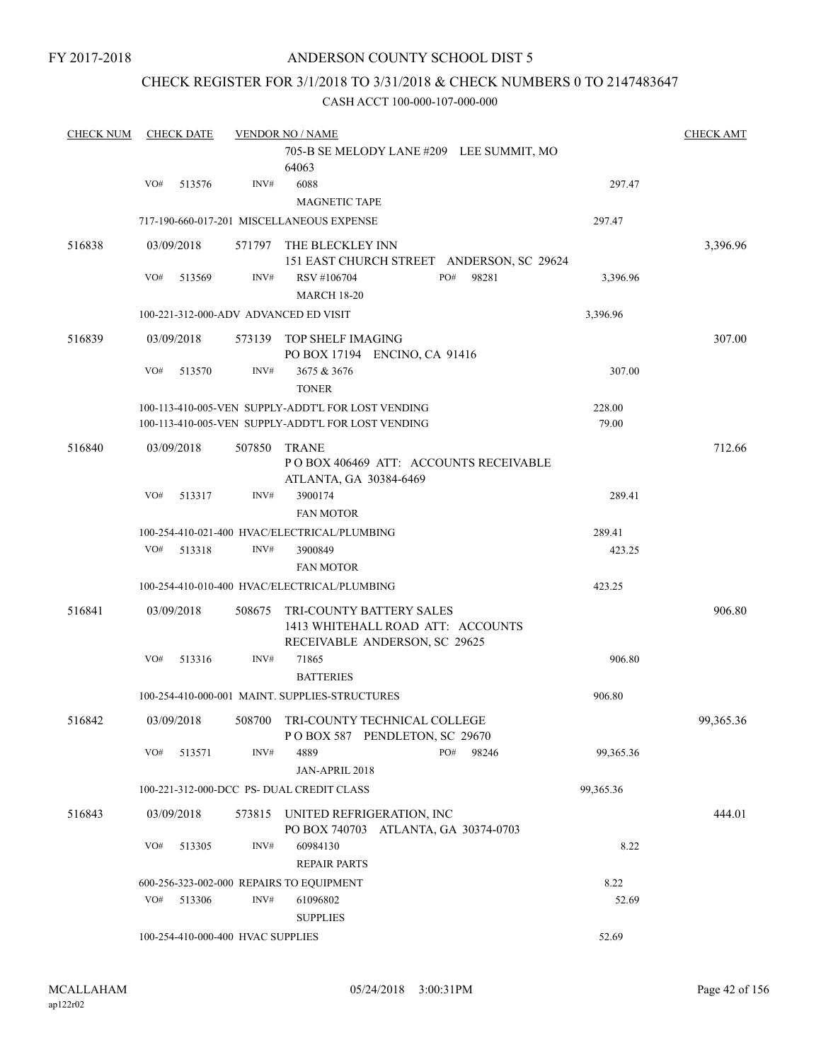FY 2017-2018

# ANDERSON COUNTY SCHOOL DIST 5

## CHECK REGISTER FOR 3/1/2018 TO 3/31/2018 & CHECK NUMBERS 0 TO 2147483647

CASH ACCT 100-000-107-000-000

| CHECK NUM | CHECK DATE | VENDOR NO / NAME | | CHECK AMT |
|---|---|---|---|---|
| | | 705-B SE MELODY LANE #209 LEE SUMMIT, MO 64063 | | |
| | VO# 513576 | INV# 6088 MAGNETIC TAPE | 297.47 | |
| | | 717-190-660-017-201 MISCELLANEOUS EXPENSE | 297.47 | |
| 516838 | 03/09/2018 | 571797 THE BLECKLEY INN 151 EAST CHURCH STREET ANDERSON, SC 29624 | | 3,396.96 |
| | VO# 513569 | INV# RSV #106704 PO# 98281 MARCH 18-20 | 3,396.96 | |
| | | 100-221-312-000-ADV ADVANCED ED VISIT | 3,396.96 | |
| 516839 | 03/09/2018 | 573139 TOP SHELF IMAGING PO BOX 17194 ENCINO, CA 91416 | | 307.00 |
| | VO# 513570 | INV# 3675 & 3676 TONER | 307.00 | |
| | | 100-113-410-005-VEN SUPPLY-ADDT'L FOR LOST VENDING | 228.00 | |
| | | 100-113-410-005-VEN SUPPLY-ADDT'L FOR LOST VENDING | 79.00 | |
| 516840 | 03/09/2018 | 507850 TRANE P O BOX 406469 ATT: ACCOUNTS RECEIVABLE ATLANTA, GA 30384-6469 | | 712.66 |
| | VO# 513317 | INV# 3900174 FAN MOTOR | 289.41 | |
| | | 100-254-410-021-400 HVAC/ELECTRICAL/PLUMBING | 289.41 | |
| | VO# 513318 | INV# 3900849 FAN MOTOR | 423.25 | |
| | | 100-254-410-010-400 HVAC/ELECTRICAL/PLUMBING | 423.25 | |
| 516841 | 03/09/2018 | 508675 TRI-COUNTY BATTERY SALES 1413 WHITEHALL ROAD ATT: ACCOUNTS RECEIVABLE ANDERSON, SC 29625 | | 906.80 |
| | VO# 513316 | INV# 71865 BATTERIES | 906.80 | |
| | | 100-254-410-000-001 MAINT. SUPPLIES-STRUCTURES | 906.80 | |
| 516842 | 03/09/2018 | 508700 TRI-COUNTY TECHNICAL COLLEGE P O BOX 587 PENDLETON, SC 29670 | | 99,365.36 |
| | VO# 513571 | INV# 4889 PO# 98246 JAN-APRIL 2018 | 99,365.36 | |
| | | 100-221-312-000-DCC PS- DUAL CREDIT CLASS | 99,365.36 | |
| 516843 | 03/09/2018 | 573815 UNITED REFRIGERATION, INC PO BOX 740703 ATLANTA, GA 30374-0703 | | 444.01 |
| | VO# 513305 | INV# 60984130 REPAIR PARTS | 8.22 | |
| | | 600-256-323-002-000 REPAIRS TO EQUIPMENT | 8.22 | |
| | VO# 513306 | INV# 61096802 SUPPLIES | 52.69 | |
| | | 100-254-410-000-400 HVAC SUPPLIES | 52.69 | |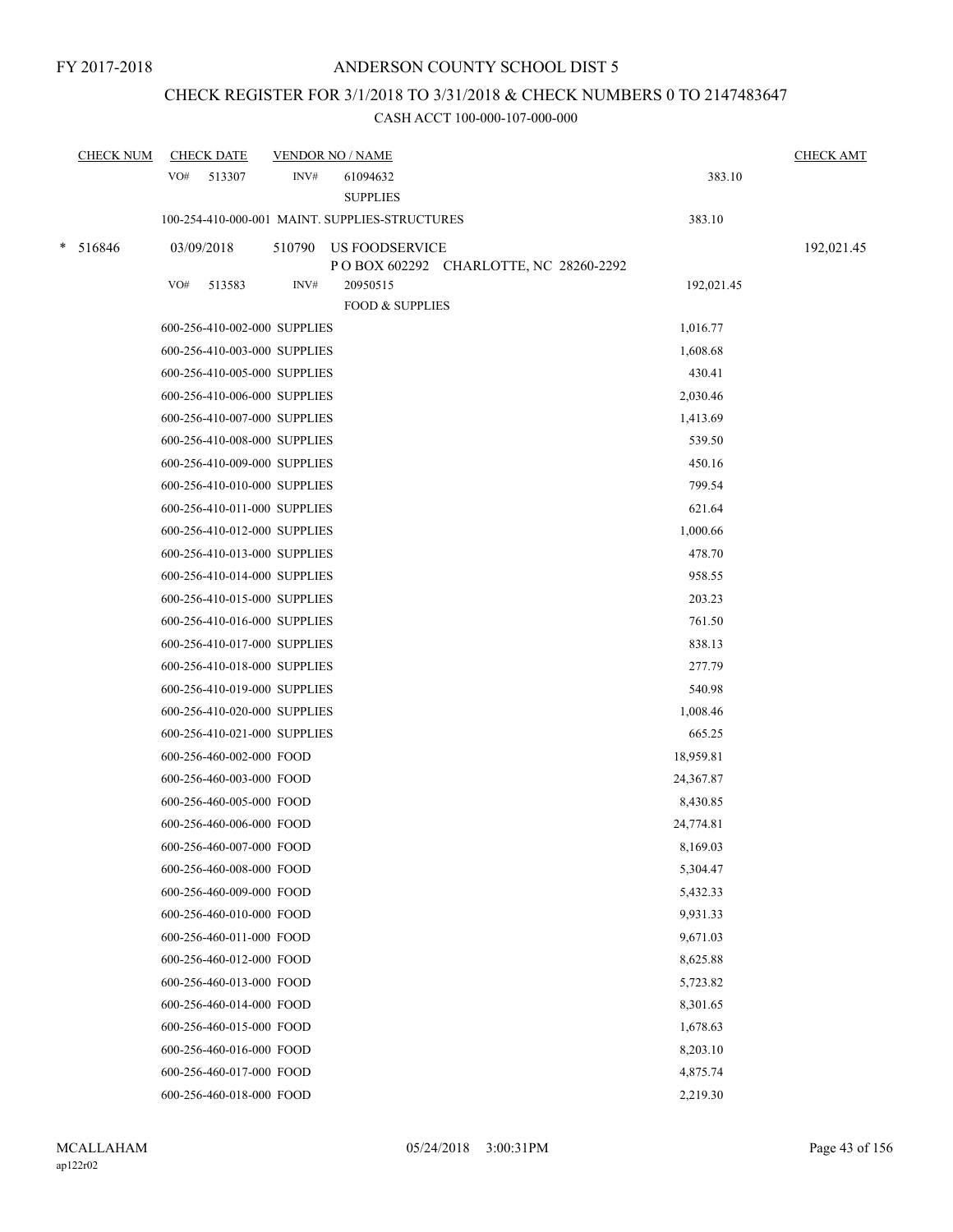FY 2017-2018

# ANDERSON COUNTY SCHOOL DIST 5

## CHECK REGISTER FOR 3/1/2018 TO 3/31/2018 & CHECK NUMBERS 0 TO 2147483647

### CASH ACCT 100-000-107-000-000

| CHECK NUM | CHECK DATE | VENDOR NO / NAME | | CHECK AMT |
|---|---|---|---|---|
| | VO# 513307 | INV# 61094632 SUPPLIES | 383.10 | |
| | 100-254-410-000-001 MAINT. SUPPLIES-STRUCTURES | | 383.10 | |
| * 516846 | 03/09/2018 | 510790 US FOODSERVICE P O BOX 602292 CHARLOTTE, NC 28260-2292 | | 192,021.45 |
| | VO# 513583 | INV# 20950515 FOOD & SUPPLIES | 192,021.45 | |
| | 600-256-410-002-000 SUPPLIES | | 1,016.77 | |
| | 600-256-410-003-000 SUPPLIES | | 1,608.68 | |
| | 600-256-410-005-000 SUPPLIES | | 430.41 | |
| | 600-256-410-006-000 SUPPLIES | | 2,030.46 | |
| | 600-256-410-007-000 SUPPLIES | | 1,413.69 | |
| | 600-256-410-008-000 SUPPLIES | | 539.50 | |
| | 600-256-410-009-000 SUPPLIES | | 450.16 | |
| | 600-256-410-010-000 SUPPLIES | | 799.54 | |
| | 600-256-410-011-000 SUPPLIES | | 621.64 | |
| | 600-256-410-012-000 SUPPLIES | | 1,000.66 | |
| | 600-256-410-013-000 SUPPLIES | | 478.70 | |
| | 600-256-410-014-000 SUPPLIES | | 958.55 | |
| | 600-256-410-015-000 SUPPLIES | | 203.23 | |
| | 600-256-410-016-000 SUPPLIES | | 761.50 | |
| | 600-256-410-017-000 SUPPLIES | | 838.13 | |
| | 600-256-410-018-000 SUPPLIES | | 277.79 | |
| | 600-256-410-019-000 SUPPLIES | | 540.98 | |
| | 600-256-410-020-000 SUPPLIES | | 1,008.46 | |
| | 600-256-410-021-000 SUPPLIES | | 665.25 | |
| | 600-256-460-002-000 FOOD | | 18,959.81 | |
| | 600-256-460-003-000 FOOD | | 24,367.87 | |
| | 600-256-460-005-000 FOOD | | 8,430.85 | |
| | 600-256-460-006-000 FOOD | | 24,774.81 | |
| | 600-256-460-007-000 FOOD | | 8,169.03 | |
| | 600-256-460-008-000 FOOD | | 5,304.47 | |
| | 600-256-460-009-000 FOOD | | 5,432.33 | |
| | 600-256-460-010-000 FOOD | | 9,931.33 | |
| | 600-256-460-011-000 FOOD | | 9,671.03 | |
| | 600-256-460-012-000 FOOD | | 8,625.88 | |
| | 600-256-460-013-000 FOOD | | 5,723.82 | |
| | 600-256-460-014-000 FOOD | | 8,301.65 | |
| | 600-256-460-015-000 FOOD | | 1,678.63 | |
| | 600-256-460-016-000 FOOD | | 8,203.10 | |
| | 600-256-460-017-000 FOOD | | 4,875.74 | |
| | 600-256-460-018-000 FOOD | | 2,219.30 | |

MCALLAHAM
ap122r02
05/24/2018 3:00:31PM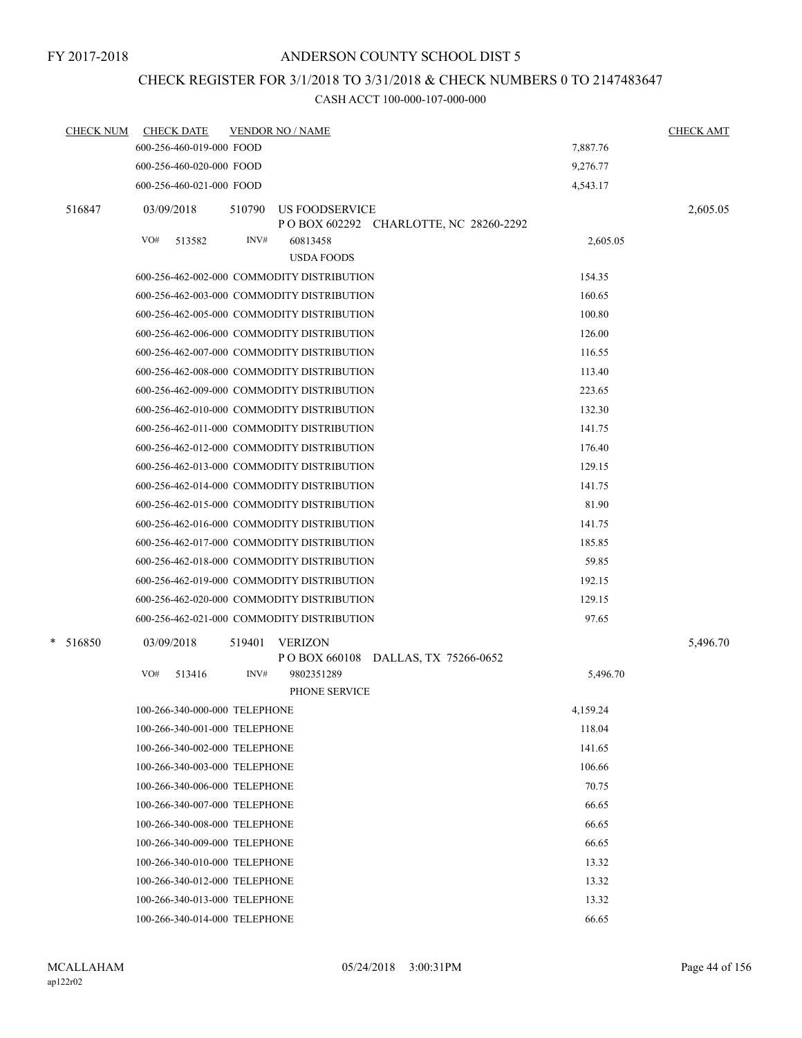FY 2017-2018

# ANDERSON COUNTY SCHOOL DIST 5

## CHECK REGISTER FOR 3/1/2018 TO 3/31/2018 & CHECK NUMBERS 0 TO 2147483647

CASH ACCT 100-000-107-000-000

| CHECK NUM | CHECK DATE | VENDOR NO / NAME | | CHECK AMT |
|---|---|---|---|---|
| | 600-256-460-019-000 FOOD | | 7,887.76 | |
| | 600-256-460-020-000 FOOD | | 9,276.77 | |
| | 600-256-460-021-000 FOOD | | 4,543.17 | |
| 516847 | 03/09/2018 | 510790 US FOODSERVICE<br>P O BOX 602292 CHARLOTTE, NC 28260-2292 | | 2,605.05 |
| | VO# 513582 | INV# 60813458<br>USDA FOODS | 2,605.05 | |
| | 600-256-462-002-000 COMMODITY DISTRIBUTION | | 154.35 | |
| | 600-256-462-003-000 COMMODITY DISTRIBUTION | | 160.65 | |
| | 600-256-462-005-000 COMMODITY DISTRIBUTION | | 100.80 | |
| | 600-256-462-006-000 COMMODITY DISTRIBUTION | | 126.00 | |
| | 600-256-462-007-000 COMMODITY DISTRIBUTION | | 116.55 | |
| | 600-256-462-008-000 COMMODITY DISTRIBUTION | | 113.40 | |
| | 600-256-462-009-000 COMMODITY DISTRIBUTION | | 223.65 | |
| | 600-256-462-010-000 COMMODITY DISTRIBUTION | | 132.30 | |
| | 600-256-462-011-000 COMMODITY DISTRIBUTION | | 141.75 | |
| | 600-256-462-012-000 COMMODITY DISTRIBUTION | | 176.40 | |
| | 600-256-462-013-000 COMMODITY DISTRIBUTION | | 129.15 | |
| | 600-256-462-014-000 COMMODITY DISTRIBUTION | | 141.75 | |
| | 600-256-462-015-000 COMMODITY DISTRIBUTION | | 81.90 | |
| | 600-256-462-016-000 COMMODITY DISTRIBUTION | | 141.75 | |
| | 600-256-462-017-000 COMMODITY DISTRIBUTION | | 185.85 | |
| | 600-256-462-018-000 COMMODITY DISTRIBUTION | | 59.85 | |
| | 600-256-462-019-000 COMMODITY DISTRIBUTION | | 192.15 | |
| | 600-256-462-020-000 COMMODITY DISTRIBUTION | | 129.15 | |
| | 600-256-462-021-000 COMMODITY DISTRIBUTION | | 97.65 | |
| * 516850 | 03/09/2018 | 519401 VERIZON<br>P O BOX 660108 DALLAS, TX 75266-0652 | | 5,496.70 |
| | VO# 513416 | INV# 9802351289<br>PHONE SERVICE | 5,496.70 | |
| | 100-266-340-000-000 TELEPHONE | | 4,159.24 | |
| | 100-266-340-001-000 TELEPHONE | | 118.04 | |
| | 100-266-340-002-000 TELEPHONE | | 141.65 | |
| | 100-266-340-003-000 TELEPHONE | | 106.66 | |
| | 100-266-340-006-000 TELEPHONE | | 70.75 | |
| | 100-266-340-007-000 TELEPHONE | | 66.65 | |
| | 100-266-340-008-000 TELEPHONE | | 66.65 | |
| | 100-266-340-009-000 TELEPHONE | | 66.65 | |
| | 100-266-340-010-000 TELEPHONE | | 13.32 | |
| | 100-266-340-012-000 TELEPHONE | | 13.32 | |
| | 100-266-340-013-000 TELEPHONE | | 13.32 | |
| | 100-266-340-014-000 TELEPHONE | | 66.65 | |

MCALLAHAM
ap122r02

05/24/2018 3:00:31PM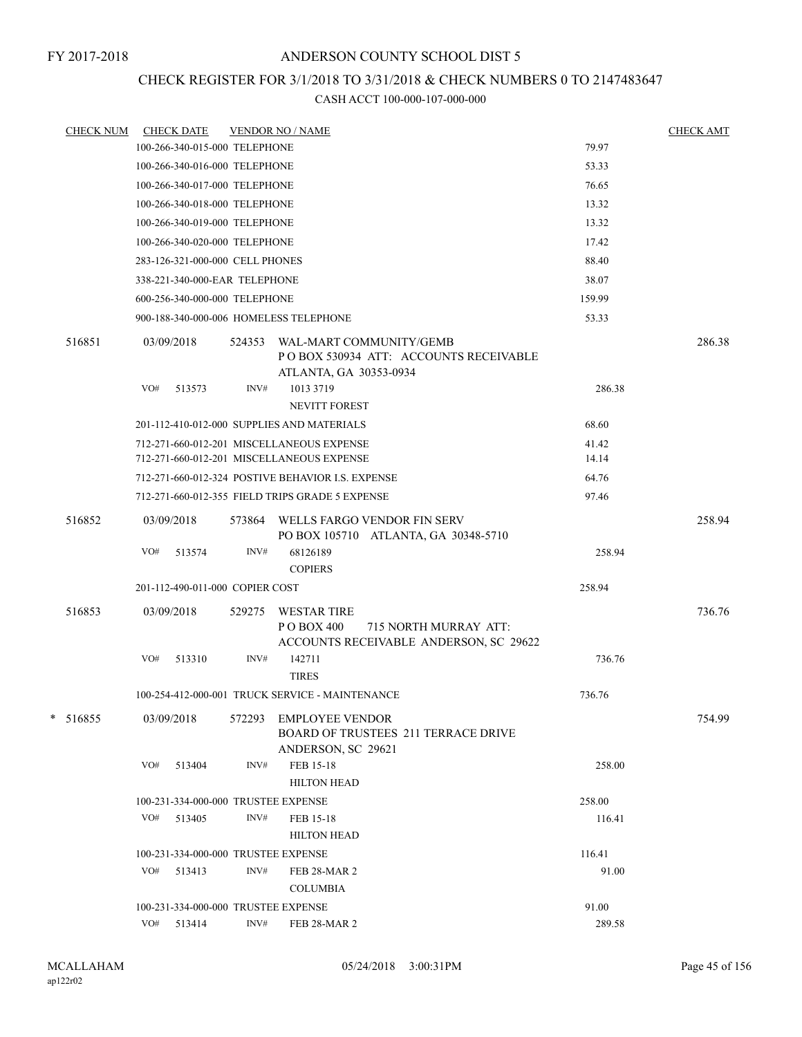FY 2017-2018

# ANDERSON COUNTY SCHOOL DIST 5

## CHECK REGISTER FOR 3/1/2018 TO 3/31/2018 & CHECK NUMBERS 0 TO 2147483647

### CASH ACCT 100-000-107-000-000

| CHECK NUM | CHECK DATE | VENDOR NO / NAME | | CHECK AMT |
|---|---|---|---|---|
| | 100-266-340-015-000 TELEPHONE | | 79.97 | |
| | 100-266-340-016-000 TELEPHONE | | 53.33 | |
| | 100-266-340-017-000 TELEPHONE | | 76.65 | |
| | 100-266-340-018-000 TELEPHONE | | 13.32 | |
| | 100-266-340-019-000 TELEPHONE | | 13.32 | |
| | 100-266-340-020-000 TELEPHONE | | 17.42 | |
| | 283-126-321-000-000 CELL PHONES | | 88.40 | |
| | 338-221-340-000-EAR TELEPHONE | | 38.07 | |
| | 600-256-340-000-000 TELEPHONE | | 159.99 | |
| | 900-188-340-000-006 HOMELESS TELEPHONE | | 53.33 | |
| 516851 | 03/09/2018 | 524353 WAL-MART COMMUNITY/GEMB P O BOX 530934 ATT: ACCOUNTS RECEIVABLE ATLANTA, GA 30353-0934 | | 286.38 |
| | VO# 513573 | INV# 1013 3719 NEVITT FOREST | 286.38 | |
| | 201-112-410-012-000 SUPPLIES AND MATERIALS | | 68.60 | |
| | 712-271-660-012-201 MISCELLANEOUS EXPENSE | | 41.42 | |
| | 712-271-660-012-201 MISCELLANEOUS EXPENSE | | 14.14 | |
| | 712-271-660-012-324 POSTIVE BEHAVIOR I.S. EXPENSE | | 64.76 | |
| | 712-271-660-012-355 FIELD TRIPS GRADE 5 EXPENSE | | 97.46 | |
| 516852 | 03/09/2018 | 573864 WELLS FARGO VENDOR FIN SERV PO BOX 105710 ATLANTA, GA 30348-5710 | | 258.94 |
| | VO# 513574 | INV# 68126189 COPIERS | 258.94 | |
| | 201-112-490-011-000 COPIER COST | | 258.94 | |
| 516853 | 03/09/2018 | 529275 WESTAR TIRE P O BOX 400 715 NORTH MURRAY ATT: ACCOUNTS RECEIVABLE ANDERSON, SC 29622 | | 736.76 |
| | VO# 513310 | INV# 142711 TIRES | 736.76 | |
| | 100-254-412-000-001 TRUCK SERVICE - MAINTENANCE | | 736.76 | |
| * 516855 | 03/09/2018 | 572293 EMPLOYEE VENDOR BOARD OF TRUSTEES 211 TERRACE DRIVE ANDERSON, SC 29621 | | 754.99 |
| | VO# 513404 | INV# FEB 15-18 HILTON HEAD | 258.00 | |
| | 100-231-334-000-000 TRUSTEE EXPENSE | | 258.00 | |
| | VO# 513405 | INV# FEB 15-18 HILTON HEAD | 116.41 | |
| | 100-231-334-000-000 TRUSTEE EXPENSE | | 116.41 | |
| | VO# 513413 | INV# FEB 28-MAR 2 COLUMBIA | 91.00 | |
| | 100-231-334-000-000 TRUSTEE EXPENSE | | 91.00 | |
| | VO# 513414 | INV# FEB 28-MAR 2 | 289.58 | |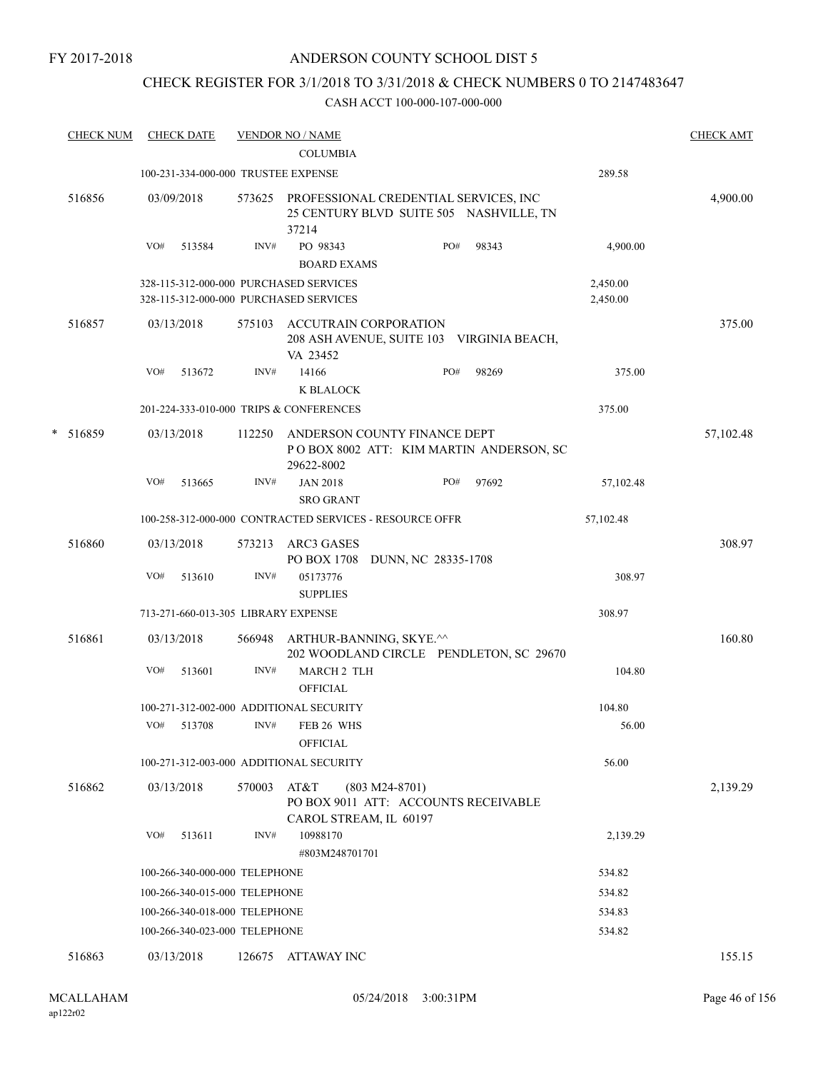FY 2017-2018

ANDERSON COUNTY SCHOOL DIST 5

CHECK REGISTER FOR 3/1/2018 TO 3/31/2018 & CHECK NUMBERS 0 TO 2147483647

CASH ACCT 100-000-107-000-000

| CHECK NUM | CHECK DATE | VENDOR NO / NAME | | CHECK AMT |
|---|---|---|---|---|
| | | COLUMBIA | | |
| | 100-231-334-000-000 TRUSTEE EXPENSE | | 289.58 | |
| 516856 | 03/09/2018 | 573625 PROFESSIONAL CREDENTIAL SERVICES, INC 25 CENTURY BLVD SUITE 505 NASHVILLE, TN 37214 | | 4,900.00 |
| | VO# 513584 | INV# PO 98343 BOARD EXAMS PO# 98343 | 4,900.00 | |
| | 328-115-312-000-000 PURCHASED SERVICES | | 2,450.00 | |
| | 328-115-312-000-000 PURCHASED SERVICES | | 2,450.00 | |
| 516857 | 03/13/2018 | 575103 ACCUTRAIN CORPORATION 208 ASH AVENUE, SUITE 103 VIRGINIA BEACH, VA 23452 | | 375.00 |
| | VO# 513672 | INV# 14166 K BLALOCK PO# 98269 | 375.00 | |
| | 201-224-333-010-000 TRIPS & CONFERENCES | | 375.00 | |
| * 516859 | 03/13/2018 | 112250 ANDERSON COUNTY FINANCE DEPT P O BOX 8002 ATT: KIM MARTIN ANDERSON, SC 29622-8002 | | 57,102.48 |
| | VO# 513665 | INV# JAN 2018 SRO GRANT PO# 97692 | 57,102.48 | |
| | 100-258-312-000-000 CONTRACTED SERVICES - RESOURCE OFFR | | 57,102.48 | |
| 516860 | 03/13/2018 | 573213 ARC3 GASES PO BOX 1708 DUNN, NC 28335-1708 | | 308.97 |
| | VO# 513610 | INV# 05173776 SUPPLIES | 308.97 | |
| | 713-271-660-013-305 LIBRARY EXPENSE | | 308.97 | |
| 516861 | 03/13/2018 | 566948 ARTHUR-BANNING, SKYE.^^ 202 WOODLAND CIRCLE PENDLETON, SC 29670 | | 160.80 |
| | VO# 513601 | INV# MARCH 2 TLH OFFICIAL | 104.80 | |
| | 100-271-312-002-000 ADDITIONAL SECURITY | | 104.80 | |
| | VO# 513708 | INV# FEB 26 WHS OFFICIAL | 56.00 | |
| | 100-271-312-003-000 ADDITIONAL SECURITY | | 56.00 | |
| 516862 | 03/13/2018 | 570003 AT&T (803 M24-8701) PO BOX 9011 ATT: ACCOUNTS RECEIVABLE CAROL STREAM, IL 60197 | | 2,139.29 |
| | VO# 513611 | INV# 10988170 #803M248701701 | 2,139.29 | |
| | 100-266-340-000-000 TELEPHONE | | 534.82 | |
| | 100-266-340-015-000 TELEPHONE | | 534.82 | |
| | 100-266-340-018-000 TELEPHONE | | 534.83 | |
| | 100-266-340-023-000 TELEPHONE | | 534.82 | |
| 516863 | 03/13/2018 | 126675 ATTAWAY INC | | 155.15 |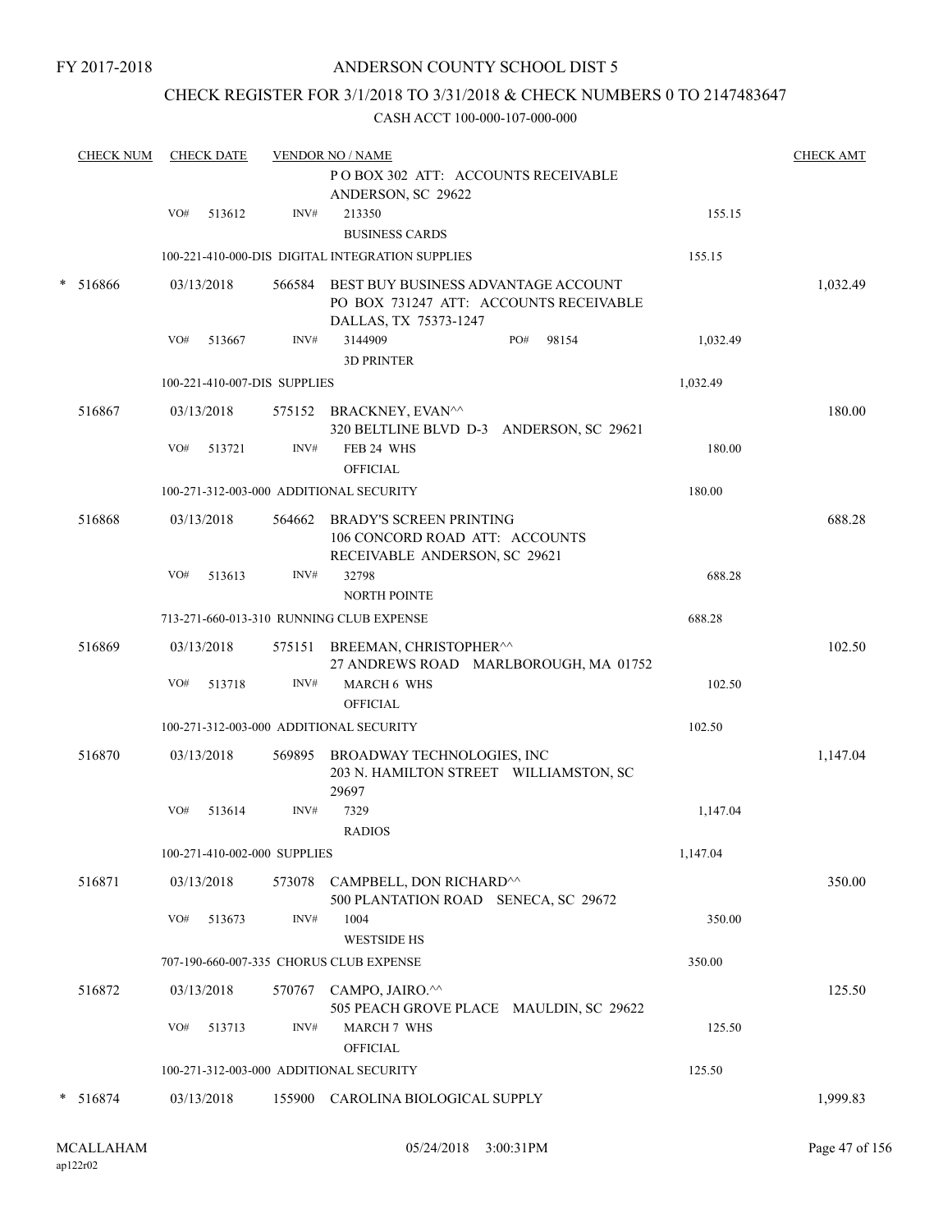FY 2017-2018

ANDERSON COUNTY SCHOOL DIST 5

CHECK REGISTER FOR 3/1/2018 TO 3/31/2018 & CHECK NUMBERS 0 TO 2147483647

CASH ACCT 100-000-107-000-000

| CHECK NUM | CHECK DATE | VENDOR NO / NAME | | CHECK AMT |
|---|---|---|---|---|
| | | P O BOX 302 ATT: ACCOUNTS RECEIVABLE ANDERSON, SC 29622 | | |
| | VO# 513612 | INV# 213350 BUSINESS CARDS | 155.15 | |
| | | 100-221-410-000-DIS DIGITAL INTEGRATION SUPPLIES | 155.15 | |
| * 516866 | 03/13/2018 | 566584 BEST BUY BUSINESS ADVANTAGE ACCOUNT PO BOX 731247 ATT: ACCOUNTS RECEIVABLE DALLAS, TX 75373-1247 | | 1,032.49 |
| | VO# 513667 | INV# 3144909 PO# 98154 3D PRINTER | 1,032.49 | |
| | | 100-221-410-007-DIS SUPPLIES | 1,032.49 | |
| 516867 | 03/13/2018 | 575152 BRACKNEY, EVAN^^ 320 BELTLINE BLVD D-3 ANDERSON, SC 29621 | | 180.00 |
| | VO# 513721 | INV# FEB 24 WHS OFFICIAL | 180.00 | |
| | | 100-271-312-003-000 ADDITIONAL SECURITY | 180.00 | |
| 516868 | 03/13/2018 | 564662 BRADY'S SCREEN PRINTING 106 CONCORD ROAD ATT: ACCOUNTS RECEIVABLE ANDERSON, SC 29621 | | 688.28 |
| | VO# 513613 | INV# 32798 NORTH POINTE | 688.28 | |
| | | 713-271-660-013-310 RUNNING CLUB EXPENSE | 688.28 | |
| 516869 | 03/13/2018 | 575151 BREEMAN, CHRISTOPHER^^ 27 ANDREWS ROAD MARLBOROUGH, MA 01752 | | 102.50 |
| | VO# 513718 | INV# MARCH 6 WHS OFFICIAL | 102.50 | |
| | | 100-271-312-003-000 ADDITIONAL SECURITY | 102.50 | |
| 516870 | 03/13/2018 | 569895 BROADWAY TECHNOLOGIES, INC 203 N. HAMILTON STREET WILLIAMSTON, SC 29697 | | 1,147.04 |
| | VO# 513614 | INV# 7329 RADIOS | 1,147.04 | |
| | | 100-271-410-002-000 SUPPLIES | 1,147.04 | |
| 516871 | 03/13/2018 | 573078 CAMPBELL, DON RICHARD^^ 500 PLANTATION ROAD SENECA, SC 29672 | | 350.00 |
| | VO# 513673 | INV# 1004 WESTSIDE HS | 350.00 | |
| | | 707-190-660-007-335 CHORUS CLUB EXPENSE | 350.00 | |
| 516872 | 03/13/2018 | 570767 CAMPO, JAIRO.^^ 505 PEACH GROVE PLACE MAULDIN, SC 29622 | | 125.50 |
| | VO# 513713 | INV# MARCH 7 WHS OFFICIAL | 125.50 | |
| | | 100-271-312-003-000 ADDITIONAL SECURITY | 125.50 | |
| * 516874 | 03/13/2018 | 155900 CAROLINA BIOLOGICAL SUPPLY | | 1,999.83 |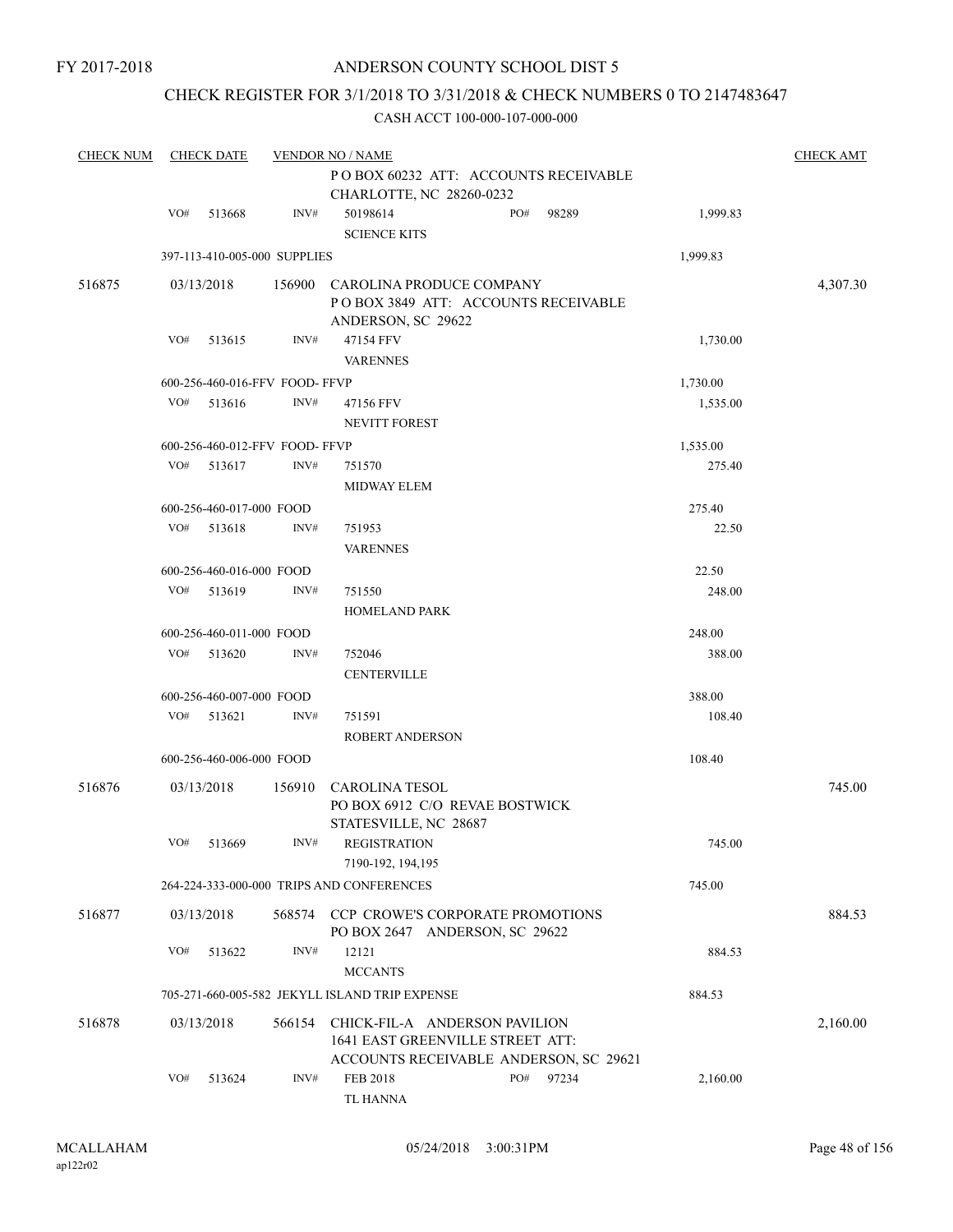FY 2017-2018

ANDERSON COUNTY SCHOOL DIST 5

CHECK REGISTER FOR 3/1/2018 TO 3/31/2018 & CHECK NUMBERS 0 TO 2147483647

CASH ACCT 100-000-107-000-000

| CHECK NUM | CHECK DATE | VENDOR NO / NAME | | | CHECK AMT |
|---|---|---|---|---|---|
| | | | P O BOX 60232 ATT: ACCOUNTS RECEIVABLE CHARLOTTE, NC 28260-0232 | | |
| | VO# 513668 | INV# | 50198614 PO# 98289 SCIENCE KITS | 1,999.83 | |
| | 397-113-410-005-000 SUPPLIES | | | 1,999.83 | |
| 516875 | 03/13/2018 | 156900 | CAROLINA PRODUCE COMPANY P O BOX 3849 ATT: ACCOUNTS RECEIVABLE ANDERSON, SC 29622 | | 4,307.30 |
| | VO# 513615 | INV# | 47154 FFV VARENNES | 1,730.00 | |
| | 600-256-460-016-FFV FOOD- FFVP | | | 1,730.00 | |
| | VO# 513616 | INV# | 47156 FFV NEVITT FOREST | 1,535.00 | |
| | 600-256-460-012-FFV FOOD- FFVP | | | 1,535.00 | |
| | VO# 513617 | INV# | 751570 MIDWAY ELEM | 275.40 | |
| | 600-256-460-017-000 FOOD | | | 275.40 | |
| | VO# 513618 | INV# | 751953 VARENNES | 22.50 | |
| | 600-256-460-016-000 FOOD | | | 22.50 | |
| | VO# 513619 | INV# | 751550 HOMELAND PARK | 248.00 | |
| | 600-256-460-011-000 FOOD | | | 248.00 | |
| | VO# 513620 | INV# | 752046 CENTERVILLE | 388.00 | |
| | 600-256-460-007-000 FOOD | | | 388.00 | |
| | VO# 513621 | INV# | 751591 ROBERT ANDERSON | 108.40 | |
| | 600-256-460-006-000 FOOD | | | 108.40 | |
| 516876 | 03/13/2018 | 156910 | CAROLINA TESOL PO BOX 6912 C/O REVAE BOSTWICK STATESVILLE, NC 28687 | | 745.00 |
| | VO# 513669 | INV# | REGISTRATION 7190-192, 194,195 | 745.00 | |
| | 264-224-333-000-000 TRIPS AND CONFERENCES | | | 745.00 | |
| 516877 | 03/13/2018 | 568574 | CCP CROWE'S CORPORATE PROMOTIONS PO BOX 2647 ANDERSON, SC 29622 | | 884.53 |
| | VO# 513622 | INV# | 12121 MCCANTS | 884.53 | |
| | 705-271-660-005-582 JEKYLL ISLAND TRIP EXPENSE | | | 884.53 | |
| 516878 | 03/13/2018 | 566154 | CHICK-FIL-A ANDERSON PAVILION 1641 EAST GREENVILLE STREET ATT: ACCOUNTS RECEIVABLE ANDERSON, SC 29621 | | 2,160.00 |
| | VO# 513624 | INV# | FEB 2018 PO# 97234 TL HANNA | 2,160.00 | |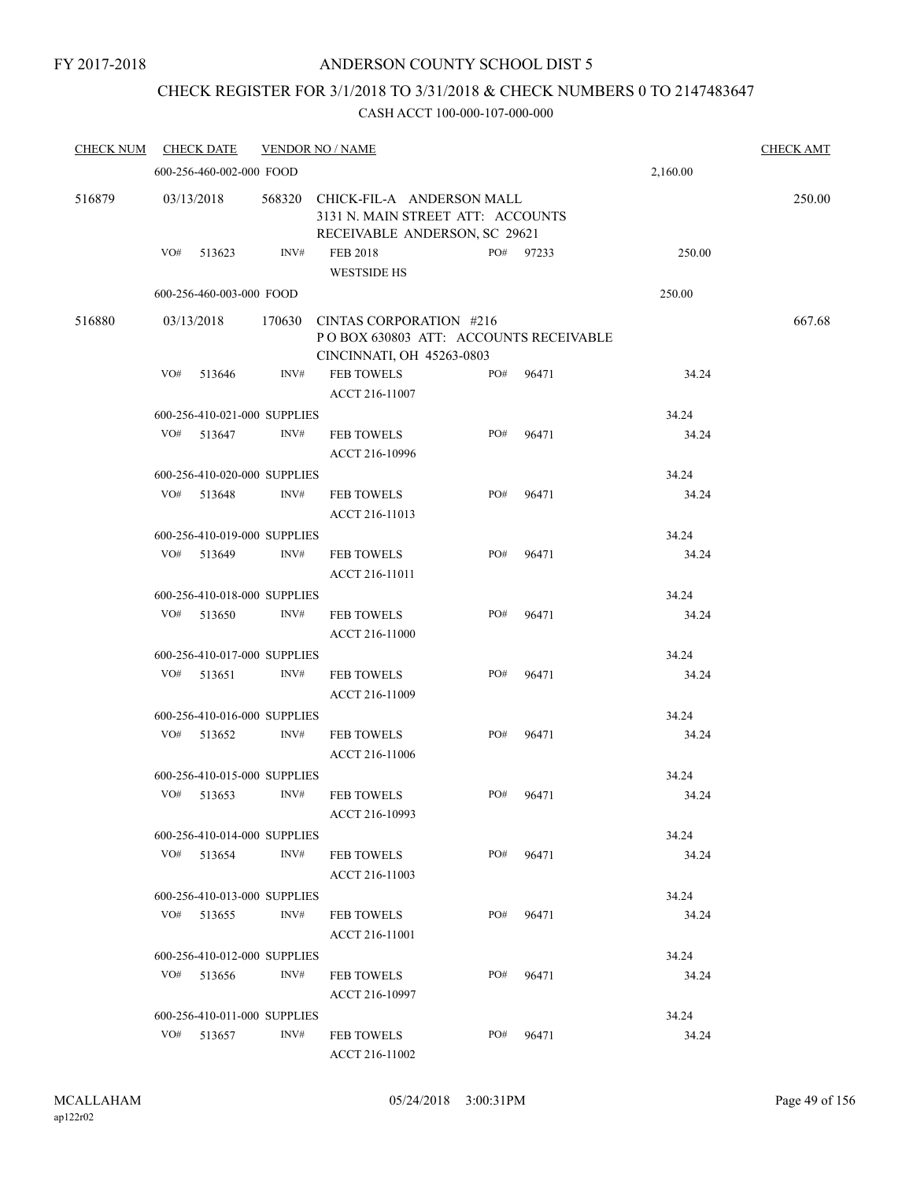FY 2017-2018

# ANDERSON COUNTY SCHOOL DIST 5

## CHECK REGISTER FOR 3/1/2018 TO 3/31/2018 & CHECK NUMBERS 0 TO 2147483647

### CASH ACCT 100-000-107-000-000

| CHECK NUM | CHECK DATE | VENDOR NO / NAME | | | | CHECK AMT |
|---|---|---|---|---|---|---|
| | 600-256-460-002-000 FOOD | | | | 2,160.00 | |
| 516879 | 03/13/2018 | 568320 CHICK-FIL-A ANDERSON MALL 3131 N. MAIN STREET ATT: ACCOUNTS RECEIVABLE ANDERSON, SC 29621 | | | | 250.00 |
| | VO# 513623 | INV# FEB 2018 WESTSIDE HS | PO# 97233 | | 250.00 | |
| | 600-256-460-003-000 FOOD | | | | 250.00 | |
| 516880 | 03/13/2018 | 170630 CINTAS CORPORATION #216 P O BOX 630803 ATT: ACCOUNTS RECEIVABLE CINCINNATI, OH 45263-0803 | | | | 667.68 |
| | VO# 513646 | INV# FEB TOWELS ACCT 216-11007 | PO# 96471 | | 34.24 | |
| | 600-256-410-021-000 SUPPLIES | | | | 34.24 | |
| | VO# 513647 | INV# FEB TOWELS ACCT 216-10996 | PO# 96471 | | 34.24 | |
| | 600-256-410-020-000 SUPPLIES | | | | 34.24 | |
| | VO# 513648 | INV# FEB TOWELS ACCT 216-11013 | PO# 96471 | | 34.24 | |
| | 600-256-410-019-000 SUPPLIES | | | | 34.24 | |
| | VO# 513649 | INV# FEB TOWELS ACCT 216-11011 | PO# 96471 | | 34.24 | |
| | 600-256-410-018-000 SUPPLIES | | | | 34.24 | |
| | VO# 513650 | INV# FEB TOWELS ACCT 216-11000 | PO# 96471 | | 34.24 | |
| | 600-256-410-017-000 SUPPLIES | | | | 34.24 | |
| | VO# 513651 | INV# FEB TOWELS ACCT 216-11009 | PO# 96471 | | 34.24 | |
| | 600-256-410-016-000 SUPPLIES | | | | 34.24 | |
| | VO# 513652 | INV# FEB TOWELS ACCT 216-11006 | PO# 96471 | | 34.24 | |
| | 600-256-410-015-000 SUPPLIES | | | | 34.24 | |
| | VO# 513653 | INV# FEB TOWELS ACCT 216-10993 | PO# 96471 | | 34.24 | |
| | 600-256-410-014-000 SUPPLIES | | | | 34.24 | |
| | VO# 513654 | INV# FEB TOWELS ACCT 216-11003 | PO# 96471 | | 34.24 | |
| | 600-256-410-013-000 SUPPLIES | | | | 34.24 | |
| | VO# 513655 | INV# FEB TOWELS ACCT 216-11001 | PO# 96471 | | 34.24 | |
| | 600-256-410-012-000 SUPPLIES | | | | 34.24 | |
| | VO# 513656 | INV# FEB TOWELS ACCT 216-10997 | PO# 96471 | | 34.24 | |
| | 600-256-410-011-000 SUPPLIES | | | | 34.24 | |
| | VO# 513657 | INV# FEB TOWELS ACCT 216-11002 | PO# 96471 | | 34.24 | |

MCALLAHAM
ap122r02
05/24/2018 3:00:31PM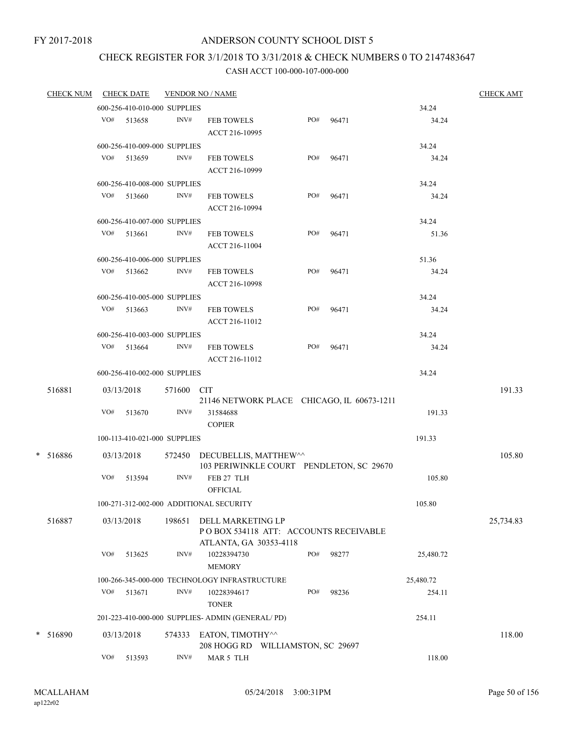FY 2017-2018

# ANDERSON COUNTY SCHOOL DIST 5

## CHECK REGISTER FOR 3/1/2018 TO 3/31/2018 & CHECK NUMBERS 0 TO 2147483647

### CASH ACCT 100-000-107-000-000

| CHECK NUM | CHECK DATE | VENDOR NO / NAME | | | | CHECK AMT |
|---|---|---|---|---|---|---|
| | 600-256-410-010-000 SUPPLIES | | | | 34.24 | |
| | VO# 513658 | INV# | FEB TOWELS<br>ACCT 216-10995 | PO# 96471 | 34.24 | |
| | 600-256-410-009-000 SUPPLIES | | | | 34.24 | |
| | VO# 513659 | INV# | FEB TOWELS<br>ACCT 216-10999 | PO# 96471 | 34.24 | |
| | 600-256-410-008-000 SUPPLIES | | | | 34.24 | |
| | VO# 513660 | INV# | FEB TOWELS<br>ACCT 216-10994 | PO# 96471 | 34.24 | |
| | 600-256-410-007-000 SUPPLIES | | | | 34.24 | |
| | VO# 513661 | INV# | FEB TOWELS<br>ACCT 216-11004 | PO# 96471 | 51.36 | |
| | 600-256-410-006-000 SUPPLIES | | | | 51.36 | |
| | VO# 513662 | INV# | FEB TOWELS<br>ACCT 216-10998 | PO# 96471 | 34.24 | |
| | 600-256-410-005-000 SUPPLIES | | | | 34.24 | |
| | VO# 513663 | INV# | FEB TOWELS<br>ACCT 216-11012 | PO# 96471 | 34.24 | |
| | 600-256-410-003-000 SUPPLIES | | | | 34.24 | |
| | VO# 513664 | INV# | FEB TOWELS<br>ACCT 216-11012 | PO# 96471 | 34.24 | |
| | 600-256-410-002-000 SUPPLIES | | | | 34.24 | |
| 516881 | 03/13/2018 | 571600 | CIT<br>21146 NETWORK PLACE CHICAGO, IL 60673-1211 | | | 191.33 |
| | VO# 513670 | INV# | 31584688<br>COPIER | | 191.33 | |
| | 100-113-410-021-000 SUPPLIES | | | | 191.33 | |
| * 516886 | 03/13/2018 | 572450 | DECUBELLIS, MATTHEW^^<br>103 PERIWINKLE COURT PENDLETON, SC 29670 | | | 105.80 |
| | VO# 513594 | INV# | FEB 27 TLH<br>OFFICIAL | | 105.80 | |
| | 100-271-312-002-000 ADDITIONAL SECURITY | | | | 105.80 | |
| 516887 | 03/13/2018 | 198651 | DELL MARKETING LP<br>P O BOX 534118 ATT: ACCOUNTS RECEIVABLE<br>ATLANTA, GA 30353-4118 | | | 25,734.83 |
| | VO# 513625 | INV# | 10228394730<br>MEMORY | PO# 98277 | 25,480.72 | |
| | 100-266-345-000-000 TECHNOLOGY INFRASTRUCTURE | | | | 25,480.72 | |
| | VO# 513671 | INV# | 10228394617<br>TONER | PO# 98236 | 254.11 | |
| | 201-223-410-000-000 SUPPLIES- ADMIN (GENERAL/ PD) | | | | 254.11 | |
| * 516890 | 03/13/2018 | 574333 | EATON, TIMOTHY^^<br>208 HOGG RD WILLIAMSTON, SC 29697 | | | 118.00 |
| | VO# 513593 | INV# | MAR 5 TLH | | 118.00 | |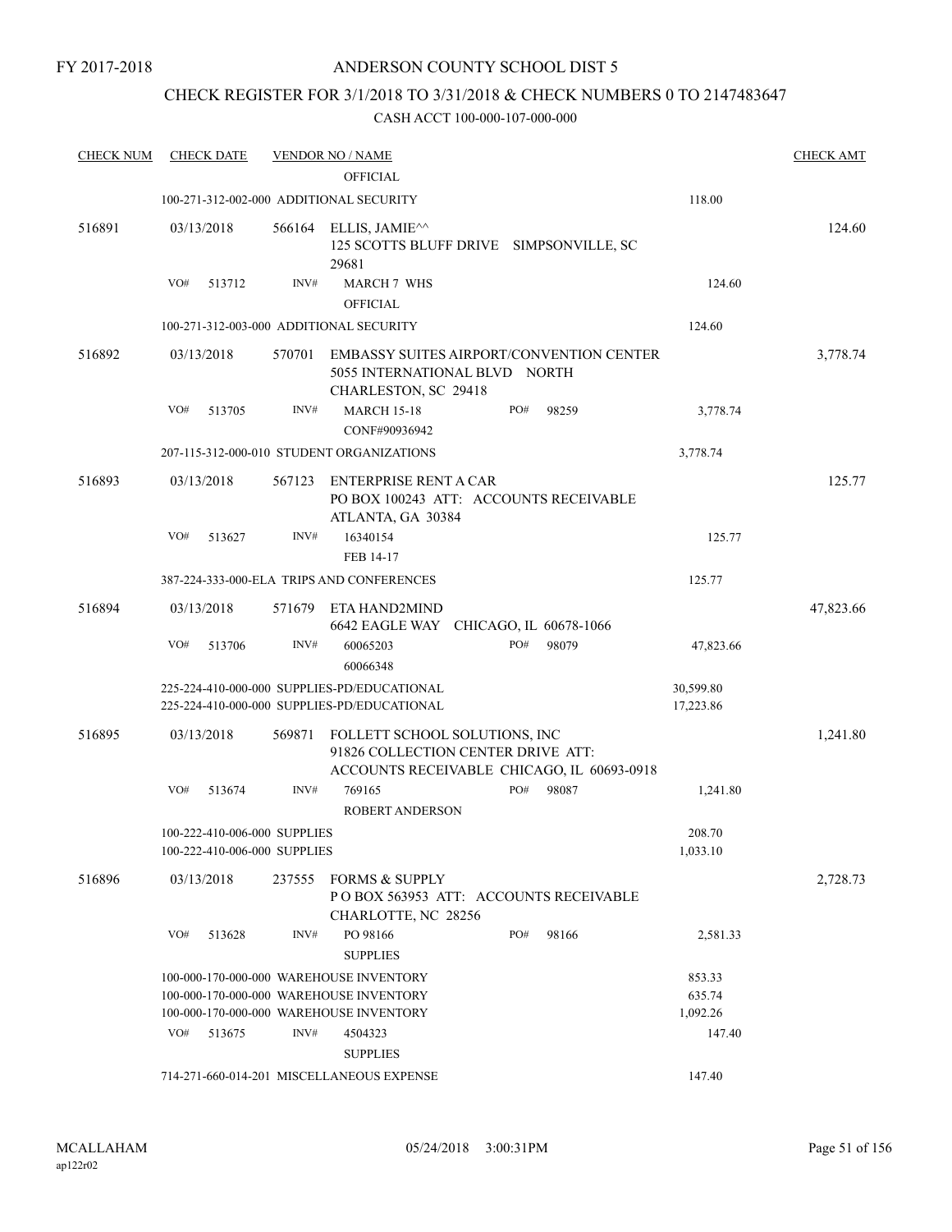FY 2017-2018

# ANDERSON COUNTY SCHOOL DIST 5

## CHECK REGISTER FOR 3/1/2018 TO 3/31/2018 & CHECK NUMBERS 0 TO 2147483647

CASH ACCT 100-000-107-000-000

| CHECK NUM | CHECK DATE | VENDOR NO / NAME | | CHECK AMT |
|---|---|---|---|---|
| | | OFFICIAL | | |
| | | 100-271-312-002-000 ADDITIONAL SECURITY | 118.00 | |
| 516891 | 03/13/2018 | 566164 ELLIS, JAMIE^^ 125 SCOTTS BLUFF DRIVE SIMPSONVILLE, SC 29681 | | 124.60 |
| | VO# 513712 | INV# MARCH 7 WHS OFFICIAL | 124.60 | |
| | | 100-271-312-003-000 ADDITIONAL SECURITY | 124.60 | |
| 516892 | 03/13/2018 | 570701 EMBASSY SUITES AIRPORT/CONVENTION CENTER 5055 INTERNATIONAL BLVD NORTH CHARLESTON, SC 29418 | | 3,778.74 |
| | VO# 513705 | INV# MARCH 15-18 CONF#90936942 PO# 98259 | 3,778.74 | |
| | | 207-115-312-000-010 STUDENT ORGANIZATIONS | 3,778.74 | |
| 516893 | 03/13/2018 | 567123 ENTERPRISE RENT A CAR PO BOX 100243 ATT: ACCOUNTS RECEIVABLE ATLANTA, GA 30384 | | 125.77 |
| | VO# 513627 | INV# 16340154 FEB 14-17 | 125.77 | |
| | | 387-224-333-000-ELA TRIPS AND CONFERENCES | 125.77 | |
| 516894 | 03/13/2018 | 571679 ETA HAND2MIND 6642 EAGLE WAY CHICAGO, IL 60678-1066 | | 47,823.66 |
| | VO# 513706 | INV# 60065203 60066348 PO# 98079 | 47,823.66 | |
| | | 225-224-410-000-000 SUPPLIES-PD/EDUCATIONAL | 30,599.80 | |
| | | 225-224-410-000-000 SUPPLIES-PD/EDUCATIONAL | 17,223.86 | |
| 516895 | 03/13/2018 | 569871 FOLLETT SCHOOL SOLUTIONS, INC 91826 COLLECTION CENTER DRIVE ATT: ACCOUNTS RECEIVABLE CHICAGO, IL 60693-0918 | | 1,241.80 |
| | VO# 513674 | INV# 769165 ROBERT ANDERSON PO# 98087 | 1,241.80 | |
| | | 100-222-410-006-000 SUPPLIES | 208.70 | |
| | | 100-222-410-006-000 SUPPLIES | 1,033.10 | |
| 516896 | 03/13/2018 | 237555 FORMS & SUPPLY P O BOX 563953 ATT: ACCOUNTS RECEIVABLE CHARLOTTE, NC 28256 | | 2,728.73 |
| | VO# 513628 | INV# PO 98166 SUPPLIES PO# 98166 | 2,581.33 | |
| | | 100-000-170-000-000 WAREHOUSE INVENTORY | 853.33 | |
| | | 100-000-170-000-000 WAREHOUSE INVENTORY | 635.74 | |
| | | 100-000-170-000-000 WAREHOUSE INVENTORY | 1,092.26 | |
| | VO# 513675 | INV# 4504323 SUPPLIES | 147.40 | |
| | | 714-271-660-014-201 MISCELLANEOUS EXPENSE | 147.40 | |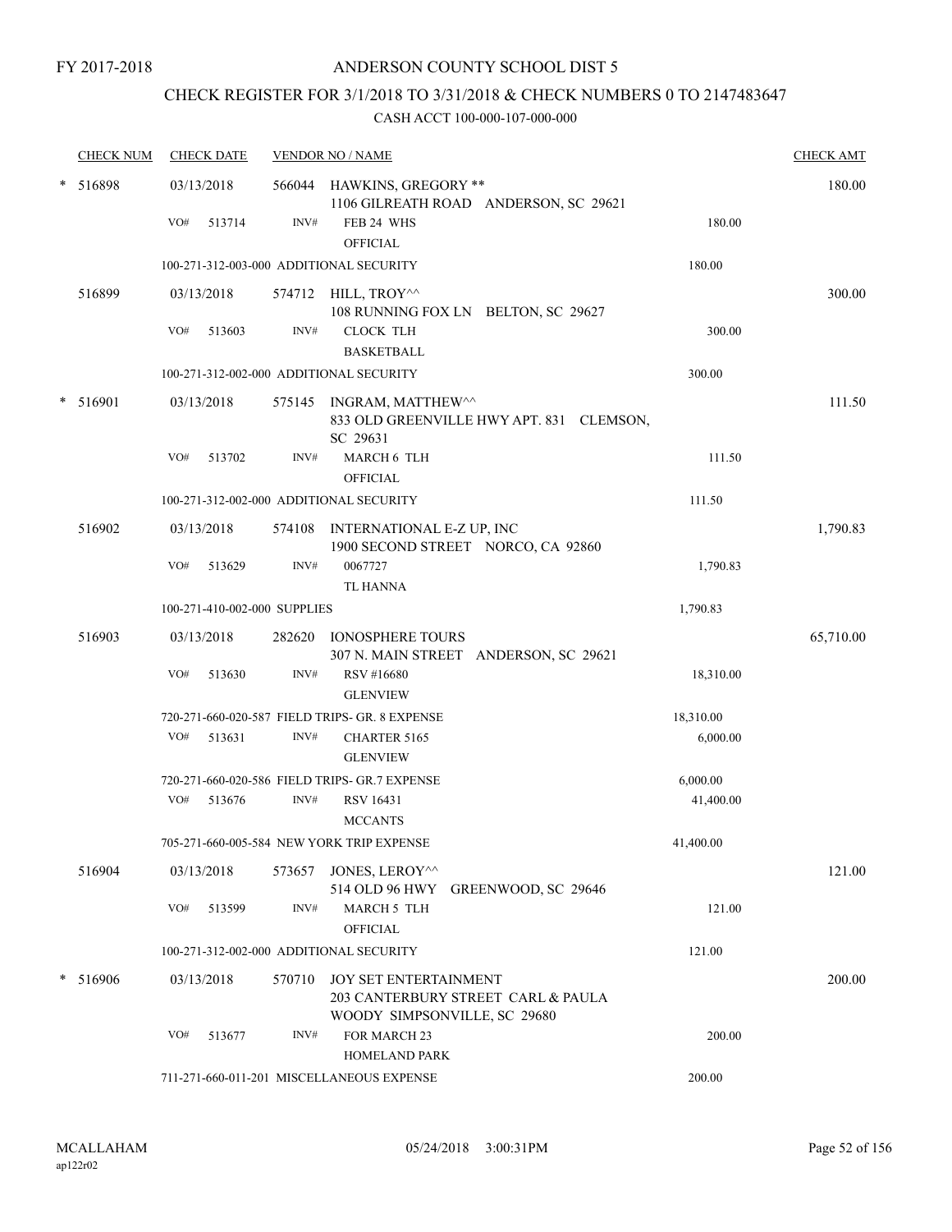FY 2017-2018

# ANDERSON COUNTY SCHOOL DIST 5

## CHECK REGISTER FOR 3/1/2018 TO 3/31/2018 & CHECK NUMBERS 0 TO 2147483647

### CASH ACCT 100-000-107-000-000

| CHECK NUM | CHECK DATE | VENDOR NO / NAME | | CHECK AMT |
|---|---|---|---|---|
| * 516898 | 03/13/2018 | 566044 HAWKINS, GREGORY ** 1106 GILREATH ROAD ANDERSON, SC 29621 | | 180.00 |
| | VO# 513714 | INV# FEB 24 WHS OFFICIAL | 180.00 | |
| | | 100-271-312-003-000 ADDITIONAL SECURITY | 180.00 | |
| 516899 | 03/13/2018 | 574712 HILL, TROY^^ 108 RUNNING FOX LN BELTON, SC 29627 | | 300.00 |
| | VO# 513603 | INV# CLOCK TLH BASKETBALL | 300.00 | |
| | | 100-271-312-002-000 ADDITIONAL SECURITY | 300.00 | |
| * 516901 | 03/13/2018 | 575145 INGRAM, MATTHEW^^ 833 OLD GREENVILLE HWY APT. 831 CLEMSON, SC 29631 | | 111.50 |
| | VO# 513702 | INV# MARCH 6 TLH OFFICIAL | 111.50 | |
| | | 100-271-312-002-000 ADDITIONAL SECURITY | 111.50 | |
| 516902 | 03/13/2018 | 574108 INTERNATIONAL E-Z UP, INC 1900 SECOND STREET NORCO, CA 92860 | | 1,790.83 |
| | VO# 513629 | INV# 0067727 TL HANNA | 1,790.83 | |
| | | 100-271-410-002-000 SUPPLIES | 1,790.83 | |
| 516903 | 03/13/2018 | 282620 IONOSPHERE TOURS 307 N. MAIN STREET ANDERSON, SC 29621 | | 65,710.00 |
| | VO# 513630 | INV# RSV #16680 GLENVIEW | 18,310.00 | |
| | | 720-271-660-020-587 FIELD TRIPS- GR. 8 EXPENSE | 18,310.00 | |
| | VO# 513631 | INV# CHARTER 5165 GLENVIEW | 6,000.00 | |
| | | 720-271-660-020-586 FIELD TRIPS- GR.7 EXPENSE | 6,000.00 | |
| | VO# 513676 | INV# RSV 16431 MCCANTS | 41,400.00 | |
| | | 705-271-660-005-584 NEW YORK TRIP EXPENSE | 41,400.00 | |
| 516904 | 03/13/2018 | 573657 JONES, LEROY^^ 514 OLD 96 HWY GREENWOOD, SC 29646 | | 121.00 |
| | VO# 513599 | INV# MARCH 5 TLH OFFICIAL | 121.00 | |
| | | 100-271-312-002-000 ADDITIONAL SECURITY | 121.00 | |
| * 516906 | 03/13/2018 | 570710 JOY SET ENTERTAINMENT 203 CANTERBURY STREET CARL & PAULA WOODY SIMPSONVILLE, SC 29680 | | 200.00 |
| | VO# 513677 | INV# FOR MARCH 23 HOMELAND PARK | 200.00 | |
| | | 711-271-660-011-201 MISCELLANEOUS EXPENSE | 200.00 | |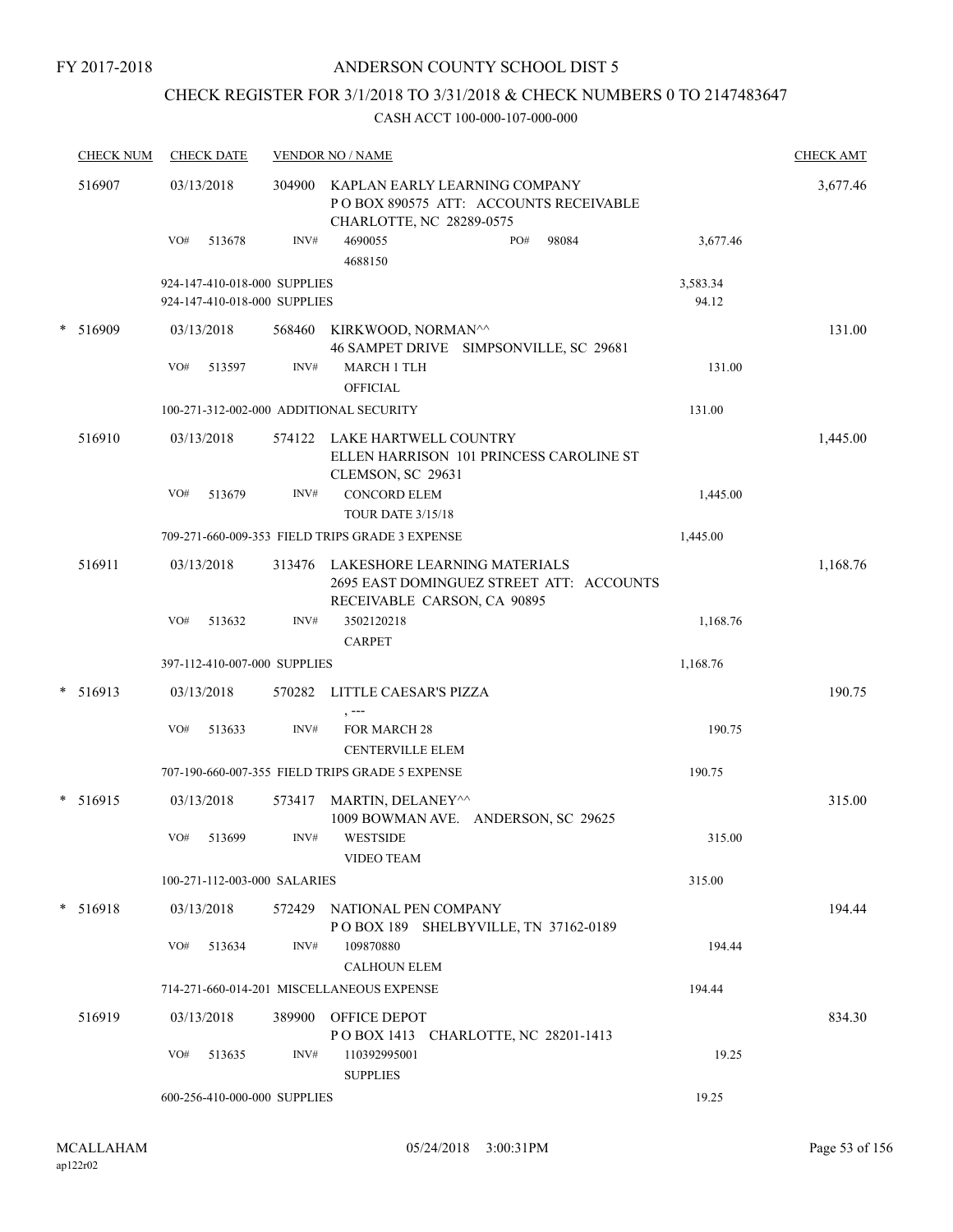FY 2017-2018

# ANDERSON COUNTY SCHOOL DIST 5

## CHECK REGISTER FOR 3/1/2018 TO 3/31/2018 & CHECK NUMBERS 0 TO 2147483647

### CASH ACCT 100-000-107-000-000

| CHECK NUM | CHECK DATE | VENDOR NO / NAME | | | CHECK AMT |
|---|---|---|---|---|---|
| 516907 | 03/13/2018 | 304900 | KAPLAN EARLY LEARNING COMPANY<br>P O BOX 890575 ATT: ACCOUNTS RECEIVABLE<br>CHARLOTTE, NC 28289-0575 | | 3,677.46 |
| | VO# 513678 | INV# | 4690055 PO# 98084<br>4688150 | 3,677.46 | |
| | 924-147-410-018-000 SUPPLIES | | | 3,583.34 | |
| | 924-147-410-018-000 SUPPLIES | | | 94.12 | |
| * 516909 | 03/13/2018 | 568460 | KIRKWOOD, NORMAN^^<br>46 SAMPET DRIVE SIMPSONVILLE, SC 29681 | | 131.00 |
| | VO# 513597 | INV# | MARCH 1 TLH<br>OFFICIAL | 131.00 | |
| | 100-271-312-002-000 ADDITIONAL SECURITY | | | 131.00 | |
| 516910 | 03/13/2018 | 574122 | LAKE HARTWELL COUNTRY<br>ELLEN HARRISON 101 PRINCESS CAROLINE ST<br>CLEMSON, SC 29631 | | 1,445.00 |
| | VO# 513679 | INV# | CONCORD ELEM<br>TOUR DATE 3/15/18 | 1,445.00 | |
| | 709-271-660-009-353 FIELD TRIPS GRADE 3 EXPENSE | | | 1,445.00 | |
| 516911 | 03/13/2018 | 313476 | LAKESHORE LEARNING MATERIALS<br>2695 EAST DOMINGUEZ STREET ATT: ACCOUNTS<br>RECEIVABLE CARSON, CA 90895 | | 1,168.76 |
| | VO# 513632 | INV# | 3502120218<br>CARPET | 1,168.76 | |
| | 397-112-410-007-000 SUPPLIES | | | 1,168.76 | |
| * 516913 | 03/13/2018 | 570282 | LITTLE CAESAR'S PIZZA<br>, --- | | 190.75 |
| | VO# 513633 | INV# | FOR MARCH 28<br>CENTERVILLE ELEM | 190.75 | |
| | 707-190-660-007-355 FIELD TRIPS GRADE 5 EXPENSE | | | 190.75 | |
| * 516915 | 03/13/2018 | 573417 | MARTIN, DELANEY^^<br>1009 BOWMAN AVE. ANDERSON, SC 29625 | | 315.00 |
| | VO# 513699 | INV# | WESTSIDE<br>VIDEO TEAM | 315.00 | |
| | 100-271-112-003-000 SALARIES | | | 315.00 | |
| * 516918 | 03/13/2018 | 572429 | NATIONAL PEN COMPANY<br>P O BOX 189 SHELBYVILLE, TN 37162-0189 | | 194.44 |
| | VO# 513634 | INV# | 109870880<br>CALHOUN ELEM | 194.44 | |
| | 714-271-660-014-201 MISCELLANEOUS EXPENSE | | | 194.44 | |
| 516919 | 03/13/2018 | 389900 | OFFICE DEPOT<br>P O BOX 1413 CHARLOTTE, NC 28201-1413 | | 834.30 |
| | VO# 513635 | INV# | 110392995001<br>SUPPLIES | 19.25 | |
| | 600-256-410-000-000 SUPPLIES | | | 19.25 | |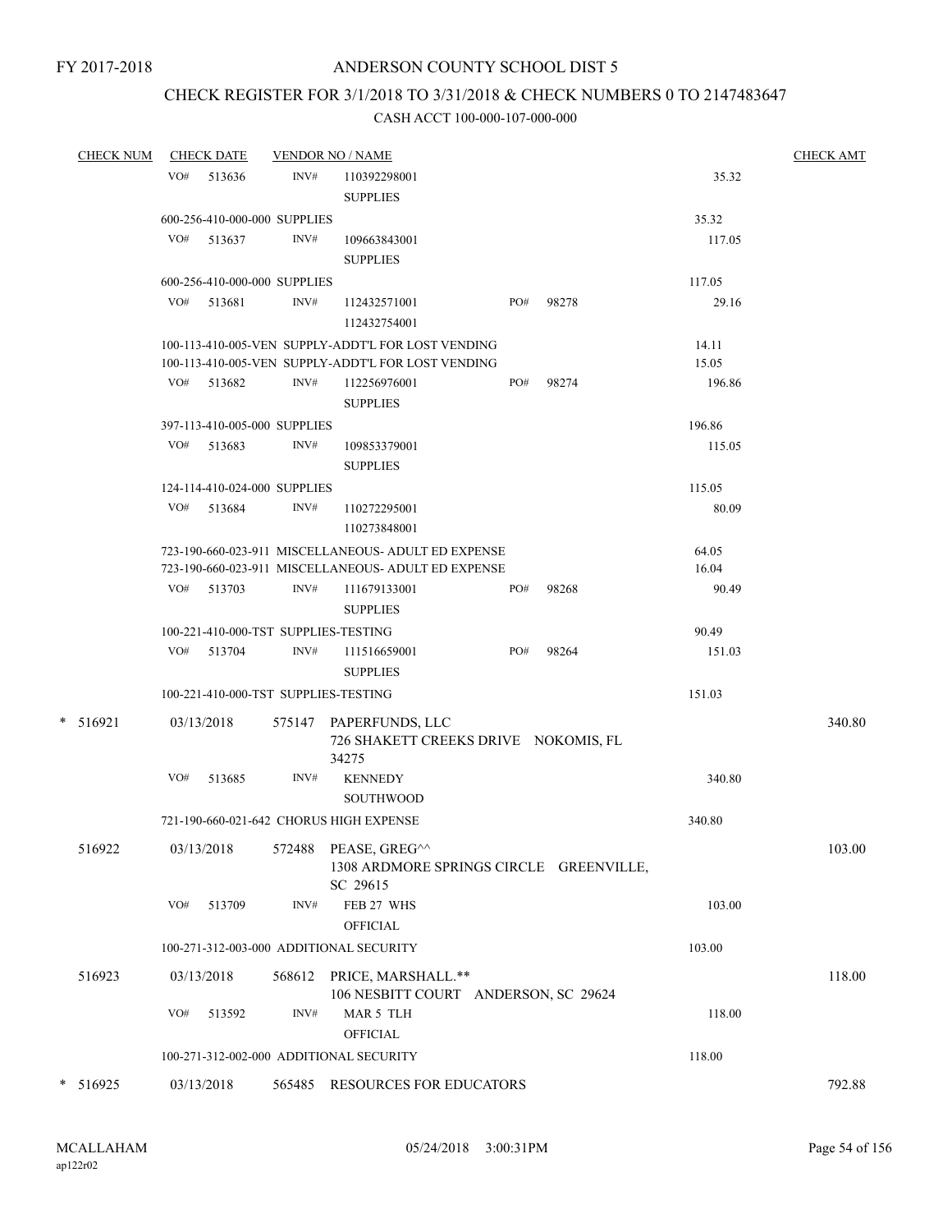FY 2017-2018

ANDERSON COUNTY SCHOOL DIST 5

CHECK REGISTER FOR 3/1/2018 TO 3/31/2018 & CHECK NUMBERS 0 TO 2147483647

CASH ACCT 100-000-107-000-000

| CHECK NUM | CHECK DATE | VENDOR NO / NAME | | CHECK AMT |
|---|---|---|---|---|
| | VO# 513636 | INV# 110392298001 SUPPLIES | 35.32 | |
| | 600-256-410-000-000 SUPPLIES | | 35.32 | |
| | VO# 513637 | INV# 109663843001 SUPPLIES | 117.05 | |
| | 600-256-410-000-000 SUPPLIES | | 117.05 | |
| | VO# 513681 | INV# 112432571001 112432754001 PO# 98278 | 29.16 | |
| | 100-113-410-005-VEN SUPPLY-ADDT'L FOR LOST VENDING | | 14.11 | |
| | 100-113-410-005-VEN SUPPLY-ADDT'L FOR LOST VENDING | | 15.05 | |
| | VO# 513682 | INV# 112256976001 SUPPLIES PO# 98274 | 196.86 | |
| | 397-113-410-005-000 SUPPLIES | | 196.86 | |
| | VO# 513683 | INV# 109853379001 SUPPLIES | 115.05 | |
| | 124-114-410-024-000 SUPPLIES | | 115.05 | |
| | VO# 513684 | INV# 110272295001 110273848001 | 80.09 | |
| | 723-190-660-023-911 MISCELLANEOUS- ADULT ED EXPENSE | | 64.05 | |
| | 723-190-660-023-911 MISCELLANEOUS- ADULT ED EXPENSE | | 16.04 | |
| | VO# 513703 | INV# 111679133001 SUPPLIES PO# 98268 | 90.49 | |
| | 100-221-410-000-TST SUPPLIES-TESTING | | 90.49 | |
| | VO# 513704 | INV# 111516659001 SUPPLIES PO# 98264 | 151.03 | |
| | 100-221-410-000-TST SUPPLIES-TESTING | | 151.03 | |
| * 516921 | 03/13/2018 | 575147 PAPERFUNDS, LLC 726 SHAKETT CREEKS DRIVE NOKOMIS, FL 34275 | | 340.80 |
| | VO# 513685 | INV# KENNEDY SOUTHWOOD | 340.80 | |
| | 721-190-660-021-642 CHORUS HIGH EXPENSE | | 340.80 | |
| 516922 | 03/13/2018 | 572488 PEASE, GREG^^ 1308 ARDMORE SPRINGS CIRCLE GREENVILLE, SC 29615 | | 103.00 |
| | VO# 513709 | INV# FEB 27 WHS OFFICIAL | 103.00 | |
| | 100-271-312-003-000 ADDITIONAL SECURITY | | 103.00 | |
| 516923 | 03/13/2018 | 568612 PRICE, MARSHALL.** 106 NESBITT COURT ANDERSON, SC 29624 | | 118.00 |
| | VO# 513592 | INV# MAR 5 TLH OFFICIAL | 118.00 | |
| | 100-271-312-002-000 ADDITIONAL SECURITY | | 118.00 | |
| * 516925 | 03/13/2018 | 565485 RESOURCES FOR EDUCATORS | | 792.88 |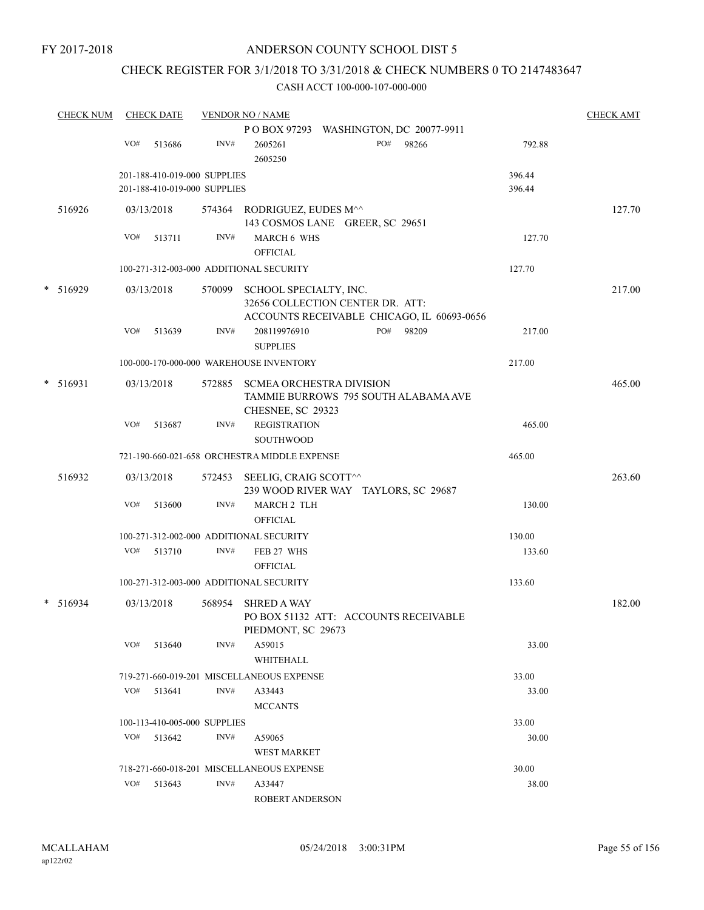FY 2017-2018

# ANDERSON COUNTY SCHOOL DIST 5

## CHECK REGISTER FOR 3/1/2018 TO 3/31/2018 & CHECK NUMBERS 0 TO 2147483647

### CASH ACCT 100-000-107-000-000

| CHECK NUM | CHECK DATE | VENDOR NO / NAME | | CHECK AMT |
|---|---|---|---|---|
| | | P O BOX 97293 WASHINGTON, DC 20077-9911 | | |
| | VO# 513686 | INV# 2605261 PO# 98266 / 2605250 | 792.88 | |
| | | 201-188-410-019-000 SUPPLIES | 396.44 | |
| | | 201-188-410-019-000 SUPPLIES | 396.44 | |
| 516926 | 03/13/2018 | 574364 RODRIGUEZ, EUDES M^^ / 143 COSMOS LANE GREER, SC 29651 | | 127.70 |
| | VO# 513711 | INV# MARCH 6 WHS / OFFICIAL | 127.70 | |
| | | 100-271-312-003-000 ADDITIONAL SECURITY | 127.70 | |
| * 516929 | 03/13/2018 | 570099 SCHOOL SPECIALTY, INC. / 32656 COLLECTION CENTER DR. ATT: ACCOUNTS RECEIVABLE CHICAGO, IL 60693-0656 | | 217.00 |
| | VO# 513639 | INV# 208119976910 PO# 98209 / SUPPLIES | 217.00 | |
| | | 100-000-170-000-000 WAREHOUSE INVENTORY | 217.00 | |
| * 516931 | 03/13/2018 | 572885 SCMEA ORCHESTRA DIVISION / TAMMIE BURROWS 795 SOUTH ALABAMA AVE CHESNEE, SC 29323 | | 465.00 |
| | VO# 513687 | INV# REGISTRATION / SOUTHWOOD | 465.00 | |
| | | 721-190-660-021-658 ORCHESTRA MIDDLE EXPENSE | 465.00 | |
| 516932 | 03/13/2018 | 572453 SEELIG, CRAIG SCOTT^^ / 239 WOOD RIVER WAY TAYLORS, SC 29687 | | 263.60 |
| | VO# 513600 | INV# MARCH 2 TLH / OFFICIAL | 130.00 | |
| | | 100-271-312-002-000 ADDITIONAL SECURITY | 130.00 | |
| | VO# 513710 | INV# FEB 27 WHS / OFFICIAL | 133.60 | |
| | | 100-271-312-003-000 ADDITIONAL SECURITY | 133.60 | |
| * 516934 | 03/13/2018 | 568954 SHRED A WAY / PO BOX 51132 ATT: ACCOUNTS RECEIVABLE PIEDMONT, SC 29673 | | 182.00 |
| | VO# 513640 | INV# A59015 / WHITEHALL | 33.00 | |
| | | 719-271-660-019-201 MISCELLANEOUS EXPENSE | 33.00 | |
| | VO# 513641 | INV# A33443 / MCCANTS | 33.00 | |
| | | 100-113-410-005-000 SUPPLIES | 33.00 | |
| | VO# 513642 | INV# A59065 / WEST MARKET | 30.00 | |
| | | 718-271-660-018-201 MISCELLANEOUS EXPENSE | 30.00 | |
| | VO# 513643 | INV# A33447 / ROBERT ANDERSON | 38.00 | |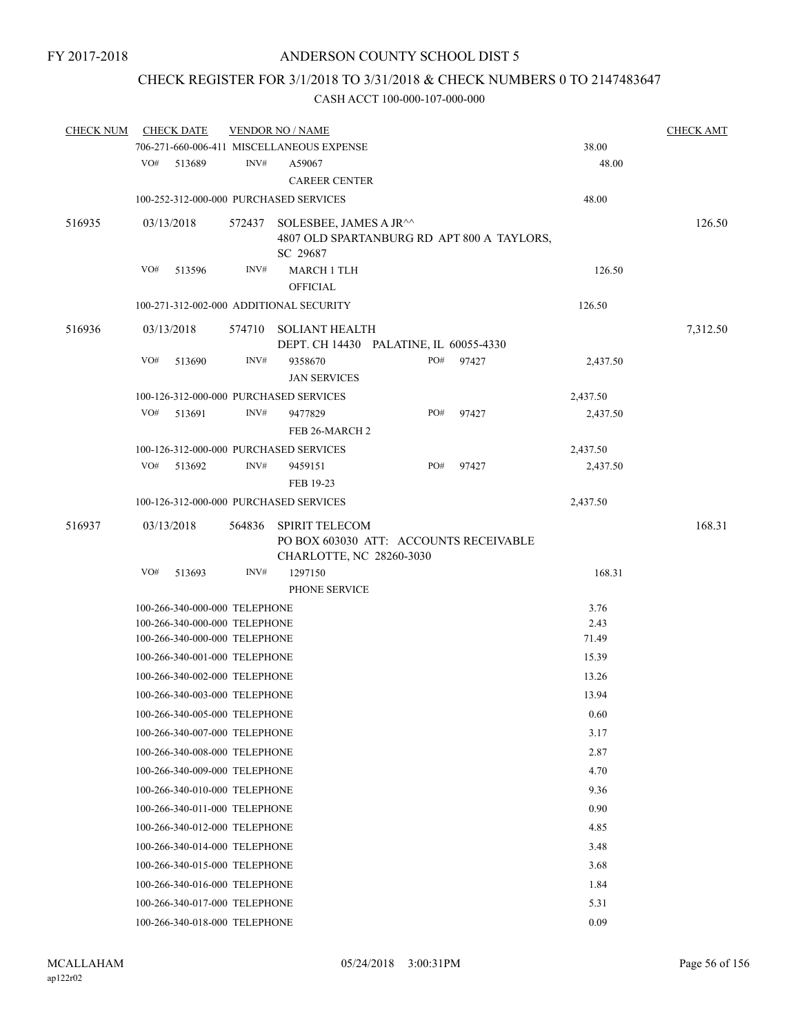FY 2017-2018

# ANDERSON COUNTY SCHOOL DIST 5

## CHECK REGISTER FOR 3/1/2018 TO 3/31/2018 & CHECK NUMBERS 0 TO 2147483647

### CASH ACCT 100-000-107-000-000

| CHECK NUM | CHECK DATE | VENDOR NO / NAME | | | CHECK AMT |
|---|---|---|---|---|---|
| | 706-271-660-006-411 MISCELLANEOUS EXPENSE | | | 38.00 | |
| | VO# 513689 | INV# A59067 | | 48.00 | |
| | | CAREER CENTER | | | |
| | 100-252-312-000-000 PURCHASED SERVICES | | | 48.00 | |
| 516935 | 03/13/2018 | 572437 SOLESBEE, JAMES A JR^^ 4807 OLD SPARTANBURG RD APT 800 A TAYLORS, SC 29687 | | | 126.50 |
| | VO# 513596 | INV# MARCH 1 TLH | | 126.50 | |
| | | OFFICIAL | | | |
| | 100-271-312-002-000 ADDITIONAL SECURITY | | | 126.50 | |
| 516936 | 03/13/2018 | 574710 SOLIANT HEALTH DEPT. CH 14430 PALATINE, IL 60055-4330 | | | 7,312.50 |
| | VO# 513690 | INV# 9358670 | PO# 97427 | 2,437.50 | |
| | | JAN SERVICES | | | |
| | 100-126-312-000-000 PURCHASED SERVICES | | | 2,437.50 | |
| | VO# 513691 | INV# 9477829 | PO# 97427 | 2,437.50 | |
| | | FEB 26-MARCH 2 | | | |
| | 100-126-312-000-000 PURCHASED SERVICES | | | 2,437.50 | |
| | VO# 513692 | INV# 9459151 | PO# 97427 | 2,437.50 | |
| | | FEB 19-23 | | | |
| | 100-126-312-000-000 PURCHASED SERVICES | | | 2,437.50 | |
| 516937 | 03/13/2018 | 564836 SPIRIT TELECOM PO BOX 603030 ATT: ACCOUNTS RECEIVABLE CHARLOTTE, NC 28260-3030 | | | 168.31 |
| | VO# 513693 | INV# 1297150 | | 168.31 | |
| | | PHONE SERVICE | | | |
| | 100-266-340-000-000 TELEPHONE | | | 3.76 | |
| | 100-266-340-000-000 TELEPHONE | | | 2.43 | |
| | 100-266-340-000-000 TELEPHONE | | | 71.49 | |
| | 100-266-340-001-000 TELEPHONE | | | 15.39 | |
| | 100-266-340-002-000 TELEPHONE | | | 13.26 | |
| | 100-266-340-003-000 TELEPHONE | | | 13.94 | |
| | 100-266-340-005-000 TELEPHONE | | | 0.60 | |
| | 100-266-340-007-000 TELEPHONE | | | 3.17 | |
| | 100-266-340-008-000 TELEPHONE | | | 2.87 | |
| | 100-266-340-009-000 TELEPHONE | | | 4.70 | |
| | 100-266-340-010-000 TELEPHONE | | | 9.36 | |
| | 100-266-340-011-000 TELEPHONE | | | 0.90 | |
| | 100-266-340-012-000 TELEPHONE | | | 4.85 | |
| | 100-266-340-014-000 TELEPHONE | | | 3.48 | |
| | 100-266-340-015-000 TELEPHONE | | | 3.68 | |
| | 100-266-340-016-000 TELEPHONE | | | 1.84 | |
| | 100-266-340-017-000 TELEPHONE | | | 5.31 | |
| | 100-266-340-018-000 TELEPHONE | | | 0.09 | |

MCALLAHAM
ap122r02

05/24/2018 3:00:31PM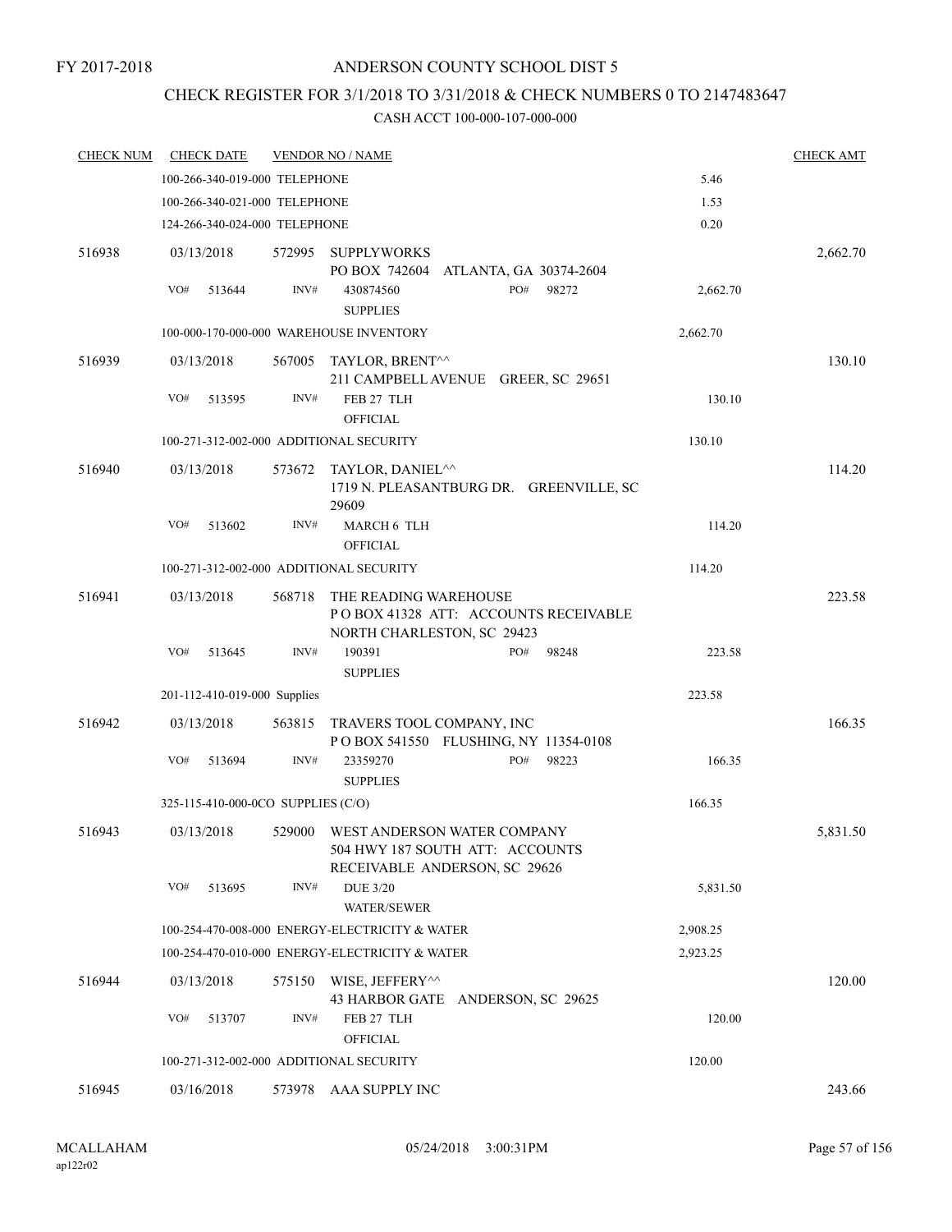FY 2017-2018

ANDERSON COUNTY SCHOOL DIST 5

CHECK REGISTER FOR 3/1/2018 TO 3/31/2018 & CHECK NUMBERS 0 TO 2147483647

CASH ACCT 100-000-107-000-000

| CHECK NUM | CHECK DATE | VENDOR NO / NAME | | CHECK AMT |
|---|---|---|---|---|
| | 100-266-340-019-000 TELEPHONE | | 5.46 | |
| | 100-266-340-021-000 TELEPHONE | | 1.53 | |
| | 124-266-340-024-000 TELEPHONE | | 0.20 | |
| 516938 | 03/13/2018 | 572995 SUPPLYWORKS<br>PO BOX 742604 ATLANTA, GA 30374-2604 | | 2,662.70 |
| | VO# 513644 | INV# 430874560 PO# 98272<br>SUPPLIES | 2,662.70 | |
| | 100-000-170-000-000 WAREHOUSE INVENTORY | | 2,662.70 | |
| 516939 | 03/13/2018 | 567005 TAYLOR, BRENT^^<br>211 CAMPBELL AVENUE GREER, SC 29651 | | 130.10 |
| | VO# 513595 | INV# FEB 27 TLH<br>OFFICIAL | 130.10 | |
| | 100-271-312-002-000 ADDITIONAL SECURITY | | 130.10 | |
| 516940 | 03/13/2018 | 573672 TAYLOR, DANIEL^^<br>1719 N. PLEASANTBURG DR. GREENVILLE, SC 29609 | | 114.20 |
| | VO# 513602 | INV# MARCH 6 TLH<br>OFFICIAL | 114.20 | |
| | 100-271-312-002-000 ADDITIONAL SECURITY | | 114.20 | |
| 516941 | 03/13/2018 | 568718 THE READING WAREHOUSE<br>P O BOX 41328 ATT: ACCOUNTS RECEIVABLE<br>NORTH CHARLESTON, SC 29423 | | 223.58 |
| | VO# 513645 | INV# 190391 PO# 98248<br>SUPPLIES | 223.58 | |
| | 201-112-410-019-000 Supplies | | 223.58 | |
| 516942 | 03/13/2018 | 563815 TRAVERS TOOL COMPANY, INC<br>P O BOX 541550 FLUSHING, NY 11354-0108 | | 166.35 |
| | VO# 513694 | INV# 23359270 PO# 98223<br>SUPPLIES | 166.35 | |
| | 325-115-410-000-0CO SUPPLIES (C/O) | | 166.35 | |
| 516943 | 03/13/2018 | 529000 WEST ANDERSON WATER COMPANY<br>504 HWY 187 SOUTH ATT: ACCOUNTS<br>RECEIVABLE ANDERSON, SC 29626 | | 5,831.50 |
| | VO# 513695 | INV# DUE 3/20<br>WATER/SEWER | 5,831.50 | |
| | 100-254-470-008-000 ENERGY-ELECTRICITY & WATER | | 2,908.25 | |
| | 100-254-470-010-000 ENERGY-ELECTRICITY & WATER | | 2,923.25 | |
| 516944 | 03/13/2018 | 575150 WISE, JEFFERY^^<br>43 HARBOR GATE ANDERSON, SC 29625 | | 120.00 |
| | VO# 513707 | INV# FEB 27 TLH<br>OFFICIAL | 120.00 | |
| | 100-271-312-002-000 ADDITIONAL SECURITY | | 120.00 | |
| 516945 | 03/16/2018 | 573978 AAA SUPPLY INC | | 243.66 |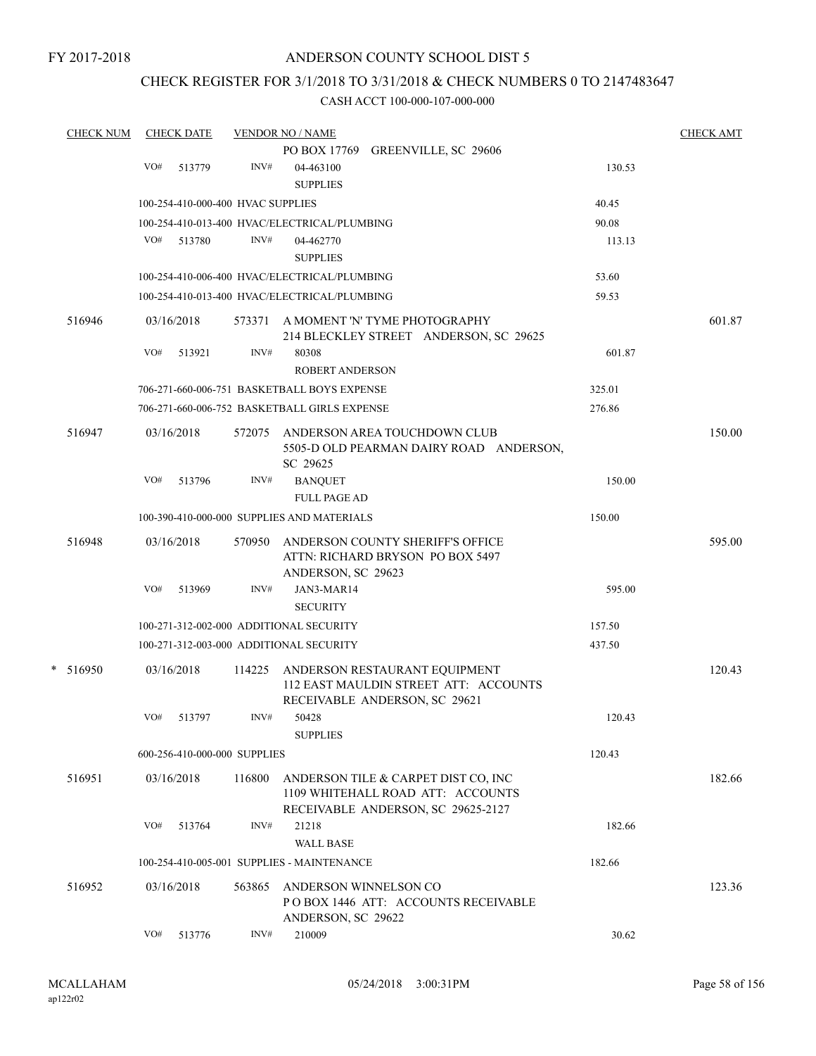FY 2017-2018

ANDERSON COUNTY SCHOOL DIST 5

CHECK REGISTER FOR 3/1/2018 TO 3/31/2018 & CHECK NUMBERS 0 TO 2147483647

CASH ACCT 100-000-107-000-000

| CHECK NUM | CHECK DATE | VENDOR NO / NAME | | CHECK AMT |
|---|---|---|---|---|
| | | PO BOX 17769 GREENVILLE, SC 29606 | | |
| | VO# 513779 | INV# 04-463100<br>SUPPLIES | 130.53 | |
| | 100-254-410-000-400 HVAC SUPPLIES | | 40.45 | |
| | 100-254-410-013-400 HVAC/ELECTRICAL/PLUMBING | | 90.08 | |
| | VO# 513780 | INV# 04-462770<br>SUPPLIES | 113.13 | |
| | 100-254-410-006-400 HVAC/ELECTRICAL/PLUMBING | | 53.60 | |
| | 100-254-410-013-400 HVAC/ELECTRICAL/PLUMBING | | 59.53 | |
| 516946 | 03/16/2018 | 573371 A MOMENT 'N' TYME PHOTOGRAPHY<br>214 BLECKLEY STREET ANDERSON, SC 29625 | | 601.87 |
| | VO# 513921 | INV# 80308<br>ROBERT ANDERSON | 601.87 | |
| | 706-271-660-006-751 BASKETBALL BOYS EXPENSE | | 325.01 | |
| | 706-271-660-006-752 BASKETBALL GIRLS EXPENSE | | 276.86 | |
| 516947 | 03/16/2018 | 572075 ANDERSON AREA TOUCHDOWN CLUB<br>5505-D OLD PEARMAN DAIRY ROAD ANDERSON, SC 29625 | | 150.00 |
| | VO# 513796 | INV# BANQUET<br>FULL PAGE AD | 150.00 | |
| | 100-390-410-000-000 SUPPLIES AND MATERIALS | | 150.00 | |
| 516948 | 03/16/2018 | 570950 ANDERSON COUNTY SHERIFF'S OFFICE<br>ATTN: RICHARD BRYSON PO BOX 5497<br>ANDERSON, SC 29623 | | 595.00 |
| | VO# 513969 | INV# JAN3-MAR14<br>SECURITY | 595.00 | |
| | 100-271-312-002-000 ADDITIONAL SECURITY | | 157.50 | |
| | 100-271-312-003-000 ADDITIONAL SECURITY | | 437.50 | |
| * 516950 | 03/16/2018 | 114225 ANDERSON RESTAURANT EQUIPMENT<br>112 EAST MAULDIN STREET ATT: ACCOUNTS RECEIVABLE ANDERSON, SC 29621 | | 120.43 |
| | VO# 513797 | INV# 50428<br>SUPPLIES | 120.43 | |
| | 600-256-410-000-000 SUPPLIES | | 120.43 | |
| 516951 | 03/16/2018 | 116800 ANDERSON TILE & CARPET DIST CO, INC<br>1109 WHITEHALL ROAD ATT: ACCOUNTS RECEIVABLE ANDERSON, SC 29625-2127 | | 182.66 |
| | VO# 513764 | INV# 21218<br>WALL BASE | 182.66 | |
| | 100-254-410-005-001 SUPPLIES - MAINTENANCE | | 182.66 | |
| 516952 | 03/16/2018 | 563865 ANDERSON WINNELSON CO<br>P O BOX 1446 ATT: ACCOUNTS RECEIVABLE<br>ANDERSON, SC 29622 | | 123.36 |
| | VO# 513776 | INV# 210009 | 30.62 | |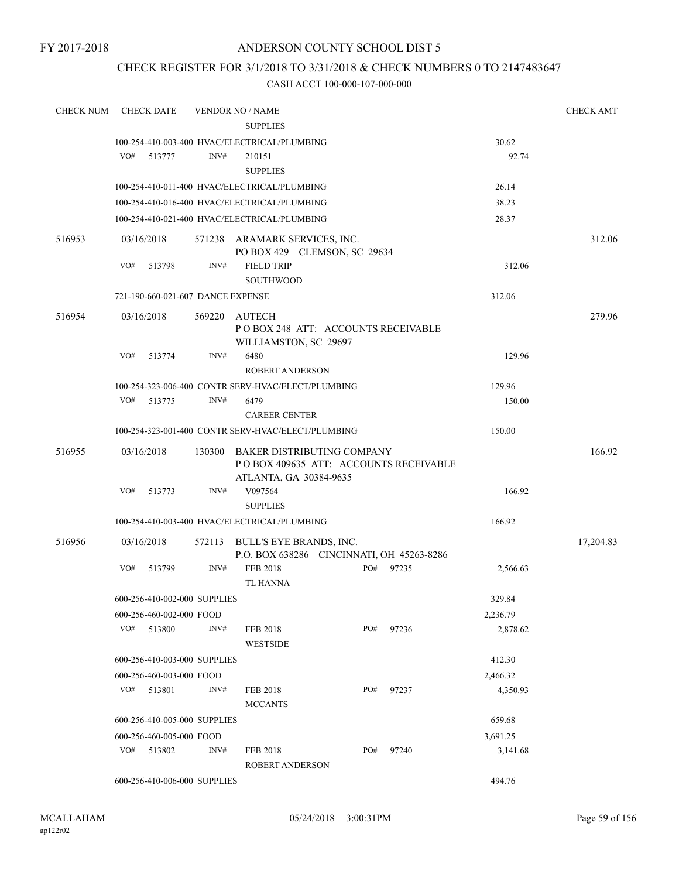FY 2017-2018

# ANDERSON COUNTY SCHOOL DIST 5

## CHECK REGISTER FOR 3/1/2018 TO 3/31/2018 & CHECK NUMBERS 0 TO 2147483647

### CASH ACCT 100-000-107-000-000

| CHECK NUM | CHECK DATE | VENDOR NO / NAME | | | CHECK AMT |
|---|---|---|---|---|---|
| | | | SUPPLIES | | |
| | 100-254-410-003-400 HVAC/ELECTRICAL/PLUMBING | | | 30.62 | |
| | VO# 513777 | INV# | 210151 | 92.74 | |
| | | | SUPPLIES | | |
| | 100-254-410-011-400 HVAC/ELECTRICAL/PLUMBING | | | 26.14 | |
| | 100-254-410-016-400 HVAC/ELECTRICAL/PLUMBING | | | 38.23 | |
| | 100-254-410-021-400 HVAC/ELECTRICAL/PLUMBING | | | 28.37 | |
| 516953 | 03/16/2018 | 571238 | ARAMARK SERVICES, INC.<br>PO BOX 429 CLEMSON, SC 29634 | | 312.06 |
| | VO# 513798 | INV# | FIELD TRIP | 312.06 | |
| | | | SOUTHWOOD | | |
| | 721-190-660-021-607 DANCE EXPENSE | | | 312.06 | |
| 516954 | 03/16/2018 | 569220 | AUTECH<br>P O BOX 248 ATT: ACCOUNTS RECEIVABLE<br>WILLIAMSTON, SC 29697 | | 279.96 |
| | VO# 513774 | INV# | 6480 | 129.96 | |
| | | | ROBERT ANDERSON | | |
| | 100-254-323-006-400 CONTR SERV-HVAC/ELECT/PLUMBING | | | 129.96 | |
| | VO# 513775 | INV# | 6479 | 150.00 | |
| | | | CAREER CENTER | | |
| | 100-254-323-001-400 CONTR SERV-HVAC/ELECT/PLUMBING | | | 150.00 | |
| 516955 | 03/16/2018 | 130300 | BAKER DISTRIBUTING COMPANY<br>P O BOX 409635 ATT: ACCOUNTS RECEIVABLE<br>ATLANTA, GA 30384-9635 | | 166.92 |
| | VO# 513773 | INV# | V097564 | 166.92 | |
| | | | SUPPLIES | | |
| | 100-254-410-003-400 HVAC/ELECTRICAL/PLUMBING | | | 166.92 | |
| 516956 | 03/16/2018 | 572113 | BULL'S EYE BRANDS, INC.<br>P.O. BOX 638286 CINCINNATI, OH 45263-8286 | | 17,204.83 |
| | VO# 513799 | INV# | FEB 2018 PO# 97235 | 2,566.63 | |
| | | | TL HANNA | | |
| | 600-256-410-002-000 SUPPLIES | | | 329.84 | |
| | 600-256-460-002-000 FOOD | | | 2,236.79 | |
| | VO# 513800 | INV# | FEB 2018 PO# 97236 | 2,878.62 | |
| | | | WESTSIDE | | |
| | 600-256-410-003-000 SUPPLIES | | | 412.30 | |
| | 600-256-460-003-000 FOOD | | | 2,466.32 | |
| | VO# 513801 | INV# | FEB 2018 PO# 97237 | 4,350.93 | |
| | | | MCCANTS | | |
| | 600-256-410-005-000 SUPPLIES | | | 659.68 | |
| | 600-256-460-005-000 FOOD | | | 3,691.25 | |
| | VO# 513802 | INV# | FEB 2018 PO# 97240 | 3,141.68 | |
| | | | ROBERT ANDERSON | | |
| | 600-256-410-006-000 SUPPLIES | | | 494.76 | |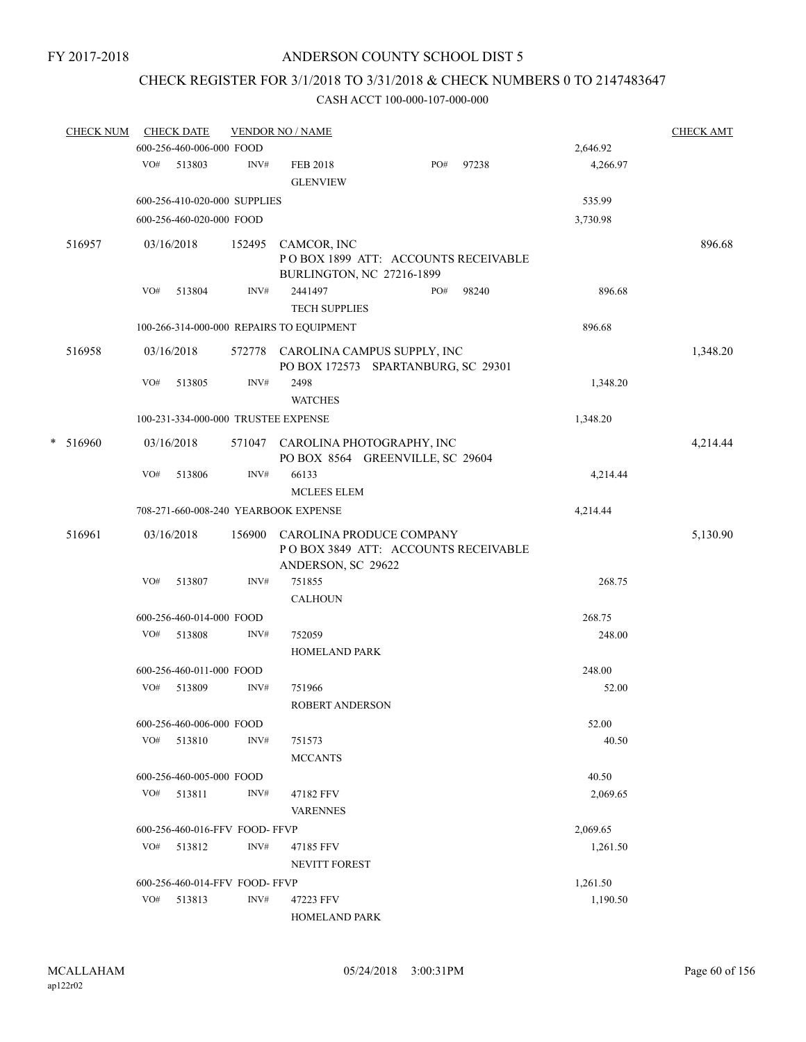FY 2017-2018

# ANDERSON COUNTY SCHOOL DIST 5

## CHECK REGISTER FOR 3/1/2018 TO 3/31/2018 & CHECK NUMBERS 0 TO 2147483647

CASH ACCT 100-000-107-000-000

| CHECK NUM | CHECK DATE | VENDOR NO / NAME | | | CHECK AMT |
|---|---|---|---|---|---|
| | 600-256-460-006-000 FOOD | | | 2,646.92 | |
| | VO# 513803 | INV# FEB 2018<br>GLENVIEW | PO# 97238 | 4,266.97 | |
| | 600-256-410-020-000 SUPPLIES | | | 535.99 | |
| | 600-256-460-020-000 FOOD | | | 3,730.98 | |
| 516957 | 03/16/2018 | 152495 CAMCOR, INC<br>P O BOX 1899 ATT: ACCOUNTS RECEIVABLE<br>BURLINGTON, NC 27216-1899 | | | 896.68 |
| | VO# 513804 | INV# 2441497<br>TECH SUPPLIES | PO# 98240 | 896.68 | |
| | 100-266-314-000-000 REPAIRS TO EQUIPMENT | | | 896.68 | |
| 516958 | 03/16/2018 | 572778 CAROLINA CAMPUS SUPPLY, INC<br>PO BOX 172573 SPARTANBURG, SC 29301 | | | 1,348.20 |
| | VO# 513805 | INV# 2498<br>WATCHES | | 1,348.20 | |
| | 100-231-334-000-000 TRUSTEE EXPENSE | | | 1,348.20 | |
| * 516960 | 03/16/2018 | 571047 CAROLINA PHOTOGRAPHY, INC<br>PO BOX 8564 GREENVILLE, SC 29604 | | | 4,214.44 |
| | VO# 513806 | INV# 66133<br>MCLEES ELEM | | 4,214.44 | |
| | 708-271-660-008-240 YEARBOOK EXPENSE | | | 4,214.44 | |
| 516961 | 03/16/2018 | 156900 CAROLINA PRODUCE COMPANY<br>P O BOX 3849 ATT: ACCOUNTS RECEIVABLE<br>ANDERSON, SC 29622 | | | 5,130.90 |
| | VO# 513807 | INV# 751855<br>CALHOUN | | 268.75 | |
| | 600-256-460-014-000 FOOD | | | 268.75 | |
| | VO# 513808 | INV# 752059<br>HOMELAND PARK | | 248.00 | |
| | 600-256-460-011-000 FOOD | | | 248.00 | |
| | VO# 513809 | INV# 751966<br>ROBERT ANDERSON | | 52.00 | |
| | 600-256-460-006-000 FOOD | | | 52.00 | |
| | VO# 513810 | INV# 751573<br>MCCANTS | | 40.50 | |
| | 600-256-460-005-000 FOOD | | | 40.50 | |
| | VO# 513811 | INV# 47182 FFV<br>VARENNES | | 2,069.65 | |
| | 600-256-460-016-FFV FOOD- FFVP | | | 2,069.65 | |
| | VO# 513812 | INV# 47185 FFV<br>NEVITT FOREST | | 1,261.50 | |
| | 600-256-460-014-FFV FOOD- FFVP | | | 1,261.50 | |
| | VO# 513813 | INV# 47223 FFV<br>HOMELAND PARK | | 1,190.50 | |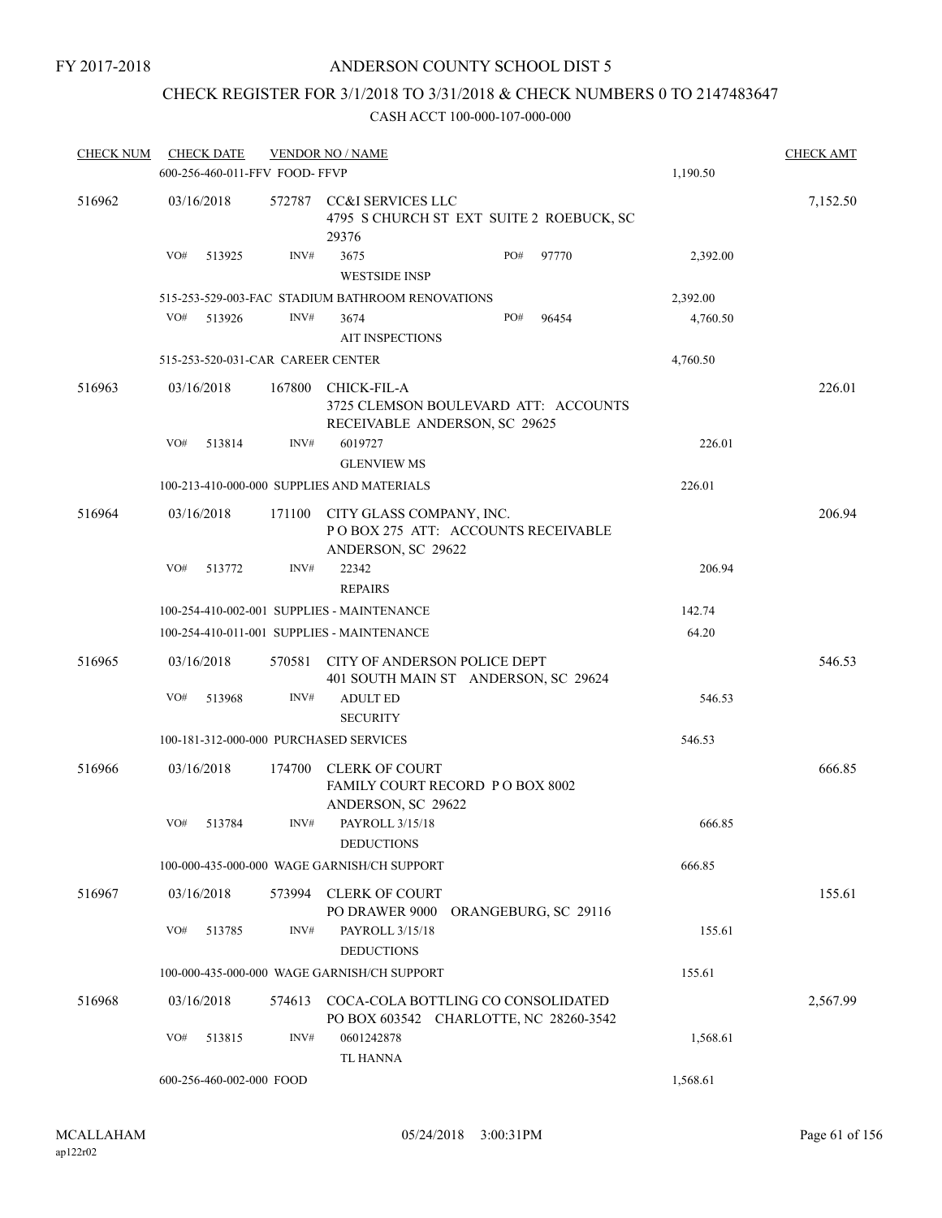FY 2017-2018

# ANDERSON COUNTY SCHOOL DIST 5

## CHECK REGISTER FOR 3/1/2018 TO 3/31/2018 & CHECK NUMBERS 0 TO 2147483647

### CASH ACCT 100-000-107-000-000

| CHECK NUM | CHECK DATE | VENDOR NO / NAME | | CHECK AMT |
|---|---|---|---|---|
| | 600-256-460-011-FFV FOOD- FFVP | | 1,190.50 | |
| 516962 | 03/16/2018 | 572787 CC&I SERVICES LLC<br>4795 S CHURCH ST EXT SUITE 2 ROEBUCK, SC 29376 | | 7,152.50 |
| | VO# 513925 | INV# 3675 PO# 97770<br>WESTSIDE INSP | 2,392.00 | |
| | 515-253-529-003-FAC STADIUM BATHROOM RENOVATIONS | | 2,392.00 | |
| | VO# 513926 | INV# 3674 PO# 96454<br>AIT INSPECTIONS | 4,760.50 | |
| | 515-253-520-031-CAR CAREER CENTER | | 4,760.50 | |
| 516963 | 03/16/2018 | 167800 CHICK-FIL-A<br>3725 CLEMSON BOULEVARD ATT: ACCOUNTS RECEIVABLE ANDERSON, SC 29625 | | 226.01 |
| | VO# 513814 | INV# 6019727<br>GLENVIEW MS | 226.01 | |
| | 100-213-410-000-000 SUPPLIES AND MATERIALS | | 226.01 | |
| 516964 | 03/16/2018 | 171100 CITY GLASS COMPANY, INC.<br>P O BOX 275 ATT: ACCOUNTS RECEIVABLE ANDERSON, SC 29622 | | 206.94 |
| | VO# 513772 | INV# 22342<br>REPAIRS | 206.94 | |
| | 100-254-410-002-001 SUPPLIES - MAINTENANCE | | 142.74 | |
| | 100-254-410-011-001 SUPPLIES - MAINTENANCE | | 64.20 | |
| 516965 | 03/16/2018 | 570581 CITY OF ANDERSON POLICE DEPT<br>401 SOUTH MAIN ST ANDERSON, SC 29624 | | 546.53 |
| | VO# 513968 | INV# ADULT ED<br>SECURITY | 546.53 | |
| | 100-181-312-000-000 PURCHASED SERVICES | | 546.53 | |
| 516966 | 03/16/2018 | 174700 CLERK OF COURT<br>FAMILY COURT RECORD P O BOX 8002 ANDERSON, SC 29622 | | 666.85 |
| | VO# 513784 | INV# PAYROLL 3/15/18<br>DEDUCTIONS | 666.85 | |
| | 100-000-435-000-000 WAGE GARNISH/CH SUPPORT | | 666.85 | |
| 516967 | 03/16/2018 | 573994 CLERK OF COURT<br>PO DRAWER 9000 ORANGEBURG, SC 29116 | | 155.61 |
| | VO# 513785 | INV# PAYROLL 3/15/18<br>DEDUCTIONS | 155.61 | |
| | 100-000-435-000-000 WAGE GARNISH/CH SUPPORT | | 155.61 | |
| 516968 | 03/16/2018 | 574613 COCA-COLA BOTTLING CO CONSOLIDATED<br>PO BOX 603542 CHARLOTTE, NC 28260-3542 | | 2,567.99 |
| | VO# 513815 | INV# 0601242878<br>TL HANNA | 1,568.61 | |
| | 600-256-460-002-000 FOOD | | 1,568.61 | |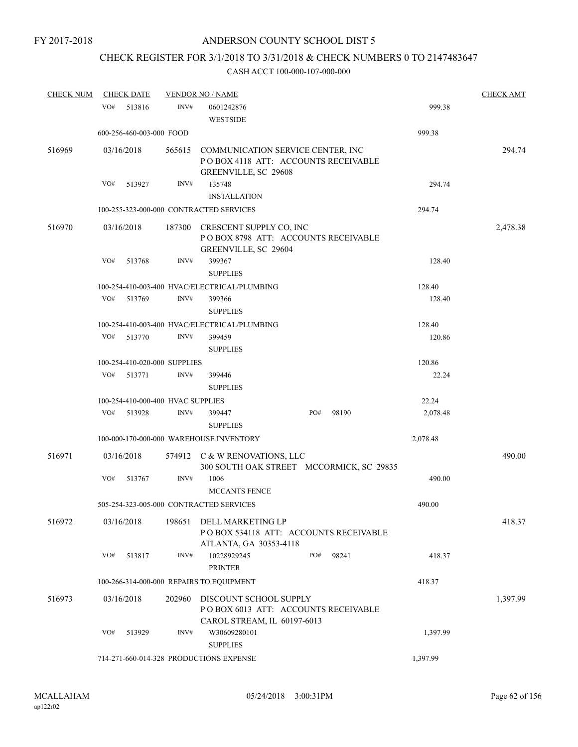FY 2017-2018

ANDERSON COUNTY SCHOOL DIST 5

CHECK REGISTER FOR 3/1/2018 TO 3/31/2018 & CHECK NUMBERS 0 TO 2147483647

CASH ACCT 100-000-107-000-000

| CHECK NUM | CHECK DATE | VENDOR NO / NAME | | CHECK AMT |
|---|---|---|---|---|
| | VO# 513816 | INV# 0601242876 WESTSIDE | 999.38 | |
| | 600-256-460-003-000 FOOD | | 999.38 | |
| 516969 | 03/16/2018 | 565615 COMMUNICATION SERVICE CENTER, INC P O BOX 4118 ATT: ACCOUNTS RECEIVABLE GREENVILLE, SC 29608 | | 294.74 |
| | VO# 513927 | INV# 135748 INSTALLATION | 294.74 | |
| | 100-255-323-000-000 CONTRACTED SERVICES | | 294.74 | |
| 516970 | 03/16/2018 | 187300 CRESCENT SUPPLY CO, INC P O BOX 8798 ATT: ACCOUNTS RECEIVABLE GREENVILLE, SC 29604 | | 2,478.38 |
| | VO# 513768 | INV# 399367 SUPPLIES | 128.40 | |
| | 100-254-410-003-400 HVAC/ELECTRICAL/PLUMBING | | 128.40 | |
| | VO# 513769 | INV# 399366 SUPPLIES | 128.40 | |
| | 100-254-410-003-400 HVAC/ELECTRICAL/PLUMBING | | 128.40 | |
| | VO# 513770 | INV# 399459 SUPPLIES | 120.86 | |
| | 100-254-410-020-000 SUPPLIES | | 120.86 | |
| | VO# 513771 | INV# 399446 SUPPLIES | 22.24 | |
| | 100-254-410-000-400 HVAC SUPPLIES | | 22.24 | |
| | VO# 513928 | INV# 399447 PO# 98190 SUPPLIES | 2,078.48 | |
| | 100-000-170-000-000 WAREHOUSE INVENTORY | | 2,078.48 | |
| 516971 | 03/16/2018 | 574912 C & W RENOVATIONS, LLC 300 SOUTH OAK STREET MCCORMICK, SC 29835 | | 490.00 |
| | VO# 513767 | INV# 1006 MCCANTS FENCE | 490.00 | |
| | 505-254-323-005-000 CONTRACTED SERVICES | | 490.00 | |
| 516972 | 03/16/2018 | 198651 DELL MARKETING LP P O BOX 534118 ATT: ACCOUNTS RECEIVABLE ATLANTA, GA 30353-4118 | | 418.37 |
| | VO# 513817 | INV# 10228929245 PO# 98241 PRINTER | 418.37 | |
| | 100-266-314-000-000 REPAIRS TO EQUIPMENT | | 418.37 | |
| 516973 | 03/16/2018 | 202960 DISCOUNT SCHOOL SUPPLY P O BOX 6013 ATT: ACCOUNTS RECEIVABLE CAROL STREAM, IL 60197-6013 | | 1,397.99 |
| | VO# 513929 | INV# W30609280101 SUPPLIES | 1,397.99 | |
| | 714-271-660-014-328 PRODUCTIONS EXPENSE | | 1,397.99 | |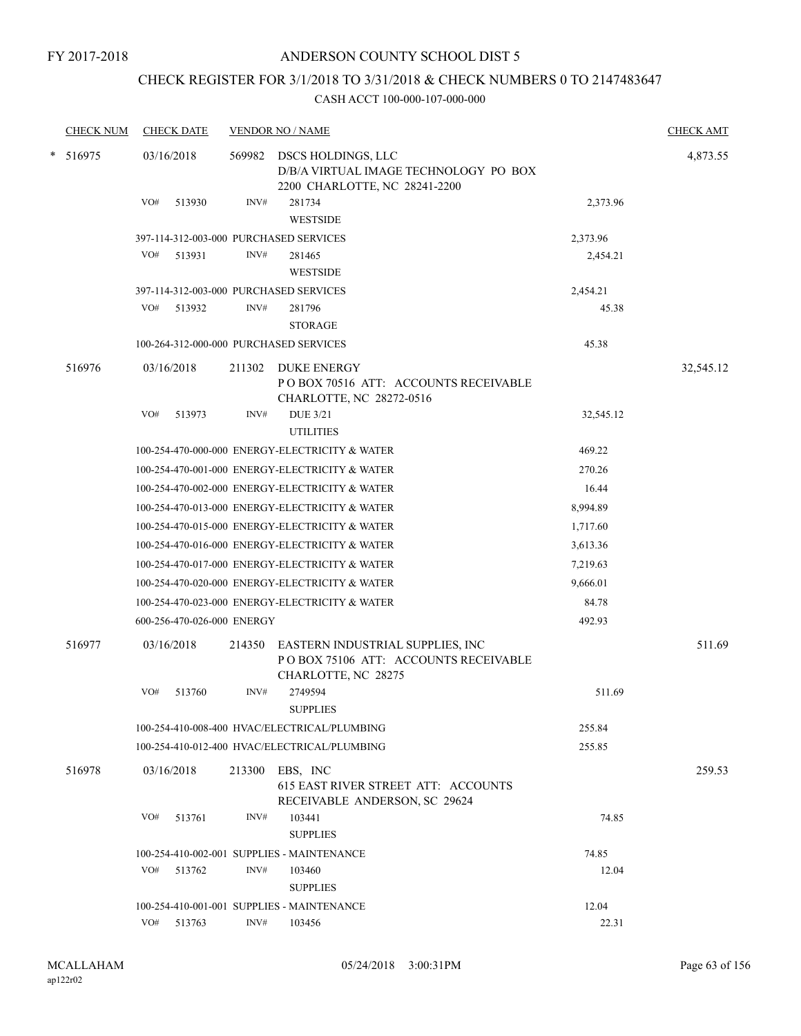FY 2017-2018

ANDERSON COUNTY SCHOOL DIST 5

CHECK REGISTER FOR 3/1/2018 TO 3/31/2018 & CHECK NUMBERS 0 TO 2147483647

CASH ACCT 100-000-107-000-000

| CHECK NUM | CHECK DATE | VENDOR NO / NAME | | CHECK AMT |
|---|---|---|---|---|
| * 516975 | 03/16/2018 | 569982 DSCS HOLDINGS, LLC D/B/A VIRTUAL IMAGE TECHNOLOGY PO BOX 2200 CHARLOTTE, NC 28241-2200 | | 4,873.55 |
| | VO# 513930 | INV# 281734 WESTSIDE | 2,373.96 | |
| | 397-114-312-003-000 PURCHASED SERVICES | | 2,373.96 | |
| | VO# 513931 | INV# 281465 WESTSIDE | 2,454.21 | |
| | 397-114-312-003-000 PURCHASED SERVICES | | 2,454.21 | |
| | VO# 513932 | INV# 281796 STORAGE | 45.38 | |
| | 100-264-312-000-000 PURCHASED SERVICES | | 45.38 | |
| 516976 | 03/16/2018 | 211302 DUKE ENERGY P O BOX 70516 ATT: ACCOUNTS RECEIVABLE CHARLOTTE, NC 28272-0516 | | 32,545.12 |
| | VO# 513973 | INV# DUE 3/21 UTILITIES | 32,545.12 | |
| | 100-254-470-000-000 ENERGY-ELECTRICITY & WATER | | 469.22 | |
| | 100-254-470-001-000 ENERGY-ELECTRICITY & WATER | | 270.26 | |
| | 100-254-470-002-000 ENERGY-ELECTRICITY & WATER | | 16.44 | |
| | 100-254-470-013-000 ENERGY-ELECTRICITY & WATER | | 8,994.89 | |
| | 100-254-470-015-000 ENERGY-ELECTRICITY & WATER | | 1,717.60 | |
| | 100-254-470-016-000 ENERGY-ELECTRICITY & WATER | | 3,613.36 | |
| | 100-254-470-017-000 ENERGY-ELECTRICITY & WATER | | 7,219.63 | |
| | 100-254-470-020-000 ENERGY-ELECTRICITY & WATER | | 9,666.01 | |
| | 100-254-470-023-000 ENERGY-ELECTRICITY & WATER | | 84.78 | |
| | 600-256-470-026-000 ENERGY | | 492.93 | |
| 516977 | 03/16/2018 | 214350 EASTERN INDUSTRIAL SUPPLIES, INC P O BOX 75106 ATT: ACCOUNTS RECEIVABLE CHARLOTTE, NC 28275 | | 511.69 |
| | VO# 513760 | INV# 2749594 SUPPLIES | 511.69 | |
| | 100-254-410-008-400 HVAC/ELECTRICAL/PLUMBING | | 255.84 | |
| | 100-254-410-012-400 HVAC/ELECTRICAL/PLUMBING | | 255.85 | |
| 516978 | 03/16/2018 | 213300 EBS, INC 615 EAST RIVER STREET ATT: ACCOUNTS RECEIVABLE ANDERSON, SC 29624 | | 259.53 |
| | VO# 513761 | INV# 103441 SUPPLIES | 74.85 | |
| | 100-254-410-002-001 SUPPLIES - MAINTENANCE | | 74.85 | |
| | VO# 513762 | INV# 103460 SUPPLIES | 12.04 | |
| | 100-254-410-001-001 SUPPLIES - MAINTENANCE | | 12.04 | |
| | VO# 513763 | INV# 103456 | 22.31 | |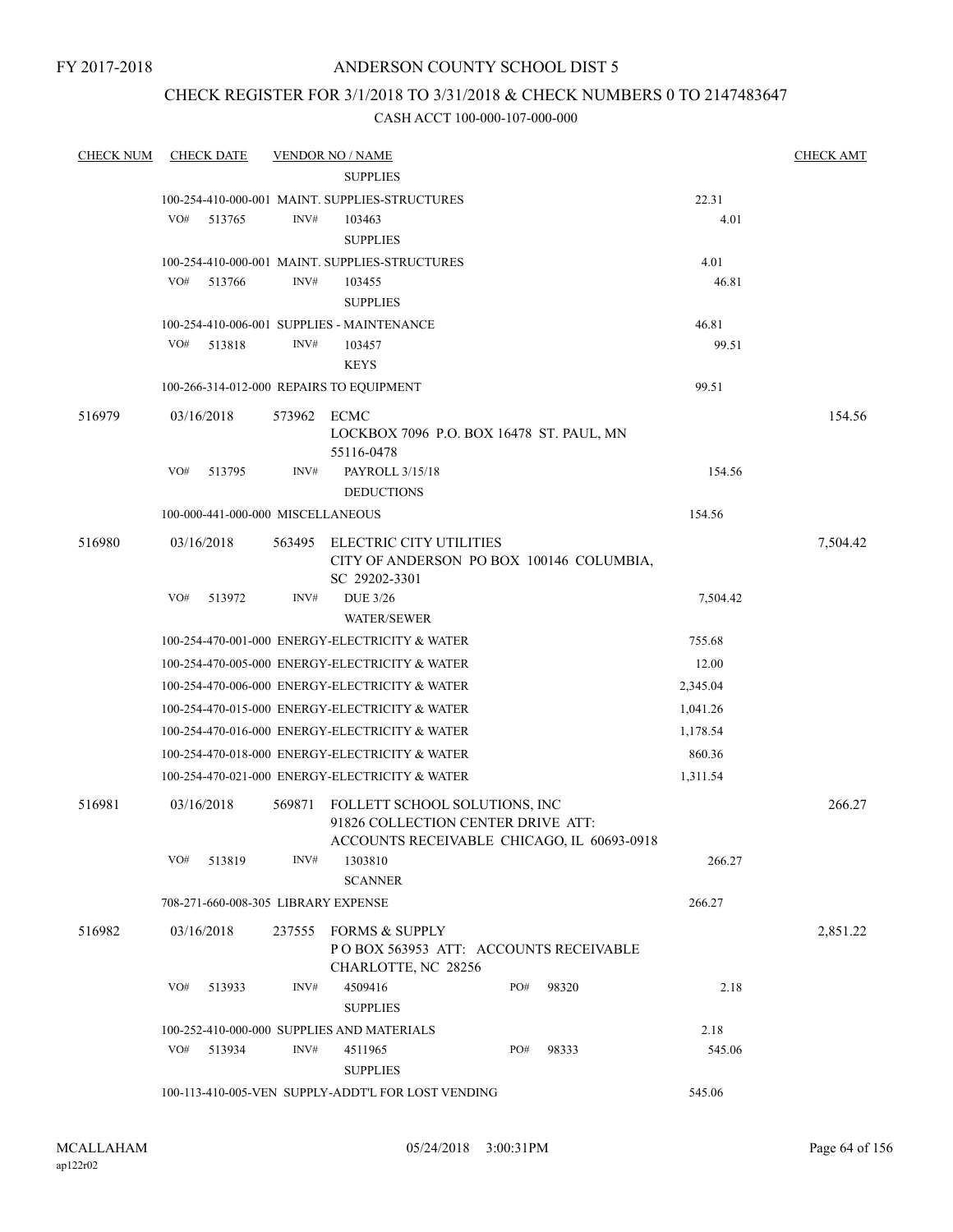FY 2017-2018

# ANDERSON COUNTY SCHOOL DIST 5

## CHECK REGISTER FOR 3/1/2018 TO 3/31/2018 & CHECK NUMBERS 0 TO 2147483647

### CASH ACCT 100-000-107-000-000

| CHECK NUM | CHECK DATE | VENDOR NO / NAME | | CHECK AMT |
|---|---|---|---|---|
| | | SUPPLIES | | |
| | 100-254-410-000-001 MAINT. SUPPLIES-STRUCTURES | | 22.31 | |
| | VO# 513765 | INV# 103463 SUPPLIES | 4.01 | |
| | 100-254-410-000-001 MAINT. SUPPLIES-STRUCTURES | | 4.01 | |
| | VO# 513766 | INV# 103455 SUPPLIES | 46.81 | |
| | 100-254-410-006-001 SUPPLIES - MAINTENANCE | | 46.81 | |
| | VO# 513818 | INV# 103457 KEYS | 99.51 | |
| | 100-266-314-012-000 REPAIRS TO EQUIPMENT | | 99.51 | |
| 516979 | 03/16/2018 | 573962 ECMC LOCKBOX 7096 P.O. BOX 16478 ST. PAUL, MN 55116-0478 | | 154.56 |
| | VO# 513795 | INV# PAYROLL 3/15/18 DEDUCTIONS | 154.56 | |
| | 100-000-441-000-000 MISCELLANEOUS | | 154.56 | |
| 516980 | 03/16/2018 | 563495 ELECTRIC CITY UTILITIES CITY OF ANDERSON PO BOX 100146 COLUMBIA, SC 29202-3301 | | 7,504.42 |
| | VO# 513972 | INV# DUE 3/26 WATER/SEWER | 7,504.42 | |
| | 100-254-470-001-000 ENERGY-ELECTRICITY & WATER | | 755.68 | |
| | 100-254-470-005-000 ENERGY-ELECTRICITY & WATER | | 12.00 | |
| | 100-254-470-006-000 ENERGY-ELECTRICITY & WATER | | 2,345.04 | |
| | 100-254-470-015-000 ENERGY-ELECTRICITY & WATER | | 1,041.26 | |
| | 100-254-470-016-000 ENERGY-ELECTRICITY & WATER | | 1,178.54 | |
| | 100-254-470-018-000 ENERGY-ELECTRICITY & WATER | | 860.36 | |
| | 100-254-470-021-000 ENERGY-ELECTRICITY & WATER | | 1,311.54 | |
| 516981 | 03/16/2018 | 569871 FOLLETT SCHOOL SOLUTIONS, INC 91826 COLLECTION CENTER DRIVE ATT: ACCOUNTS RECEIVABLE CHICAGO, IL 60693-0918 | | 266.27 |
| | VO# 513819 | INV# 1303810 SCANNER | 266.27 | |
| | 708-271-660-008-305 LIBRARY EXPENSE | | 266.27 | |
| 516982 | 03/16/2018 | 237555 FORMS & SUPPLY P O BOX 563953 ATT: ACCOUNTS RECEIVABLE CHARLOTTE, NC 28256 | | 2,851.22 |
| | VO# 513933 | INV# 4509416 PO# 98320 SUPPLIES | 2.18 | |
| | 100-252-410-000-000 SUPPLIES AND MATERIALS | | 2.18 | |
| | VO# 513934 | INV# 4511965 PO# 98333 SUPPLIES | 545.06 | |
| | 100-113-410-005-VEN SUPPLY-ADDT'L FOR LOST VENDING | | 545.06 | |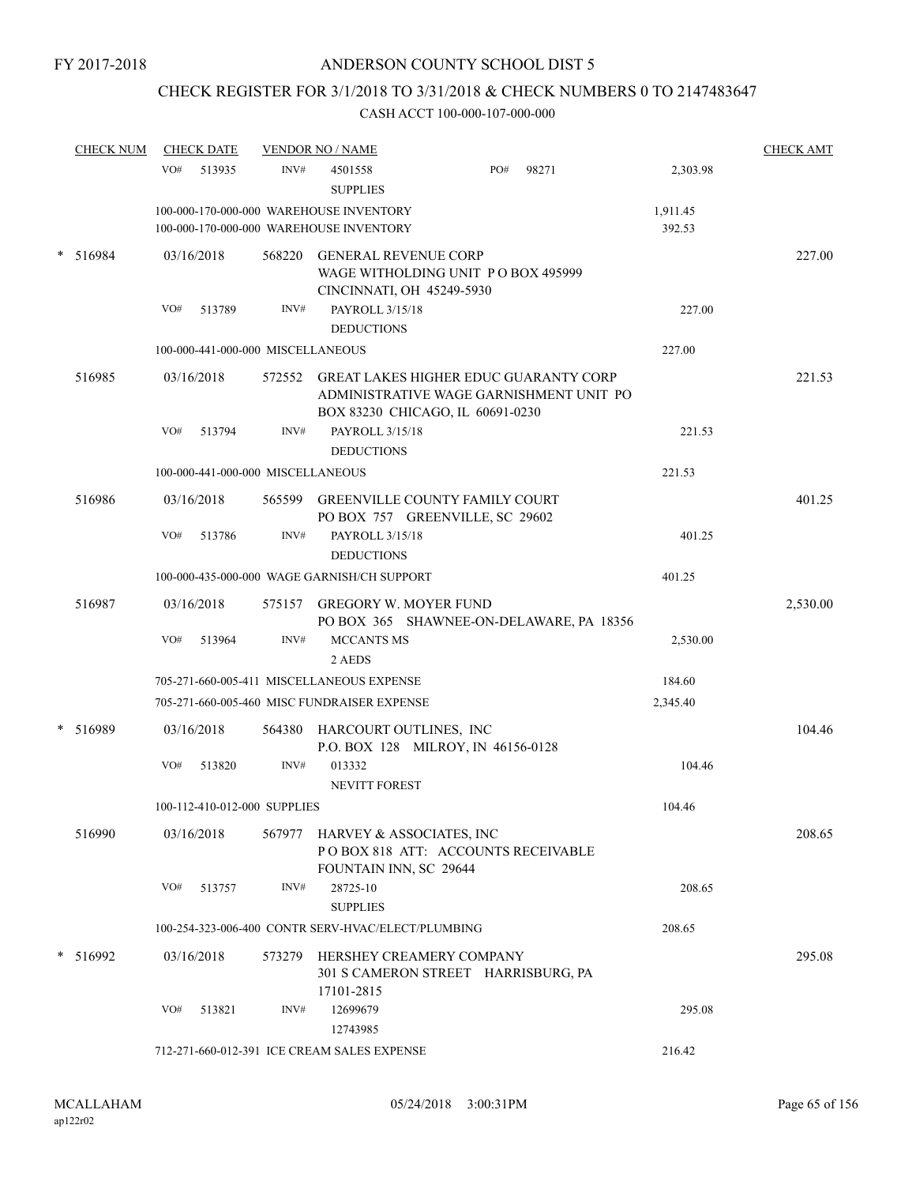FY 2017-2018

# ANDERSON COUNTY SCHOOL DIST 5

## CHECK REGISTER FOR 3/1/2018 TO 3/31/2018 & CHECK NUMBERS 0 TO 2147483647

### CASH ACCT 100-000-107-000-000

| CHECK NUM | CHECK DATE | VENDOR NO / NAME | | CHECK AMT |
|---|---|---|---|---|
| | VO# 513935 | INV# 4501558 PO# 98271<br>SUPPLIES | 2,303.98 | |
| | 100-000-170-000-000 WAREHOUSE INVENTORY | | 1,911.45 | |
| | 100-000-170-000-000 WAREHOUSE INVENTORY | | 392.53 | |
| * 516984 | 03/16/2018 | 568220 GENERAL REVENUE CORP<br>WAGE WITHOLDING UNIT P O BOX 495999<br>CINCINNATI, OH 45249-5930 | | 227.00 |
| | VO# 513789 | INV# PAYROLL 3/15/18<br>DEDUCTIONS | 227.00 | |
| | 100-000-441-000-000 MISCELLANEOUS | | 227.00 | |
| 516985 | 03/16/2018 | 572552 GREAT LAKES HIGHER EDUC GUARANTY CORP<br>ADMINISTRATIVE WAGE GARNISHMENT UNIT PO<br>BOX 83230 CHICAGO, IL 60691-0230 | | 221.53 |
| | VO# 513794 | INV# PAYROLL 3/15/18<br>DEDUCTIONS | 221.53 | |
| | 100-000-441-000-000 MISCELLANEOUS | | 221.53 | |
| 516986 | 03/16/2018 | 565599 GREENVILLE COUNTY FAMILY COURT<br>PO BOX 757 GREENVILLE, SC 29602 | | 401.25 |
| | VO# 513786 | INV# PAYROLL 3/15/18<br>DEDUCTIONS | 401.25 | |
| | 100-000-435-000-000 WAGE GARNISH/CH SUPPORT | | 401.25 | |
| 516987 | 03/16/2018 | 575157 GREGORY W. MOYER FUND<br>PO BOX 365 SHAWNEE-ON-DELAWARE, PA 18356 | | 2,530.00 |
| | VO# 513964 | INV# MCCANTS MS<br>2 AEDS | 2,530.00 | |
| | 705-271-660-005-411 MISCELLANEOUS EXPENSE | | 184.60 | |
| | 705-271-660-005-460 MISC FUNDRAISER EXPENSE | | 2,345.40 | |
| * 516989 | 03/16/2018 | 564380 HARCOURT OUTLINES, INC<br>P.O. BOX 128 MILROY, IN 46156-0128 | | 104.46 |
| | VO# 513820 | INV# 013332<br>NEVITT FOREST | 104.46 | |
| | 100-112-410-012-000 SUPPLIES | | 104.46 | |
| 516990 | 03/16/2018 | 567977 HARVEY & ASSOCIATES, INC<br>P O BOX 818 ATT: ACCOUNTS RECEIVABLE<br>FOUNTAIN INN, SC 29644 | | 208.65 |
| | VO# 513757 | INV# 28725-10<br>SUPPLIES | 208.65 | |
| | 100-254-323-006-400 CONTR SERV-HVAC/ELECT/PLUMBING | | 208.65 | |
| * 516992 | 03/16/2018 | 573279 HERSHEY CREAMERY COMPANY<br>301 S CAMERON STREET HARRISBURG, PA<br>17101-2815 | | 295.08 |
| | VO# 513821 | INV# 12699679<br>12743985 | 295.08 | |
| | 712-271-660-012-391 ICE CREAM SALES EXPENSE | | 216.42 | |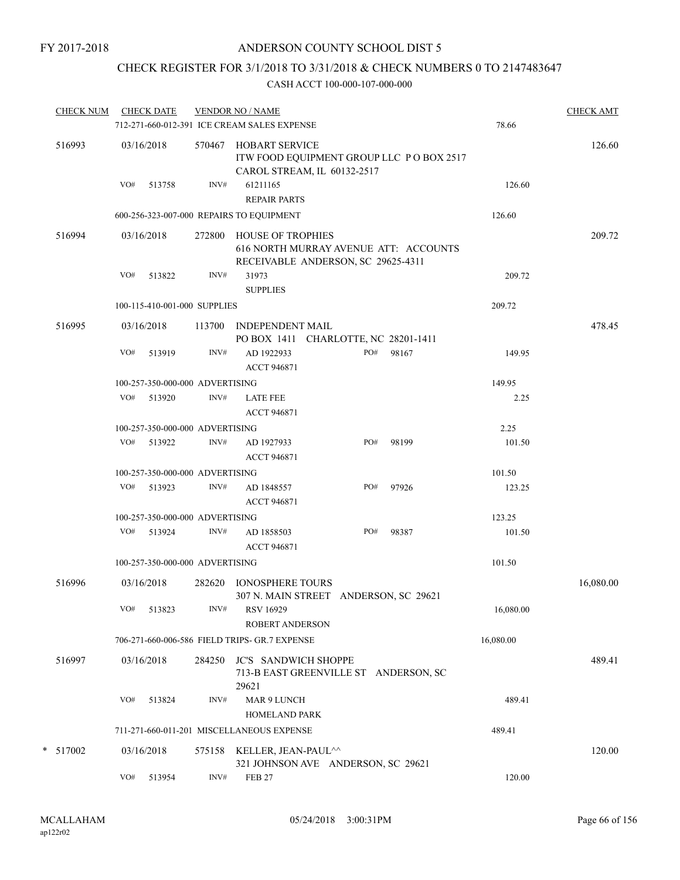FY 2017-2018

# ANDERSON COUNTY SCHOOL DIST 5

## CHECK REGISTER FOR 3/1/2018 TO 3/31/2018 & CHECK NUMBERS 0 TO 2147483647

### CASH ACCT 100-000-107-000-000

| CHECK NUM | CHECK DATE | VENDOR NO / NAME | | | CHECK AMT |
|---|---|---|---|---|---|
| | 712-271-660-012-391 ICE CREAM SALES EXPENSE | | | 78.66 | |
| 516993 | 03/16/2018 | 570467 HOBART SERVICE<br>ITW FOOD EQUIPMENT GROUP LLC P O BOX 2517<br>CAROL STREAM, IL 60132-2517 | | | 126.60 |
| | VO# 513758 | INV# 61211165<br>REPAIR PARTS | | 126.60 | |
| | 600-256-323-007-000 REPAIRS TO EQUIPMENT | | | 126.60 | |
| 516994 | 03/16/2018 | 272800 HOUSE OF TROPHIES<br>616 NORTH MURRAY AVENUE ATT: ACCOUNTS<br>RECEIVABLE ANDERSON, SC 29625-4311 | | | 209.72 |
| | VO# 513822 | INV# 31973<br>SUPPLIES | | 209.72 | |
| | 100-115-410-001-000 SUPPLIES | | | 209.72 | |
| 516995 | 03/16/2018 | 113700 INDEPENDENT MAIL<br>PO BOX 1411 CHARLOTTE, NC 28201-1411 | | | 478.45 |
| | VO# 513919 | INV# AD 1922933<br>ACCT 946871 | PO# 98167 | 149.95 | |
| | 100-257-350-000-000 ADVERTISING | | | 149.95 | |
| | VO# 513920 | INV# LATE FEE<br>ACCT 946871 | | 2.25 | |
| | 100-257-350-000-000 ADVERTISING | | | 2.25 | |
| | VO# 513922 | INV# AD 1927933<br>ACCT 946871 | PO# 98199 | 101.50 | |
| | 100-257-350-000-000 ADVERTISING | | | 101.50 | |
| | VO# 513923 | INV# AD 1848557<br>ACCT 946871 | PO# 97926 | 123.25 | |
| | 100-257-350-000-000 ADVERTISING | | | 123.25 | |
| | VO# 513924 | INV# AD 1858503<br>ACCT 946871 | PO# 98387 | 101.50 | |
| | 100-257-350-000-000 ADVERTISING | | | 101.50 | |
| 516996 | 03/16/2018 | 282620 IONOSPHERE TOURS<br>307 N. MAIN STREET ANDERSON, SC 29621 | | | 16,080.00 |
| | VO# 513823 | INV# RSV 16929<br>ROBERT ANDERSON | | 16,080.00 | |
| | 706-271-660-006-586 FIELD TRIPS- GR.7 EXPENSE | | | 16,080.00 | |
| 516997 | 03/16/2018 | 284250 JC'S SANDWICH SHOPPE<br>713-B EAST GREENVILLE ST ANDERSON, SC<br>29621 | | | 489.41 |
| | VO# 513824 | INV# MAR 9 LUNCH<br>HOMELAND PARK | | 489.41 | |
| | 711-271-660-011-201 MISCELLANEOUS EXPENSE | | | 489.41 | |
| * 517002 | 03/16/2018 | 575158 KELLER, JEAN-PAUL^^<br>321 JOHNSON AVE ANDERSON, SC 29621 | | | 120.00 |
| | VO# 513954 | INV# FEB 27 | | 120.00 | |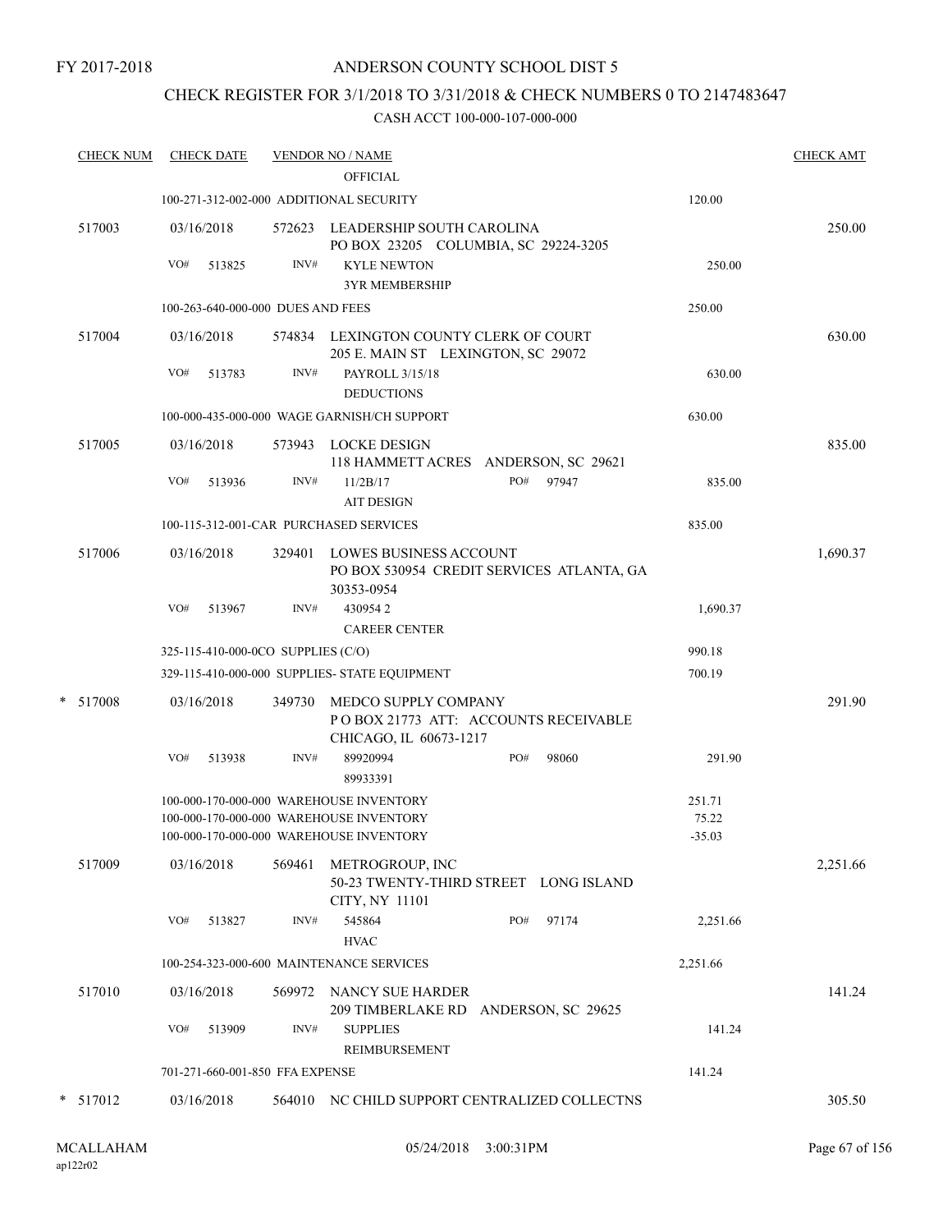FY 2017-2018

ANDERSON COUNTY SCHOOL DIST 5

CHECK REGISTER FOR 3/1/2018 TO 3/31/2018 & CHECK NUMBERS 0 TO 2147483647

CASH ACCT 100-000-107-000-000

| CHECK NUM | CHECK DATE | VENDOR NO / NAME | | CHECK AMT |
|---|---|---|---|---|
| | | OFFICIAL | | |
| | | 100-271-312-002-000 ADDITIONAL SECURITY | 120.00 | |
| 517003 | 03/16/2018 | 572623 LEADERSHIP SOUTH CAROLINA<br>PO BOX 23205 COLUMBIA, SC 29224-3205 | | 250.00 |
| | VO# 513825 | INV# KYLE NEWTON<br>3YR MEMBERSHIP | 250.00 | |
| | | 100-263-640-000-000 DUES AND FEES | 250.00 | |
| 517004 | 03/16/2018 | 574834 LEXINGTON COUNTY CLERK OF COURT<br>205 E. MAIN ST LEXINGTON, SC 29072 | | 630.00 |
| | VO# 513783 | INV# PAYROLL 3/15/18<br>DEDUCTIONS | 630.00 | |
| | | 100-000-435-000-000 WAGE GARNISH/CH SUPPORT | 630.00 | |
| 517005 | 03/16/2018 | 573943 LOCKE DESIGN<br>118 HAMMETT ACRES ANDERSON, SC 29621 | | 835.00 |
| | VO# 513936 | INV# 11/2B/17 PO# 97947<br>AIT DESIGN | 835.00 | |
| | | 100-115-312-001-CAR PURCHASED SERVICES | 835.00 | |
| 517006 | 03/16/2018 | 329401 LOWES BUSINESS ACCOUNT<br>PO BOX 530954 CREDIT SERVICES ATLANTA, GA 30353-0954 | | 1,690.37 |
| | VO# 513967 | INV# 430954 2<br>CAREER CENTER | 1,690.37 | |
| | | 325-115-410-000-0CO SUPPLIES (C/O) | 990.18 | |
| | | 329-115-410-000-000 SUPPLIES- STATE EQUIPMENT | 700.19 | |
| * 517008 | 03/16/2018 | 349730 MEDCO SUPPLY COMPANY<br>P O BOX 21773 ATT: ACCOUNTS RECEIVABLE<br>CHICAGO, IL 60673-1217 | | 291.90 |
| | VO# 513938 | INV# 89920994 PO# 98060<br>89933391 | 291.90 | |
| | | 100-000-170-000-000 WAREHOUSE INVENTORY | 251.71 | |
| | | 100-000-170-000-000 WAREHOUSE INVENTORY | 75.22 | |
| | | 100-000-170-000-000 WAREHOUSE INVENTORY | -35.03 | |
| 517009 | 03/16/2018 | 569461 METROGROUP, INC<br>50-23 TWENTY-THIRD STREET LONG ISLAND<br>CITY, NY 11101 | | 2,251.66 |
| | VO# 513827 | INV# 545864 PO# 97174<br>HVAC | 2,251.66 | |
| | | 100-254-323-000-600 MAINTENANCE SERVICES | 2,251.66 | |
| 517010 | 03/16/2018 | 569972 NANCY SUE HARDER<br>209 TIMBERLAKE RD ANDERSON, SC 29625 | | 141.24 |
| | VO# 513909 | INV# SUPPLIES<br>REIMBURSEMENT | 141.24 | |
| | | 701-271-660-001-850 FFA EXPENSE | 141.24 | |
| * 517012 | 03/16/2018 | 564010 NC CHILD SUPPORT CENTRALIZED COLLECTNS | | 305.50 |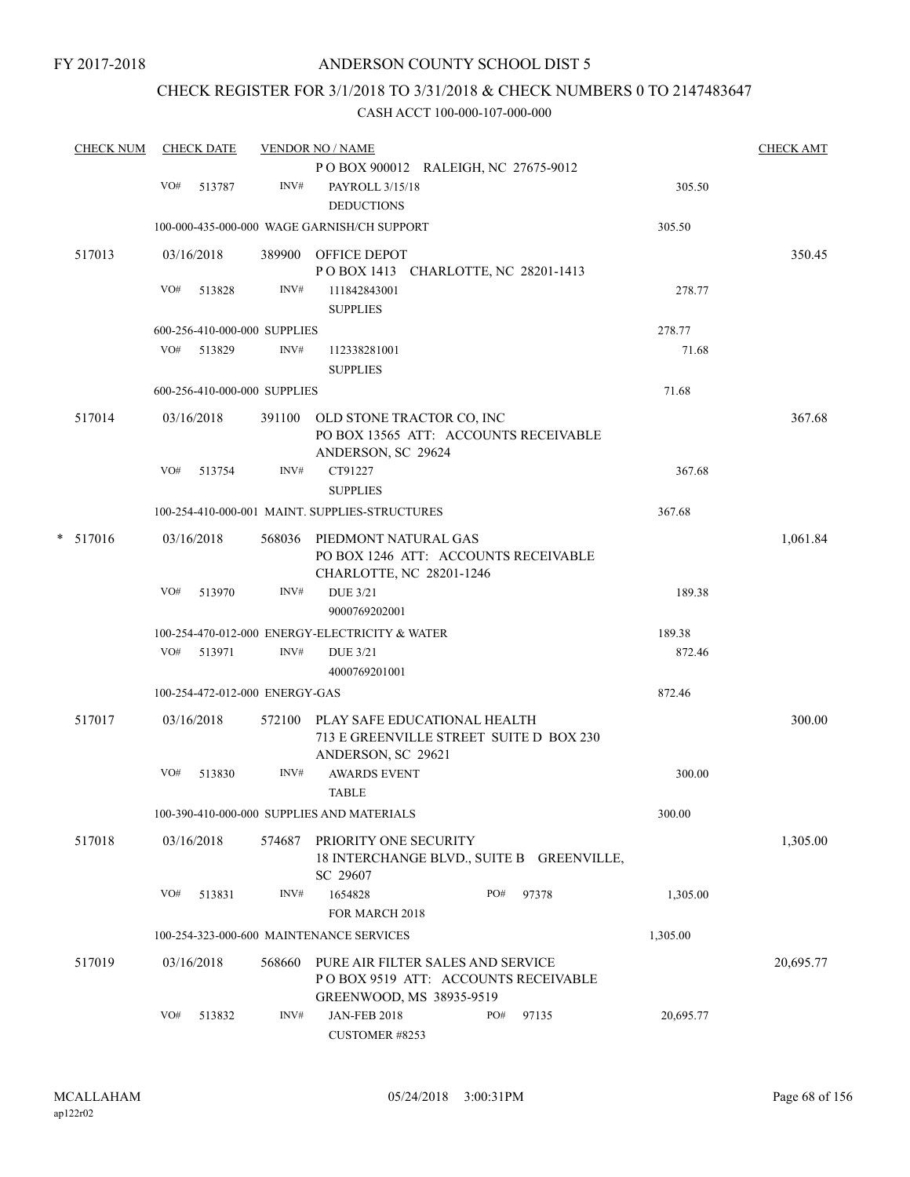FY 2017-2018

# ANDERSON COUNTY SCHOOL DIST 5

## CHECK REGISTER FOR 3/1/2018 TO 3/31/2018 & CHECK NUMBERS 0 TO 2147483647

CASH ACCT 100-000-107-000-000

| CHECK NUM | CHECK DATE | VENDOR NO / NAME | | | CHECK AMT |
|---|---|---|---|---|---|
| | | P O BOX 900012 RALEIGH, NC 27675-9012 | | | |
| | VO# 513787 | INV# PAYROLL 3/15/18 DEDUCTIONS | | 305.50 | |
| | | 100-000-435-000-000 WAGE GARNISH/CH SUPPORT | | 305.50 | |
| 517013 | 03/16/2018 | 389900 OFFICE DEPOT P O BOX 1413 CHARLOTTE, NC 28201-1413 | | | 350.45 |
| | VO# 513828 | INV# 111842843001 SUPPLIES | | 278.77 | |
| | | 600-256-410-000-000 SUPPLIES | | 278.77 | |
| | VO# 513829 | INV# 112338281001 SUPPLIES | | 71.68 | |
| | | 600-256-410-000-000 SUPPLIES | | 71.68 | |
| 517014 | 03/16/2018 | 391100 OLD STONE TRACTOR CO, INC PO BOX 13565 ATT: ACCOUNTS RECEIVABLE ANDERSON, SC 29624 | | | 367.68 |
| | VO# 513754 | INV# CT91227 SUPPLIES | | 367.68 | |
| | | 100-254-410-000-001 MAINT. SUPPLIES-STRUCTURES | | 367.68 | |
| * 517016 | 03/16/2018 | 568036 PIEDMONT NATURAL GAS PO BOX 1246 ATT: ACCOUNTS RECEIVABLE CHARLOTTE, NC 28201-1246 | | | 1,061.84 |
| | VO# 513970 | INV# DUE 3/21 9000769202001 | | 189.38 | |
| | | 100-254-470-012-000 ENERGY-ELECTRICITY & WATER | | 189.38 | |
| | VO# 513971 | INV# DUE 3/21 4000769201001 | | 872.46 | |
| | | 100-254-472-012-000 ENERGY-GAS | | 872.46 | |
| 517017 | 03/16/2018 | 572100 PLAY SAFE EDUCATIONAL HEALTH 713 E GREENVILLE STREET SUITE D BOX 230 ANDERSON, SC 29621 | | | 300.00 |
| | VO# 513830 | INV# AWARDS EVENT TABLE | | 300.00 | |
| | | 100-390-410-000-000 SUPPLIES AND MATERIALS | | 300.00 | |
| 517018 | 03/16/2018 | 574687 PRIORITY ONE SECURITY 18 INTERCHANGE BLVD., SUITE B GREENVILLE, SC 29607 | | | 1,305.00 |
| | VO# 513831 | INV# 1654828 FOR MARCH 2018 | PO# 97378 | 1,305.00 | |
| | | 100-254-323-000-600 MAINTENANCE SERVICES | | 1,305.00 | |
| 517019 | 03/16/2018 | 568660 PURE AIR FILTER SALES AND SERVICE P O BOX 9519 ATT: ACCOUNTS RECEIVABLE GREENWOOD, MS 38935-9519 | | | 20,695.77 |
| | VO# 513832 | INV# JAN-FEB 2018 CUSTOMER #8253 | PO# 97135 | 20,695.77 | |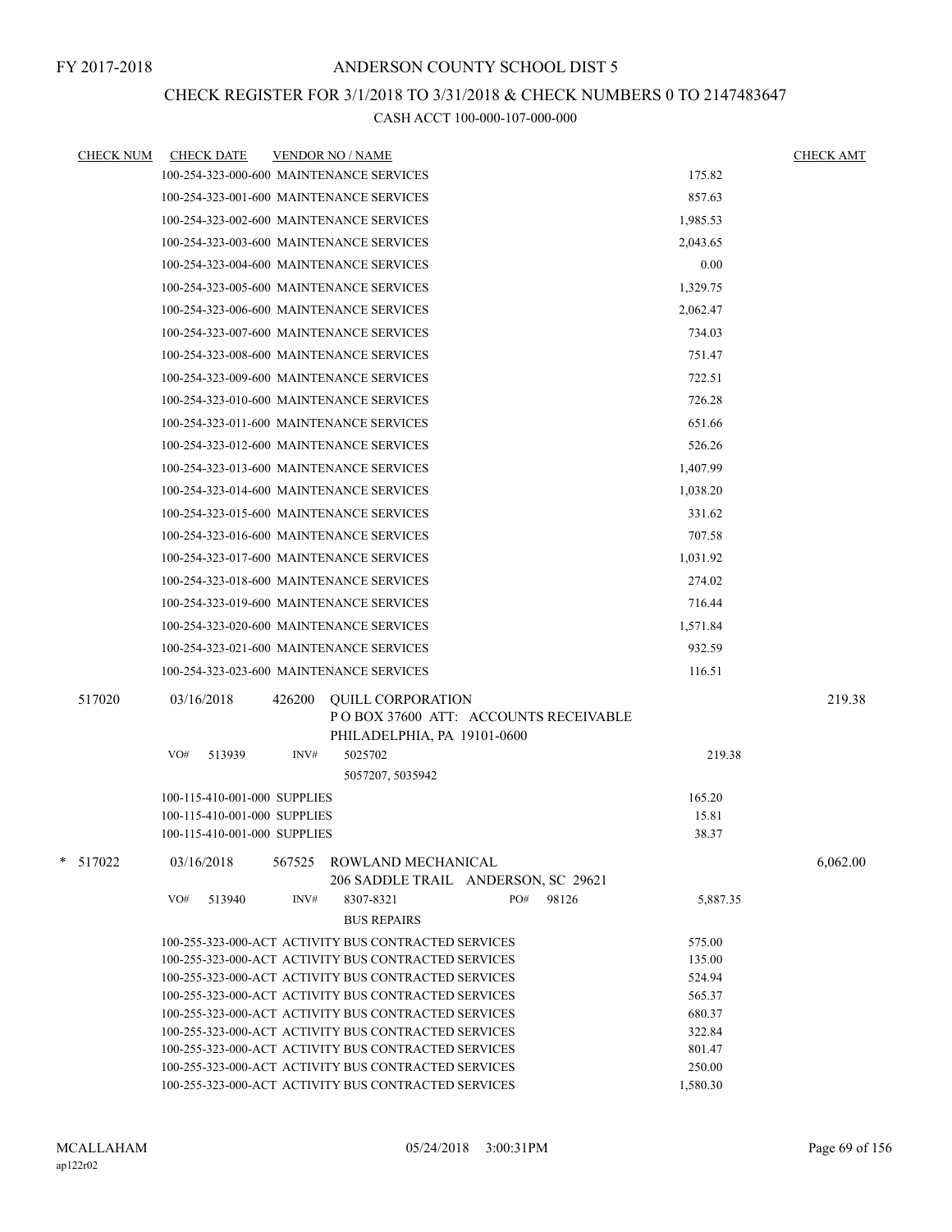FY 2017-2018

# ANDERSON COUNTY SCHOOL DIST 5

## CHECK REGISTER FOR 3/1/2018 TO 3/31/2018 & CHECK NUMBERS 0 TO 2147483647

### CASH ACCT 100-000-107-000-000

| CHECK NUM | CHECK DATE | VENDOR NO / NAME | | CHECK AMT |
|---|---|---|---|---|
| | 100-254-323-000-600 MAINTENANCE SERVICES | | 175.82 | |
| | 100-254-323-001-600 MAINTENANCE SERVICES | | 857.63 | |
| | 100-254-323-002-600 MAINTENANCE SERVICES | | 1,985.53 | |
| | 100-254-323-003-600 MAINTENANCE SERVICES | | 2,043.65 | |
| | 100-254-323-004-600 MAINTENANCE SERVICES | | 0.00 | |
| | 100-254-323-005-600 MAINTENANCE SERVICES | | 1,329.75 | |
| | 100-254-323-006-600 MAINTENANCE SERVICES | | 2,062.47 | |
| | 100-254-323-007-600 MAINTENANCE SERVICES | | 734.03 | |
| | 100-254-323-008-600 MAINTENANCE SERVICES | | 751.47 | |
| | 100-254-323-009-600 MAINTENANCE SERVICES | | 722.51 | |
| | 100-254-323-010-600 MAINTENANCE SERVICES | | 726.28 | |
| | 100-254-323-011-600 MAINTENANCE SERVICES | | 651.66 | |
| | 100-254-323-012-600 MAINTENANCE SERVICES | | 526.26 | |
| | 100-254-323-013-600 MAINTENANCE SERVICES | | 1,407.99 | |
| | 100-254-323-014-600 MAINTENANCE SERVICES | | 1,038.20 | |
| | 100-254-323-015-600 MAINTENANCE SERVICES | | 331.62 | |
| | 100-254-323-016-600 MAINTENANCE SERVICES | | 707.58 | |
| | 100-254-323-017-600 MAINTENANCE SERVICES | | 1,031.92 | |
| | 100-254-323-018-600 MAINTENANCE SERVICES | | 274.02 | |
| | 100-254-323-019-600 MAINTENANCE SERVICES | | 716.44 | |
| | 100-254-323-020-600 MAINTENANCE SERVICES | | 1,571.84 | |
| | 100-254-323-021-600 MAINTENANCE SERVICES | | 932.59 | |
| | 100-254-323-023-600 MAINTENANCE SERVICES | | 116.51 | |
| 517020 | 03/16/2018 | 426200 QUILL CORPORATION<br>P O BOX 37600 ATT: ACCOUNTS RECEIVABLE<br>PHILADELPHIA, PA 19101-0600 | | 219.38 |
| | VO# 513939 INV# 5025702<br>5057207, 5035942 | | 219.38 | |
| | 100-115-410-001-000 SUPPLIES | | 165.20 | |
| | 100-115-410-001-000 SUPPLIES | | 15.81 | |
| | 100-115-410-001-000 SUPPLIES | | 38.37 | |
| * 517022 | 03/16/2018 | 567525 ROWLAND MECHANICAL<br>206 SADDLE TRAIL ANDERSON, SC 29621 | | 6,062.00 |
| | VO# 513940 INV# 8307-8321 PO# 98126<br>BUS REPAIRS | | 5,887.35 | |
| | 100-255-323-000-ACT ACTIVITY BUS CONTRACTED SERVICES | | 575.00 | |
| | 100-255-323-000-ACT ACTIVITY BUS CONTRACTED SERVICES | | 135.00 | |
| | 100-255-323-000-ACT ACTIVITY BUS CONTRACTED SERVICES | | 524.94 | |
| | 100-255-323-000-ACT ACTIVITY BUS CONTRACTED SERVICES | | 565.37 | |
| | 100-255-323-000-ACT ACTIVITY BUS CONTRACTED SERVICES | | 680.37 | |
| | 100-255-323-000-ACT ACTIVITY BUS CONTRACTED SERVICES | | 322.84 | |
| | 100-255-323-000-ACT ACTIVITY BUS CONTRACTED SERVICES | | 801.47 | |
| | 100-255-323-000-ACT ACTIVITY BUS CONTRACTED SERVICES | | 250.00 | |
| | 100-255-323-000-ACT ACTIVITY BUS CONTRACTED SERVICES | | 1,580.30 | |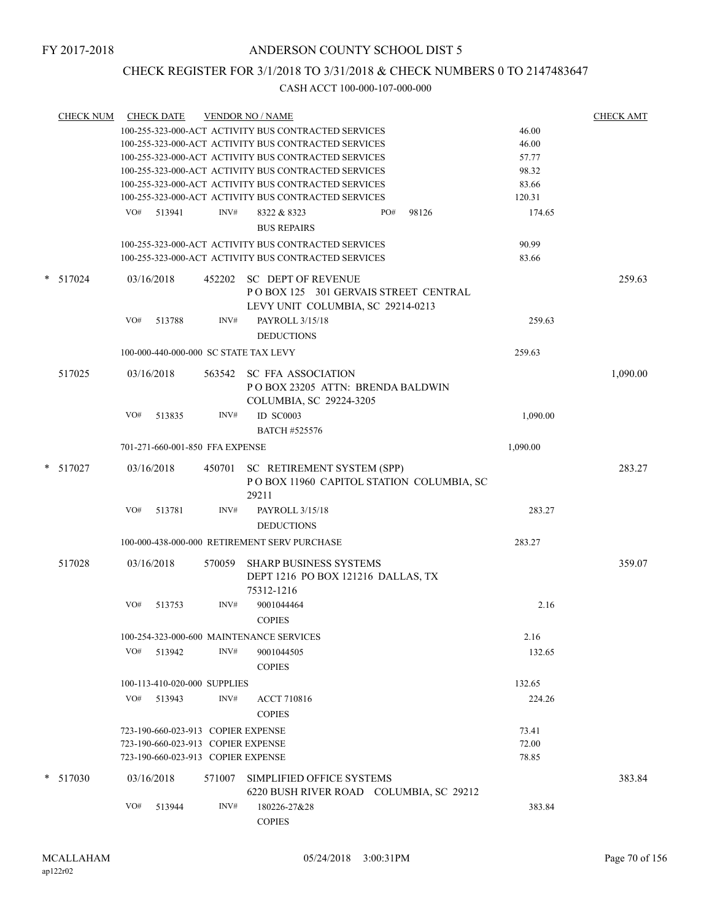FY 2017-2018

# ANDERSON COUNTY SCHOOL DIST 5

## CHECK REGISTER FOR 3/1/2018 TO 3/31/2018 & CHECK NUMBERS 0 TO 2147483647

### CASH ACCT 100-000-107-000-000

| CHECK NUM | CHECK DATE | VENDOR NO / NAME | | CHECK AMT |
|---|---|---|---|---|
| | | 100-255-323-000-ACT ACTIVITY BUS CONTRACTED SERVICES | 46.00 | |
| | | 100-255-323-000-ACT ACTIVITY BUS CONTRACTED SERVICES | 46.00 | |
| | | 100-255-323-000-ACT ACTIVITY BUS CONTRACTED SERVICES | 57.77 | |
| | | 100-255-323-000-ACT ACTIVITY BUS CONTRACTED SERVICES | 98.32 | |
| | | 100-255-323-000-ACT ACTIVITY BUS CONTRACTED SERVICES | 83.66 | |
| | | 100-255-323-000-ACT ACTIVITY BUS CONTRACTED SERVICES | 120.31 | |
| | VO# 513941 | INV# 8322 & 8323 PO# 98126<br>BUS REPAIRS | 174.65 | |
| | | 100-255-323-000-ACT ACTIVITY BUS CONTRACTED SERVICES | 90.99 | |
| | | 100-255-323-000-ACT ACTIVITY BUS CONTRACTED SERVICES | 83.66 | |
| * 517024 | 03/16/2018 | 452202 SC DEPT OF REVENUE<br>P O BOX 125 301 GERVAIS STREET CENTRAL<br>LEVY UNIT COLUMBIA, SC 29214-0213 | | 259.63 |
| | VO# 513788 | INV# PAYROLL 3/15/18<br>DEDUCTIONS | 259.63 | |
| | | 100-000-440-000-000 SC STATE TAX LEVY | 259.63 | |
| 517025 | 03/16/2018 | 563542 SC FFA ASSOCIATION<br>P O BOX 23205 ATTN: BRENDA BALDWIN<br>COLUMBIA, SC 29224-3205 | | 1,090.00 |
| | VO# 513835 | INV# ID SC0003<br>BATCH #525576 | 1,090.00 | |
| | | 701-271-660-001-850 FFA EXPENSE | 1,090.00 | |
| * 517027 | 03/16/2018 | 450701 SC RETIREMENT SYSTEM (SPP)<br>P O BOX 11960 CAPITOL STATION COLUMBIA, SC<br>29211 | | 283.27 |
| | VO# 513781 | INV# PAYROLL 3/15/18<br>DEDUCTIONS | 283.27 | |
| | | 100-000-438-000-000 RETIREMENT SERV PURCHASE | 283.27 | |
| 517028 | 03/16/2018 | 570059 SHARP BUSINESS SYSTEMS<br>DEPT 1216 PO BOX 121216 DALLAS, TX<br>75312-1216 | | 359.07 |
| | VO# 513753 | INV# 9001044464<br>COPIES | 2.16 | |
| | | 100-254-323-000-600 MAINTENANCE SERVICES | 2.16 | |
| | VO# 513942 | INV# 9001044505<br>COPIES | 132.65 | |
| | | 100-113-410-020-000 SUPPLIES | 132.65 | |
| | VO# 513943 | INV# ACCT 710816<br>COPIES | 224.26 | |
| | | 723-190-660-023-913 COPIER EXPENSE | 73.41 | |
| | | 723-190-660-023-913 COPIER EXPENSE | 72.00 | |
| | | 723-190-660-023-913 COPIER EXPENSE | 78.85 | |
| * 517030 | 03/16/2018 | 571007 SIMPLIFIED OFFICE SYSTEMS<br>6220 BUSH RIVER ROAD COLUMBIA, SC 29212 | | 383.84 |
| | VO# 513944 | INV# 180226-27&28<br>COPIES | 383.84 | |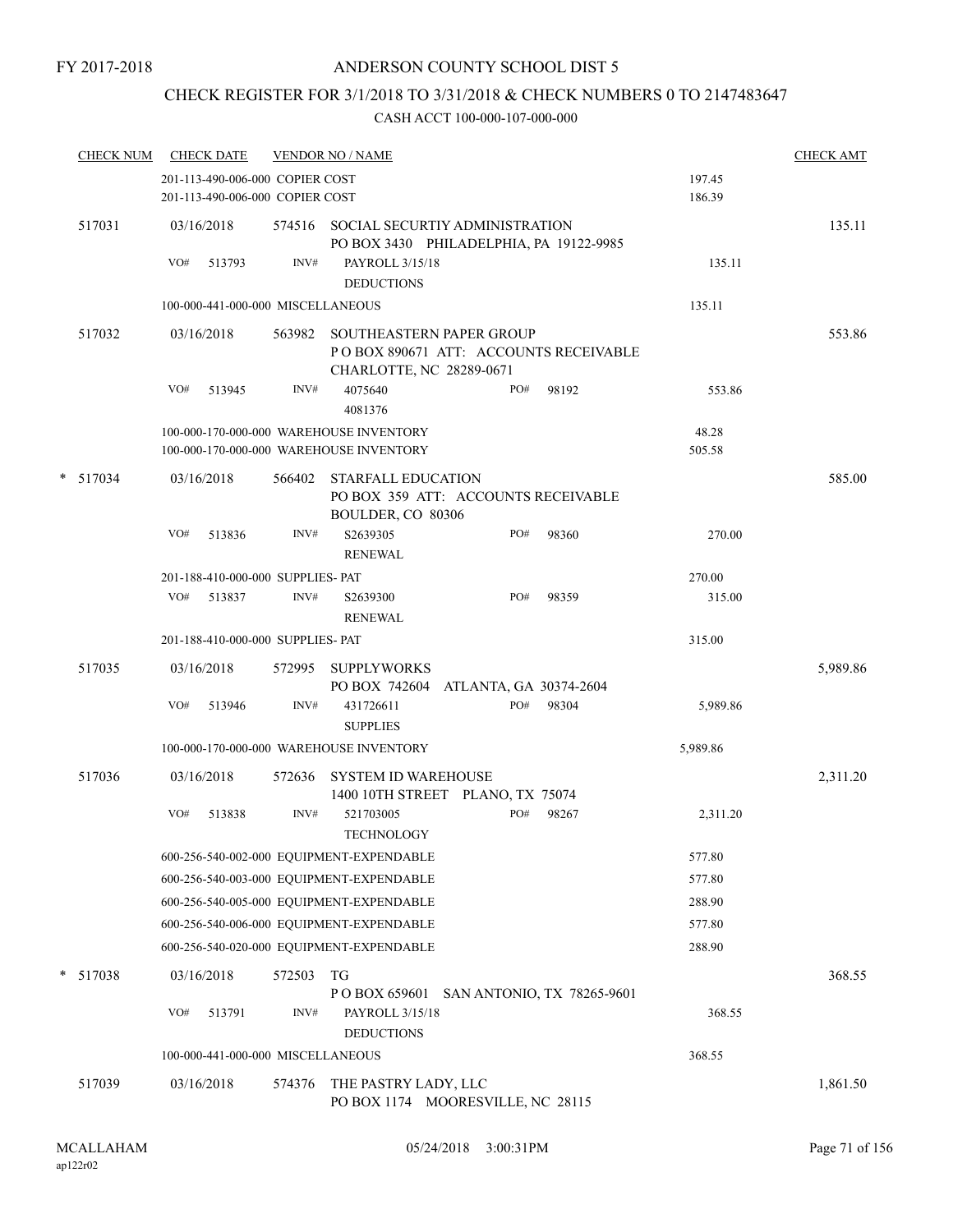FY 2017-2018

ANDERSON COUNTY SCHOOL DIST 5

CHECK REGISTER FOR 3/1/2018 TO 3/31/2018 & CHECK NUMBERS 0 TO 2147483647

CASH ACCT 100-000-107-000-000

| CHECK NUM | CHECK DATE | VENDOR NO / NAME | | CHECK AMT |
|---|---|---|---|---|
| | 201-113-490-006-000 COPIER COST | | 197.45 | |
| | 201-113-490-006-000 COPIER COST | | 186.39 | |
| 517031 | 03/16/2018 | 574516 SOCIAL SECURTIY ADMINISTRATION PO BOX 3430 PHILADELPHIA, PA 19122-9985 | | 135.11 |
| | VO# 513793 | INV# PAYROLL 3/15/18 DEDUCTIONS | 135.11 | |
| | 100-000-441-000-000 MISCELLANEOUS | | 135.11 | |
| 517032 | 03/16/2018 | 563982 SOUTHEASTERN PAPER GROUP P O BOX 890671 ATT: ACCOUNTS RECEIVABLE CHARLOTTE, NC 28289-0671 | | 553.86 |
| | VO# 513945 | INV# 4075640 4081376 PO# 98192 | 553.86 | |
| | 100-000-170-000-000 WAREHOUSE INVENTORY | | 48.28 | |
| | 100-000-170-000-000 WAREHOUSE INVENTORY | | 505.58 | |
| * 517034 | 03/16/2018 | 566402 STARFALL EDUCATION PO BOX 359 ATT: ACCOUNTS RECEIVABLE BOULDER, CO 80306 | | 585.00 |
| | VO# 513836 | INV# S2639305 RENEWAL PO# 98360 | 270.00 | |
| | 201-188-410-000-000 SUPPLIES- PAT | | 270.00 | |
| | VO# 513837 | INV# S2639300 RENEWAL PO# 98359 | 315.00 | |
| | 201-188-410-000-000 SUPPLIES- PAT | | 315.00 | |
| 517035 | 03/16/2018 | 572995 SUPPLYWORKS PO BOX 742604 ATLANTA, GA 30374-2604 | | 5,989.86 |
| | VO# 513946 | INV# 431726611 SUPPLIES PO# 98304 | 5,989.86 | |
| | 100-000-170-000-000 WAREHOUSE INVENTORY | | 5,989.86 | |
| 517036 | 03/16/2018 | 572636 SYSTEM ID WAREHOUSE 1400 10TH STREET PLANO, TX 75074 | | 2,311.20 |
| | VO# 513838 | INV# 521703005 TECHNOLOGY PO# 98267 | 2,311.20 | |
| | 600-256-540-002-000 EQUIPMENT-EXPENDABLE | | 577.80 | |
| | 600-256-540-003-000 EQUIPMENT-EXPENDABLE | | 577.80 | |
| | 600-256-540-005-000 EQUIPMENT-EXPENDABLE | | 288.90 | |
| | 600-256-540-006-000 EQUIPMENT-EXPENDABLE | | 577.80 | |
| | 600-256-540-020-000 EQUIPMENT-EXPENDABLE | | 288.90 | |
| * 517038 | 03/16/2018 | 572503 TG P O BOX 659601 SAN ANTONIO, TX 78265-9601 | | 368.55 |
| | VO# 513791 | INV# PAYROLL 3/15/18 DEDUCTIONS | 368.55 | |
| | 100-000-441-000-000 MISCELLANEOUS | | 368.55 | |
| 517039 | 03/16/2018 | 574376 THE PASTRY LADY, LLC PO BOX 1174 MOORESVILLE, NC 28115 | | 1,861.50 |

MCALLAHAM ap122r02 05/24/2018 3:00:31PM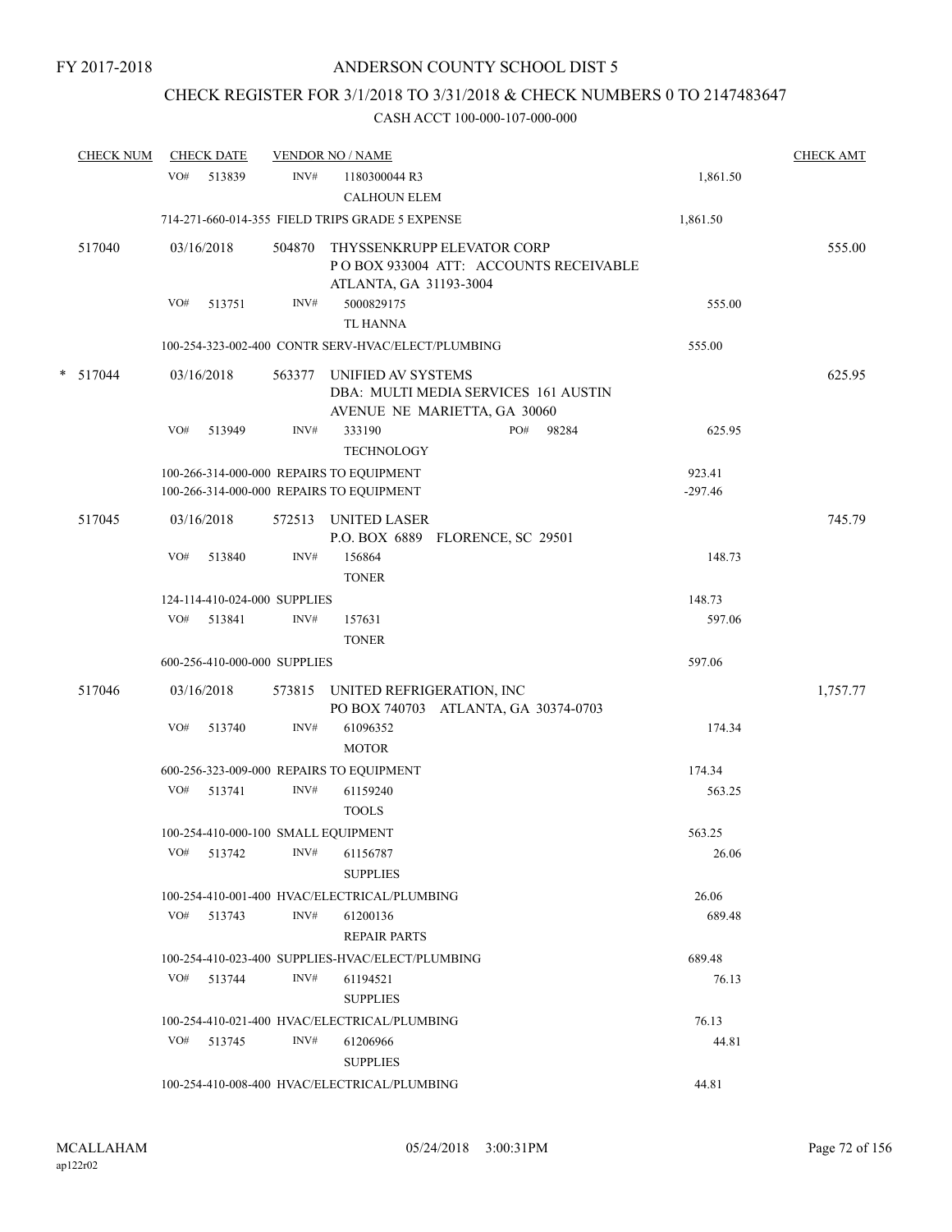FY 2017-2018

# ANDERSON COUNTY SCHOOL DIST 5

## CHECK REGISTER FOR 3/1/2018 TO 3/31/2018 & CHECK NUMBERS 0 TO 2147483647

### CASH ACCT 100-000-107-000-000

| CHECK NUM | CHECK DATE | VENDOR NO / NAME | | CHECK AMT |
|---|---|---|---|---|
| | VO# 513839 | INV# 1180300044 R3<br>CALHOUN ELEM | 1,861.50 | |
| | 714-271-660-014-355 FIELD TRIPS GRADE 5 EXPENSE | | 1,861.50 | |
| 517040 | 03/16/2018 | 504870 THYSSENKRUPP ELEVATOR CORP<br>P O BOX 933004 ATT: ACCOUNTS RECEIVABLE<br>ATLANTA, GA 31193-3004 | | 555.00 |
| | VO# 513751 | INV# 5000829175<br>TL HANNA | 555.00 | |
| | 100-254-323-002-400 CONTR SERV-HVAC/ELECT/PLUMBING | | 555.00 | |
| * 517044 | 03/16/2018 | 563377 UNIFIED AV SYSTEMS<br>DBA: MULTI MEDIA SERVICES 161 AUSTIN<br>AVENUE NE MARIETTA, GA 30060 | | 625.95 |
| | VO# 513949 | INV# 333190 PO# 98284<br>TECHNOLOGY | 625.95 | |
| | 100-266-314-000-000 REPAIRS TO EQUIPMENT | | 923.41 | |
| | 100-266-314-000-000 REPAIRS TO EQUIPMENT | | -297.46 | |
| 517045 | 03/16/2018 | 572513 UNITED LASER<br>P.O. BOX 6889 FLORENCE, SC 29501 | | 745.79 |
| | VO# 513840 | INV# 156864<br>TONER | 148.73 | |
| | 124-114-410-024-000 SUPPLIES | | 148.73 | |
| | VO# 513841 | INV# 157631<br>TONER | 597.06 | |
| | 600-256-410-000-000 SUPPLIES | | 597.06 | |
| 517046 | 03/16/2018 | 573815 UNITED REFRIGERATION, INC<br>PO BOX 740703 ATLANTA, GA 30374-0703 | | 1,757.77 |
| | VO# 513740 | INV# 61096352<br>MOTOR | 174.34 | |
| | 600-256-323-009-000 REPAIRS TO EQUIPMENT | | 174.34 | |
| | VO# 513741 | INV# 61159240<br>TOOLS | 563.25 | |
| | 100-254-410-000-100 SMALL EQUIPMENT | | 563.25 | |
| | VO# 513742 | INV# 61156787<br>SUPPLIES | 26.06 | |
| | 100-254-410-001-400 HVAC/ELECTRICAL/PLUMBING | | 26.06 | |
| | VO# 513743 | INV# 61200136<br>REPAIR PARTS | 689.48 | |
| | 100-254-410-023-400 SUPPLIES-HVAC/ELECT/PLUMBING | | 689.48 | |
| | VO# 513744 | INV# 61194521<br>SUPPLIES | 76.13 | |
| | 100-254-410-021-400 HVAC/ELECTRICAL/PLUMBING | | 76.13 | |
| | VO# 513745 | INV# 61206966<br>SUPPLIES | 44.81 | |
| | 100-254-410-008-400 HVAC/ELECTRICAL/PLUMBING | | 44.81 | |

MCALLAHAM ap122r02 05/24/2018 3:00:31PM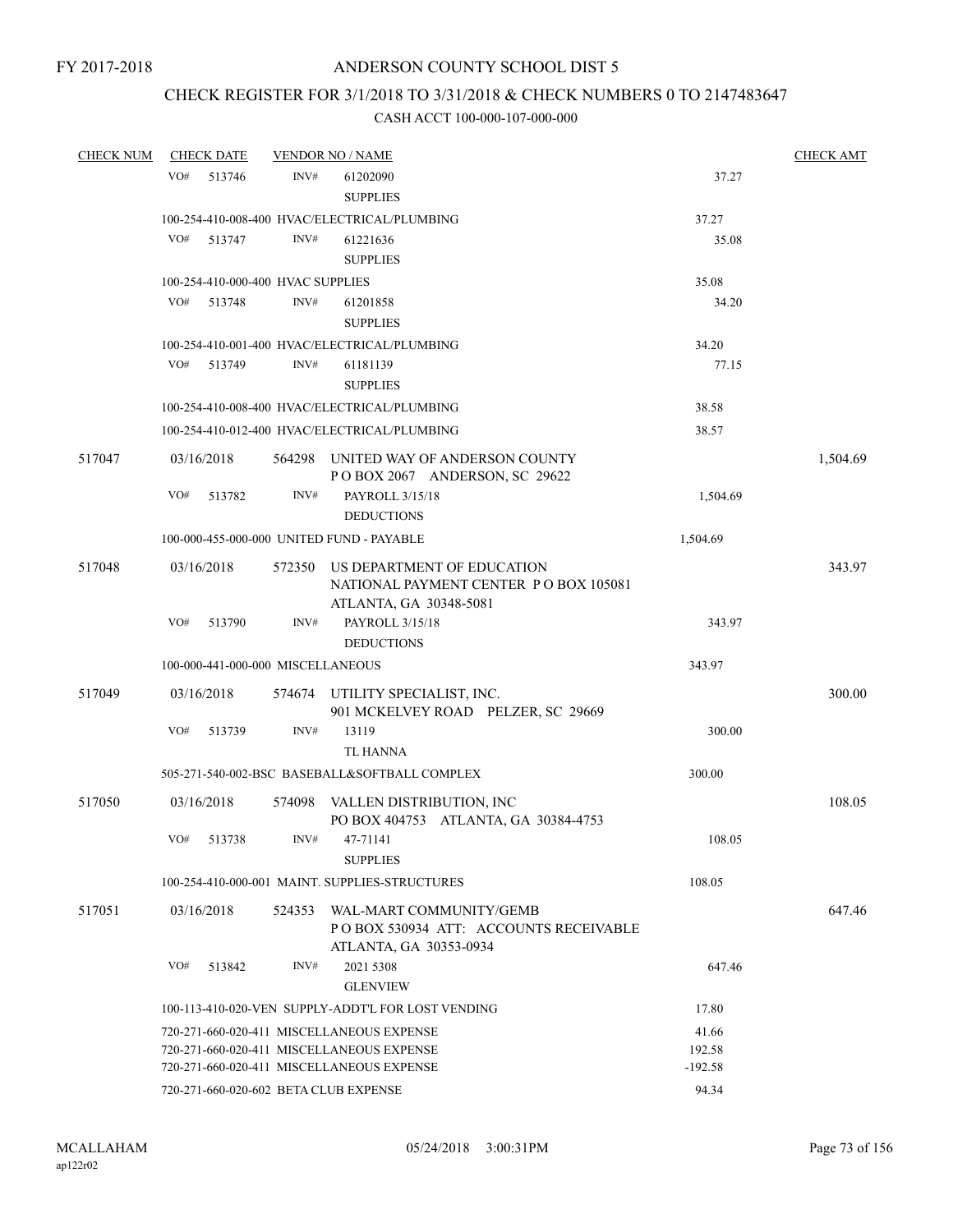FY 2017-2018

ANDERSON COUNTY SCHOOL DIST 5

CHECK REGISTER FOR 3/1/2018 TO 3/31/2018 & CHECK NUMBERS 0 TO 2147483647

CASH ACCT 100-000-107-000-000

| CHECK NUM | CHECK DATE | VENDOR NO / NAME | | CHECK AMT |
|---|---|---|---|---|
| | VO# 513746 | INV# 61202090 SUPPLIES | 37.27 | |
| | 100-254-410-008-400 HVAC/ELECTRICAL/PLUMBING | | 37.27 | |
| | VO# 513747 | INV# 61221636 SUPPLIES | 35.08 | |
| | 100-254-410-000-400 HVAC SUPPLIES | | 35.08 | |
| | VO# 513748 | INV# 61201858 SUPPLIES | 34.20 | |
| | 100-254-410-001-400 HVAC/ELECTRICAL/PLUMBING | | 34.20 | |
| | VO# 513749 | INV# 61181139 SUPPLIES | 77.15 | |
| | 100-254-410-008-400 HVAC/ELECTRICAL/PLUMBING | | 38.58 | |
| | 100-254-410-012-400 HVAC/ELECTRICAL/PLUMBING | | 38.57 | |
| 517047 | 03/16/2018 | 564298 UNITED WAY OF ANDERSON COUNTY P O BOX 2067 ANDERSON, SC 29622 | | 1,504.69 |
| | VO# 513782 | INV# PAYROLL 3/15/18 DEDUCTIONS | 1,504.69 | |
| | 100-000-455-000-000 UNITED FUND - PAYABLE | | 1,504.69 | |
| 517048 | 03/16/2018 | 572350 US DEPARTMENT OF EDUCATION NATIONAL PAYMENT CENTER P O BOX 105081 ATLANTA, GA 30348-5081 | | 343.97 |
| | VO# 513790 | INV# PAYROLL 3/15/18 DEDUCTIONS | 343.97 | |
| | 100-000-441-000-000 MISCELLANEOUS | | 343.97 | |
| 517049 | 03/16/2018 | 574674 UTILITY SPECIALIST, INC. 901 MCKELVEY ROAD PELZER, SC 29669 | | 300.00 |
| | VO# 513739 | INV# 13119 TL HANNA | 300.00 | |
| | 505-271-540-002-BSC BASEBALL&SOFTBALL COMPLEX | | 300.00 | |
| 517050 | 03/16/2018 | 574098 VALLEN DISTRIBUTION, INC PO BOX 404753 ATLANTA, GA 30384-4753 | | 108.05 |
| | VO# 513738 | INV# 47-71141 SUPPLIES | 108.05 | |
| | 100-254-410-000-001 MAINT. SUPPLIES-STRUCTURES | | 108.05 | |
| 517051 | 03/16/2018 | 524353 WAL-MART COMMUNITY/GEMB P O BOX 530934 ATT: ACCOUNTS RECEIVABLE ATLANTA, GA 30353-0934 | | 647.46 |
| | VO# 513842 | INV# 2021 5308 GLENVIEW | 647.46 | |
| | 100-113-410-020-VEN SUPPLY-ADDT'L FOR LOST VENDING | | 17.80 | |
| | 720-271-660-020-411 MISCELLANEOUS EXPENSE | | 41.66 | |
| | 720-271-660-020-411 MISCELLANEOUS EXPENSE | | 192.58 | |
| | 720-271-660-020-411 MISCELLANEOUS EXPENSE | | -192.58 | |
| | 720-271-660-020-602 BETA CLUB EXPENSE | | 94.34 | |

MCALLAHAM
ap122r02

05/24/2018 3:00:31PM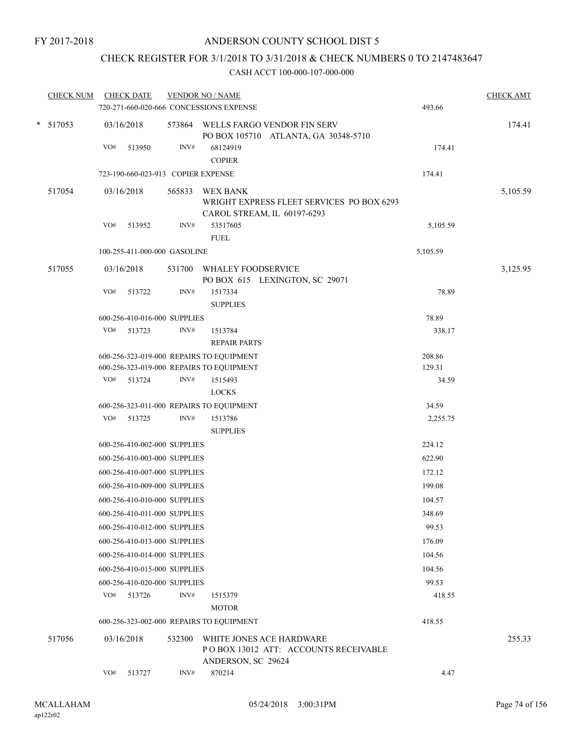FY 2017-2018

ANDERSON COUNTY SCHOOL DIST 5

CHECK REGISTER FOR 3/1/2018 TO 3/31/2018 & CHECK NUMBERS 0 TO 2147483647

CASH ACCT 100-000-107-000-000

| CHECK NUM | CHECK DATE | VENDOR NO / NAME | | CHECK AMT |
|---|---|---|---|---|
| | 720-271-660-020-666 CONCESSIONS EXPENSE | | 493.66 | |
| * 517053 | 03/16/2018 | 573864 WELLS FARGO VENDOR FIN SERV<br>PO BOX 105710 ATLANTA, GA 30348-5710 | | 174.41 |
| | VO# 513950 | INV# 68124919<br>COPIER | 174.41 | |
| | 723-190-660-023-913 COPIER EXPENSE | | 174.41 | |
| 517054 | 03/16/2018 | 565833 WEX BANK<br>WRIGHT EXPRESS FLEET SERVICES PO BOX 6293<br>CAROL STREAM, IL 60197-6293 | | 5,105.59 |
| | VO# 513952 | INV# 53517605<br>FUEL | 5,105.59 | |
| | 100-255-411-000-000 GASOLINE | | 5,105.59 | |
| 517055 | 03/16/2018 | 531700 WHALEY FOODSERVICE<br>PO BOX 615 LEXINGTON, SC 29071 | | 3,125.95 |
| | VO# 513722 | INV# 1517334<br>SUPPLIES | 78.89 | |
| | 600-256-410-016-000 SUPPLIES | | 78.89 | |
| | VO# 513723 | INV# 1513784<br>REPAIR PARTS | 338.17 | |
| | 600-256-323-019-000 REPAIRS TO EQUIPMENT | | 208.86 | |
| | 600-256-323-019-000 REPAIRS TO EQUIPMENT | | 129.31 | |
| | VO# 513724 | INV# 1515493<br>LOCKS | 34.59 | |
| | 600-256-323-011-000 REPAIRS TO EQUIPMENT | | 34.59 | |
| | VO# 513725 | INV# 1513786<br>SUPPLIES | 2,255.75 | |
| | 600-256-410-002-000 SUPPLIES | | 224.12 | |
| | 600-256-410-003-000 SUPPLIES | | 622.90 | |
| | 600-256-410-007-000 SUPPLIES | | 172.12 | |
| | 600-256-410-009-000 SUPPLIES | | 199.08 | |
| | 600-256-410-010-000 SUPPLIES | | 104.57 | |
| | 600-256-410-011-000 SUPPLIES | | 348.69 | |
| | 600-256-410-012-000 SUPPLIES | | 99.53 | |
| | 600-256-410-013-000 SUPPLIES | | 176.09 | |
| | 600-256-410-014-000 SUPPLIES | | 104.56 | |
| | 600-256-410-015-000 SUPPLIES | | 104.56 | |
| | 600-256-410-020-000 SUPPLIES | | 99.53 | |
| | VO# 513726 | INV# 1515379<br>MOTOR | 418.55 | |
| | 600-256-323-002-000 REPAIRS TO EQUIPMENT | | 418.55 | |
| 517056 | 03/16/2018 | 532300 WHITE JONES ACE HARDWARE<br>P O BOX 13012 ATT: ACCOUNTS RECEIVABLE<br>ANDERSON, SC 29624 | | 255.33 |
| | VO# 513727 | INV# 870214 | 4.47 | |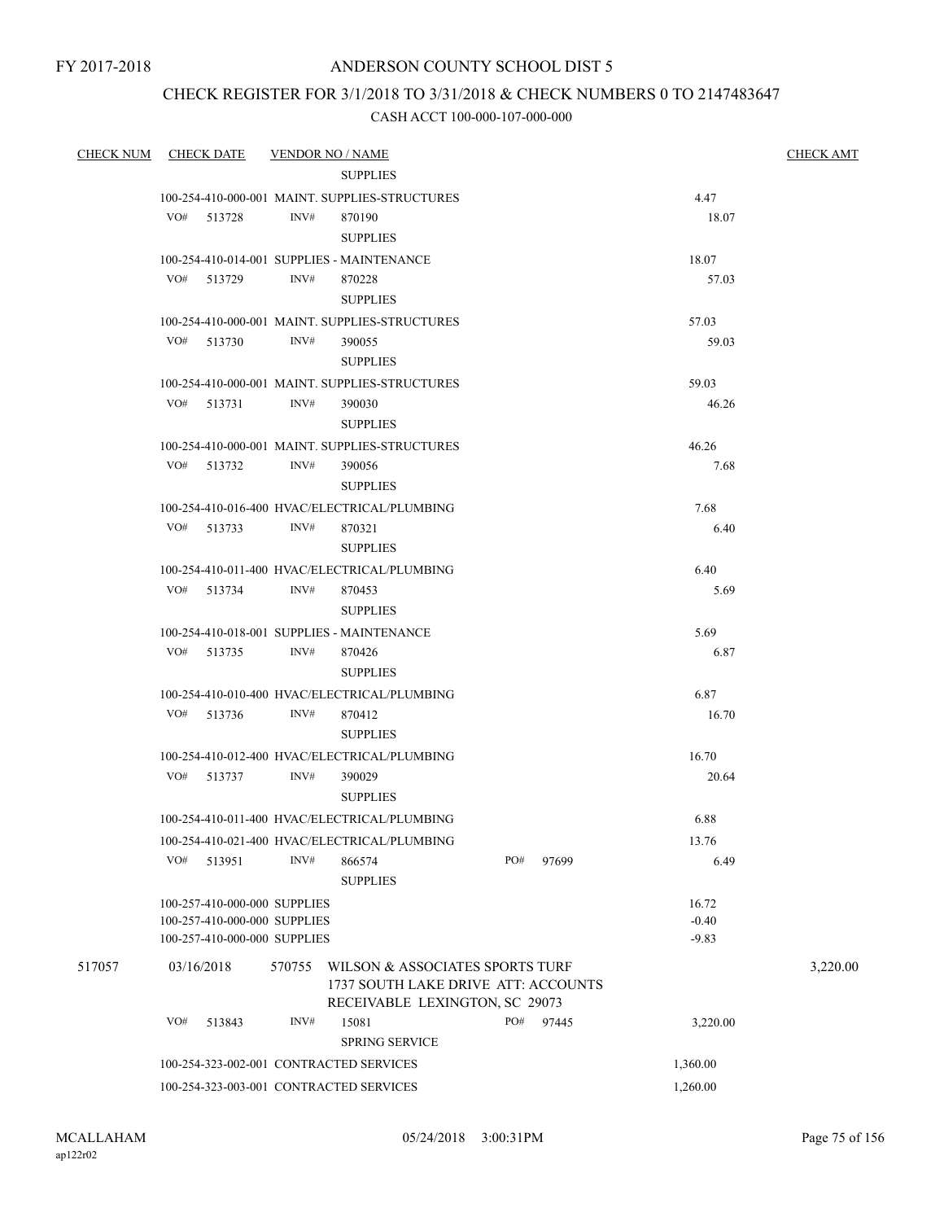FY 2017-2018

ANDERSON COUNTY SCHOOL DIST 5

CHECK REGISTER FOR 3/1/2018 TO 3/31/2018 & CHECK NUMBERS 0 TO 2147483647

CASH ACCT 100-000-107-000-000

| CHECK NUM | CHECK DATE | VENDOR NO / NAME | | CHECK AMT |
|---|---|---|---|---|
| | | SUPPLIES | | |
| | | 100-254-410-000-001 MAINT. SUPPLIES-STRUCTURES | 4.47 | |
| | | VO# 513728 INV# 870190 SUPPLIES | 18.07 | |
| | | 100-254-410-014-001 SUPPLIES - MAINTENANCE | 18.07 | |
| | | VO# 513729 INV# 870228 SUPPLIES | 57.03 | |
| | | 100-254-410-000-001 MAINT. SUPPLIES-STRUCTURES | 57.03 | |
| | | VO# 513730 INV# 390055 SUPPLIES | 59.03 | |
| | | 100-254-410-000-001 MAINT. SUPPLIES-STRUCTURES | 59.03 | |
| | | VO# 513731 INV# 390030 SUPPLIES | 46.26 | |
| | | 100-254-410-000-001 MAINT. SUPPLIES-STRUCTURES | 46.26 | |
| | | VO# 513732 INV# 390056 SUPPLIES | 7.68 | |
| | | 100-254-410-016-400 HVAC/ELECTRICAL/PLUMBING | 7.68 | |
| | | VO# 513733 INV# 870321 SUPPLIES | 6.40 | |
| | | 100-254-410-011-400 HVAC/ELECTRICAL/PLUMBING | 6.40 | |
| | | VO# 513734 INV# 870453 SUPPLIES | 5.69 | |
| | | 100-254-410-018-001 SUPPLIES - MAINTENANCE | 5.69 | |
| | | VO# 513735 INV# 870426 SUPPLIES | 6.87 | |
| | | 100-254-410-010-400 HVAC/ELECTRICAL/PLUMBING | 6.87 | |
| | | VO# 513736 INV# 870412 SUPPLIES | 16.70 | |
| | | 100-254-410-012-400 HVAC/ELECTRICAL/PLUMBING | 16.70 | |
| | | VO# 513737 INV# 390029 SUPPLIES | 20.64 | |
| | | 100-254-410-011-400 HVAC/ELECTRICAL/PLUMBING | 6.88 | |
| | | 100-254-410-021-400 HVAC/ELECTRICAL/PLUMBING | 13.76 | |
| | | VO# 513951 INV# 866574 PO# 97699 SUPPLIES | 6.49 | |
| | | 100-257-410-000-000 SUPPLIES | 16.72 | |
| | | 100-257-410-000-000 SUPPLIES | -0.40 | |
| | | 100-257-410-000-000 SUPPLIES | -9.83 | |
| 517057 | 03/16/2018 | 570755 WILSON & ASSOCIATES SPORTS TURF 1737 SOUTH LAKE DRIVE ATT: ACCOUNTS RECEIVABLE LEXINGTON, SC 29073 | | 3,220.00 |
| | | VO# 513843 INV# 15081 PO# 97445 SPRING SERVICE | 3,220.00 | |
| | | 100-254-323-002-001 CONTRACTED SERVICES | 1,360.00 | |
| | | 100-254-323-003-001 CONTRACTED SERVICES | 1,260.00 | |

MCALLAHAM
ap122r02
05/24/2018 3:00:31PM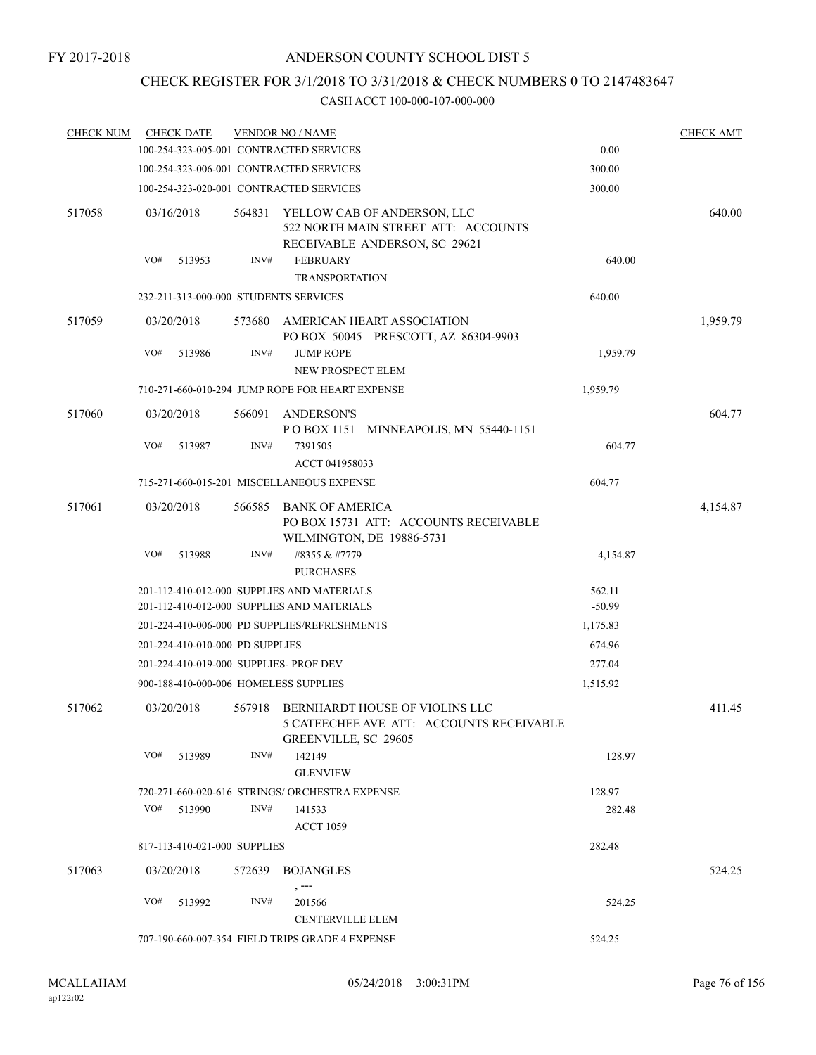FY 2017-2018

# ANDERSON COUNTY SCHOOL DIST 5

## CHECK REGISTER FOR 3/1/2018 TO 3/31/2018 & CHECK NUMBERS 0 TO 2147483647

### CASH ACCT 100-000-107-000-000

| CHECK NUM | CHECK DATE | VENDOR NO / NAME | | CHECK AMT |
|---|---|---|---|---|
| | | 100-254-323-005-001 CONTRACTED SERVICES | 0.00 | |
| | | 100-254-323-006-001 CONTRACTED SERVICES | 300.00 | |
| | | 100-254-323-020-001 CONTRACTED SERVICES | 300.00 | |
| 517058 | 03/16/2018 | 564831 YELLOW CAB OF ANDERSON, LLC<br>522 NORTH MAIN STREET ATT: ACCOUNTS RECEIVABLE ANDERSON, SC 29621 | | 640.00 |
| | VO# 513953 | INV# FEBRUARY<br>TRANSPORTATION | 640.00 | |
| | | 232-211-313-000-000 STUDENTS SERVICES | 640.00 | |
| 517059 | 03/20/2018 | 573680 AMERICAN HEART ASSOCIATION<br>PO BOX 50045 PRESCOTT, AZ 86304-9903 | | 1,959.79 |
| | VO# 513986 | INV# JUMP ROPE<br>NEW PROSPECT ELEM | 1,959.79 | |
| | | 710-271-660-010-294 JUMP ROPE FOR HEART EXPENSE | 1,959.79 | |
| 517060 | 03/20/2018 | 566091 ANDERSON'S<br>P O BOX 1151 MINNEAPOLIS, MN 55440-1151 | | 604.77 |
| | VO# 513987 | INV# 7391505<br>ACCT 041958033 | 604.77 | |
| | | 715-271-660-015-201 MISCELLANEOUS EXPENSE | 604.77 | |
| 517061 | 03/20/2018 | 566585 BANK OF AMERICA<br>PO BOX 15731 ATT: ACCOUNTS RECEIVABLE WILMINGTON, DE 19886-5731 | | 4,154.87 |
| | VO# 513988 | INV# #8355 & #7779<br>PURCHASES | 4,154.87 | |
| | | 201-112-410-012-000 SUPPLIES AND MATERIALS | 562.11 | |
| | | 201-112-410-012-000 SUPPLIES AND MATERIALS | -50.99 | |
| | | 201-224-410-006-000 PD SUPPLIES/REFRESHMENTS | 1,175.83 | |
| | | 201-224-410-010-000 PD SUPPLIES | 674.96 | |
| | | 201-224-410-019-000 SUPPLIES- PROF DEV | 277.04 | |
| | | 900-188-410-000-006 HOMELESS SUPPLIES | 1,515.92 | |
| 517062 | 03/20/2018 | 567918 BERNHARDT HOUSE OF VIOLINS LLC<br>5 CATEECHEE AVE ATT: ACCOUNTS RECEIVABLE GREENVILLE, SC 29605 | | 411.45 |
| | VO# 513989 | INV# 142149<br>GLENVIEW | 128.97 | |
| | | 720-271-660-020-616 STRINGS/ ORCHESTRA EXPENSE | 128.97 | |
| | VO# 513990 | INV# 141533<br>ACCT 1059 | 282.48 | |
| | | 817-113-410-021-000 SUPPLIES | 282.48 | |
| 517063 | 03/20/2018 | 572639 BOJANGLES<br>, --- | | 524.25 |
| | VO# 513992 | INV# 201566<br>CENTERVILLE ELEM | 524.25 | |
| | | 707-190-660-007-354 FIELD TRIPS GRADE 4 EXPENSE | 524.25 | |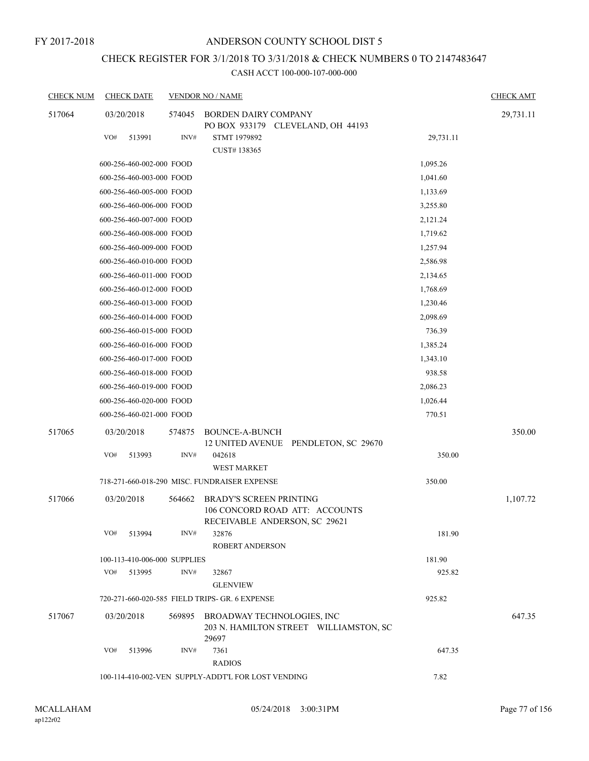FY 2017-2018

# ANDERSON COUNTY SCHOOL DIST 5

## CHECK REGISTER FOR 3/1/2018 TO 3/31/2018 & CHECK NUMBERS 0 TO 2147483647

### CASH ACCT 100-000-107-000-000

| CHECK NUM | CHECK DATE | VENDOR NO / NAME | | CHECK AMT |
|---|---|---|---|---|
| 517064 | 03/20/2018 | 574045 BORDEN DAIRY COMPANY<br>PO BOX 933179 CLEVELAND, OH 44193 | | 29,731.11 |
| | VO# 513991 | INV# STMT 1979892<br>CUST# 138365 | 29,731.11 | |
| | 600-256-460-002-000 FOOD | | 1,095.26 | |
| | 600-256-460-003-000 FOOD | | 1,041.60 | |
| | 600-256-460-005-000 FOOD | | 1,133.69 | |
| | 600-256-460-006-000 FOOD | | 3,255.80 | |
| | 600-256-460-007-000 FOOD | | 2,121.24 | |
| | 600-256-460-008-000 FOOD | | 1,719.62 | |
| | 600-256-460-009-000 FOOD | | 1,257.94 | |
| | 600-256-460-010-000 FOOD | | 2,586.98 | |
| | 600-256-460-011-000 FOOD | | 2,134.65 | |
| | 600-256-460-012-000 FOOD | | 1,768.69 | |
| | 600-256-460-013-000 FOOD | | 1,230.46 | |
| | 600-256-460-014-000 FOOD | | 2,098.69 | |
| | 600-256-460-015-000 FOOD | | 736.39 | |
| | 600-256-460-016-000 FOOD | | 1,385.24 | |
| | 600-256-460-017-000 FOOD | | 1,343.10 | |
| | 600-256-460-018-000 FOOD | | 938.58 | |
| | 600-256-460-019-000 FOOD | | 2,086.23 | |
| | 600-256-460-020-000 FOOD | | 1,026.44 | |
| | 600-256-460-021-000 FOOD | | 770.51 | |
| 517065 | 03/20/2018 | 574875 BOUNCE-A-BUNCH<br>12 UNITED AVENUE PENDLETON, SC 29670 | | 350.00 |
| | VO# 513993 | INV# 042618<br>WEST MARKET | 350.00 | |
| | 718-271-660-018-290 MISC. FUNDRAISER EXPENSE | | 350.00 | |
| 517066 | 03/20/2018 | 564662 BRADY'S SCREEN PRINTING<br>106 CONCORD ROAD ATT: ACCOUNTS RECEIVABLE ANDERSON, SC 29621 | | 1,107.72 |
| | VO# 513994 | INV# 32876<br>ROBERT ANDERSON | 181.90 | |
| | 100-113-410-006-000 SUPPLIES | | 181.90 | |
| | VO# 513995 | INV# 32867<br>GLENVIEW | 925.82 | |
| | 720-271-660-020-585 FIELD TRIPS- GR. 6 EXPENSE | | 925.82 | |
| 517067 | 03/20/2018 | 569895 BROADWAY TECHNOLOGIES, INC<br>203 N. HAMILTON STREET WILLIAMSTON, SC 29697 | | 647.35 |
| | VO# 513996 | INV# 7361<br>RADIOS | 647.35 | |
| | 100-114-410-002-VEN SUPPLY-ADDT'L FOR LOST VENDING | | 7.82 | |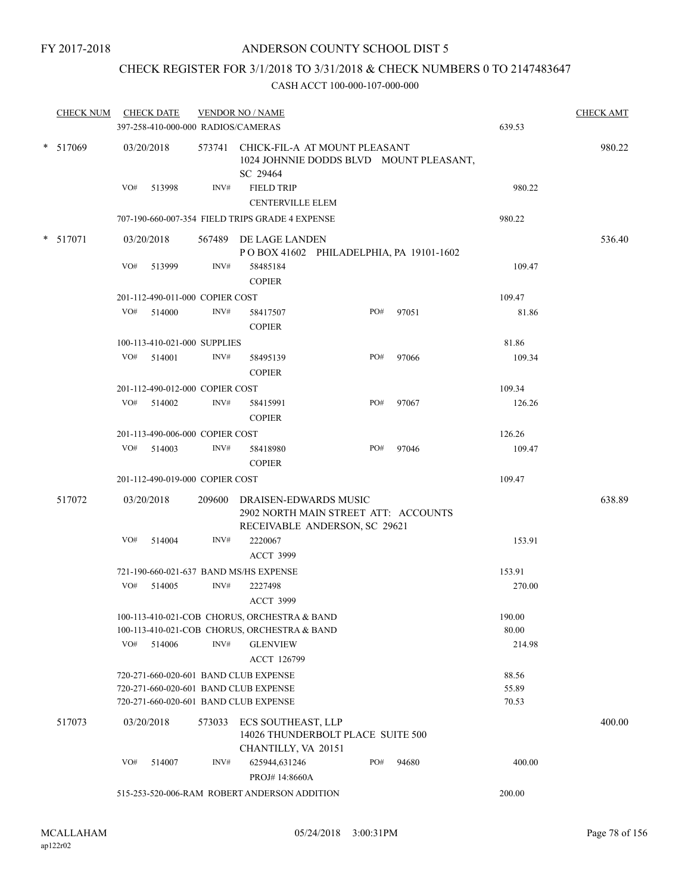FY 2017-2018

# ANDERSON COUNTY SCHOOL DIST 5

## CHECK REGISTER FOR 3/1/2018 TO 3/31/2018 & CHECK NUMBERS 0 TO 2147483647

CASH ACCT 100-000-107-000-000

| CHECK NUM | CHECK DATE | VENDOR NO / NAME | | | CHECK AMT |
|---|---|---|---|---|---|
| | 397-258-410-000-000 RADIOS/CAMERAS | | | 639.53 | |
| * 517069 | 03/20/2018 | 573741 CHICK-FIL-A AT MOUNT PLEASANT 1024 JOHNNIE DODDS BLVD MOUNT PLEASANT, SC 29464 | | | 980.22 |
| | VO# 513998 | INV# FIELD TRIP CENTERVILLE ELEM | | 980.22 | |
| | 707-190-660-007-354 FIELD TRIPS GRADE 4 EXPENSE | | | 980.22 | |
| * 517071 | 03/20/2018 | 567489 DE LAGE LANDEN P O BOX 41602 PHILADELPHIA, PA 19101-1602 | | | 536.40 |
| | VO# 513999 | INV# 58485184 COPIER | | 109.47 | |
| | 201-112-490-011-000 COPIER COST | | | 109.47 | |
| | VO# 514000 | INV# 58417507 COPIER | PO# 97051 | 81.86 | |
| | 100-113-410-021-000 SUPPLIES | | | 81.86 | |
| | VO# 514001 | INV# 58495139 COPIER | PO# 97066 | 109.34 | |
| | 201-112-490-012-000 COPIER COST | | | 109.34 | |
| | VO# 514002 | INV# 58415991 COPIER | PO# 97067 | 126.26 | |
| | 201-113-490-006-000 COPIER COST | | | 126.26 | |
| | VO# 514003 | INV# 58418980 COPIER | PO# 97046 | 109.47 | |
| | 201-112-490-019-000 COPIER COST | | | 109.47 | |
| 517072 | 03/20/2018 | 209600 DRAISEN-EDWARDS MUSIC 2902 NORTH MAIN STREET ATT: ACCOUNTS RECEIVABLE ANDERSON, SC 29621 | | | 638.89 |
| | VO# 514004 | INV# 2220067 ACCT 3999 | | 153.91 | |
| | 721-190-660-021-637 BAND MS/HS EXPENSE | | | 153.91 | |
| | VO# 514005 | INV# 2227498 ACCT 3999 | | 270.00 | |
| | 100-113-410-021-COB CHORUS, ORCHESTRA & BAND | | | 190.00 | |
| | 100-113-410-021-COB CHORUS, ORCHESTRA & BAND | | | 80.00 | |
| | VO# 514006 | INV# GLENVIEW ACCT 126799 | | 214.98 | |
| | 720-271-660-020-601 BAND CLUB EXPENSE | | | 88.56 | |
| | 720-271-660-020-601 BAND CLUB EXPENSE | | | 55.89 | |
| | 720-271-660-020-601 BAND CLUB EXPENSE | | | 70.53 | |
| 517073 | 03/20/2018 | 573033 ECS SOUTHEAST, LLP 14026 THUNDERBOLT PLACE SUITE 500 CHANTILLY, VA 20151 | | | 400.00 |
| | VO# 514007 | INV# 625944,631246 PROJ# 14:8660A | PO# 94680 | 400.00 | |
| | 515-253-520-006-RAM ROBERT ANDERSON ADDITION | | | 200.00 | |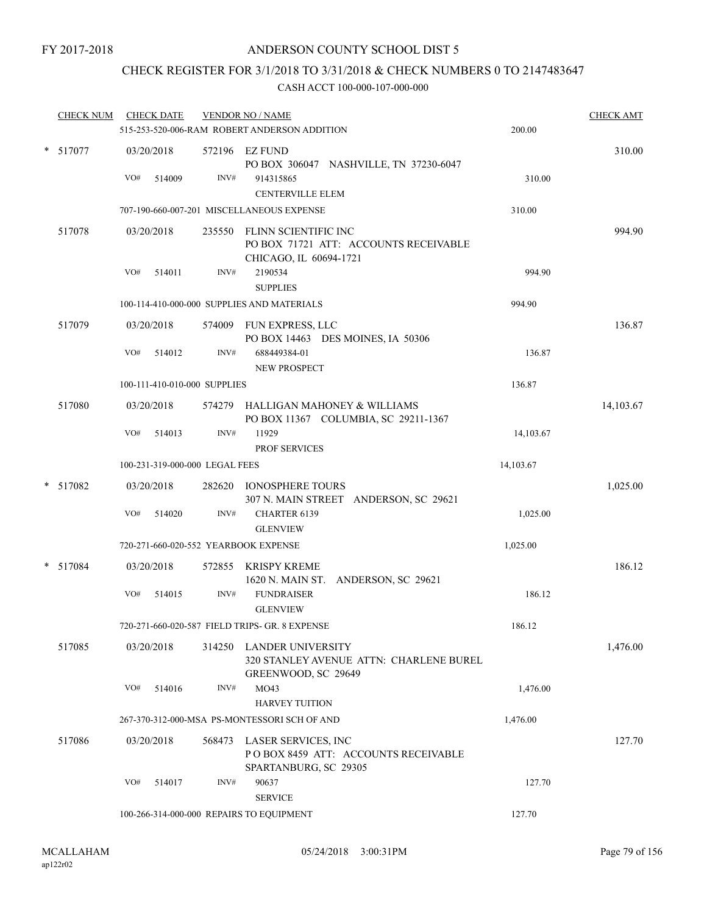FY 2017-2018

ANDERSON COUNTY SCHOOL DIST 5

CHECK REGISTER FOR 3/1/2018 TO 3/31/2018 & CHECK NUMBERS 0 TO 2147483647

CASH ACCT 100-000-107-000-000

| CHECK NUM | CHECK DATE | VENDOR NO / NAME | | CHECK AMT |
|---|---|---|---|---|
| | 515-253-520-006-RAM ROBERT ANDERSON ADDITION | | 200.00 | |
| * 517077 | 03/20/2018 | 572196 EZ FUND<br>PO BOX 306047 NASHVILLE, TN 37230-6047 | | 310.00 |
| | VO# 514009 | INV# 914315865<br>CENTERVILLE ELEM | 310.00 | |
| | 707-190-660-007-201 MISCELLANEOUS EXPENSE | | 310.00 | |
| 517078 | 03/20/2018 | 235550 FLINN SCIENTIFIC INC<br>PO BOX 71721 ATT: ACCOUNTS RECEIVABLE<br>CHICAGO, IL 60694-1721 | | 994.90 |
| | VO# 514011 | INV# 2190534<br>SUPPLIES | 994.90 | |
| | 100-114-410-000-000 SUPPLIES AND MATERIALS | | 994.90 | |
| 517079 | 03/20/2018 | 574009 FUN EXPRESS, LLC<br>PO BOX 14463 DES MOINES, IA 50306 | | 136.87 |
| | VO# 514012 | INV# 688449384-01<br>NEW PROSPECT | 136.87 | |
| | 100-111-410-010-000 SUPPLIES | | 136.87 | |
| 517080 | 03/20/2018 | 574279 HALLIGAN MAHONEY & WILLIAMS<br>PO BOX 11367 COLUMBIA, SC 29211-1367 | | 14,103.67 |
| | VO# 514013 | INV# 11929<br>PROF SERVICES | 14,103.67 | |
| | 100-231-319-000-000 LEGAL FEES | | 14,103.67 | |
| * 517082 | 03/20/2018 | 282620 IONOSPHERE TOURS<br>307 N. MAIN STREET ANDERSON, SC 29621 | | 1,025.00 |
| | VO# 514020 | INV# CHARTER 6139<br>GLENVIEW | 1,025.00 | |
| | 720-271-660-020-552 YEARBOOK EXPENSE | | 1,025.00 | |
| * 517084 | 03/20/2018 | 572855 KRISPY KREME<br>1620 N. MAIN ST. ANDERSON, SC 29621 | | 186.12 |
| | VO# 514015 | INV# FUNDRAISER<br>GLENVIEW | 186.12 | |
| | 720-271-660-020-587 FIELD TRIPS- GR. 8 EXPENSE | | 186.12 | |
| 517085 | 03/20/2018 | 314250 LANDER UNIVERSITY<br>320 STANLEY AVENUE ATTN: CHARLENE BUREL<br>GREENWOOD, SC 29649 | | 1,476.00 |
| | VO# 514016 | INV# MO43<br>HARVEY TUITION | 1,476.00 | |
| | 267-370-312-000-MSA PS-MONTESSORI SCH OF AND | | 1,476.00 | |
| 517086 | 03/20/2018 | 568473 LASER SERVICES, INC<br>P O BOX 8459 ATT: ACCOUNTS RECEIVABLE<br>SPARTANBURG, SC 29305 | | 127.70 |
| | VO# 514017 | INV# 90637<br>SERVICE | 127.70 | |
| | 100-266-314-000-000 REPAIRS TO EQUIPMENT | | 127.70 | |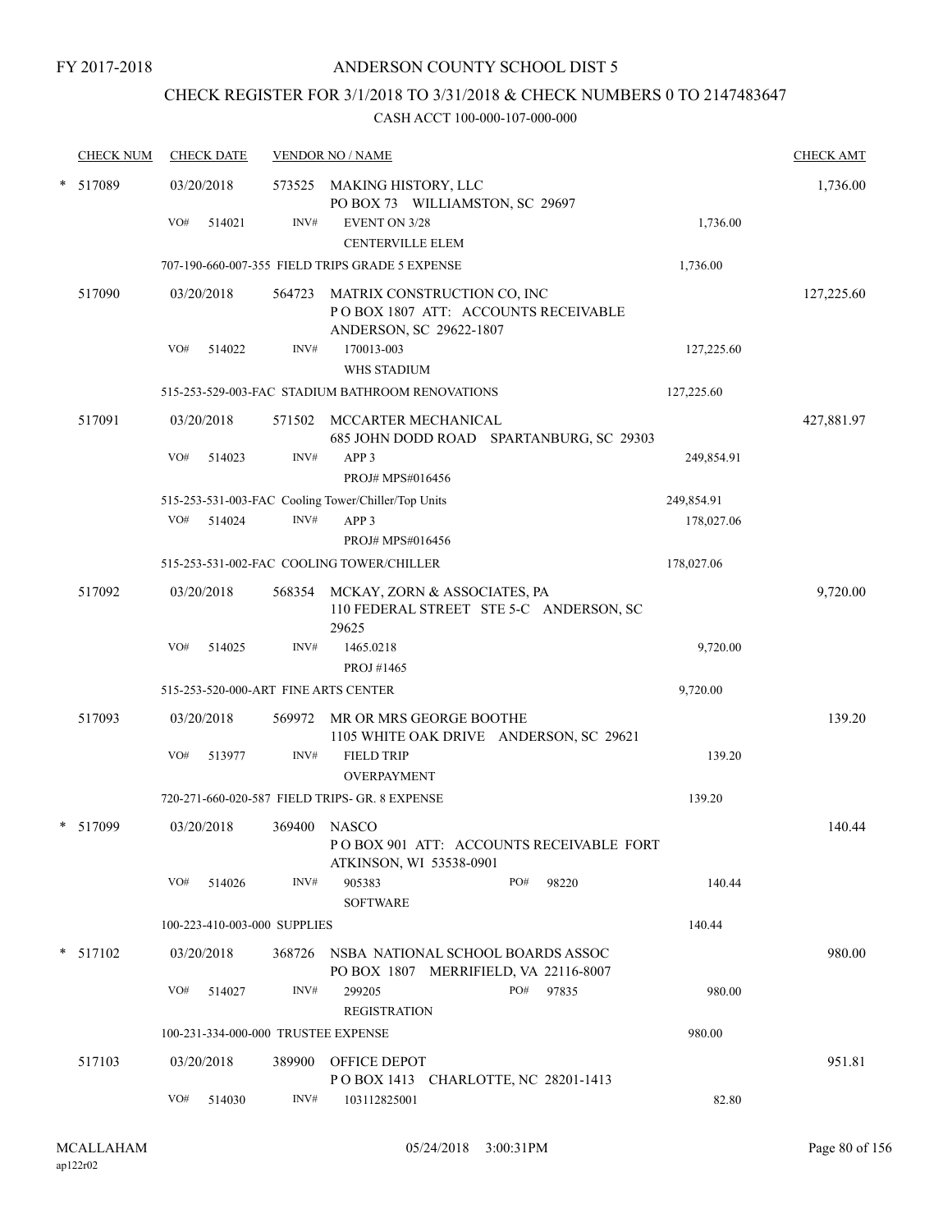FY 2017-2018

# ANDERSON COUNTY SCHOOL DIST 5

## CHECK REGISTER FOR 3/1/2018 TO 3/31/2018 & CHECK NUMBERS 0 TO 2147483647

### CASH ACCT 100-000-107-000-000

| CHECK NUM | CHECK DATE | VENDOR NO / NAME | | | CHECK AMT |
|---|---|---|---|---|---|
| * 517089 | 03/20/2018 | 573525 MAKING HISTORY, LLC<br>PO BOX 73 WILLIAMSTON, SC 29697 | | | 1,736.00 |
| | VO# 514021 | INV# EVENT ON 3/28<br>CENTERVILLE ELEM | | 1,736.00 | |
| | 707-190-660-007-355 FIELD TRIPS GRADE 5 EXPENSE | | | 1,736.00 | |
| 517090 | 03/20/2018 | 564723 MATRIX CONSTRUCTION CO, INC<br>P O BOX 1807 ATT: ACCOUNTS RECEIVABLE<br>ANDERSON, SC 29622-1807 | | | 127,225.60 |
| | VO# 514022 | INV# 170013-003<br>WHS STADIUM | | 127,225.60 | |
| | 515-253-529-003-FAC STADIUM BATHROOM RENOVATIONS | | | 127,225.60 | |
| 517091 | 03/20/2018 | 571502 MCCARTER MECHANICAL<br>685 JOHN DODD ROAD SPARTANBURG, SC 29303 | | | 427,881.97 |
| | VO# 514023 | INV# APP 3<br>PROJ# MPS#016456 | | 249,854.91 | |
| | 515-253-531-003-FAC Cooling Tower/Chiller/Top Units | | | 249,854.91 | |
| | VO# 514024 | INV# APP 3<br>PROJ# MPS#016456 | | 178,027.06 | |
| | 515-253-531-002-FAC COOLING TOWER/CHILLER | | | 178,027.06 | |
| 517092 | 03/20/2018 | 568354 MCKAY, ZORN & ASSOCIATES, PA<br>110 FEDERAL STREET STE 5-C ANDERSON, SC 29625 | | | 9,720.00 |
| | VO# 514025 | INV# 1465.0218<br>PROJ #1465 | | 9,720.00 | |
| | 515-253-520-000-ART FINE ARTS CENTER | | | 9,720.00 | |
| 517093 | 03/20/2018 | 569972 MR OR MRS GEORGE BOOTHE<br>1105 WHITE OAK DRIVE ANDERSON, SC 29621 | | | 139.20 |
| | VO# 513977 | INV# FIELD TRIP<br>OVERPAYMENT | | 139.20 | |
| | 720-271-660-020-587 FIELD TRIPS- GR. 8 EXPENSE | | | 139.20 | |
| * 517099 | 03/20/2018 | 369400 NASCO<br>P O BOX 901 ATT: ACCOUNTS RECEIVABLE FORT ATKINSON, WI 53538-0901 | | | 140.44 |
| | VO# 514026 | INV# 905383<br>SOFTWARE | PO# 98220 | 140.44 | |
| | 100-223-410-003-000 SUPPLIES | | | 140.44 | |
| * 517102 | 03/20/2018 | 368726 NSBA NATIONAL SCHOOL BOARDS ASSOC<br>PO BOX 1807 MERRIFIELD, VA 22116-8007 | | | 980.00 |
| | VO# 514027 | INV# 299205<br>REGISTRATION | PO# 97835 | 980.00 | |
| | 100-231-334-000-000 TRUSTEE EXPENSE | | | 980.00 | |
| 517103 | 03/20/2018 | 389900 OFFICE DEPOT<br>P O BOX 1413 CHARLOTTE, NC 28201-1413 | | | 951.81 |
| | VO# 514030 | INV# 103112825001 | | 82.80 | |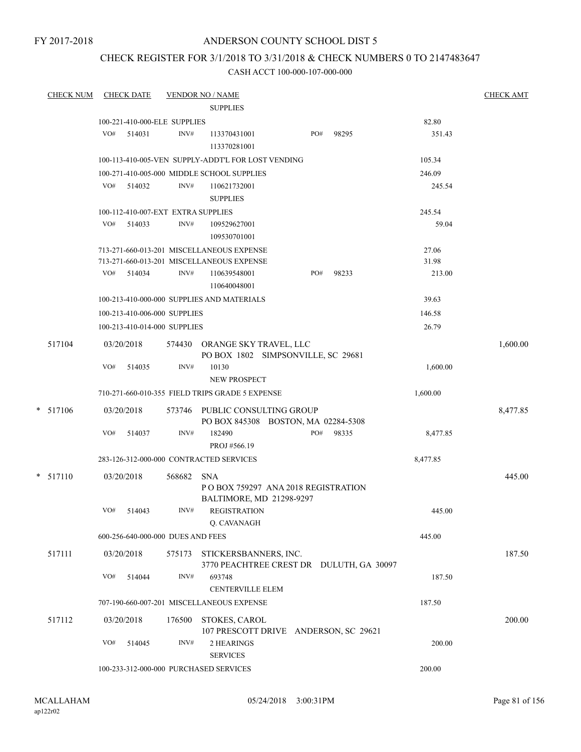FY 2017-2018

# ANDERSON COUNTY SCHOOL DIST 5

## CHECK REGISTER FOR 3/1/2018 TO 3/31/2018 & CHECK NUMBERS 0 TO 2147483647

### CASH ACCT 100-000-107-000-000

| CHECK NUM | CHECK DATE | VENDOR NO / NAME | | CHECK AMT |
|---|---|---|---|---|
| | | SUPPLIES | | |
| | 100-221-410-000-ELE SUPPLIES | | 82.80 | |
| | VO# 514031 | INV# 113370431001 113370281001 PO# 98295 | 351.43 | |
| | 100-113-410-005-VEN SUPPLY-ADDT'L FOR LOST VENDING | | 105.34 | |
| | 100-271-410-005-000 MIDDLE SCHOOL SUPPLIES | | 246.09 | |
| | VO# 514032 | INV# 110621732001 SUPPLIES | 245.54 | |
| | 100-112-410-007-EXT EXTRA SUPPLIES | | 245.54 | |
| | VO# 514033 | INV# 109529627001 109530701001 | 59.04 | |
| | 713-271-660-013-201 MISCELLANEOUS EXPENSE | | 27.06 | |
| | 713-271-660-013-201 MISCELLANEOUS EXPENSE | | 31.98 | |
| | VO# 514034 | INV# 110639548001 110640048001 PO# 98233 | 213.00 | |
| | 100-213-410-000-000 SUPPLIES AND MATERIALS | | 39.63 | |
| | 100-213-410-006-000 SUPPLIES | | 146.58 | |
| | 100-213-410-014-000 SUPPLIES | | 26.79 | |
| 517104 | 03/20/2018 | 574430 ORANGE SKY TRAVEL, LLC PO BOX 1802 SIMPSONVILLE, SC 29681 | | 1,600.00 |
| | VO# 514035 | INV# 10130 NEW PROSPECT | 1,600.00 | |
| | 710-271-660-010-355 FIELD TRIPS GRADE 5 EXPENSE | | 1,600.00 | |
| * 517106 | 03/20/2018 | 573746 PUBLIC CONSULTING GROUP PO BOX 845308 BOSTON, MA 02284-5308 | | 8,477.85 |
| | VO# 514037 | INV# 182490 PROJ #566.19 PO# 98335 | 8,477.85 | |
| | 283-126-312-000-000 CONTRACTED SERVICES | | 8,477.85 | |
| * 517110 | 03/20/2018 | 568682 SNA P O BOX 759297 ANA 2018 REGISTRATION BALTIMORE, MD 21298-9297 | | 445.00 |
| | VO# 514043 | INV# REGISTRATION Q. CAVANAGH | 445.00 | |
| | 600-256-640-000-000 DUES AND FEES | | 445.00 | |
| 517111 | 03/20/2018 | 575173 STICKERSBANNERS, INC. 3770 PEACHTREE CREST DR DULUTH, GA 30097 | | 187.50 |
| | VO# 514044 | INV# 693748 CENTERVILLE ELEM | 187.50 | |
| | 707-190-660-007-201 MISCELLANEOUS EXPENSE | | 187.50 | |
| 517112 | 03/20/2018 | 176500 STOKES, CAROL 107 PRESCOTT DRIVE ANDERSON, SC 29621 | | 200.00 |
| | VO# 514045 | INV# 2 HEARINGS SERVICES | 200.00 | |
| | 100-233-312-000-000 PURCHASED SERVICES | | 200.00 | |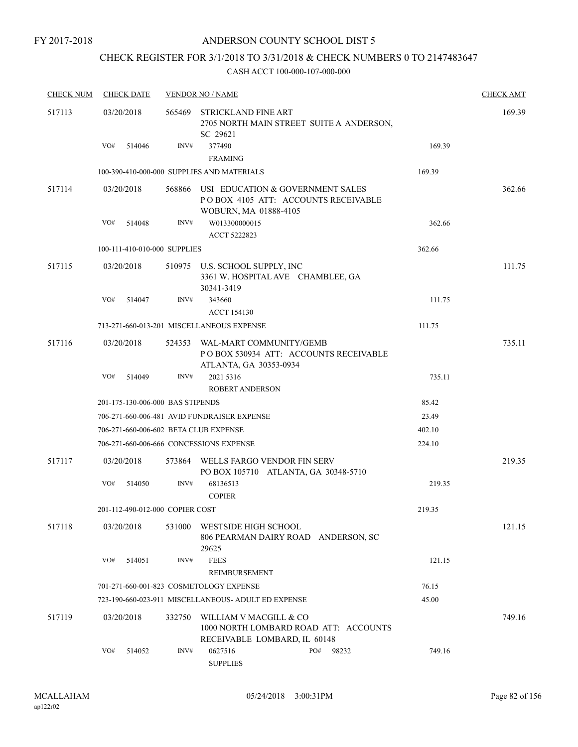FY 2017-2018

# ANDERSON COUNTY SCHOOL DIST 5

## CHECK REGISTER FOR 3/1/2018 TO 3/31/2018 & CHECK NUMBERS 0 TO 2147483647

CASH ACCT 100-000-107-000-000

| CHECK NUM | CHECK DATE | VENDOR NO / NAME | | CHECK AMT |
|---|---|---|---|---|
| 517113 | 03/20/2018 | 565469 STRICKLAND FINE ART 2705 NORTH MAIN STREET SUITE A ANDERSON, SC 29621 | | 169.39 |
| | VO# 514046 | INV# 377490 FRAMING | 169.39 | |
| | | 100-390-410-000-000 SUPPLIES AND MATERIALS | 169.39 | |
| 517114 | 03/20/2018 | 568866 USI EDUCATION & GOVERNMENT SALES P O BOX 4105 ATT: ACCOUNTS RECEIVABLE WOBURN, MA 01888-4105 | | 362.66 |
| | VO# 514048 | INV# W013300000015 ACCT 5222823 | 362.66 | |
| | | 100-111-410-010-000 SUPPLIES | 362.66 | |
| 517115 | 03/20/2018 | 510975 U.S. SCHOOL SUPPLY, INC 3361 W. HOSPITAL AVE CHAMBLEE, GA 30341-3419 | | 111.75 |
| | VO# 514047 | INV# 343660 ACCT 154130 | 111.75 | |
| | | 713-271-660-013-201 MISCELLANEOUS EXPENSE | 111.75 | |
| 517116 | 03/20/2018 | 524353 WAL-MART COMMUNITY/GEMB P O BOX 530934 ATT: ACCOUNTS RECEIVABLE ATLANTA, GA 30353-0934 | | 735.11 |
| | VO# 514049 | INV# 2021 5316 ROBERT ANDERSON | 735.11 | |
| | | 201-175-130-006-000 BAS STIPENDS | 85.42 | |
| | | 706-271-660-006-481 AVID FUNDRAISER EXPENSE | 23.49 | |
| | | 706-271-660-006-602 BETA CLUB EXPENSE | 402.10 | |
| | | 706-271-660-006-666 CONCESSIONS EXPENSE | 224.10 | |
| 517117 | 03/20/2018 | 573864 WELLS FARGO VENDOR FIN SERV PO BOX 105710 ATLANTA, GA 30348-5710 | | 219.35 |
| | VO# 514050 | INV# 68136513 COPIER | 219.35 | |
| | | 201-112-490-012-000 COPIER COST | 219.35 | |
| 517118 | 03/20/2018 | 531000 WESTSIDE HIGH SCHOOL 806 PEARMAN DAIRY ROAD ANDERSON, SC 29625 | | 121.15 |
| | VO# 514051 | INV# FEES REIMBURSEMENT | 121.15 | |
| | | 701-271-660-001-823 COSMETOLOGY EXPENSE | 76.15 | |
| | | 723-190-660-023-911 MISCELLANEOUS- ADULT ED EXPENSE | 45.00 | |
| 517119 | 03/20/2018 | 332750 WILLIAM V MACGILL & CO 1000 NORTH LOMBARD ROAD ATT: ACCOUNTS RECEIVABLE LOMBARD, IL 60148 | | 749.16 |
| | VO# 514052 | INV# 0627516 PO# 98232 SUPPLIES | 749.16 | |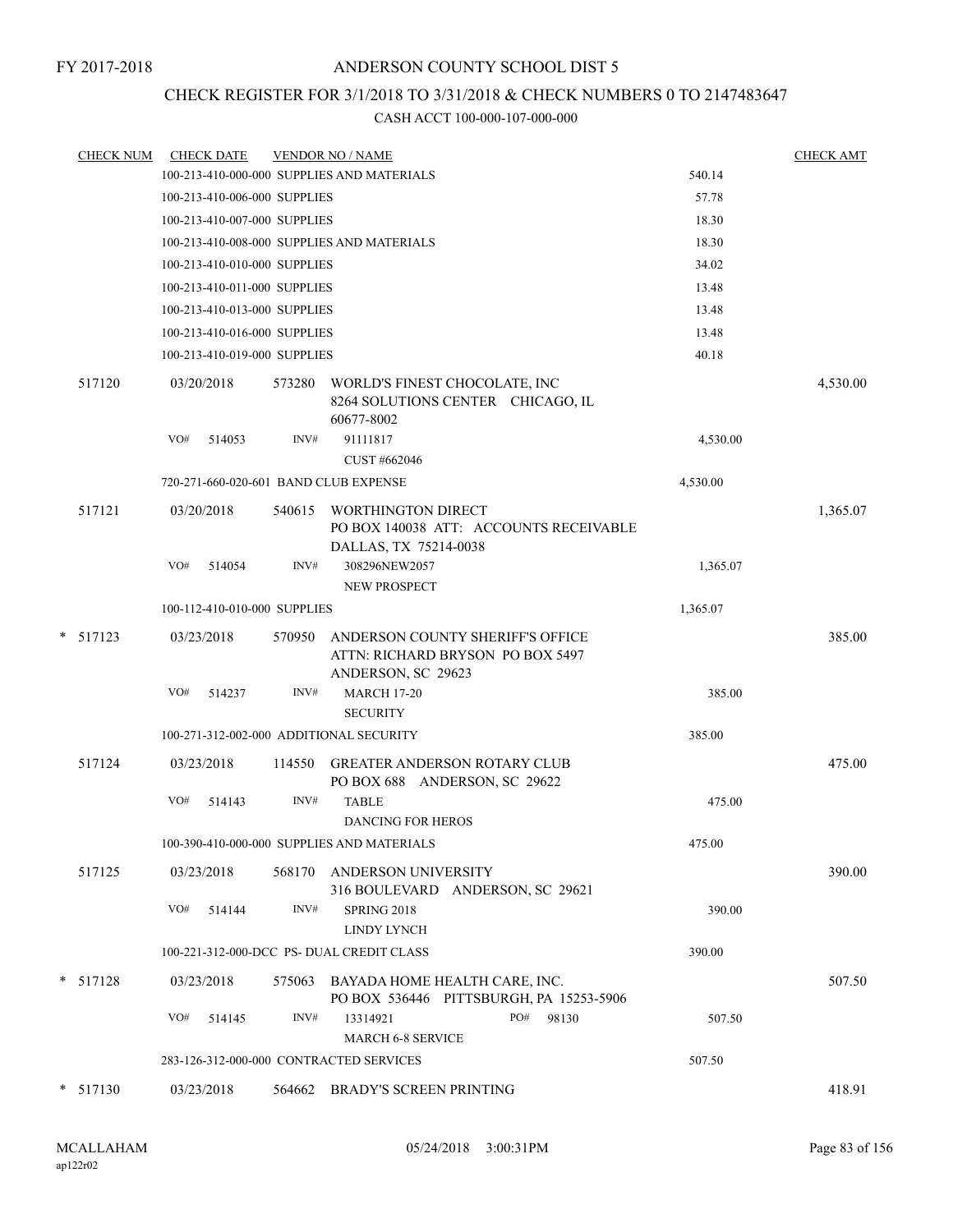FY 2017-2018

# ANDERSON COUNTY SCHOOL DIST 5

## CHECK REGISTER FOR 3/1/2018 TO 3/31/2018 & CHECK NUMBERS 0 TO 2147483647

### CASH ACCT 100-000-107-000-000

| CHECK NUM | CHECK DATE | VENDOR NO / NAME | | CHECK AMT |
|---|---|---|---|---|
| | 100-213-410-000-000 SUPPLIES AND MATERIALS | | 540.14 | |
| | 100-213-410-006-000 SUPPLIES | | 57.78 | |
| | 100-213-410-007-000 SUPPLIES | | 18.30 | |
| | 100-213-410-008-000 SUPPLIES AND MATERIALS | | 18.30 | |
| | 100-213-410-010-000 SUPPLIES | | 34.02 | |
| | 100-213-410-011-000 SUPPLIES | | 13.48 | |
| | 100-213-410-013-000 SUPPLIES | | 13.48 | |
| | 100-213-410-016-000 SUPPLIES | | 13.48 | |
| | 100-213-410-019-000 SUPPLIES | | 40.18 | |
| 517120 | 03/20/2018 | 573280 WORLD'S FINEST CHOCOLATE, INC 8264 SOLUTIONS CENTER CHICAGO, IL 60677-8002 | | 4,530.00 |
| | VO# 514053 | INV# 91111817 CUST #662046 | 4,530.00 | |
| | 720-271-660-020-601 BAND CLUB EXPENSE | | 4,530.00 | |
| 517121 | 03/20/2018 | 540615 WORTHINGTON DIRECT PO BOX 140038 ATT: ACCOUNTS RECEIVABLE DALLAS, TX 75214-0038 | | 1,365.07 |
| | VO# 514054 | INV# 308296NEW2057 NEW PROSPECT | 1,365.07 | |
| | 100-112-410-010-000 SUPPLIES | | 1,365.07 | |
| * 517123 | 03/23/2018 | 570950 ANDERSON COUNTY SHERIFF'S OFFICE ATTN: RICHARD BRYSON PO BOX 5497 ANDERSON, SC 29623 | | 385.00 |
| | VO# 514237 | INV# MARCH 17-20 SECURITY | 385.00 | |
| | 100-271-312-002-000 ADDITIONAL SECURITY | | 385.00 | |
| 517124 | 03/23/2018 | 114550 GREATER ANDERSON ROTARY CLUB PO BOX 688 ANDERSON, SC 29622 | | 475.00 |
| | VO# 514143 | INV# TABLE DANCING FOR HEROS | 475.00 | |
| | 100-390-410-000-000 SUPPLIES AND MATERIALS | | 475.00 | |
| 517125 | 03/23/2018 | 568170 ANDERSON UNIVERSITY 316 BOULEVARD ANDERSON, SC 29621 | | 390.00 |
| | VO# 514144 | INV# SPRING 2018 LINDY LYNCH | 390.00 | |
| | 100-221-312-000-DCC PS- DUAL CREDIT CLASS | | 390.00 | |
| * 517128 | 03/23/2018 | 575063 BAYADA HOME HEALTH CARE, INC. PO BOX 536446 PITTSBURGH, PA 15253-5906 | | 507.50 |
| | VO# 514145 | INV# 13314921 PO# 98130 MARCH 6-8 SERVICE | 507.50 | |
| | 283-126-312-000-000 CONTRACTED SERVICES | | 507.50 | |
| * 517130 | 03/23/2018 | 564662 BRADY'S SCREEN PRINTING | | 418.91 |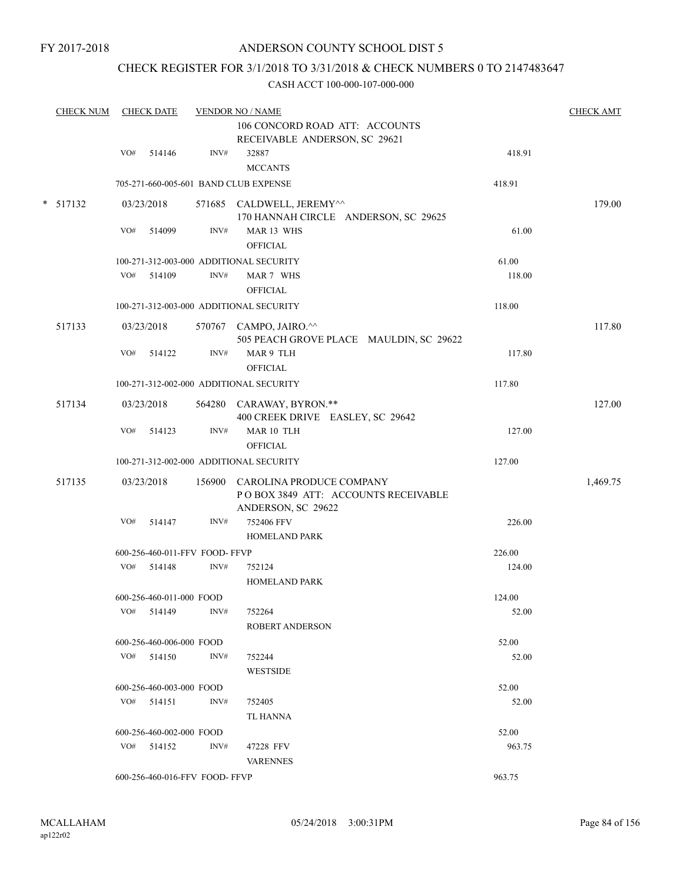FY 2017-2018

# ANDERSON COUNTY SCHOOL DIST 5

## CHECK REGISTER FOR 3/1/2018 TO 3/31/2018 & CHECK NUMBERS 0 TO 2147483647

CASH ACCT 100-000-107-000-000

| CHECK NUM | CHECK DATE | VENDOR NO / NAME | | | CHECK AMT |
|---|---|---|---|---|---|
| | | | 106 CONCORD ROAD ATT: ACCOUNTS RECEIVABLE ANDERSON, SC 29621 | | |
| | VO# 514146 | INV# | 32887 MCCANTS | 418.91 | |
| | 705-271-660-005-601 BAND CLUB EXPENSE | | | 418.91 | |
| * 517132 | 03/23/2018 | 571685 | CALDWELL, JEREMY^^ 170 HANNAH CIRCLE ANDERSON, SC 29625 | | 179.00 |
| | VO# 514099 | INV# | MAR 13 WHS OFFICIAL | 61.00 | |
| | 100-271-312-003-000 ADDITIONAL SECURITY | | | 61.00 | |
| | VO# 514109 | INV# | MAR 7 WHS OFFICIAL | 118.00 | |
| | 100-271-312-003-000 ADDITIONAL SECURITY | | | 118.00 | |
| 517133 | 03/23/2018 | 570767 | CAMPO, JAIRO.^^ 505 PEACH GROVE PLACE MAULDIN, SC 29622 | | 117.80 |
| | VO# 514122 | INV# | MAR 9 TLH OFFICIAL | 117.80 | |
| | 100-271-312-002-000 ADDITIONAL SECURITY | | | 117.80 | |
| 517134 | 03/23/2018 | 564280 | CARAWAY, BYRON.** 400 CREEK DRIVE EASLEY, SC 29642 | | 127.00 |
| | VO# 514123 | INV# | MAR 10 TLH OFFICIAL | 127.00 | |
| | 100-271-312-002-000 ADDITIONAL SECURITY | | | 127.00 | |
| 517135 | 03/23/2018 | 156900 | CAROLINA PRODUCE COMPANY P O BOX 3849 ATT: ACCOUNTS RECEIVABLE ANDERSON, SC 29622 | | 1,469.75 |
| | VO# 514147 | INV# | 752406 FFV HOMELAND PARK | 226.00 | |
| | 600-256-460-011-FFV FOOD- FFVP | | | 226.00 | |
| | VO# 514148 | INV# | 752124 HOMELAND PARK | 124.00 | |
| | 600-256-460-011-000 FOOD | | | 124.00 | |
| | VO# 514149 | INV# | 752264 ROBERT ANDERSON | 52.00 | |
| | 600-256-460-006-000 FOOD | | | 52.00 | |
| | VO# 514150 | INV# | 752244 WESTSIDE | 52.00 | |
| | 600-256-460-003-000 FOOD | | | 52.00 | |
| | VO# 514151 | INV# | 752405 TL HANNA | 52.00 | |
| | 600-256-460-002-000 FOOD | | | 52.00 | |
| | VO# 514152 | INV# | 47228 FFV VARENNES | 963.75 | |
| | 600-256-460-016-FFV FOOD- FFVP | | | 963.75 | |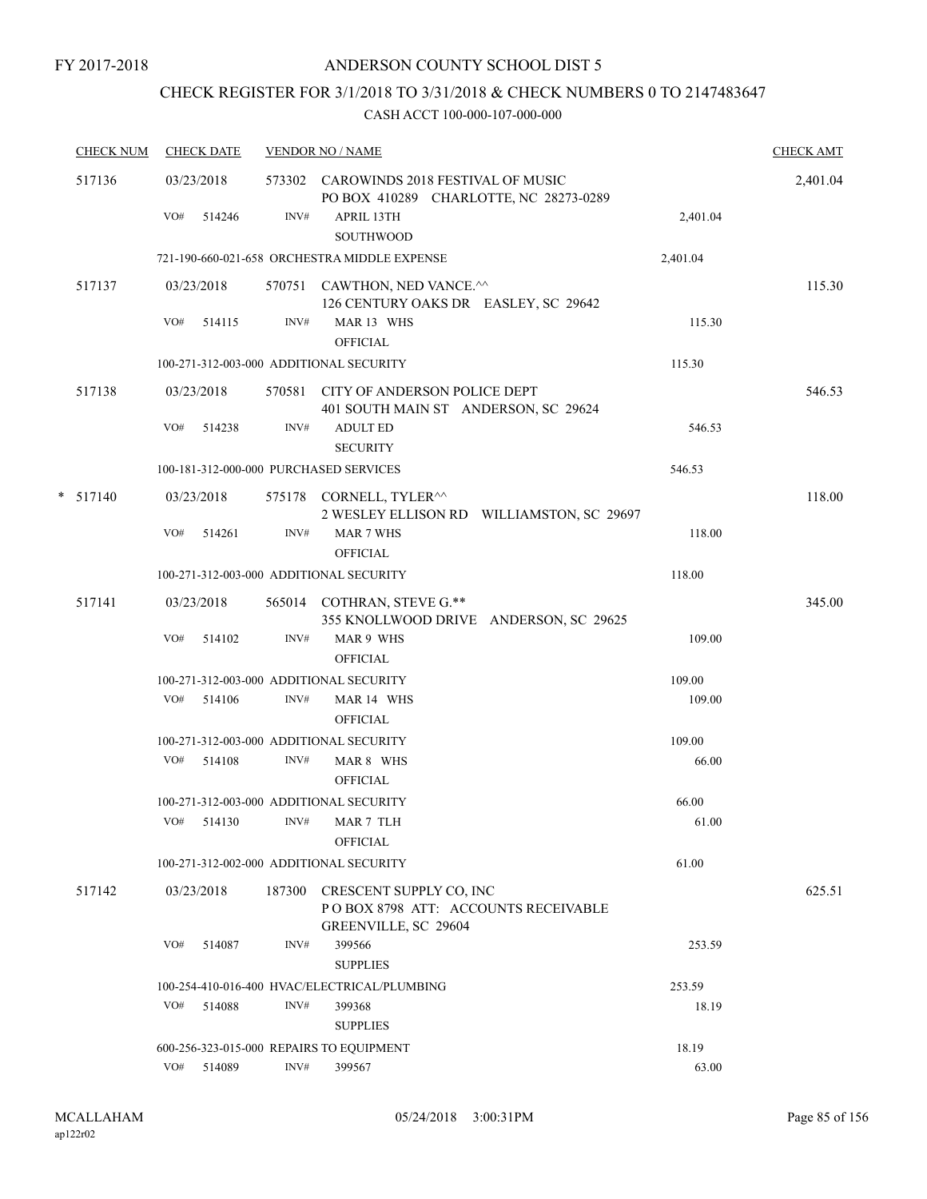FY 2017-2018

# ANDERSON COUNTY SCHOOL DIST 5

## CHECK REGISTER FOR 3/1/2018 TO 3/31/2018 & CHECK NUMBERS 0 TO 2147483647

CASH ACCT 100-000-107-000-000

| CHECK NUM | CHECK DATE | VENDOR NO / NAME | | CHECK AMT |
|---|---|---|---|---|
| 517136 | 03/23/2018 | 573302 CAROWINDS 2018 FESTIVAL OF MUSIC<br>PO BOX 410289 CHARLOTTE, NC 28273-0289 | | 2,401.04 |
| | VO# 514246 | INV# APRIL 13TH<br>SOUTHWOOD | 2,401.04 | |
| | 721-190-660-021-658 ORCHESTRA MIDDLE EXPENSE | | 2,401.04 | |
| 517137 | 03/23/2018 | 570751 CAWTHON, NED VANCE.^^<br>126 CENTURY OAKS DR EASLEY, SC 29642 | | 115.30 |
| | VO# 514115 | INV# MAR 13 WHS<br>OFFICIAL | 115.30 | |
| | 100-271-312-003-000 ADDITIONAL SECURITY | | 115.30 | |
| 517138 | 03/23/2018 | 570581 CITY OF ANDERSON POLICE DEPT<br>401 SOUTH MAIN ST ANDERSON, SC 29624 | | 546.53 |
| | VO# 514238 | INV# ADULT ED<br>SECURITY | 546.53 | |
| | 100-181-312-000-000 PURCHASED SERVICES | | 546.53 | |
| * 517140 | 03/23/2018 | 575178 CORNELL, TYLER^^<br>2 WESLEY ELLISON RD WILLIAMSTON, SC 29697 | | 118.00 |
| | VO# 514261 | INV# MAR 7 WHS<br>OFFICIAL | 118.00 | |
| | 100-271-312-003-000 ADDITIONAL SECURITY | | 118.00 | |
| 517141 | 03/23/2018 | 565014 COTHRAN, STEVE G.**<br>355 KNOLLWOOD DRIVE ANDERSON, SC 29625 | | 345.00 |
| | VO# 514102 | INV# MAR 9 WHS<br>OFFICIAL | 109.00 | |
| | 100-271-312-003-000 ADDITIONAL SECURITY | | 109.00 | |
| | VO# 514106 | INV# MAR 14 WHS<br>OFFICIAL | 109.00 | |
| | 100-271-312-003-000 ADDITIONAL SECURITY | | 109.00 | |
| | VO# 514108 | INV# MAR 8 WHS<br>OFFICIAL | 66.00 | |
| | 100-271-312-003-000 ADDITIONAL SECURITY | | 66.00 | |
| | VO# 514130 | INV# MAR 7 TLH<br>OFFICIAL | 61.00 | |
| | 100-271-312-002-000 ADDITIONAL SECURITY | | 61.00 | |
| 517142 | 03/23/2018 | 187300 CRESCENT SUPPLY CO, INC<br>P O BOX 8798 ATT: ACCOUNTS RECEIVABLE<br>GREENVILLE, SC 29604 | | 625.51 |
| | VO# 514087 | INV# 399566<br>SUPPLIES | 253.59 | |
| | 100-254-410-016-400 HVAC/ELECTRICAL/PLUMBING | | 253.59 | |
| | VO# 514088 | INV# 399368<br>SUPPLIES | 18.19 | |
| | 600-256-323-015-000 REPAIRS TO EQUIPMENT | | 18.19 | |
| | VO# 514089 | INV# 399567 | 63.00 | |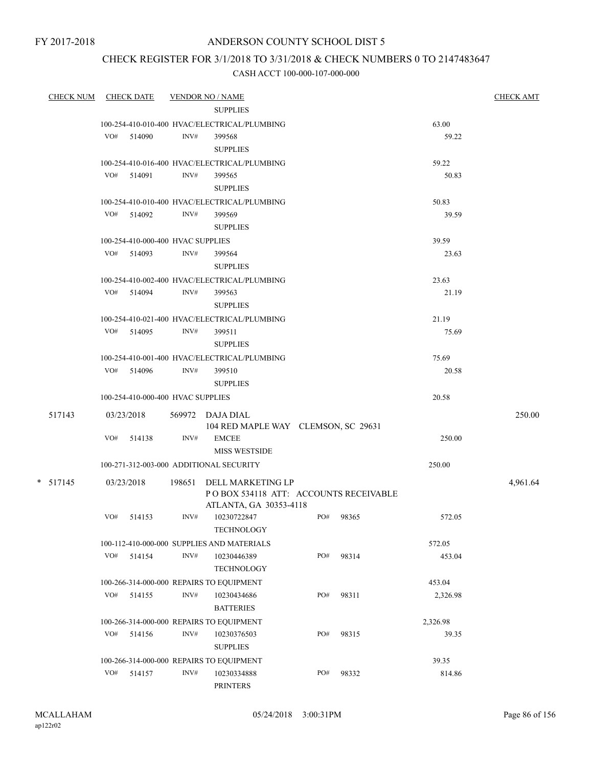FY 2017-2018

# ANDERSON COUNTY SCHOOL DIST 5

## CHECK REGISTER FOR 3/1/2018 TO 3/31/2018 & CHECK NUMBERS 0 TO 2147483647

CASH ACCT 100-000-107-000-000

| CHECK NUM | CHECK DATE | VENDOR NO / NAME | | | CHECK AMT |
|---|---|---|---|---|---|
| | | SUPPLIES | | | |
| | 100-254-410-010-400 HVAC/ELECTRICAL/PLUMBING | | | 63.00 | |
| | VO# 514090 | INV# 399568 | | 59.22 | |
| | | SUPPLIES | | | |
| | 100-254-410-016-400 HVAC/ELECTRICAL/PLUMBING | | | 59.22 | |
| | VO# 514091 | INV# 399565 | | 50.83 | |
| | | SUPPLIES | | | |
| | 100-254-410-010-400 HVAC/ELECTRICAL/PLUMBING | | | 50.83 | |
| | VO# 514092 | INV# 399569 | | 39.59 | |
| | | SUPPLIES | | | |
| | 100-254-410-000-400 HVAC SUPPLIES | | | 39.59 | |
| | VO# 514093 | INV# 399564 | | 23.63 | |
| | | SUPPLIES | | | |
| | 100-254-410-002-400 HVAC/ELECTRICAL/PLUMBING | | | 23.63 | |
| | VO# 514094 | INV# 399563 | | 21.19 | |
| | | SUPPLIES | | | |
| | 100-254-410-021-400 HVAC/ELECTRICAL/PLUMBING | | | 21.19 | |
| | VO# 514095 | INV# 399511 | | 75.69 | |
| | | SUPPLIES | | | |
| | 100-254-410-001-400 HVAC/ELECTRICAL/PLUMBING | | | 75.69 | |
| | VO# 514096 | INV# 399510 | | 20.58 | |
| | | SUPPLIES | | | |
| | 100-254-410-000-400 HVAC SUPPLIES | | | 20.58 | |
| 517143 | 03/23/2018 | 569972 DAJA DIAL<br>104 RED MAPLE WAY CLEMSON, SC 29631 | | | 250.00 |
| | VO# 514138 | INV# EMCEE | | 250.00 | |
| | | MISS WESTSIDE | | | |
| | 100-271-312-003-000 ADDITIONAL SECURITY | | | 250.00 | |
| * 517145 | 03/23/2018 | 198651 DELL MARKETING LP<br>P O BOX 534118 ATT: ACCOUNTS RECEIVABLE<br>ATLANTA, GA 30353-4118 | | | 4,961.64 |
| | VO# 514153 | INV# 10230722847 | PO# 98365 | 572.05 | |
| | | TECHNOLOGY | | | |
| | 100-112-410-000-000 SUPPLIES AND MATERIALS | | | 572.05 | |
| | VO# 514154 | INV# 10230446389 | PO# 98314 | 453.04 | |
| | | TECHNOLOGY | | | |
| | 100-266-314-000-000 REPAIRS TO EQUIPMENT | | | 453.04 | |
| | VO# 514155 | INV# 10230434686 | PO# 98311 | 2,326.98 | |
| | | BATTERIES | | | |
| | 100-266-314-000-000 REPAIRS TO EQUIPMENT | | | 2,326.98 | |
| | VO# 514156 | INV# 10230376503 | PO# 98315 | 39.35 | |
| | | SUPPLIES | | | |
| | 100-266-314-000-000 REPAIRS TO EQUIPMENT | | | 39.35 | |
| | VO# 514157 | INV# 10230334888 | PO# 98332 | 814.86 | |
| | | PRINTERS | | | |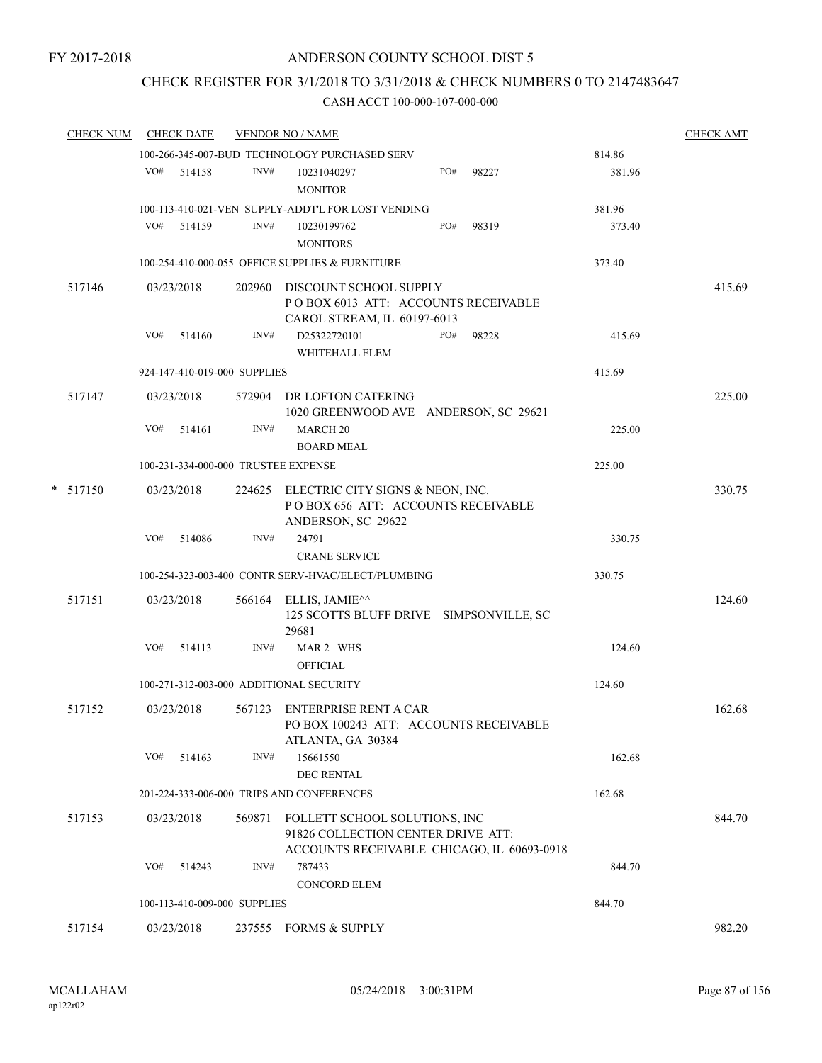FY 2017-2018

ANDERSON COUNTY SCHOOL DIST 5

CHECK REGISTER FOR 3/1/2018 TO 3/31/2018 & CHECK NUMBERS 0 TO 2147483647

CASH ACCT 100-000-107-000-000

| CHECK NUM | CHECK DATE | VENDOR NO / NAME | | CHECK AMT |
|---|---|---|---|---|
| | | 100-266-345-007-BUD TECHNOLOGY PURCHASED SERV | 814.86 | |
| | VO# 514158 | INV# 10231040297 MONITOR PO# 98227 | 381.96 | |
| | | 100-113-410-021-VEN SUPPLY-ADDT'L FOR LOST VENDING | 381.96 | |
| | VO# 514159 | INV# 10230199762 MONITORS PO# 98319 | 373.40 | |
| | | 100-254-410-000-055 OFFICE SUPPLIES & FURNITURE | 373.40 | |
| 517146 | 03/23/2018 | 202960 DISCOUNT SCHOOL SUPPLY P O BOX 6013 ATT: ACCOUNTS RECEIVABLE CAROL STREAM, IL 60197-6013 | | 415.69 |
| | VO# 514160 | INV# D25322720101 WHITEHALL ELEM PO# 98228 | 415.69 | |
| | | 924-147-410-019-000 SUPPLIES | 415.69 | |
| 517147 | 03/23/2018 | 572904 DR LOFTON CATERING 1020 GREENWOOD AVE ANDERSON, SC 29621 | | 225.00 |
| | VO# 514161 | INV# MARCH 20 BOARD MEAL | 225.00 | |
| | | 100-231-334-000-000 TRUSTEE EXPENSE | 225.00 | |
| * 517150 | 03/23/2018 | 224625 ELECTRIC CITY SIGNS & NEON, INC. P O BOX 656 ATT: ACCOUNTS RECEIVABLE ANDERSON, SC 29622 | | 330.75 |
| | VO# 514086 | INV# 24791 CRANE SERVICE | 330.75 | |
| | | 100-254-323-003-400 CONTR SERV-HVAC/ELECT/PLUMBING | 330.75 | |
| 517151 | 03/23/2018 | 566164 ELLIS, JAMIE^^ 125 SCOTTS BLUFF DRIVE SIMPSONVILLE, SC 29681 | | 124.60 |
| | VO# 514113 | INV# MAR 2 WHS OFFICIAL | 124.60 | |
| | | 100-271-312-003-000 ADDITIONAL SECURITY | 124.60 | |
| 517152 | 03/23/2018 | 567123 ENTERPRISE RENT A CAR PO BOX 100243 ATT: ACCOUNTS RECEIVABLE ATLANTA, GA 30384 | | 162.68 |
| | VO# 514163 | INV# 15661550 DEC RENTAL | 162.68 | |
| | | 201-224-333-006-000 TRIPS AND CONFERENCES | 162.68 | |
| 517153 | 03/23/2018 | 569871 FOLLETT SCHOOL SOLUTIONS, INC 91826 COLLECTION CENTER DRIVE ATT: ACCOUNTS RECEIVABLE CHICAGO, IL 60693-0918 | | 844.70 |
| | VO# 514243 | INV# 787433 CONCORD ELEM | 844.70 | |
| | | 100-113-410-009-000 SUPPLIES | 844.70 | |
| 517154 | 03/23/2018 | 237555 FORMS & SUPPLY | | 982.20 |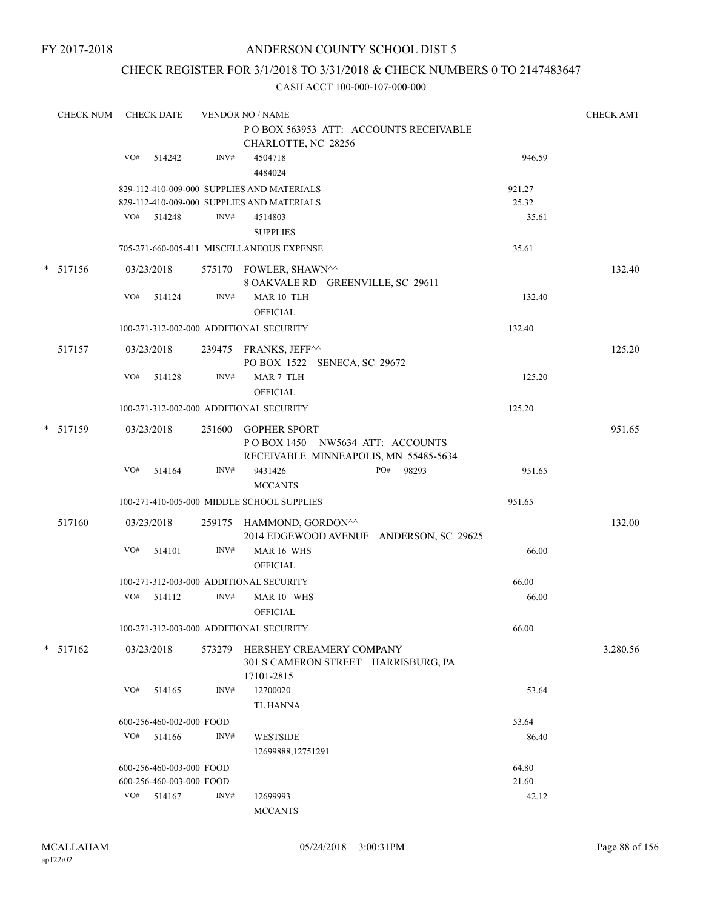FY 2017-2018

ANDERSON COUNTY SCHOOL DIST 5

CHECK REGISTER FOR 3/1/2018 TO 3/31/2018 & CHECK NUMBERS 0 TO 2147483647

CASH ACCT 100-000-107-000-000

| CHECK NUM | CHECK DATE | VENDOR NO / NAME | | CHECK AMT |
|---|---|---|---|---|
| | | P O BOX 563953 ATT: ACCOUNTS RECEIVABLE CHARLOTTE, NC 28256 | | |
| | VO# 514242 | INV# 4504718 4484024 | 946.59 | |
| | | 829-112-410-009-000 SUPPLIES AND MATERIALS | 921.27 | |
| | | 829-112-410-009-000 SUPPLIES AND MATERIALS | 25.32 | |
| | VO# 514248 | INV# 4514803 SUPPLIES | 35.61 | |
| | | 705-271-660-005-411 MISCELLANEOUS EXPENSE | 35.61 | |
| * 517156 | 03/23/2018 | 575170 FOWLER, SHAWN^^ 8 OAKVALE RD GREENVILLE, SC 29611 | | 132.40 |
| | VO# 514124 | INV# MAR 10 TLH OFFICIAL | 132.40 | |
| | | 100-271-312-002-000 ADDITIONAL SECURITY | 132.40 | |
| 517157 | 03/23/2018 | 239475 FRANKS, JEFF^^ PO BOX 1522 SENECA, SC 29672 | | 125.20 |
| | VO# 514128 | INV# MAR 7 TLH OFFICIAL | 125.20 | |
| | | 100-271-312-002-000 ADDITIONAL SECURITY | 125.20 | |
| * 517159 | 03/23/2018 | 251600 GOPHER SPORT P O BOX 1450 NW5634 ATT: ACCOUNTS RECEIVABLE MINNEAPOLIS, MN 55485-5634 | | 951.65 |
| | VO# 514164 | INV# 9431426 PO# 98293 MCCANTS | 951.65 | |
| | | 100-271-410-005-000 MIDDLE SCHOOL SUPPLIES | 951.65 | |
| 517160 | 03/23/2018 | 259175 HAMMOND, GORDON^^ 2014 EDGEWOOD AVENUE ANDERSON, SC 29625 | | 132.00 |
| | VO# 514101 | INV# MAR 16 WHS OFFICIAL | 66.00 | |
| | | 100-271-312-003-000 ADDITIONAL SECURITY | 66.00 | |
| | VO# 514112 | INV# MAR 10 WHS OFFICIAL | 66.00 | |
| | | 100-271-312-003-000 ADDITIONAL SECURITY | 66.00 | |
| * 517162 | 03/23/2018 | 573279 HERSHEY CREAMERY COMPANY 301 S CAMERON STREET HARRISBURG, PA 17101-2815 | | 3,280.56 |
| | VO# 514165 | INV# 12700020 TL HANNA | 53.64 | |
| | | 600-256-460-002-000 FOOD | 53.64 | |
| | VO# 514166 | INV# WESTSIDE 12699888,12751291 | 86.40 | |
| | | 600-256-460-003-000 FOOD | 64.80 | |
| | | 600-256-460-003-000 FOOD | 21.60 | |
| | VO# 514167 | INV# 12699993 MCCANTS | 42.12 | |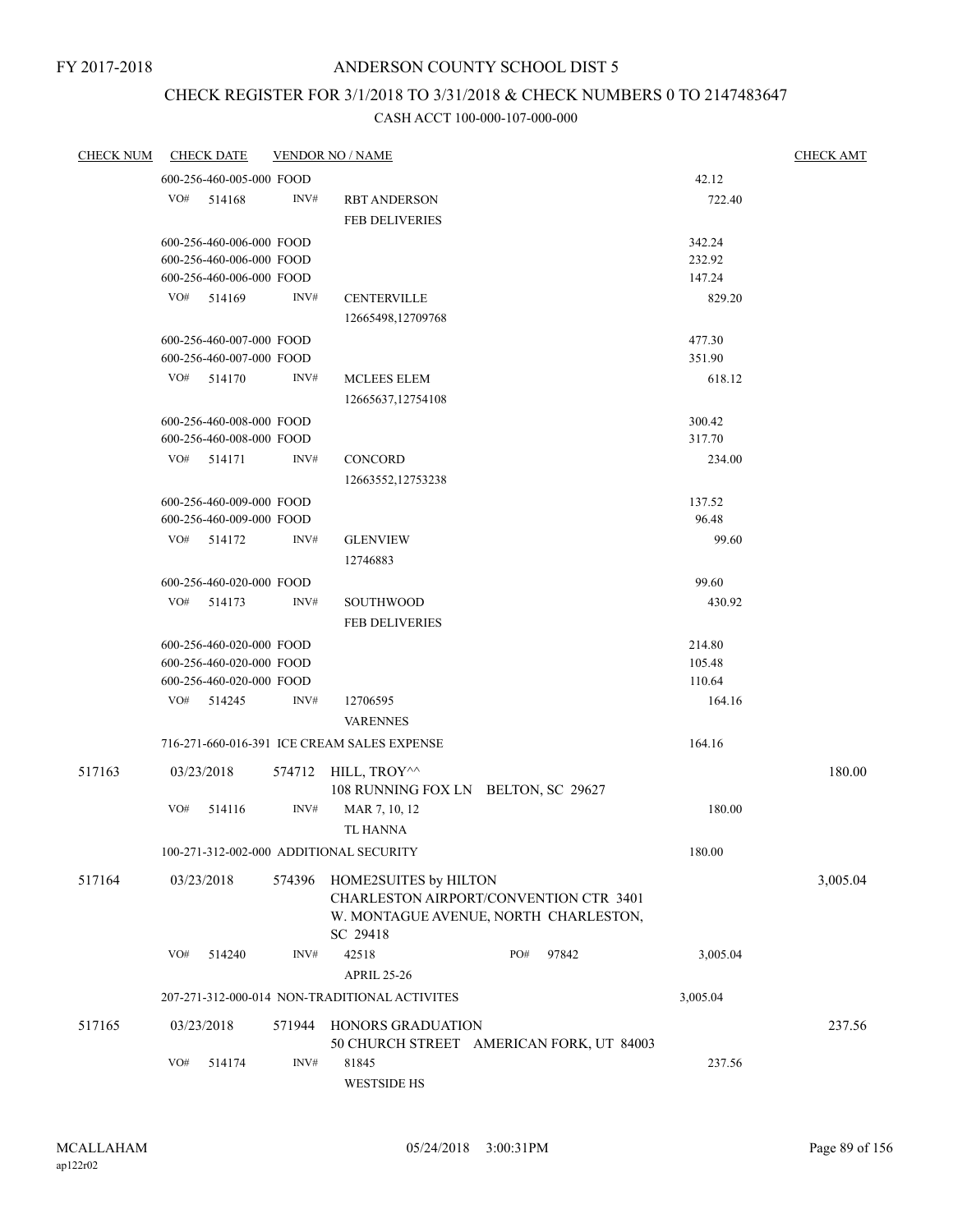FY 2017-2018

# ANDERSON COUNTY SCHOOL DIST 5

## CHECK REGISTER FOR 3/1/2018 TO 3/31/2018 & CHECK NUMBERS 0 TO 2147483647

### CASH ACCT 100-000-107-000-000

| CHECK NUM | CHECK DATE | VENDOR NO / NAME | | CHECK AMT |
|---|---|---|---|---|
| | 600-256-460-005-000 FOOD | | 42.12 | |
| | VO# 514168 INV# | RBT ANDERSON<br>FEB DELIVERIES | 722.40 | |
| | 600-256-460-006-000 FOOD | | 342.24 | |
| | 600-256-460-006-000 FOOD | | 232.92 | |
| | 600-256-460-006-000 FOOD | | 147.24 | |
| | VO# 514169 INV# | CENTERVILLE<br>12665498,12709768 | 829.20 | |
| | 600-256-460-007-000 FOOD | | 477.30 | |
| | 600-256-460-007-000 FOOD | | 351.90 | |
| | VO# 514170 INV# | MCLEES ELEM<br>12665637,12754108 | 618.12 | |
| | 600-256-460-008-000 FOOD | | 300.42 | |
| | 600-256-460-008-000 FOOD | | 317.70 | |
| | VO# 514171 INV# | CONCORD<br>12663552,12753238 | 234.00 | |
| | 600-256-460-009-000 FOOD | | 137.52 | |
| | 600-256-460-009-000 FOOD | | 96.48 | |
| | VO# 514172 INV# | GLENVIEW<br>12746883 | 99.60 | |
| | 600-256-460-020-000 FOOD | | 99.60 | |
| | VO# 514173 INV# | SOUTHWOOD<br>FEB DELIVERIES | 430.92 | |
| | 600-256-460-020-000 FOOD | | 214.80 | |
| | 600-256-460-020-000 FOOD | | 105.48 | |
| | 600-256-460-020-000 FOOD | | 110.64 | |
| | VO# 514245 INV# | 12706595<br>VARENNES | 164.16 | |
| | 716-271-660-016-391 ICE CREAM SALES EXPENSE | | 164.16 | |
| 517163 | 03/23/2018 | 574712 HILL, TROY^^<br>108 RUNNING FOX LN BELTON, SC 29627 | | 180.00 |
| | VO# 514116 INV# | MAR 7, 10, 12<br>TL HANNA | 180.00 | |
| | 100-271-312-002-000 ADDITIONAL SECURITY | | 180.00 | |
| 517164 | 03/23/2018 | 574396 HOME2SUITES by HILTON<br>CHARLESTON AIRPORT/CONVENTION CTR 3401 W. MONTAGUE AVENUE, NORTH CHARLESTON, SC 29418 | | 3,005.04 |
| | VO# 514240 INV# | 42518 PO# 97842<br>APRIL 25-26 | 3,005.04 | |
| | 207-271-312-000-014 NON-TRADITIONAL ACTIVITES | | 3,005.04 | |
| 517165 | 03/23/2018 | 571944 HONORS GRADUATION<br>50 CHURCH STREET AMERICAN FORK, UT 84003 | | 237.56 |
| | VO# 514174 INV# | 81845<br>WESTSIDE HS | 237.56 | |

MCALLAHAM
ap122r02

05/24/2018 3:00:31PM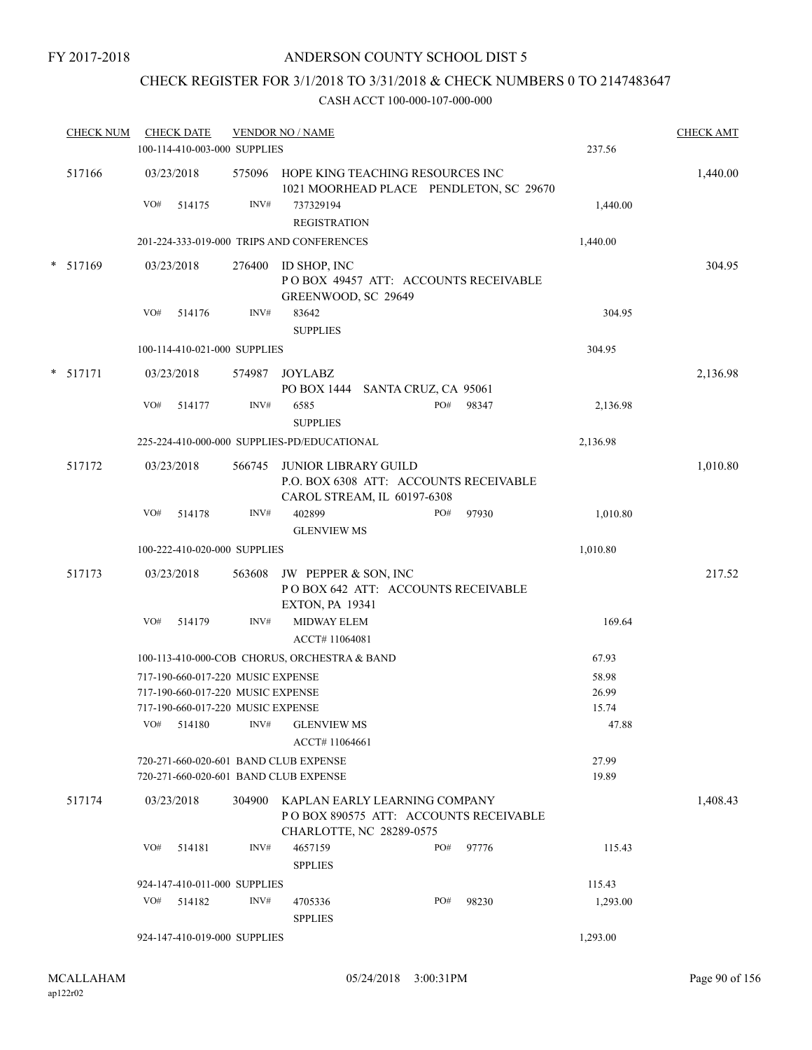FY 2017-2018

ANDERSON COUNTY SCHOOL DIST 5

CHECK REGISTER FOR 3/1/2018 TO 3/31/2018 & CHECK NUMBERS 0 TO 2147483647

CASH ACCT 100-000-107-000-000

| CHECK NUM | CHECK DATE | VENDOR NO / NAME | | CHECK AMT |
|---|---|---|---|---|
| | 100-114-410-003-000 SUPPLIES | | 237.56 | |
| 517166 | 03/23/2018 | 575096 HOPE KING TEACHING RESOURCES INC<br>1021 MOORHEAD PLACE PENDLETON, SC 29670 | | 1,440.00 |
| | VO# 514175 | INV# 737329194<br>REGISTRATION | 1,440.00 | |
| | 201-224-333-019-000 TRIPS AND CONFERENCES | | 1,440.00 | |
| * 517169 | 03/23/2018 | 276400 ID SHOP, INC<br>P O BOX 49457 ATT: ACCOUNTS RECEIVABLE<br>GREENWOOD, SC 29649 | | 304.95 |
| | VO# 514176 | INV# 83642<br>SUPPLIES | 304.95 | |
| | 100-114-410-021-000 SUPPLIES | | 304.95 | |
| * 517171 | 03/23/2018 | 574987 JOYLABZ<br>PO BOX 1444 SANTA CRUZ, CA 95061 | | 2,136.98 |
| | VO# 514177 | INV# 6585 PO# 98347<br>SUPPLIES | 2,136.98 | |
| | 225-224-410-000-000 SUPPLIES-PD/EDUCATIONAL | | 2,136.98 | |
| 517172 | 03/23/2018 | 566745 JUNIOR LIBRARY GUILD<br>P.O. BOX 6308 ATT: ACCOUNTS RECEIVABLE<br>CAROL STREAM, IL 60197-6308 | | 1,010.80 |
| | VO# 514178 | INV# 402899 PO# 97930<br>GLENVIEW MS | 1,010.80 | |
| | 100-222-410-020-000 SUPPLIES | | 1,010.80 | |
| 517173 | 03/23/2018 | 563608 JW PEPPER & SON, INC<br>P O BOX 642 ATT: ACCOUNTS RECEIVABLE<br>EXTON, PA 19341 | | 217.52 |
| | VO# 514179 | INV# MIDWAY ELEM<br>ACCT# 11064081 | 169.64 | |
| | 100-113-410-000-COB CHORUS, ORCHESTRA & BAND | | 67.93 | |
| | 717-190-660-017-220 MUSIC EXPENSE | | 58.98 | |
| | 717-190-660-017-220 MUSIC EXPENSE | | 26.99 | |
| | 717-190-660-017-220 MUSIC EXPENSE | | 15.74 | |
| | VO# 514180 | INV# GLENVIEW MS<br>ACCT# 11064661 | 47.88 | |
| | 720-271-660-020-601 BAND CLUB EXPENSE | | 27.99 | |
| | 720-271-660-020-601 BAND CLUB EXPENSE | | 19.89 | |
| 517174 | 03/23/2018 | 304900 KAPLAN EARLY LEARNING COMPANY<br>P O BOX 890575 ATT: ACCOUNTS RECEIVABLE<br>CHARLOTTE, NC 28289-0575 | | 1,408.43 |
| | VO# 514181 | INV# 4657159 PO# 97776<br>SPPLIES | 115.43 | |
| | 924-147-410-011-000 SUPPLIES | | 115.43 | |
| | VO# 514182 | INV# 4705336 PO# 98230<br>SPPLIES | 1,293.00 | |
| | 924-147-410-019-000 SUPPLIES | | 1,293.00 | |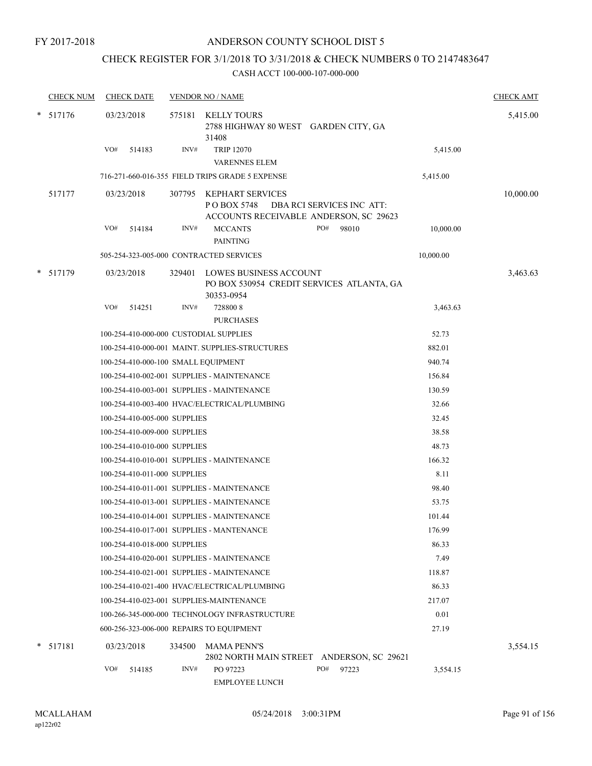FY 2017-2018

# ANDERSON COUNTY SCHOOL DIST 5

## CHECK REGISTER FOR 3/1/2018 TO 3/31/2018 & CHECK NUMBERS 0 TO 2147483647

CASH ACCT 100-000-107-000-000

| CHECK NUM | CHECK DATE | VENDOR NO / NAME | | CHECK AMT |
|---|---|---|---|---|
| * 517176 | 03/23/2018 | 575181 KELLY TOURS<br>2788 HIGHWAY 80 WEST GARDEN CITY, GA 31408 | | 5,415.00 |
| | VO# 514183 | INV# TRIP 12070<br>VARENNES ELEM | 5,415.00 | |
| | 716-271-660-016-355 FIELD TRIPS GRADE 5 EXPENSE | | 5,415.00 | |
| 517177 | 03/23/2018 | 307795 KEPHART SERVICES<br>P O BOX 5748 DBA RCI SERVICES INC ATT: ACCOUNTS RECEIVABLE ANDERSON, SC 29623 | | 10,000.00 |
| | VO# 514184 | INV# MCCANTS PO# 98010<br>PAINTING | 10,000.00 | |
| | 505-254-323-005-000 CONTRACTED SERVICES | | 10,000.00 | |
| * 517179 | 03/23/2018 | 329401 LOWES BUSINESS ACCOUNT<br>PO BOX 530954 CREDIT SERVICES ATLANTA, GA 30353-0954 | | 3,463.63 |
| | VO# 514251 | INV# 728800 8<br>PURCHASES | 3,463.63 | |
| | 100-254-410-000-000 CUSTODIAL SUPPLIES | | 52.73 | |
| | 100-254-410-000-001 MAINT. SUPPLIES-STRUCTURES | | 882.01 | |
| | 100-254-410-000-100 SMALL EQUIPMENT | | 940.74 | |
| | 100-254-410-002-001 SUPPLIES - MAINTENANCE | | 156.84 | |
| | 100-254-410-003-001 SUPPLIES - MAINTENANCE | | 130.59 | |
| | 100-254-410-003-400 HVAC/ELECTRICAL/PLUMBING | | 32.66 | |
| | 100-254-410-005-000 SUPPLIES | | 32.45 | |
| | 100-254-410-009-000 SUPPLIES | | 38.58 | |
| | 100-254-410-010-000 SUPPLIES | | 48.73 | |
| | 100-254-410-010-001 SUPPLIES - MAINTENANCE | | 166.32 | |
| | 100-254-410-011-000 SUPPLIES | | 8.11 | |
| | 100-254-410-011-001 SUPPLIES - MAINTENANCE | | 98.40 | |
| | 100-254-410-013-001 SUPPLIES - MAINTENANCE | | 53.75 | |
| | 100-254-410-014-001 SUPPLIES - MAINTENANCE | | 101.44 | |
| | 100-254-410-017-001 SUPPLIES - MANTENANCE | | 176.99 | |
| | 100-254-410-018-000 SUPPLIES | | 86.33 | |
| | 100-254-410-020-001 SUPPLIES - MAINTENANCE | | 7.49 | |
| | 100-254-410-021-001 SUPPLIES - MAINTENANCE | | 118.87 | |
| | 100-254-410-021-400 HVAC/ELECTRICAL/PLUMBING | | 86.33 | |
| | 100-254-410-023-001 SUPPLIES-MAINTENANCE | | 217.07 | |
| | 100-266-345-000-000 TECHNOLOGY INFRASTRUCTURE | | 0.01 | |
| | 600-256-323-006-000 REPAIRS TO EQUIPMENT | | 27.19 | |
| * 517181 | 03/23/2018 | 334500 MAMA PENN'S<br>2802 NORTH MAIN STREET ANDERSON, SC 29621 | | 3,554.15 |
| | VO# 514185 | INV# PO 97223 PO# 97223<br>EMPLOYEE LUNCH | 3,554.15 | |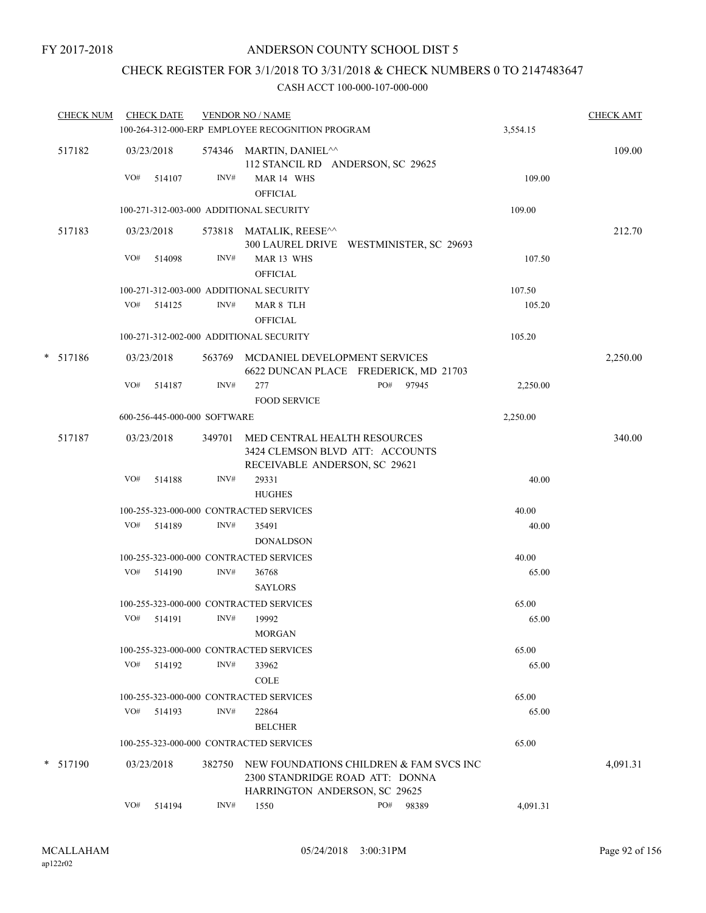FY 2017-2018

ANDERSON COUNTY SCHOOL DIST 5

CHECK REGISTER FOR 3/1/2018 TO 3/31/2018 & CHECK NUMBERS 0 TO 2147483647

CASH ACCT 100-000-107-000-000

| CHECK NUM | CHECK DATE | VENDOR NO / NAME | | CHECK AMT |
|---|---|---|---|---|
| | | 100-264-312-000-ERP EMPLOYEE RECOGNITION PROGRAM | 3,554.15 | |
| 517182 | 03/23/2018 | 574346 MARTIN, DANIEL^^<br>112 STANCIL RD ANDERSON, SC 29625 | | 109.00 |
| | VO# 514107 | INV# MAR 14 WHS<br>OFFICIAL | 109.00 | |
| | | 100-271-312-003-000 ADDITIONAL SECURITY | 109.00 | |
| 517183 | 03/23/2018 | 573818 MATALIK, REESE^^<br>300 LAUREL DRIVE WESTMINISTER, SC 29693 | | 212.70 |
| | VO# 514098 | INV# MAR 13 WHS<br>OFFICIAL | 107.50 | |
| | | 100-271-312-003-000 ADDITIONAL SECURITY | 107.50 | |
| | VO# 514125 | INV# MAR 8 TLH<br>OFFICIAL | 105.20 | |
| | | 100-271-312-002-000 ADDITIONAL SECURITY | 105.20 | |
| * 517186 | 03/23/2018 | 563769 MCDANIEL DEVELOPMENT SERVICES<br>6622 DUNCAN PLACE FREDERICK, MD 21703 | | 2,250.00 |
| | VO# 514187 | INV# 277 PO# 97945<br>FOOD SERVICE | 2,250.00 | |
| | | 600-256-445-000-000 SOFTWARE | 2,250.00 | |
| 517187 | 03/23/2018 | 349701 MED CENTRAL HEALTH RESOURCES<br>3424 CLEMSON BLVD ATT: ACCOUNTS<br>RECEIVABLE ANDERSON, SC 29621 | | 340.00 |
| | VO# 514188 | INV# 29331<br>HUGHES | 40.00 | |
| | | 100-255-323-000-000 CONTRACTED SERVICES | 40.00 | |
| | VO# 514189 | INV# 35491<br>DONALDSON | 40.00 | |
| | | 100-255-323-000-000 CONTRACTED SERVICES | 40.00 | |
| | VO# 514190 | INV# 36768<br>SAYLORS | 65.00 | |
| | | 100-255-323-000-000 CONTRACTED SERVICES | 65.00 | |
| | VO# 514191 | INV# 19992<br>MORGAN | 65.00 | |
| | | 100-255-323-000-000 CONTRACTED SERVICES | 65.00 | |
| | VO# 514192 | INV# 33962<br>COLE | 65.00 | |
| | | 100-255-323-000-000 CONTRACTED SERVICES | 65.00 | |
| | VO# 514193 | INV# 22864<br>BELCHER | 65.00 | |
| | | 100-255-323-000-000 CONTRACTED SERVICES | 65.00 | |
| * 517190 | 03/23/2018 | 382750 NEW FOUNDATIONS CHILDREN & FAM SVCS INC<br>2300 STANDRIDGE ROAD ATT: DONNA<br>HARRINGTON ANDERSON, SC 29625 | | 4,091.31 |
| | VO# 514194 | INV# 1550 PO# 98389 | 4,091.31 | |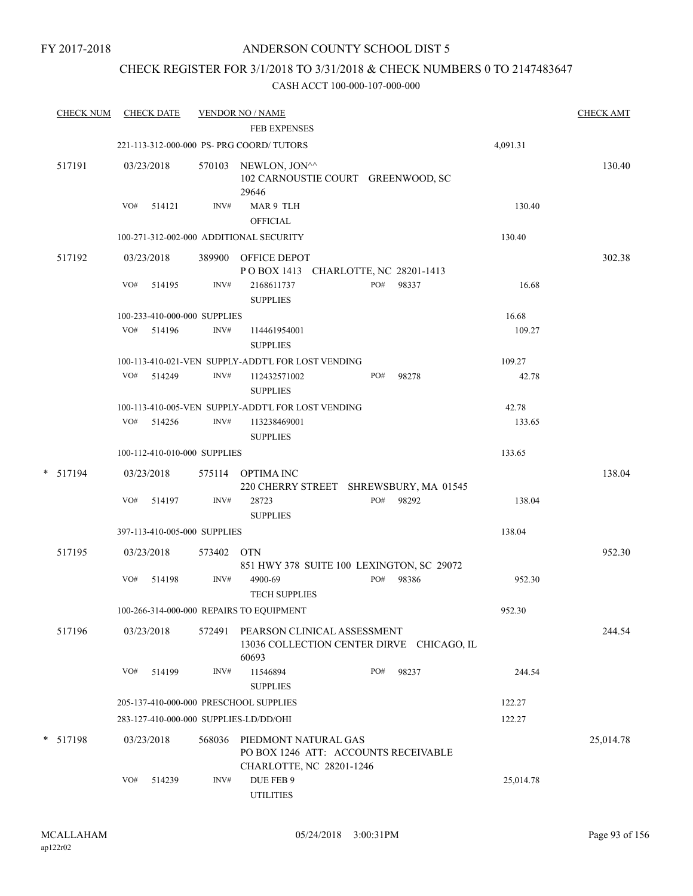FY 2017-2018

ANDERSON COUNTY SCHOOL DIST 5

CHECK REGISTER FOR 3/1/2018 TO 3/31/2018 & CHECK NUMBERS 0 TO 2147483647

CASH ACCT 100-000-107-000-000

| CHECK NUM | CHECK DATE | VENDOR NO / NAME | | CHECK AMT |
|---|---|---|---|---|
| | | FEB EXPENSES | | |
| | | 221-113-312-000-000 PS- PRG COORD/ TUTORS | 4,091.31 | |
| 517191 | 03/23/2018 | 570103 NEWLON, JON^^ 102 CARNOUSTIE COURT GREENWOOD, SC 29646 | | 130.40 |
| | VO# 514121 | INV# MAR 9 TLH OFFICIAL | 130.40 | |
| | | 100-271-312-002-000 ADDITIONAL SECURITY | 130.40 | |
| 517192 | 03/23/2018 | 389900 OFFICE DEPOT P O BOX 1413 CHARLOTTE, NC 28201-1413 | | 302.38 |
| | VO# 514195 | INV# 2168611737 PO# 98337 SUPPLIES | 16.68 | |
| | | 100-233-410-000-000 SUPPLIES | 16.68 | |
| | VO# 514196 | INV# 114461954001 SUPPLIES | 109.27 | |
| | | 100-113-410-021-VEN SUPPLY-ADDT'L FOR LOST VENDING | 109.27 | |
| | VO# 514249 | INV# 112432571002 PO# 98278 SUPPLIES | 42.78 | |
| | | 100-113-410-005-VEN SUPPLY-ADDT'L FOR LOST VENDING | 42.78 | |
| | VO# 514256 | INV# 113238469001 SUPPLIES | 133.65 | |
| | | 100-112-410-010-000 SUPPLIES | 133.65 | |
| * 517194 | 03/23/2018 | 575114 OPTIMA INC 220 CHERRY STREET SHREWSBURY, MA 01545 | | 138.04 |
| | VO# 514197 | INV# 28723 PO# 98292 SUPPLIES | 138.04 | |
| | | 397-113-410-005-000 SUPPLIES | 138.04 | |
| 517195 | 03/23/2018 | 573402 OTN 851 HWY 378 SUITE 100 LEXINGTON, SC 29072 | | 952.30 |
| | VO# 514198 | INV# 4900-69 PO# 98386 TECH SUPPLIES | 952.30 | |
| | | 100-266-314-000-000 REPAIRS TO EQUIPMENT | 952.30 | |
| 517196 | 03/23/2018 | 572491 PEARSON CLINICAL ASSESSMENT 13036 COLLECTION CENTER DIRVE CHICAGO, IL 60693 | | 244.54 |
| | VO# 514199 | INV# 11546894 PO# 98237 SUPPLIES | 244.54 | |
| | | 205-137-410-000-000 PRESCHOOL SUPPLIES | 122.27 | |
| | | 283-127-410-000-000 SUPPLIES-LD/DD/OHI | 122.27 | |
| * 517198 | 03/23/2018 | 568036 PIEDMONT NATURAL GAS PO BOX 1246 ATT: ACCOUNTS RECEIVABLE CHARLOTTE, NC 28201-1246 | | 25,014.78 |
| | VO# 514239 | INV# DUE FEB 9 UTILITIES | 25,014.78 | |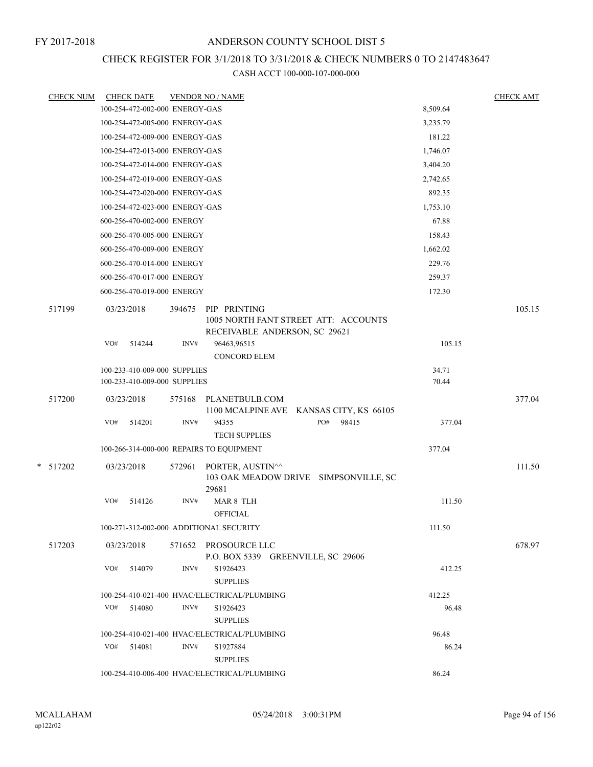FY 2017-2018

ANDERSON COUNTY SCHOOL DIST 5

CHECK REGISTER FOR 3/1/2018 TO 3/31/2018 & CHECK NUMBERS 0 TO 2147483647

CASH ACCT 100-000-107-000-000

| CHECK NUM | CHECK DATE | VENDOR NO / NAME | | CHECK AMT |
|---|---|---|---|---|
| | 100-254-472-002-000 ENERGY-GAS | | 8,509.64 | |
| | 100-254-472-005-000 ENERGY-GAS | | 3,235.79 | |
| | 100-254-472-009-000 ENERGY-GAS | | 181.22 | |
| | 100-254-472-013-000 ENERGY-GAS | | 1,746.07 | |
| | 100-254-472-014-000 ENERGY-GAS | | 3,404.20 | |
| | 100-254-472-019-000 ENERGY-GAS | | 2,742.65 | |
| | 100-254-472-020-000 ENERGY-GAS | | 892.35 | |
| | 100-254-472-023-000 ENERGY-GAS | | 1,753.10 | |
| | 600-256-470-002-000 ENERGY | | 67.88 | |
| | 600-256-470-005-000 ENERGY | | 158.43 | |
| | 600-256-470-009-000 ENERGY | | 1,662.02 | |
| | 600-256-470-014-000 ENERGY | | 229.76 | |
| | 600-256-470-017-000 ENERGY | | 259.37 | |
| | 600-256-470-019-000 ENERGY | | 172.30 | |
| 517199 | 03/23/2018 | 394675 PIP PRINTING<br>1005 NORTH FANT STREET ATT: ACCOUNTS RECEIVABLE ANDERSON, SC 29621 | | 105.15 |
| | VO# 514244 | INV# 96463,96515<br>CONCORD ELEM | 105.15 | |
| | 100-233-410-009-000 SUPPLIES | | 34.71 | |
| | 100-233-410-009-000 SUPPLIES | | 70.44 | |
| 517200 | 03/23/2018 | 575168 PLANETBULB.COM<br>1100 MCALPINE AVE KANSAS CITY, KS 66105 | | 377.04 |
| | VO# 514201 | INV# 94355 PO# 98415<br>TECH SUPPLIES | 377.04 | |
| | 100-266-314-000-000 REPAIRS TO EQUIPMENT | | 377.04 | |
| * 517202 | 03/23/2018 | 572961 PORTER, AUSTIN^^<br>103 OAK MEADOW DRIVE SIMPSONVILLE, SC 29681 | | 111.50 |
| | VO# 514126 | INV# MAR 8 TLH<br>OFFICIAL | 111.50 | |
| | 100-271-312-002-000 ADDITIONAL SECURITY | | 111.50 | |
| 517203 | 03/23/2018 | 571652 PROSOURCE LLC<br>P.O. BOX 5339 GREENVILLE, SC 29606 | | 678.97 |
| | VO# 514079 | INV# S1926423<br>SUPPLIES | 412.25 | |
| | 100-254-410-021-400 HVAC/ELECTRICAL/PLUMBING | | 412.25 | |
| | VO# 514080 | INV# S1926423<br>SUPPLIES | 96.48 | |
| | 100-254-410-021-400 HVAC/ELECTRICAL/PLUMBING | | 96.48 | |
| | VO# 514081 | INV# S1927884<br>SUPPLIES | 86.24 | |
| | 100-254-410-006-400 HVAC/ELECTRICAL/PLUMBING | | 86.24 | |

MCALLAHAM
ap122r02

05/24/2018 3:00:31PM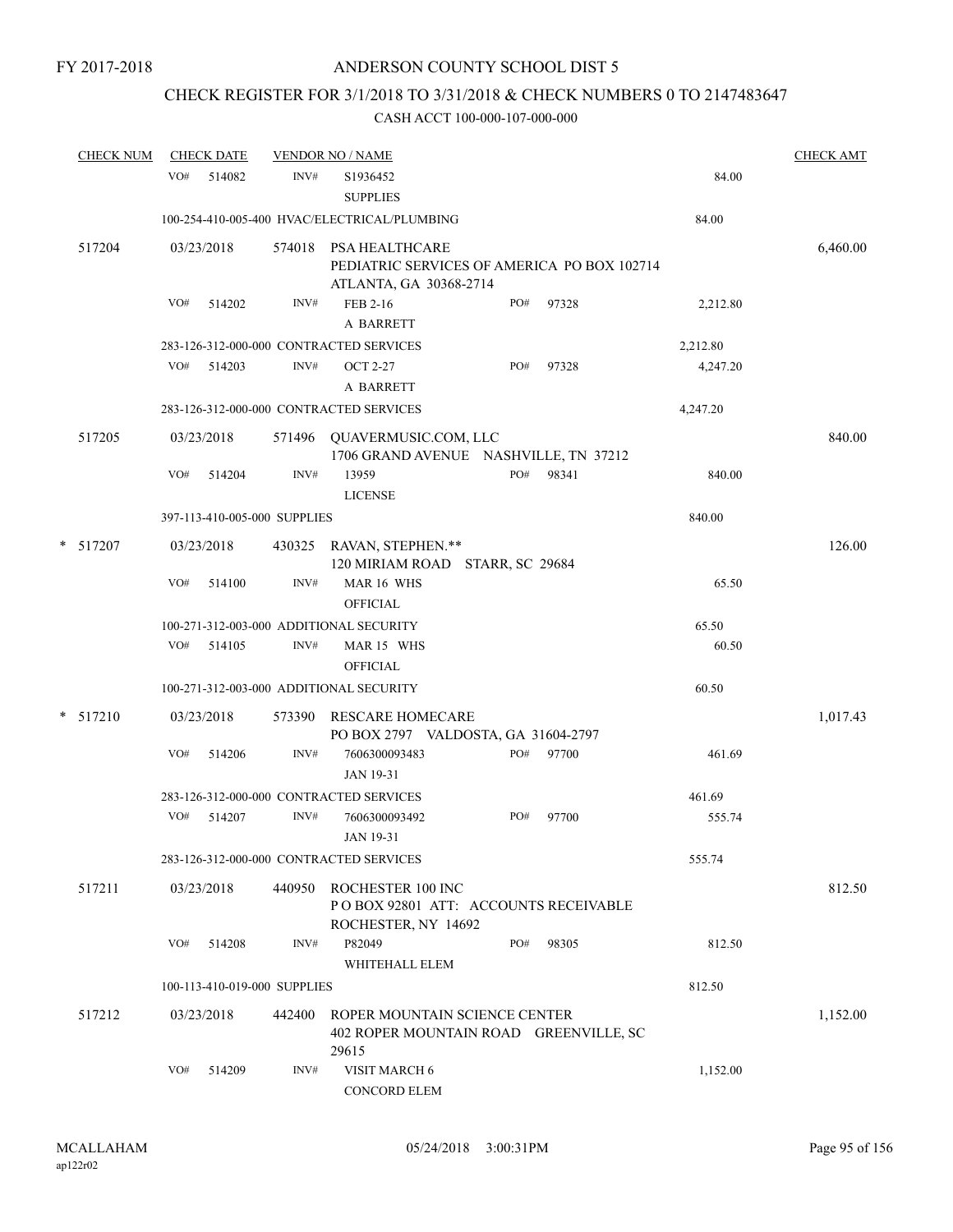FY 2017-2018

# ANDERSON COUNTY SCHOOL DIST 5

## CHECK REGISTER FOR 3/1/2018 TO 3/31/2018 & CHECK NUMBERS 0 TO 2147483647

### CASH ACCT 100-000-107-000-000

| CHECK NUM | CHECK DATE | VENDOR NO / NAME | | | CHECK AMT |
|---|---|---|---|---|---|
| | VO# 514082 | INV# S1936452 SUPPLIES | | 84.00 | |
| | 100-254-410-005-400 HVAC/ELECTRICAL/PLUMBING | | | 84.00 | |
| 517204 | 03/23/2018 | 574018 PSA HEALTHCARE PEDIATRIC SERVICES OF AMERICA PO BOX 102714 ATLANTA, GA 30368-2714 | | | 6,460.00 |
| | VO# 514202 | INV# FEB 2-16 A BARRETT | PO# 97328 | 2,212.80 | |
| | 283-126-312-000-000 CONTRACTED SERVICES | | | 2,212.80 | |
| | VO# 514203 | INV# OCT 2-27 A BARRETT | PO# 97328 | 4,247.20 | |
| | 283-126-312-000-000 CONTRACTED SERVICES | | | 4,247.20 | |
| 517205 | 03/23/2018 | 571496 QUAVERMUSIC.COM, LLC 1706 GRAND AVENUE NASHVILLE, TN 37212 | | | 840.00 |
| | VO# 514204 | INV# 13959 LICENSE | PO# 98341 | 840.00 | |
| | 397-113-410-005-000 SUPPLIES | | | 840.00 | |
| * 517207 | 03/23/2018 | 430325 RAVAN, STEPHEN.** 120 MIRIAM ROAD STARR, SC 29684 | | | 126.00 |
| | VO# 514100 | INV# MAR 16 WHS OFFICIAL | | 65.50 | |
| | 100-271-312-003-000 ADDITIONAL SECURITY | | | 65.50 | |
| | VO# 514105 | INV# MAR 15 WHS OFFICIAL | | 60.50 | |
| | 100-271-312-003-000 ADDITIONAL SECURITY | | | 60.50 | |
| * 517210 | 03/23/2018 | 573390 RESCARE HOMECARE PO BOX 2797 VALDOSTA, GA 31604-2797 | | | 1,017.43 |
| | VO# 514206 | INV# 7606300093483 JAN 19-31 | PO# 97700 | 461.69 | |
| | 283-126-312-000-000 CONTRACTED SERVICES | | | 461.69 | |
| | VO# 514207 | INV# 7606300093492 JAN 19-31 | PO# 97700 | 555.74 | |
| | 283-126-312-000-000 CONTRACTED SERVICES | | | 555.74 | |
| 517211 | 03/23/2018 | 440950 ROCHESTER 100 INC P O BOX 92801 ATT: ACCOUNTS RECEIVABLE ROCHESTER, NY 14692 | | | 812.50 |
| | VO# 514208 | INV# P82049 WHITEHALL ELEM | PO# 98305 | 812.50 | |
| | 100-113-410-019-000 SUPPLIES | | | 812.50 | |
| 517212 | 03/23/2018 | 442400 ROPER MOUNTAIN SCIENCE CENTER 402 ROPER MOUNTAIN ROAD GREENVILLE, SC 29615 | | | 1,152.00 |
| | VO# 514209 | INV# VISIT MARCH 6 CONCORD ELEM | | 1,152.00 | |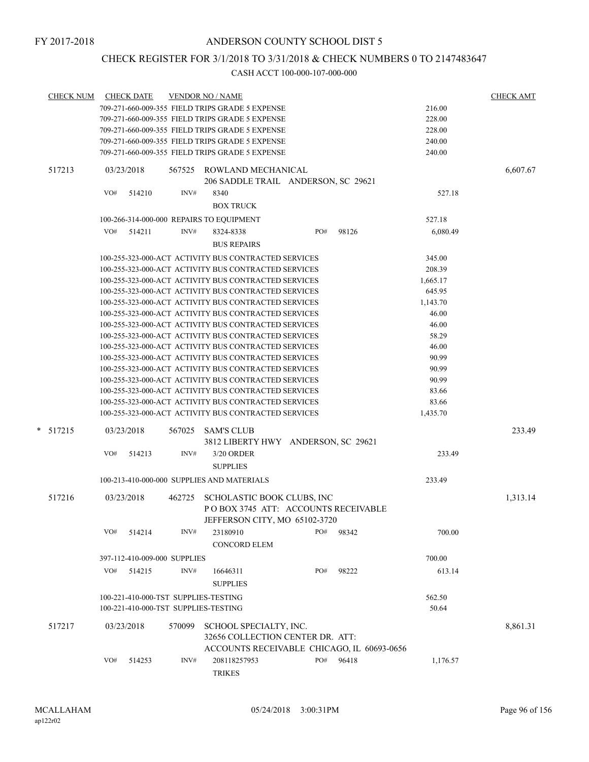FY 2017-2018

ANDERSON COUNTY SCHOOL DIST 5

CHECK REGISTER FOR 3/1/2018 TO 3/31/2018 & CHECK NUMBERS 0 TO 2147483647

CASH ACCT 100-000-107-000-000

| CHECK NUM | CHECK DATE | VENDOR NO / NAME | | CHECK AMT |
|---|---|---|---|---|
| | | 709-271-660-009-355 FIELD TRIPS GRADE 5 EXPENSE | 216.00 | |
| | | 709-271-660-009-355 FIELD TRIPS GRADE 5 EXPENSE | 228.00 | |
| | | 709-271-660-009-355 FIELD TRIPS GRADE 5 EXPENSE | 228.00 | |
| | | 709-271-660-009-355 FIELD TRIPS GRADE 5 EXPENSE | 240.00 | |
| | | 709-271-660-009-355 FIELD TRIPS GRADE 5 EXPENSE | 240.00 | |
| 517213 | 03/23/2018 | 567525 ROWLAND MECHANICAL<br>206 SADDLE TRAIL ANDERSON, SC 29621 | | 6,607.67 |
| | VO# 514210 | INV# 8340<br>BOX TRUCK | 527.18 | |
| | | 100-266-314-000-000 REPAIRS TO EQUIPMENT | 527.18 | |
| | VO# 514211 | INV# 8324-8338 PO# 98126<br>BUS REPAIRS | 6,080.49 | |
| | | 100-255-323-000-ACT ACTIVITY BUS CONTRACTED SERVICES | 345.00 | |
| | | 100-255-323-000-ACT ACTIVITY BUS CONTRACTED SERVICES | 208.39 | |
| | | 100-255-323-000-ACT ACTIVITY BUS CONTRACTED SERVICES | 1,665.17 | |
| | | 100-255-323-000-ACT ACTIVITY BUS CONTRACTED SERVICES | 645.95 | |
| | | 100-255-323-000-ACT ACTIVITY BUS CONTRACTED SERVICES | 1,143.70 | |
| | | 100-255-323-000-ACT ACTIVITY BUS CONTRACTED SERVICES | 46.00 | |
| | | 100-255-323-000-ACT ACTIVITY BUS CONTRACTED SERVICES | 46.00 | |
| | | 100-255-323-000-ACT ACTIVITY BUS CONTRACTED SERVICES | 58.29 | |
| | | 100-255-323-000-ACT ACTIVITY BUS CONTRACTED SERVICES | 46.00 | |
| | | 100-255-323-000-ACT ACTIVITY BUS CONTRACTED SERVICES | 90.99 | |
| | | 100-255-323-000-ACT ACTIVITY BUS CONTRACTED SERVICES | 90.99 | |
| | | 100-255-323-000-ACT ACTIVITY BUS CONTRACTED SERVICES | 90.99 | |
| | | 100-255-323-000-ACT ACTIVITY BUS CONTRACTED SERVICES | 83.66 | |
| | | 100-255-323-000-ACT ACTIVITY BUS CONTRACTED SERVICES | 83.66 | |
| | | 100-255-323-000-ACT ACTIVITY BUS CONTRACTED SERVICES | 1,435.70 | |
| * 517215 | 03/23/2018 | 567025 SAM'S CLUB<br>3812 LIBERTY HWY ANDERSON, SC 29621 | | 233.49 |
| | VO# 514213 | INV# 3/20 ORDER<br>SUPPLIES | 233.49 | |
| | | 100-213-410-000-000 SUPPLIES AND MATERIALS | 233.49 | |
| 517216 | 03/23/2018 | 462725 SCHOLASTIC BOOK CLUBS, INC<br>P O BOX 3745 ATT: ACCOUNTS RECEIVABLE<br>JEFFERSON CITY, MO 65102-3720 | | 1,313.14 |
| | VO# 514214 | INV# 23180910 PO# 98342<br>CONCORD ELEM | 700.00 | |
| | | 397-112-410-009-000 SUPPLIES | 700.00 | |
| | VO# 514215 | INV# 16646311 PO# 98222<br>SUPPLIES | 613.14 | |
| | | 100-221-410-000-TST SUPPLIES-TESTING | 562.50 | |
| | | 100-221-410-000-TST SUPPLIES-TESTING | 50.64 | |
| 517217 | 03/23/2018 | 570099 SCHOOL SPECIALTY, INC.<br>32656 COLLECTION CENTER DR. ATT:<br>ACCOUNTS RECEIVABLE CHICAGO, IL 60693-0656 | | 8,861.31 |
| | VO# 514253 | INV# 208118257953 PO# 96418<br>TRIKES | 1,176.57 | |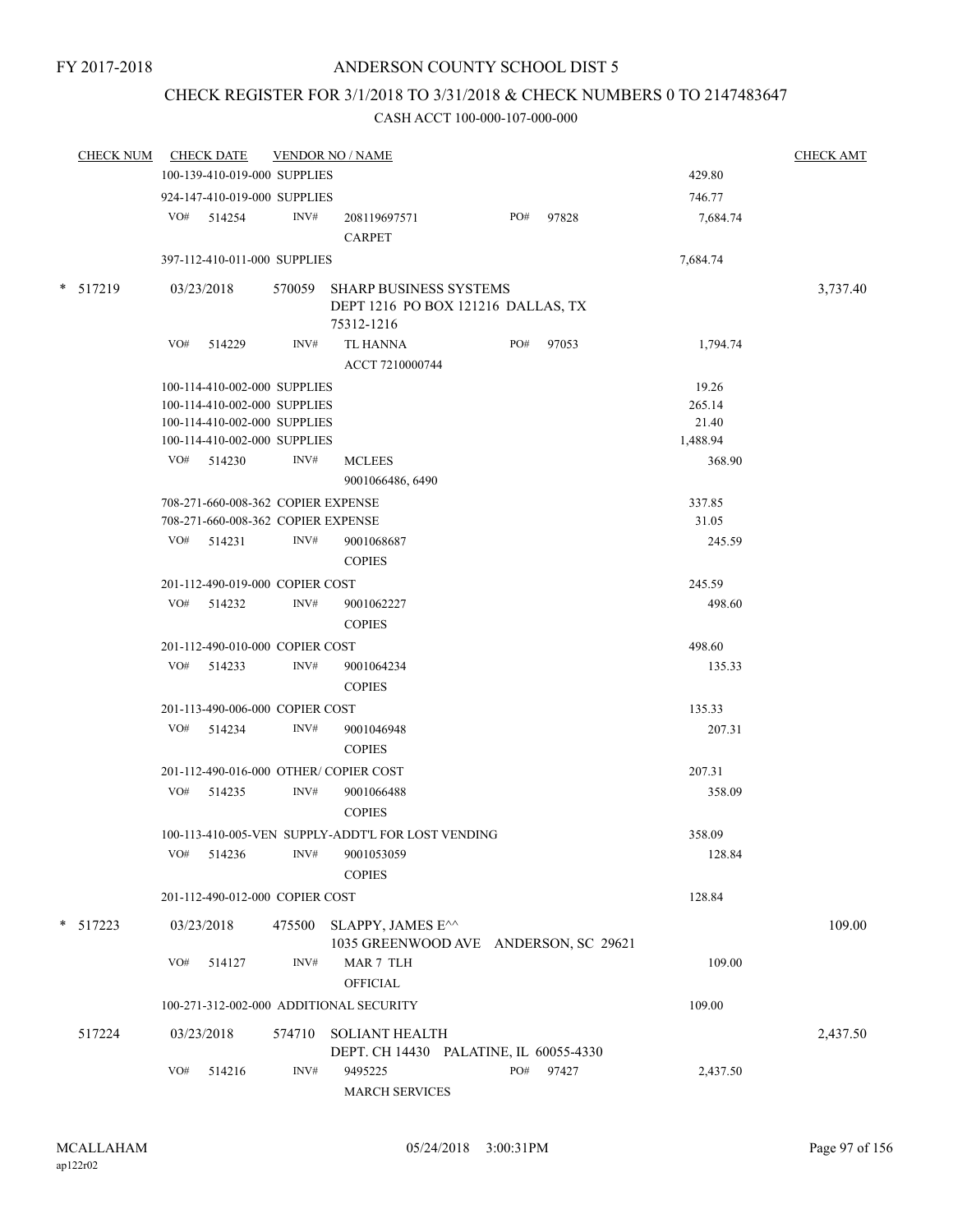FY 2017-2018

ANDERSON COUNTY SCHOOL DIST 5

CHECK REGISTER FOR 3/1/2018 TO 3/31/2018 & CHECK NUMBERS 0 TO 2147483647

CASH ACCT 100-000-107-000-000

| CHECK NUM | CHECK DATE | VENDOR NO / NAME | | | CHECK AMT |
|---|---|---|---|---|---|
| | 100-139-410-019-000 SUPPLIES | | | 429.80 | |
| | 924-147-410-019-000 SUPPLIES | | | 746.77 | |
| | VO# 514254 | INV# 208119697571<br>CARPET | PO# 97828 | 7,684.74 | |
| | 397-112-410-011-000 SUPPLIES | | | 7,684.74 | |
| * 517219 | 03/23/2018 | 570059 SHARP BUSINESS SYSTEMS<br>DEPT 1216 PO BOX 121216 DALLAS, TX 75312-1216 | | | 3,737.40 |
| | VO# 514229 | INV# TL HANNA<br>ACCT 7210000744 | PO# 97053 | 1,794.74 | |
| | 100-114-410-002-000 SUPPLIES | | | 19.26 | |
| | 100-114-410-002-000 SUPPLIES | | | 265.14 | |
| | 100-114-410-002-000 SUPPLIES | | | 21.40 | |
| | 100-114-410-002-000 SUPPLIES | | | 1,488.94 | |
| | VO# 514230 | INV# MCLEES<br>9001066486, 6490 | | 368.90 | |
| | 708-271-660-008-362 COPIER EXPENSE | | | 337.85 | |
| | 708-271-660-008-362 COPIER EXPENSE | | | 31.05 | |
| | VO# 514231 | INV# 9001068687<br>COPIES | | 245.59 | |
| | 201-112-490-019-000 COPIER COST | | | 245.59 | |
| | VO# 514232 | INV# 9001062227<br>COPIES | | 498.60 | |
| | 201-112-490-010-000 COPIER COST | | | 498.60 | |
| | VO# 514233 | INV# 9001064234<br>COPIES | | 135.33 | |
| | 201-113-490-006-000 COPIER COST | | | 135.33 | |
| | VO# 514234 | INV# 9001046948<br>COPIES | | 207.31 | |
| | 201-112-490-016-000 OTHER/ COPIER COST | | | 207.31 | |
| | VO# 514235 | INV# 9001066488<br>COPIES | | 358.09 | |
| | 100-113-410-005-VEN SUPPLY-ADDT'L FOR LOST VENDING | | | 358.09 | |
| | VO# 514236 | INV# 9001053059<br>COPIES | | 128.84 | |
| | 201-112-490-012-000 COPIER COST | | | 128.84 | |
| * 517223 | 03/23/2018 | 475500 SLAPPY, JAMES E^^<br>1035 GREENWOOD AVE ANDERSON, SC 29621 | | | 109.00 |
| | VO# 514127 | INV# MAR 7 TLH<br>OFFICIAL | | 109.00 | |
| | 100-271-312-002-000 ADDITIONAL SECURITY | | | 109.00 | |
| 517224 | 03/23/2018 | 574710 SOLIANT HEALTH<br>DEPT. CH 14430 PALATINE, IL 60055-4330 | | | 2,437.50 |
| | VO# 514216 | INV# 9495225<br>MARCH SERVICES | PO# 97427 | 2,437.50 | |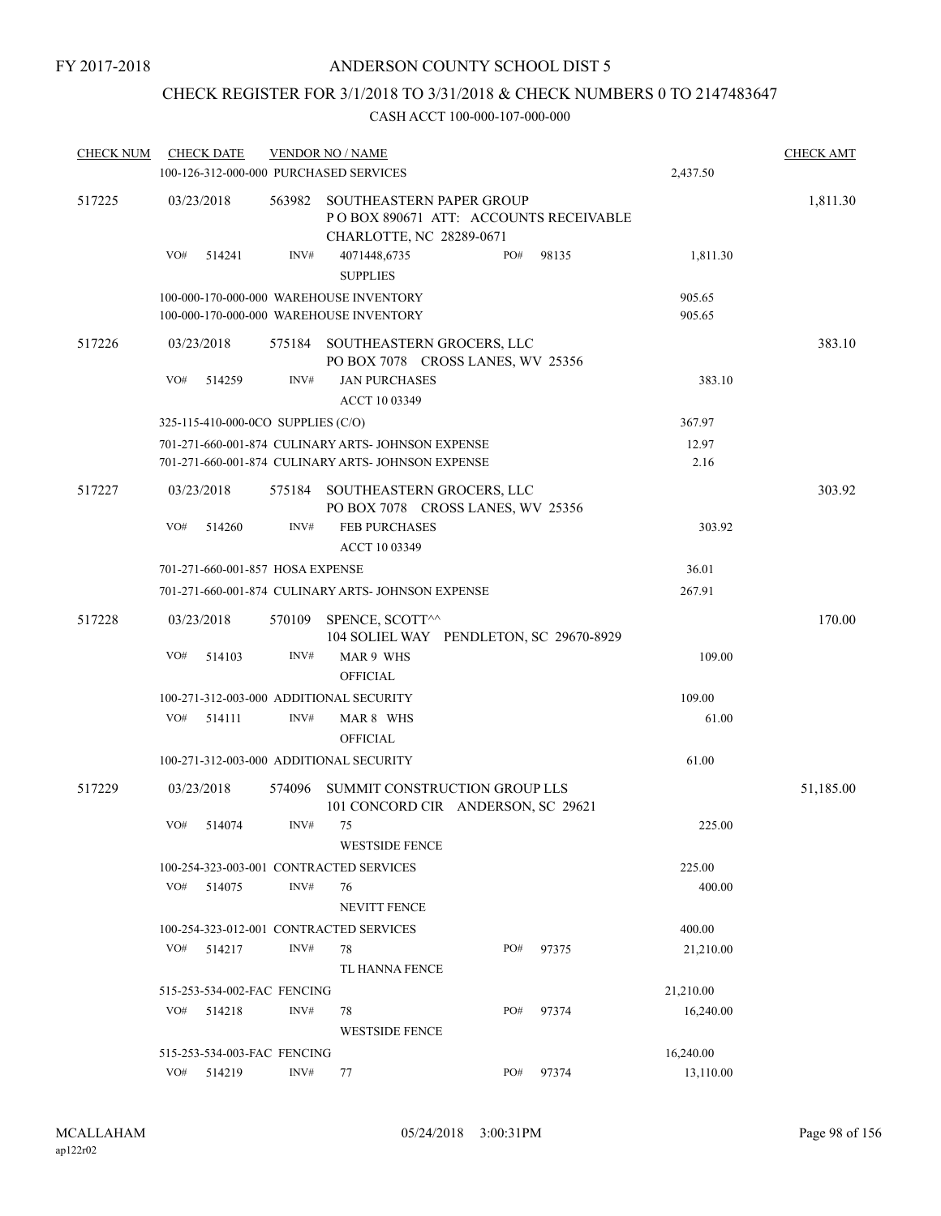FY 2017-2018

ANDERSON COUNTY SCHOOL DIST 5

CHECK REGISTER FOR 3/1/2018 TO 3/31/2018 & CHECK NUMBERS 0 TO 2147483647

CASH ACCT 100-000-107-000-000

| CHECK NUM | CHECK DATE | VENDOR NO / NAME | | CHECK AMT |
|---|---|---|---|---|
| | 100-126-312-000-000 PURCHASED SERVICES | | 2,437.50 | |
| 517225 | 03/23/2018 | 563982 SOUTHEASTERN PAPER GROUP<br>P O BOX 890671 ATT: ACCOUNTS RECEIVABLE<br>CHARLOTTE, NC 28289-0671 | | 1,811.30 |
| | VO# 514241 | INV# 4071448,6735 PO# 98135<br>SUPPLIES | 1,811.30 | |
| | 100-000-170-000-000 WAREHOUSE INVENTORY | | 905.65 | |
| | 100-000-170-000-000 WAREHOUSE INVENTORY | | 905.65 | |
| 517226 | 03/23/2018 | 575184 SOUTHEASTERN GROCERS, LLC<br>PO BOX 7078 CROSS LANES, WV 25356 | | 383.10 |
| | VO# 514259 | INV# JAN PURCHASES<br>ACCT 10 03349 | 383.10 | |
| | 325-115-410-000-0CO SUPPLIES (C/O) | | 367.97 | |
| | 701-271-660-001-874 CULINARY ARTS- JOHNSON EXPENSE | | 12.97 | |
| | 701-271-660-001-874 CULINARY ARTS- JOHNSON EXPENSE | | 2.16 | |
| 517227 | 03/23/2018 | 575184 SOUTHEASTERN GROCERS, LLC<br>PO BOX 7078 CROSS LANES, WV 25356 | | 303.92 |
| | VO# 514260 | INV# FEB PURCHASES<br>ACCT 10 03349 | 303.92 | |
| | 701-271-660-001-857 HOSA EXPENSE | | 36.01 | |
| | 701-271-660-001-874 CULINARY ARTS- JOHNSON EXPENSE | | 267.91 | |
| 517228 | 03/23/2018 | 570109 SPENCE, SCOTT^^<br>104 SOLIEL WAY PENDLETON, SC 29670-8929 | | 170.00 |
| | VO# 514103 | INV# MAR 9 WHS<br>OFFICIAL | 109.00 | |
| | 100-271-312-003-000 ADDITIONAL SECURITY | | 109.00 | |
| | VO# 514111 | INV# MAR 8 WHS<br>OFFICIAL | 61.00 | |
| | 100-271-312-003-000 ADDITIONAL SECURITY | | 61.00 | |
| 517229 | 03/23/2018 | 574096 SUMMIT CONSTRUCTION GROUP LLS<br>101 CONCORD CIR ANDERSON, SC 29621 | | 51,185.00 |
| | VO# 514074 | INV# 75<br>WESTSIDE FENCE | 225.00 | |
| | 100-254-323-003-001 CONTRACTED SERVICES | | 225.00 | |
| | VO# 514075 | INV# 76<br>NEVITT FENCE | 400.00 | |
| | 100-254-323-012-001 CONTRACTED SERVICES | | 400.00 | |
| | VO# 514217 | INV# 78 PO# 97375<br>TL HANNA FENCE | 21,210.00 | |
| | 515-253-534-002-FAC FENCING | | 21,210.00 | |
| | VO# 514218 | INV# 78 PO# 97374<br>WESTSIDE FENCE | 16,240.00 | |
| | 515-253-534-003-FAC FENCING | | 16,240.00 | |
| | VO# 514219 | INV# 77 PO# 97374 | 13,110.00 | |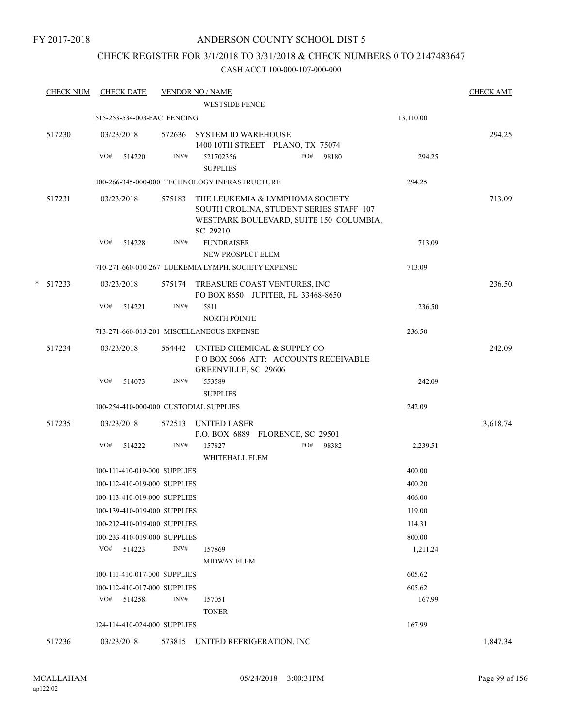FY 2017-2018

ANDERSON COUNTY SCHOOL DIST 5

CHECK REGISTER FOR 3/1/2018 TO 3/31/2018 & CHECK NUMBERS 0 TO 2147483647

CASH ACCT 100-000-107-000-000

| CHECK NUM | CHECK DATE | VENDOR NO / NAME | | CHECK AMT |
|---|---|---|---|---|
| | | WESTSIDE FENCE | | |
| | 515-253-534-003-FAC FENCING | | 13,110.00 | |
| 517230 | 03/23/2018 | 572636 SYSTEM ID WAREHOUSE<br>1400 10TH STREET PLANO, TX 75074 | | 294.25 |
| | VO# 514220 | INV# 521702356 PO# 98180<br>SUPPLIES | 294.25 | |
| | 100-266-345-000-000 TECHNOLOGY INFRASTRUCTURE | | 294.25 | |
| 517231 | 03/23/2018 | 575183 THE LEUKEMIA & LYMPHOMA SOCIETY<br>SOUTH CROLINA, STUDENT SERIES STAFF 107<br>WESTPARK BOULEVARD, SUITE 150 COLUMBIA, SC 29210 | | 713.09 |
| | VO# 514228 | INV# FUNDRAISER<br>NEW PROSPECT ELEM | 713.09 | |
| | 710-271-660-010-267 LUEKEMIA LYMPH. SOCIETY EXPENSE | | 713.09 | |
| * 517233 | 03/23/2018 | 575174 TREASURE COAST VENTURES, INC<br>PO BOX 8650 JUPITER, FL 33468-8650 | | 236.50 |
| | VO# 514221 | INV# 5811<br>NORTH POINTE | 236.50 | |
| | 713-271-660-013-201 MISCELLANEOUS EXPENSE | | 236.50 | |
| 517234 | 03/23/2018 | 564442 UNITED CHEMICAL & SUPPLY CO<br>P O BOX 5066 ATT: ACCOUNTS RECEIVABLE<br>GREENVILLE, SC 29606 | | 242.09 |
| | VO# 514073 | INV# 553589<br>SUPPLIES | 242.09 | |
| | 100-254-410-000-000 CUSTODIAL SUPPLIES | | 242.09 | |
| 517235 | 03/23/2018 | 572513 UNITED LASER<br>P.O. BOX 6889 FLORENCE, SC 29501 | | 3,618.74 |
| | VO# 514222 | INV# 157827 PO# 98382<br>WHITEHALL ELEM | 2,239.51 | |
| | 100-111-410-019-000 SUPPLIES | | 400.00 | |
| | 100-112-410-019-000 SUPPLIES | | 400.20 | |
| | 100-113-410-019-000 SUPPLIES | | 406.00 | |
| | 100-139-410-019-000 SUPPLIES | | 119.00 | |
| | 100-212-410-019-000 SUPPLIES | | 114.31 | |
| | 100-233-410-019-000 SUPPLIES | | 800.00 | |
| | VO# 514223 | INV# 157869<br>MIDWAY ELEM | 1,211.24 | |
| | 100-111-410-017-000 SUPPLIES | | 605.62 | |
| | 100-112-410-017-000 SUPPLIES | | 605.62 | |
| | VO# 514258 | INV# 157051<br>TONER | 167.99 | |
| | 124-114-410-024-000 SUPPLIES | | 167.99 | |
| 517236 | 03/23/2018 | 573815 UNITED REFRIGERATION, INC | | 1,847.34 |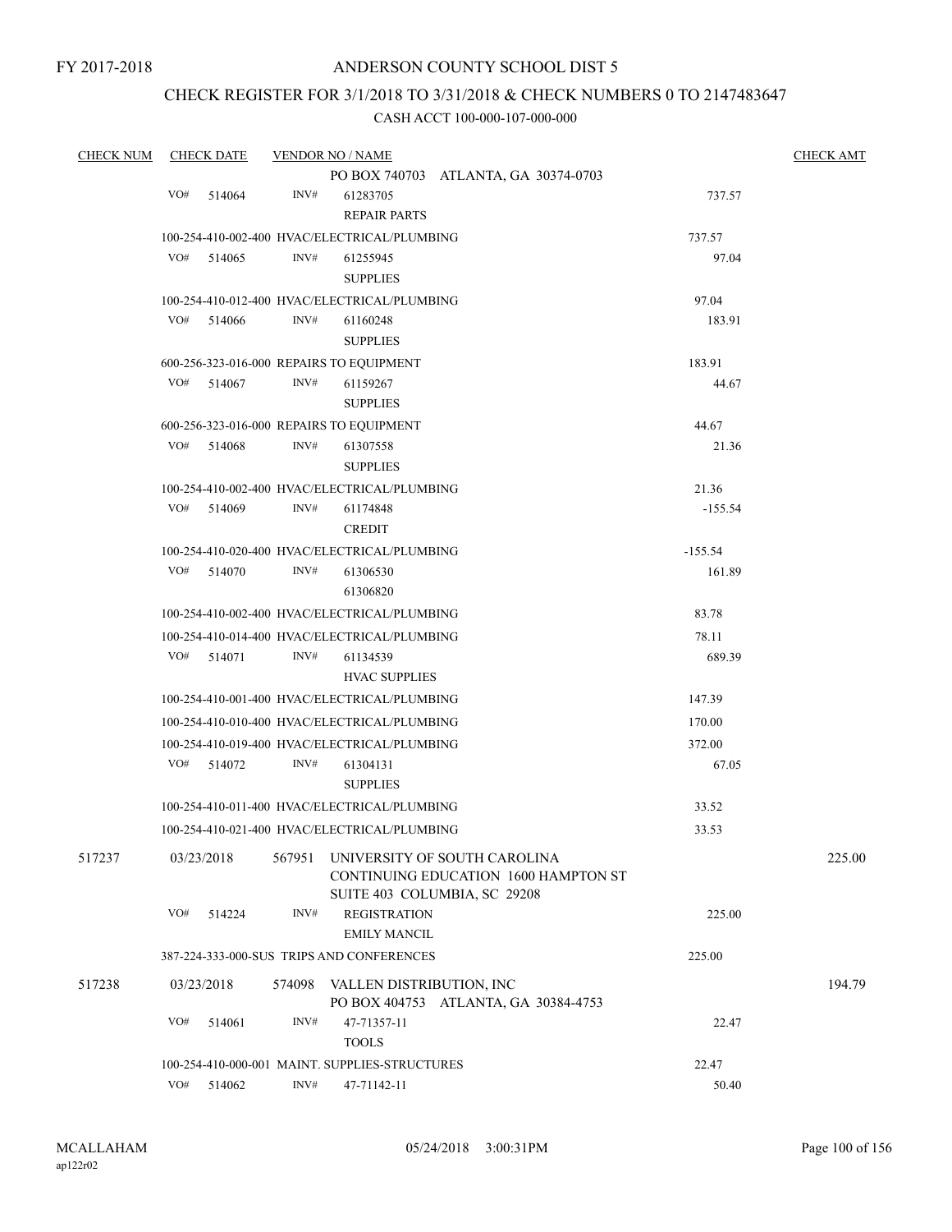FY 2017-2018

# ANDERSON COUNTY SCHOOL DIST 5

## CHECK REGISTER FOR 3/1/2018 TO 3/31/2018 & CHECK NUMBERS 0 TO 2147483647

### CASH ACCT 100-000-107-000-000

| CHECK NUM | CHECK DATE | VENDOR NO / NAME | | CHECK AMT |
|---|---|---|---|---|
| | | PO BOX 740703 ATLANTA, GA 30374-0703 | | |
| | VO# 514064 | INV# 61283705<br>REPAIR PARTS | 737.57 | |
| | | 100-254-410-002-400 HVAC/ELECTRICAL/PLUMBING | 737.57 | |
| | VO# 514065 | INV# 61255945<br>SUPPLIES | 97.04 | |
| | | 100-254-410-012-400 HVAC/ELECTRICAL/PLUMBING | 97.04 | |
| | VO# 514066 | INV# 61160248<br>SUPPLIES | 183.91 | |
| | | 600-256-323-016-000 REPAIRS TO EQUIPMENT | 183.91 | |
| | VO# 514067 | INV# 61159267<br>SUPPLIES | 44.67 | |
| | | 600-256-323-016-000 REPAIRS TO EQUIPMENT | 44.67 | |
| | VO# 514068 | INV# 61307558<br>SUPPLIES | 21.36 | |
| | | 100-254-410-002-400 HVAC/ELECTRICAL/PLUMBING | 21.36 | |
| | VO# 514069 | INV# 61174848<br>CREDIT | -155.54 | |
| | | 100-254-410-020-400 HVAC/ELECTRICAL/PLUMBING | -155.54 | |
| | VO# 514070 | INV# 61306530<br>61306820 | 161.89 | |
| | | 100-254-410-002-400 HVAC/ELECTRICAL/PLUMBING | 83.78 | |
| | | 100-254-410-014-400 HVAC/ELECTRICAL/PLUMBING | 78.11 | |
| | VO# 514071 | INV# 61134539<br>HVAC SUPPLIES | 689.39 | |
| | | 100-254-410-001-400 HVAC/ELECTRICAL/PLUMBING | 147.39 | |
| | | 100-254-410-010-400 HVAC/ELECTRICAL/PLUMBING | 170.00 | |
| | | 100-254-410-019-400 HVAC/ELECTRICAL/PLUMBING | 372.00 | |
| | VO# 514072 | INV# 61304131<br>SUPPLIES | 67.05 | |
| | | 100-254-410-011-400 HVAC/ELECTRICAL/PLUMBING | 33.52 | |
| | | 100-254-410-021-400 HVAC/ELECTRICAL/PLUMBING | 33.53 | |
| 517237 | 03/23/2018 | 567951 UNIVERSITY OF SOUTH CAROLINA<br>CONTINUING EDUCATION 1600 HAMPTON ST<br>SUITE 403 COLUMBIA, SC 29208 | | 225.00 |
| | VO# 514224 | INV# REGISTRATION<br>EMILY MANCIL | 225.00 | |
| | | 387-224-333-000-SUS TRIPS AND CONFERENCES | 225.00 | |
| 517238 | 03/23/2018 | 574098 VALLEN DISTRIBUTION, INC<br>PO BOX 404753 ATLANTA, GA 30384-4753 | | 194.79 |
| | VO# 514061 | INV# 47-71357-11<br>TOOLS | 22.47 | |
| | | 100-254-410-000-001 MAINT. SUPPLIES-STRUCTURES | 22.47 | |
| | VO# 514062 | INV# 47-71142-11 | 50.40 | |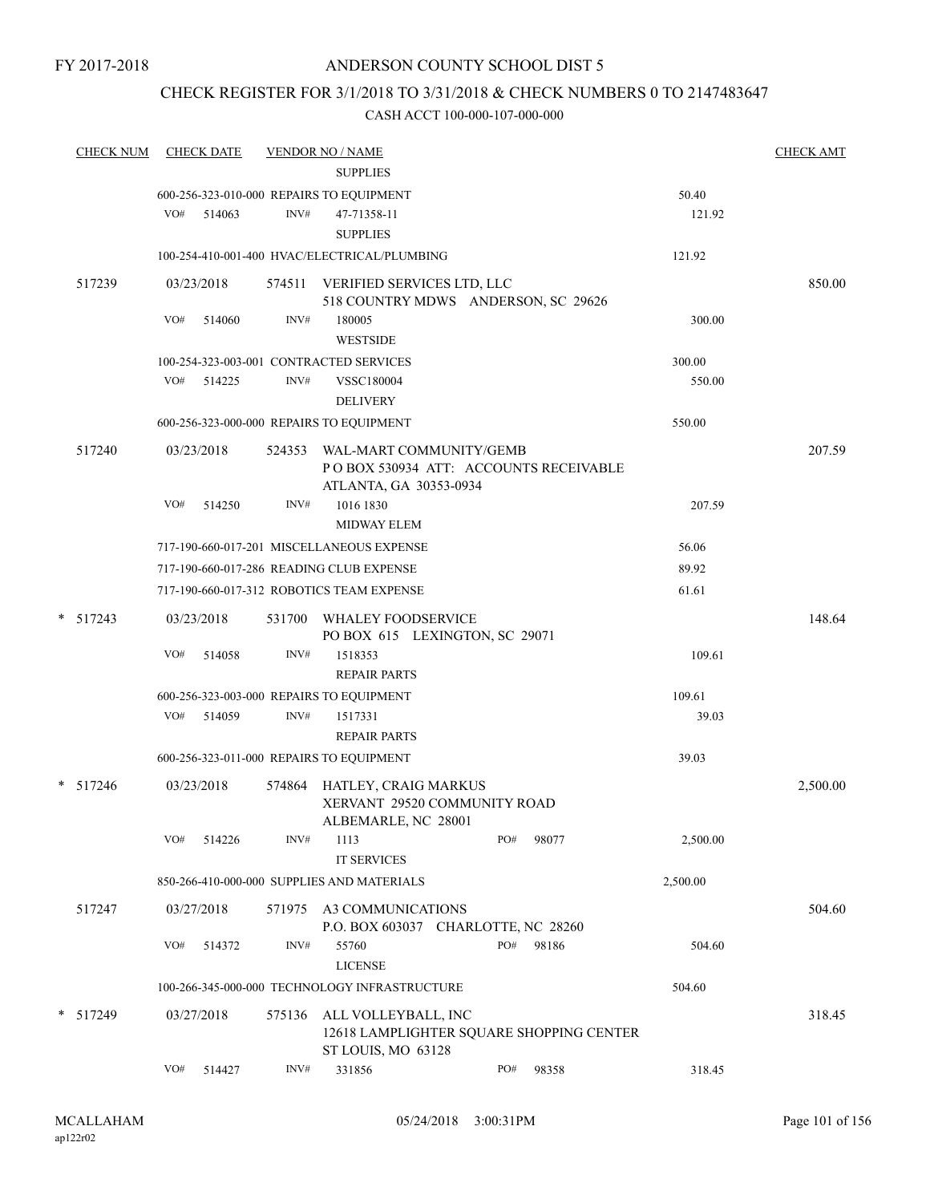FY 2017-2018

ANDERSON COUNTY SCHOOL DIST 5

CHECK REGISTER FOR 3/1/2018 TO 3/31/2018 & CHECK NUMBERS 0 TO 2147483647

CASH ACCT 100-000-107-000-000

| CHECK NUM | CHECK DATE | VENDOR NO / NAME | | CHECK AMT |
|---|---|---|---|---|
| | | SUPPLIES | | |
| | | 600-256-323-010-000 REPAIRS TO EQUIPMENT | 50.40 | |
| | VO# 514063 | INV# 47-71358-11 SUPPLIES | 121.92 | |
| | | 100-254-410-001-400 HVAC/ELECTRICAL/PLUMBING | 121.92 | |
| 517239 | 03/23/2018 | 574511 VERIFIED SERVICES LTD, LLC 518 COUNTRY MDWS ANDERSON, SC 29626 | | 850.00 |
| | VO# 514060 | INV# 180005 WESTSIDE | 300.00 | |
| | | 100-254-323-003-001 CONTRACTED SERVICES | 300.00 | |
| | VO# 514225 | INV# VSSC180004 DELIVERY | 550.00 | |
| | | 600-256-323-000-000 REPAIRS TO EQUIPMENT | 550.00 | |
| 517240 | 03/23/2018 | 524353 WAL-MART COMMUNITY/GEMB P O BOX 530934 ATT: ACCOUNTS RECEIVABLE ATLANTA, GA 30353-0934 | | 207.59 |
| | VO# 514250 | INV# 1016 1830 MIDWAY ELEM | 207.59 | |
| | | 717-190-660-017-201 MISCELLANEOUS EXPENSE | 56.06 | |
| | | 717-190-660-017-286 READING CLUB EXPENSE | 89.92 | |
| | | 717-190-660-017-312 ROBOTICS TEAM EXPENSE | 61.61 | |
| * 517243 | 03/23/2018 | 531700 WHALEY FOODSERVICE PO BOX 615 LEXINGTON, SC 29071 | | 148.64 |
| | VO# 514058 | INV# 1518353 REPAIR PARTS | 109.61 | |
| | | 600-256-323-003-000 REPAIRS TO EQUIPMENT | 109.61 | |
| | VO# 514059 | INV# 1517331 REPAIR PARTS | 39.03 | |
| | | 600-256-323-011-000 REPAIRS TO EQUIPMENT | 39.03 | |
| * 517246 | 03/23/2018 | 574864 HATLEY, CRAIG MARKUS XERVANT 29520 COMMUNITY ROAD ALBEMARLE, NC 28001 | | 2,500.00 |
| | VO# 514226 | INV# 1113 PO# 98077 IT SERVICES | 2,500.00 | |
| | | 850-266-410-000-000 SUPPLIES AND MATERIALS | 2,500.00 | |
| 517247 | 03/27/2018 | 571975 A3 COMMUNICATIONS P.O. BOX 603037 CHARLOTTE, NC 28260 | | 504.60 |
| | VO# 514372 | INV# 55760 PO# 98186 LICENSE | 504.60 | |
| | | 100-266-345-000-000 TECHNOLOGY INFRASTRUCTURE | 504.60 | |
| * 517249 | 03/27/2018 | 575136 ALL VOLLEYBALL, INC 12618 LAMPLIGHTER SQUARE SHOPPING CENTER ST LOUIS, MO 63128 | | 318.45 |
| | VO# 514427 | INV# 331856 PO# 98358 | 318.45 | |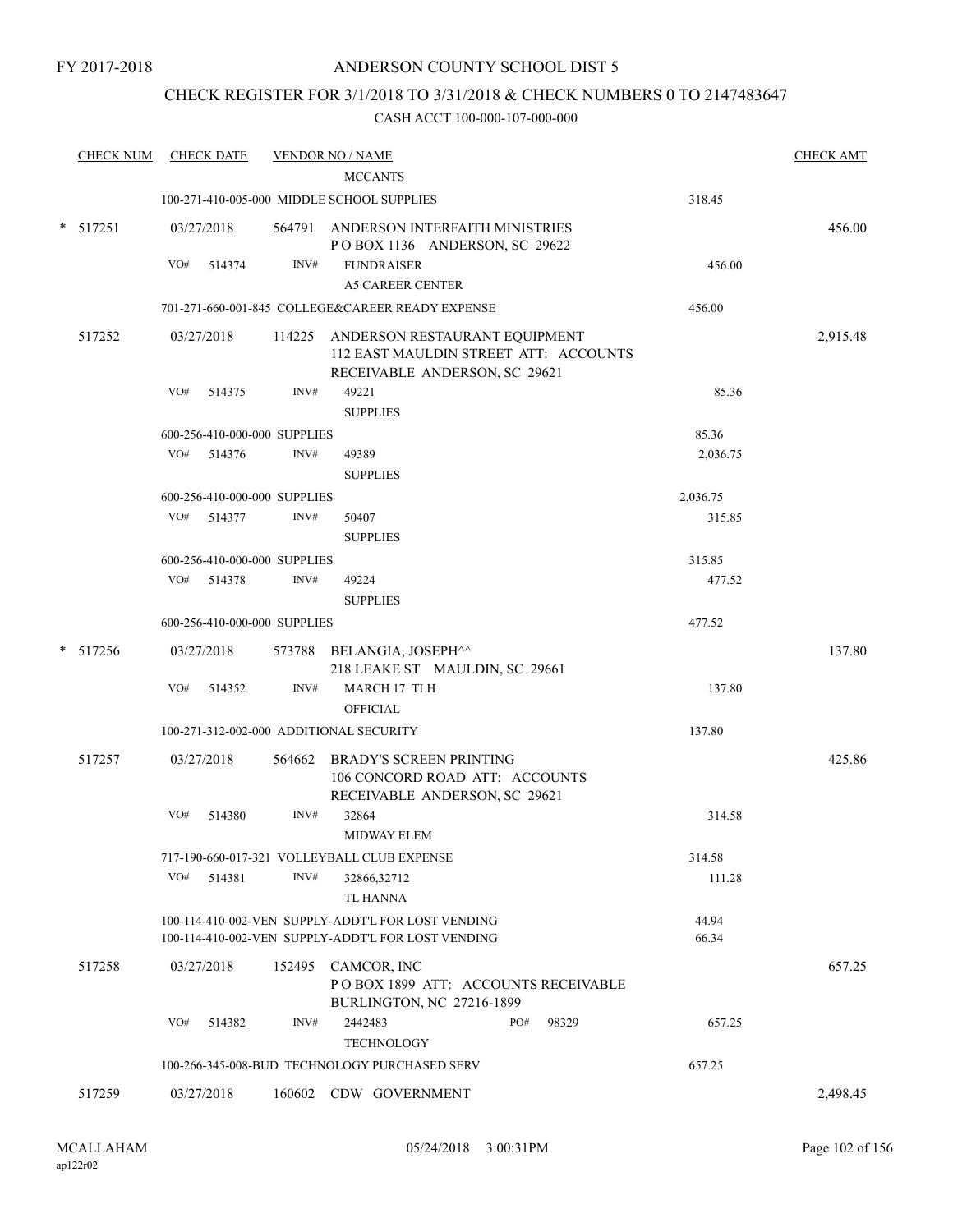FY 2017-2018

# ANDERSON COUNTY SCHOOL DIST 5

## CHECK REGISTER FOR 3/1/2018 TO 3/31/2018 & CHECK NUMBERS 0 TO 2147483647

CASH ACCT 100-000-107-000-000

| CHECK NUM | CHECK DATE | VENDOR NO / NAME | | CHECK AMT |
|---|---|---|---|---|
| | | MCCANTS | | |
| | | 100-271-410-005-000 MIDDLE SCHOOL SUPPLIES | 318.45 | |
| * 517251 | 03/27/2018 | 564791 ANDERSON INTERFAITH MINISTRIES<br>P O BOX 1136 ANDERSON, SC 29622 | | 456.00 |
| | VO# 514374 | INV# FUNDRAISER<br>A5 CAREER CENTER | 456.00 | |
| | | 701-271-660-001-845 COLLEGE&CAREER READY EXPENSE | 456.00 | |
| 517252 | 03/27/2018 | 114225 ANDERSON RESTAURANT EQUIPMENT<br>112 EAST MAULDIN STREET ATT: ACCOUNTS<br>RECEIVABLE ANDERSON, SC 29621 | | 2,915.48 |
| | VO# 514375 | INV# 49221<br>SUPPLIES | 85.36 | |
| | | 600-256-410-000-000 SUPPLIES | 85.36 | |
| | VO# 514376 | INV# 49389<br>SUPPLIES | 2,036.75 | |
| | | 600-256-410-000-000 SUPPLIES | 2,036.75 | |
| | VO# 514377 | INV# 50407<br>SUPPLIES | 315.85 | |
| | | 600-256-410-000-000 SUPPLIES | 315.85 | |
| | VO# 514378 | INV# 49224<br>SUPPLIES | 477.52 | |
| | | 600-256-410-000-000 SUPPLIES | 477.52 | |
| * 517256 | 03/27/2018 | 573788 BELANGIA, JOSEPH^^<br>218 LEAKE ST MAULDIN, SC 29661 | | 137.80 |
| | VO# 514352 | INV# MARCH 17 TLH<br>OFFICIAL | 137.80 | |
| | | 100-271-312-002-000 ADDITIONAL SECURITY | 137.80 | |
| 517257 | 03/27/2018 | 564662 BRADY'S SCREEN PRINTING<br>106 CONCORD ROAD ATT: ACCOUNTS<br>RECEIVABLE ANDERSON, SC 29621 | | 425.86 |
| | VO# 514380 | INV# 32864<br>MIDWAY ELEM | 314.58 | |
| | | 717-190-660-017-321 VOLLEYBALL CLUB EXPENSE | 314.58 | |
| | VO# 514381 | INV# 32866,32712<br>TL HANNA | 111.28 | |
| | | 100-114-410-002-VEN SUPPLY-ADDT'L FOR LOST VENDING | 44.94 | |
| | | 100-114-410-002-VEN SUPPLY-ADDT'L FOR LOST VENDING | 66.34 | |
| 517258 | 03/27/2018 | 152495 CAMCOR, INC<br>P O BOX 1899 ATT: ACCOUNTS RECEIVABLE<br>BURLINGTON, NC 27216-1899 | | 657.25 |
| | VO# 514382 | INV# 2442483 PO# 98329<br>TECHNOLOGY | 657.25 | |
| | | 100-266-345-008-BUD TECHNOLOGY PURCHASED SERV | 657.25 | |
| 517259 | 03/27/2018 | 160602 CDW GOVERNMENT | | 2,498.45 |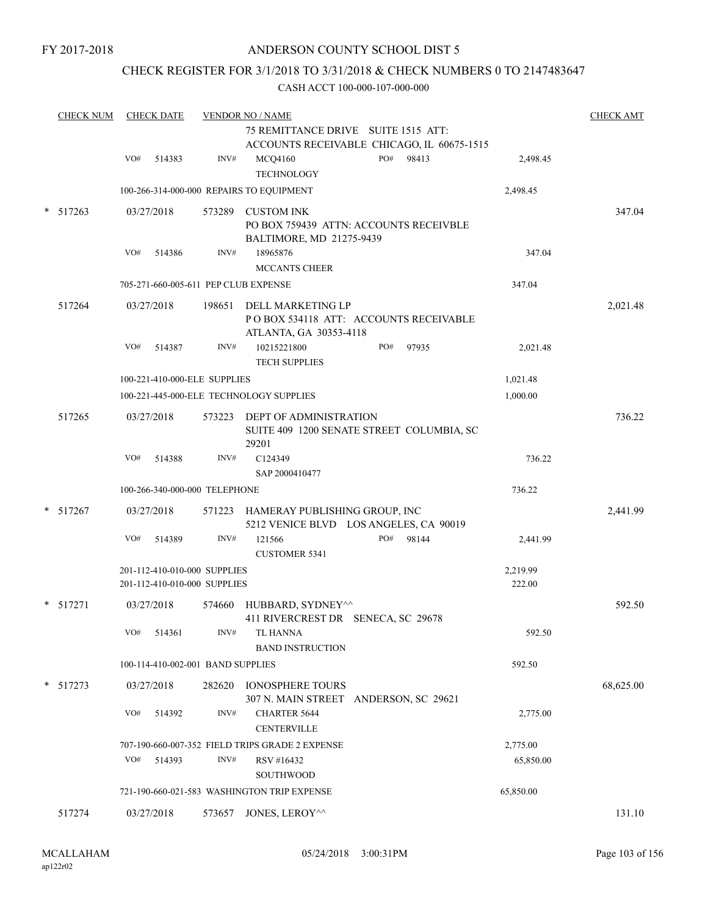FY 2017-2018

# ANDERSON COUNTY SCHOOL DIST 5

## CHECK REGISTER FOR 3/1/2018 TO 3/31/2018 & CHECK NUMBERS 0 TO 2147483647

CASH ACCT 100-000-107-000-000

| CHECK NUM | CHECK DATE | VENDOR NO / NAME | | | CHECK AMT |
|---|---|---|---|---|---|
| | | | 75 REMITTANCE DRIVE SUITE 1515 ATT: ACCOUNTS RECEIVABLE CHICAGO, IL 60675-1515 | | |
| | VO# 514383 | INV# | MCQ4160 TECHNOLOGY | PO# 98413 | 2,498.45 |
| | 100-266-314-000-000 REPAIRS TO EQUIPMENT | | | 2,498.45 | |
| * 517263 | 03/27/2018 | 573289 | CUSTOM INK PO BOX 759439 ATTN: ACCOUNTS RECEIVBLE BALTIMORE, MD 21275-9439 | | 347.04 |
| | VO# 514386 | INV# | 18965876 MCCANTS CHEER | | 347.04 |
| | 705-271-660-005-611 PEP CLUB EXPENSE | | | 347.04 | |
| 517264 | 03/27/2018 | 198651 | DELL MARKETING LP P O BOX 534118 ATT: ACCOUNTS RECEIVABLE ATLANTA, GA 30353-4118 | | 2,021.48 |
| | VO# 514387 | INV# | 10215221800 TECH SUPPLIES | PO# 97935 | 2,021.48 |
| | 100-221-410-000-ELE SUPPLIES | | | 1,021.48 | |
| | 100-221-445-000-ELE TECHNOLOGY SUPPLIES | | | 1,000.00 | |
| 517265 | 03/27/2018 | 573223 | DEPT OF ADMINISTRATION SUITE 409 1200 SENATE STREET COLUMBIA, SC 29201 | | 736.22 |
| | VO# 514388 | INV# | C124349 SAP 2000410477 | | 736.22 |
| | 100-266-340-000-000 TELEPHONE | | | 736.22 | |
| * 517267 | 03/27/2018 | 571223 | HAMERAY PUBLISHING GROUP, INC 5212 VENICE BLVD LOS ANGELES, CA 90019 | | 2,441.99 |
| | VO# 514389 | INV# | 121566 CUSTOMER 5341 | PO# 98144 | 2,441.99 |
| | 201-112-410-010-000 SUPPLIES | | | 2,219.99 | |
| | 201-112-410-010-000 SUPPLIES | | | 222.00 | |
| * 517271 | 03/27/2018 | 574660 | HUBBARD, SYDNEY^^ 411 RIVERCREST DR SENECA, SC 29678 | | 592.50 |
| | VO# 514361 | INV# | TL HANNA BAND INSTRUCTION | | 592.50 |
| | 100-114-410-002-001 BAND SUPPLIES | | | 592.50 | |
| * 517273 | 03/27/2018 | 282620 | IONOSPHERE TOURS 307 N. MAIN STREET ANDERSON, SC 29621 | | 68,625.00 |
| | VO# 514392 | INV# | CHARTER 5644 CENTERVILLE | | 2,775.00 |
| | 707-190-660-007-352 FIELD TRIPS GRADE 2 EXPENSE | | | 2,775.00 | |
| | VO# 514393 | INV# | RSV #16432 SOUTHWOOD | | 65,850.00 |
| | 721-190-660-021-583 WASHINGTON TRIP EXPENSE | | | 65,850.00 | |
| 517274 | 03/27/2018 | 573657 | JONES, LEROY^^ | | 131.10 |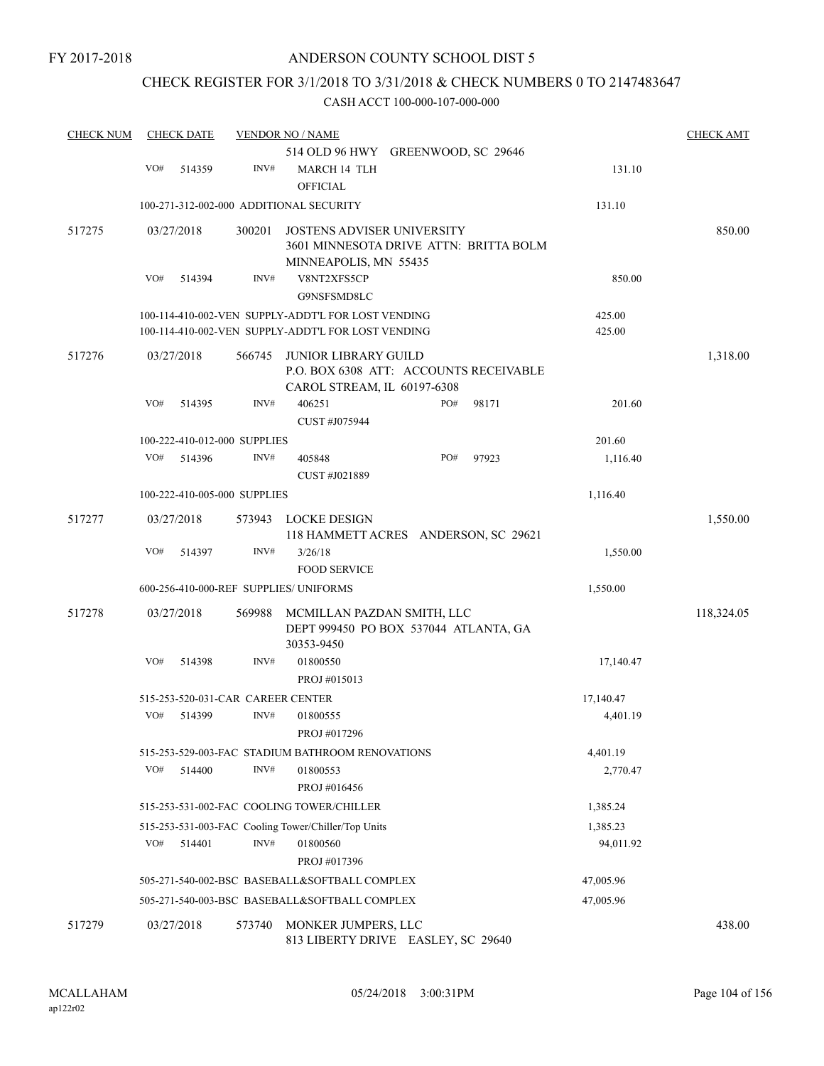FY 2017-2018

# ANDERSON COUNTY SCHOOL DIST 5

## CHECK REGISTER FOR 3/1/2018 TO 3/31/2018 & CHECK NUMBERS 0 TO 2147483647

### CASH ACCT 100-000-107-000-000

| CHECK NUM | CHECK DATE | VENDOR NO / NAME | | CHECK AMT |
|---|---|---|---|---|
| | | 514 OLD 96 HWY GREENWOOD, SC 29646 | | |
| | VO# 514359 | INV# MARCH 14 TLH OFFICIAL | 131.10 | |
| | | 100-271-312-002-000 ADDITIONAL SECURITY | 131.10 | |
| 517275 | 03/27/2018 | 300201 JOSTENS ADVISER UNIVERSITY 3601 MINNESOTA DRIVE ATTN: BRITTA BOLM MINNEAPOLIS, MN 55435 | | 850.00 |
| | VO# 514394 | INV# V8NT2XFS5CP G9NSFSMD8LC | 850.00 | |
| | | 100-114-410-002-VEN SUPPLY-ADDT'L FOR LOST VENDING | 425.00 | |
| | | 100-114-410-002-VEN SUPPLY-ADDT'L FOR LOST VENDING | 425.00 | |
| 517276 | 03/27/2018 | 566745 JUNIOR LIBRARY GUILD P.O. BOX 6308 ATT: ACCOUNTS RECEIVABLE CAROL STREAM, IL 60197-6308 | | 1,318.00 |
| | VO# 514395 | INV# 406251 PO# 98171 CUST #J075944 | 201.60 | |
| | | 100-222-410-012-000 SUPPLIES | 201.60 | |
| | VO# 514396 | INV# 405848 PO# 97923 CUST #J021889 | 1,116.40 | |
| | | 100-222-410-005-000 SUPPLIES | 1,116.40 | |
| 517277 | 03/27/2018 | 573943 LOCKE DESIGN 118 HAMMETT ACRES ANDERSON, SC 29621 | | 1,550.00 |
| | VO# 514397 | INV# 3/26/18 FOOD SERVICE | 1,550.00 | |
| | | 600-256-410-000-REF SUPPLIES/ UNIFORMS | 1,550.00 | |
| 517278 | 03/27/2018 | 569988 MCMILLAN PAZDAN SMITH, LLC DEPT 999450 PO BOX 537044 ATLANTA, GA 30353-9450 | | 118,324.05 |
| | VO# 514398 | INV# 01800550 PROJ #015013 | 17,140.47 | |
| | | 515-253-520-031-CAR CAREER CENTER | 17,140.47 | |
| | VO# 514399 | INV# 01800555 PROJ #017296 | 4,401.19 | |
| | | 515-253-529-003-FAC STADIUM BATHROOM RENOVATIONS | 4,401.19 | |
| | VO# 514400 | INV# 01800553 PROJ #016456 | 2,770.47 | |
| | | 515-253-531-002-FAC COOLING TOWER/CHILLER | 1,385.24 | |
| | | 515-253-531-003-FAC Cooling Tower/Chiller/Top Units | 1,385.23 | |
| | VO# 514401 | INV# 01800560 PROJ #017396 | 94,011.92 | |
| | | 505-271-540-002-BSC BASEBALL&SOFTBALL COMPLEX | 47,005.96 | |
| | | 505-271-540-003-BSC BASEBALL&SOFTBALL COMPLEX | 47,005.96 | |
| 517279 | 03/27/2018 | 573740 MONKER JUMPERS, LLC 813 LIBERTY DRIVE EASLEY, SC 29640 | | 438.00 |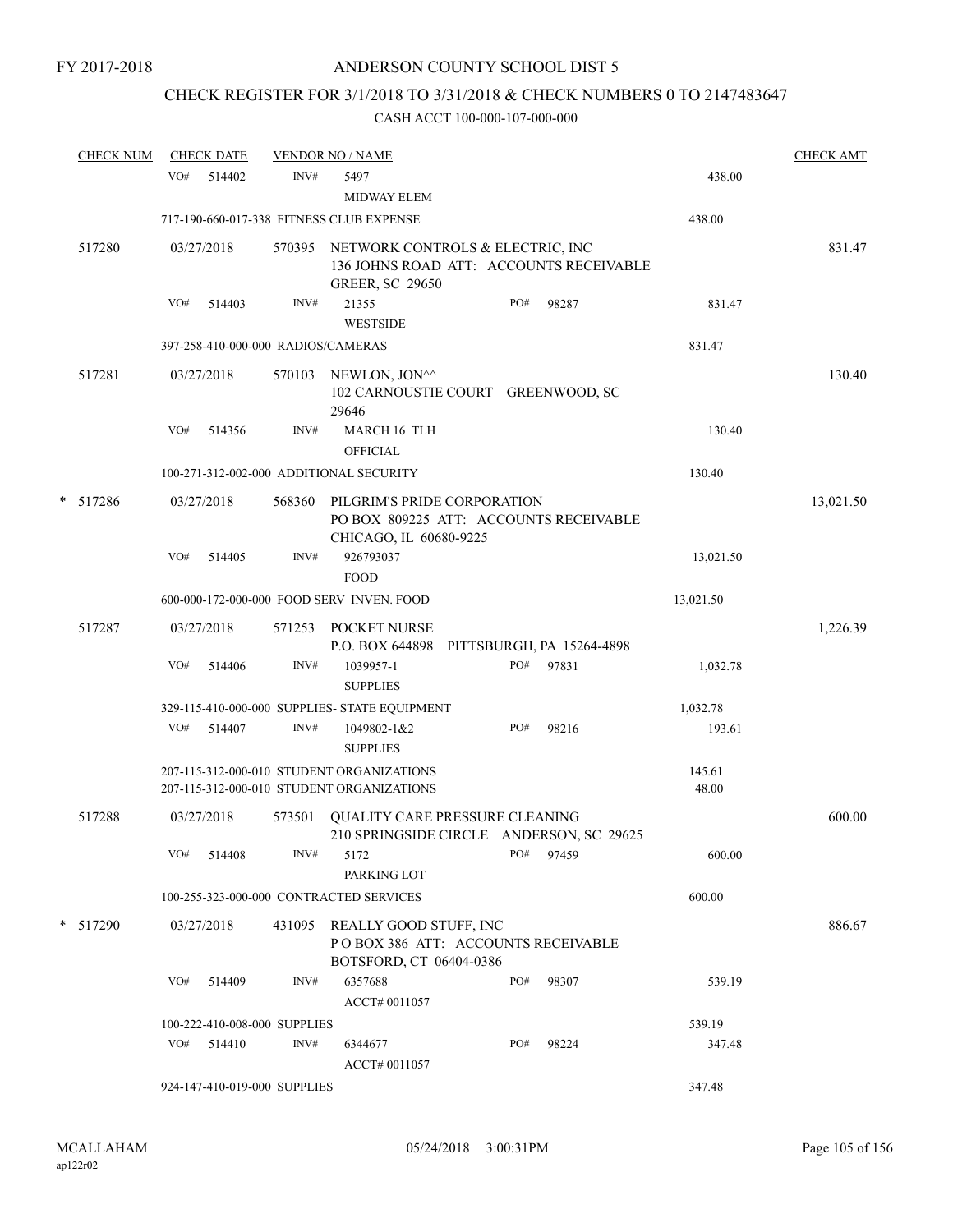FY 2017-2018

ANDERSON COUNTY SCHOOL DIST 5

CHECK REGISTER FOR 3/1/2018 TO 3/31/2018 & CHECK NUMBERS 0 TO 2147483647

CASH ACCT 100-000-107-000-000

| CHECK NUM | CHECK DATE | VENDOR NO / NAME | | | CHECK AMT |
|---|---|---|---|---|---|
| | VO# 514402 | INV# 5497 MIDWAY ELEM | | 438.00 | |
| | 717-190-660-017-338 FITNESS CLUB EXPENSE | | | 438.00 | |
| 517280 | 03/27/2018 | 570395 NETWORK CONTROLS & ELECTRIC, INC 136 JOHNS ROAD ATT: ACCOUNTS RECEIVABLE GREER, SC 29650 | | | 831.47 |
| | VO# 514403 | INV# 21355 WESTSIDE | PO# 98287 | 831.47 | |
| | 397-258-410-000-000 RADIOS/CAMERAS | | | 831.47 | |
| 517281 | 03/27/2018 | 570103 NEWLON, JON^^ 102 CARNOUSTIE COURT GREENWOOD, SC 29646 | | | 130.40 |
| | VO# 514356 | INV# MARCH 16 TLH OFFICIAL | | 130.40 | |
| | 100-271-312-002-000 ADDITIONAL SECURITY | | | 130.40 | |
| * 517286 | 03/27/2018 | 568360 PILGRIM'S PRIDE CORPORATION PO BOX 809225 ATT: ACCOUNTS RECEIVABLE CHICAGO, IL 60680-9225 | | | 13,021.50 |
| | VO# 514405 | INV# 926793037 FOOD | | 13,021.50 | |
| | 600-000-172-000-000 FOOD SERV INVEN. FOOD | | | 13,021.50 | |
| 517287 | 03/27/2018 | 571253 POCKET NURSE P.O. BOX 644898 PITTSBURGH, PA 15264-4898 | | | 1,226.39 |
| | VO# 514406 | INV# 1039957-1 SUPPLIES | PO# 97831 | 1,032.78 | |
| | 329-115-410-000-000 SUPPLIES- STATE EQUIPMENT | | | 1,032.78 | |
| | VO# 514407 | INV# 1049802-1&2 SUPPLIES | PO# 98216 | 193.61 | |
| | 207-115-312-000-010 STUDENT ORGANIZATIONS | | | 145.61 | |
| | 207-115-312-000-010 STUDENT ORGANIZATIONS | | | 48.00 | |
| 517288 | 03/27/2018 | 573501 QUALITY CARE PRESSURE CLEANING 210 SPRINGSIDE CIRCLE ANDERSON, SC 29625 | | | 600.00 |
| | VO# 514408 | INV# 5172 PARKING LOT | PO# 97459 | 600.00 | |
| | 100-255-323-000-000 CONTRACTED SERVICES | | | 600.00 | |
| * 517290 | 03/27/2018 | 431095 REALLY GOOD STUFF, INC P O BOX 386 ATT: ACCOUNTS RECEIVABLE BOTSFORD, CT 06404-0386 | | | 886.67 |
| | VO# 514409 | INV# 6357688 ACCT# 0011057 | PO# 98307 | 539.19 | |
| | 100-222-410-008-000 SUPPLIES | | | 539.19 | |
| | VO# 514410 | INV# 6344677 ACCT# 0011057 | PO# 98224 | 347.48 | |
| | 924-147-410-019-000 SUPPLIES | | | 347.48 | |

MCALLAHAM ap122r02 05/24/2018 3:00:31PM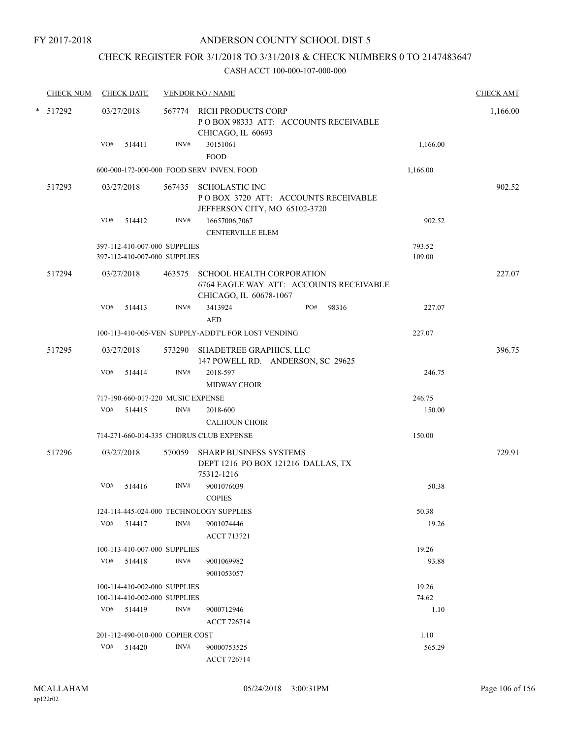FY 2017-2018

# ANDERSON COUNTY SCHOOL DIST 5

## CHECK REGISTER FOR 3/1/2018 TO 3/31/2018 & CHECK NUMBERS 0 TO 2147483647

### CASH ACCT 100-000-107-000-000

| CHECK NUM | CHECK DATE | VENDOR NO / NAME | | | CHECK AMT |
|---|---|---|---|---|---|
| * 517292 | 03/27/2018 | 567774 RICH PRODUCTS CORP<br>P O BOX 98333 ATT: ACCOUNTS RECEIVABLE<br>CHICAGO, IL 60693 | | | 1,166.00 |
| | VO# 514411 | INV# 30151061<br>FOOD | | 1,166.00 | |
| | 600-000-172-000-000 FOOD SERV INVEN. FOOD | | | 1,166.00 | |
| 517293 | 03/27/2018 | 567435 SCHOLASTIC INC<br>P O BOX 3720 ATT: ACCOUNTS RECEIVABLE<br>JEFFERSON CITY, MO 65102-3720 | | | 902.52 |
| | VO# 514412 | INV# 16657006,7067<br>CENTERVILLE ELEM | | 902.52 | |
| | 397-112-410-007-000 SUPPLIES | | | 793.52 | |
| | 397-112-410-007-000 SUPPLIES | | | 109.00 | |
| 517294 | 03/27/2018 | 463575 SCHOOL HEALTH CORPORATION<br>6764 EAGLE WAY ATT: ACCOUNTS RECEIVABLE<br>CHICAGO, IL 60678-1067 | | | 227.07 |
| | VO# 514413 | INV# 3413924<br>AED | PO# 98316 | 227.07 | |
| | 100-113-410-005-VEN SUPPLY-ADDT'L FOR LOST VENDING | | | 227.07 | |
| 517295 | 03/27/2018 | 573290 SHADETREE GRAPHICS, LLC<br>147 POWELL RD. ANDERSON, SC 29625 | | | 396.75 |
| | VO# 514414 | INV# 2018-597<br>MIDWAY CHOIR | | 246.75 | |
| | 717-190-660-017-220 MUSIC EXPENSE | | | 246.75 | |
| | VO# 514415 | INV# 2018-600<br>CALHOUN CHOIR | | 150.00 | |
| | 714-271-660-014-335 CHORUS CLUB EXPENSE | | | 150.00 | |
| 517296 | 03/27/2018 | 570059 SHARP BUSINESS SYSTEMS<br>DEPT 1216 PO BOX 121216 DALLAS, TX<br>75312-1216 | | | 729.91 |
| | VO# 514416 | INV# 9001076039<br>COPIES | | 50.38 | |
| | 124-114-445-024-000 TECHNOLOGY SUPPLIES | | | 50.38 | |
| | VO# 514417 | INV# 9001074446<br>ACCT 713721 | | 19.26 | |
| | 100-113-410-007-000 SUPPLIES | | | 19.26 | |
| | VO# 514418 | INV# 9001069982<br>9001053057 | | 93.88 | |
| | 100-114-410-002-000 SUPPLIES | | | 19.26 | |
| | 100-114-410-002-000 SUPPLIES | | | 74.62 | |
| | VO# 514419 | INV# 9000712946<br>ACCT 726714 | | 1.10 | |
| | 201-112-490-010-000 COPIER COST | | | 1.10 | |
| | VO# 514420 | INV# 90000753525<br>ACCT 726714 | | 565.29 | |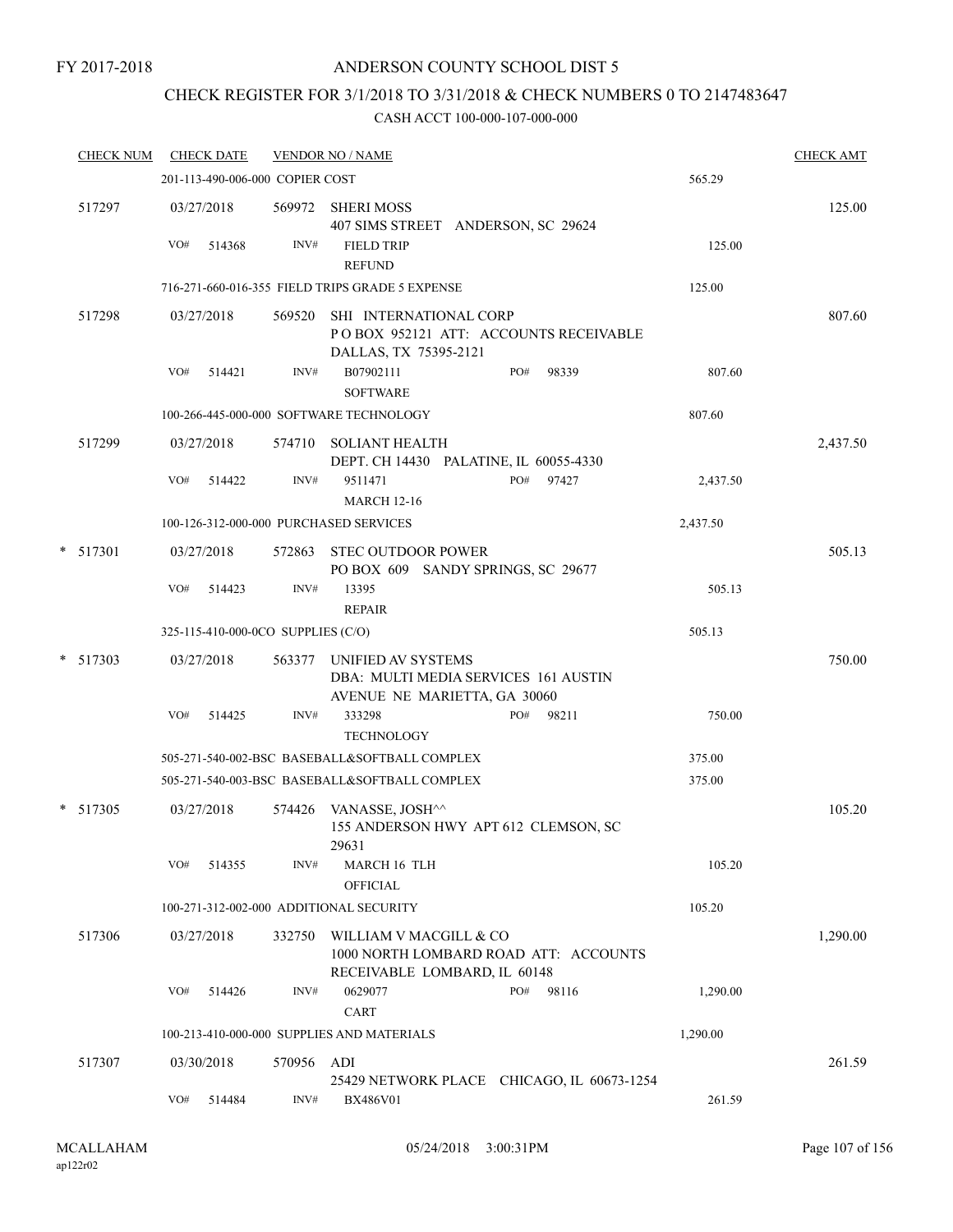FY 2017-2018

# ANDERSON COUNTY SCHOOL DIST 5

## CHECK REGISTER FOR 3/1/2018 TO 3/31/2018 & CHECK NUMBERS 0 TO 2147483647

CASH ACCT 100-000-107-000-000

| CHECK NUM | CHECK DATE | VENDOR NO / NAME | | | CHECK AMT |
|---|---|---|---|---|---|
| | 201-113-490-006-000 COPIER COST | | | 565.29 | |
| 517297 | 03/27/2018 | 569972 | SHERI MOSS<br>407 SIMS STREET ANDERSON, SC 29624 | | 125.00 |
| | VO# 514368 | INV# | FIELD TRIP<br>REFUND | 125.00 | |
| | 716-271-660-016-355 FIELD TRIPS GRADE 5 EXPENSE | | | 125.00 | |
| 517298 | 03/27/2018 | 569520 | SHI INTERNATIONAL CORP<br>P O BOX 952121 ATT: ACCOUNTS RECEIVABLE<br>DALLAS, TX 75395-2121 | | 807.60 |
| | VO# 514421 | INV# | B07902111 PO# 98339<br>SOFTWARE | 807.60 | |
| | 100-266-445-000-000 SOFTWARE TECHNOLOGY | | | 807.60 | |
| 517299 | 03/27/2018 | 574710 | SOLIANT HEALTH<br>DEPT. CH 14430 PALATINE, IL 60055-4330 | | 2,437.50 |
| | VO# 514422 | INV# | 9511471 PO# 97427<br>MARCH 12-16 | 2,437.50 | |
| | 100-126-312-000-000 PURCHASED SERVICES | | | 2,437.50 | |
| * 517301 | 03/27/2018 | 572863 | STEC OUTDOOR POWER<br>PO BOX 609 SANDY SPRINGS, SC 29677 | | 505.13 |
| | VO# 514423 | INV# | 13395<br>REPAIR | 505.13 | |
| | 325-115-410-000-0CO SUPPLIES (C/O) | | | 505.13 | |
| * 517303 | 03/27/2018 | 563377 | UNIFIED AV SYSTEMS<br>DBA: MULTI MEDIA SERVICES 161 AUSTIN<br>AVENUE NE MARIETTA, GA 30060 | | 750.00 |
| | VO# 514425 | INV# | 333298 PO# 98211<br>TECHNOLOGY | 750.00 | |
| | 505-271-540-002-BSC BASEBALL&SOFTBALL COMPLEX | | | 375.00 | |
| | 505-271-540-003-BSC BASEBALL&SOFTBALL COMPLEX | | | 375.00 | |
| * 517305 | 03/27/2018 | 574426 | VANASSE, JOSH^^<br>155 ANDERSON HWY APT 612 CLEMSON, SC<br>29631 | | 105.20 |
| | VO# 514355 | INV# | MARCH 16 TLH<br>OFFICIAL | 105.20 | |
| | 100-271-312-002-000 ADDITIONAL SECURITY | | | 105.20 | |
| 517306 | 03/27/2018 | 332750 | WILLIAM V MACGILL & CO<br>1000 NORTH LOMBARD ROAD ATT: ACCOUNTS<br>RECEIVABLE LOMBARD, IL 60148 | | 1,290.00 |
| | VO# 514426 | INV# | 0629077 PO# 98116<br>CART | 1,290.00 | |
| | 100-213-410-000-000 SUPPLIES AND MATERIALS | | | 1,290.00 | |
| 517307 | 03/30/2018 | 570956 | ADI<br>25429 NETWORK PLACE CHICAGO, IL 60673-1254 | | 261.59 |
| | VO# 514484 | INV# | BX486V01 | 261.59 | |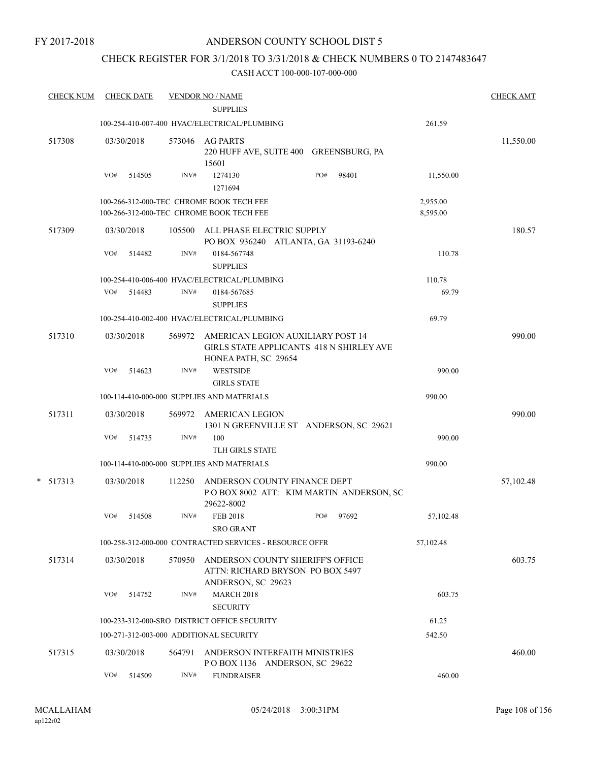FY 2017-2018

ANDERSON COUNTY SCHOOL DIST 5

CHECK REGISTER FOR 3/1/2018 TO 3/31/2018 & CHECK NUMBERS 0 TO 2147483647

CASH ACCT 100-000-107-000-000

| CHECK NUM | CHECK DATE | VENDOR NO / NAME | | CHECK AMT |
|---|---|---|---|---|
| | | SUPPLIES | | |
| | 100-254-410-007-400 HVAC/ELECTRICAL/PLUMBING | | 261.59 | |
| 517308 | 03/30/2018 | 573046 AG PARTS 220 HUFF AVE, SUITE 400 GREENSBURG, PA 15601 | | 11,550.00 |
| | VO# 514505 | INV# 1274130 1271694 PO# 98401 | 11,550.00 | |
| | 100-266-312-000-TEC CHROME BOOK TECH FEE | | 2,955.00 | |
| | 100-266-312-000-TEC CHROME BOOK TECH FEE | | 8,595.00 | |
| 517309 | 03/30/2018 | 105500 ALL PHASE ELECTRIC SUPPLY PO BOX 936240 ATLANTA, GA 31193-6240 | | 180.57 |
| | VO# 514482 | INV# 0184-567748 SUPPLIES | 110.78 | |
| | 100-254-410-006-400 HVAC/ELECTRICAL/PLUMBING | | 110.78 | |
| | VO# 514483 | INV# 0184-567685 SUPPLIES | 69.79 | |
| | 100-254-410-002-400 HVAC/ELECTRICAL/PLUMBING | | 69.79 | |
| 517310 | 03/30/2018 | 569972 AMERICAN LEGION AUXILIARY POST 14 GIRLS STATE APPLICANTS 418 N SHIRLEY AVE HONEA PATH, SC 29654 | | 990.00 |
| | VO# 514623 | INV# WESTSIDE GIRLS STATE | 990.00 | |
| | 100-114-410-000-000 SUPPLIES AND MATERIALS | | 990.00 | |
| 517311 | 03/30/2018 | 569972 AMERICAN LEGION 1301 N GREENVILLE ST ANDERSON, SC 29621 | | 990.00 |
| | VO# 514735 | INV# 100 TLH GIRLS STATE | 990.00 | |
| | 100-114-410-000-000 SUPPLIES AND MATERIALS | | 990.00 | |
| * 517313 | 03/30/2018 | 112250 ANDERSON COUNTY FINANCE DEPT P O BOX 8002 ATT: KIM MARTIN ANDERSON, SC 29622-8002 | | 57,102.48 |
| | VO# 514508 | INV# FEB 2018 SRO GRANT PO# 97692 | 57,102.48 | |
| | 100-258-312-000-000 CONTRACTED SERVICES - RESOURCE OFFR | | 57,102.48 | |
| 517314 | 03/30/2018 | 570950 ANDERSON COUNTY SHERIFF'S OFFICE ATTN: RICHARD BRYSON PO BOX 5497 ANDERSON, SC 29623 | | 603.75 |
| | VO# 514752 | INV# MARCH 2018 SECURITY | 603.75 | |
| | 100-233-312-000-SRO DISTRICT OFFICE SECURITY | | 61.25 | |
| | 100-271-312-003-000 ADDITIONAL SECURITY | | 542.50 | |
| 517315 | 03/30/2018 | 564791 ANDERSON INTERFAITH MINISTRIES P O BOX 1136 ANDERSON, SC 29622 | | 460.00 |
| | VO# 514509 | INV# FUNDRAISER | 460.00 | |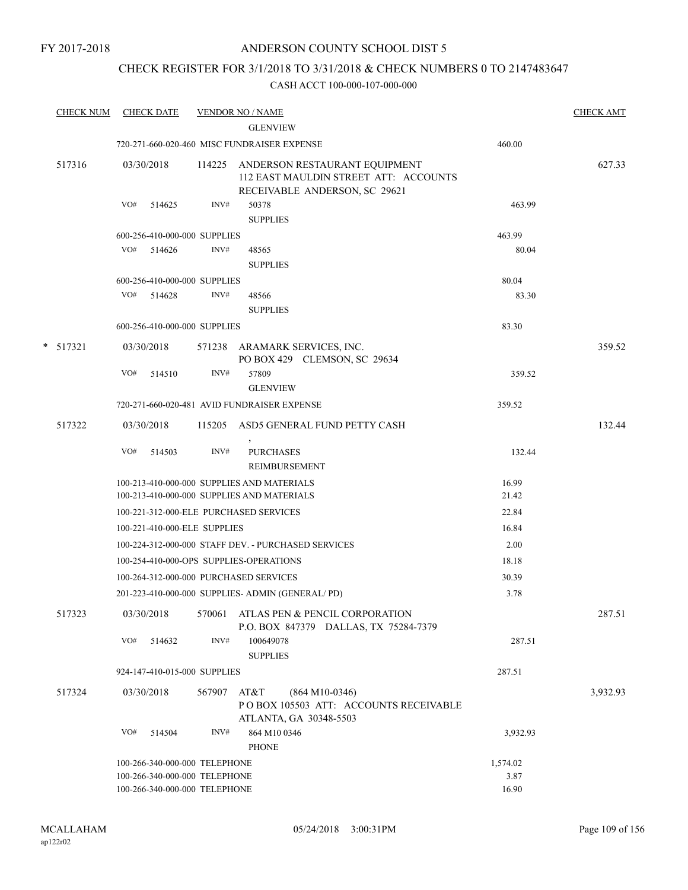FY 2017-2018

# ANDERSON COUNTY SCHOOL DIST 5

## CHECK REGISTER FOR 3/1/2018 TO 3/31/2018 & CHECK NUMBERS 0 TO 2147483647

### CASH ACCT 100-000-107-000-000

| CHECK NUM | CHECK DATE | VENDOR NO / NAME | | CHECK AMT |
|---|---|---|---|---|
| | | GLENVIEW | | |
| | | 720-271-660-020-460 MISC FUNDRAISER EXPENSE | 460.00 | |
| 517316 | 03/30/2018 | 114225 ANDERSON RESTAURANT EQUIPMENT 112 EAST MAULDIN STREET ATT: ACCOUNTS RECEIVABLE ANDERSON, SC 29621 | | 627.33 |
| | VO# 514625 | INV# 50378 SUPPLIES | 463.99 | |
| | | 600-256-410-000-000 SUPPLIES | 463.99 | |
| | VO# 514626 | INV# 48565 SUPPLIES | 80.04 | |
| | | 600-256-410-000-000 SUPPLIES | 80.04 | |
| | VO# 514628 | INV# 48566 SUPPLIES | 83.30 | |
| | | 600-256-410-000-000 SUPPLIES | 83.30 | |
| * 517321 | 03/30/2018 | 571238 ARAMARK SERVICES, INC. PO BOX 429 CLEMSON, SC 29634 | | 359.52 |
| | VO# 514510 | INV# 57809 GLENVIEW | 359.52 | |
| | | 720-271-660-020-481 AVID FUNDRAISER EXPENSE | 359.52 | |
| 517322 | 03/30/2018 | 115205 ASD5 GENERAL FUND PETTY CASH , | | 132.44 |
| | VO# 514503 | INV# PURCHASES REIMBURSEMENT | 132.44 | |
| | | 100-213-410-000-000 SUPPLIES AND MATERIALS | 16.99 | |
| | | 100-213-410-000-000 SUPPLIES AND MATERIALS | 21.42 | |
| | | 100-221-312-000-ELE PURCHASED SERVICES | 22.84 | |
| | | 100-221-410-000-ELE SUPPLIES | 16.84 | |
| | | 100-224-312-000-000 STAFF DEV. - PURCHASED SERVICES | 2.00 | |
| | | 100-254-410-000-OPS SUPPLIES-OPERATIONS | 18.18 | |
| | | 100-264-312-000-000 PURCHASED SERVICES | 30.39 | |
| | | 201-223-410-000-000 SUPPLIES- ADMIN (GENERAL/ PD) | 3.78 | |
| 517323 | 03/30/2018 | 570061 ATLAS PEN & PENCIL CORPORATION P.O. BOX 847379 DALLAS, TX 75284-7379 | | 287.51 |
| | VO# 514632 | INV# 100649078 SUPPLIES | 287.51 | |
| | | 924-147-410-015-000 SUPPLIES | 287.51 | |
| 517324 | 03/30/2018 | 567907 AT&T (864 M10-0346) P O BOX 105503 ATT: ACCOUNTS RECEIVABLE ATLANTA, GA 30348-5503 | | 3,932.93 |
| | VO# 514504 | INV# 864 M10 0346 PHONE | 3,932.93 | |
| | | 100-266-340-000-000 TELEPHONE | 1,574.02 | |
| | | 100-266-340-000-000 TELEPHONE | 3.87 | |
| | | 100-266-340-000-000 TELEPHONE | 16.90 | |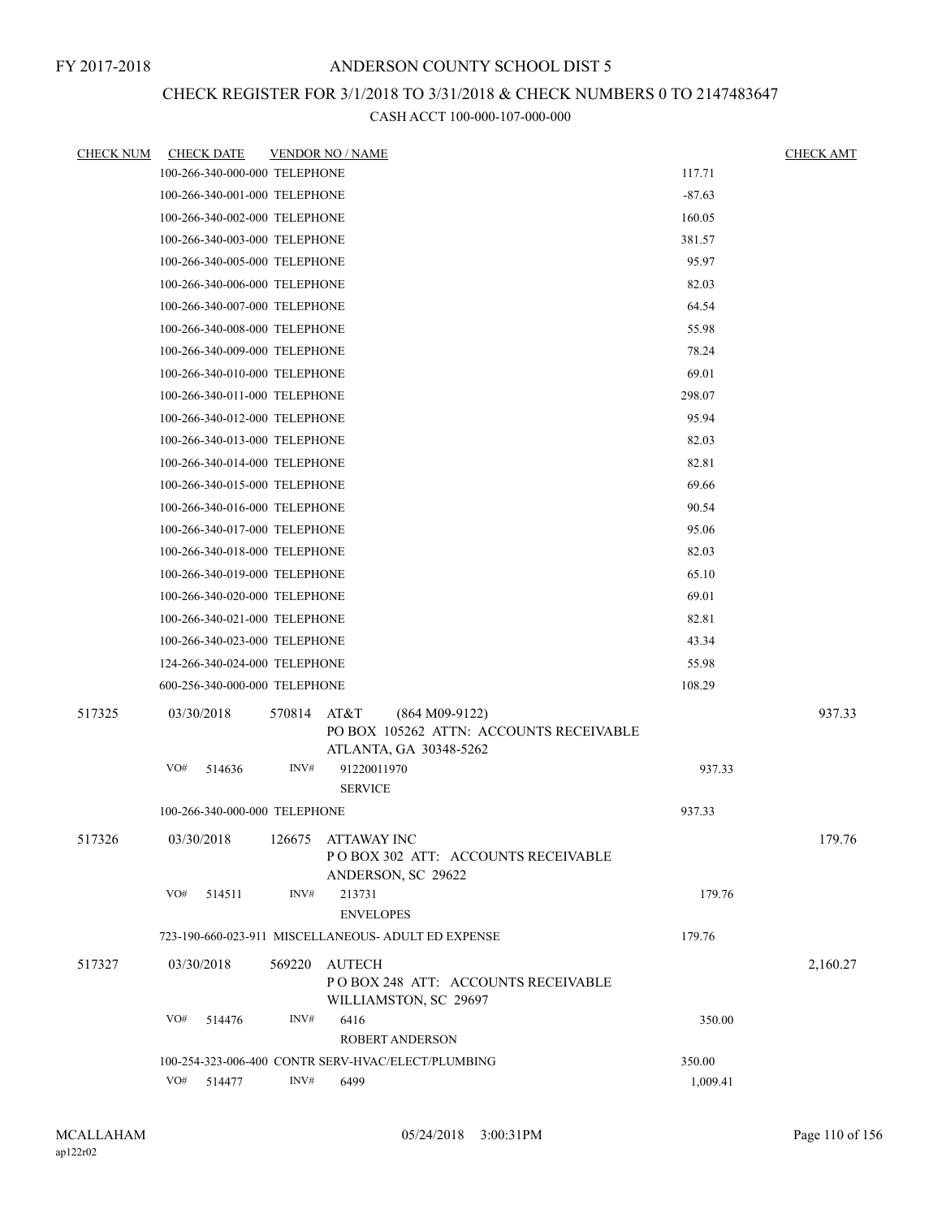FY 2017-2018

# ANDERSON COUNTY SCHOOL DIST 5

## CHECK REGISTER FOR 3/1/2018 TO 3/31/2018 & CHECK NUMBERS 0 TO 2147483647

### CASH ACCT 100-000-107-000-000

| CHECK NUM | CHECK DATE | VENDOR NO / NAME | | CHECK AMT |
|---|---|---|---|---|
| | 100-266-340-000-000 TELEPHONE | | 117.71 | |
| | 100-266-340-001-000 TELEPHONE | | -87.63 | |
| | 100-266-340-002-000 TELEPHONE | | 160.05 | |
| | 100-266-340-003-000 TELEPHONE | | 381.57 | |
| | 100-266-340-005-000 TELEPHONE | | 95.97 | |
| | 100-266-340-006-000 TELEPHONE | | 82.03 | |
| | 100-266-340-007-000 TELEPHONE | | 64.54 | |
| | 100-266-340-008-000 TELEPHONE | | 55.98 | |
| | 100-266-340-009-000 TELEPHONE | | 78.24 | |
| | 100-266-340-010-000 TELEPHONE | | 69.01 | |
| | 100-266-340-011-000 TELEPHONE | | 298.07 | |
| | 100-266-340-012-000 TELEPHONE | | 95.94 | |
| | 100-266-340-013-000 TELEPHONE | | 82.03 | |
| | 100-266-340-014-000 TELEPHONE | | 82.81 | |
| | 100-266-340-015-000 TELEPHONE | | 69.66 | |
| | 100-266-340-016-000 TELEPHONE | | 90.54 | |
| | 100-266-340-017-000 TELEPHONE | | 95.06 | |
| | 100-266-340-018-000 TELEPHONE | | 82.03 | |
| | 100-266-340-019-000 TELEPHONE | | 65.10 | |
| | 100-266-340-020-000 TELEPHONE | | 69.01 | |
| | 100-266-340-021-000 TELEPHONE | | 82.81 | |
| | 100-266-340-023-000 TELEPHONE | | 43.34 | |
| | 124-266-340-024-000 TELEPHONE | | 55.98 | |
| | 600-256-340-000-000 TELEPHONE | | 108.29 | |
| 517325 | 03/30/2018 | 570814 AT&T (864 M09-9122)<br>PO BOX 105262 ATTN: ACCOUNTS RECEIVABLE<br>ATLANTA, GA 30348-5262 | | 937.33 |
| | VO# 514636 | INV# 91220011970<br>SERVICE | 937.33 | |
| | 100-266-340-000-000 TELEPHONE | | 937.33 | |
| 517326 | 03/30/2018 | 126675 ATTAWAY INC<br>P O BOX 302 ATT: ACCOUNTS RECEIVABLE<br>ANDERSON, SC 29622 | | 179.76 |
| | VO# 514511 | INV# 213731<br>ENVELOPES | 179.76 | |
| | 723-190-660-023-911 MISCELLANEOUS- ADULT ED EXPENSE | | 179.76 | |
| 517327 | 03/30/2018 | 569220 AUTECH<br>P O BOX 248 ATT: ACCOUNTS RECEIVABLE<br>WILLIAMSTON, SC 29697 | | 2,160.27 |
| | VO# 514476 | INV# 6416<br>ROBERT ANDERSON | 350.00 | |
| | 100-254-323-006-400 CONTR SERV-HVAC/ELECT/PLUMBING | | 350.00 | |
| | VO# 514477 | INV# 6499 | 1,009.41 | |

MCALLAHAM ap122r02 05/24/2018 3:00:31PM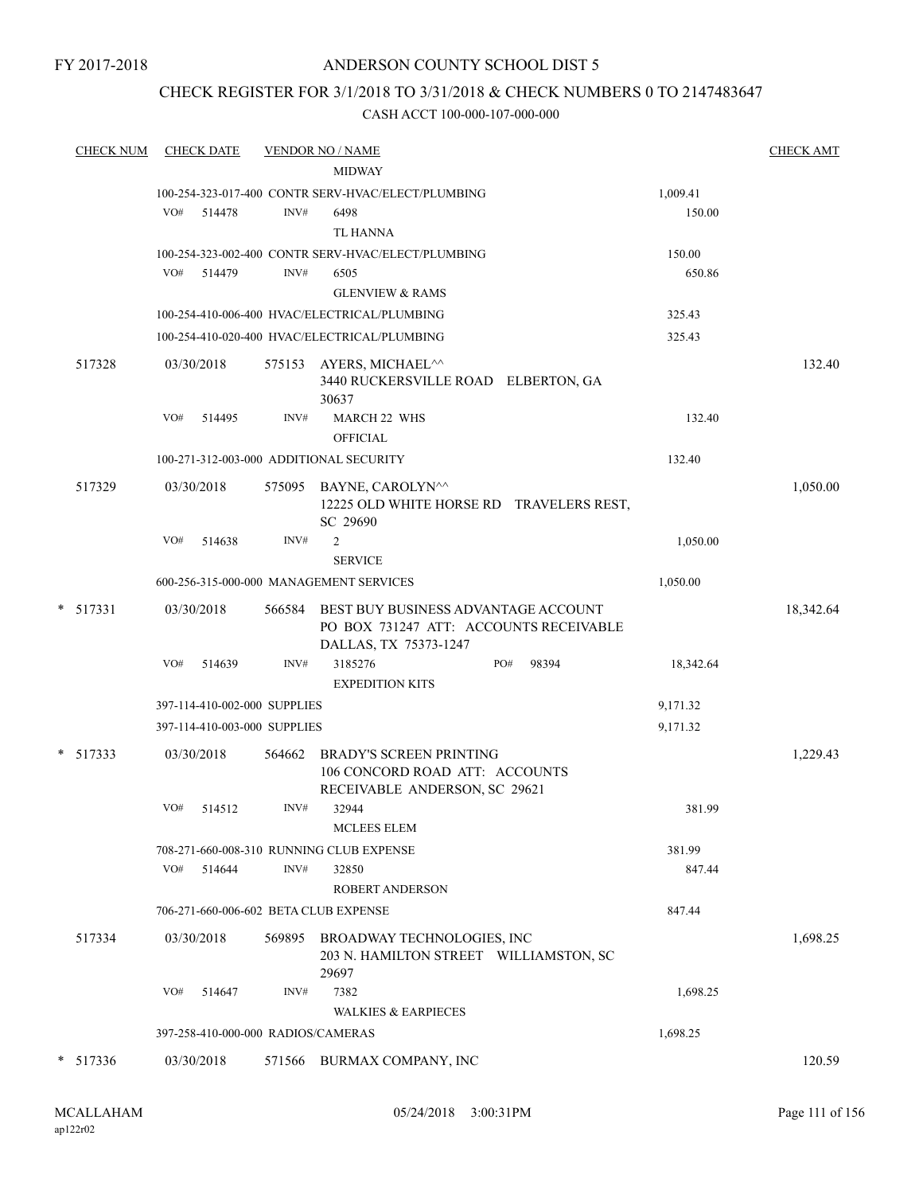FY 2017-2018

# ANDERSON COUNTY SCHOOL DIST 5

## CHECK REGISTER FOR 3/1/2018 TO 3/31/2018 & CHECK NUMBERS 0 TO 2147483647

### CASH ACCT 100-000-107-000-000

| CHECK NUM | CHECK DATE | VENDOR NO / NAME | | CHECK AMT |
|---|---|---|---|---|
| | | MIDWAY | | |
| | | 100-254-323-017-400 CONTR SERV-HVAC/ELECT/PLUMBING | 1,009.41 | |
| | VO# 514478 | INV# 6498 | 150.00 | |
| | | TL HANNA | | |
| | | 100-254-323-002-400 CONTR SERV-HVAC/ELECT/PLUMBING | 150.00 | |
| | VO# 514479 | INV# 6505 | 650.86 | |
| | | GLENVIEW & RAMS | | |
| | | 100-254-410-006-400 HVAC/ELECTRICAL/PLUMBING | 325.43 | |
| | | 100-254-410-020-400 HVAC/ELECTRICAL/PLUMBING | 325.43 | |
| 517328 | 03/30/2018 | 575153 AYERS, MICHAEL^^ 3440 RUCKERSVILLE ROAD ELBERTON, GA 30637 | | 132.40 |
| | VO# 514495 | INV# MARCH 22 WHS | 132.40 | |
| | | OFFICIAL | | |
| | | 100-271-312-003-000 ADDITIONAL SECURITY | 132.40 | |
| 517329 | 03/30/2018 | 575095 BAYNE, CAROLYN^^ 12225 OLD WHITE HORSE RD TRAVELERS REST, SC 29690 | | 1,050.00 |
| | VO# 514638 | INV# 2 | 1,050.00 | |
| | | SERVICE | | |
| | | 600-256-315-000-000 MANAGEMENT SERVICES | 1,050.00 | |
| * 517331 | 03/30/2018 | 566584 BEST BUY BUSINESS ADVANTAGE ACCOUNT PO BOX 731247 ATT: ACCOUNTS RECEIVABLE DALLAS, TX 75373-1247 | | 18,342.64 |
| | VO# 514639 | INV# 3185276 PO# 98394 | 18,342.64 | |
| | | EXPEDITION KITS | | |
| | | 397-114-410-002-000 SUPPLIES | 9,171.32 | |
| | | 397-114-410-003-000 SUPPLIES | 9,171.32 | |
| * 517333 | 03/30/2018 | 564662 BRADY'S SCREEN PRINTING 106 CONCORD ROAD ATT: ACCOUNTS RECEIVABLE ANDERSON, SC 29621 | | 1,229.43 |
| | VO# 514512 | INV# 32944 | 381.99 | |
| | | MCLEES ELEM | | |
| | | 708-271-660-008-310 RUNNING CLUB EXPENSE | 381.99 | |
| | VO# 514644 | INV# 32850 | 847.44 | |
| | | ROBERT ANDERSON | | |
| | | 706-271-660-006-602 BETA CLUB EXPENSE | 847.44 | |
| 517334 | 03/30/2018 | 569895 BROADWAY TECHNOLOGIES, INC 203 N. HAMILTON STREET WILLIAMSTON, SC 29697 | | 1,698.25 |
| | VO# 514647 | INV# 7382 | 1,698.25 | |
| | | WALKIES & EARPIECES | | |
| | | 397-258-410-000-000 RADIOS/CAMERAS | 1,698.25 | |
| * 517336 | 03/30/2018 | 571566 BURMAX COMPANY, INC | | 120.59 |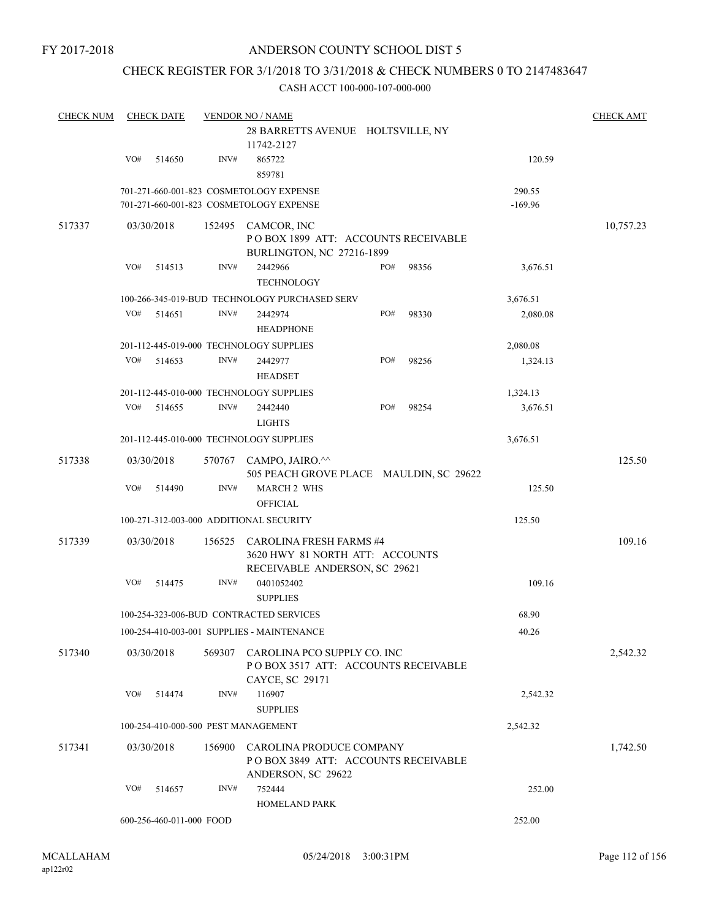FY 2017-2018

# ANDERSON COUNTY SCHOOL DIST 5

## CHECK REGISTER FOR 3/1/2018 TO 3/31/2018 & CHECK NUMBERS 0 TO 2147483647

### CASH ACCT 100-000-107-000-000

| CHECK NUM | CHECK DATE | VENDOR NO / NAME | | | CHECK AMT |
|---|---|---|---|---|---|
| | | 28 BARRETTS AVENUE HOLTSVILLE, NY 11742-2127 | | | |
| | VO# 514650 | INV# 865722 859781 | | 120.59 | |
| | | 701-271-660-001-823 COSMETOLOGY EXPENSE | | 290.55 | |
| | | 701-271-660-001-823 COSMETOLOGY EXPENSE | | -169.96 | |
| 517337 | 03/30/2018 | 152495 CAMCOR, INC P O BOX 1899 ATT: ACCOUNTS RECEIVABLE BURLINGTON, NC 27216-1899 | | | 10,757.23 |
| | VO# 514513 | INV# 2442966 TECHNOLOGY | PO# 98356 | 3,676.51 | |
| | | 100-266-345-019-BUD TECHNOLOGY PURCHASED SERV | | 3,676.51 | |
| | VO# 514651 | INV# 2442974 HEADPHONE | PO# 98330 | 2,080.08 | |
| | | 201-112-445-019-000 TECHNOLOGY SUPPLIES | | 2,080.08 | |
| | VO# 514653 | INV# 2442977 HEADSET | PO# 98256 | 1,324.13 | |
| | | 201-112-445-010-000 TECHNOLOGY SUPPLIES | | 1,324.13 | |
| | VO# 514655 | INV# 2442440 LIGHTS | PO# 98254 | 3,676.51 | |
| | | 201-112-445-010-000 TECHNOLOGY SUPPLIES | | 3,676.51 | |
| 517338 | 03/30/2018 | 570767 CAMPO, JAIRO.^^ 505 PEACH GROVE PLACE MAULDIN, SC 29622 | | | 125.50 |
| | VO# 514490 | INV# MARCH 2 WHS OFFICIAL | | 125.50 | |
| | | 100-271-312-003-000 ADDITIONAL SECURITY | | 125.50 | |
| 517339 | 03/30/2018 | 156525 CAROLINA FRESH FARMS #4 3620 HWY 81 NORTH ATT: ACCOUNTS RECEIVABLE ANDERSON, SC 29621 | | | 109.16 |
| | VO# 514475 | INV# 0401052402 SUPPLIES | | 109.16 | |
| | | 100-254-323-006-BUD CONTRACTED SERVICES | | 68.90 | |
| | | 100-254-410-003-001 SUPPLIES - MAINTENANCE | | 40.26 | |
| 517340 | 03/30/2018 | 569307 CAROLINA PCO SUPPLY CO. INC P O BOX 3517 ATT: ACCOUNTS RECEIVABLE CAYCE, SC 29171 | | | 2,542.32 |
| | VO# 514474 | INV# 116907 SUPPLIES | | 2,542.32 | |
| | | 100-254-410-000-500 PEST MANAGEMENT | | 2,542.32 | |
| 517341 | 03/30/2018 | 156900 CAROLINA PRODUCE COMPANY P O BOX 3849 ATT: ACCOUNTS RECEIVABLE ANDERSON, SC 29622 | | | 1,742.50 |
| | VO# 514657 | INV# 752444 HOMELAND PARK | | 252.00 | |
| | | 600-256-460-011-000 FOOD | | 252.00 | |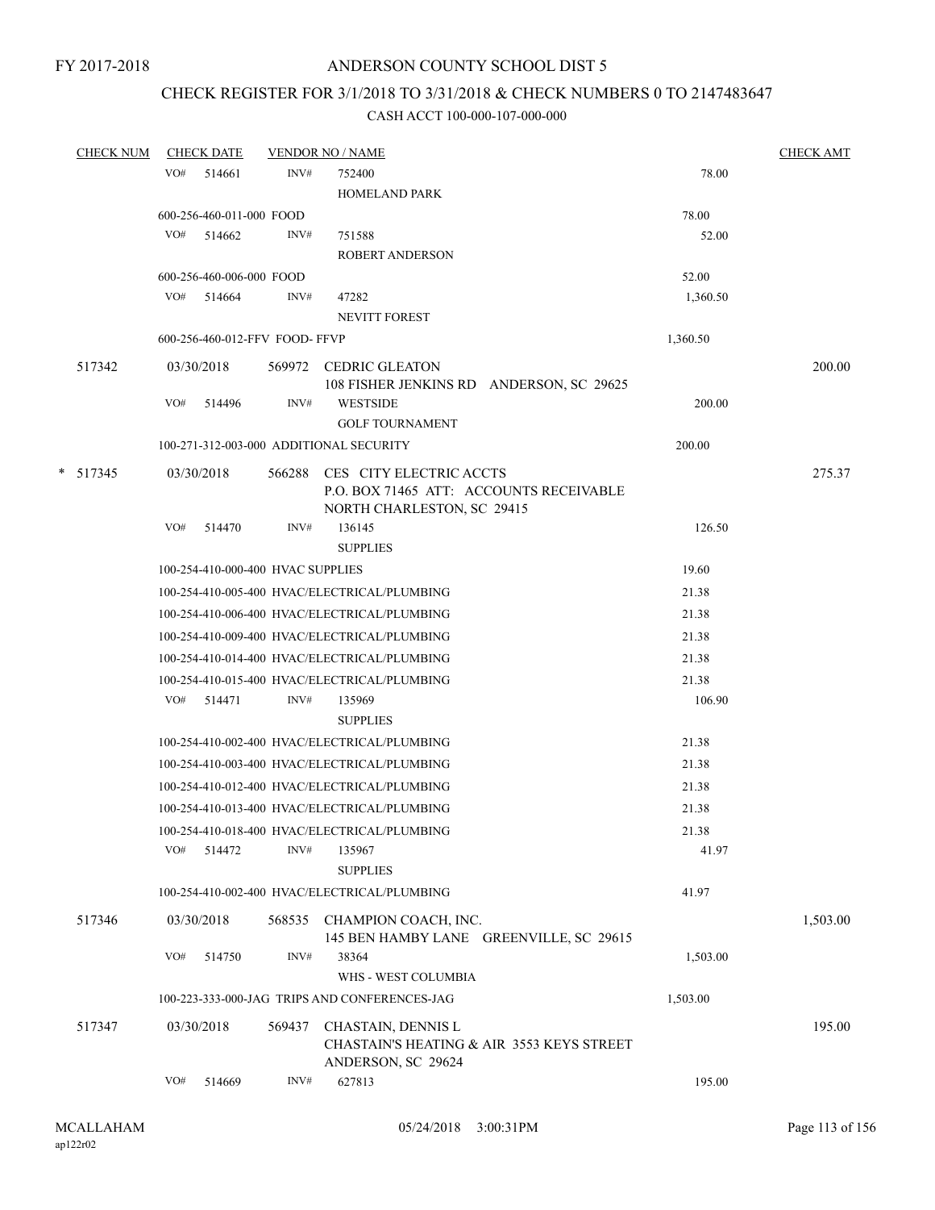FY 2017-2018

ANDERSON COUNTY SCHOOL DIST 5

CHECK REGISTER FOR 3/1/2018 TO 3/31/2018 & CHECK NUMBERS 0 TO 2147483647

CASH ACCT 100-000-107-000-000

| CHECK NUM | CHECK DATE | VENDOR NO / NAME | | CHECK AMT |
|---|---|---|---|---|
| | VO# 514661 | INV# 752400<br>HOMELAND PARK | 78.00 | |
| | 600-256-460-011-000 FOOD | | 78.00 | |
| | VO# 514662 | INV# 751588<br>ROBERT ANDERSON | 52.00 | |
| | 600-256-460-006-000 FOOD | | 52.00 | |
| | VO# 514664 | INV# 47282<br>NEVITT FOREST | 1,360.50 | |
| | 600-256-460-012-FFV FOOD- FFVP | | 1,360.50 | |
| 517342 | 03/30/2018 | 569972 CEDRIC GLEATON<br>108 FISHER JENKINS RD ANDERSON, SC 29625 | | 200.00 |
| | VO# 514496 | INV# WESTSIDE<br>GOLF TOURNAMENT | 200.00 | |
| | 100-271-312-003-000 ADDITIONAL SECURITY | | 200.00 | |
| * 517345 | 03/30/2018 | 566288 CES CITY ELECTRIC ACCTS<br>P.O. BOX 71465 ATT: ACCOUNTS RECEIVABLE<br>NORTH CHARLESTON, SC 29415 | | 275.37 |
| | VO# 514470 | INV# 136145<br>SUPPLIES | 126.50 | |
| | 100-254-410-000-400 HVAC SUPPLIES | | 19.60 | |
| | 100-254-410-005-400 HVAC/ELECTRICAL/PLUMBING | | 21.38 | |
| | 100-254-410-006-400 HVAC/ELECTRICAL/PLUMBING | | 21.38 | |
| | 100-254-410-009-400 HVAC/ELECTRICAL/PLUMBING | | 21.38 | |
| | 100-254-410-014-400 HVAC/ELECTRICAL/PLUMBING | | 21.38 | |
| | 100-254-410-015-400 HVAC/ELECTRICAL/PLUMBING | | 21.38 | |
| | VO# 514471 | INV# 135969<br>SUPPLIES | 106.90 | |
| | 100-254-410-002-400 HVAC/ELECTRICAL/PLUMBING | | 21.38 | |
| | 100-254-410-003-400 HVAC/ELECTRICAL/PLUMBING | | 21.38 | |
| | 100-254-410-012-400 HVAC/ELECTRICAL/PLUMBING | | 21.38 | |
| | 100-254-410-013-400 HVAC/ELECTRICAL/PLUMBING | | 21.38 | |
| | 100-254-410-018-400 HVAC/ELECTRICAL/PLUMBING | | 21.38 | |
| | VO# 514472 | INV# 135967<br>SUPPLIES | 41.97 | |
| | 100-254-410-002-400 HVAC/ELECTRICAL/PLUMBING | | 41.97 | |
| 517346 | 03/30/2018 | 568535 CHAMPION COACH, INC.<br>145 BEN HAMBY LANE GREENVILLE, SC 29615 | | 1,503.00 |
| | VO# 514750 | INV# 38364<br>WHS - WEST COLUMBIA | 1,503.00 | |
| | 100-223-333-000-JAG TRIPS AND CONFERENCES-JAG | | 1,503.00 | |
| 517347 | 03/30/2018 | 569437 CHASTAIN, DENNIS L<br>CHASTAIN'S HEATING & AIR 3553 KEYS STREET<br>ANDERSON, SC 29624 | | 195.00 |
| | VO# 514669 | INV# 627813 | 195.00 | |

MCALLAHAM
ap122r02

05/24/2018 3:00:31PM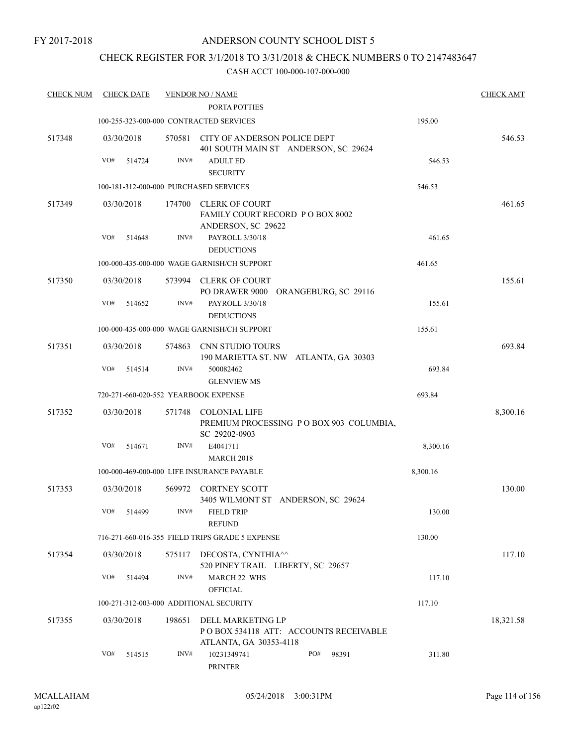FY 2017-2018

# ANDERSON COUNTY SCHOOL DIST 5

## CHECK REGISTER FOR 3/1/2018 TO 3/31/2018 & CHECK NUMBERS 0 TO 2147483647

### CASH ACCT 100-000-107-000-000

| CHECK NUM | CHECK DATE | VENDOR NO / NAME | | CHECK AMT |
|---|---|---|---|---|
| | | PORTA POTTIES | | |
| | | 100-255-323-000-000 CONTRACTED SERVICES | 195.00 | |
| 517348 | 03/30/2018 | 570581 CITY OF ANDERSON POLICE DEPT<br>401 SOUTH MAIN ST ANDERSON, SC 29624 | | 546.53 |
| | VO# 514724 | INV# ADULT ED<br>SECURITY | 546.53 | |
| | | 100-181-312-000-000 PURCHASED SERVICES | 546.53 | |
| 517349 | 03/30/2018 | 174700 CLERK OF COURT<br>FAMILY COURT RECORD P O BOX 8002<br>ANDERSON, SC 29622 | | 461.65 |
| | VO# 514648 | INV# PAYROLL 3/30/18<br>DEDUCTIONS | 461.65 | |
| | | 100-000-435-000-000 WAGE GARNISH/CH SUPPORT | 461.65 | |
| 517350 | 03/30/2018 | 573994 CLERK OF COURT<br>PO DRAWER 9000 ORANGEBURG, SC 29116 | | 155.61 |
| | VO# 514652 | INV# PAYROLL 3/30/18<br>DEDUCTIONS | 155.61 | |
| | | 100-000-435-000-000 WAGE GARNISH/CH SUPPORT | 155.61 | |
| 517351 | 03/30/2018 | 574863 CNN STUDIO TOURS<br>190 MARIETTA ST. NW ATLANTA, GA 30303 | | 693.84 |
| | VO# 514514 | INV# 500082462<br>GLENVIEW MS | 693.84 | |
| | | 720-271-660-020-552 YEARBOOK EXPENSE | 693.84 | |
| 517352 | 03/30/2018 | 571748 COLONIAL LIFE<br>PREMIUM PROCESSING P O BOX 903 COLUMBIA, SC 29202-0903 | | 8,300.16 |
| | VO# 514671 | INV# E4041711<br>MARCH 2018 | 8,300.16 | |
| | | 100-000-469-000-000 LIFE INSURANCE PAYABLE | 8,300.16 | |
| 517353 | 03/30/2018 | 569972 CORTNEY SCOTT<br>3405 WILMONT ST ANDERSON, SC 29624 | | 130.00 |
| | VO# 514499 | INV# FIELD TRIP<br>REFUND | 130.00 | |
| | | 716-271-660-016-355 FIELD TRIPS GRADE 5 EXPENSE | 130.00 | |
| 517354 | 03/30/2018 | 575117 DECOSTA, CYNTHIA^^<br>520 PINEY TRAIL LIBERTY, SC 29657 | | 117.10 |
| | VO# 514494 | INV# MARCH 22 WHS<br>OFFICIAL | 117.10 | |
| | | 100-271-312-003-000 ADDITIONAL SECURITY | 117.10 | |
| 517355 | 03/30/2018 | 198651 DELL MARKETING LP<br>P O BOX 534118 ATT: ACCOUNTS RECEIVABLE<br>ATLANTA, GA 30353-4118 | | 18,321.58 |
| | VO# 514515 | INV# 10231349741 PO# 98391<br>PRINTER | 311.80 | |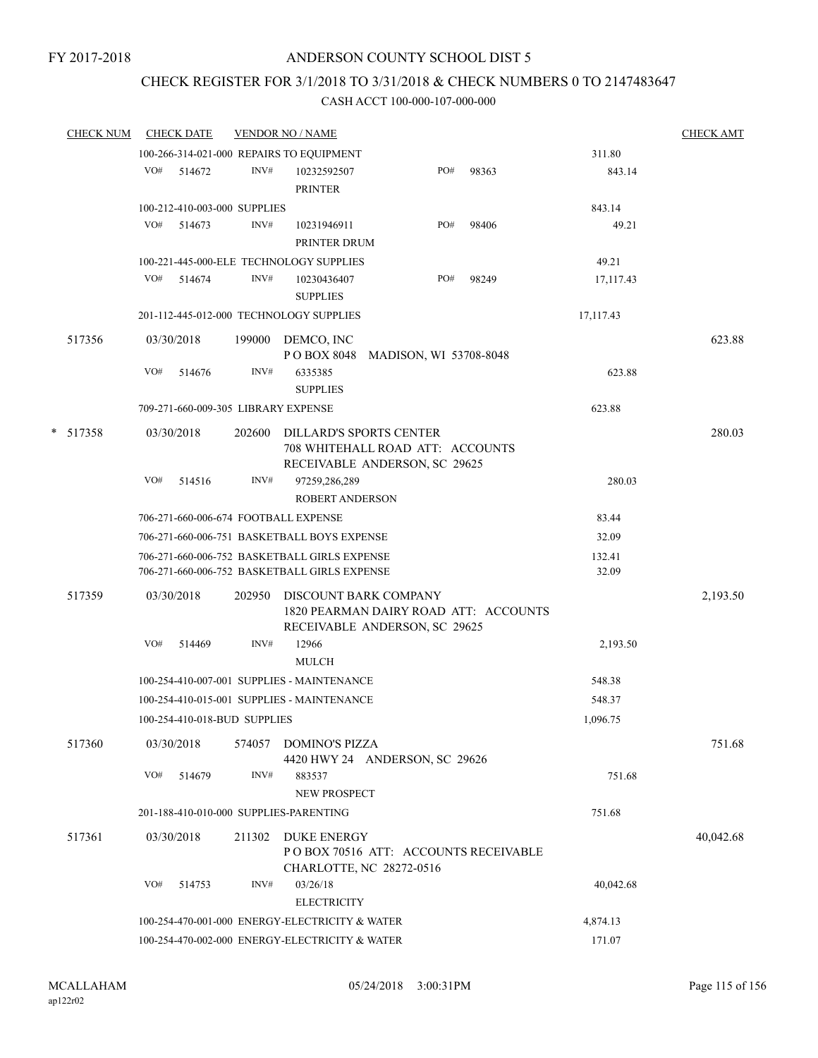FY 2017-2018

# ANDERSON COUNTY SCHOOL DIST 5

## CHECK REGISTER FOR 3/1/2018 TO 3/31/2018 & CHECK NUMBERS 0 TO 2147483647

CASH ACCT 100-000-107-000-000

| CHECK NUM | CHECK DATE | VENDOR NO / NAME | | CHECK AMT |
|---|---|---|---|---|
| | 100-266-314-021-000 REPAIRS TO EQUIPMENT | | 311.80 | |
| | VO# 514672 | INV# 10232592507 PO# 98363 PRINTER | 843.14 | |
| | 100-212-410-003-000 SUPPLIES | | 843.14 | |
| | VO# 514673 | INV# 10231946911 PO# 98406 PRINTER DRUM | 49.21 | |
| | 100-221-445-000-ELE TECHNOLOGY SUPPLIES | | 49.21 | |
| | VO# 514674 | INV# 10230436407 PO# 98249 SUPPLIES | 17,117.43 | |
| | 201-112-445-012-000 TECHNOLOGY SUPPLIES | | 17,117.43 | |
| 517356 | 03/30/2018 | 199000 DEMCO, INC P O BOX 8048 MADISON, WI 53708-8048 | | 623.88 |
| | VO# 514676 | INV# 6335385 SUPPLIES | 623.88 | |
| | 709-271-660-009-305 LIBRARY EXPENSE | | 623.88 | |
| * 517358 | 03/30/2018 | 202600 DILLARD'S SPORTS CENTER 708 WHITEHALL ROAD ATT: ACCOUNTS RECEIVABLE ANDERSON, SC 29625 | | 280.03 |
| | VO# 514516 | INV# 97259,286,289 ROBERT ANDERSON | 280.03 | |
| | 706-271-660-006-674 FOOTBALL EXPENSE | | 83.44 | |
| | 706-271-660-006-751 BASKETBALL BOYS EXPENSE | | 32.09 | |
| | 706-271-660-006-752 BASKETBALL GIRLS EXPENSE | | 132.41 | |
| | 706-271-660-006-752 BASKETBALL GIRLS EXPENSE | | 32.09 | |
| 517359 | 03/30/2018 | 202950 DISCOUNT BARK COMPANY 1820 PEARMAN DAIRY ROAD ATT: ACCOUNTS RECEIVABLE ANDERSON, SC 29625 | | 2,193.50 |
| | VO# 514469 | INV# 12966 MULCH | 2,193.50 | |
| | 100-254-410-007-001 SUPPLIES - MAINTENANCE | | 548.38 | |
| | 100-254-410-015-001 SUPPLIES - MAINTENANCE | | 548.37 | |
| | 100-254-410-018-BUD SUPPLIES | | 1,096.75 | |
| 517360 | 03/30/2018 | 574057 DOMINO'S PIZZA 4420 HWY 24 ANDERSON, SC 29626 | | 751.68 |
| | VO# 514679 | INV# 883537 NEW PROSPECT | 751.68 | |
| | 201-188-410-010-000 SUPPLIES-PARENTING | | 751.68 | |
| 517361 | 03/30/2018 | 211302 DUKE ENERGY P O BOX 70516 ATT: ACCOUNTS RECEIVABLE CHARLOTTE, NC 28272-0516 | | 40,042.68 |
| | VO# 514753 | INV# 03/26/18 ELECTRICITY | 40,042.68 | |
| | 100-254-470-001-000 ENERGY-ELECTRICITY & WATER | | 4,874.13 | |
| | 100-254-470-002-000 ENERGY-ELECTRICITY & WATER | | 171.07 | |

MCALLAHAM ap122r02 05/24/2018 3:00:31PM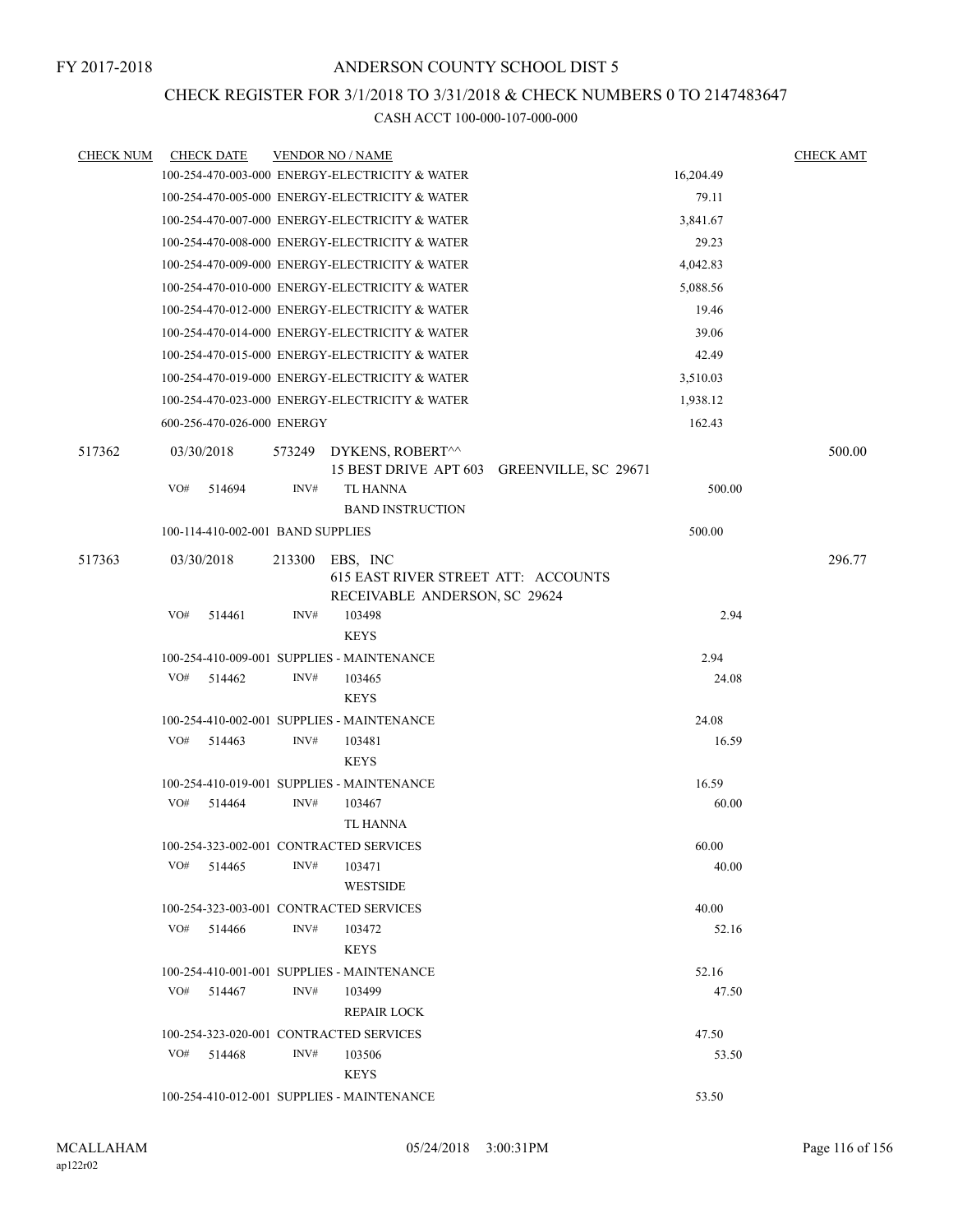FY 2017-2018

# ANDERSON COUNTY SCHOOL DIST 5

## CHECK REGISTER FOR 3/1/2018 TO 3/31/2018 & CHECK NUMBERS 0 TO 2147483647

### CASH ACCT 100-000-107-000-000

| CHECK NUM | CHECK DATE | VENDOR NO / NAME | | CHECK AMT |
|---|---|---|---|---|
| | 100-254-470-003-000 ENERGY-ELECTRICITY & WATER | | 16,204.49 | |
| | 100-254-470-005-000 ENERGY-ELECTRICITY & WATER | | 79.11 | |
| | 100-254-470-007-000 ENERGY-ELECTRICITY & WATER | | 3,841.67 | |
| | 100-254-470-008-000 ENERGY-ELECTRICITY & WATER | | 29.23 | |
| | 100-254-470-009-000 ENERGY-ELECTRICITY & WATER | | 4,042.83 | |
| | 100-254-470-010-000 ENERGY-ELECTRICITY & WATER | | 5,088.56 | |
| | 100-254-470-012-000 ENERGY-ELECTRICITY & WATER | | 19.46 | |
| | 100-254-470-014-000 ENERGY-ELECTRICITY & WATER | | 39.06 | |
| | 100-254-470-015-000 ENERGY-ELECTRICITY & WATER | | 42.49 | |
| | 100-254-470-019-000 ENERGY-ELECTRICITY & WATER | | 3,510.03 | |
| | 100-254-470-023-000 ENERGY-ELECTRICITY & WATER | | 1,938.12 | |
| | 600-256-470-026-000 ENERGY | | 162.43 | |
| 517362 | 03/30/2018 | 573249 DYKENS, ROBERT^^ 15 BEST DRIVE APT 603 GREENVILLE, SC 29671 | | 500.00 |
| | VO# 514694 | INV# TL HANNA BAND INSTRUCTION | 500.00 | |
| | 100-114-410-002-001 BAND SUPPLIES | | 500.00 | |
| 517363 | 03/30/2018 | 213300 EBS, INC 615 EAST RIVER STREET ATT: ACCOUNTS RECEIVABLE ANDERSON, SC 29624 | | 296.77 |
| | VO# 514461 | INV# 103498 KEYS | 2.94 | |
| | 100-254-410-009-001 SUPPLIES - MAINTENANCE | | 2.94 | |
| | VO# 514462 | INV# 103465 KEYS | 24.08 | |
| | 100-254-410-002-001 SUPPLIES - MAINTENANCE | | 24.08 | |
| | VO# 514463 | INV# 103481 KEYS | 16.59 | |
| | 100-254-410-019-001 SUPPLIES - MAINTENANCE | | 16.59 | |
| | VO# 514464 | INV# 103467 TL HANNA | 60.00 | |
| | 100-254-323-002-001 CONTRACTED SERVICES | | 60.00 | |
| | VO# 514465 | INV# 103471 WESTSIDE | 40.00 | |
| | 100-254-323-003-001 CONTRACTED SERVICES | | 40.00 | |
| | VO# 514466 | INV# 103472 KEYS | 52.16 | |
| | 100-254-410-001-001 SUPPLIES - MAINTENANCE | | 52.16 | |
| | VO# 514467 | INV# 103499 REPAIR LOCK | 47.50 | |
| | 100-254-323-020-001 CONTRACTED SERVICES | | 47.50 | |
| | VO# 514468 | INV# 103506 KEYS | 53.50 | |
| | 100-254-410-012-001 SUPPLIES - MAINTENANCE | | 53.50 | |

MCALLAHAM ap122r02 05/24/2018 3:00:31PM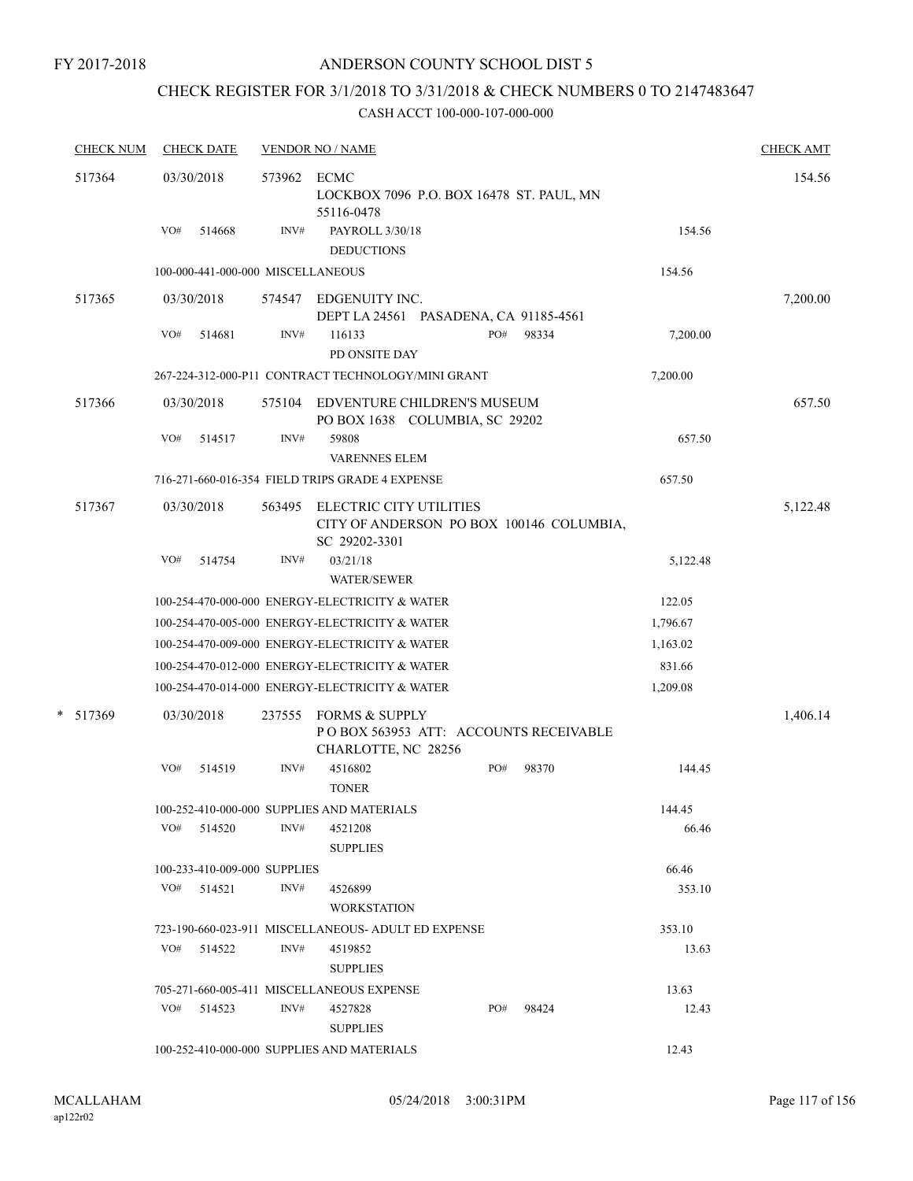FY 2017-2018

# ANDERSON COUNTY SCHOOL DIST 5

## CHECK REGISTER FOR 3/1/2018 TO 3/31/2018 & CHECK NUMBERS 0 TO 2147483647

### CASH ACCT 100-000-107-000-000

| CHECK NUM | CHECK DATE | VENDOR NO / NAME | | CHECK AMT |
|---|---|---|---|---|
| 517364 | 03/30/2018 | 573962 ECMC<br>LOCKBOX 7096 P.O. BOX 16478 ST. PAUL, MN 55116-0478 | | 154.56 |
| | VO# 514668 | INV# PAYROLL 3/30/18<br>DEDUCTIONS | 154.56 | |
| | 100-000-441-000-000 MISCELLANEOUS | | 154.56 | |
| 517365 | 03/30/2018 | 574547 EDGENUITY INC.<br>DEPT LA 24561 PASADENA, CA 91185-4561 | | 7,200.00 |
| | VO# 514681 | INV# 116133 PO# 98334<br>PD ONSITE DAY | 7,200.00 | |
| | 267-224-312-000-P11 CONTRACT TECHNOLOGY/MINI GRANT | | 7,200.00 | |
| 517366 | 03/30/2018 | 575104 EDVENTURE CHILDREN'S MUSEUM<br>PO BOX 1638 COLUMBIA, SC 29202 | | 657.50 |
| | VO# 514517 | INV# 59808<br>VARENNES ELEM | 657.50 | |
| | 716-271-660-016-354 FIELD TRIPS GRADE 4 EXPENSE | | 657.50 | |
| 517367 | 03/30/2018 | 563495 ELECTRIC CITY UTILITIES<br>CITY OF ANDERSON PO BOX 100146 COLUMBIA, SC 29202-3301 | | 5,122.48 |
| | VO# 514754 | INV# 03/21/18<br>WATER/SEWER | 5,122.48 | |
| | 100-254-470-000-000 ENERGY-ELECTRICITY & WATER | | 122.05 | |
| | 100-254-470-005-000 ENERGY-ELECTRICITY & WATER | | 1,796.67 | |
| | 100-254-470-009-000 ENERGY-ELECTRICITY & WATER | | 1,163.02 | |
| | 100-254-470-012-000 ENERGY-ELECTRICITY & WATER | | 831.66 | |
| | 100-254-470-014-000 ENERGY-ELECTRICITY & WATER | | 1,209.08 | |
| * 517369 | 03/30/2018 | 237555 FORMS & SUPPLY<br>P O BOX 563953 ATT: ACCOUNTS RECEIVABLE CHARLOTTE, NC 28256 | | 1,406.14 |
| | VO# 514519 | INV# 4516802 PO# 98370<br>TONER | 144.45 | |
| | 100-252-410-000-000 SUPPLIES AND MATERIALS | | 144.45 | |
| | VO# 514520 | INV# 4521208<br>SUPPLIES | 66.46 | |
| | 100-233-410-009-000 SUPPLIES | | 66.46 | |
| | VO# 514521 | INV# 4526899<br>WORKSTATION | 353.10 | |
| | 723-190-660-023-911 MISCELLANEOUS- ADULT ED EXPENSE | | 353.10 | |
| | VO# 514522 | INV# 4519852<br>SUPPLIES | 13.63 | |
| | 705-271-660-005-411 MISCELLANEOUS EXPENSE | | 13.63 | |
| | VO# 514523 | INV# 4527828 PO# 98424<br>SUPPLIES | 12.43 | |
| | 100-252-410-000-000 SUPPLIES AND MATERIALS | | 12.43 | |

MCALLAHAM
ap122r02

05/24/2018 3:00:31PM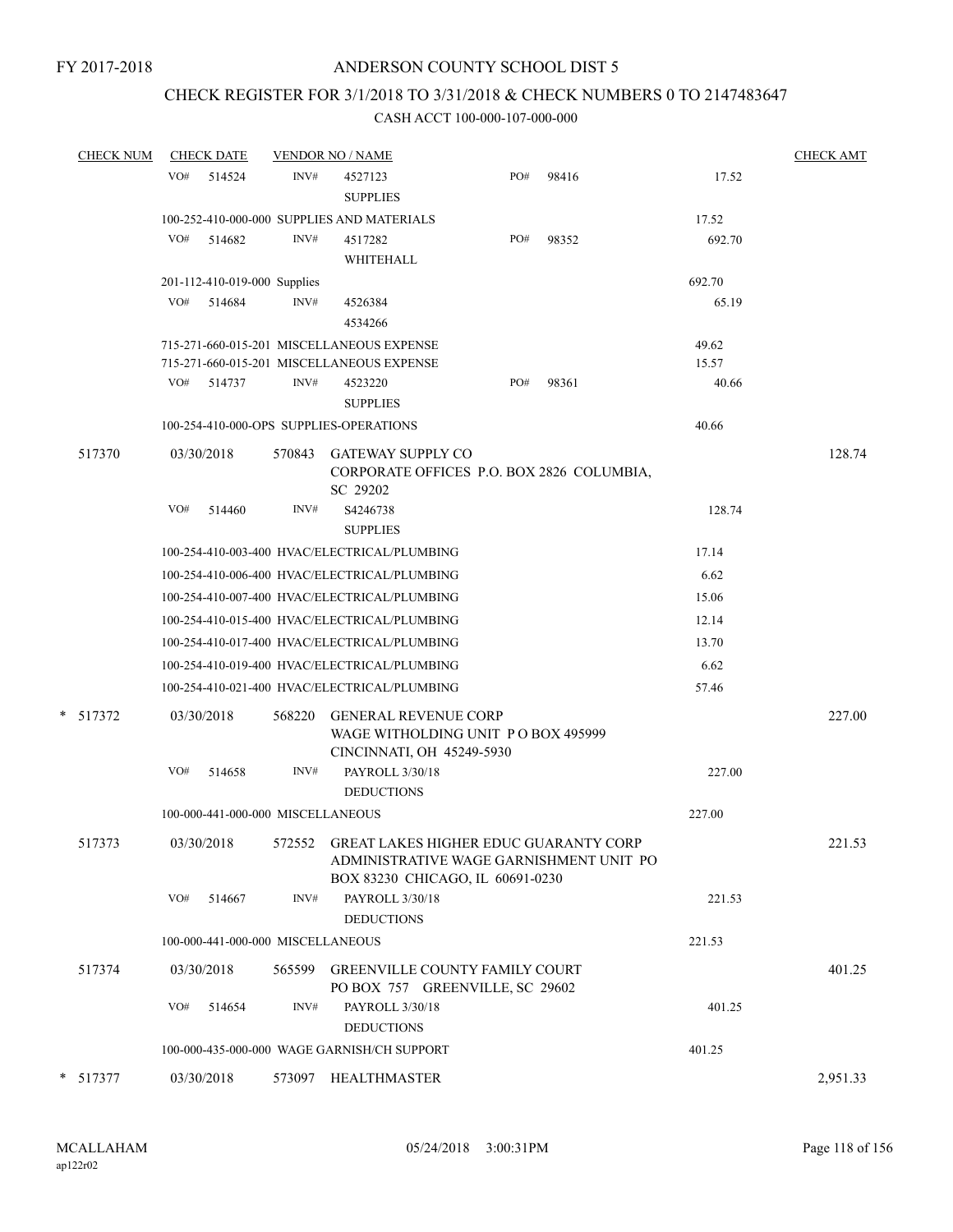FY 2017-2018

# ANDERSON COUNTY SCHOOL DIST 5

## CHECK REGISTER FOR 3/1/2018 TO 3/31/2018 & CHECK NUMBERS 0 TO 2147483647

### CASH ACCT 100-000-107-000-000

| CHECK NUM | CHECK DATE | VENDOR NO / NAME | | | CHECK AMT |
|---|---|---|---|---|---|
| | VO# 514524 | INV# 4527123 SUPPLIES | PO# 98416 | 17.52 | |
| | 100-252-410-000-000 SUPPLIES AND MATERIALS | | | 17.52 | |
| | VO# 514682 | INV# 4517282 WHITEHALL | PO# 98352 | 692.70 | |
| | 201-112-410-019-000 Supplies | | | 692.70 | |
| | VO# 514684 | INV# 4526384 4534266 | | 65.19 | |
| | 715-271-660-015-201 MISCELLANEOUS EXPENSE | | | 49.62 | |
| | 715-271-660-015-201 MISCELLANEOUS EXPENSE | | | 15.57 | |
| | VO# 514737 | INV# 4523220 SUPPLIES | PO# 98361 | 40.66 | |
| | 100-254-410-000-OPS SUPPLIES-OPERATIONS | | | 40.66 | |
| 517370 | 03/30/2018 | 570843 GATEWAY SUPPLY CO CORPORATE OFFICES P.O. BOX 2826 COLUMBIA, SC 29202 | | | 128.74 |
| | VO# 514460 | INV# S4246738 SUPPLIES | | 128.74 | |
| | 100-254-410-003-400 HVAC/ELECTRICAL/PLUMBING | | | 17.14 | |
| | 100-254-410-006-400 HVAC/ELECTRICAL/PLUMBING | | | 6.62 | |
| | 100-254-410-007-400 HVAC/ELECTRICAL/PLUMBING | | | 15.06 | |
| | 100-254-410-015-400 HVAC/ELECTRICAL/PLUMBING | | | 12.14 | |
| | 100-254-410-017-400 HVAC/ELECTRICAL/PLUMBING | | | 13.70 | |
| | 100-254-410-019-400 HVAC/ELECTRICAL/PLUMBING | | | 6.62 | |
| | 100-254-410-021-400 HVAC/ELECTRICAL/PLUMBING | | | 57.46 | |
| * 517372 | 03/30/2018 | 568220 GENERAL REVENUE CORP WAGE WITHOLDING UNIT P O BOX 495999 CINCINNATI, OH 45249-5930 | | | 227.00 |
| | VO# 514658 | INV# PAYROLL 3/30/18 DEDUCTIONS | | 227.00 | |
| | 100-000-441-000-000 MISCELLANEOUS | | | 227.00 | |
| 517373 | 03/30/2018 | 572552 GREAT LAKES HIGHER EDUC GUARANTY CORP ADMINISTRATIVE WAGE GARNISHMENT UNIT PO BOX 83230 CHICAGO, IL 60691-0230 | | | 221.53 |
| | VO# 514667 | INV# PAYROLL 3/30/18 DEDUCTIONS | | 221.53 | |
| | 100-000-441-000-000 MISCELLANEOUS | | | 221.53 | |
| 517374 | 03/30/2018 | 565599 GREENVILLE COUNTY FAMILY COURT PO BOX 757 GREENVILLE, SC 29602 | | | 401.25 |
| | VO# 514654 | INV# PAYROLL 3/30/18 DEDUCTIONS | | 401.25 | |
| | 100-000-435-000-000 WAGE GARNISH/CH SUPPORT | | | 401.25 | |
| * 517377 | 03/30/2018 | 573097 HEALTHMASTER | | | 2,951.33 |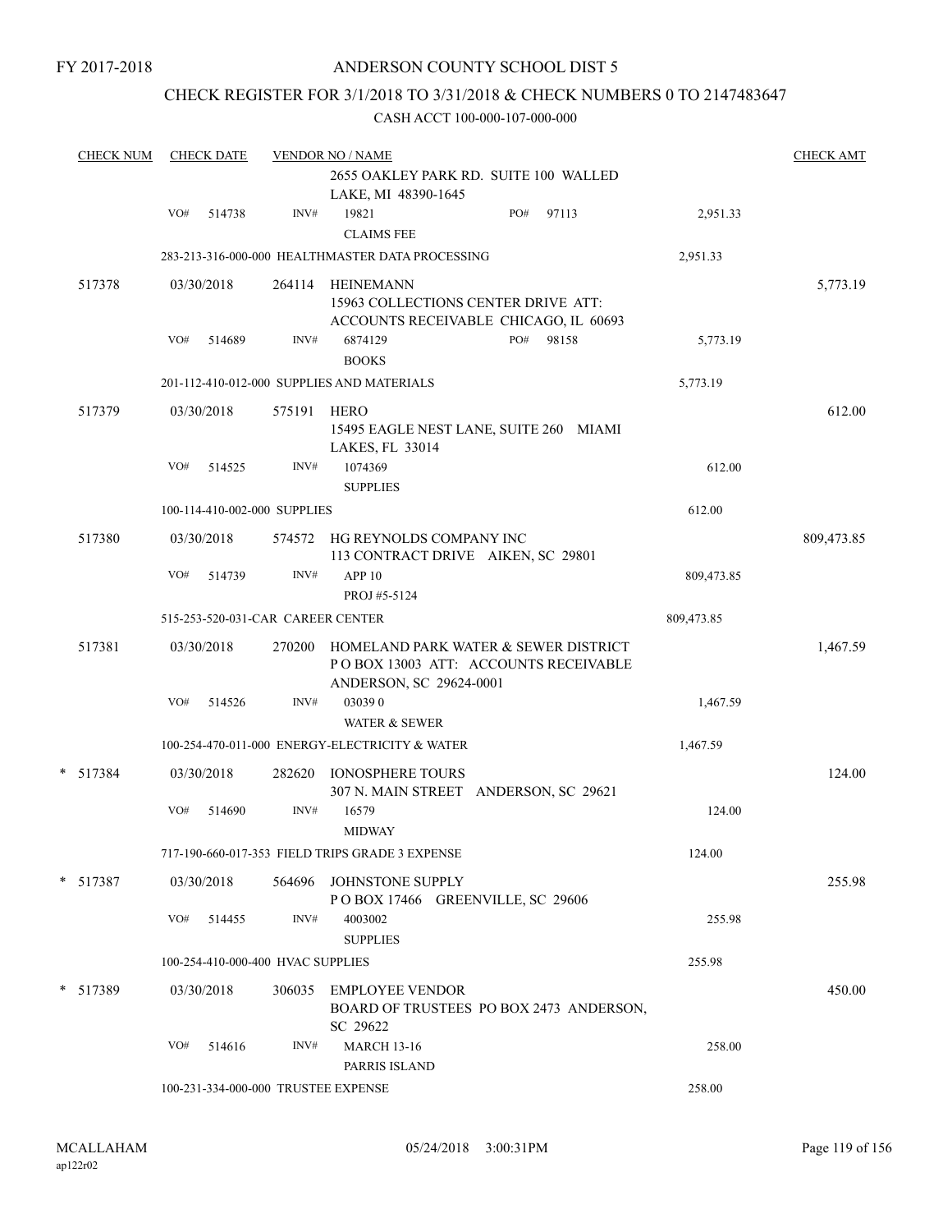FY 2017-2018

# ANDERSON COUNTY SCHOOL DIST 5

## CHECK REGISTER FOR 3/1/2018 TO 3/31/2018 & CHECK NUMBERS 0 TO 2147483647

CASH ACCT 100-000-107-000-000

| CHECK NUM | CHECK DATE | VENDOR NO / NAME | | CHECK AMT |
|---|---|---|---|---|
| | | 2655 OAKLEY PARK RD. SUITE 100 WALLED LAKE, MI 48390-1645 | | |
| | VO# 514738 | INV# 19821 PO# 97113 CLAIMS FEE | 2,951.33 | |
| | 283-213-316-000-000 HEALTHMASTER DATA PROCESSING | | 2,951.33 | |
| 517378 | 03/30/2018 | 264114 HEINEMANN 15963 COLLECTIONS CENTER DRIVE ATT: ACCOUNTS RECEIVABLE CHICAGO, IL 60693 | | 5,773.19 |
| | VO# 514689 | INV# 6874129 PO# 98158 BOOKS | 5,773.19 | |
| | 201-112-410-012-000 SUPPLIES AND MATERIALS | | 5,773.19 | |
| 517379 | 03/30/2018 | 575191 HERO 15495 EAGLE NEST LANE, SUITE 260 MIAMI LAKES, FL 33014 | | 612.00 |
| | VO# 514525 | INV# 1074369 SUPPLIES | 612.00 | |
| | 100-114-410-002-000 SUPPLIES | | 612.00 | |
| 517380 | 03/30/2018 | 574572 HG REYNOLDS COMPANY INC 113 CONTRACT DRIVE AIKEN, SC 29801 | | 809,473.85 |
| | VO# 514739 | INV# APP 10 PROJ #5-5124 | 809,473.85 | |
| | 515-253-520-031-CAR CAREER CENTER | | 809,473.85 | |
| 517381 | 03/30/2018 | 270200 HOMELAND PARK WATER & SEWER DISTRICT P O BOX 13003 ATT: ACCOUNTS RECEIVABLE ANDERSON, SC 29624-0001 | | 1,467.59 |
| | VO# 514526 | INV# 03039 0 WATER & SEWER | 1,467.59 | |
| | 100-254-470-011-000 ENERGY-ELECTRICITY & WATER | | 1,467.59 | |
| * 517384 | 03/30/2018 | 282620 IONOSPHERE TOURS 307 N. MAIN STREET ANDERSON, SC 29621 | | 124.00 |
| | VO# 514690 | INV# 16579 MIDWAY | 124.00 | |
| | 717-190-660-017-353 FIELD TRIPS GRADE 3 EXPENSE | | 124.00 | |
| * 517387 | 03/30/2018 | 564696 JOHNSTONE SUPPLY P O BOX 17466 GREENVILLE, SC 29606 | | 255.98 |
| | VO# 514455 | INV# 4003002 SUPPLIES | 255.98 | |
| | 100-254-410-000-400 HVAC SUPPLIES | | 255.98 | |
| * 517389 | 03/30/2018 | 306035 EMPLOYEE VENDOR BOARD OF TRUSTEES PO BOX 2473 ANDERSON, SC 29622 | | 450.00 |
| | VO# 514616 | INV# MARCH 13-16 PARRIS ISLAND | 258.00 | |
| | 100-231-334-000-000 TRUSTEE EXPENSE | | 258.00 | |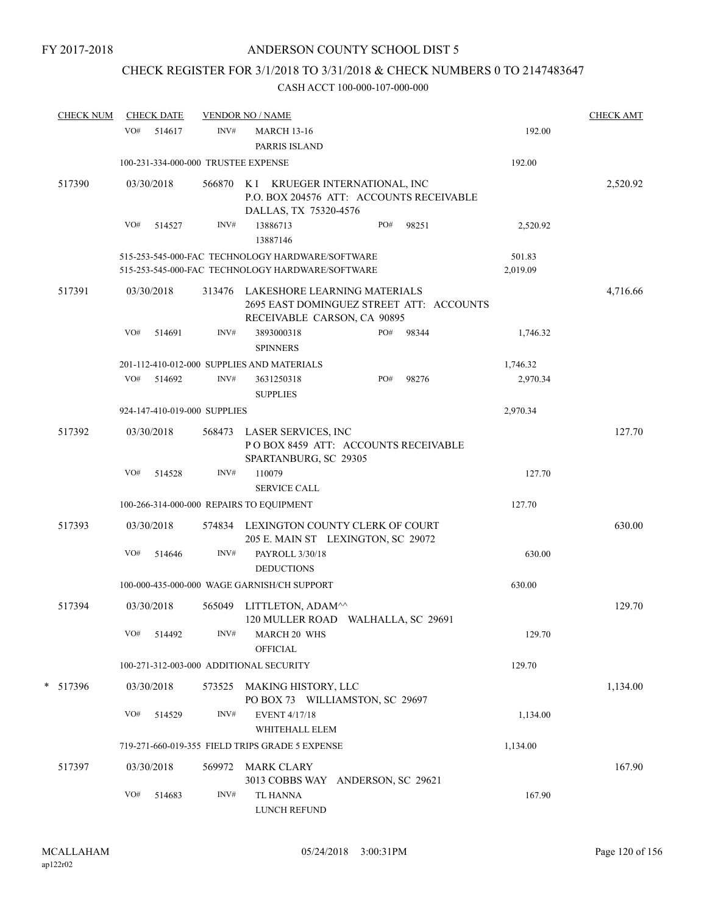FY 2017-2018

# ANDERSON COUNTY SCHOOL DIST 5

## CHECK REGISTER FOR 3/1/2018 TO 3/31/2018 & CHECK NUMBERS 0 TO 2147483647

### CASH ACCT 100-000-107-000-000

| CHECK NUM | CHECK DATE | VENDOR NO / NAME | | | CHECK AMT |
|---|---|---|---|---|---|
| | VO# 514617 | INV# | MARCH 13-16<br>PARRIS ISLAND | 192.00 | |
| | 100-231-334-000-000 TRUSTEE EXPENSE | | | 192.00 | |
| 517390 | 03/30/2018 | 566870 | K I KRUEGER INTERNATIONAL, INC<br>P.O. BOX 204576 ATT: ACCOUNTS RECEIVABLE<br>DALLAS, TX 75320-4576 | | 2,520.92 |
| | VO# 514527 | INV# | 13886713 PO# 98251<br>13887146 | 2,520.92 | |
| | 515-253-545-000-FAC TECHNOLOGY HARDWARE/SOFTWARE | | | 501.83 | |
| | 515-253-545-000-FAC TECHNOLOGY HARDWARE/SOFTWARE | | | 2,019.09 | |
| 517391 | 03/30/2018 | 313476 | LAKESHORE LEARNING MATERIALS<br>2695 EAST DOMINGUEZ STREET ATT: ACCOUNTS<br>RECEIVABLE CARSON, CA 90895 | | 4,716.66 |
| | VO# 514691 | INV# | 3893000318 PO# 98344<br>SPINNERS | 1,746.32 | |
| | 201-112-410-012-000 SUPPLIES AND MATERIALS | | | 1,746.32 | |
| | VO# 514692 | INV# | 3631250318 PO# 98276<br>SUPPLIES | 2,970.34 | |
| | 924-147-410-019-000 SUPPLIES | | | 2,970.34 | |
| 517392 | 03/30/2018 | 568473 | LASER SERVICES, INC<br>P O BOX 8459 ATT: ACCOUNTS RECEIVABLE<br>SPARTANBURG, SC 29305 | | 127.70 |
| | VO# 514528 | INV# | 110079<br>SERVICE CALL | 127.70 | |
| | 100-266-314-000-000 REPAIRS TO EQUIPMENT | | | 127.70 | |
| 517393 | 03/30/2018 | 574834 | LEXINGTON COUNTY CLERK OF COURT<br>205 E. MAIN ST LEXINGTON, SC 29072 | | 630.00 |
| | VO# 514646 | INV# | PAYROLL 3/30/18<br>DEDUCTIONS | 630.00 | |
| | 100-000-435-000-000 WAGE GARNISH/CH SUPPORT | | | 630.00 | |
| 517394 | 03/30/2018 | 565049 | LITTLETON, ADAM^^<br>120 MULLER ROAD WALHALLA, SC 29691 | | 129.70 |
| | VO# 514492 | INV# | MARCH 20 WHS<br>OFFICIAL | 129.70 | |
| | 100-271-312-003-000 ADDITIONAL SECURITY | | | 129.70 | |
| * 517396 | 03/30/2018 | 573525 | MAKING HISTORY, LLC<br>PO BOX 73 WILLIAMSTON, SC 29697 | | 1,134.00 |
| | VO# 514529 | INV# | EVENT 4/17/18<br>WHITEHALL ELEM | 1,134.00 | |
| | 719-271-660-019-355 FIELD TRIPS GRADE 5 EXPENSE | | | 1,134.00 | |
| 517397 | 03/30/2018 | 569972 | MARK CLARY<br>3013 COBBS WAY ANDERSON, SC 29621 | | 167.90 |
| | VO# 514683 | INV# | TL HANNA<br>LUNCH REFUND | 167.90 | |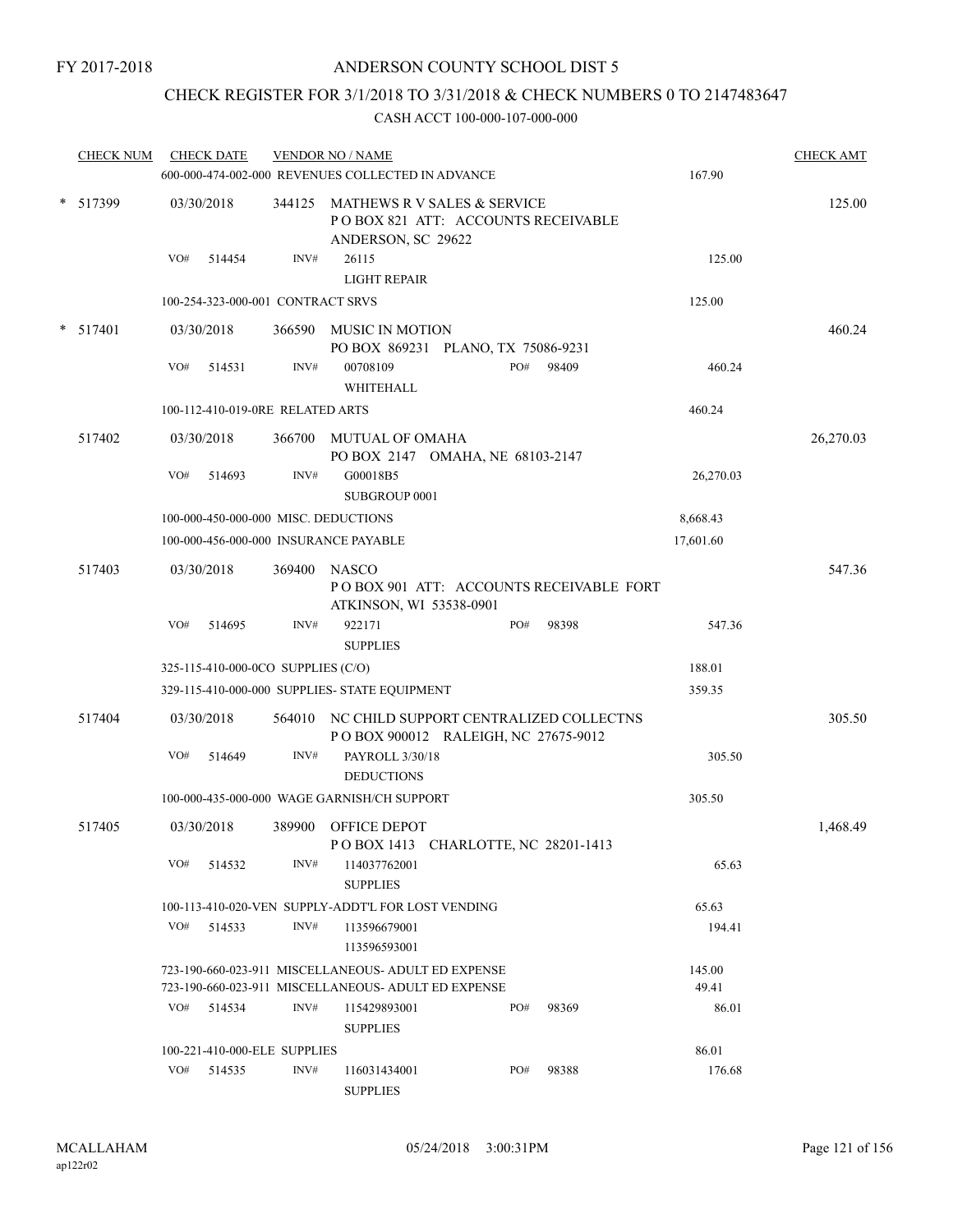FY 2017-2018

ANDERSON COUNTY SCHOOL DIST 5

CHECK REGISTER FOR 3/1/2018 TO 3/31/2018 & CHECK NUMBERS 0 TO 2147483647

CASH ACCT 100-000-107-000-000

| CHECK NUM | CHECK DATE | VENDOR NO / NAME | | CHECK AMT |
|---|---|---|---|---|
| | 600-000-474-002-000 REVENUES COLLECTED IN ADVANCE | | 167.90 | |
| * 517399 | 03/30/2018 | 344125 MATHEWS R V SALES & SERVICE P O BOX 821 ATT: ACCOUNTS RECEIVABLE ANDERSON, SC 29622 | | 125.00 |
| | VO# 514454 | INV# 26115 LIGHT REPAIR | 125.00 | |
| | 100-254-323-000-001 CONTRACT SRVS | | 125.00 | |
| * 517401 | 03/30/2018 | 366590 MUSIC IN MOTION PO BOX 869231 PLANO, TX 75086-9231 | | 460.24 |
| | VO# 514531 | INV# 00708109 WHITEHALL PO# 98409 | 460.24 | |
| | 100-112-410-019-0RE RELATED ARTS | | 460.24 | |
| 517402 | 03/30/2018 | 366700 MUTUAL OF OMAHA PO BOX 2147 OMAHA, NE 68103-2147 | | 26,270.03 |
| | VO# 514693 | INV# G00018B5 SUBGROUP 0001 | 26,270.03 | |
| | 100-000-450-000-000 MISC. DEDUCTIONS | | 8,668.43 | |
| | 100-000-456-000-000 INSURANCE PAYABLE | | 17,601.60 | |
| 517403 | 03/30/2018 | 369400 NASCO P O BOX 901 ATT: ACCOUNTS RECEIVABLE FORT ATKINSON, WI 53538-0901 | | 547.36 |
| | VO# 514695 | INV# 922171 SUPPLIES PO# 98398 | 547.36 | |
| | 325-115-410-000-0CO SUPPLIES (C/O) | | 188.01 | |
| | 329-115-410-000-000 SUPPLIES- STATE EQUIPMENT | | 359.35 | |
| 517404 | 03/30/2018 | 564010 NC CHILD SUPPORT CENTRALIZED COLLECTNS P O BOX 900012 RALEIGH, NC 27675-9012 | | 305.50 |
| | VO# 514649 | INV# PAYROLL 3/30/18 DEDUCTIONS | 305.50 | |
| | 100-000-435-000-000 WAGE GARNISH/CH SUPPORT | | 305.50 | |
| 517405 | 03/30/2018 | 389900 OFFICE DEPOT P O BOX 1413 CHARLOTTE, NC 28201-1413 | | 1,468.49 |
| | VO# 514532 | INV# 114037762001 SUPPLIES | 65.63 | |
| | 100-113-410-020-VEN SUPPLY-ADDT'L FOR LOST VENDING | | 65.63 | |
| | VO# 514533 | INV# 113596679001 113596593001 | 194.41 | |
| | 723-190-660-023-911 MISCELLANEOUS- ADULT ED EXPENSE | | 145.00 | |
| | 723-190-660-023-911 MISCELLANEOUS- ADULT ED EXPENSE | | 49.41 | |
| | VO# 514534 | INV# 115429893001 SUPPLIES PO# 98369 | 86.01 | |
| | 100-221-410-000-ELE SUPPLIES | | 86.01 | |
| | VO# 514535 | INV# 116031434001 SUPPLIES PO# 98388 | 176.68 | |

MCALLAHAM
ap122r02

05/24/2018 3:00:31PM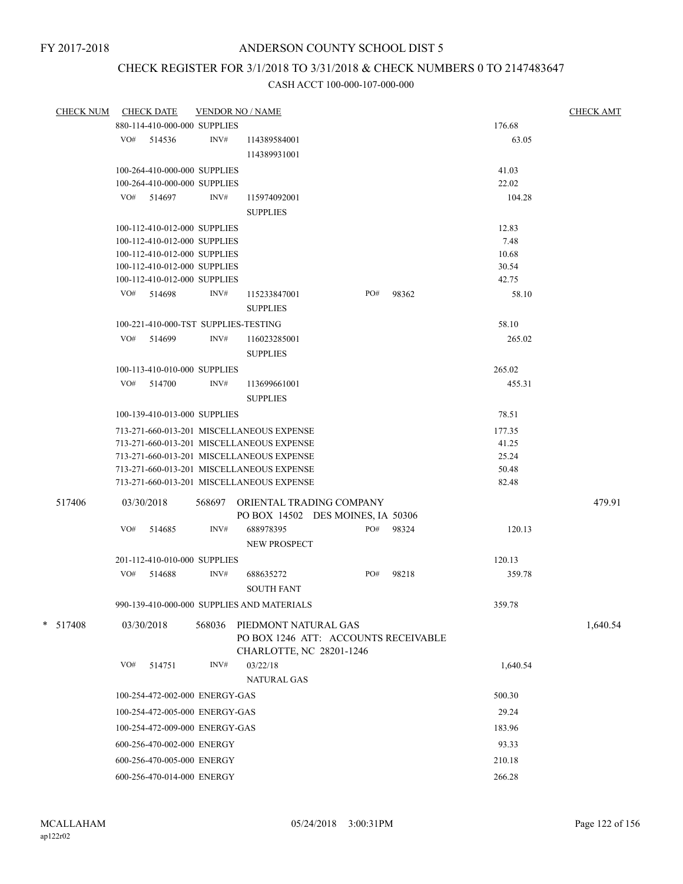FY 2017-2018

# ANDERSON COUNTY SCHOOL DIST 5

## CHECK REGISTER FOR 3/1/2018 TO 3/31/2018 & CHECK NUMBERS 0 TO 2147483647

### CASH ACCT 100-000-107-000-000

| CHECK NUM | CHECK DATE | VENDOR NO / NAME | | CHECK AMT |
|---|---|---|---|---|
| | 880-114-410-000-000 SUPPLIES | | 176.68 | |
| | VO# 514536 | INV# 114389584001<br>114389931001 | 63.05 | |
| | 100-264-410-000-000 SUPPLIES | | 41.03 | |
| | 100-264-410-000-000 SUPPLIES | | 22.02 | |
| | VO# 514697 | INV# 115974092001<br>SUPPLIES | 104.28 | |
| | 100-112-410-012-000 SUPPLIES | | 12.83 | |
| | 100-112-410-012-000 SUPPLIES | | 7.48 | |
| | 100-112-410-012-000 SUPPLIES | | 10.68 | |
| | 100-112-410-012-000 SUPPLIES | | 30.54 | |
| | 100-112-410-012-000 SUPPLIES | | 42.75 | |
| | VO# 514698 | INV# 115233847001 PO# 98362<br>SUPPLIES | 58.10 | |
| | 100-221-410-000-TST SUPPLIES-TESTING | | 58.10 | |
| | VO# 514699 | INV# 116023285001<br>SUPPLIES | 265.02 | |
| | 100-113-410-010-000 SUPPLIES | | 265.02 | |
| | VO# 514700 | INV# 113699661001<br>SUPPLIES | 455.31 | |
| | 100-139-410-013-000 SUPPLIES | | 78.51 | |
| | 713-271-660-013-201 MISCELLANEOUS EXPENSE | | 177.35 | |
| | 713-271-660-013-201 MISCELLANEOUS EXPENSE | | 41.25 | |
| | 713-271-660-013-201 MISCELLANEOUS EXPENSE | | 25.24 | |
| | 713-271-660-013-201 MISCELLANEOUS EXPENSE | | 50.48 | |
| | 713-271-660-013-201 MISCELLANEOUS EXPENSE | | 82.48 | |
| 517406 | 03/30/2018 | 568697 ORIENTAL TRADING COMPANY<br>PO BOX 14502 DES MOINES, IA 50306 | | 479.91 |
| | VO# 514685 | INV# 688978395 PO# 98324<br>NEW PROSPECT | 120.13 | |
| | 201-112-410-010-000 SUPPLIES | | 120.13 | |
| | VO# 514688 | INV# 688635272 PO# 98218<br>SOUTH FANT | 359.78 | |
| | 990-139-410-000-000 SUPPLIES AND MATERIALS | | 359.78 | |
| * 517408 | 03/30/2018 | 568036 PIEDMONT NATURAL GAS<br>PO BOX 1246 ATT: ACCOUNTS RECEIVABLE<br>CHARLOTTE, NC 28201-1246 | | 1,640.54 |
| | VO# 514751 | INV# 03/22/18<br>NATURAL GAS | 1,640.54 | |
| | 100-254-472-002-000 ENERGY-GAS | | 500.30 | |
| | 100-254-472-005-000 ENERGY-GAS | | 29.24 | |
| | 100-254-472-009-000 ENERGY-GAS | | 183.96 | |
| | 600-256-470-002-000 ENERGY | | 93.33 | |
| | 600-256-470-005-000 ENERGY | | 210.18 | |
| | 600-256-470-014-000 ENERGY | | 266.28 | |

MCALLAHAM
ap122r02
05/24/2018 3:00:31PM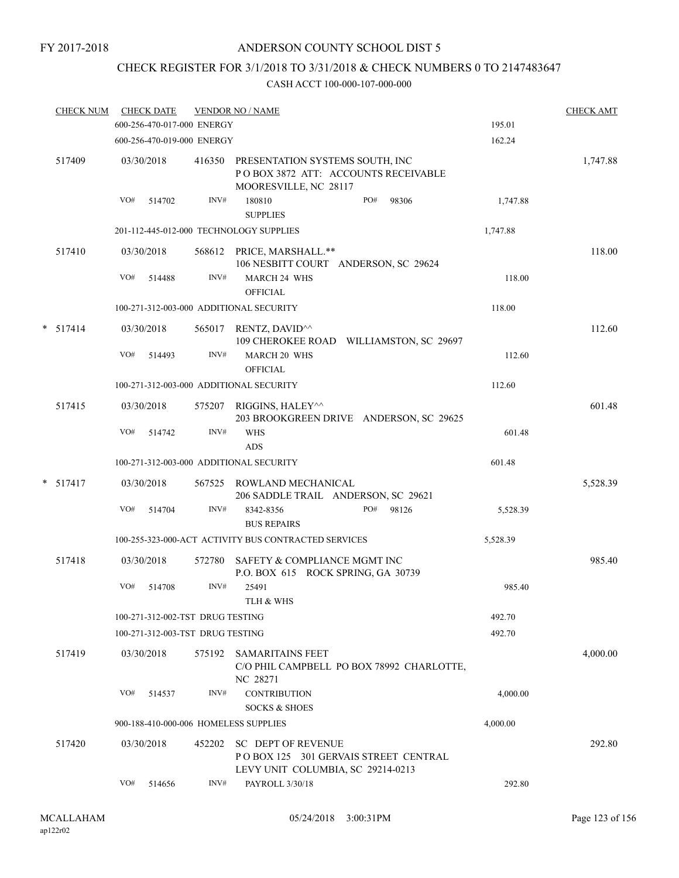FY 2017-2018

ANDERSON COUNTY SCHOOL DIST 5

CHECK REGISTER FOR 3/1/2018 TO 3/31/2018 & CHECK NUMBERS 0 TO 2147483647

CASH ACCT 100-000-107-000-000

| CHECK NUM | CHECK DATE | VENDOR NO / NAME | | CHECK AMT |
|---|---|---|---|---|
| | 600-256-470-017-000 ENERGY | | 195.01 | |
| | 600-256-470-019-000 ENERGY | | 162.24 | |
| 517409 | 03/30/2018 | 416350 PRESENTATION SYSTEMS SOUTH, INC<br>P O BOX 3872 ATT: ACCOUNTS RECEIVABLE<br>MOORESVILLE, NC 28117 | | 1,747.88 |
| | VO# 514702 | INV# 180810 PO# 98306<br>SUPPLIES | 1,747.88 | |
| | 201-112-445-012-000 TECHNOLOGY SUPPLIES | | 1,747.88 | |
| 517410 | 03/30/2018 | 568612 PRICE, MARSHALL.**<br>106 NESBITT COURT ANDERSON, SC 29624 | | 118.00 |
| | VO# 514488 | INV# MARCH 24 WHS<br>OFFICIAL | 118.00 | |
| | 100-271-312-003-000 ADDITIONAL SECURITY | | 118.00 | |
| * 517414 | 03/30/2018 | 565017 RENTZ, DAVID^^<br>109 CHEROKEE ROAD WILLIAMSTON, SC 29697 | | 112.60 |
| | VO# 514493 | INV# MARCH 20 WHS<br>OFFICIAL | 112.60 | |
| | 100-271-312-003-000 ADDITIONAL SECURITY | | 112.60 | |
| 517415 | 03/30/2018 | 575207 RIGGINS, HALEY^^<br>203 BROOKGREEN DRIVE ANDERSON, SC 29625 | | 601.48 |
| | VO# 514742 | INV# WHS<br>ADS | 601.48 | |
| | 100-271-312-003-000 ADDITIONAL SECURITY | | 601.48 | |
| * 517417 | 03/30/2018 | 567525 ROWLAND MECHANICAL<br>206 SADDLE TRAIL ANDERSON, SC 29621 | | 5,528.39 |
| | VO# 514704 | INV# 8342-8356 PO# 98126<br>BUS REPAIRS | 5,528.39 | |
| | 100-255-323-000-ACT ACTIVITY BUS CONTRACTED SERVICES | | 5,528.39 | |
| 517418 | 03/30/2018 | 572780 SAFETY & COMPLIANCE MGMT INC<br>P.O. BOX 615 ROCK SPRING, GA 30739 | | 985.40 |
| | VO# 514708 | INV# 25491<br>TLH & WHS | 985.40 | |
| | 100-271-312-002-TST DRUG TESTING | | 492.70 | |
| | 100-271-312-003-TST DRUG TESTING | | 492.70 | |
| 517419 | 03/30/2018 | 575192 SAMARITAINS FEET<br>C/O PHIL CAMPBELL PO BOX 78992 CHARLOTTE, NC 28271 | | 4,000.00 |
| | VO# 514537 | INV# CONTRIBUTION<br>SOCKS & SHOES | 4,000.00 | |
| | 900-188-410-000-006 HOMELESS SUPPLIES | | 4,000.00 | |
| 517420 | 03/30/2018 | 452202 SC DEPT OF REVENUE<br>P O BOX 125 301 GERVAIS STREET CENTRAL<br>LEVY UNIT COLUMBIA, SC 29214-0213 | | 292.80 |
| | VO# 514656 | INV# PAYROLL 3/30/18 | 292.80 | |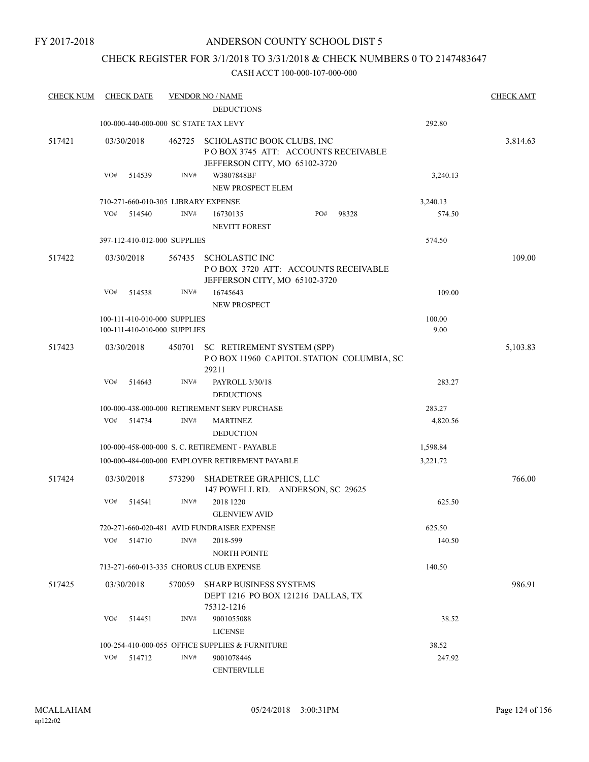FY 2017-2018

ANDERSON COUNTY SCHOOL DIST 5

CHECK REGISTER FOR 3/1/2018 TO 3/31/2018 & CHECK NUMBERS 0 TO 2147483647

CASH ACCT 100-000-107-000-000

| CHECK NUM | CHECK DATE | VENDOR NO / NAME | | CHECK AMT |
|---|---|---|---|---|
| | | DEDUCTIONS | | |
| | | 100-000-440-000-000 SC STATE TAX LEVY | 292.80 | |
| 517421 | 03/30/2018 | 462725 SCHOLASTIC BOOK CLUBS, INC<br>P O BOX 3745 ATT: ACCOUNTS RECEIVABLE<br>JEFFERSON CITY, MO 65102-3720 | | 3,814.63 |
| | VO# 514539 | INV# W3807848BF<br>NEW PROSPECT ELEM | 3,240.13 | |
| | | 710-271-660-010-305 LIBRARY EXPENSE | 3,240.13 | |
| | VO# 514540 | INV# 16730135 PO# 98328<br>NEVITT FOREST | 574.50 | |
| | | 397-112-410-012-000 SUPPLIES | 574.50 | |
| 517422 | 03/30/2018 | 567435 SCHOLASTIC INC<br>P O BOX 3720 ATT: ACCOUNTS RECEIVABLE<br>JEFFERSON CITY, MO 65102-3720 | | 109.00 |
| | VO# 514538 | INV# 16745643<br>NEW PROSPECT | 109.00 | |
| | | 100-111-410-010-000 SUPPLIES | 100.00 | |
| | | 100-111-410-010-000 SUPPLIES | 9.00 | |
| 517423 | 03/30/2018 | 450701 SC RETIREMENT SYSTEM (SPP)<br>P O BOX 11960 CAPITOL STATION COLUMBIA, SC 29211 | | 5,103.83 |
| | VO# 514643 | INV# PAYROLL 3/30/18<br>DEDUCTIONS | 283.27 | |
| | | 100-000-438-000-000 RETIREMENT SERV PURCHASE | 283.27 | |
| | VO# 514734 | INV# MARTINEZ<br>DEDUCTION | 4,820.56 | |
| | | 100-000-458-000-000 S. C. RETIREMENT - PAYABLE | 1,598.84 | |
| | | 100-000-484-000-000 EMPLOYER RETIREMENT PAYABLE | 3,221.72 | |
| 517424 | 03/30/2018 | 573290 SHADETREE GRAPHICS, LLC<br>147 POWELL RD. ANDERSON, SC 29625 | | 766.00 |
| | VO# 514541 | INV# 2018 1220<br>GLENVIEW AVID | 625.50 | |
| | | 720-271-660-020-481 AVID FUNDRAISER EXPENSE | 625.50 | |
| | VO# 514710 | INV# 2018-599<br>NORTH POINTE | 140.50 | |
| | | 713-271-660-013-335 CHORUS CLUB EXPENSE | 140.50 | |
| 517425 | 03/30/2018 | 570059 SHARP BUSINESS SYSTEMS<br>DEPT 1216 PO BOX 121216 DALLAS, TX 75312-1216 | | 986.91 |
| | VO# 514451 | INV# 9001055088<br>LICENSE | 38.52 | |
| | | 100-254-410-000-055 OFFICE SUPPLIES & FURNITURE | 38.52 | |
| | VO# 514712 | INV# 9001078446<br>CENTERVILLE | 247.92 | |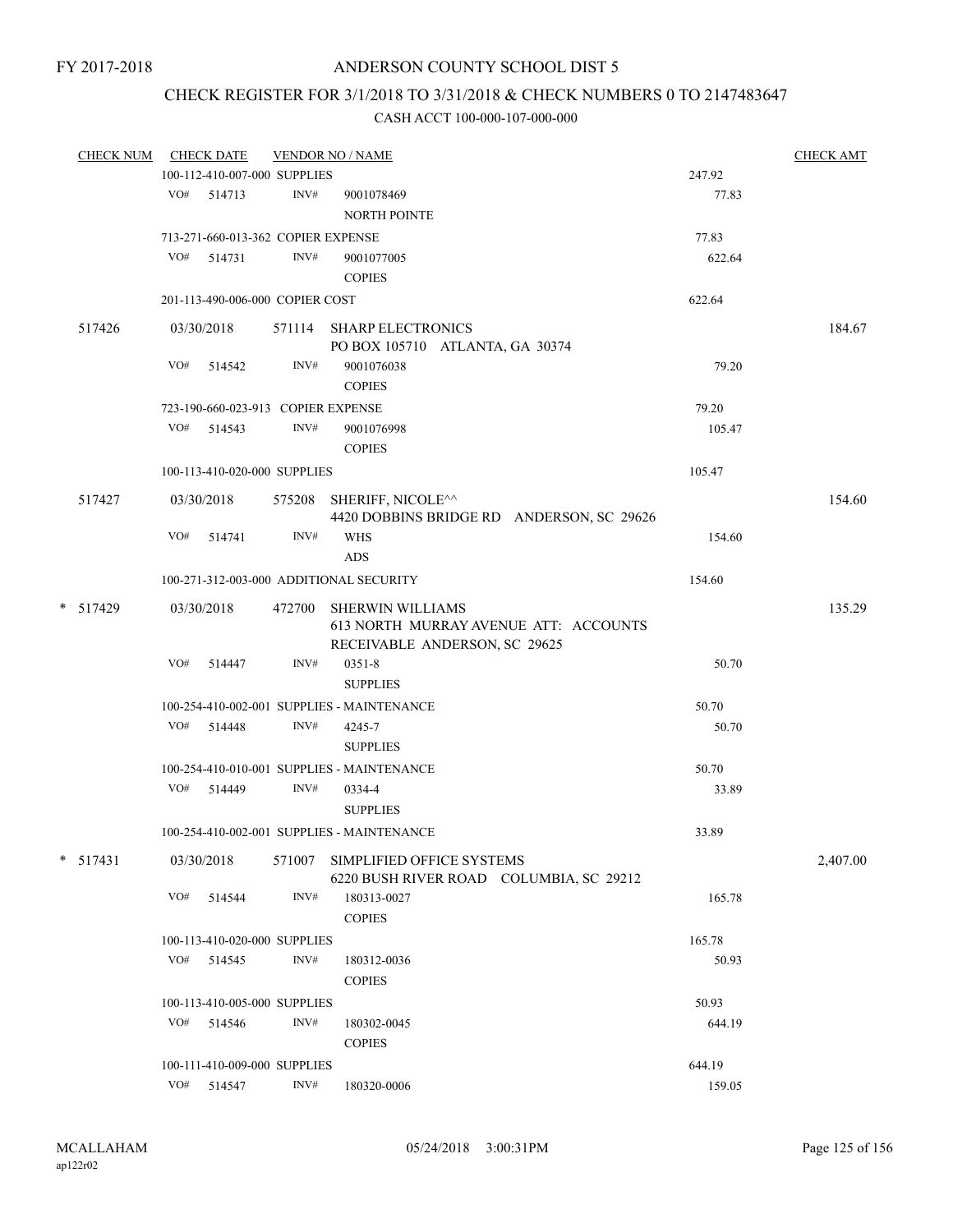FY 2017-2018

ANDERSON COUNTY SCHOOL DIST 5

CHECK REGISTER FOR 3/1/2018 TO 3/31/2018 & CHECK NUMBERS 0 TO 2147483647

CASH ACCT 100-000-107-000-000

| CHECK NUM | CHECK DATE | VENDOR NO / NAME | | CHECK AMT |
|---|---|---|---|---|
| | 100-112-410-007-000 SUPPLIES | | 247.92 | |
| | VO# 514713 | INV# 9001078469 NORTH POINTE | 77.83 | |
| | 713-271-660-013-362 COPIER EXPENSE | | 77.83 | |
| | VO# 514731 | INV# 9001077005 COPIES | 622.64 | |
| | 201-113-490-006-000 COPIER COST | | 622.64 | |
| 517426 | 03/30/2018 | 571114 SHARP ELECTRONICS PO BOX 105710 ATLANTA, GA 30374 | | 184.67 |
| | VO# 514542 | INV# 9001076038 COPIES | 79.20 | |
| | 723-190-660-023-913 COPIER EXPENSE | | 79.20 | |
| | VO# 514543 | INV# 9001076998 COPIES | 105.47 | |
| | 100-113-410-020-000 SUPPLIES | | 105.47 | |
| 517427 | 03/30/2018 | 575208 SHERIFF, NICOLE^^ 4420 DOBBINS BRIDGE RD ANDERSON, SC 29626 | | 154.60 |
| | VO# 514741 | INV# WHS ADS | 154.60 | |
| | 100-271-312-003-000 ADDITIONAL SECURITY | | 154.60 | |
| * 517429 | 03/30/2018 | 472700 SHERWIN WILLIAMS 613 NORTH MURRAY AVENUE ATT: ACCOUNTS RECEIVABLE ANDERSON, SC 29625 | | 135.29 |
| | VO# 514447 | INV# 0351-8 SUPPLIES | 50.70 | |
| | 100-254-410-002-001 SUPPLIES - MAINTENANCE | | 50.70 | |
| | VO# 514448 | INV# 4245-7 SUPPLIES | 50.70 | |
| | 100-254-410-010-001 SUPPLIES - MAINTENANCE | | 50.70 | |
| | VO# 514449 | INV# 0334-4 SUPPLIES | 33.89 | |
| | 100-254-410-002-001 SUPPLIES - MAINTENANCE | | 33.89 | |
| * 517431 | 03/30/2018 | 571007 SIMPLIFIED OFFICE SYSTEMS 6220 BUSH RIVER ROAD COLUMBIA, SC 29212 | | 2,407.00 |
| | VO# 514544 | INV# 180313-0027 COPIES | 165.78 | |
| | 100-113-410-020-000 SUPPLIES | | 165.78 | |
| | VO# 514545 | INV# 180312-0036 COPIES | 50.93 | |
| | 100-113-410-005-000 SUPPLIES | | 50.93 | |
| | VO# 514546 | INV# 180302-0045 COPIES | 644.19 | |
| | 100-111-410-009-000 SUPPLIES | | 644.19 | |
| | VO# 514547 | INV# 180320-0006 | 159.05 | |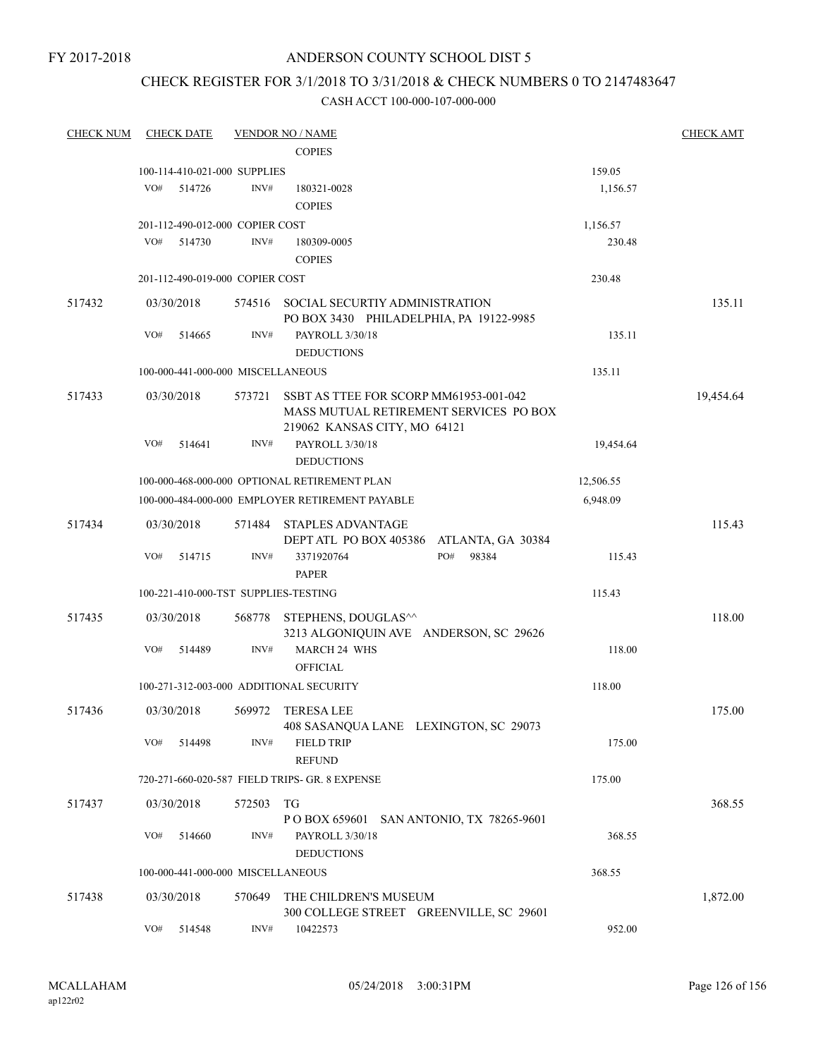FY 2017-2018

# ANDERSON COUNTY SCHOOL DIST 5

## CHECK REGISTER FOR 3/1/2018 TO 3/31/2018 & CHECK NUMBERS 0 TO 2147483647

### CASH ACCT 100-000-107-000-000

| CHECK NUM | CHECK DATE | VENDOR NO / NAME | | CHECK AMT |
|---|---|---|---|---|
| | | COPIES | | |
| | 100-114-410-021-000 SUPPLIES | | 159.05 | |
| | VO# 514726 | INV# 180321-0028 COPIES | 1,156.57 | |
| | 201-112-490-012-000 COPIER COST | | 1,156.57 | |
| | VO# 514730 | INV# 180309-0005 COPIES | 230.48 | |
| | 201-112-490-019-000 COPIER COST | | 230.48 | |
| 517432 | 03/30/2018 | 574516 SOCIAL SECURTIY ADMINISTRATION PO BOX 3430 PHILADELPHIA, PA 19122-9985 | | 135.11 |
| | VO# 514665 | INV# PAYROLL 3/30/18 DEDUCTIONS | 135.11 | |
| | 100-000-441-000-000 MISCELLANEOUS | | 135.11 | |
| 517433 | 03/30/2018 | 573721 SSBT AS TTEE FOR SCORP MM61953-001-042 MASS MUTUAL RETIREMENT SERVICES PO BOX 219062 KANSAS CITY, MO 64121 | | 19,454.64 |
| | VO# 514641 | INV# PAYROLL 3/30/18 DEDUCTIONS | 19,454.64 | |
| | 100-000-468-000-000 OPTIONAL RETIREMENT PLAN | | 12,506.55 | |
| | 100-000-484-000-000 EMPLOYER RETIREMENT PAYABLE | | 6,948.09 | |
| 517434 | 03/30/2018 | 571484 STAPLES ADVANTAGE DEPT ATL PO BOX 405386 ATLANTA, GA 30384 | | 115.43 |
| | VO# 514715 | INV# 3371920764 PO# 98384 PAPER | 115.43 | |
| | 100-221-410-000-TST SUPPLIES-TESTING | | 115.43 | |
| 517435 | 03/30/2018 | 568778 STEPHENS, DOUGLAS^^ 3213 ALGONIQUIN AVE ANDERSON, SC 29626 | | 118.00 |
| | VO# 514489 | INV# MARCH 24 WHS OFFICIAL | 118.00 | |
| | 100-271-312-003-000 ADDITIONAL SECURITY | | 118.00 | |
| 517436 | 03/30/2018 | 569972 TERESA LEE 408 SASANQUA LANE LEXINGTON, SC 29073 | | 175.00 |
| | VO# 514498 | INV# FIELD TRIP REFUND | 175.00 | |
| | 720-271-660-020-587 FIELD TRIPS- GR. 8 EXPENSE | | 175.00 | |
| 517437 | 03/30/2018 | 572503 TG P O BOX 659601 SAN ANTONIO, TX 78265-9601 | | 368.55 |
| | VO# 514660 | INV# PAYROLL 3/30/18 DEDUCTIONS | 368.55 | |
| | 100-000-441-000-000 MISCELLANEOUS | | 368.55 | |
| 517438 | 03/30/2018 | 570649 THE CHILDREN'S MUSEUM 300 COLLEGE STREET GREENVILLE, SC 29601 | | 1,872.00 |
| | VO# 514548 | INV# 10422573 | 952.00 | |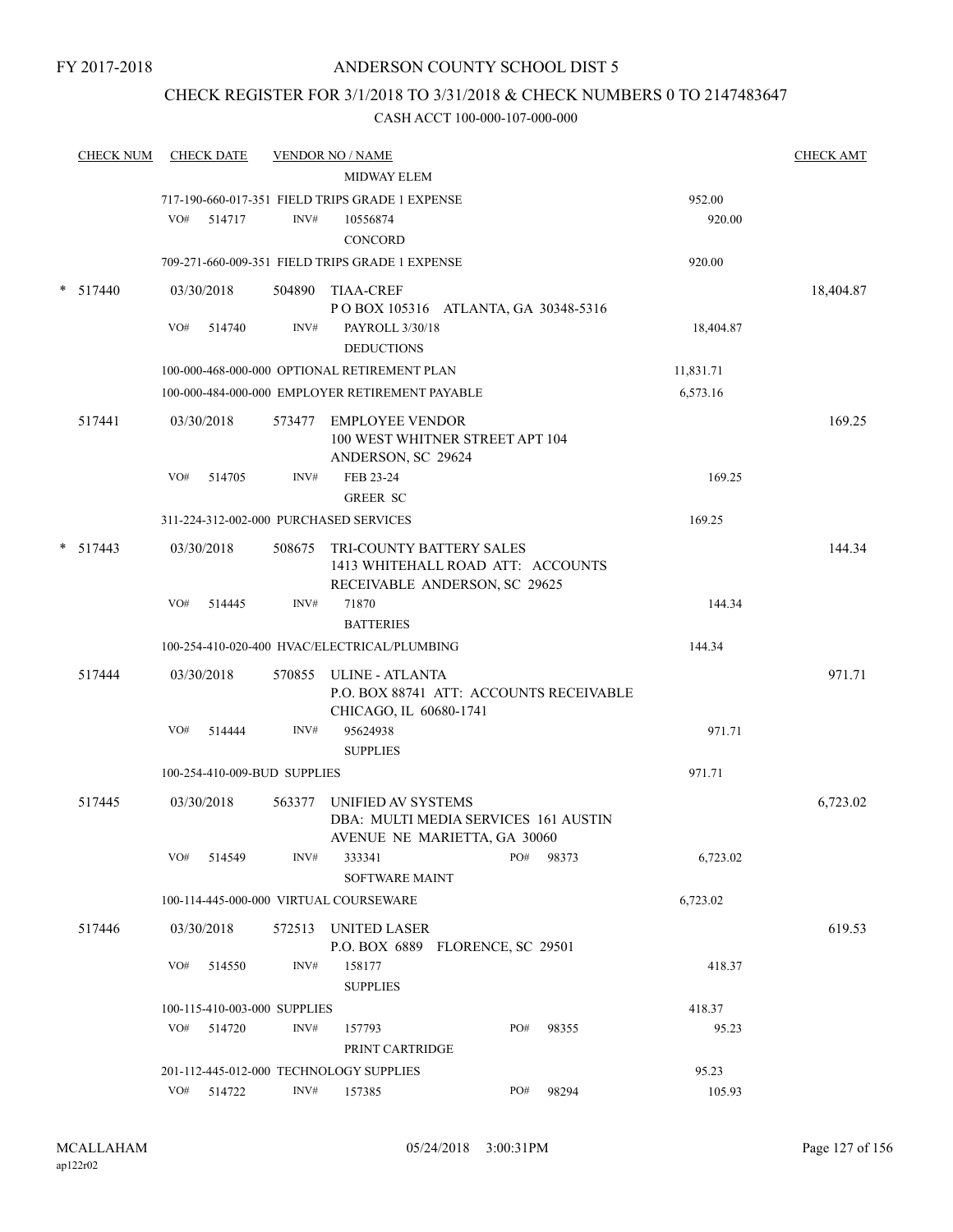FY 2017-2018

# ANDERSON COUNTY SCHOOL DIST 5

## CHECK REGISTER FOR 3/1/2018 TO 3/31/2018 & CHECK NUMBERS 0 TO 2147483647

CASH ACCT 100-000-107-000-000

| CHECK NUM | CHECK DATE | VENDOR NO / NAME | | CHECK AMT |
|---|---|---|---|---|
| | | MIDWAY ELEM | | |
| | | 717-190-660-017-351 FIELD TRIPS GRADE 1 EXPENSE | 952.00 | |
| | VO# 514717 | INV# 10556874 CONCORD | 920.00 | |
| | | 709-271-660-009-351 FIELD TRIPS GRADE 1 EXPENSE | 920.00 | |
| * 517440 | 03/30/2018 | 504890 TIAA-CREF P O BOX 105316 ATLANTA, GA 30348-5316 | | 18,404.87 |
| | VO# 514740 | INV# PAYROLL 3/30/18 DEDUCTIONS | 18,404.87 | |
| | | 100-000-468-000-000 OPTIONAL RETIREMENT PLAN | 11,831.71 | |
| | | 100-000-484-000-000 EMPLOYER RETIREMENT PAYABLE | 6,573.16 | |
| 517441 | 03/30/2018 | 573477 EMPLOYEE VENDOR 100 WEST WHITNER STREET APT 104 ANDERSON, SC 29624 | | 169.25 |
| | VO# 514705 | INV# FEB 23-24 GREER SC | 169.25 | |
| | | 311-224-312-002-000 PURCHASED SERVICES | 169.25 | |
| * 517443 | 03/30/2018 | 508675 TRI-COUNTY BATTERY SALES 1413 WHITEHALL ROAD ATT: ACCOUNTS RECEIVABLE ANDERSON, SC 29625 | | 144.34 |
| | VO# 514445 | INV# 71870 BATTERIES | 144.34 | |
| | | 100-254-410-020-400 HVAC/ELECTRICAL/PLUMBING | 144.34 | |
| 517444 | 03/30/2018 | 570855 ULINE - ATLANTA P.O. BOX 88741 ATT: ACCOUNTS RECEIVABLE CHICAGO, IL 60680-1741 | | 971.71 |
| | VO# 514444 | INV# 95624938 SUPPLIES | 971.71 | |
| | | 100-254-410-009-BUD SUPPLIES | 971.71 | |
| 517445 | 03/30/2018 | 563377 UNIFIED AV SYSTEMS DBA: MULTI MEDIA SERVICES 161 AUSTIN AVENUE NE MARIETTA, GA 30060 | | 6,723.02 |
| | VO# 514549 | INV# 333341 PO# 98373 SOFTWARE MAINT | 6,723.02 | |
| | | 100-114-445-000-000 VIRTUAL COURSEWARE | 6,723.02 | |
| 517446 | 03/30/2018 | 572513 UNITED LASER P.O. BOX 6889 FLORENCE, SC 29501 | | 619.53 |
| | VO# 514550 | INV# 158177 SUPPLIES | 418.37 | |
| | | 100-115-410-003-000 SUPPLIES | 418.37 | |
| | VO# 514720 | INV# 157793 PO# 98355 PRINT CARTRIDGE | 95.23 | |
| | | 201-112-445-012-000 TECHNOLOGY SUPPLIES | 95.23 | |
| | VO# 514722 | INV# 157385 PO# 98294 | 105.93 | |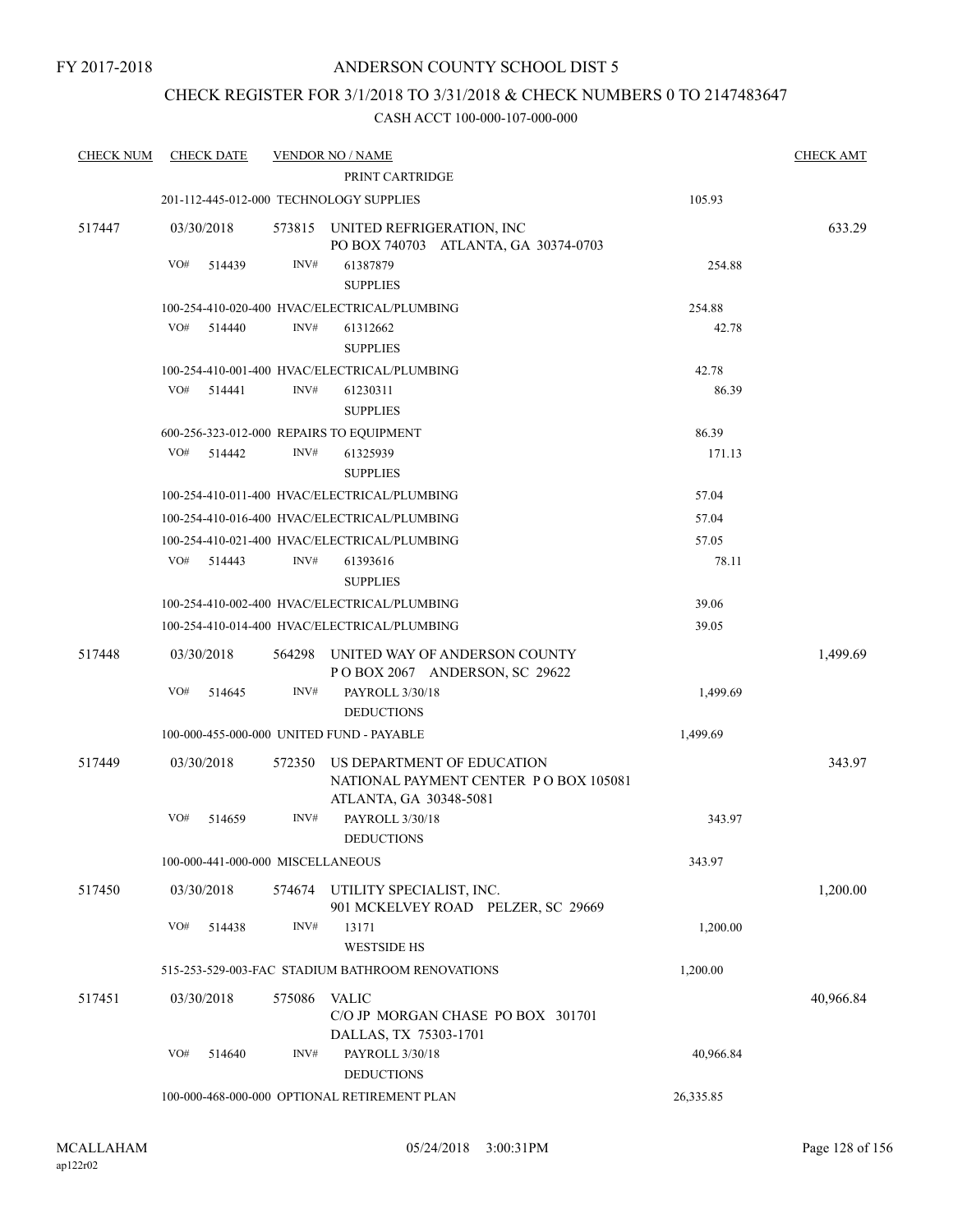FY 2017-2018

ANDERSON COUNTY SCHOOL DIST 5

CHECK REGISTER FOR 3/1/2018 TO 3/31/2018 & CHECK NUMBERS 0 TO 2147483647

CASH ACCT 100-000-107-000-000

| CHECK NUM | CHECK DATE | VENDOR NO / NAME | | CHECK AMT |
|---|---|---|---|---|
| | | PRINT CARTRIDGE | | |
| | 201-112-445-012-000 TECHNOLOGY SUPPLIES | | 105.93 | |
| 517447 | 03/30/2018 | 573815 UNITED REFRIGERATION, INC<br>PO BOX 740703 ATLANTA, GA 30374-0703 | | 633.29 |
| | VO# 514439 | INV# 61387879<br>SUPPLIES | 254.88 | |
| | 100-254-410-020-400 HVAC/ELECTRICAL/PLUMBING | | 254.88 | |
| | VO# 514440 | INV# 61312662<br>SUPPLIES | 42.78 | |
| | 100-254-410-001-400 HVAC/ELECTRICAL/PLUMBING | | 42.78 | |
| | VO# 514441 | INV# 61230311<br>SUPPLIES | 86.39 | |
| | 600-256-323-012-000 REPAIRS TO EQUIPMENT | | 86.39 | |
| | VO# 514442 | INV# 61325939<br>SUPPLIES | 171.13 | |
| | 100-254-410-011-400 HVAC/ELECTRICAL/PLUMBING | | 57.04 | |
| | 100-254-410-016-400 HVAC/ELECTRICAL/PLUMBING | | 57.04 | |
| | 100-254-410-021-400 HVAC/ELECTRICAL/PLUMBING | | 57.05 | |
| | VO# 514443 | INV# 61393616<br>SUPPLIES | 78.11 | |
| | 100-254-410-002-400 HVAC/ELECTRICAL/PLUMBING | | 39.06 | |
| | 100-254-410-014-400 HVAC/ELECTRICAL/PLUMBING | | 39.05 | |
| 517448 | 03/30/2018 | 564298 UNITED WAY OF ANDERSON COUNTY<br>P O BOX 2067 ANDERSON, SC 29622 | | 1,499.69 |
| | VO# 514645 | INV# PAYROLL 3/30/18<br>DEDUCTIONS | 1,499.69 | |
| | 100-000-455-000-000 UNITED FUND - PAYABLE | | 1,499.69 | |
| 517449 | 03/30/2018 | 572350 US DEPARTMENT OF EDUCATION<br>NATIONAL PAYMENT CENTER P O BOX 105081<br>ATLANTA, GA 30348-5081 | | 343.97 |
| | VO# 514659 | INV# PAYROLL 3/30/18<br>DEDUCTIONS | 343.97 | |
| | 100-000-441-000-000 MISCELLANEOUS | | 343.97 | |
| 517450 | 03/30/2018 | 574674 UTILITY SPECIALIST, INC.<br>901 MCKELVEY ROAD PELZER, SC 29669 | | 1,200.00 |
| | VO# 514438 | INV# 13171<br>WESTSIDE HS | 1,200.00 | |
| | 515-253-529-003-FAC STADIUM BATHROOM RENOVATIONS | | 1,200.00 | |
| 517451 | 03/30/2018 | 575086 VALIC<br>C/O JP MORGAN CHASE PO BOX 301701<br>DALLAS, TX 75303-1701 | | 40,966.84 |
| | VO# 514640 | INV# PAYROLL 3/30/18<br>DEDUCTIONS | 40,966.84 | |
| | 100-000-468-000-000 OPTIONAL RETIREMENT PLAN | | 26,335.85 | |

MCALLAHAM
ap122r02

05/24/2018 3:00:31PM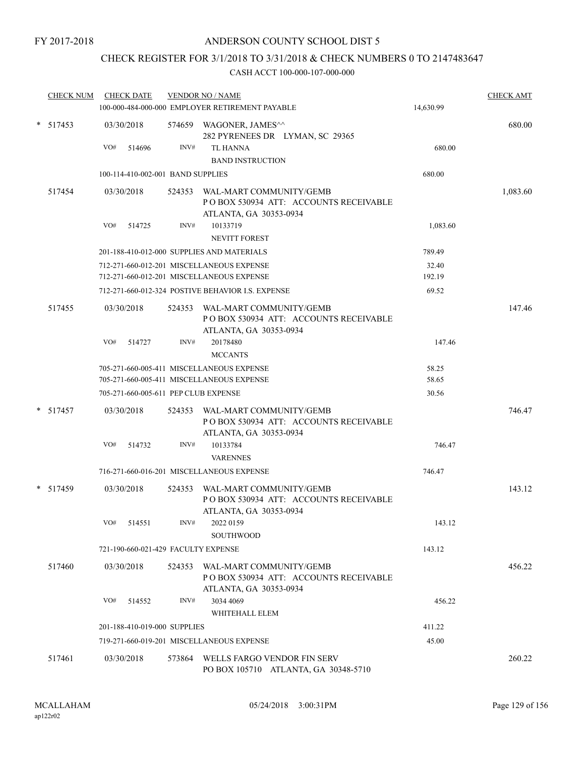FY 2017-2018

# ANDERSON COUNTY SCHOOL DIST 5

## CHECK REGISTER FOR 3/1/2018 TO 3/31/2018 & CHECK NUMBERS 0 TO 2147483647

### CASH ACCT 100-000-107-000-000

| CHECK NUM | CHECK DATE | VENDOR NO / NAME | | CHECK AMT |
|---|---|---|---|---|
| | | 100-000-484-000-000 EMPLOYER RETIREMENT PAYABLE | 14,630.99 | |
| * 517453 | 03/30/2018 | 574659 WAGONER, JAMES^^<br>282 PYRENEES DR LYMAN, SC 29365 | | 680.00 |
| | VO# 514696 | INV# TL HANNA<br>BAND INSTRUCTION | 680.00 | |
| | | 100-114-410-002-001 BAND SUPPLIES | 680.00 | |
| 517454 | 03/30/2018 | 524353 WAL-MART COMMUNITY/GEMB<br>P O BOX 530934 ATT: ACCOUNTS RECEIVABLE<br>ATLANTA, GA 30353-0934 | | 1,083.60 |
| | VO# 514725 | INV# 10133719<br>NEVITT FOREST | 1,083.60 | |
| | | 201-188-410-012-000 SUPPLIES AND MATERIALS | 789.49 | |
| | | 712-271-660-012-201 MISCELLANEOUS EXPENSE | 32.40 | |
| | | 712-271-660-012-201 MISCELLANEOUS EXPENSE | 192.19 | |
| | | 712-271-660-012-324 POSTIVE BEHAVIOR I.S. EXPENSE | 69.52 | |
| 517455 | 03/30/2018 | 524353 WAL-MART COMMUNITY/GEMB<br>P O BOX 530934 ATT: ACCOUNTS RECEIVABLE<br>ATLANTA, GA 30353-0934 | | 147.46 |
| | VO# 514727 | INV# 20178480<br>MCCANTS | 147.46 | |
| | | 705-271-660-005-411 MISCELLANEOUS EXPENSE | 58.25 | |
| | | 705-271-660-005-411 MISCELLANEOUS EXPENSE | 58.65 | |
| | | 705-271-660-005-611 PEP CLUB EXPENSE | 30.56 | |
| * 517457 | 03/30/2018 | 524353 WAL-MART COMMUNITY/GEMB<br>P O BOX 530934 ATT: ACCOUNTS RECEIVABLE<br>ATLANTA, GA 30353-0934 | | 746.47 |
| | VO# 514732 | INV# 10133784<br>VARENNES | 746.47 | |
| | | 716-271-660-016-201 MISCELLANEOUS EXPENSE | 746.47 | |
| * 517459 | 03/30/2018 | 524353 WAL-MART COMMUNITY/GEMB<br>P O BOX 530934 ATT: ACCOUNTS RECEIVABLE<br>ATLANTA, GA 30353-0934 | | 143.12 |
| | VO# 514551 | INV# 2022 0159<br>SOUTHWOOD | 143.12 | |
| | | 721-190-660-021-429 FACULTY EXPENSE | 143.12 | |
| 517460 | 03/30/2018 | 524353 WAL-MART COMMUNITY/GEMB<br>P O BOX 530934 ATT: ACCOUNTS RECEIVABLE<br>ATLANTA, GA 30353-0934 | | 456.22 |
| | VO# 514552 | INV# 3034 4069<br>WHITEHALL ELEM | 456.22 | |
| | | 201-188-410-019-000 SUPPLIES | 411.22 | |
| | | 719-271-660-019-201 MISCELLANEOUS EXPENSE | 45.00 | |
| 517461 | 03/30/2018 | 573864 WELLS FARGO VENDOR FIN SERV<br>PO BOX 105710 ATLANTA, GA 30348-5710 | | 260.22 |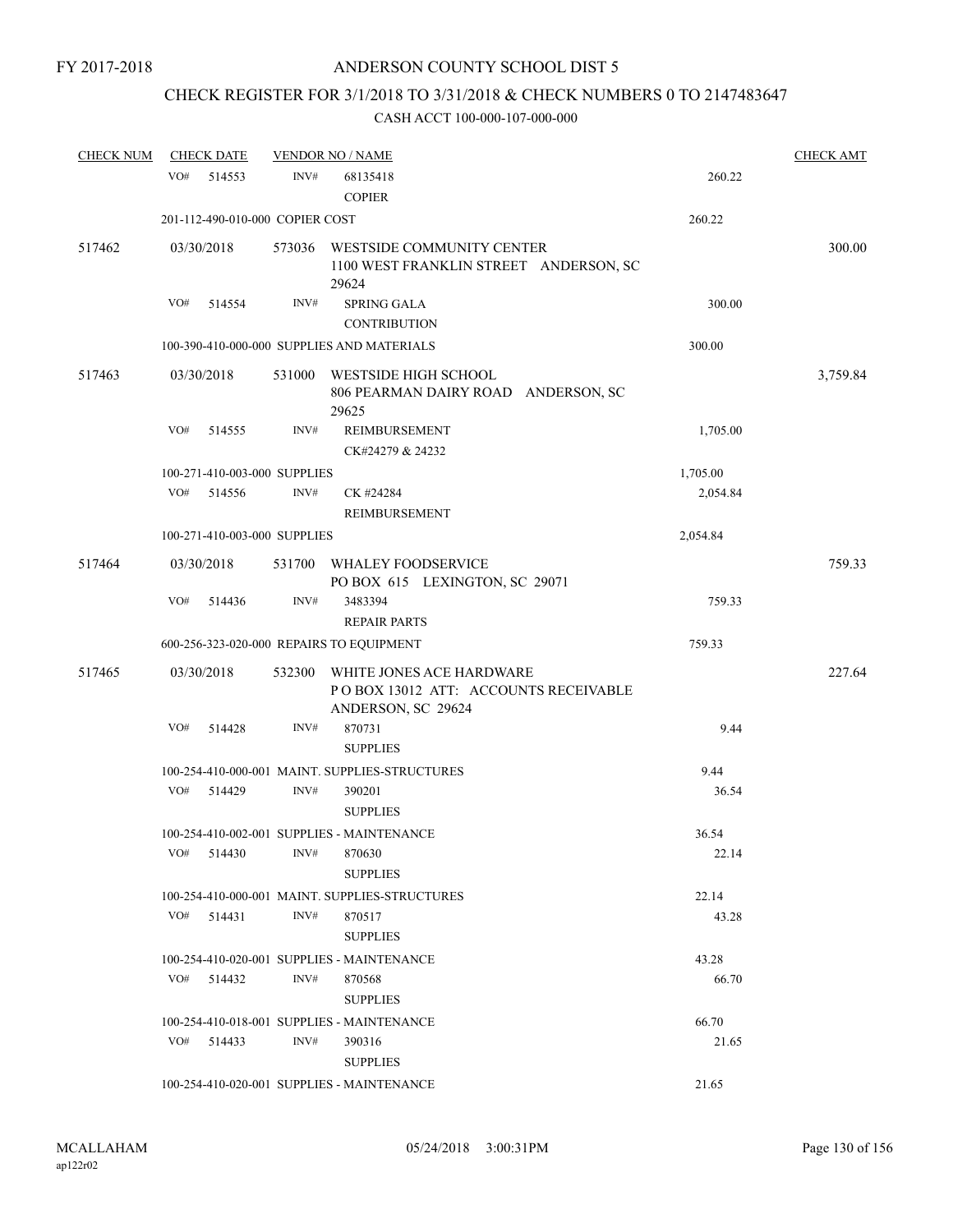FY 2017-2018

ANDERSON COUNTY SCHOOL DIST 5

CHECK REGISTER FOR 3/1/2018 TO 3/31/2018 & CHECK NUMBERS 0 TO 2147483647

CASH ACCT 100-000-107-000-000

| CHECK NUM | CHECK DATE | VENDOR NO / NAME | | CHECK AMT |
|---|---|---|---|---|
| | VO# 514553 | INV# 68135418<br>COPIER | 260.22 | |
| | 201-112-490-010-000 COPIER COST | | 260.22 | |
| 517462 | 03/30/2018 | 573036 WESTSIDE COMMUNITY CENTER<br>1100 WEST FRANKLIN STREET ANDERSON, SC 29624 | | 300.00 |
| | VO# 514554 | INV# SPRING GALA<br>CONTRIBUTION | 300.00 | |
| | 100-390-410-000-000 SUPPLIES AND MATERIALS | | 300.00 | |
| 517463 | 03/30/2018 | 531000 WESTSIDE HIGH SCHOOL<br>806 PEARMAN DAIRY ROAD ANDERSON, SC 29625 | | 3,759.84 |
| | VO# 514555 | INV# REIMBURSEMENT<br>CK#24279 & 24232 | 1,705.00 | |
| | 100-271-410-003-000 SUPPLIES | | 1,705.00 | |
| | VO# 514556 | INV# CK #24284<br>REIMBURSEMENT | 2,054.84 | |
| | 100-271-410-003-000 SUPPLIES | | 2,054.84 | |
| 517464 | 03/30/2018 | 531700 WHALEY FOODSERVICE<br>PO BOX 615 LEXINGTON, SC 29071 | | 759.33 |
| | VO# 514436 | INV# 3483394<br>REPAIR PARTS | 759.33 | |
| | 600-256-323-020-000 REPAIRS TO EQUIPMENT | | 759.33 | |
| 517465 | 03/30/2018 | 532300 WHITE JONES ACE HARDWARE<br>P O BOX 13012 ATT: ACCOUNTS RECEIVABLE<br>ANDERSON, SC 29624 | | 227.64 |
| | VO# 514428 | INV# 870731<br>SUPPLIES | 9.44 | |
| | 100-254-410-000-001 MAINT. SUPPLIES-STRUCTURES | | 9.44 | |
| | VO# 514429 | INV# 390201<br>SUPPLIES | 36.54 | |
| | 100-254-410-002-001 SUPPLIES - MAINTENANCE | | 36.54 | |
| | VO# 514430 | INV# 870630<br>SUPPLIES | 22.14 | |
| | 100-254-410-000-001 MAINT. SUPPLIES-STRUCTURES | | 22.14 | |
| | VO# 514431 | INV# 870517<br>SUPPLIES | 43.28 | |
| | 100-254-410-020-001 SUPPLIES - MAINTENANCE | | 43.28 | |
| | VO# 514432 | INV# 870568<br>SUPPLIES | 66.70 | |
| | 100-254-410-018-001 SUPPLIES - MAINTENANCE | | 66.70 | |
| | VO# 514433 | INV# 390316<br>SUPPLIES | 21.65 | |
| | 100-254-410-020-001 SUPPLIES - MAINTENANCE | | 21.65 | |

MCALLAHAM
ap122r02

05/24/2018 3:00:31PM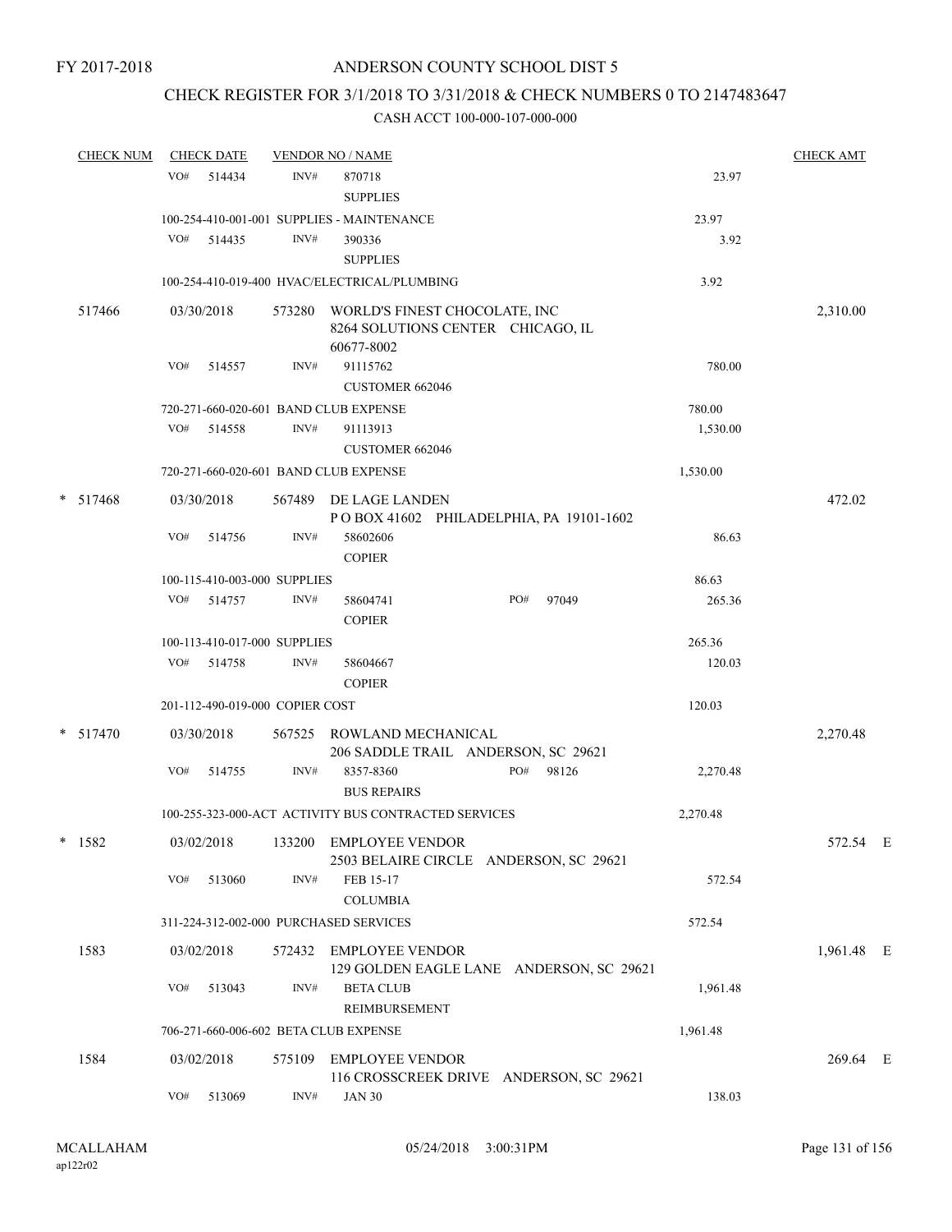FY 2017-2018

# ANDERSON COUNTY SCHOOL DIST 5

## CHECK REGISTER FOR 3/1/2018 TO 3/31/2018 & CHECK NUMBERS 0 TO 2147483647

### CASH ACCT 100-000-107-000-000

| CHECK NUM | CHECK DATE | VENDOR NO / NAME | | CHECK AMT |
|---|---|---|---|---|
| | VO# 514434 | INV# 870718 SUPPLIES | 23.97 | |
| | 100-254-410-001-001 SUPPLIES - MAINTENANCE | | 23.97 | |
| | VO# 514435 | INV# 390336 SUPPLIES | 3.92 | |
| | 100-254-410-019-400 HVAC/ELECTRICAL/PLUMBING | | 3.92 | |
| 517466 | 03/30/2018 | 573280 WORLD'S FINEST CHOCOLATE, INC 8264 SOLUTIONS CENTER CHICAGO, IL 60677-8002 | | 2,310.00 |
| | VO# 514557 | INV# 91115762 CUSTOMER 662046 | 780.00 | |
| | 720-271-660-020-601 BAND CLUB EXPENSE | | 780.00 | |
| | VO# 514558 | INV# 91113913 CUSTOMER 662046 | 1,530.00 | |
| | 720-271-660-020-601 BAND CLUB EXPENSE | | 1,530.00 | |
| * 517468 | 03/30/2018 | 567489 DE LAGE LANDEN P O BOX 41602 PHILADELPHIA, PA 19101-1602 | | 472.02 |
| | VO# 514756 | INV# 58602606 COPIER | 86.63 | |
| | 100-115-410-003-000 SUPPLIES | | 86.63 | |
| | VO# 514757 | INV# 58604741 COPIER PO# 97049 | 265.36 | |
| | 100-113-410-017-000 SUPPLIES | | 265.36 | |
| | VO# 514758 | INV# 58604667 COPIER | 120.03 | |
| | 201-112-490-019-000 COPIER COST | | 120.03 | |
| * 517470 | 03/30/2018 | 567525 ROWLAND MECHANICAL 206 SADDLE TRAIL ANDERSON, SC 29621 | | 2,270.48 |
| | VO# 514755 | INV# 8357-8360 BUS REPAIRS PO# 98126 | 2,270.48 | |
| | 100-255-323-000-ACT ACTIVITY BUS CONTRACTED SERVICES | | 2,270.48 | |
| * 1582 | 03/02/2018 | 133200 EMPLOYEE VENDOR 2503 BELAIRE CIRCLE ANDERSON, SC 29621 | | 572.54 E |
| | VO# 513060 | INV# FEB 15-17 COLUMBIA | 572.54 | |
| | 311-224-312-002-000 PURCHASED SERVICES | | 572.54 | |
| 1583 | 03/02/2018 | 572432 EMPLOYEE VENDOR 129 GOLDEN EAGLE LANE ANDERSON, SC 29621 | | 1,961.48 E |
| | VO# 513043 | INV# BETA CLUB REIMBURSEMENT | 1,961.48 | |
| | 706-271-660-006-602 BETA CLUB EXPENSE | | 1,961.48 | |
| 1584 | 03/02/2018 | 575109 EMPLOYEE VENDOR 116 CROSSCREEK DRIVE ANDERSON, SC 29621 | | 269.64 E |
| | VO# 513069 | INV# JAN 30 | 138.03 | |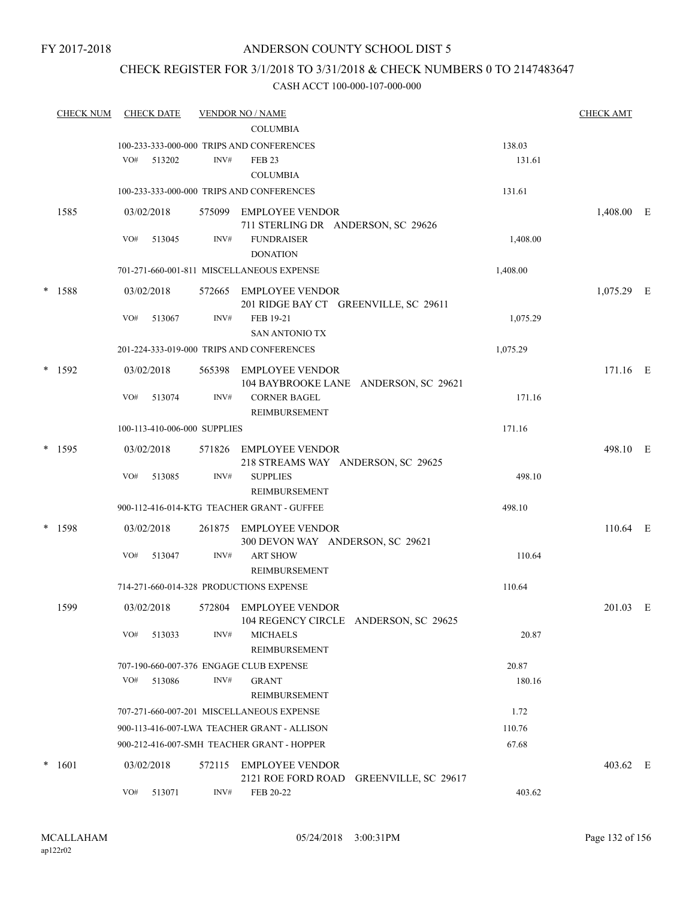FY 2017-2018

# ANDERSON COUNTY SCHOOL DIST 5

## CHECK REGISTER FOR 3/1/2018 TO 3/31/2018 & CHECK NUMBERS 0 TO 2147483647

### CASH ACCT 100-000-107-000-000

| CHECK NUM | CHECK DATE | VENDOR NO / NAME | | CHECK AMT |
|---|---|---|---|---|
| | | COLUMBIA | | |
| | 100-233-333-000-000 TRIPS AND CONFERENCES | | 138.03 | |
| | VO# 513202 | INV# FEB 23<br>COLUMBIA | 131.61 | |
| | 100-233-333-000-000 TRIPS AND CONFERENCES | | 131.61 | |
| 1585 | 03/02/2018 | 575099 EMPLOYEE VENDOR<br>711 STERLING DR ANDERSON, SC 29626 | | 1,408.00 E |
| | VO# 513045 | INV# FUNDRAISER<br>DONATION | 1,408.00 | |
| | 701-271-660-001-811 MISCELLANEOUS EXPENSE | | 1,408.00 | |
| * 1588 | 03/02/2018 | 572665 EMPLOYEE VENDOR<br>201 RIDGE BAY CT GREENVILLE, SC 29611 | | 1,075.29 E |
| | VO# 513067 | INV# FEB 19-21<br>SAN ANTONIO TX | 1,075.29 | |
| | 201-224-333-019-000 TRIPS AND CONFERENCES | | 1,075.29 | |
| * 1592 | 03/02/2018 | 565398 EMPLOYEE VENDOR<br>104 BAYBROOKE LANE ANDERSON, SC 29621 | | 171.16 E |
| | VO# 513074 | INV# CORNER BAGEL<br>REIMBURSEMENT | 171.16 | |
| | 100-113-410-006-000 SUPPLIES | | 171.16 | |
| * 1595 | 03/02/2018 | 571826 EMPLOYEE VENDOR<br>218 STREAMS WAY ANDERSON, SC 29625 | | 498.10 E |
| | VO# 513085 | INV# SUPPLIES<br>REIMBURSEMENT | 498.10 | |
| | 900-112-416-014-KTG TEACHER GRANT - GUFFEE | | 498.10 | |
| * 1598 | 03/02/2018 | 261875 EMPLOYEE VENDOR<br>300 DEVON WAY ANDERSON, SC 29621 | | 110.64 E |
| | VO# 513047 | INV# ART SHOW<br>REIMBURSEMENT | 110.64 | |
| | 714-271-660-014-328 PRODUCTIONS EXPENSE | | 110.64 | |
| 1599 | 03/02/2018 | 572804 EMPLOYEE VENDOR<br>104 REGENCY CIRCLE ANDERSON, SC 29625 | | 201.03 E |
| | VO# 513033 | INV# MICHAELS<br>REIMBURSEMENT | 20.87 | |
| | 707-190-660-007-376 ENGAGE CLUB EXPENSE | | 20.87 | |
| | VO# 513086 | INV# GRANT<br>REIMBURSEMENT | 180.16 | |
| | 707-271-660-007-201 MISCELLANEOUS EXPENSE | | 1.72 | |
| | 900-113-416-007-LWA TEACHER GRANT - ALLISON | | 110.76 | |
| | 900-212-416-007-SMH TEACHER GRANT - HOPPER | | 67.68 | |
| * 1601 | 03/02/2018 | 572115 EMPLOYEE VENDOR<br>2121 ROE FORD ROAD GREENVILLE, SC 29617 | | 403.62 E |
| | VO# 513071 | INV# FEB 20-22 | 403.62 | |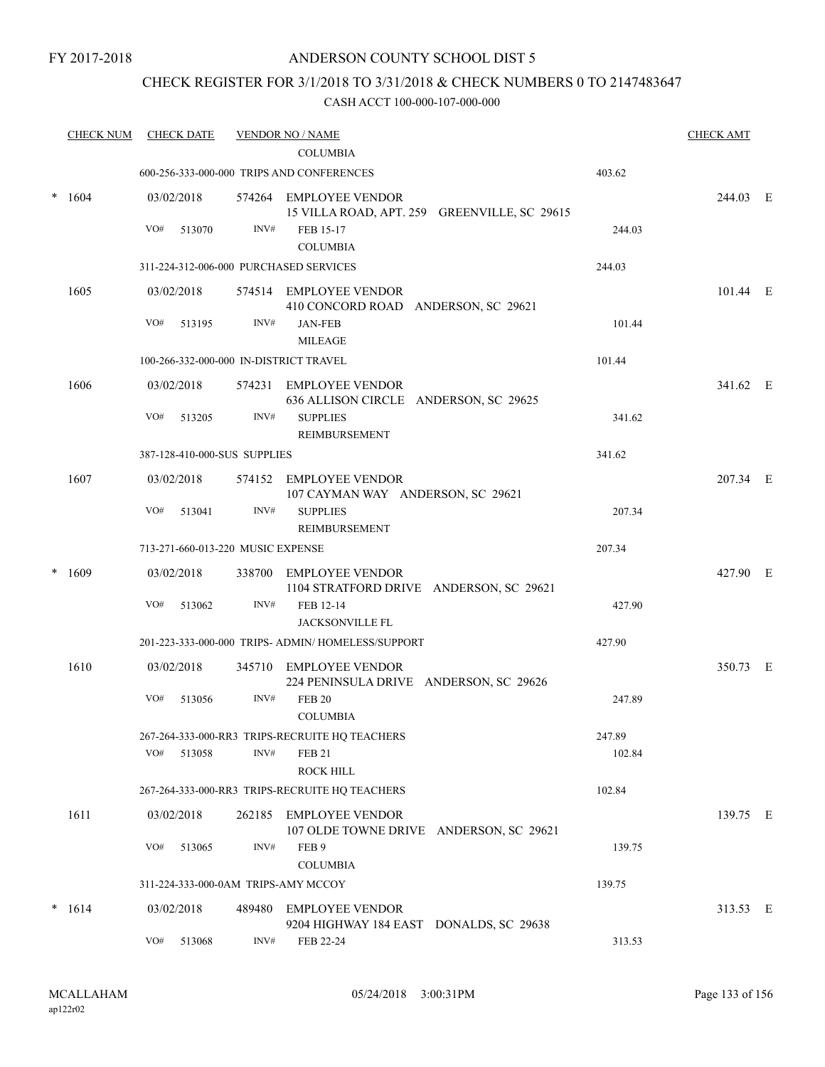FY 2017-2018

# ANDERSON COUNTY SCHOOL DIST 5

## CHECK REGISTER FOR 3/1/2018 TO 3/31/2018 & CHECK NUMBERS 0 TO 2147483647

CASH ACCT 100-000-107-000-000

| CHECK NUM | CHECK DATE | VENDOR NO / NAME | | CHECK AMT |
|---|---|---|---|---|
| | | COLUMBIA | | |
| | 600-256-333-000-000 TRIPS AND CONFERENCES | | 403.62 | |
| * 1604 | 03/02/2018 | 574264 EMPLOYEE VENDOR<br>15 VILLA ROAD, APT. 259 GREENVILLE, SC 29615 | | 244.03 E |
| | VO# 513070 | INV# FEB 15-17<br>COLUMBIA | 244.03 | |
| | 311-224-312-006-000 PURCHASED SERVICES | | 244.03 | |
| 1605 | 03/02/2018 | 574514 EMPLOYEE VENDOR<br>410 CONCORD ROAD ANDERSON, SC 29621 | | 101.44 E |
| | VO# 513195 | INV# JAN-FEB<br>MILEAGE | 101.44 | |
| | 100-266-332-000-000 IN-DISTRICT TRAVEL | | 101.44 | |
| 1606 | 03/02/2018 | 574231 EMPLOYEE VENDOR<br>636 ALLISON CIRCLE ANDERSON, SC 29625 | | 341.62 E |
| | VO# 513205 | INV# SUPPLIES<br>REIMBURSEMENT | 341.62 | |
| | 387-128-410-000-SUS SUPPLIES | | 341.62 | |
| 1607 | 03/02/2018 | 574152 EMPLOYEE VENDOR<br>107 CAYMAN WAY ANDERSON, SC 29621 | | 207.34 E |
| | VO# 513041 | INV# SUPPLIES<br>REIMBURSEMENT | 207.34 | |
| | 713-271-660-013-220 MUSIC EXPENSE | | 207.34 | |
| * 1609 | 03/02/2018 | 338700 EMPLOYEE VENDOR<br>1104 STRATFORD DRIVE ANDERSON, SC 29621 | | 427.90 E |
| | VO# 513062 | INV# FEB 12-14<br>JACKSONVILLE FL | 427.90 | |
| | 201-223-333-000-000 TRIPS- ADMIN/ HOMELESS/SUPPORT | | 427.90 | |
| 1610 | 03/02/2018 | 345710 EMPLOYEE VENDOR<br>224 PENINSULA DRIVE ANDERSON, SC 29626 | | 350.73 E |
| | VO# 513056 | INV# FEB 20<br>COLUMBIA | 247.89 | |
| | 267-264-333-000-RR3 TRIPS-RECRUITE HQ TEACHERS | | 247.89 | |
| | VO# 513058 | INV# FEB 21<br>ROCK HILL | 102.84 | |
| | 267-264-333-000-RR3 TRIPS-RECRUITE HQ TEACHERS | | 102.84 | |
| 1611 | 03/02/2018 | 262185 EMPLOYEE VENDOR<br>107 OLDE TOWNE DRIVE ANDERSON, SC 29621 | | 139.75 E |
| | VO# 513065 | INV# FEB 9<br>COLUMBIA | 139.75 | |
| | 311-224-333-000-0AM TRIPS-AMY MCCOY | | 139.75 | |
| * 1614 | 03/02/2018 | 489480 EMPLOYEE VENDOR<br>9204 HIGHWAY 184 EAST DONALDS, SC 29638 | | 313.53 E |
| | VO# 513068 | INV# FEB 22-24 | 313.53 | |

MCALLAHAM
ap122r02
05/24/2018 3:00:31PM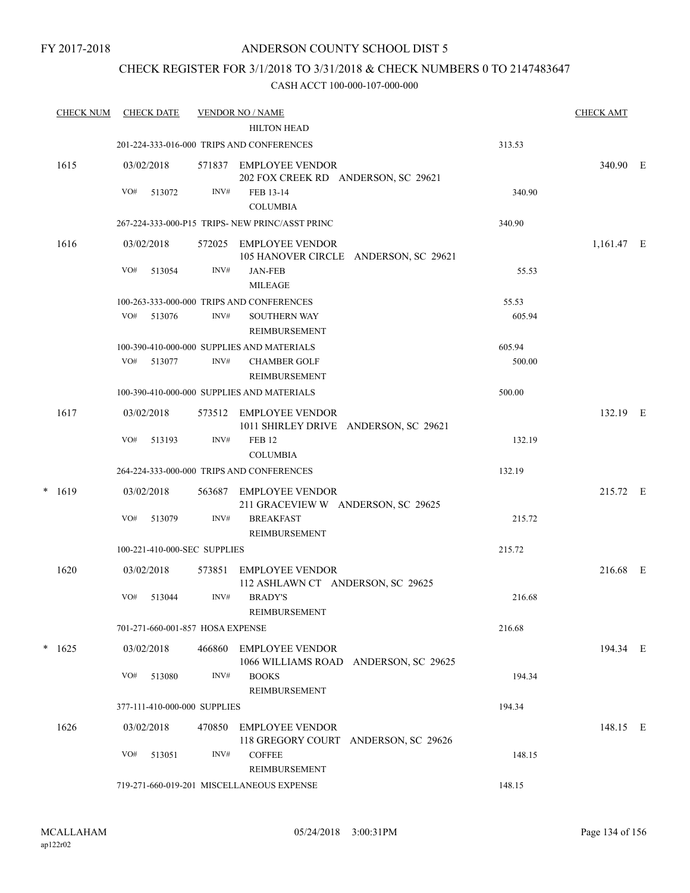FY 2017-2018

ANDERSON COUNTY SCHOOL DIST 5

CHECK REGISTER FOR 3/1/2018 TO 3/31/2018 & CHECK NUMBERS 0 TO 2147483647

CASH ACCT 100-000-107-000-000

| CHECK NUM | CHECK DATE | VENDOR NO / NAME | | CHECK AMT |
|---|---|---|---|---|
| | | HILTON HEAD | | |
| | 201-224-333-016-000 TRIPS AND CONFERENCES | | 313.53 | |
| 1615 | 03/02/2018 | 571837 EMPLOYEE VENDOR 202 FOX CREEK RD ANDERSON, SC 29621 | | 340.90 E |
| | VO# 513072 | INV# FEB 13-14 COLUMBIA | 340.90 | |
| | 267-224-333-000-P15 TRIPS- NEW PRINC/ASST PRINC | | 340.90 | |
| 1616 | 03/02/2018 | 572025 EMPLOYEE VENDOR 105 HANOVER CIRCLE ANDERSON, SC 29621 | | 1,161.47 E |
| | VO# 513054 | INV# JAN-FEB MILEAGE | 55.53 | |
| | 100-263-333-000-000 TRIPS AND CONFERENCES | | 55.53 | |
| | VO# 513076 | INV# SOUTHERN WAY REIMBURSEMENT | 605.94 | |
| | 100-390-410-000-000 SUPPLIES AND MATERIALS | | 605.94 | |
| | VO# 513077 | INV# CHAMBER GOLF REIMBURSEMENT | 500.00 | |
| | 100-390-410-000-000 SUPPLIES AND MATERIALS | | 500.00 | |
| 1617 | 03/02/2018 | 573512 EMPLOYEE VENDOR 1011 SHIRLEY DRIVE ANDERSON, SC 29621 | | 132.19 E |
| | VO# 513193 | INV# FEB 12 COLUMBIA | 132.19 | |
| | 264-224-333-000-000 TRIPS AND CONFERENCES | | 132.19 | |
| * 1619 | 03/02/2018 | 563687 EMPLOYEE VENDOR 211 GRACEVIEW W ANDERSON, SC 29625 | | 215.72 E |
| | VO# 513079 | INV# BREAKFAST REIMBURSEMENT | 215.72 | |
| | 100-221-410-000-SEC SUPPLIES | | 215.72 | |
| 1620 | 03/02/2018 | 573851 EMPLOYEE VENDOR 112 ASHLAWN CT ANDERSON, SC 29625 | | 216.68 E |
| | VO# 513044 | INV# BRADY'S REIMBURSEMENT | 216.68 | |
| | 701-271-660-001-857 HOSA EXPENSE | | 216.68 | |
| * 1625 | 03/02/2018 | 466860 EMPLOYEE VENDOR 1066 WILLIAMS ROAD ANDERSON, SC 29625 | | 194.34 E |
| | VO# 513080 | INV# BOOKS REIMBURSEMENT | 194.34 | |
| | 377-111-410-000-000 SUPPLIES | | 194.34 | |
| 1626 | 03/02/2018 | 470850 EMPLOYEE VENDOR 118 GREGORY COURT ANDERSON, SC 29626 | | 148.15 E |
| | VO# 513051 | INV# COFFEE REIMBURSEMENT | 148.15 | |
| | 719-271-660-019-201 MISCELLANEOUS EXPENSE | | 148.15 | |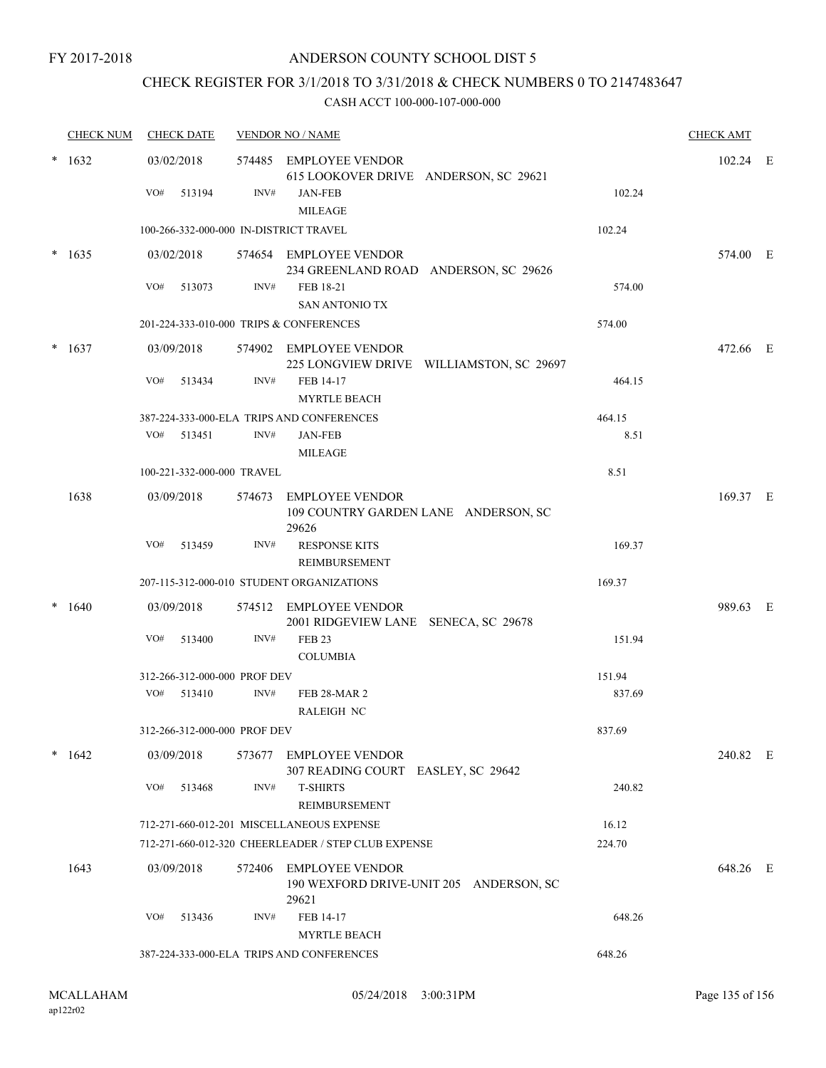FY 2017-2018

# ANDERSON COUNTY SCHOOL DIST 5

## CHECK REGISTER FOR 3/1/2018 TO 3/31/2018 & CHECK NUMBERS 0 TO 2147483647

### CASH ACCT 100-000-107-000-000

| CHECK NUM | CHECK DATE | VENDOR NO / NAME | | | CHECK AMT | |
|---|---|---|---|---|---|---|
| * 1632 | 03/02/2018 | 574485 | EMPLOYEE VENDOR<br>615 LOOKOVER DRIVE ANDERSON, SC 29621 | | 102.24 | E |
| | VO# 513194 | INV# | JAN-FEB<br>MILEAGE | 102.24 | | |
| | 100-266-332-000-000 IN-DISTRICT TRAVEL | | | 102.24 | | |
| * 1635 | 03/02/2018 | 574654 | EMPLOYEE VENDOR<br>234 GREENLAND ROAD ANDERSON, SC 29626 | | 574.00 | E |
| | VO# 513073 | INV# | FEB 18-21<br>SAN ANTONIO TX | 574.00 | | |
| | 201-224-333-010-000 TRIPS & CONFERENCES | | | 574.00 | | |
| * 1637 | 03/09/2018 | 574902 | EMPLOYEE VENDOR<br>225 LONGVIEW DRIVE WILLIAMSTON, SC 29697 | | 472.66 | E |
| | VO# 513434 | INV# | FEB 14-17<br>MYRTLE BEACH | 464.15 | | |
| | 387-224-333-000-ELA TRIPS AND CONFERENCES | | | 464.15 | | |
| | VO# 513451 | INV# | JAN-FEB<br>MILEAGE | 8.51 | | |
| | 100-221-332-000-000 TRAVEL | | | 8.51 | | |
| 1638 | 03/09/2018 | 574673 | EMPLOYEE VENDOR<br>109 COUNTRY GARDEN LANE ANDERSON, SC 29626 | | 169.37 | E |
| | VO# 513459 | INV# | RESPONSE KITS<br>REIMBURSEMENT | 169.37 | | |
| | 207-115-312-000-010 STUDENT ORGANIZATIONS | | | 169.37 | | |
| * 1640 | 03/09/2018 | 574512 | EMPLOYEE VENDOR<br>2001 RIDGEVIEW LANE SENECA, SC 29678 | | 989.63 | E |
| | VO# 513400 | INV# | FEB 23<br>COLUMBIA | 151.94 | | |
| | 312-266-312-000-000 PROF DEV | | | 151.94 | | |
| | VO# 513410 | INV# | FEB 28-MAR 2<br>RALEIGH NC | 837.69 | | |
| | 312-266-312-000-000 PROF DEV | | | 837.69 | | |
| * 1642 | 03/09/2018 | 573677 | EMPLOYEE VENDOR<br>307 READING COURT EASLEY, SC 29642 | | 240.82 | E |
| | VO# 513468 | INV# | T-SHIRTS<br>REIMBURSEMENT | 240.82 | | |
| | 712-271-660-012-201 MISCELLANEOUS EXPENSE | | | 16.12 | | |
| | 712-271-660-012-320 CHEERLEADER / STEP CLUB EXPENSE | | | 224.70 | | |
| 1643 | 03/09/2018 | 572406 | EMPLOYEE VENDOR<br>190 WEXFORD DRIVE-UNIT 205 ANDERSON, SC 29621 | | 648.26 | E |
| | VO# 513436 | INV# | FEB 14-17<br>MYRTLE BEACH | 648.26 | | |
| | 387-224-333-000-ELA TRIPS AND CONFERENCES | | | 648.26 | | |

MCALLAHAM
ap122r02

05/24/2018 3:00:31PM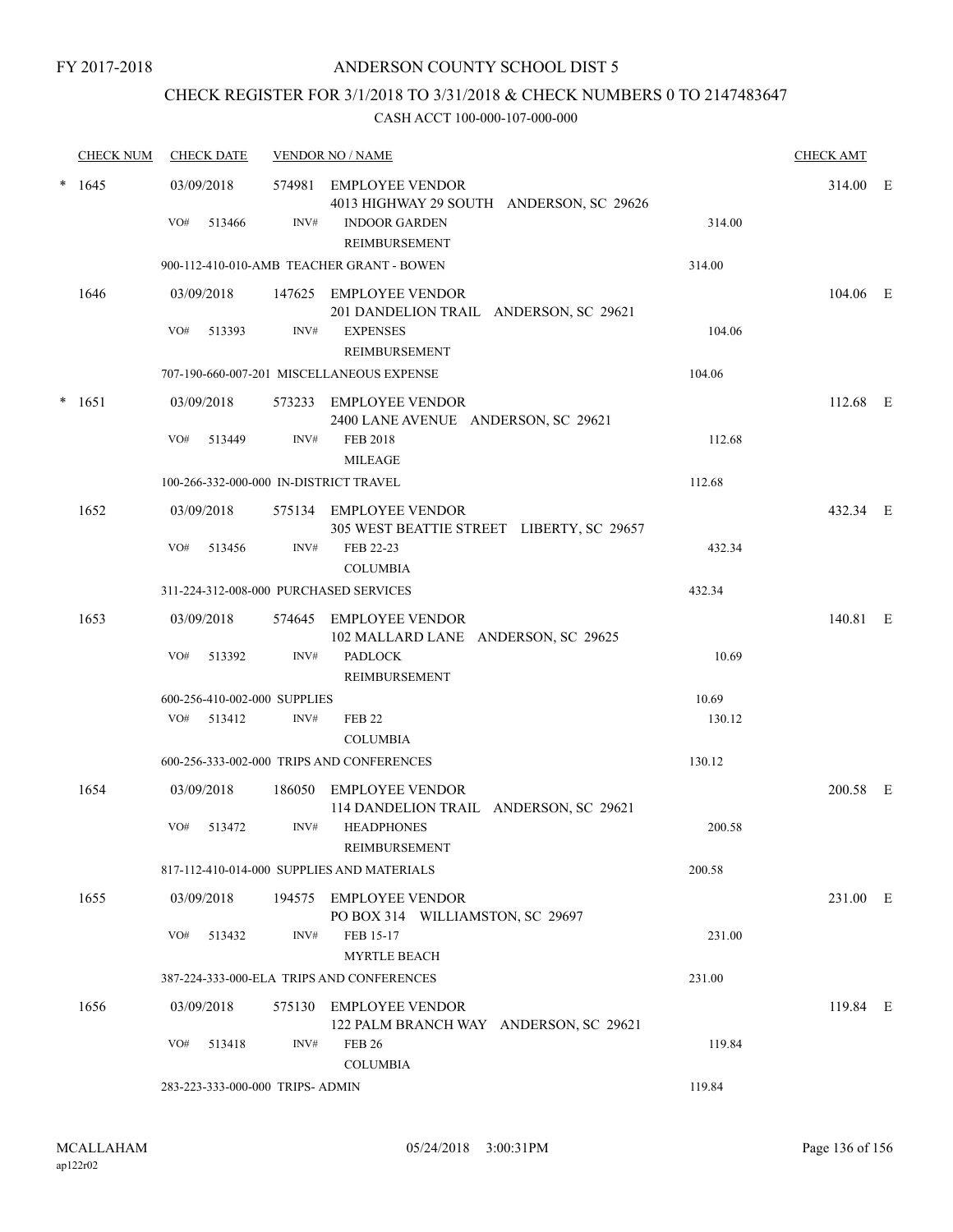FY 2017-2018

# ANDERSON COUNTY SCHOOL DIST 5

## CHECK REGISTER FOR 3/1/2018 TO 3/31/2018 & CHECK NUMBERS 0 TO 2147483647

### CASH ACCT 100-000-107-000-000

| CHECK NUM | CHECK DATE | VENDOR NO / NAME | | CHECK AMT | |
|---|---|---|---|---|---|
| * 1645 | 03/09/2018 | 574981 EMPLOYEE VENDOR<br>4013 HIGHWAY 29 SOUTH ANDERSON, SC 29626 | | 314.00 | E |
| | VO# 513466 | INV# INDOOR GARDEN<br>REIMBURSEMENT | 314.00 | | |
| | 900-112-410-010-AMB TEACHER GRANT - BOWEN | | 314.00 | | |
| 1646 | 03/09/2018 | 147625 EMPLOYEE VENDOR<br>201 DANDELION TRAIL ANDERSON, SC 29621 | | 104.06 | E |
| | VO# 513393 | INV# EXPENSES<br>REIMBURSEMENT | 104.06 | | |
| | 707-190-660-007-201 MISCELLANEOUS EXPENSE | | 104.06 | | |
| * 1651 | 03/09/2018 | 573233 EMPLOYEE VENDOR<br>2400 LANE AVENUE ANDERSON, SC 29621 | | 112.68 | E |
| | VO# 513449 | INV# FEB 2018<br>MILEAGE | 112.68 | | |
| | 100-266-332-000-000 IN-DISTRICT TRAVEL | | 112.68 | | |
| 1652 | 03/09/2018 | 575134 EMPLOYEE VENDOR<br>305 WEST BEATTIE STREET LIBERTY, SC 29657 | | 432.34 | E |
| | VO# 513456 | INV# FEB 22-23<br>COLUMBIA | 432.34 | | |
| | 311-224-312-008-000 PURCHASED SERVICES | | 432.34 | | |
| 1653 | 03/09/2018 | 574645 EMPLOYEE VENDOR<br>102 MALLARD LANE ANDERSON, SC 29625 | | 140.81 | E |
| | VO# 513392 | INV# PADLOCK<br>REIMBURSEMENT | 10.69 | | |
| | 600-256-410-002-000 SUPPLIES | | 10.69 | | |
| | VO# 513412 | INV# FEB 22<br>COLUMBIA | 130.12 | | |
| | 600-256-333-002-000 TRIPS AND CONFERENCES | | 130.12 | | |
| 1654 | 03/09/2018 | 186050 EMPLOYEE VENDOR<br>114 DANDELION TRAIL ANDERSON, SC 29621 | | 200.58 | E |
| | VO# 513472 | INV# HEADPHONES<br>REIMBURSEMENT | 200.58 | | |
| | 817-112-410-014-000 SUPPLIES AND MATERIALS | | 200.58 | | |
| 1655 | 03/09/2018 | 194575 EMPLOYEE VENDOR<br>PO BOX 314 WILLIAMSTON, SC 29697 | | 231.00 | E |
| | VO# 513432 | INV# FEB 15-17<br>MYRTLE BEACH | 231.00 | | |
| | 387-224-333-000-ELA TRIPS AND CONFERENCES | | 231.00 | | |
| 1656 | 03/09/2018 | 575130 EMPLOYEE VENDOR<br>122 PALM BRANCH WAY ANDERSON, SC 29621 | | 119.84 | E |
| | VO# 513418 | INV# FEB 26<br>COLUMBIA | 119.84 | | |
| | 283-223-333-000-000 TRIPS- ADMIN | | 119.84 | | |

MCALLAHAM
ap122r02

05/24/2018 3:00:31PM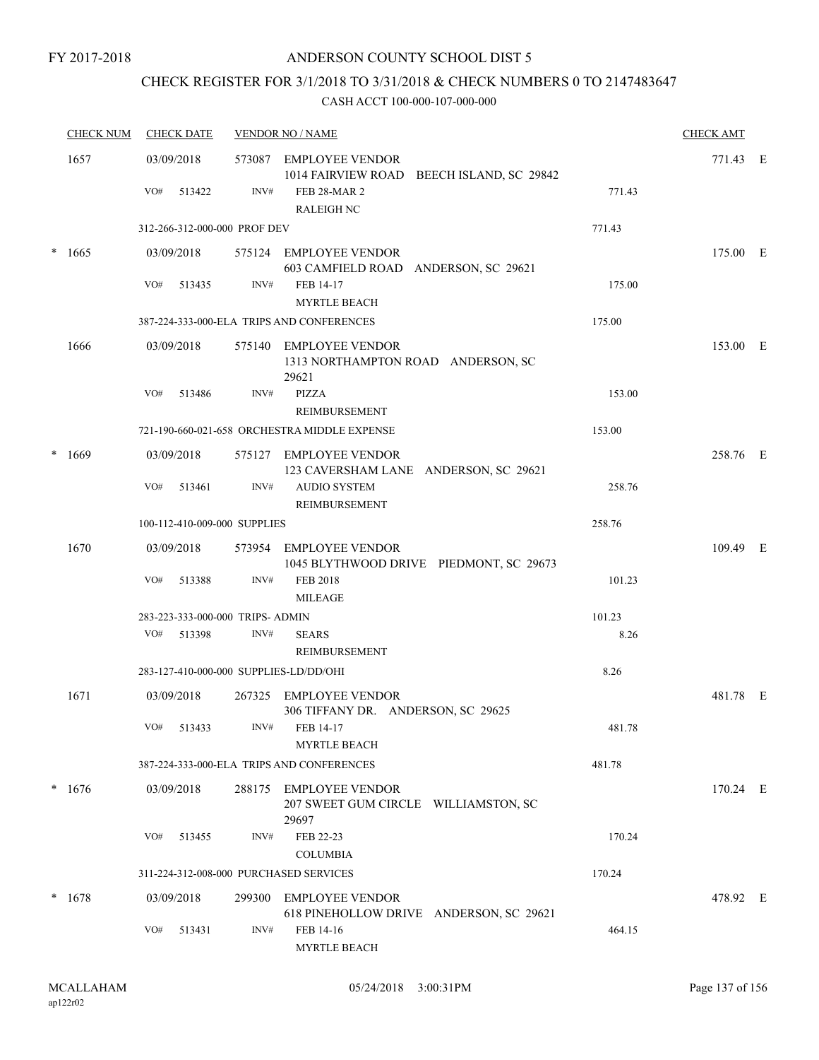FY 2017-2018

# ANDERSON COUNTY SCHOOL DIST 5

## CHECK REGISTER FOR 3/1/2018 TO 3/31/2018 & CHECK NUMBERS 0 TO 2147483647

### CASH ACCT 100-000-107-000-000

| CHECK NUM | CHECK DATE | VENDOR NO / NAME | | CHECK AMT | |
|---|---|---|---|---|---|
| 1657 | 03/09/2018 | 573087 EMPLOYEE VENDOR<br>1014 FAIRVIEW ROAD BEECH ISLAND, SC 29842 | | 771.43 | E |
| | VO# 513422 | INV# FEB 28-MAR 2<br>RALEIGH NC | 771.43 | | |
| | 312-266-312-000-000 PROF DEV | | 771.43 | | |
| * 1665 | 03/09/2018 | 575124 EMPLOYEE VENDOR<br>603 CAMFIELD ROAD ANDERSON, SC 29621 | | 175.00 | E |
| | VO# 513435 | INV# FEB 14-17<br>MYRTLE BEACH | 175.00 | | |
| | 387-224-333-000-ELA TRIPS AND CONFERENCES | | 175.00 | | |
| 1666 | 03/09/2018 | 575140 EMPLOYEE VENDOR<br>1313 NORTHAMPTON ROAD ANDERSON, SC 29621 | | 153.00 | E |
| | VO# 513486 | INV# PIZZA<br>REIMBURSEMENT | 153.00 | | |
| | 721-190-660-021-658 ORCHESTRA MIDDLE EXPENSE | | 153.00 | | |
| * 1669 | 03/09/2018 | 575127 EMPLOYEE VENDOR<br>123 CAVERSHAM LANE ANDERSON, SC 29621 | | 258.76 | E |
| | VO# 513461 | INV# AUDIO SYSTEM<br>REIMBURSEMENT | 258.76 | | |
| | 100-112-410-009-000 SUPPLIES | | 258.76 | | |
| 1670 | 03/09/2018 | 573954 EMPLOYEE VENDOR<br>1045 BLYTHWOOD DRIVE PIEDMONT, SC 29673 | | 109.49 | E |
| | VO# 513388 | INV# FEB 2018<br>MILEAGE | 101.23 | | |
| | 283-223-333-000-000 TRIPS- ADMIN | | 101.23 | | |
| | VO# 513398 | INV# SEARS<br>REIMBURSEMENT | 8.26 | | |
| | 283-127-410-000-000 SUPPLIES-LD/DD/OHI | | 8.26 | | |
| 1671 | 03/09/2018 | 267325 EMPLOYEE VENDOR<br>306 TIFFANY DR. ANDERSON, SC 29625 | | 481.78 | E |
| | VO# 513433 | INV# FEB 14-17<br>MYRTLE BEACH | 481.78 | | |
| | 387-224-333-000-ELA TRIPS AND CONFERENCES | | 481.78 | | |
| * 1676 | 03/09/2018 | 288175 EMPLOYEE VENDOR<br>207 SWEET GUM CIRCLE WILLIAMSTON, SC 29697 | | 170.24 | E |
| | VO# 513455 | INV# FEB 22-23<br>COLUMBIA | 170.24 | | |
| | 311-224-312-008-000 PURCHASED SERVICES | | 170.24 | | |
| * 1678 | 03/09/2018 | 299300 EMPLOYEE VENDOR<br>618 PINEHOLLOW DRIVE ANDERSON, SC 29621 | | 478.92 | E |
| | VO# 513431 | INV# FEB 14-16<br>MYRTLE BEACH | 464.15 | | |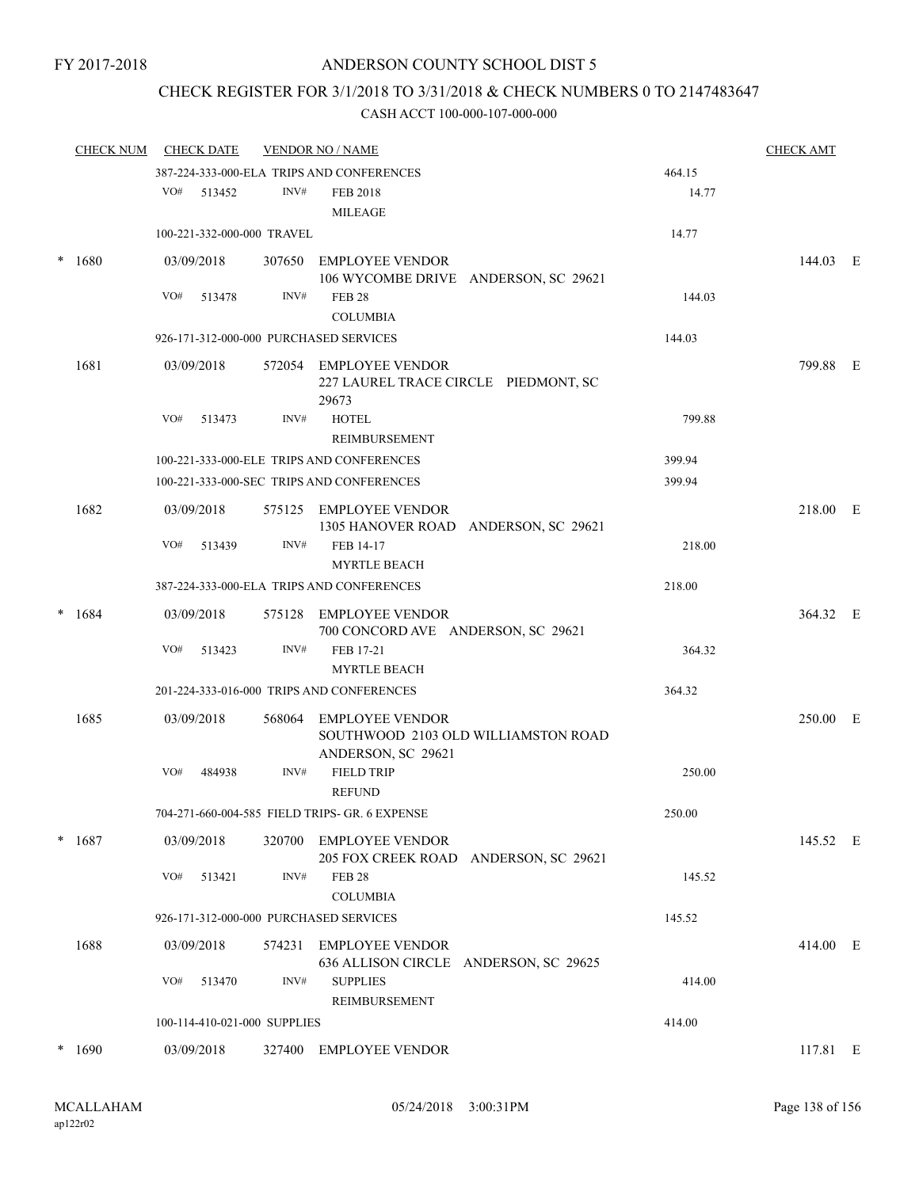FY 2017-2018

ANDERSON COUNTY SCHOOL DIST 5

CHECK REGISTER FOR 3/1/2018 TO 3/31/2018 & CHECK NUMBERS 0 TO 2147483647

CASH ACCT 100-000-107-000-000

| CHECK NUM | CHECK DATE | VENDOR NO / NAME | | CHECK AMT |
|---|---|---|---|---|
| | 387-224-333-000-ELA TRIPS AND CONFERENCES | | 464.15 | |
| | VO# 513452 INV# | FEB 2018 MILEAGE | 14.77 | |
| | 100-221-332-000-000 TRAVEL | | 14.77 | |
| * 1680 | 03/09/2018 | 307650 EMPLOYEE VENDOR 106 WYCOMBE DRIVE ANDERSON, SC 29621 | | 144.03 E |
| | VO# 513478 INV# | FEB 28 COLUMBIA | 144.03 | |
| | 926-171-312-000-000 PURCHASED SERVICES | | 144.03 | |
| 1681 | 03/09/2018 | 572054 EMPLOYEE VENDOR 227 LAUREL TRACE CIRCLE PIEDMONT, SC 29673 | | 799.88 E |
| | VO# 513473 INV# | HOTEL REIMBURSEMENT | 799.88 | |
| | 100-221-333-000-ELE TRIPS AND CONFERENCES | | 399.94 | |
| | 100-221-333-000-SEC TRIPS AND CONFERENCES | | 399.94 | |
| 1682 | 03/09/2018 | 575125 EMPLOYEE VENDOR 1305 HANOVER ROAD ANDERSON, SC 29621 | | 218.00 E |
| | VO# 513439 INV# | FEB 14-17 MYRTLE BEACH | 218.00 | |
| | 387-224-333-000-ELA TRIPS AND CONFERENCES | | 218.00 | |
| * 1684 | 03/09/2018 | 575128 EMPLOYEE VENDOR 700 CONCORD AVE ANDERSON, SC 29621 | | 364.32 E |
| | VO# 513423 INV# | FEB 17-21 MYRTLE BEACH | 364.32 | |
| | 201-224-333-016-000 TRIPS AND CONFERENCES | | 364.32 | |
| 1685 | 03/09/2018 | 568064 EMPLOYEE VENDOR SOUTHWOOD 2103 OLD WILLIAMSTON ROAD ANDERSON, SC 29621 | | 250.00 E |
| | VO# 484938 INV# | FIELD TRIP REFUND | 250.00 | |
| | 704-271-660-004-585 FIELD TRIPS- GR. 6 EXPENSE | | 250.00 | |
| * 1687 | 03/09/2018 | 320700 EMPLOYEE VENDOR 205 FOX CREEK ROAD ANDERSON, SC 29621 | | 145.52 E |
| | VO# 513421 INV# | FEB 28 COLUMBIA | 145.52 | |
| | 926-171-312-000-000 PURCHASED SERVICES | | 145.52 | |
| 1688 | 03/09/2018 | 574231 EMPLOYEE VENDOR 636 ALLISON CIRCLE ANDERSON, SC 29625 | | 414.00 E |
| | VO# 513470 INV# | SUPPLIES REIMBURSEMENT | 414.00 | |
| | 100-114-410-021-000 SUPPLIES | | 414.00 | |
| * 1690 | 03/09/2018 | 327400 EMPLOYEE VENDOR | | 117.81 E |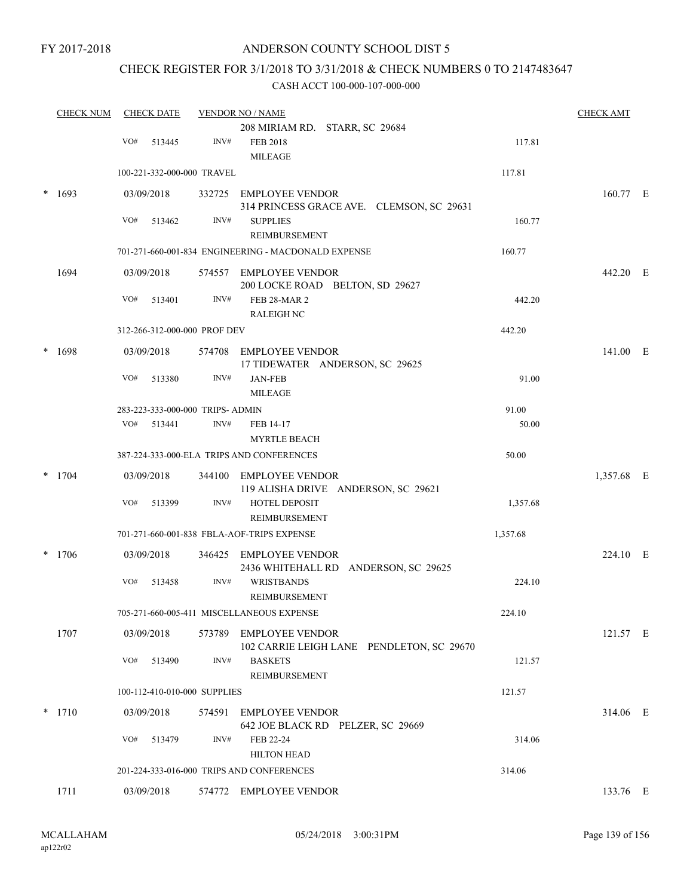FY 2017-2018

# ANDERSON COUNTY SCHOOL DIST 5

## CHECK REGISTER FOR 3/1/2018 TO 3/31/2018 & CHECK NUMBERS 0 TO 2147483647

CASH ACCT 100-000-107-000-000

| CHECK NUM | CHECK DATE | VENDOR NO / NAME | | CHECK AMT |
|---|---|---|---|---|
| | | 208 MIRIAM RD. STARR, SC 29684 | | |
| | VO# 513445 | INV# FEB 2018 MILEAGE | 117.81 | |
| | 100-221-332-000-000 TRAVEL | | 117.81 | |
| * 1693 | 03/09/2018 | 332725 EMPLOYEE VENDOR 314 PRINCESS GRACE AVE. CLEMSON, SC 29631 | | 160.77 E |
| | VO# 513462 | INV# SUPPLIES REIMBURSEMENT | 160.77 | |
| | 701-271-660-001-834 ENGINEERING - MACDONALD EXPENSE | | 160.77 | |
| 1694 | 03/09/2018 | 574557 EMPLOYEE VENDOR 200 LOCKE ROAD BELTON, SD 29627 | | 442.20 E |
| | VO# 513401 | INV# FEB 28-MAR 2 RALEIGH NC | 442.20 | |
| | 312-266-312-000-000 PROF DEV | | 442.20 | |
| * 1698 | 03/09/2018 | 574708 EMPLOYEE VENDOR 17 TIDEWATER ANDERSON, SC 29625 | | 141.00 E |
| | VO# 513380 | INV# JAN-FEB MILEAGE | 91.00 | |
| | 283-223-333-000-000 TRIPS- ADMIN | | 91.00 | |
| | VO# 513441 | INV# FEB 14-17 MYRTLE BEACH | 50.00 | |
| | 387-224-333-000-ELA TRIPS AND CONFERENCES | | 50.00 | |
| * 1704 | 03/09/2018 | 344100 EMPLOYEE VENDOR 119 ALISHA DRIVE ANDERSON, SC 29621 | | 1,357.68 E |
| | VO# 513399 | INV# HOTEL DEPOSIT REIMBURSEMENT | 1,357.68 | |
| | 701-271-660-001-838 FBLA-AOF-TRIPS EXPENSE | | 1,357.68 | |
| * 1706 | 03/09/2018 | 346425 EMPLOYEE VENDOR 2436 WHITEHALL RD ANDERSON, SC 29625 | | 224.10 E |
| | VO# 513458 | INV# WRISTBANDS REIMBURSEMENT | 224.10 | |
| | 705-271-660-005-411 MISCELLANEOUS EXPENSE | | 224.10 | |
| 1707 | 03/09/2018 | 573789 EMPLOYEE VENDOR 102 CARRIE LEIGH LANE PENDLETON, SC 29670 | | 121.57 E |
| | VO# 513490 | INV# BASKETS REIMBURSEMENT | 121.57 | |
| | 100-112-410-010-000 SUPPLIES | | 121.57 | |
| * 1710 | 03/09/2018 | 574591 EMPLOYEE VENDOR 642 JOE BLACK RD PELZER, SC 29669 | | 314.06 E |
| | VO# 513479 | INV# FEB 22-24 HILTON HEAD | 314.06 | |
| | 201-224-333-016-000 TRIPS AND CONFERENCES | | 314.06 | |
| 1711 | 03/09/2018 | 574772 EMPLOYEE VENDOR | | 133.76 E |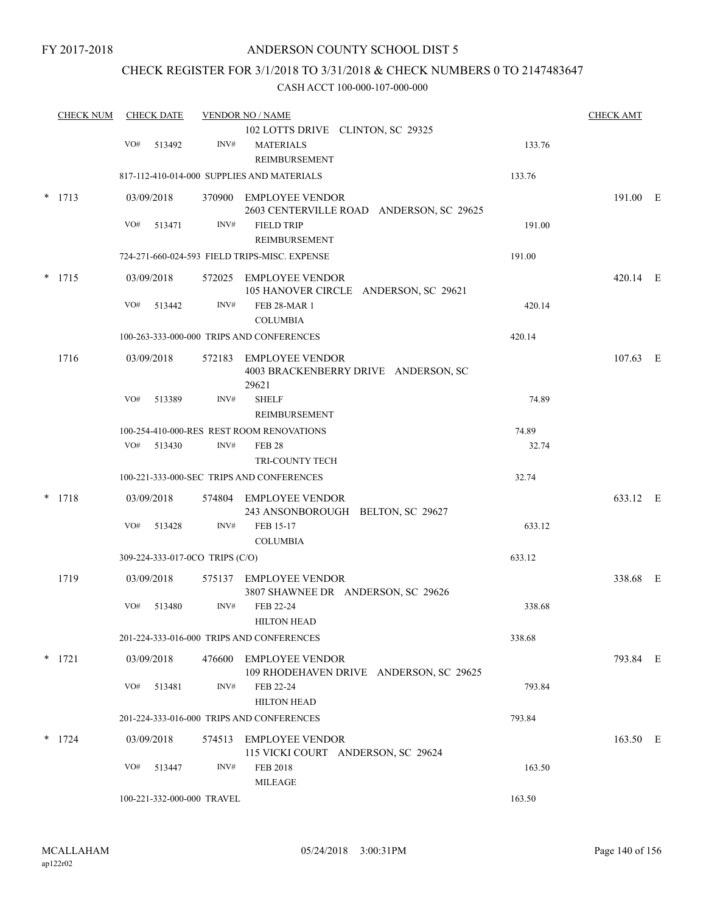FY 2017-2018

# ANDERSON COUNTY SCHOOL DIST 5

## CHECK REGISTER FOR 3/1/2018 TO 3/31/2018 & CHECK NUMBERS 0 TO 2147483647

CASH ACCT 100-000-107-000-000

| CHECK NUM | CHECK DATE | VENDOR NO / NAME | | CHECK AMT |
|---|---|---|---|---|
| | | 102 LOTTS DRIVE CLINTON, SC 29325 | | |
| | VO# 513492 | INV# MATERIALS REIMBURSEMENT | 133.76 | |
| | 817-112-410-014-000 SUPPLIES AND MATERIALS | | 133.76 | |
| * 1713 | 03/09/2018 | 370900 EMPLOYEE VENDOR 2603 CENTERVILLE ROAD ANDERSON, SC 29625 | | 191.00 E |
| | VO# 513471 | INV# FIELD TRIP REIMBURSEMENT | 191.00 | |
| | 724-271-660-024-593 FIELD TRIPS-MISC. EXPENSE | | 191.00 | |
| * 1715 | 03/09/2018 | 572025 EMPLOYEE VENDOR 105 HANOVER CIRCLE ANDERSON, SC 29621 | | 420.14 E |
| | VO# 513442 | INV# FEB 28-MAR 1 COLUMBIA | 420.14 | |
| | 100-263-333-000-000 TRIPS AND CONFERENCES | | 420.14 | |
| 1716 | 03/09/2018 | 572183 EMPLOYEE VENDOR 4003 BRACKENBERRY DRIVE ANDERSON, SC 29621 | | 107.63 E |
| | VO# 513389 | INV# SHELF REIMBURSEMENT | 74.89 | |
| | 100-254-410-000-RES REST ROOM RENOVATIONS | | 74.89 | |
| | VO# 513430 | INV# FEB 28 TRI-COUNTY TECH | 32.74 | |
| | 100-221-333-000-SEC TRIPS AND CONFERENCES | | 32.74 | |
| * 1718 | 03/09/2018 | 574804 EMPLOYEE VENDOR 243 ANSONBOROUGH BELTON, SC 29627 | | 633.12 E |
| | VO# 513428 | INV# FEB 15-17 COLUMBIA | 633.12 | |
| | 309-224-333-017-0CO TRIPS (C/O) | | 633.12 | |
| 1719 | 03/09/2018 | 575137 EMPLOYEE VENDOR 3807 SHAWNEE DR ANDERSON, SC 29626 | | 338.68 E |
| | VO# 513480 | INV# FEB 22-24 HILTON HEAD | 338.68 | |
| | 201-224-333-016-000 TRIPS AND CONFERENCES | | 338.68 | |
| * 1721 | 03/09/2018 | 476600 EMPLOYEE VENDOR 109 RHODEHAVEN DRIVE ANDERSON, SC 29625 | | 793.84 E |
| | VO# 513481 | INV# FEB 22-24 HILTON HEAD | 793.84 | |
| | 201-224-333-016-000 TRIPS AND CONFERENCES | | 793.84 | |
| * 1724 | 03/09/2018 | 574513 EMPLOYEE VENDOR 115 VICKI COURT ANDERSON, SC 29624 | | 163.50 E |
| | VO# 513447 | INV# FEB 2018 MILEAGE | 163.50 | |
| | 100-221-332-000-000 TRAVEL | | 163.50 | |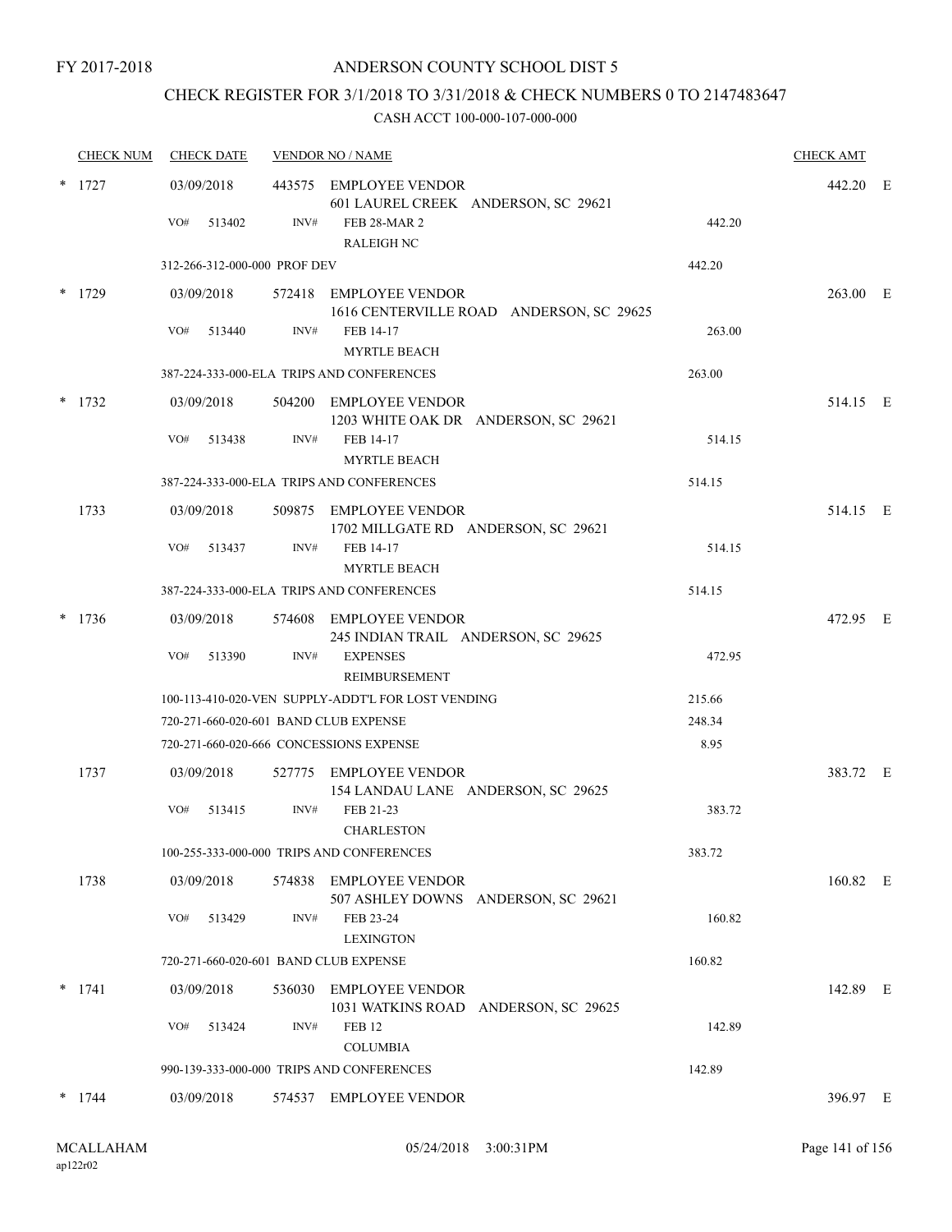FY 2017-2018

ANDERSON COUNTY SCHOOL DIST 5

CHECK REGISTER FOR 3/1/2018 TO 3/31/2018 & CHECK NUMBERS 0 TO 2147483647

CASH ACCT 100-000-107-000-000

| CHECK NUM | CHECK DATE | VENDOR NO / NAME | | CHECK AMT | |
|---|---|---|---|---|---|
| * 1727 | 03/09/2018 | 443575 EMPLOYEE VENDOR<br>601 LAUREL CREEK ANDERSON, SC 29621 | | 442.20 | E |
| | VO# 513402 | INV# FEB 28-MAR 2<br>RALEIGH NC | 442.20 | | |
| | 312-266-312-000-000 PROF DEV | | 442.20 | | |
| * 1729 | 03/09/2018 | 572418 EMPLOYEE VENDOR<br>1616 CENTERVILLE ROAD ANDERSON, SC 29625 | | 263.00 | E |
| | VO# 513440 | INV# FEB 14-17<br>MYRTLE BEACH | 263.00 | | |
| | 387-224-333-000-ELA TRIPS AND CONFERENCES | | 263.00 | | |
| * 1732 | 03/09/2018 | 504200 EMPLOYEE VENDOR<br>1203 WHITE OAK DR ANDERSON, SC 29621 | | 514.15 | E |
| | VO# 513438 | INV# FEB 14-17<br>MYRTLE BEACH | 514.15 | | |
| | 387-224-333-000-ELA TRIPS AND CONFERENCES | | 514.15 | | |
| 1733 | 03/09/2018 | 509875 EMPLOYEE VENDOR<br>1702 MILLGATE RD ANDERSON, SC 29621 | | 514.15 | E |
| | VO# 513437 | INV# FEB 14-17<br>MYRTLE BEACH | 514.15 | | |
| | 387-224-333-000-ELA TRIPS AND CONFERENCES | | 514.15 | | |
| * 1736 | 03/09/2018 | 574608 EMPLOYEE VENDOR<br>245 INDIAN TRAIL ANDERSON, SC 29625 | | 472.95 | E |
| | VO# 513390 | INV# EXPENSES<br>REIMBURSEMENT | 472.95 | | |
| | 100-113-410-020-VEN SUPPLY-ADDT'L FOR LOST VENDING | | 215.66 | | |
| | 720-271-660-020-601 BAND CLUB EXPENSE | | 248.34 | | |
| | 720-271-660-020-666 CONCESSIONS EXPENSE | | 8.95 | | |
| 1737 | 03/09/2018 | 527775 EMPLOYEE VENDOR<br>154 LANDAU LANE ANDERSON, SC 29625 | | 383.72 | E |
| | VO# 513415 | INV# FEB 21-23<br>CHARLESTON | 383.72 | | |
| | 100-255-333-000-000 TRIPS AND CONFERENCES | | 383.72 | | |
| 1738 | 03/09/2018 | 574838 EMPLOYEE VENDOR<br>507 ASHLEY DOWNS ANDERSON, SC 29621 | | 160.82 | E |
| | VO# 513429 | INV# FEB 23-24<br>LEXINGTON | 160.82 | | |
| | 720-271-660-020-601 BAND CLUB EXPENSE | | 160.82 | | |
| * 1741 | 03/09/2018 | 536030 EMPLOYEE VENDOR<br>1031 WATKINS ROAD ANDERSON, SC 29625 | | 142.89 | E |
| | VO# 513424 | INV# FEB 12<br>COLUMBIA | 142.89 | | |
| | 990-139-333-000-000 TRIPS AND CONFERENCES | | 142.89 | | |
| * 1744 | 03/09/2018 | 574537 EMPLOYEE VENDOR | | 396.97 | E |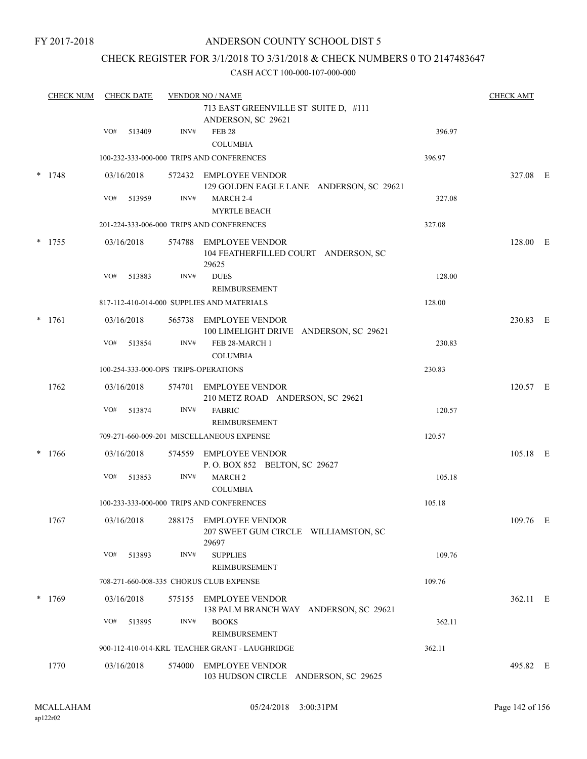FY 2017-2018

# ANDERSON COUNTY SCHOOL DIST 5

## CHECK REGISTER FOR 3/1/2018 TO 3/31/2018 & CHECK NUMBERS 0 TO 2147483647

CASH ACCT 100-000-107-000-000

| CHECK NUM | CHECK DATE | VENDOR NO / NAME | | CHECK AMT |
|---|---|---|---|---|
| | | 713 EAST GREENVILLE ST SUITE D, #111 ANDERSON, SC 29621 | | |
| | VO# 513409 | INV# FEB 28 COLUMBIA | 396.97 | |
| | | 100-232-333-000-000 TRIPS AND CONFERENCES | 396.97 | |
| * 1748 | 03/16/2018 | 572432 EMPLOYEE VENDOR 129 GOLDEN EAGLE LANE ANDERSON, SC 29621 | | 327.08 E |
| | VO# 513959 | INV# MARCH 2-4 MYRTLE BEACH | 327.08 | |
| | | 201-224-333-006-000 TRIPS AND CONFERENCES | 327.08 | |
| * 1755 | 03/16/2018 | 574788 EMPLOYEE VENDOR 104 FEATHERFILLED COURT ANDERSON, SC 29625 | | 128.00 E |
| | VO# 513883 | INV# DUES REIMBURSEMENT | 128.00 | |
| | | 817-112-410-014-000 SUPPLIES AND MATERIALS | 128.00 | |
| * 1761 | 03/16/2018 | 565738 EMPLOYEE VENDOR 100 LIMELIGHT DRIVE ANDERSON, SC 29621 | | 230.83 E |
| | VO# 513854 | INV# FEB 28-MARCH 1 COLUMBIA | 230.83 | |
| | | 100-254-333-000-OPS TRIPS-OPERATIONS | 230.83 | |
| 1762 | 03/16/2018 | 574701 EMPLOYEE VENDOR 210 METZ ROAD ANDERSON, SC 29621 | | 120.57 E |
| | VO# 513874 | INV# FABRIC REIMBURSEMENT | 120.57 | |
| | | 709-271-660-009-201 MISCELLANEOUS EXPENSE | 120.57 | |
| * 1766 | 03/16/2018 | 574559 EMPLOYEE VENDOR P. O. BOX 852 BELTON, SC 29627 | | 105.18 E |
| | VO# 513853 | INV# MARCH 2 COLUMBIA | 105.18 | |
| | | 100-233-333-000-000 TRIPS AND CONFERENCES | 105.18 | |
| 1767 | 03/16/2018 | 288175 EMPLOYEE VENDOR 207 SWEET GUM CIRCLE WILLIAMSTON, SC 29697 | | 109.76 E |
| | VO# 513893 | INV# SUPPLIES REIMBURSEMENT | 109.76 | |
| | | 708-271-660-008-335 CHORUS CLUB EXPENSE | 109.76 | |
| * 1769 | 03/16/2018 | 575155 EMPLOYEE VENDOR 138 PALM BRANCH WAY ANDERSON, SC 29621 | | 362.11 E |
| | VO# 513895 | INV# BOOKS REIMBURSEMENT | 362.11 | |
| | | 900-112-410-014-KRL TEACHER GRANT - LAUGHRIDGE | 362.11 | |
| 1770 | 03/16/2018 | 574000 EMPLOYEE VENDOR 103 HUDSON CIRCLE ANDERSON, SC 29625 | | 495.82 E |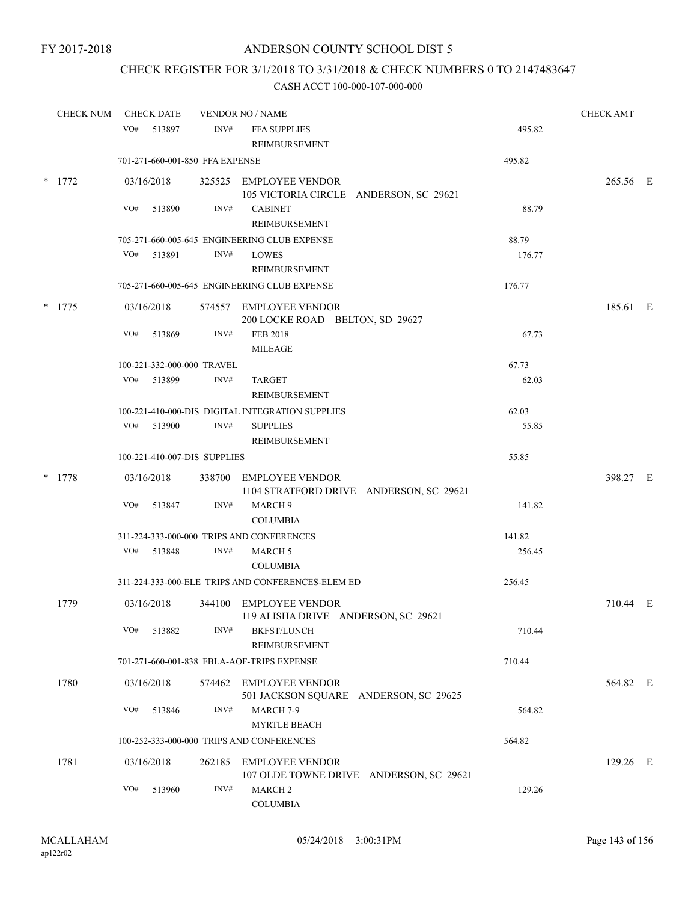FY 2017-2018

# ANDERSON COUNTY SCHOOL DIST 5

## CHECK REGISTER FOR 3/1/2018 TO 3/31/2018 & CHECK NUMBERS 0 TO 2147483647

CASH ACCT 100-000-107-000-000

| CHECK NUM | CHECK DATE | VENDOR NO / NAME | | CHECK AMT | |
|---|---|---|---|---|---|
| | VO# 513897 | INV# FFA SUPPLIES REIMBURSEMENT | 495.82 | | |
| | 701-271-660-001-850 FFA EXPENSE | | 495.82 | | |
| * 1772 | 03/16/2018 | 325525 EMPLOYEE VENDOR 105 VICTORIA CIRCLE ANDERSON, SC 29621 | | 265.56 | E |
| | VO# 513890 | INV# CABINET REIMBURSEMENT | 88.79 | | |
| | 705-271-660-005-645 ENGINEERING CLUB EXPENSE | | 88.79 | | |
| | VO# 513891 | INV# LOWES REIMBURSEMENT | 176.77 | | |
| | 705-271-660-005-645 ENGINEERING CLUB EXPENSE | | 176.77 | | |
| * 1775 | 03/16/2018 | 574557 EMPLOYEE VENDOR 200 LOCKE ROAD BELTON, SD 29627 | | 185.61 | E |
| | VO# 513869 | INV# FEB 2018 MILEAGE | 67.73 | | |
| | 100-221-332-000-000 TRAVEL | | 67.73 | | |
| | VO# 513899 | INV# TARGET REIMBURSEMENT | 62.03 | | |
| | 100-221-410-000-DIS DIGITAL INTEGRATION SUPPLIES | | 62.03 | | |
| | VO# 513900 | INV# SUPPLIES REIMBURSEMENT | 55.85 | | |
| | 100-221-410-007-DIS SUPPLIES | | 55.85 | | |
| * 1778 | 03/16/2018 | 338700 EMPLOYEE VENDOR 1104 STRATFORD DRIVE ANDERSON, SC 29621 | | 398.27 | E |
| | VO# 513847 | INV# MARCH 9 COLUMBIA | 141.82 | | |
| | 311-224-333-000-000 TRIPS AND CONFERENCES | | 141.82 | | |
| | VO# 513848 | INV# MARCH 5 COLUMBIA | 256.45 | | |
| | 311-224-333-000-ELE TRIPS AND CONFERENCES-ELEM ED | | 256.45 | | |
| 1779 | 03/16/2018 | 344100 EMPLOYEE VENDOR 119 ALISHA DRIVE ANDERSON, SC 29621 | | 710.44 | E |
| | VO# 513882 | INV# BKFST/LUNCH REIMBURSEMENT | 710.44 | | |
| | 701-271-660-001-838 FBLA-AOF-TRIPS EXPENSE | | 710.44 | | |
| 1780 | 03/16/2018 | 574462 EMPLOYEE VENDOR 501 JACKSON SQUARE ANDERSON, SC 29625 | | 564.82 | E |
| | VO# 513846 | INV# MARCH 7-9 MYRTLE BEACH | 564.82 | | |
| | 100-252-333-000-000 TRIPS AND CONFERENCES | | 564.82 | | |
| 1781 | 03/16/2018 | 262185 EMPLOYEE VENDOR 107 OLDE TOWNE DRIVE ANDERSON, SC 29621 | | 129.26 | E |
| | VO# 513960 | INV# MARCH 2 COLUMBIA | 129.26 | | |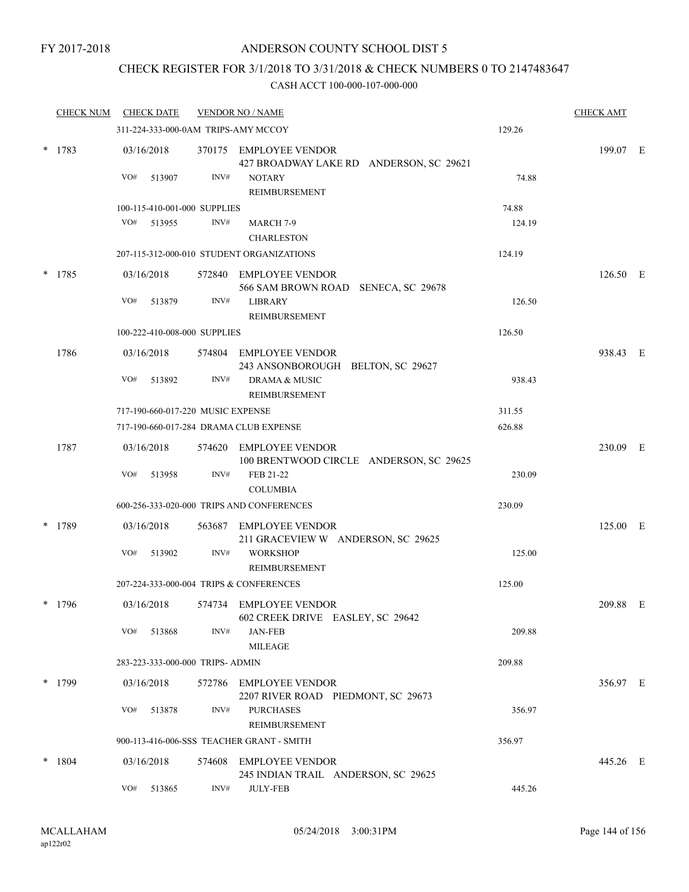FY 2017-2018

# ANDERSON COUNTY SCHOOL DIST 5

## CHECK REGISTER FOR 3/1/2018 TO 3/31/2018 & CHECK NUMBERS 0 TO 2147483647

CASH ACCT 100-000-107-000-000

| CHECK NUM | CHECK DATE | VENDOR NO / NAME | | CHECK AMT |
|---|---|---|---|---|
| | 311-224-333-000-0AM TRIPS-AMY MCCOY | | 129.26 | |
| * 1783 | 03/16/2018 | 370175 EMPLOYEE VENDOR<br>427 BROADWAY LAKE RD ANDERSON, SC 29621 | | 199.07 E |
| | VO# 513907 | INV# NOTARY<br>REIMBURSEMENT | 74.88 | |
| | 100-115-410-001-000 SUPPLIES | | 74.88 | |
| | VO# 513955 | INV# MARCH 7-9<br>CHARLESTON | 124.19 | |
| | 207-115-312-000-010 STUDENT ORGANIZATIONS | | 124.19 | |
| * 1785 | 03/16/2018 | 572840 EMPLOYEE VENDOR<br>566 SAM BROWN ROAD SENECA, SC 29678 | | 126.50 E |
| | VO# 513879 | INV# LIBRARY<br>REIMBURSEMENT | 126.50 | |
| | 100-222-410-008-000 SUPPLIES | | 126.50 | |
| 1786 | 03/16/2018 | 574804 EMPLOYEE VENDOR<br>243 ANSONBOROUGH BELTON, SC 29627 | | 938.43 E |
| | VO# 513892 | INV# DRAMA & MUSIC<br>REIMBURSEMENT | 938.43 | |
| | 717-190-660-017-220 MUSIC EXPENSE | | 311.55 | |
| | 717-190-660-017-284 DRAMA CLUB EXPENSE | | 626.88 | |
| 1787 | 03/16/2018 | 574620 EMPLOYEE VENDOR<br>100 BRENTWOOD CIRCLE ANDERSON, SC 29625 | | 230.09 E |
| | VO# 513958 | INV# FEB 21-22<br>COLUMBIA | 230.09 | |
| | 600-256-333-020-000 TRIPS AND CONFERENCES | | 230.09 | |
| * 1789 | 03/16/2018 | 563687 EMPLOYEE VENDOR<br>211 GRACEVIEW W ANDERSON, SC 29625 | | 125.00 E |
| | VO# 513902 | INV# WORKSHOP<br>REIMBURSEMENT | 125.00 | |
| | 207-224-333-000-004 TRIPS & CONFERENCES | | 125.00 | |
| * 1796 | 03/16/2018 | 574734 EMPLOYEE VENDOR<br>602 CREEK DRIVE EASLEY, SC 29642 | | 209.88 E |
| | VO# 513868 | INV# JAN-FEB<br>MILEAGE | 209.88 | |
| | 283-223-333-000-000 TRIPS- ADMIN | | 209.88 | |
| * 1799 | 03/16/2018 | 572786 EMPLOYEE VENDOR<br>2207 RIVER ROAD PIEDMONT, SC 29673 | | 356.97 E |
| | VO# 513878 | INV# PURCHASES<br>REIMBURSEMENT | 356.97 | |
| | 900-113-416-006-SSS TEACHER GRANT - SMITH | | 356.97 | |
| * 1804 | 03/16/2018 | 574608 EMPLOYEE VENDOR<br>245 INDIAN TRAIL ANDERSON, SC 29625 | | 445.26 E |
| | VO# 513865 | INV# JULY-FEB | 445.26 | |

MCALLAHAM
ap122r02

05/24/2018 3:00:31PM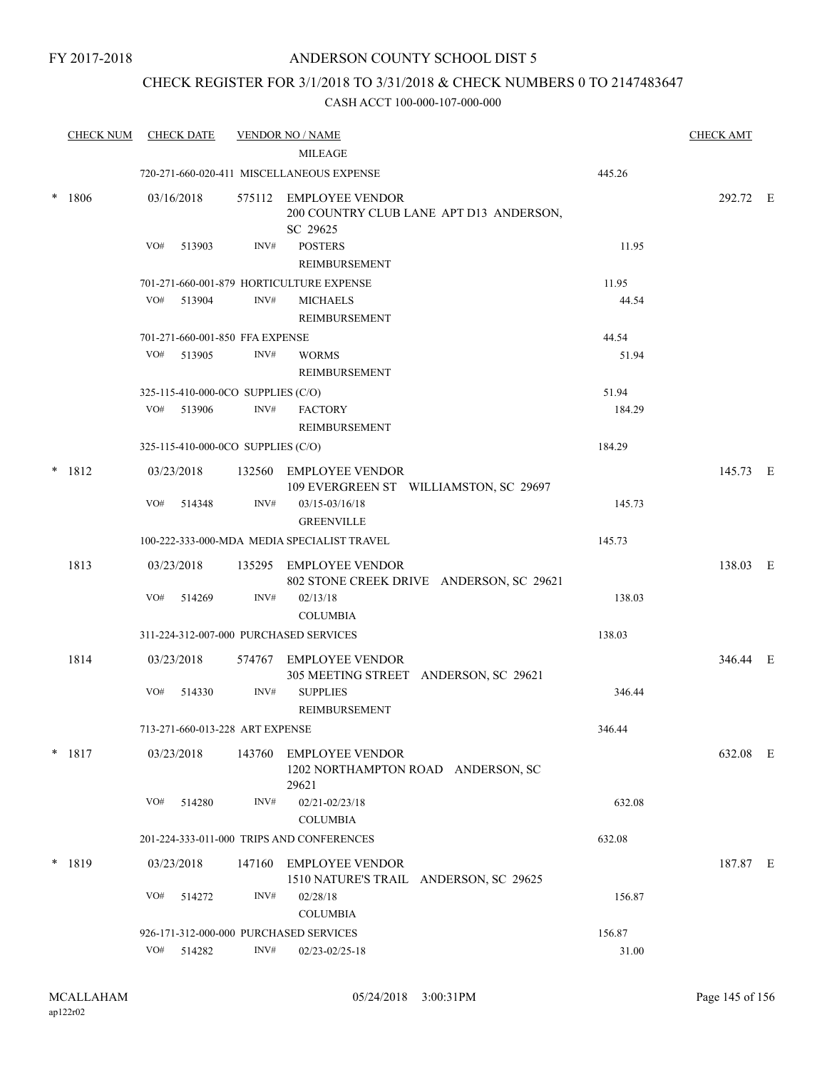FY 2017-2018

# ANDERSON COUNTY SCHOOL DIST 5

## CHECK REGISTER FOR 3/1/2018 TO 3/31/2018 & CHECK NUMBERS 0 TO 2147483647

CASH ACCT 100-000-107-000-000

| CHECK NUM | CHECK DATE | VENDOR NO / NAME | | CHECK AMT |
|---|---|---|---|---|
| | | MILEAGE | | |
| | 720-271-660-020-411 MISCELLANEOUS EXPENSE | | 445.26 | |
| * 1806 | 03/16/2018 | 575112 EMPLOYEE VENDOR 200 COUNTRY CLUB LANE APT D13 ANDERSON, SC 29625 | | 292.72 E |
| | VO# 513903 | INV# POSTERS REIMBURSEMENT | 11.95 | |
| | 701-271-660-001-879 HORTICULTURE EXPENSE | | 11.95 | |
| | VO# 513904 | INV# MICHAELS REIMBURSEMENT | 44.54 | |
| | 701-271-660-001-850 FFA EXPENSE | | 44.54 | |
| | VO# 513905 | INV# WORMS REIMBURSEMENT | 51.94 | |
| | 325-115-410-000-0CO SUPPLIES (C/O) | | 51.94 | |
| | VO# 513906 | INV# FACTORY REIMBURSEMENT | 184.29 | |
| | 325-115-410-000-0CO SUPPLIES (C/O) | | 184.29 | |
| * 1812 | 03/23/2018 | 132560 EMPLOYEE VENDOR 109 EVERGREEN ST WILLIAMSTON, SC 29697 | | 145.73 E |
| | VO# 514348 | INV# 03/15-03/16/18 GREENVILLE | 145.73 | |
| | 100-222-333-000-MDA MEDIA SPECIALIST TRAVEL | | 145.73 | |
| 1813 | 03/23/2018 | 135295 EMPLOYEE VENDOR 802 STONE CREEK DRIVE ANDERSON, SC 29621 | | 138.03 E |
| | VO# 514269 | INV# 02/13/18 COLUMBIA | 138.03 | |
| | 311-224-312-007-000 PURCHASED SERVICES | | 138.03 | |
| 1814 | 03/23/2018 | 574767 EMPLOYEE VENDOR 305 MEETING STREET ANDERSON, SC 29621 | | 346.44 E |
| | VO# 514330 | INV# SUPPLIES REIMBURSEMENT | 346.44 | |
| | 713-271-660-013-228 ART EXPENSE | | 346.44 | |
| * 1817 | 03/23/2018 | 143760 EMPLOYEE VENDOR 1202 NORTHAMPTON ROAD ANDERSON, SC 29621 | | 632.08 E |
| | VO# 514280 | INV# 02/21-02/23/18 COLUMBIA | 632.08 | |
| | 201-224-333-011-000 TRIPS AND CONFERENCES | | 632.08 | |
| * 1819 | 03/23/2018 | 147160 EMPLOYEE VENDOR 1510 NATURE'S TRAIL ANDERSON, SC 29625 | | 187.87 E |
| | VO# 514272 | INV# 02/28/18 COLUMBIA | 156.87 | |
| | 926-171-312-000-000 PURCHASED SERVICES | | 156.87 | |
| | VO# 514282 | INV# 02/23-02/25-18 | 31.00 | |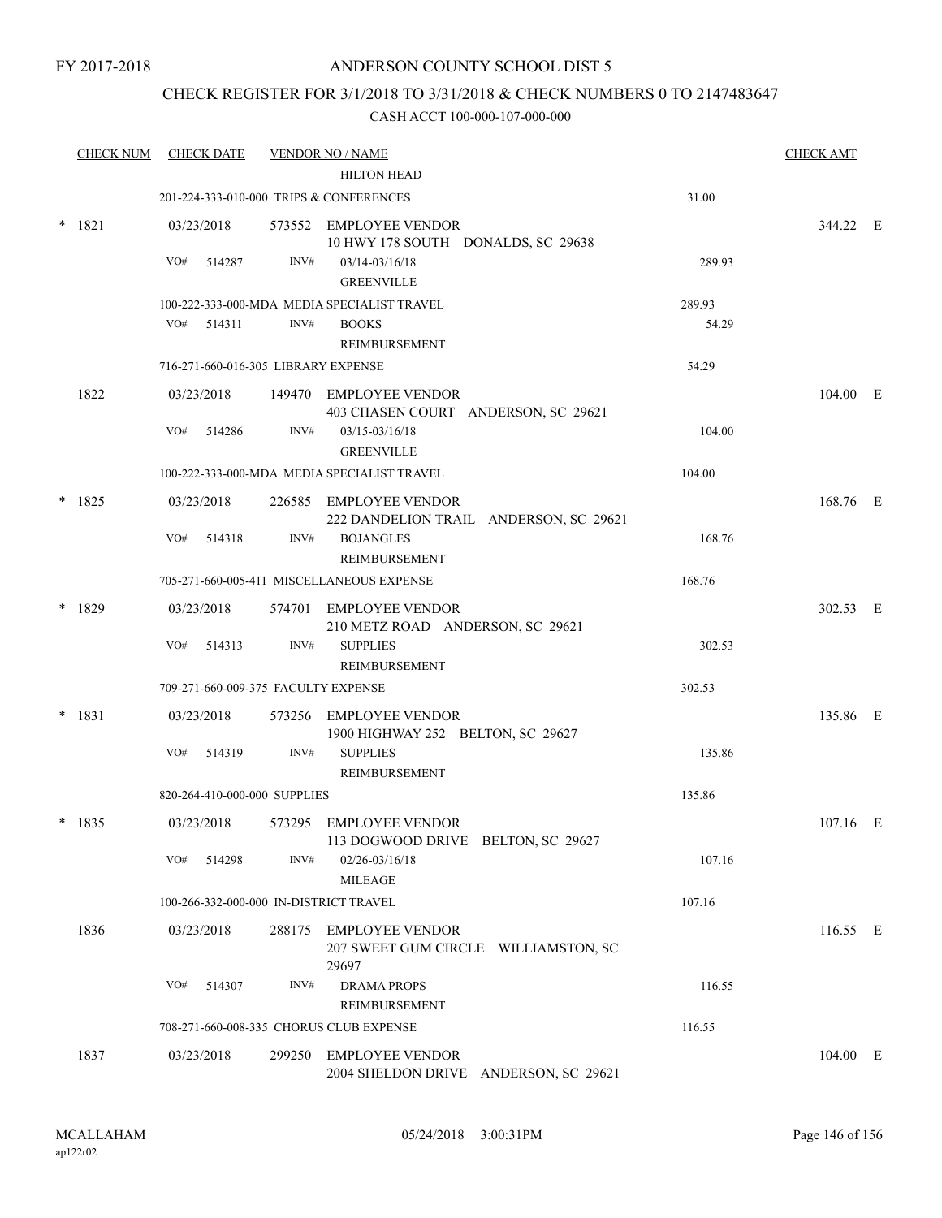FY 2017-2018

# ANDERSON COUNTY SCHOOL DIST 5

## CHECK REGISTER FOR 3/1/2018 TO 3/31/2018 & CHECK NUMBERS 0 TO 2147483647

### CASH ACCT 100-000-107-000-000

| CHECK NUM | CHECK DATE | VENDOR NO / NAME | | CHECK AMT |
|---|---|---|---|---|
| | | HILTON HEAD | | |
| | 201-224-333-010-000 TRIPS & CONFERENCES | | 31.00 | |
| * 1821 | 03/23/2018 | 573552 EMPLOYEE VENDOR<br>10 HWY 178 SOUTH DONALDS, SC 29638 | | 344.22 E |
| | VO# 514287 | INV# 03/14-03/16/18<br>GREENVILLE | 289.93 | |
| | 100-222-333-000-MDA MEDIA SPECIALIST TRAVEL | | 289.93 | |
| | VO# 514311 | INV# BOOKS<br>REIMBURSEMENT | 54.29 | |
| | 716-271-660-016-305 LIBRARY EXPENSE | | 54.29 | |
| 1822 | 03/23/2018 | 149470 EMPLOYEE VENDOR<br>403 CHASEN COURT ANDERSON, SC 29621 | | 104.00 E |
| | VO# 514286 | INV# 03/15-03/16/18<br>GREENVILLE | 104.00 | |
| | 100-222-333-000-MDA MEDIA SPECIALIST TRAVEL | | 104.00 | |
| * 1825 | 03/23/2018 | 226585 EMPLOYEE VENDOR<br>222 DANDELION TRAIL ANDERSON, SC 29621 | | 168.76 E |
| | VO# 514318 | INV# BOJANGLES<br>REIMBURSEMENT | 168.76 | |
| | 705-271-660-005-411 MISCELLANEOUS EXPENSE | | 168.76 | |
| * 1829 | 03/23/2018 | 574701 EMPLOYEE VENDOR<br>210 METZ ROAD ANDERSON, SC 29621 | | 302.53 E |
| | VO# 514313 | INV# SUPPLIES<br>REIMBURSEMENT | 302.53 | |
| | 709-271-660-009-375 FACULTY EXPENSE | | 302.53 | |
| * 1831 | 03/23/2018 | 573256 EMPLOYEE VENDOR<br>1900 HIGHWAY 252 BELTON, SC 29627 | | 135.86 E |
| | VO# 514319 | INV# SUPPLIES<br>REIMBURSEMENT | 135.86 | |
| | 820-264-410-000-000 SUPPLIES | | 135.86 | |
| * 1835 | 03/23/2018 | 573295 EMPLOYEE VENDOR<br>113 DOGWOOD DRIVE BELTON, SC 29627 | | 107.16 E |
| | VO# 514298 | INV# 02/26-03/16/18<br>MILEAGE | 107.16 | |
| | 100-266-332-000-000 IN-DISTRICT TRAVEL | | 107.16 | |
| 1836 | 03/23/2018 | 288175 EMPLOYEE VENDOR<br>207 SWEET GUM CIRCLE WILLIAMSTON, SC 29697 | | 116.55 E |
| | VO# 514307 | INV# DRAMA PROPS<br>REIMBURSEMENT | 116.55 | |
| | 708-271-660-008-335 CHORUS CLUB EXPENSE | | 116.55 | |
| 1837 | 03/23/2018 | 299250 EMPLOYEE VENDOR<br>2004 SHELDON DRIVE ANDERSON, SC 29621 | | 104.00 E |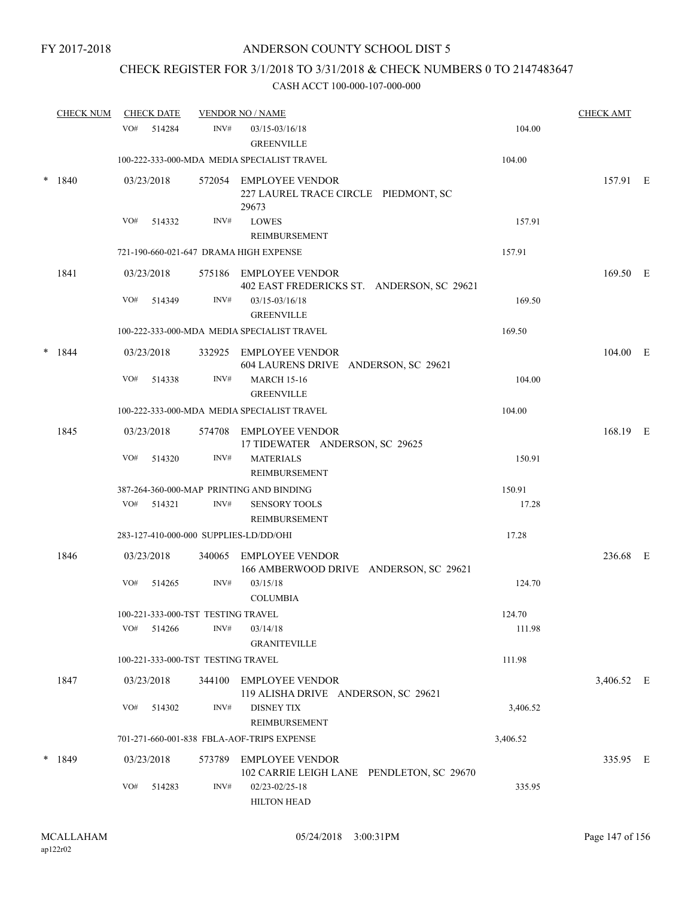FY 2017-2018

ANDERSON COUNTY SCHOOL DIST 5

CHECK REGISTER FOR 3/1/2018 TO 3/31/2018 & CHECK NUMBERS 0 TO 2147483647

CASH ACCT 100-000-107-000-000

| CHECK NUM | CHECK DATE | VENDOR NO / NAME | | CHECK AMT | |
|---|---|---|---|---|---|
| | VO# 514284 | INV# 03/15-03/16/18<br>GREENVILLE | 104.00 | | |
| | 100-222-333-000-MDA MEDIA SPECIALIST TRAVEL | | 104.00 | | |
| * 1840 | 03/23/2018 | 572054 EMPLOYEE VENDOR<br>227 LAUREL TRACE CIRCLE PIEDMONT, SC 29673 | | 157.91 | E |
| | VO# 514332 | INV# LOWES<br>REIMBURSEMENT | 157.91 | | |
| | 721-190-660-021-647 DRAMA HIGH EXPENSE | | 157.91 | | |
| 1841 | 03/23/2018 | 575186 EMPLOYEE VENDOR<br>402 EAST FREDERICKS ST. ANDERSON, SC 29621 | | 169.50 | E |
| | VO# 514349 | INV# 03/15-03/16/18<br>GREENVILLE | 169.50 | | |
| | 100-222-333-000-MDA MEDIA SPECIALIST TRAVEL | | 169.50 | | |
| * 1844 | 03/23/2018 | 332925 EMPLOYEE VENDOR<br>604 LAURENS DRIVE ANDERSON, SC 29621 | | 104.00 | E |
| | VO# 514338 | INV# MARCH 15-16<br>GREENVILLE | 104.00 | | |
| | 100-222-333-000-MDA MEDIA SPECIALIST TRAVEL | | 104.00 | | |
| 1845 | 03/23/2018 | 574708 EMPLOYEE VENDOR<br>17 TIDEWATER ANDERSON, SC 29625 | | 168.19 | E |
| | VO# 514320 | INV# MATERIALS<br>REIMBURSEMENT | 150.91 | | |
| | 387-264-360-000-MAP PRINTING AND BINDING | | 150.91 | | |
| | VO# 514321 | INV# SENSORY TOOLS<br>REIMBURSEMENT | 17.28 | | |
| | 283-127-410-000-000 SUPPLIES-LD/DD/OHI | | 17.28 | | |
| 1846 | 03/23/2018 | 340065 EMPLOYEE VENDOR<br>166 AMBERWOOD DRIVE ANDERSON, SC 29621 | | 236.68 | E |
| | VO# 514265 | INV# 03/15/18<br>COLUMBIA | 124.70 | | |
| | 100-221-333-000-TST TESTING TRAVEL | | 124.70 | | |
| | VO# 514266 | INV# 03/14/18<br>GRANITEVILLE | 111.98 | | |
| | 100-221-333-000-TST TESTING TRAVEL | | 111.98 | | |
| 1847 | 03/23/2018 | 344100 EMPLOYEE VENDOR<br>119 ALISHA DRIVE ANDERSON, SC 29621 | | 3,406.52 | E |
| | VO# 514302 | INV# DISNEY TIX<br>REIMBURSEMENT | 3,406.52 | | |
| | 701-271-660-001-838 FBLA-AOF-TRIPS EXPENSE | | 3,406.52 | | |
| * 1849 | 03/23/2018 | 573789 EMPLOYEE VENDOR<br>102 CARRIE LEIGH LANE PENDLETON, SC 29670 | | 335.95 | E |
| | VO# 514283 | INV# 02/23-02/25-18<br>HILTON HEAD | 335.95 | | |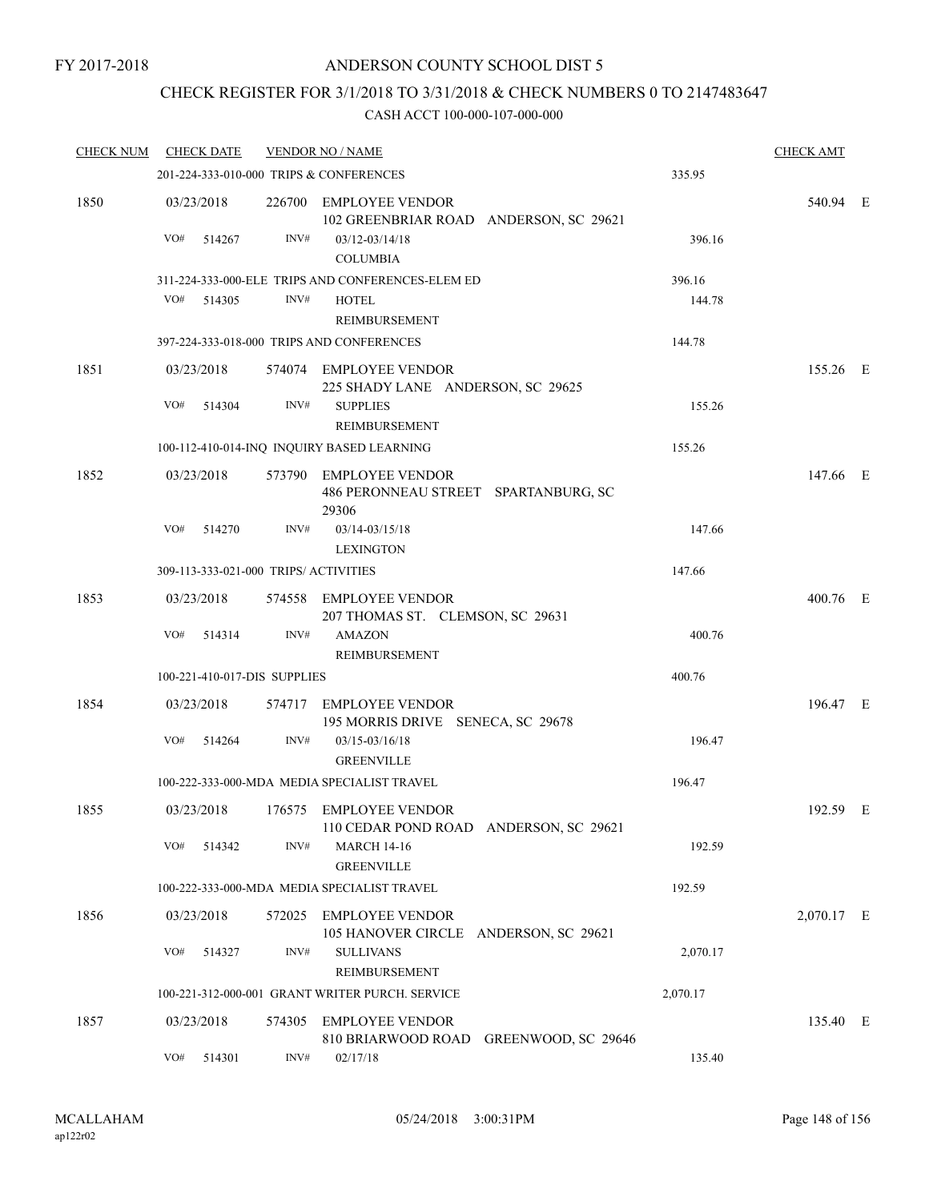FY 2017-2018

# ANDERSON COUNTY SCHOOL DIST 5

## CHECK REGISTER FOR 3/1/2018 TO 3/31/2018 & CHECK NUMBERS 0 TO 2147483647

### CASH ACCT 100-000-107-000-000

| CHECK NUM | CHECK DATE | VENDOR NO / NAME | | CHECK AMT |
|---|---|---|---|---|
| | 201-224-333-010-000 TRIPS & CONFERENCES | | 335.95 | |
| 1850 | 03/23/2018 | 226700 EMPLOYEE VENDOR<br>102 GREENBRIAR ROAD ANDERSON, SC 29621 | | 540.94 E |
| | VO# 514267 | INV# 03/12-03/14/18<br>COLUMBIA | 396.16 | |
| | 311-224-333-000-ELE TRIPS AND CONFERENCES-ELEM ED | | 396.16 | |
| | VO# 514305 | INV# HOTEL<br>REIMBURSEMENT | 144.78 | |
| | 397-224-333-018-000 TRIPS AND CONFERENCES | | 144.78 | |
| 1851 | 03/23/2018 | 574074 EMPLOYEE VENDOR<br>225 SHADY LANE ANDERSON, SC 29625 | | 155.26 E |
| | VO# 514304 | INV# SUPPLIES<br>REIMBURSEMENT | 155.26 | |
| | 100-112-410-014-INQ INQUIRY BASED LEARNING | | 155.26 | |
| 1852 | 03/23/2018 | 573790 EMPLOYEE VENDOR<br>486 PERONNEAU STREET SPARTANBURG, SC 29306 | | 147.66 E |
| | VO# 514270 | INV# 03/14-03/15/18<br>LEXINGTON | 147.66 | |
| | 309-113-333-021-000 TRIPS/ ACTIVITIES | | 147.66 | |
| 1853 | 03/23/2018 | 574558 EMPLOYEE VENDOR<br>207 THOMAS ST. CLEMSON, SC 29631 | | 400.76 E |
| | VO# 514314 | INV# AMAZON<br>REIMBURSEMENT | 400.76 | |
| | 100-221-410-017-DIS SUPPLIES | | 400.76 | |
| 1854 | 03/23/2018 | 574717 EMPLOYEE VENDOR<br>195 MORRIS DRIVE SENECA, SC 29678 | | 196.47 E |
| | VO# 514264 | INV# 03/15-03/16/18<br>GREENVILLE | 196.47 | |
| | 100-222-333-000-MDA MEDIA SPECIALIST TRAVEL | | 196.47 | |
| 1855 | 03/23/2018 | 176575 EMPLOYEE VENDOR<br>110 CEDAR POND ROAD ANDERSON, SC 29621 | | 192.59 E |
| | VO# 514342 | INV# MARCH 14-16<br>GREENVILLE | 192.59 | |
| | 100-222-333-000-MDA MEDIA SPECIALIST TRAVEL | | 192.59 | |
| 1856 | 03/23/2018 | 572025 EMPLOYEE VENDOR<br>105 HANOVER CIRCLE ANDERSON, SC 29621 | | 2,070.17 E |
| | VO# 514327 | INV# SULLIVANS<br>REIMBURSEMENT | 2,070.17 | |
| | 100-221-312-000-001 GRANT WRITER PURCH. SERVICE | | 2,070.17 | |
| 1857 | 03/23/2018 | 574305 EMPLOYEE VENDOR<br>810 BRIARWOOD ROAD GREENWOOD, SC 29646 | | 135.40 E |
| | VO# 514301 | INV# 02/17/18 | 135.40 | |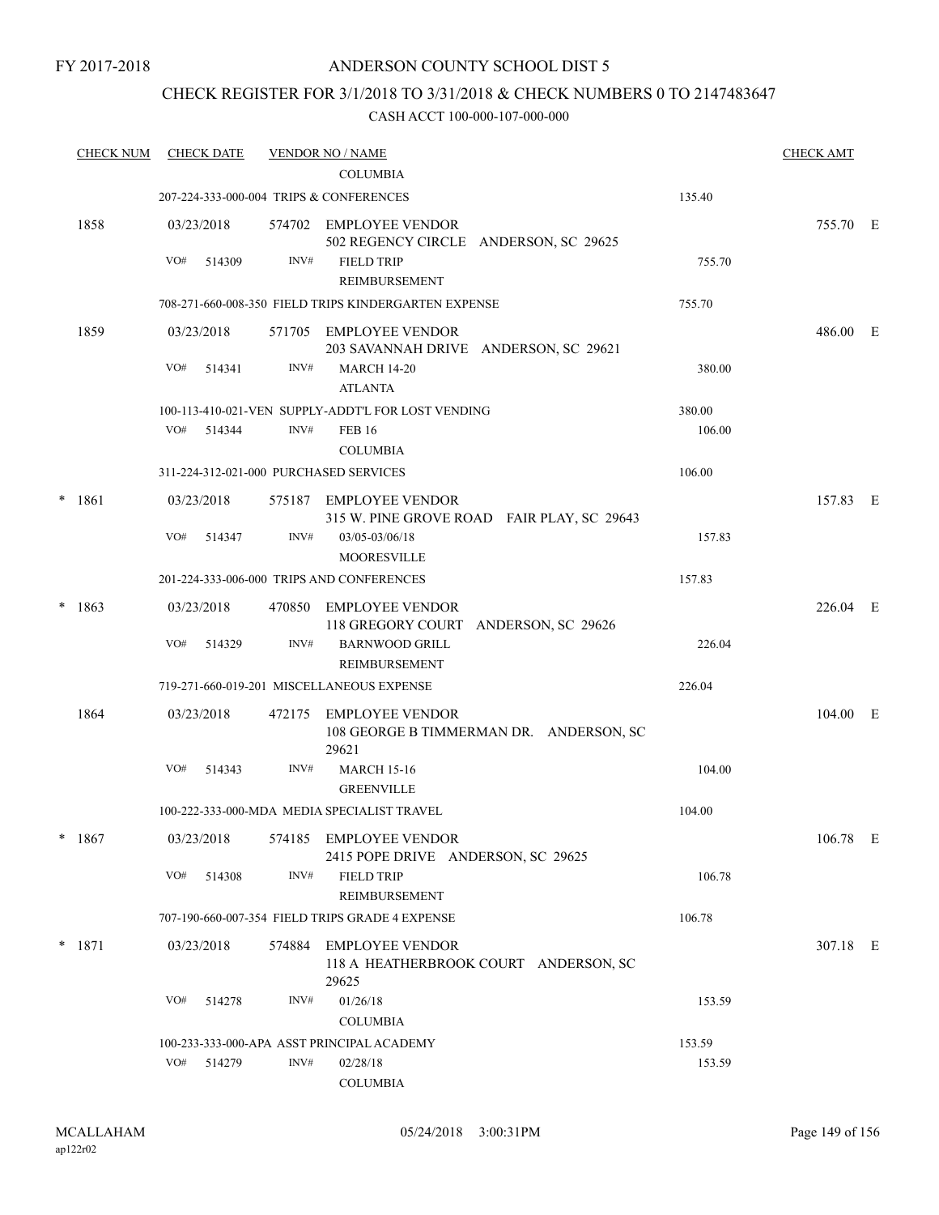FY 2017-2018

ANDERSON COUNTY SCHOOL DIST 5

CHECK REGISTER FOR 3/1/2018 TO 3/31/2018 & CHECK NUMBERS 0 TO 2147483647

CASH ACCT 100-000-107-000-000

| CHECK NUM | CHECK DATE | VENDOR NO / NAME | | CHECK AMT |
|---|---|---|---|---|
| | | COLUMBIA | | |
| | 207-224-333-000-004 TRIPS & CONFERENCES | | 135.40 | |
| 1858 | 03/23/2018 | 574702 EMPLOYEE VENDOR<br>502 REGENCY CIRCLE ANDERSON, SC 29625 | | 755.70 E |
| | VO# 514309 | INV# FIELD TRIP<br>REIMBURSEMENT | 755.70 | |
| | 708-271-660-008-350 FIELD TRIPS KINDERGARTEN EXPENSE | | 755.70 | |
| 1859 | 03/23/2018 | 571705 EMPLOYEE VENDOR<br>203 SAVANNAH DRIVE ANDERSON, SC 29621 | | 486.00 E |
| | VO# 514341 | INV# MARCH 14-20<br>ATLANTA | 380.00 | |
| | 100-113-410-021-VEN SUPPLY-ADDT'L FOR LOST VENDING | | 380.00 | |
| | VO# 514344 | INV# FEB 16<br>COLUMBIA | 106.00 | |
| | 311-224-312-021-000 PURCHASED SERVICES | | 106.00 | |
| * 1861 | 03/23/2018 | 575187 EMPLOYEE VENDOR<br>315 W. PINE GROVE ROAD FAIR PLAY, SC 29643 | | 157.83 E |
| | VO# 514347 | INV# 03/05-03/06/18<br>MOORESVILLE | 157.83 | |
| | 201-224-333-006-000 TRIPS AND CONFERENCES | | 157.83 | |
| * 1863 | 03/23/2018 | 470850 EMPLOYEE VENDOR<br>118 GREGORY COURT ANDERSON, SC 29626 | | 226.04 E |
| | VO# 514329 | INV# BARNWOOD GRILL<br>REIMBURSEMENT | 226.04 | |
| | 719-271-660-019-201 MISCELLANEOUS EXPENSE | | 226.04 | |
| 1864 | 03/23/2018 | 472175 EMPLOYEE VENDOR<br>108 GEORGE B TIMMERMAN DR. ANDERSON, SC 29621 | | 104.00 E |
| | VO# 514343 | INV# MARCH 15-16<br>GREENVILLE | 104.00 | |
| | 100-222-333-000-MDA MEDIA SPECIALIST TRAVEL | | 104.00 | |
| * 1867 | 03/23/2018 | 574185 EMPLOYEE VENDOR<br>2415 POPE DRIVE ANDERSON, SC 29625 | | 106.78 E |
| | VO# 514308 | INV# FIELD TRIP<br>REIMBURSEMENT | 106.78 | |
| | 707-190-660-007-354 FIELD TRIPS GRADE 4 EXPENSE | | 106.78 | |
| * 1871 | 03/23/2018 | 574884 EMPLOYEE VENDOR<br>118 A HEATHERBROOK COURT ANDERSON, SC 29625 | | 307.18 E |
| | VO# 514278 | INV# 01/26/18<br>COLUMBIA | 153.59 | |
| | 100-233-333-000-APA ASST PRINCIPAL ACADEMY | | 153.59 | |
| | VO# 514279 | INV# 02/28/18<br>COLUMBIA | 153.59 | |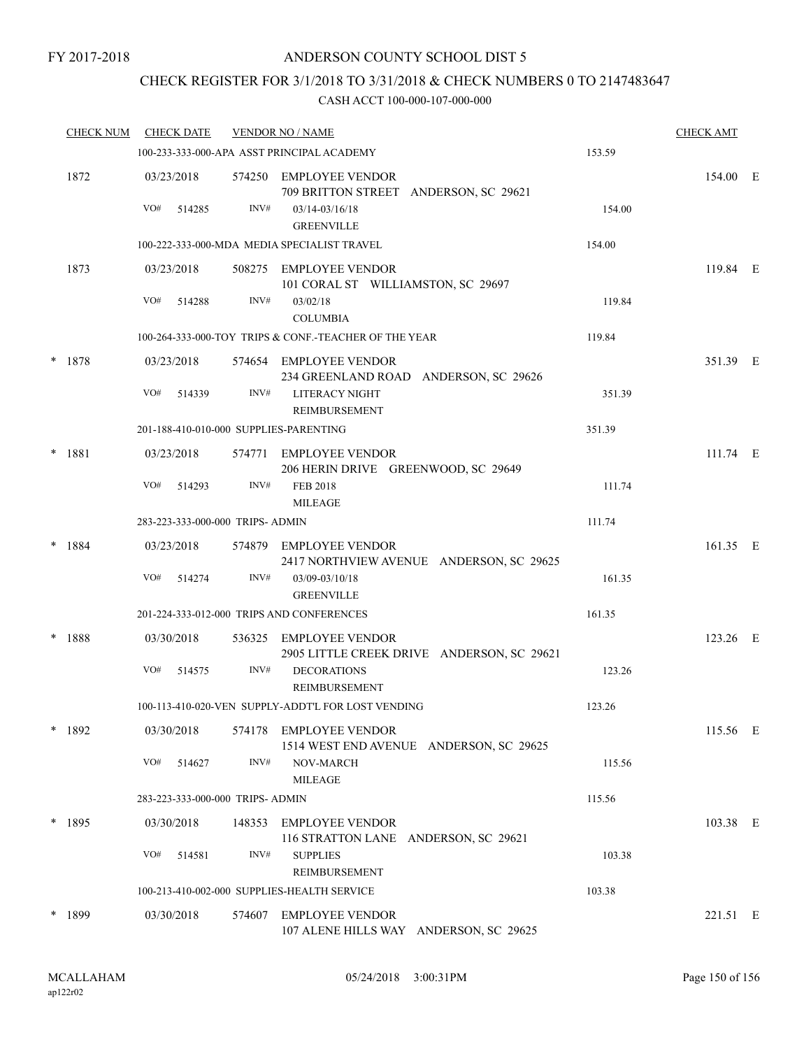FY 2017-2018

# ANDERSON COUNTY SCHOOL DIST 5

## CHECK REGISTER FOR 3/1/2018 TO 3/31/2018 & CHECK NUMBERS 0 TO 2147483647

### CASH ACCT 100-000-107-000-000

| CHECK NUM | CHECK DATE | VENDOR NO / NAME | | CHECK AMT | |
|---|---|---|---|---|---|
| | 100-233-333-000-APA ASST PRINCIPAL ACADEMY | | 153.59 | | |
| 1872 | 03/23/2018 | 574250 EMPLOYEE VENDOR<br>709 BRITTON STREET ANDERSON, SC 29621 | | 154.00 | E |
| | VO# 514285 | INV# 03/14-03/16/18<br>GREENVILLE | 154.00 | | |
| | 100-222-333-000-MDA MEDIA SPECIALIST TRAVEL | | 154.00 | | |
| 1873 | 03/23/2018 | 508275 EMPLOYEE VENDOR<br>101 CORAL ST WILLIAMSTON, SC 29697 | | 119.84 | E |
| | VO# 514288 | INV# 03/02/18<br>COLUMBIA | 119.84 | | |
| | 100-264-333-000-TOY TRIPS & CONF.-TEACHER OF THE YEAR | | 119.84 | | |
| * 1878 | 03/23/2018 | 574654 EMPLOYEE VENDOR<br>234 GREENLAND ROAD ANDERSON, SC 29626 | | 351.39 | E |
| | VO# 514339 | INV# LITERACY NIGHT<br>REIMBURSEMENT | 351.39 | | |
| | 201-188-410-010-000 SUPPLIES-PARENTING | | 351.39 | | |
| * 1881 | 03/23/2018 | 574771 EMPLOYEE VENDOR<br>206 HERIN DRIVE GREENWOOD, SC 29649 | | 111.74 | E |
| | VO# 514293 | INV# FEB 2018<br>MILEAGE | 111.74 | | |
| | 283-223-333-000-000 TRIPS- ADMIN | | 111.74 | | |
| * 1884 | 03/23/2018 | 574879 EMPLOYEE VENDOR<br>2417 NORTHVIEW AVENUE ANDERSON, SC 29625 | | 161.35 | E |
| | VO# 514274 | INV# 03/09-03/10/18<br>GREENVILLE | 161.35 | | |
| | 201-224-333-012-000 TRIPS AND CONFERENCES | | 161.35 | | |
| * 1888 | 03/30/2018 | 536325 EMPLOYEE VENDOR<br>2905 LITTLE CREEK DRIVE ANDERSON, SC 29621 | | 123.26 | E |
| | VO# 514575 | INV# DECORATIONS<br>REIMBURSEMENT | 123.26 | | |
| | 100-113-410-020-VEN SUPPLY-ADDT'L FOR LOST VENDING | | 123.26 | | |
| * 1892 | 03/30/2018 | 574178 EMPLOYEE VENDOR<br>1514 WEST END AVENUE ANDERSON, SC 29625 | | 115.56 | E |
| | VO# 514627 | INV# NOV-MARCH<br>MILEAGE | 115.56 | | |
| | 283-223-333-000-000 TRIPS- ADMIN | | 115.56 | | |
| * 1895 | 03/30/2018 | 148353 EMPLOYEE VENDOR<br>116 STRATTON LANE ANDERSON, SC 29621 | | 103.38 | E |
| | VO# 514581 | INV# SUPPLIES<br>REIMBURSEMENT | 103.38 | | |
| | 100-213-410-002-000 SUPPLIES-HEALTH SERVICE | | 103.38 | | |
| * 1899 | 03/30/2018 | 574607 EMPLOYEE VENDOR<br>107 ALENE HILLS WAY ANDERSON, SC 29625 | | 221.51 | E |

MCALLAHAM
ap122r02

05/24/2018 3:00:31PM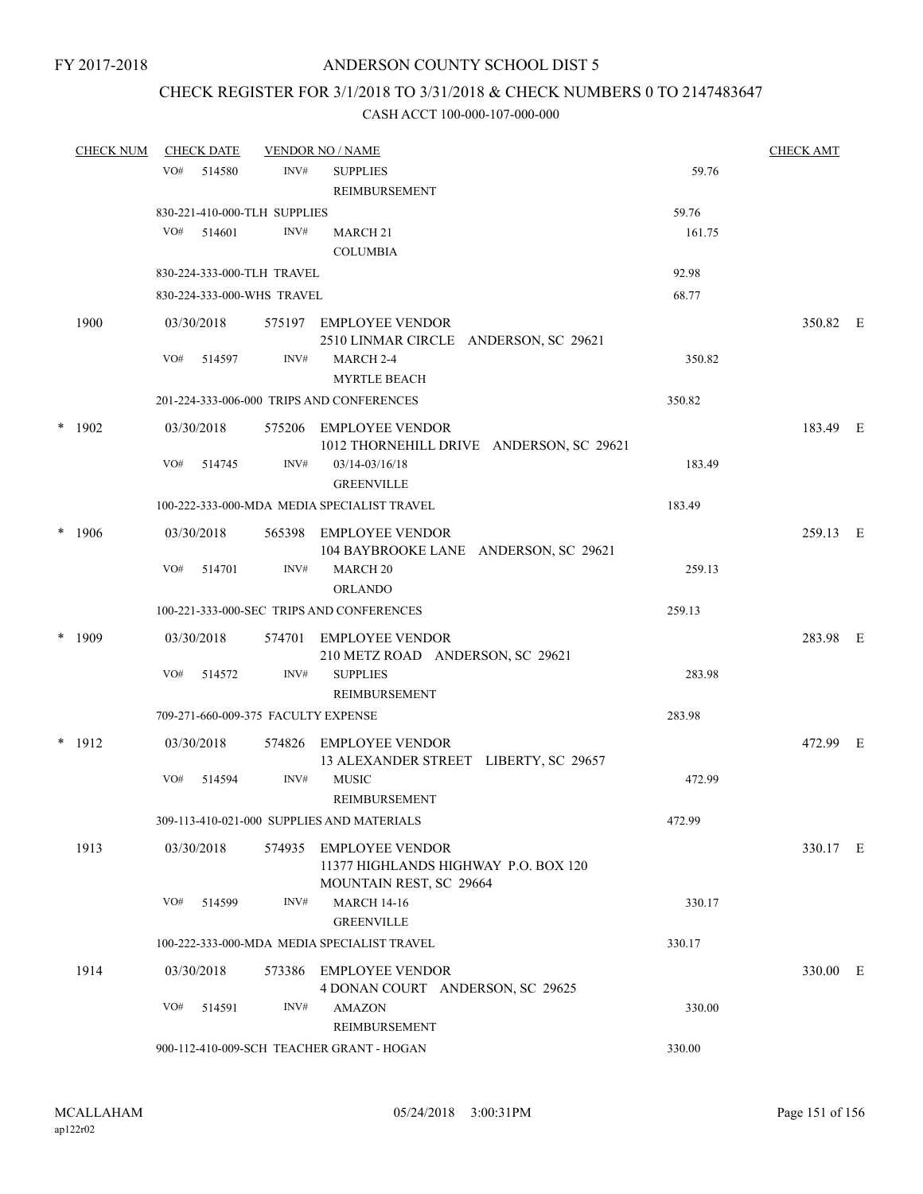FY 2017-2018

# ANDERSON COUNTY SCHOOL DIST 5

## CHECK REGISTER FOR 3/1/2018 TO 3/31/2018 & CHECK NUMBERS 0 TO 2147483647

### CASH ACCT 100-000-107-000-000

| CHECK NUM | CHECK DATE | VENDOR NO / NAME | | CHECK AMT |
|---|---|---|---|---|
| | VO# 514580 | INV# SUPPLIES REIMBURSEMENT | 59.76 | |
| | 830-221-410-000-TLH SUPPLIES | | 59.76 | |
| | VO# 514601 | INV# MARCH 21 COLUMBIA | 161.75 | |
| | 830-224-333-000-TLH TRAVEL | | 92.98 | |
| | 830-224-333-000-WHS TRAVEL | | 68.77 | |
| 1900 | 03/30/2018 | 575197 EMPLOYEE VENDOR 2510 LINMAR CIRCLE ANDERSON, SC 29621 | | 350.82 E |
| | VO# 514597 | INV# MARCH 2-4 MYRTLE BEACH | 350.82 | |
| | 201-224-333-006-000 TRIPS AND CONFERENCES | | 350.82 | |
| * 1902 | 03/30/2018 | 575206 EMPLOYEE VENDOR 1012 THORNEHILL DRIVE ANDERSON, SC 29621 | | 183.49 E |
| | VO# 514745 | INV# 03/14-03/16/18 GREENVILLE | 183.49 | |
| | 100-222-333-000-MDA MEDIA SPECIALIST TRAVEL | | 183.49 | |
| * 1906 | 03/30/2018 | 565398 EMPLOYEE VENDOR 104 BAYBROOKE LANE ANDERSON, SC 29621 | | 259.13 E |
| | VO# 514701 | INV# MARCH 20 ORLANDO | 259.13 | |
| | 100-221-333-000-SEC TRIPS AND CONFERENCES | | 259.13 | |
| * 1909 | 03/30/2018 | 574701 EMPLOYEE VENDOR 210 METZ ROAD ANDERSON, SC 29621 | | 283.98 E |
| | VO# 514572 | INV# SUPPLIES REIMBURSEMENT | 283.98 | |
| | 709-271-660-009-375 FACULTY EXPENSE | | 283.98 | |
| * 1912 | 03/30/2018 | 574826 EMPLOYEE VENDOR 13 ALEXANDER STREET LIBERTY, SC 29657 | | 472.99 E |
| | VO# 514594 | INV# MUSIC REIMBURSEMENT | 472.99 | |
| | 309-113-410-021-000 SUPPLIES AND MATERIALS | | 472.99 | |
| 1913 | 03/30/2018 | 574935 EMPLOYEE VENDOR 11377 HIGHLANDS HIGHWAY P.O. BOX 120 MOUNTAIN REST, SC 29664 | | 330.17 E |
| | VO# 514599 | INV# MARCH 14-16 GREENVILLE | 330.17 | |
| | 100-222-333-000-MDA MEDIA SPECIALIST TRAVEL | | 330.17 | |
| 1914 | 03/30/2018 | 573386 EMPLOYEE VENDOR 4 DONAN COURT ANDERSON, SC 29625 | | 330.00 E |
| | VO# 514591 | INV# AMAZON REIMBURSEMENT | 330.00 | |
| | 900-112-410-009-SCH TEACHER GRANT - HOGAN | | 330.00 | |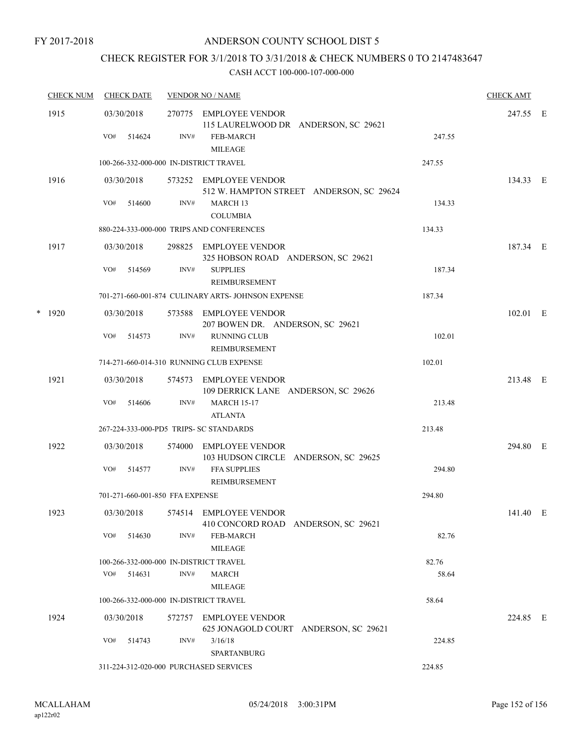FY 2017-2018

ANDERSON COUNTY SCHOOL DIST 5

CHECK REGISTER FOR 3/1/2018 TO 3/31/2018 & CHECK NUMBERS 0 TO 2147483647

CASH ACCT 100-000-107-000-000

| CHECK NUM | CHECK DATE | VENDOR NO / NAME | | CHECK AMT | |
|---|---|---|---|---|---|
| 1915 | 03/30/2018 | 270775 EMPLOYEE VENDOR<br>115 LAURELWOOD DR ANDERSON, SC 29621 | | 247.55 | E |
| | VO# 514624 | INV# FEB-MARCH<br>MILEAGE | 247.55 | | |
| | 100-266-332-000-000 IN-DISTRICT TRAVEL | | 247.55 | | |
| 1916 | 03/30/2018 | 573252 EMPLOYEE VENDOR<br>512 W. HAMPTON STREET ANDERSON, SC 29624 | | 134.33 | E |
| | VO# 514600 | INV# MARCH 13<br>COLUMBIA | 134.33 | | |
| | 880-224-333-000-000 TRIPS AND CONFERENCES | | 134.33 | | |
| 1917 | 03/30/2018 | 298825 EMPLOYEE VENDOR<br>325 HOBSON ROAD ANDERSON, SC 29621 | | 187.34 | E |
| | VO# 514569 | INV# SUPPLIES<br>REIMBURSEMENT | 187.34 | | |
| | 701-271-660-001-874 CULINARY ARTS- JOHNSON EXPENSE | | 187.34 | | |
| * 1920 | 03/30/2018 | 573588 EMPLOYEE VENDOR<br>207 BOWEN DR. ANDERSON, SC 29621 | | 102.01 | E |
| | VO# 514573 | INV# RUNNING CLUB<br>REIMBURSEMENT | 102.01 | | |
| | 714-271-660-014-310 RUNNING CLUB EXPENSE | | 102.01 | | |
| 1921 | 03/30/2018 | 574573 EMPLOYEE VENDOR<br>109 DERRICK LANE ANDERSON, SC 29626 | | 213.48 | E |
| | VO# 514606 | INV# MARCH 15-17<br>ATLANTA | 213.48 | | |
| | 267-224-333-000-PD5 TRIPS- SC STANDARDS | | 213.48 | | |
| 1922 | 03/30/2018 | 574000 EMPLOYEE VENDOR<br>103 HUDSON CIRCLE ANDERSON, SC 29625 | | 294.80 | E |
| | VO# 514577 | INV# FFA SUPPLIES<br>REIMBURSEMENT | 294.80 | | |
| | 701-271-660-001-850 FFA EXPENSE | | 294.80 | | |
| 1923 | 03/30/2018 | 574514 EMPLOYEE VENDOR<br>410 CONCORD ROAD ANDERSON, SC 29621 | | 141.40 | E |
| | VO# 514630 | INV# FEB-MARCH<br>MILEAGE | 82.76 | | |
| | 100-266-332-000-000 IN-DISTRICT TRAVEL | | 82.76 | | |
| | VO# 514631 | INV# MARCH<br>MILEAGE | 58.64 | | |
| | 100-266-332-000-000 IN-DISTRICT TRAVEL | | 58.64 | | |
| 1924 | 03/30/2018 | 572757 EMPLOYEE VENDOR<br>625 JONAGOLD COURT ANDERSON, SC 29621 | | 224.85 | E |
| | VO# 514743 | INV# 3/16/18<br>SPARTANBURG | 224.85 | | |
| | 311-224-312-020-000 PURCHASED SERVICES | | 224.85 | | |

MCALLAHAM
ap122r02

05/24/2018 3:00:31PM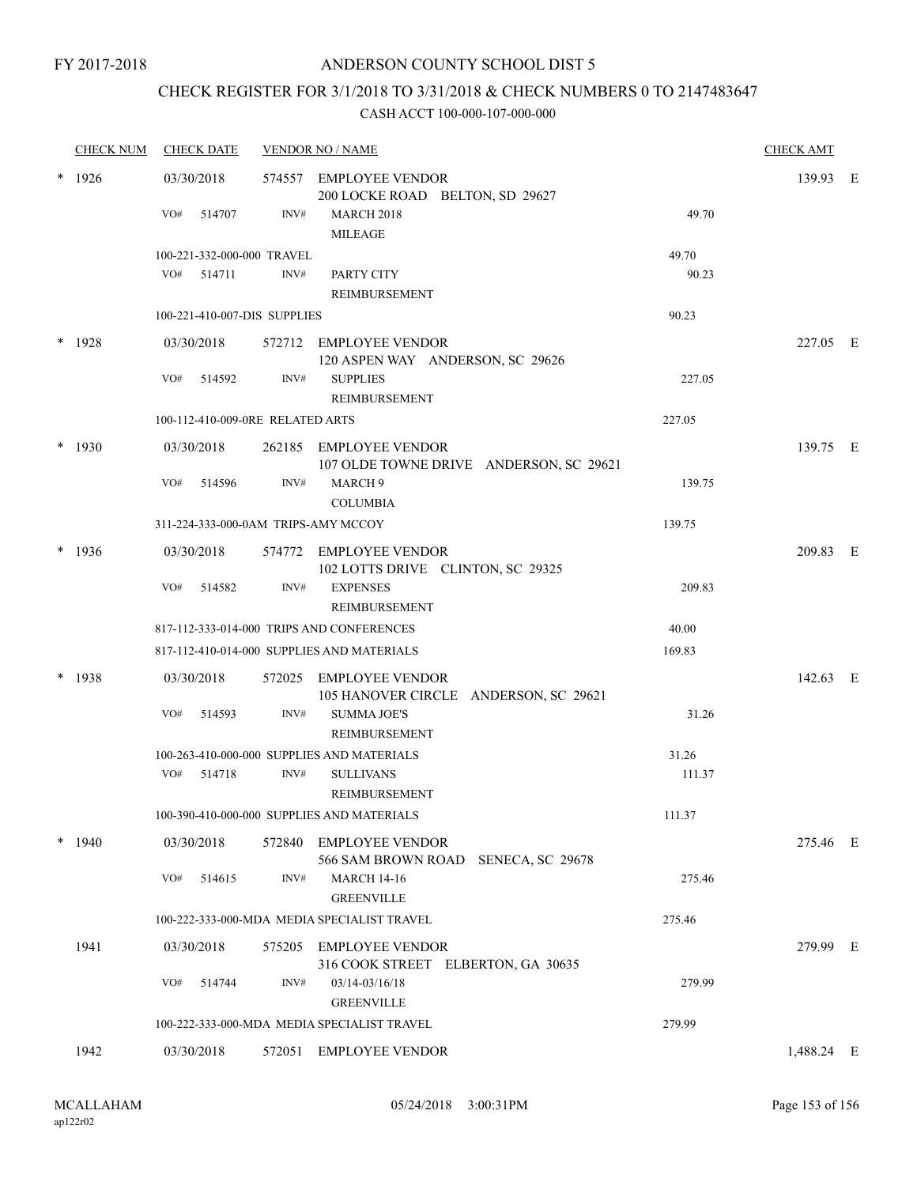FY 2017-2018

# ANDERSON COUNTY SCHOOL DIST 5

## CHECK REGISTER FOR 3/1/2018 TO 3/31/2018 & CHECK NUMBERS 0 TO 2147483647

### CASH ACCT 100-000-107-000-000

| CHECK NUM | CHECK DATE | VENDOR NO / NAME | | CHECK AMT | |
|---|---|---|---|---|---|
| * 1926 | 03/30/2018 | 574557 EMPLOYEE VENDOR<br>200 LOCKE ROAD BELTON, SD 29627 | | 139.93 | E |
| | VO# 514707 | INV# MARCH 2018<br>MILEAGE | 49.70 | | |
| | 100-221-332-000-000 TRAVEL | | 49.70 | | |
| | VO# 514711 | INV# PARTY CITY<br>REIMBURSEMENT | 90.23 | | |
| | 100-221-410-007-DIS SUPPLIES | | 90.23 | | |
| * 1928 | 03/30/2018 | 572712 EMPLOYEE VENDOR<br>120 ASPEN WAY ANDERSON, SC 29626 | | 227.05 | E |
| | VO# 514592 | INV# SUPPLIES<br>REIMBURSEMENT | 227.05 | | |
| | 100-112-410-009-0RE RELATED ARTS | | 227.05 | | |
| * 1930 | 03/30/2018 | 262185 EMPLOYEE VENDOR<br>107 OLDE TOWNE DRIVE ANDERSON, SC 29621 | | 139.75 | E |
| | VO# 514596 | INV# MARCH 9<br>COLUMBIA | 139.75 | | |
| | 311-224-333-000-0AM TRIPS-AMY MCCOY | | 139.75 | | |
| * 1936 | 03/30/2018 | 574772 EMPLOYEE VENDOR<br>102 LOTTS DRIVE CLINTON, SC 29325 | | 209.83 | E |
| | VO# 514582 | INV# EXPENSES<br>REIMBURSEMENT | 209.83 | | |
| | 817-112-333-014-000 TRIPS AND CONFERENCES | | 40.00 | | |
| | 817-112-410-014-000 SUPPLIES AND MATERIALS | | 169.83 | | |
| * 1938 | 03/30/2018 | 572025 EMPLOYEE VENDOR<br>105 HANOVER CIRCLE ANDERSON, SC 29621 | | 142.63 | E |
| | VO# 514593 | INV# SUMMA JOE'S<br>REIMBURSEMENT | 31.26 | | |
| | 100-263-410-000-000 SUPPLIES AND MATERIALS | | 31.26 | | |
| | VO# 514718 | INV# SULLIVANS<br>REIMBURSEMENT | 111.37 | | |
| | 100-390-410-000-000 SUPPLIES AND MATERIALS | | 111.37 | | |
| * 1940 | 03/30/2018 | 572840 EMPLOYEE VENDOR<br>566 SAM BROWN ROAD SENECA, SC 29678 | | 275.46 | E |
| | VO# 514615 | INV# MARCH 14-16<br>GREENVILLE | 275.46 | | |
| | 100-222-333-000-MDA MEDIA SPECIALIST TRAVEL | | 275.46 | | |
| 1941 | 03/30/2018 | 575205 EMPLOYEE VENDOR<br>316 COOK STREET ELBERTON, GA 30635 | | 279.99 | E |
| | VO# 514744 | INV# 03/14-03/16/18<br>GREENVILLE | 279.99 | | |
| | 100-222-333-000-MDA MEDIA SPECIALIST TRAVEL | | 279.99 | | |
| 1942 | 03/30/2018 | 572051 EMPLOYEE VENDOR | | 1,488.24 | E |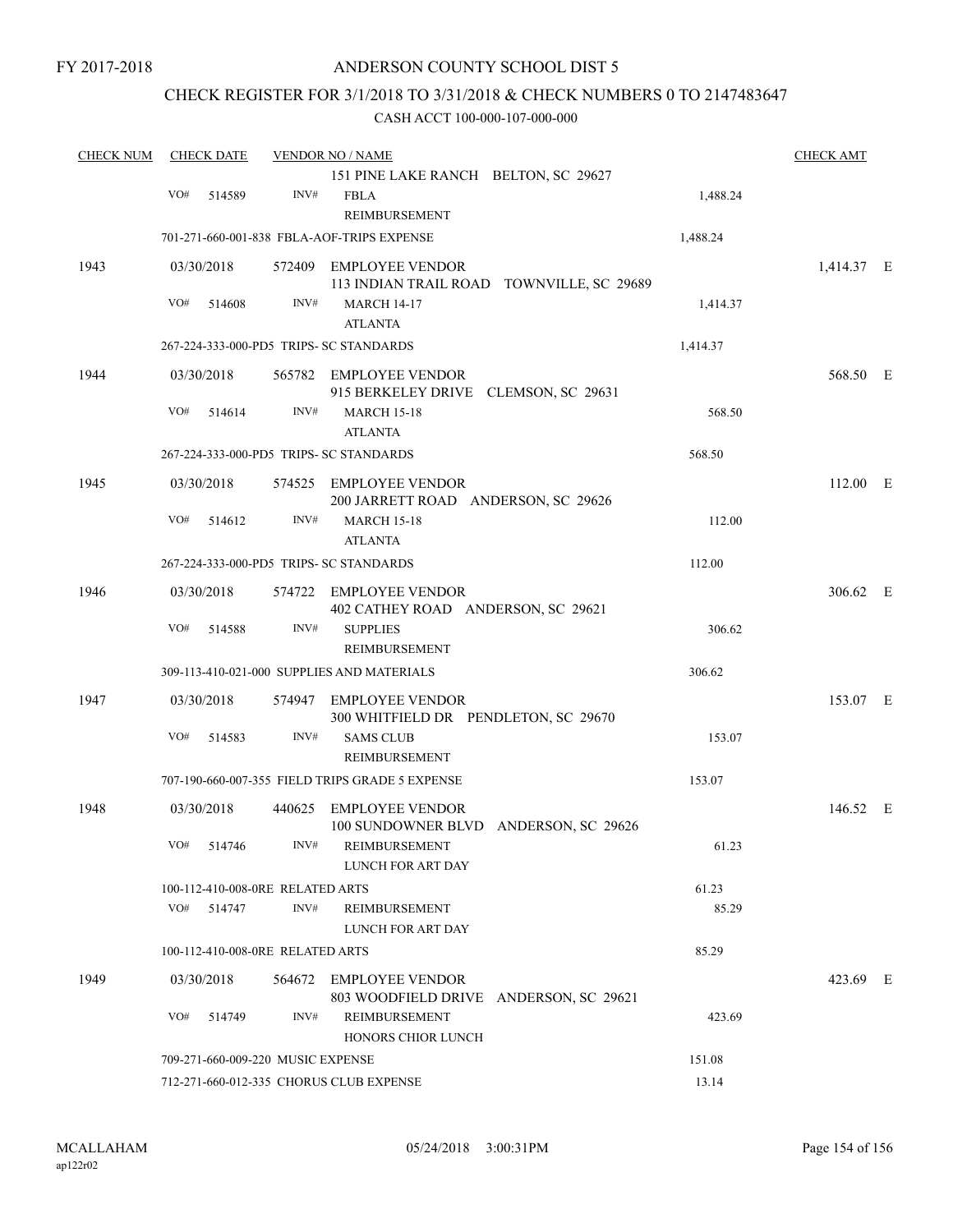FY 2017-2018

ANDERSON COUNTY SCHOOL DIST 5

CHECK REGISTER FOR 3/1/2018 TO 3/31/2018 & CHECK NUMBERS 0 TO 2147483647

CASH ACCT 100-000-107-000-000

| CHECK NUM | CHECK DATE | VENDOR NO / NAME | | CHECK AMT |
|---|---|---|---|---|
| | | 151 PINE LAKE RANCH BELTON, SC 29627 | | |
| | VO# 514589 | INV# FBLA REIMBURSEMENT | 1,488.24 | |
| | 701-271-660-001-838 FBLA-AOF-TRIPS EXPENSE | | 1,488.24 | |
| 1943 | 03/30/2018 | 572409 EMPLOYEE VENDOR 113 INDIAN TRAIL ROAD TOWNVILLE, SC 29689 | | 1,414.37 E |
| | VO# 514608 | INV# MARCH 14-17 ATLANTA | 1,414.37 | |
| | 267-224-333-000-PD5 TRIPS- SC STANDARDS | | 1,414.37 | |
| 1944 | 03/30/2018 | 565782 EMPLOYEE VENDOR 915 BERKELEY DRIVE CLEMSON, SC 29631 | | 568.50 E |
| | VO# 514614 | INV# MARCH 15-18 ATLANTA | 568.50 | |
| | 267-224-333-000-PD5 TRIPS- SC STANDARDS | | 568.50 | |
| 1945 | 03/30/2018 | 574525 EMPLOYEE VENDOR 200 JARRETT ROAD ANDERSON, SC 29626 | | 112.00 E |
| | VO# 514612 | INV# MARCH 15-18 ATLANTA | 112.00 | |
| | 267-224-333-000-PD5 TRIPS- SC STANDARDS | | 112.00 | |
| 1946 | 03/30/2018 | 574722 EMPLOYEE VENDOR 402 CATHEY ROAD ANDERSON, SC 29621 | | 306.62 E |
| | VO# 514588 | INV# SUPPLIES REIMBURSEMENT | 306.62 | |
| | 309-113-410-021-000 SUPPLIES AND MATERIALS | | 306.62 | |
| 1947 | 03/30/2018 | 574947 EMPLOYEE VENDOR 300 WHITFIELD DR PENDLETON, SC 29670 | | 153.07 E |
| | VO# 514583 | INV# SAMS CLUB REIMBURSEMENT | 153.07 | |
| | 707-190-660-007-355 FIELD TRIPS GRADE 5 EXPENSE | | 153.07 | |
| 1948 | 03/30/2018 | 440625 EMPLOYEE VENDOR 100 SUNDOWNER BLVD ANDERSON, SC 29626 | | 146.52 E |
| | VO# 514746 | INV# REIMBURSEMENT LUNCH FOR ART DAY | 61.23 | |
| | 100-112-410-008-0RE RELATED ARTS | | 61.23 | |
| | VO# 514747 | INV# REIMBURSEMENT LUNCH FOR ART DAY | 85.29 | |
| | 100-112-410-008-0RE RELATED ARTS | | 85.29 | |
| 1949 | 03/30/2018 | 564672 EMPLOYEE VENDOR 803 WOODFIELD DRIVE ANDERSON, SC 29621 | | 423.69 E |
| | VO# 514749 | INV# REIMBURSEMENT HONORS CHIOR LUNCH | 423.69 | |
| | 709-271-660-009-220 MUSIC EXPENSE | | 151.08 | |
| | 712-271-660-012-335 CHORUS CLUB EXPENSE | | 13.14 | |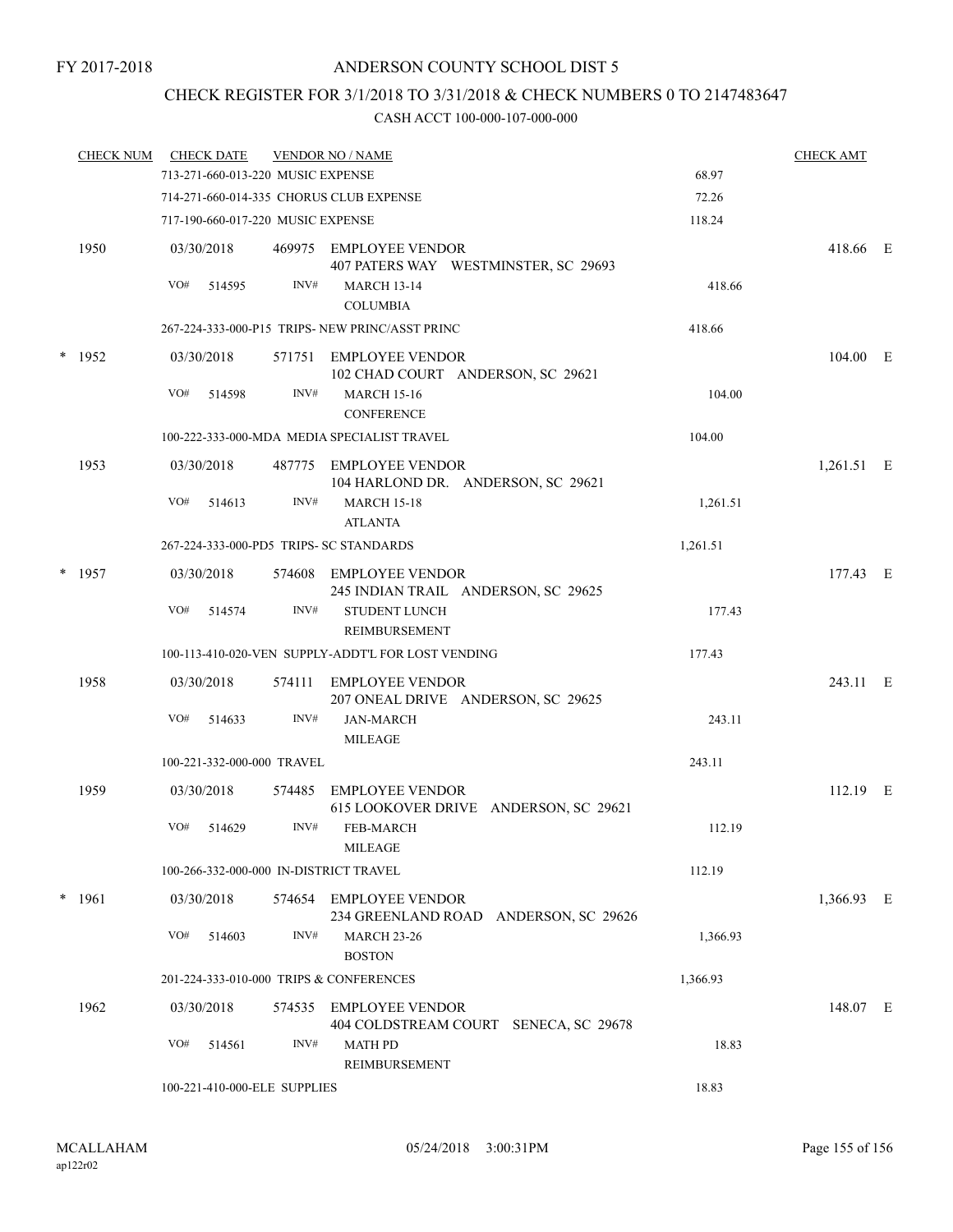FY 2017-2018

# ANDERSON COUNTY SCHOOL DIST 5

## CHECK REGISTER FOR 3/1/2018 TO 3/31/2018 & CHECK NUMBERS 0 TO 2147483647

### CASH ACCT 100-000-107-000-000

| CHECK NUM | CHECK DATE | VENDOR NO / NAME | | CHECK AMT | |
|---|---|---|---|---|---|
| | 713-271-660-013-220 MUSIC EXPENSE | | 68.97 | | |
| | 714-271-660-014-335 CHORUS CLUB EXPENSE | | 72.26 | | |
| | 717-190-660-017-220 MUSIC EXPENSE | | 118.24 | | |
| 1950 | 03/30/2018 | 469975 EMPLOYEE VENDOR<br>407 PATERS WAY WESTMINSTER, SC 29693 | | 418.66 | E |
| | VO# 514595 INV# | MARCH 13-14<br>COLUMBIA | 418.66 | | |
| | 267-224-333-000-P15 TRIPS- NEW PRINC/ASST PRINC | | 418.66 | | |
| * 1952 | 03/30/2018 | 571751 EMPLOYEE VENDOR<br>102 CHAD COURT ANDERSON, SC 29621 | | 104.00 | E |
| | VO# 514598 INV# | MARCH 15-16<br>CONFERENCE | 104.00 | | |
| | 100-222-333-000-MDA MEDIA SPECIALIST TRAVEL | | 104.00 | | |
| 1953 | 03/30/2018 | 487775 EMPLOYEE VENDOR<br>104 HARLOND DR. ANDERSON, SC 29621 | | 1,261.51 | E |
| | VO# 514613 INV# | MARCH 15-18<br>ATLANTA | 1,261.51 | | |
| | 267-224-333-000-PD5 TRIPS- SC STANDARDS | | 1,261.51 | | |
| * 1957 | 03/30/2018 | 574608 EMPLOYEE VENDOR<br>245 INDIAN TRAIL ANDERSON, SC 29625 | | 177.43 | E |
| | VO# 514574 INV# | STUDENT LUNCH<br>REIMBURSEMENT | 177.43 | | |
| | 100-113-410-020-VEN SUPPLY-ADDT'L FOR LOST VENDING | | 177.43 | | |
| 1958 | 03/30/2018 | 574111 EMPLOYEE VENDOR<br>207 ONEAL DRIVE ANDERSON, SC 29625 | | 243.11 | E |
| | VO# 514633 INV# | JAN-MARCH<br>MILEAGE | 243.11 | | |
| | 100-221-332-000-000 TRAVEL | | 243.11 | | |
| 1959 | 03/30/2018 | 574485 EMPLOYEE VENDOR<br>615 LOOKOVER DRIVE ANDERSON, SC 29621 | | 112.19 | E |
| | VO# 514629 INV# | FEB-MARCH<br>MILEAGE | 112.19 | | |
| | 100-266-332-000-000 IN-DISTRICT TRAVEL | | 112.19 | | |
| * 1961 | 03/30/2018 | 574654 EMPLOYEE VENDOR<br>234 GREENLAND ROAD ANDERSON, SC 29626 | | 1,366.93 | E |
| | VO# 514603 INV# | MARCH 23-26<br>BOSTON | 1,366.93 | | |
| | 201-224-333-010-000 TRIPS & CONFERENCES | | 1,366.93 | | |
| 1962 | 03/30/2018 | 574535 EMPLOYEE VENDOR<br>404 COLDSTREAM COURT SENECA, SC 29678 | | 148.07 | E |
| | VO# 514561 INV# | MATH PD<br>REIMBURSEMENT | 18.83 | | |
| | 100-221-410-000-ELE SUPPLIES | | 18.83 | | |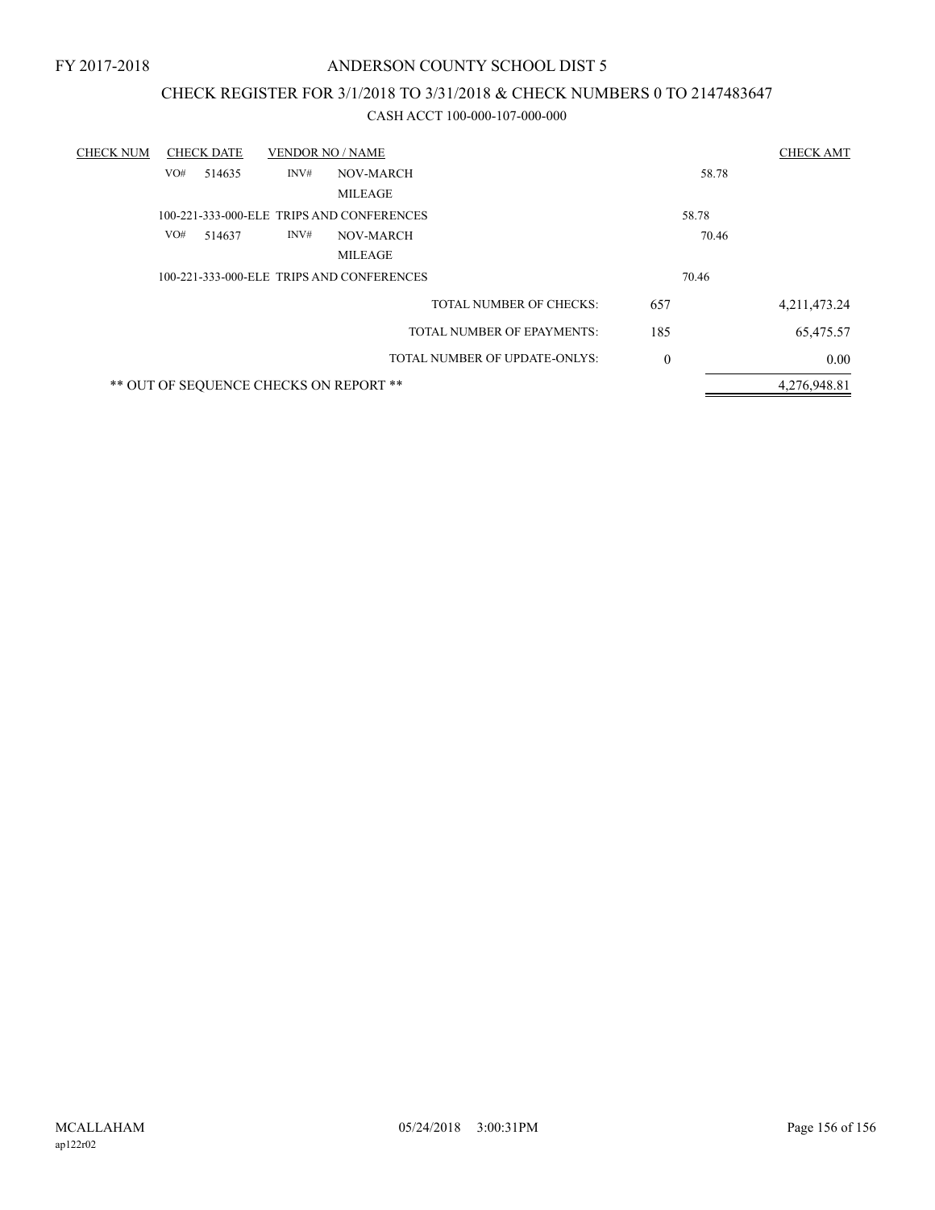FY 2017-2018

ANDERSON COUNTY SCHOOL DIST 5

CHECK REGISTER FOR 3/1/2018 TO 3/31/2018 & CHECK NUMBERS 0 TO 2147483647

CASH ACCT 100-000-107-000-000

| CHECK NUM | CHECK DATE | VENDOR NO / NAME | | | CHECK AMT |
|---|---|---|---|---|---|
| | VO# 514635 | INV# NOV-MARCH MILEAGE | | 58.78 | |
| | 100-221-333-000-ELE TRIPS AND CONFERENCES | | 58.78 | | |
| | VO# 514637 | INV# NOV-MARCH MILEAGE | | 70.46 | |
| | 100-221-333-000-ELE TRIPS AND CONFERENCES | | 70.46 | | |
| | | TOTAL NUMBER OF CHECKS: | 657 | | 4,211,473.24 |
| | | TOTAL NUMBER OF EPAYMENTS: | 185 | | 65,475.57 |
| | | TOTAL NUMBER OF UPDATE-ONLYS: | 0 | | 0.00 |
| ** OUT OF SEQUENCE CHECKS ON REPORT ** | | | | | 4,276,948.81 |

MCALLAHAM
ap122r02

05/24/2018 3:00:31PM